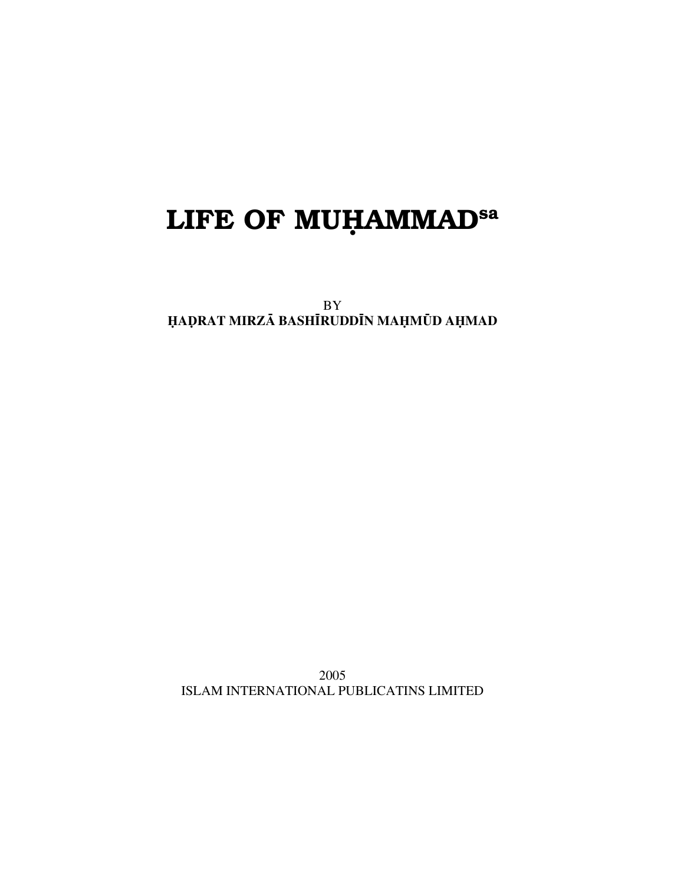# LIFE OF MUḤAMMAD[sa]

BY
**ḤAḌRAT MIRZĀ BASHĪRUDDĪN MAḤMŪD AḤMAD**

2005
ISLAM INTERNATIONAL PUBLICATINS LIMITED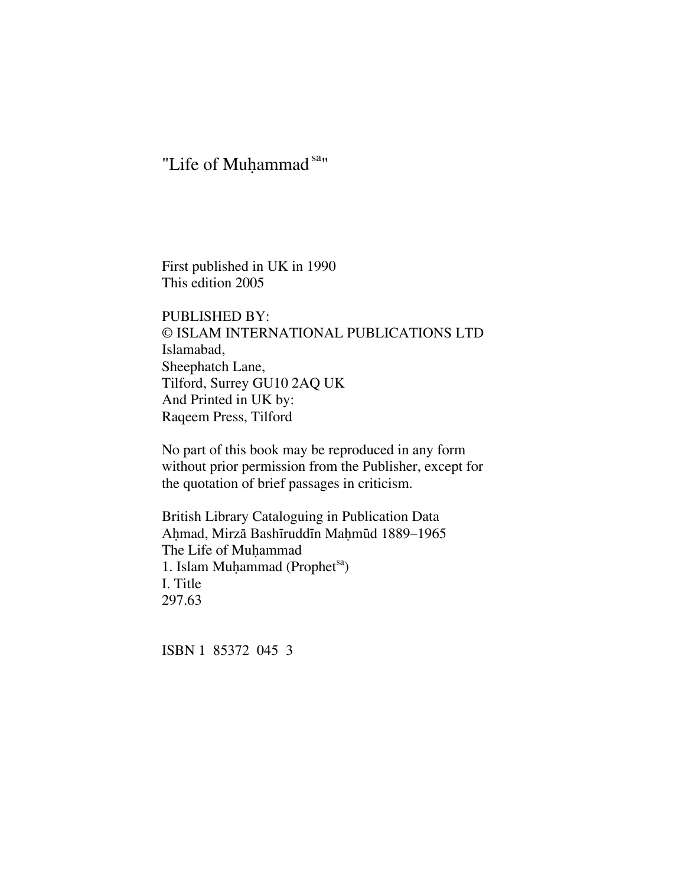"Life of Muḥammad[sa]"

First published in UK in 1990
This edition 2005

PUBLISHED BY:
© ISLAM INTERNATIONAL PUBLICATIONS LTD
Islamabad,
Sheephatch Lane,
Tilford, Surrey GU10 2AQ UK
And Printed in UK by:
Raqeem Press, Tilford

No part of this book may be reproduced in any form without prior permission from the Publisher, except for the quotation of brief passages in criticism.

British Library Cataloguing in Publication Data
Aḥmad, Mirzā Bashīruddīn Maḥmūd 1889–1965
The Life of Muḥammad
1. Islam Muḥammad (Prophet[sa])
I. Title
297.63

ISBN 1 85372 045 3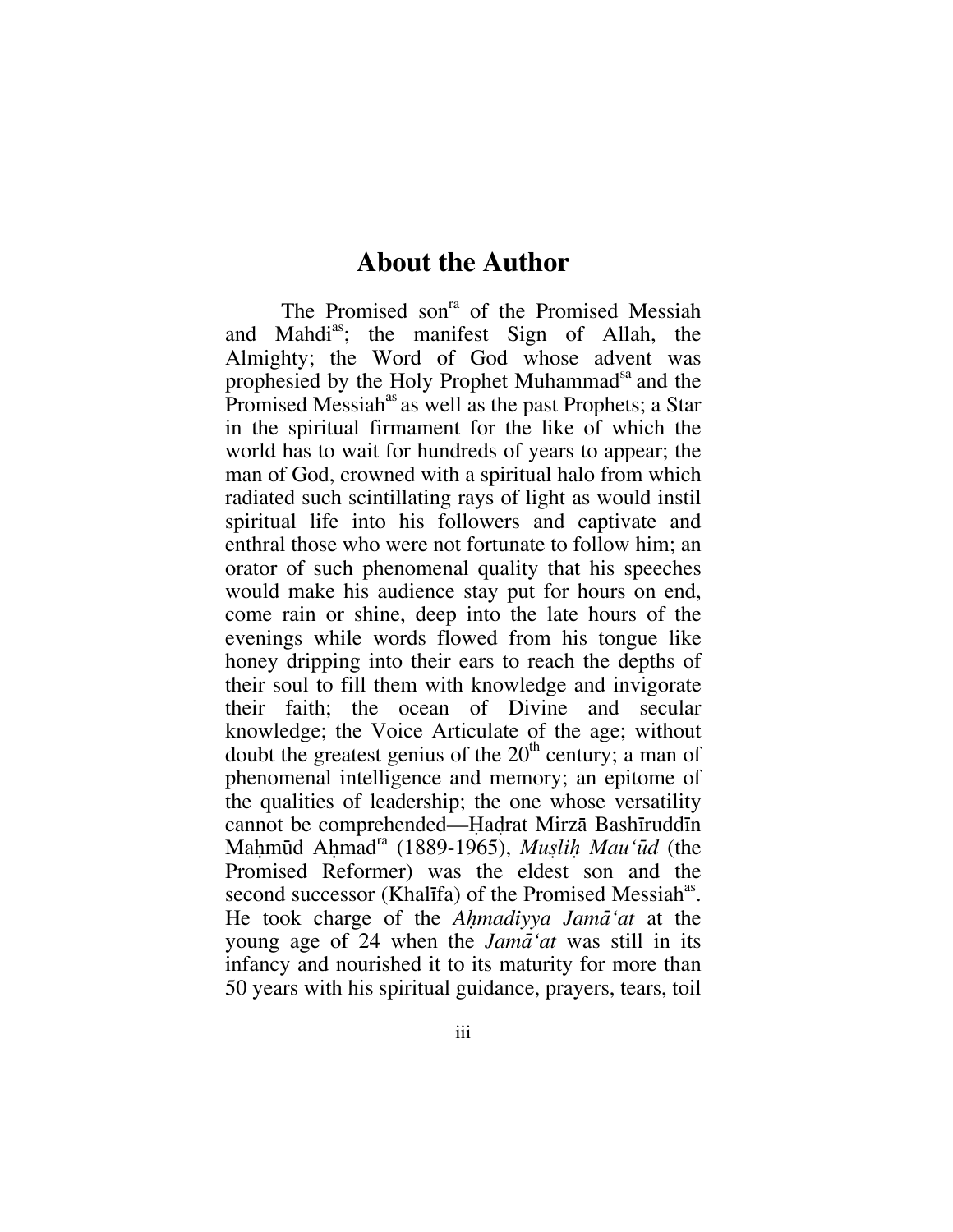# About the Author

The Promised son[ra] of the Promised Messiah and Mahdi[as]; the manifest Sign of Allah, the Almighty; the Word of God whose advent was prophesied by the Holy Prophet Muhammad[sa] and the Promised Messiah[as] as well as the past Prophets; a Star in the spiritual firmament for the like of which the world has to wait for hundreds of years to appear; the man of God, crowned with a spiritual halo from which radiated such scintillating rays of light as would instil spiritual life into his followers and captivate and enthral those who were not fortunate to follow him; an orator of such phenomenal quality that his speeches would make his audience stay put for hours on end, come rain or shine, deep into the late hours of the evenings while words flowed from his tongue like honey dripping into their ears to reach the depths of their soul to fill them with knowledge and invigorate their faith; the ocean of Divine and secular knowledge; the Voice Articulate of the age; without doubt the greatest genius of the 20th century; a man of phenomenal intelligence and memory; an epitome of the qualities of leadership; the one whose versatility cannot be comprehended—Ḥaḍrat Mirzā Bashīruddīn Maḥmūd Aḥmad[ra] (1889-1965), *Muṣliḥ Mau'ūd* (the Promised Reformer) was the eldest son and the second successor (Khalīfa) of the Promised Messiah[as]. He took charge of the *Aḥmadiyya Jamā'at* at the young age of 24 when the *Jamā'at* was still in its infancy and nourished it to its maturity for more than 50 years with his spiritual guidance, prayers, tears, toil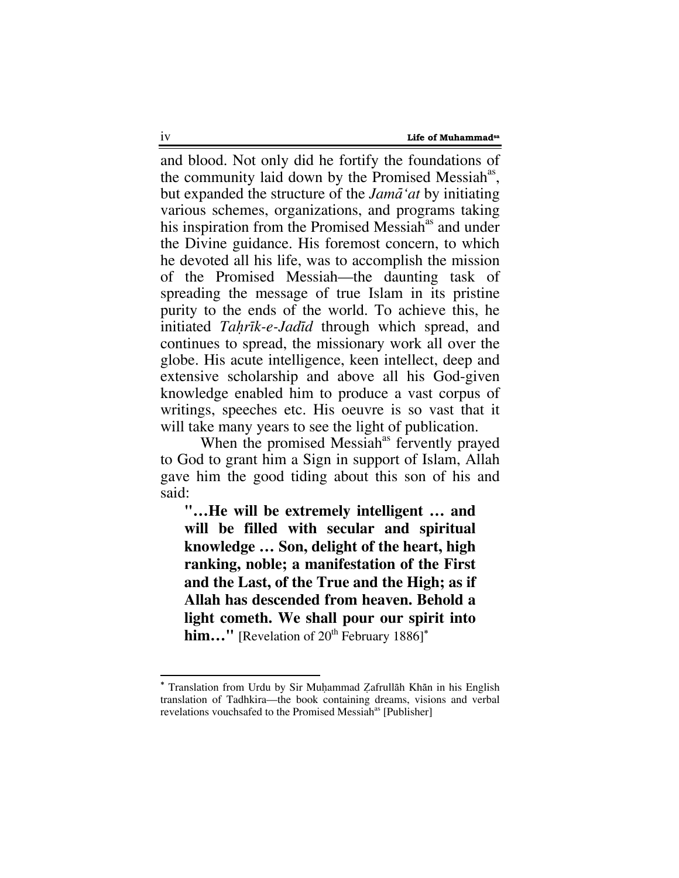and blood. Not only did he fortify the foundations of the community laid down by the Promised Messiah[as], but expanded the structure of the *Jamā'at* by initiating various schemes, organizations, and programs taking his inspiration from the Promised Messiah[as] and under the Divine guidance. His foremost concern, to which he devoted all his life, was to accomplish the mission of the Promised Messiah—the daunting task of spreading the message of true Islam in its pristine purity to the ends of the world. To achieve this, he initiated *Taḥrīk-e-Jadīd* through which spread, and continues to spread, the missionary work all over the globe. His acute intelligence, keen intellect, deep and extensive scholarship and above all his God-given knowledge enabled him to produce a vast corpus of writings, speeches etc. His oeuvre is so vast that it will take many years to see the light of publication.

When the promised Messiah[as] fervently prayed to God to grant him a Sign in support of Islam, Allah gave him the good tiding about this son of his and said:

> **"…He will be extremely intelligent … and will be filled with secular and spiritual knowledge … Son, delight of the heart, high ranking, noble; a manifestation of the First and the Last, of the True and the High; as if Allah has descended from heaven. Behold a light cometh. We shall pour our spirit into him…"** [Revelation of 20th February 1886]*

---

* Translation from Urdu by Sir Muḥammad Ẓafrullāh Khān in his English translation of Tadhkira—the book containing dreams, visions and verbal revelations vouchsafed to the Promised Messiah[as] [Publisher]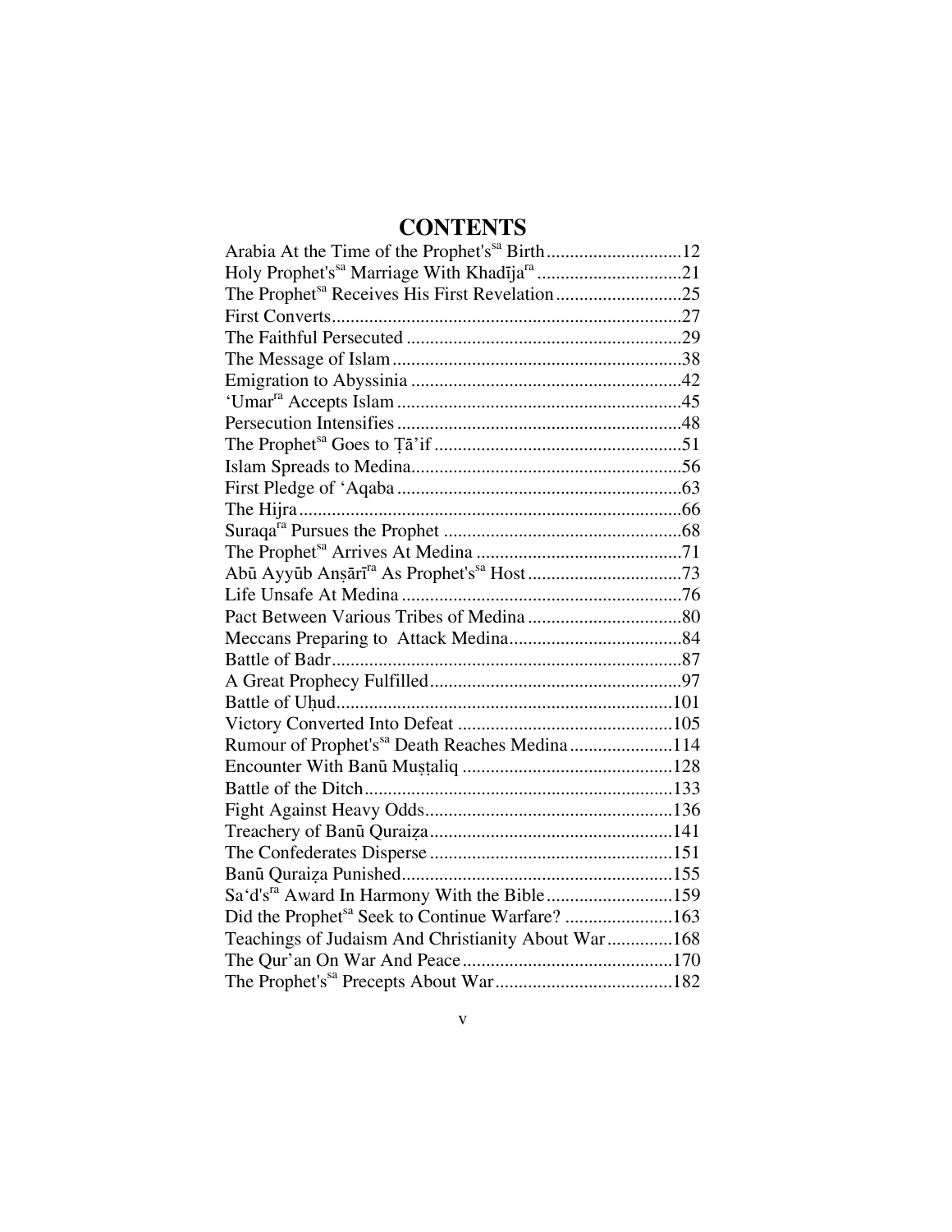# CONTENTS

Arabia At the Time of the Prophet's[sa] Birth ............................. 12
Holy Prophet's[sa] Marriage With Khadīja[ra] ............................... 21
The Prophet[sa] Receives His First Revelation ........................... 25
First Converts ........................................................................... 27
The Faithful Persecuted ........................................................... 29
The Message of Islam .............................................................. 38
Emigration to Abyssinia .......................................................... 42
'Umar[ra] Accepts Islam ............................................................. 45
Persecution Intensifies ............................................................. 48
The Prophet[sa] Goes to Ṭā'if ..................................................... 51
Islam Spreads to Medina .......................................................... 56
First Pledge of 'Aqaba ............................................................. 63
The Hijra .................................................................................. 66
Suraqa[ra] Pursues the Prophet ................................................... 68
The Prophet[sa] Arrives At Medina ............................................ 71
Abū Ayyūb Anṣārī[ra] As Prophet's[sa] Host ................................. 73
Life Unsafe At Medina ............................................................ 76
Pact Between Various Tribes of Medina ................................. 80
Meccans Preparing to Attack Medina ..................................... 84
Battle of Badr ........................................................................... 87
A Great Prophecy Fulfilled ...................................................... 97
Battle of Uḥud ........................................................................ 101
Victory Converted Into Defeat .............................................. 105
Rumour of Prophet's[sa] Death Reaches Medina ...................... 114
Encounter With Banū Muṣṭaliq ............................................. 128
Battle of the Ditch .................................................................. 133
Fight Against Heavy Odds ..................................................... 136
Treachery of Banū Quraiẓa .................................................... 141
The Confederates Disperse .................................................... 151
Banū Quraiẓa Punished .......................................................... 155
Sa'd's[ra] Award In Harmony With the Bible ........................... 159
Did the Prophet[sa] Seek to Continue Warfare? ....................... 163
Teachings of Judaism And Christianity About War .............. 168
The Qur'an On War And Peace ............................................. 170
The Prophet's[sa] Precepts About War ...................................... 182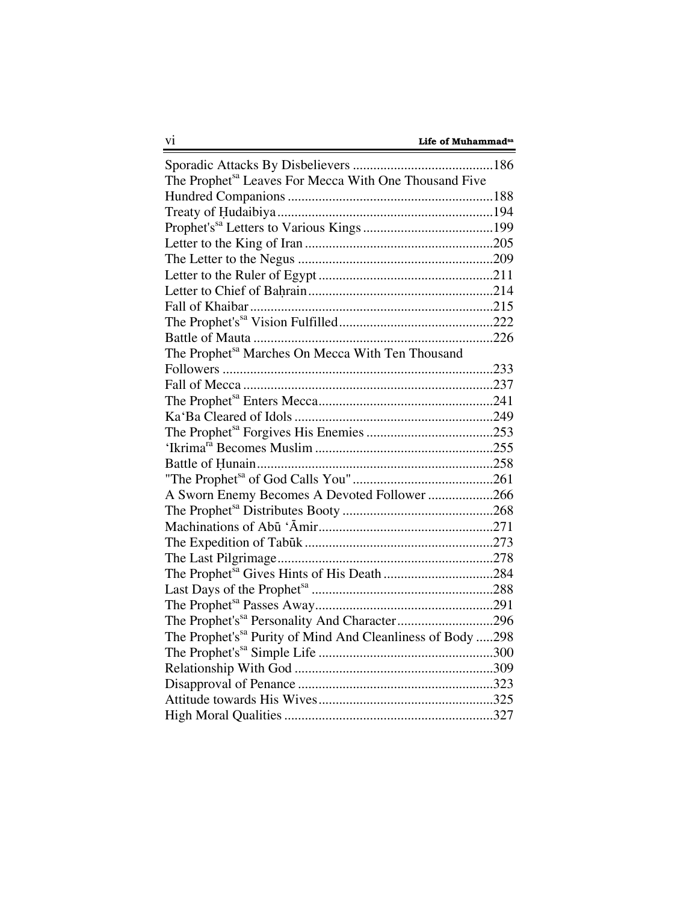Sporadic Attacks By Disbelievers .........................................186
The Prophet[sa] Leaves For Mecca With One Thousand Five Hundred Companions ...........................................................188
Treaty of Ḥudaibiya..............................................................194
Prophet's[sa] Letters to Various Kings ......................................199
Letter to the King of Iran .......................................................205
The Letter to the Negus .........................................................209
Letter to the Ruler of Egypt ...................................................211
Letter to Chief of Baḥrain......................................................214
Fall of Khaibar.......................................................................215
The Prophet's[sa] Vision Fulfilled............................................222
Battle of Mauta .....................................................................226
The Prophet[sa] Marches On Mecca With Ten Thousand Followers ..............................................................................233
Fall of Mecca .........................................................................237
The Prophet[sa] Enters Mecca...................................................241
Ka'Ba Cleared of Idols ..........................................................249
The Prophet[sa] Forgives His Enemies .....................................253
'Ikrima[ra] Becomes Muslim ...................................................255
Battle of Ḥunain....................................................................258
"The Prophet[sa] of God Calls You" .........................................261
A Sworn Enemy Becomes A Devoted Follower ...................266
The Prophet[sa] Distributes Booty ............................................268
Machinations of Abū 'Āmir...................................................271
The Expedition of Tabūk .......................................................273
The Last Pilgrimage..............................................................278
The Prophet[sa] Gives Hints of His Death ................................284
Last Days of the Prophet[sa] .....................................................288
The Prophet[sa] Passes Away....................................................291
The Prophet's[sa] Personality And Character............................296
The Prophet's[sa] Purity of Mind And Cleanliness of Body .....298
The Prophet's[sa] Simple Life ...................................................300
Relationship With God ..........................................................309
Disapproval of Penance .........................................................323
Attitude towards His Wives...................................................325
High Moral Qualities .............................................................327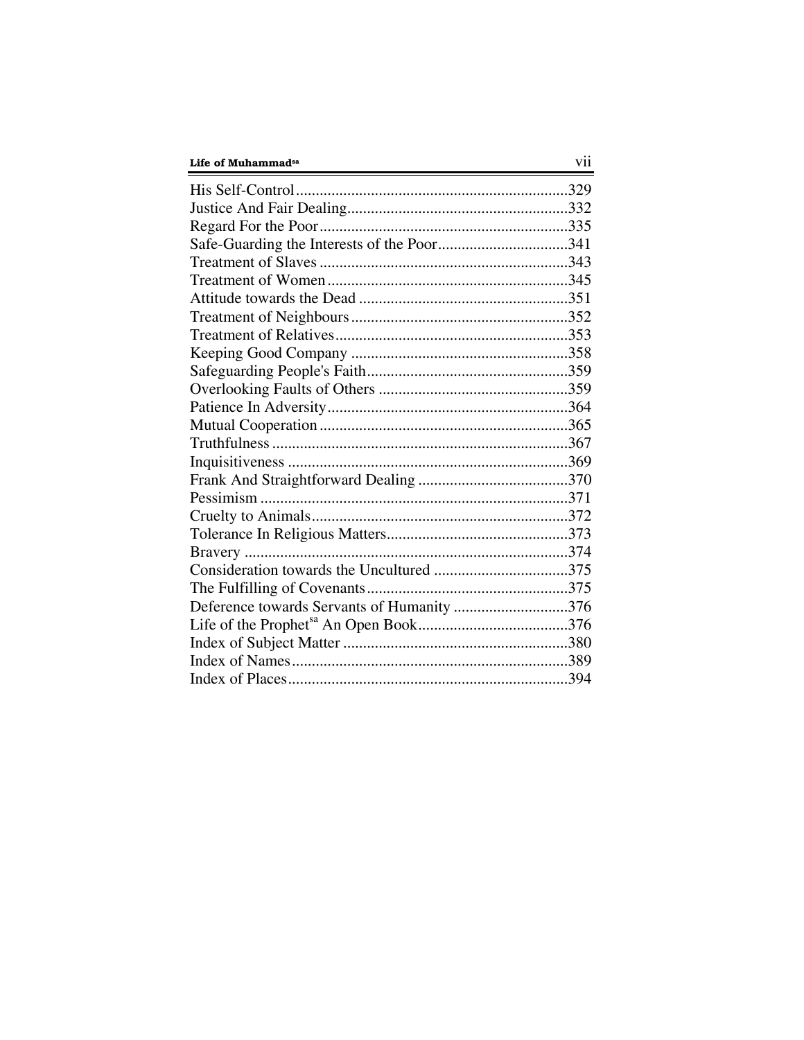His Self-Control.....................................................................329
Justice And Fair Dealing........................................................332
Regard For the Poor...............................................................335
Safe-Guarding the Interests of the Poor.................................341
Treatment of Slaves ...............................................................343
Treatment of Women .............................................................345
Attitude towards the Dead .....................................................351
Treatment of Neighbours.......................................................352
Treatment of Relatives...........................................................353
Keeping Good Company .......................................................358
Safeguarding People's Faith...................................................359
Overlooking Faults of Others ................................................359
Patience In Adversity.............................................................364
Mutual Cooperation...............................................................365
Truthfulness...........................................................................367
Inquisitiveness .......................................................................369
Frank And Straightforward Dealing ......................................370
Pessimism ..............................................................................371
Cruelty to Animals.................................................................372
Tolerance In Religious Matters..............................................373
Bravery ..................................................................................374
Consideration towards the Uncultured ..................................375
The Fulfilling of Covenants...................................................375
Deference towards Servants of Humanity .............................376
Life of the Prophet[sa] An Open Book......................................376
Index of Subject Matter .........................................................380
Index of Names......................................................................389
Index of Places.......................................................................394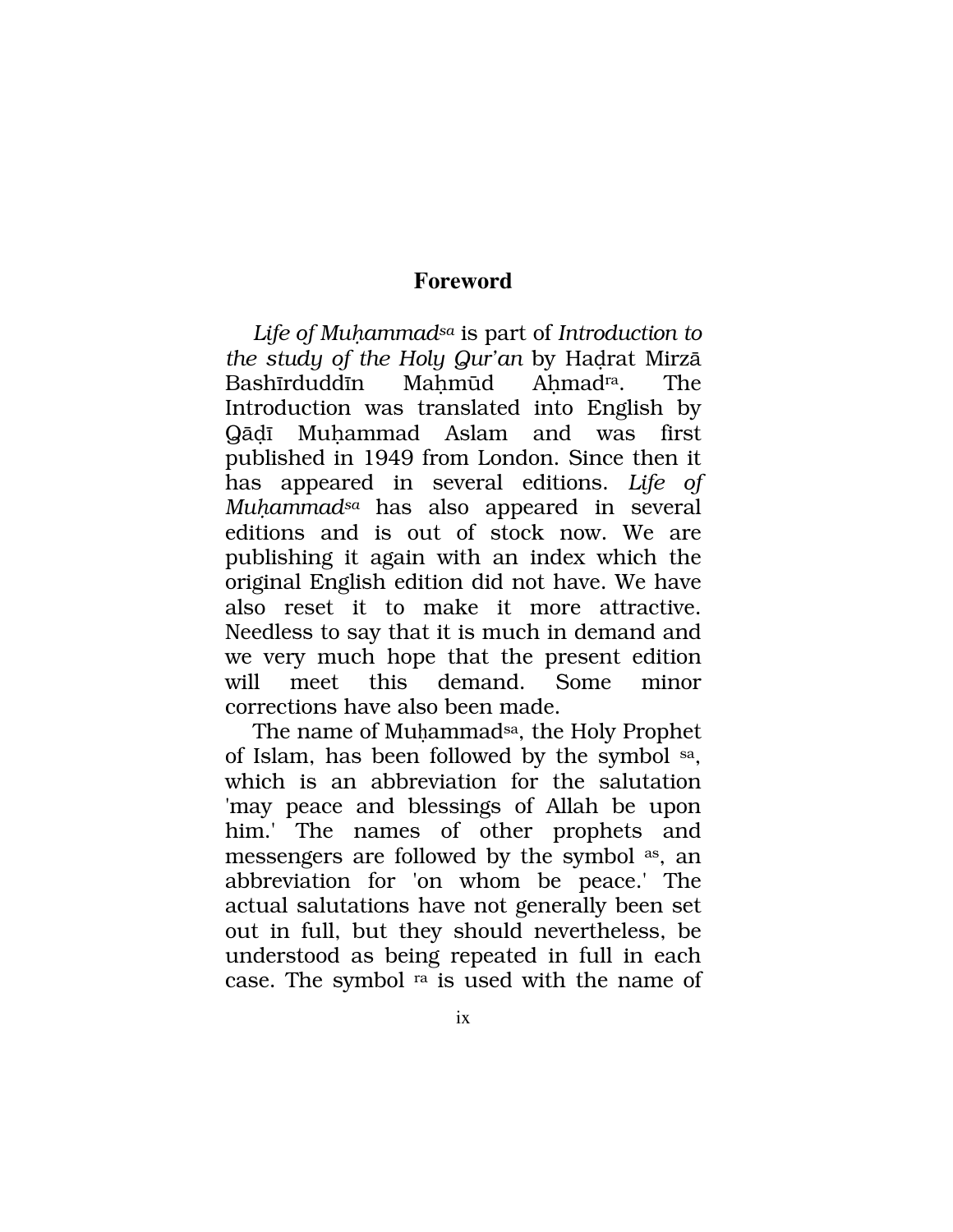# Foreword

*Life of Muḥammad*[sa] is part of *Introduction to the study of the Holy Qur'an* by Haḍrat Mirzā Bashīrduddīn Maḥmūd Aḥmad[ra]. The Introduction was translated into English by Qāḍī Muḥammad Aslam and was first published in 1949 from London. Since then it has appeared in several editions. *Life of Muḥammad*[sa] has also appeared in several editions and is out of stock now. We are publishing it again with an index which the original English edition did not have. We have also reset it to make it more attractive. Needless to say that it is much in demand and we very much hope that the present edition will meet this demand. Some minor corrections have also been made.

The name of Muḥammad[sa], the Holy Prophet of Islam, has been followed by the symbol [sa], which is an abbreviation for the salutation 'may peace and blessings of Allah be upon him.' The names of other prophets and messengers are followed by the symbol [as], an abbreviation for 'on whom be peace.' The actual salutations have not generally been set out in full, but they should nevertheless, be understood as being repeated in full in each case. The symbol [ra] is used with the name of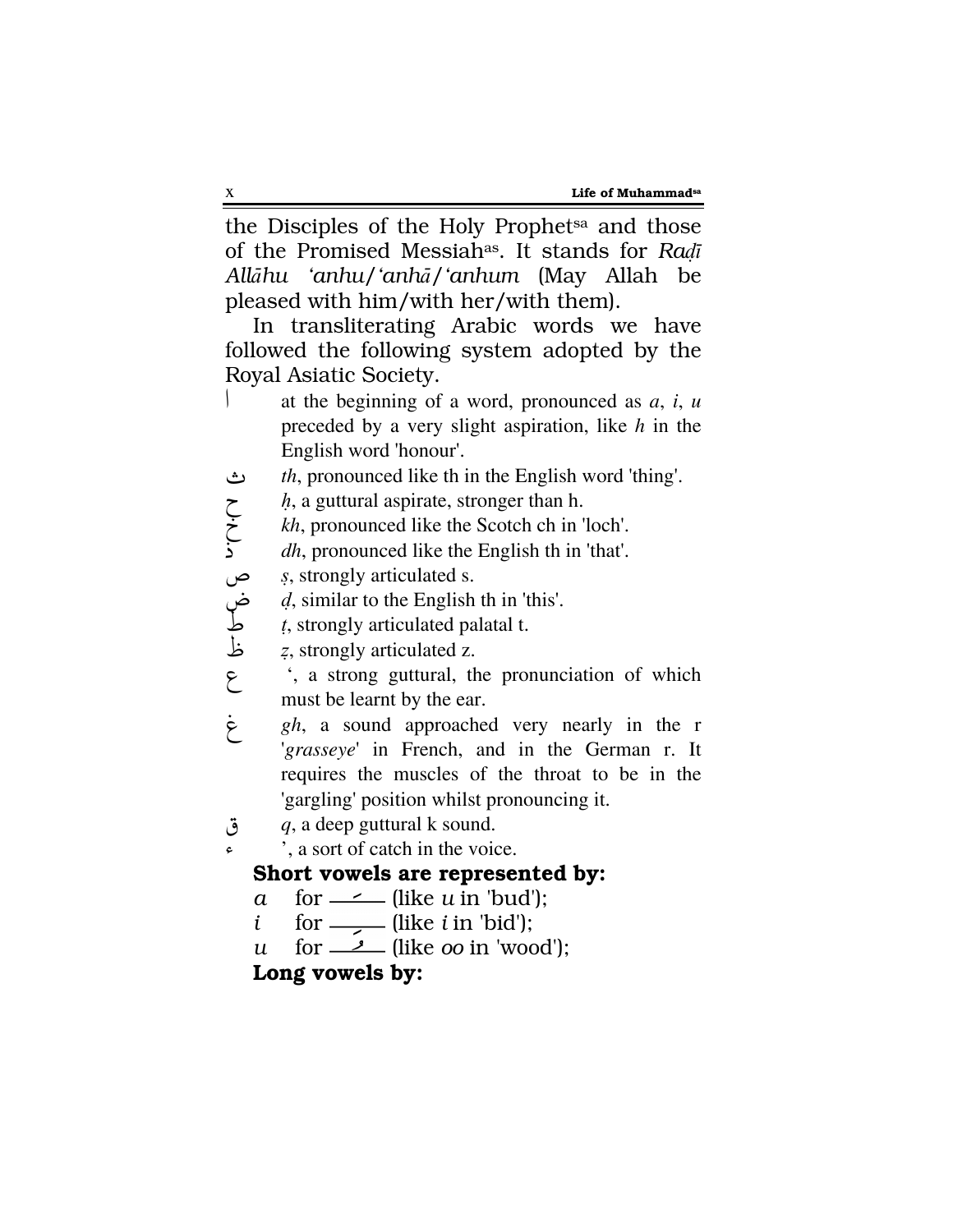the Disciples of the Holy Prophet[sa] and those of the Promised Messiah[as]. It stands for *Raḍī Allāhu ‘anhu/‘anhā/‘anhum* (May Allah be pleased with him/with her/with them).

In transliterating Arabic words we have followed the following system adopted by the Royal Asiatic Society.

| | |
|---|---|
| ا | at the beginning of a word, pronounced as *a*, *i*, *u* preceded by a very slight aspiration, like *h* in the English word 'honour'. |
| ث | *th*, pronounced like th in the English word 'thing'. |
| ح | *ḥ*, a guttural aspirate, stronger than h. |
| خ | *kh*, pronounced like the Scotch ch in 'loch'. |
| ذ | *dh*, pronounced like the English th in 'that'. |
| ص | *ṣ*, strongly articulated s. |
| ض | *ḍ*, similar to the English th in 'this'. |
| ط | *ṭ*, strongly articulated palatal t. |
| ظ | *ẓ*, strongly articulated z. |
| ع | ‘, a strong guttural, the pronunciation of which must be learnt by the ear. |
| غ | *gh*, a sound approached very nearly in the r '*grasseye*' in French, and in the German r. It requires the muscles of the throat to be in the 'gargling' position whilst pronouncing it. |
| ق | *q*, a deep guttural k sound. |
| ء | ’, a sort of catch in the voice. |

**Short vowels are represented by:**

*a* for ـَــ (like *u* in 'bud');
*i* for ـِــ (like *i* in 'bid');
*u* for ـُــ (like *oo* in 'wood');

**Long vowels by:**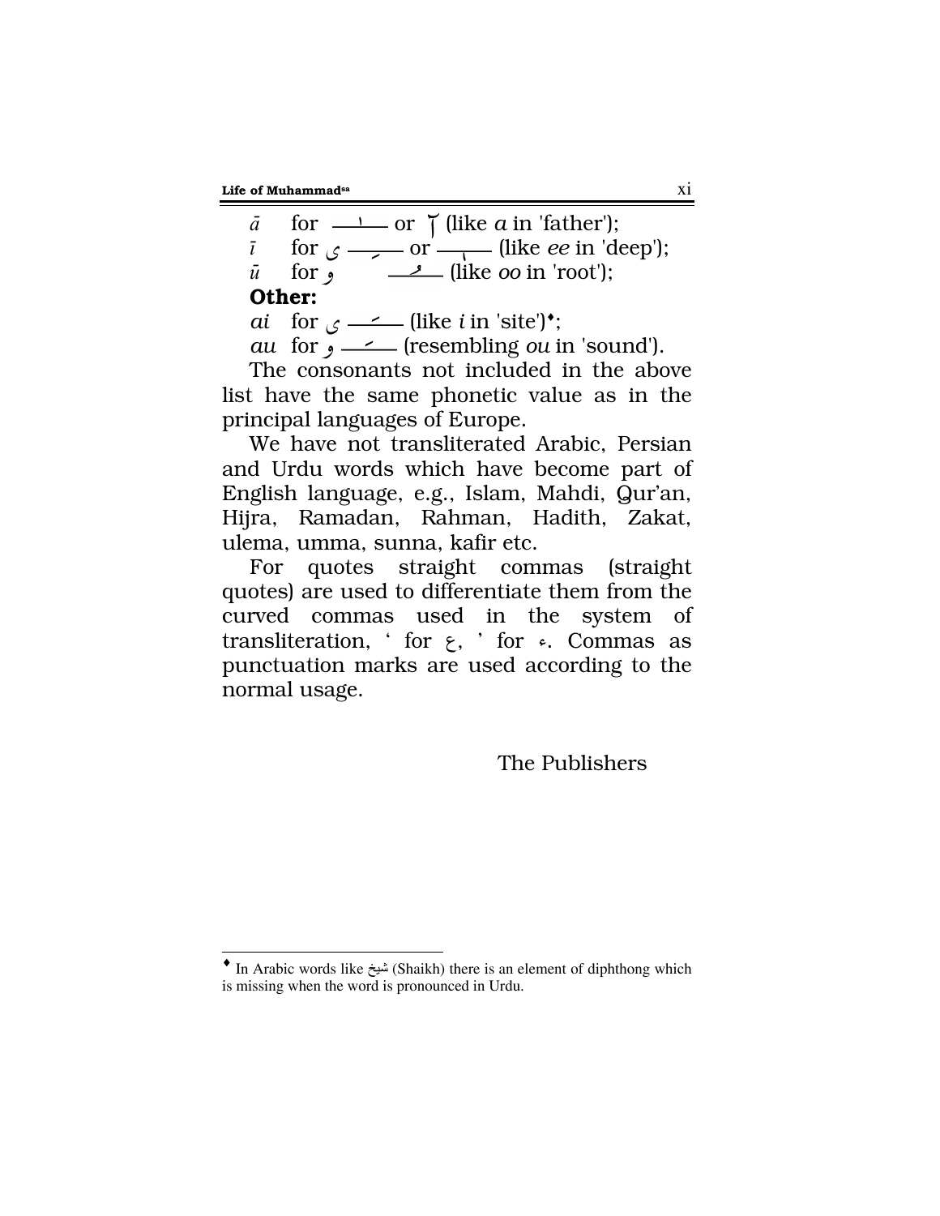*ā* for ـــاـــ or آ (like *a* in 'father');

*ī* for ی ـــِــ or ـــِــ (like *ee* in 'deep');

*ū* for و ـــُــ (like *oo* in 'root');

**Other:**

*ai* for ی ـــَــ (like *i* in 'site')♦;

*au* for و ـــَــ (resembling *ou* in 'sound').

The consonants not included in the above list have the same phonetic value as in the principal languages of Europe.

We have not transliterated Arabic, Persian and Urdu words which have become part of English language, e.g., Islam, Mahdi, Qur'an, Hijra, Ramadan, Rahman, Hadith, Zakat, ulema, umma, sunna, kafir etc.

For quotes straight commas (straight quotes) are used to differentiate them from the curved commas used in the system of transliteration, ' for ع, ' for ء. Commas as punctuation marks are used according to the normal usage.

The Publishers

---

♦ In Arabic words like شیخ (Shaikh) there is an element of diphthong which is missing when the word is pronounced in Urdu.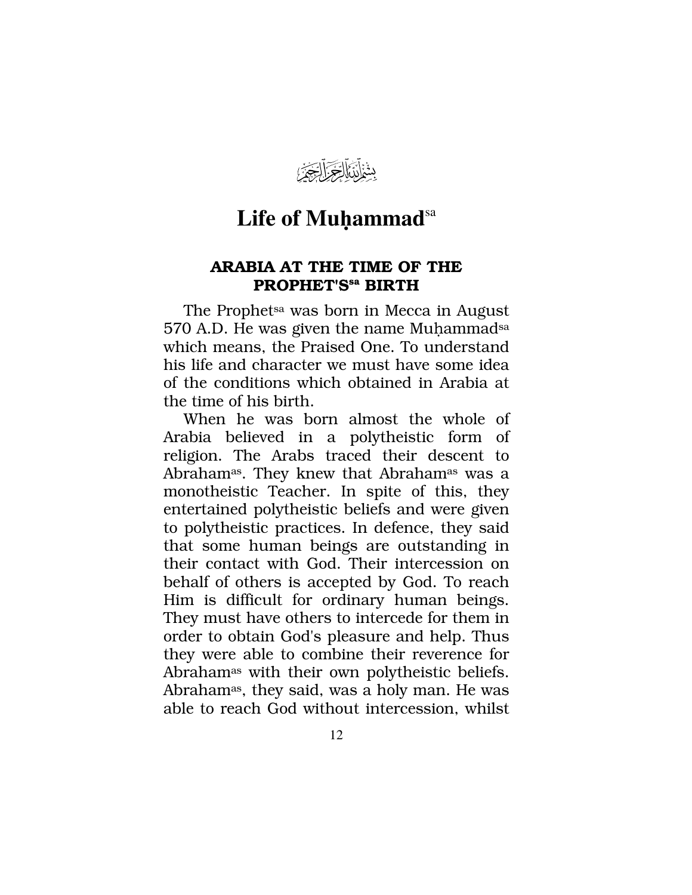بِسۡمِ اللّٰہِ الرَّحۡمٰنِ الرَّحِیۡمِ

# Life of Muḥammad[sa]

## ARABIA AT THE TIME OF THE PROPHET'S[sa] BIRTH

The Prophet[sa] was born in Mecca in August 570 A.D. He was given the name Muḥammad[sa] which means, the Praised One. To understand his life and character we must have some idea of the conditions which obtained in Arabia at the time of his birth.

When he was born almost the whole of Arabia believed in a polytheistic form of religion. The Arabs traced their descent to Abraham[as]. They knew that Abraham[as] was a monotheistic Teacher. In spite of this, they entertained polytheistic beliefs and were given to polytheistic practices. In defence, they said that some human beings are outstanding in their contact with God. Their intercession on behalf of others is accepted by God. To reach Him is difficult for ordinary human beings. They must have others to intercede for them in order to obtain God's pleasure and help. Thus they were able to combine their reverence for Abraham[as] with their own polytheistic beliefs. Abraham[as], they said, was a holy man. He was able to reach God without intercession, whilst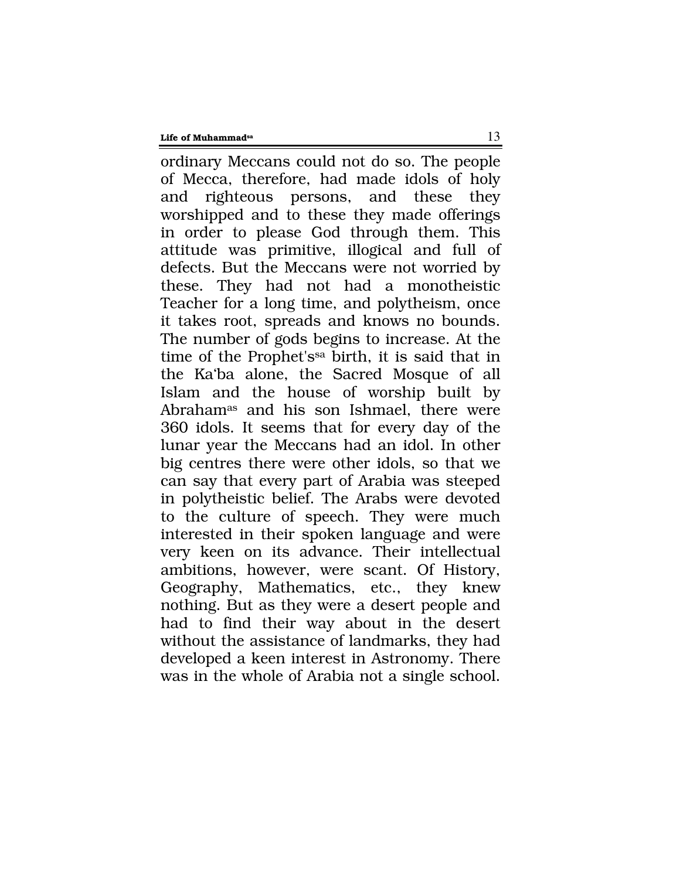ordinary Meccans could not do so. The people of Mecca, therefore, had made idols of holy and righteous persons, and these they worshipped and to these they made offerings in order to please God through them. This attitude was primitive, illogical and full of defects. But the Meccans were not worried by these. They had not had a monotheistic Teacher for a long time, and polytheism, once it takes root, spreads and knows no bounds. The number of gods begins to increase. At the time of the Prophet's[sa] birth, it is said that in the Ka'ba alone, the Sacred Mosque of all Islam and the house of worship built by Abraham[as] and his son Ishmael, there were 360 idols. It seems that for every day of the lunar year the Meccans had an idol. In other big centres there were other idols, so that we can say that every part of Arabia was steeped in polytheistic belief. The Arabs were devoted to the culture of speech. They were much interested in their spoken language and were very keen on its advance. Their intellectual ambitions, however, were scant. Of History, Geography, Mathematics, etc., they knew nothing. But as they were a desert people and had to find their way about in the desert without the assistance of landmarks, they had developed a keen interest in Astronomy. There was in the whole of Arabia not a single school.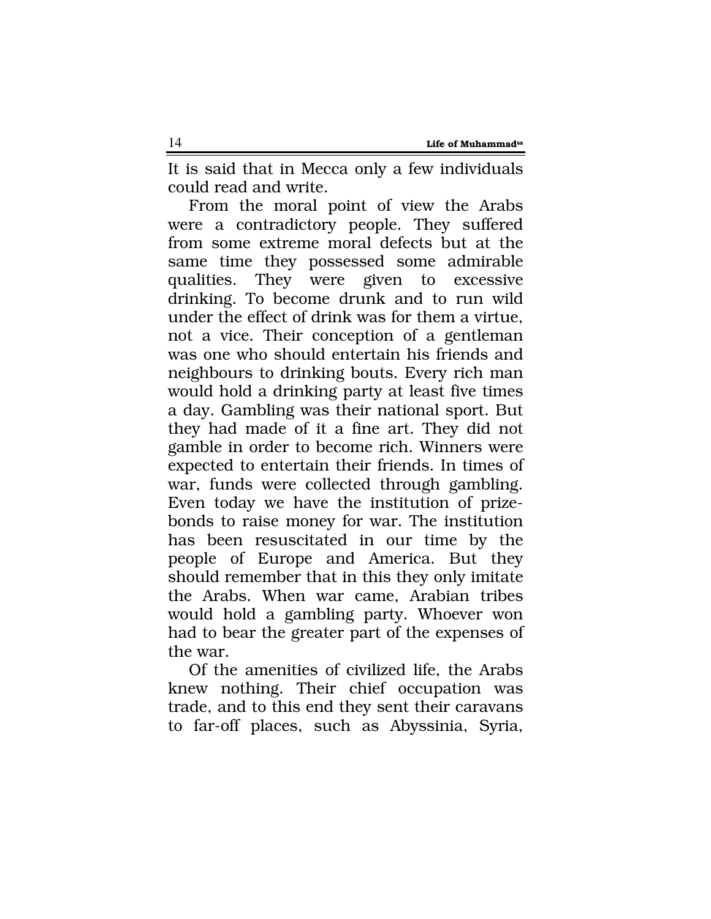It is said that in Mecca only a few individuals could read and write.

From the moral point of view the Arabs were a contradictory people. They suffered from some extreme moral defects but at the same time they possessed some admirable qualities. They were given to excessive drinking. To become drunk and to run wild under the effect of drink was for them a virtue, not a vice. Their conception of a gentleman was one who should entertain his friends and neighbours to drinking bouts. Every rich man would hold a drinking party at least five times a day. Gambling was their national sport. But they had made of it a fine art. They did not gamble in order to become rich. Winners were expected to entertain their friends. In times of war, funds were collected through gambling. Even today we have the institution of prize-bonds to raise money for war. The institution has been resuscitated in our time by the people of Europe and America. But they should remember that in this they only imitate the Arabs. When war came, Arabian tribes would hold a gambling party. Whoever won had to bear the greater part of the expenses of the war.

Of the amenities of civilized life, the Arabs knew nothing. Their chief occupation was trade, and to this end they sent their caravans to far-off places, such as Abyssinia, Syria,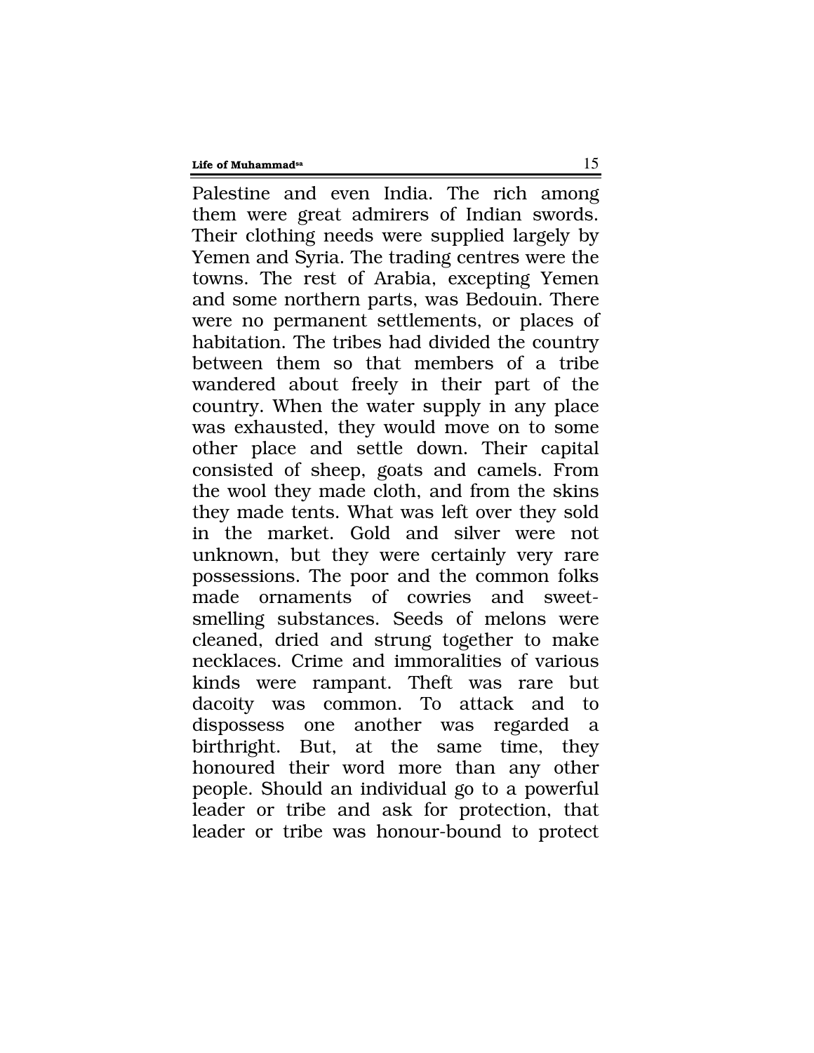Palestine and even India. The rich among them were great admirers of Indian swords. Their clothing needs were supplied largely by Yemen and Syria. The trading centres were the towns. The rest of Arabia, excepting Yemen and some northern parts, was Bedouin. There were no permanent settlements, or places of habitation. The tribes had divided the country between them so that members of a tribe wandered about freely in their part of the country. When the water supply in any place was exhausted, they would move on to some other place and settle down. Their capital consisted of sheep, goats and camels. From the wool they made cloth, and from the skins they made tents. What was left over they sold in the market. Gold and silver were not unknown, but they were certainly very rare possessions. The poor and the common folks made ornaments of cowries and sweet-smelling substances. Seeds of melons were cleaned, dried and strung together to make necklaces. Crime and immoralities of various kinds were rampant. Theft was rare but dacoity was common. To attack and to dispossess one another was regarded a birthright. But, at the same time, they honoured their word more than any other people. Should an individual go to a powerful leader or tribe and ask for protection, that leader or tribe was honour-bound to protect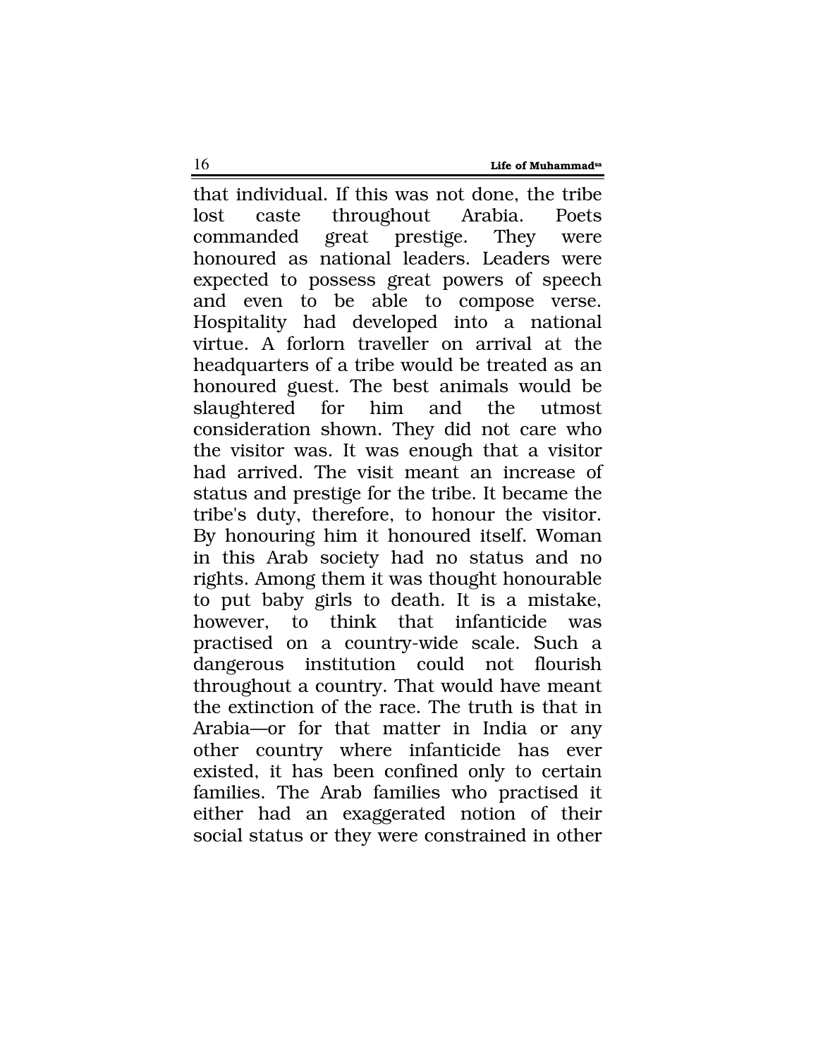that individual. If this was not done, the tribe lost caste throughout Arabia. Poets commanded great prestige. They were honoured as national leaders. Leaders were expected to possess great powers of speech and even to be able to compose verse. Hospitality had developed into a national virtue. A forlorn traveller on arrival at the headquarters of a tribe would be treated as an honoured guest. The best animals would be slaughtered for him and the utmost consideration shown. They did not care who the visitor was. It was enough that a visitor had arrived. The visit meant an increase of status and prestige for the tribe. It became the tribe's duty, therefore, to honour the visitor. By honouring him it honoured itself. Woman in this Arab society had no status and no rights. Among them it was thought honourable to put baby girls to death. It is a mistake, however, to think that infanticide was practised on a country-wide scale. Such a dangerous institution could not flourish throughout a country. That would have meant the extinction of the race. The truth is that in Arabia—or for that matter in India or any other country where infanticide has ever existed, it has been confined only to certain families. The Arab families who practised it either had an exaggerated notion of their social status or they were constrained in other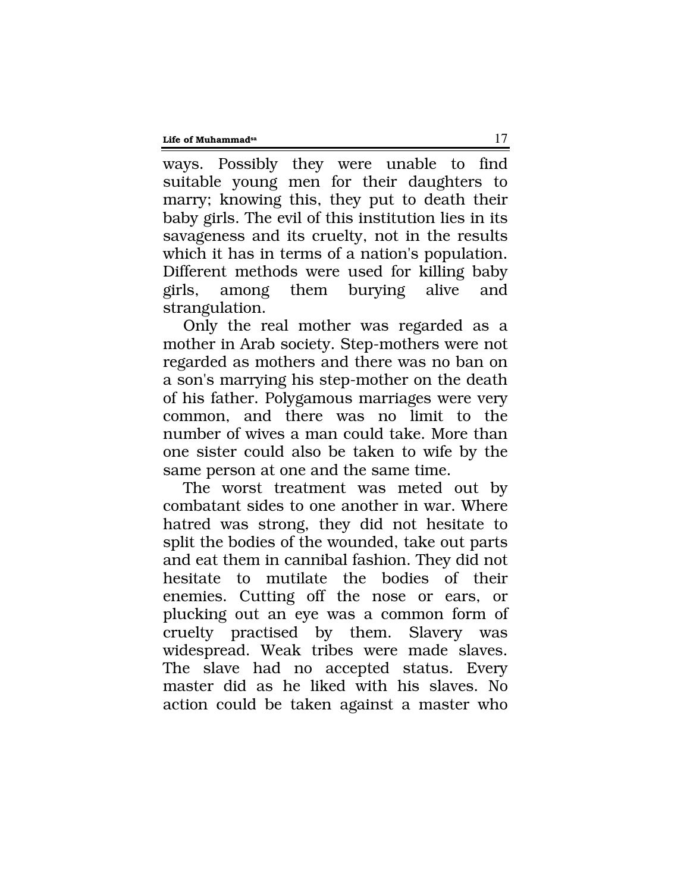ways. Possibly they were unable to find suitable young men for their daughters to marry; knowing this, they put to death their baby girls. The evil of this institution lies in its savageness and its cruelty, not in the results which it has in terms of a nation's population. Different methods were used for killing baby girls, among them burying alive and strangulation.

Only the real mother was regarded as a mother in Arab society. Step-mothers were not regarded as mothers and there was no ban on a son's marrying his step-mother on the death of his father. Polygamous marriages were very common, and there was no limit to the number of wives a man could take. More than one sister could also be taken to wife by the same person at one and the same time.

The worst treatment was meted out by combatant sides to one another in war. Where hatred was strong, they did not hesitate to split the bodies of the wounded, take out parts and eat them in cannibal fashion. They did not hesitate to mutilate the bodies of their enemies. Cutting off the nose or ears, or plucking out an eye was a common form of cruelty practised by them. Slavery was widespread. Weak tribes were made slaves. The slave had no accepted status. Every master did as he liked with his slaves. No action could be taken against a master who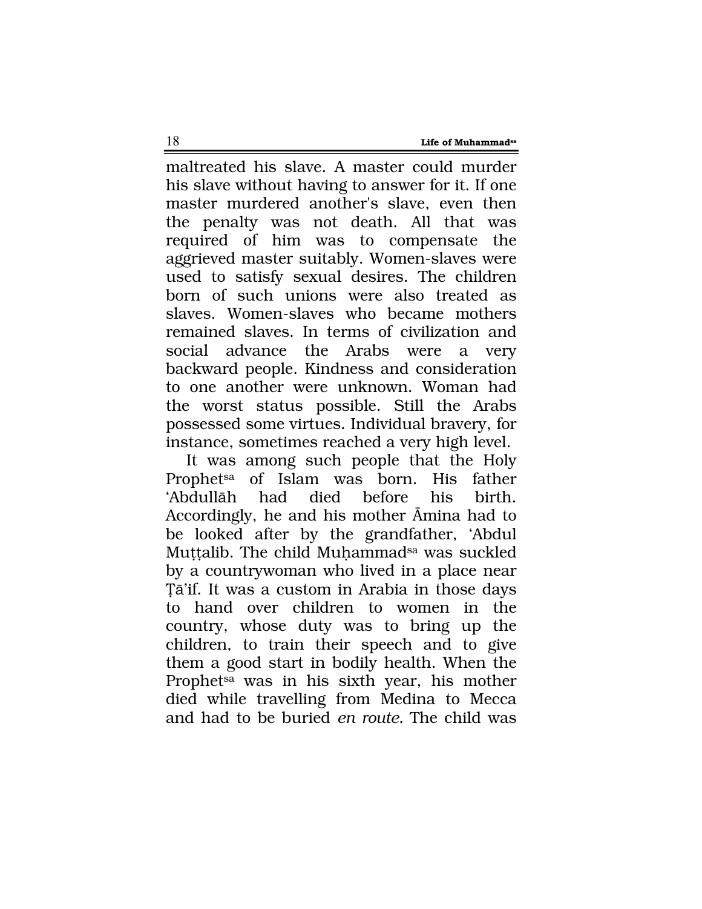maltreated his slave. A master could murder his slave without having to answer for it. If one master murdered another's slave, even then the penalty was not death. All that was required of him was to compensate the aggrieved master suitably. Women-slaves were used to satisfy sexual desires. The children born of such unions were also treated as slaves. Women-slaves who became mothers remained slaves. In terms of civilization and social advance the Arabs were a very backward people. Kindness and consideration to one another were unknown. Woman had the worst status possible. Still the Arabs possessed some virtues. Individual bravery, for instance, sometimes reached a very high level.

It was among such people that the Holy Prophet[sa] of Islam was born. His father 'Abdullāh had died before his birth. Accordingly, he and his mother Āmina had to be looked after by the grandfather, 'Abdul Muṭṭalib. The child Muḥammad[sa] was suckled by a countrywoman who lived in a place near Ṭā'if. It was a custom in Arabia in those days to hand over children to women in the country, whose duty was to bring up the children, to train their speech and to give them a good start in bodily health. When the Prophet[sa] was in his sixth year, his mother died while travelling from Medina to Mecca and had to be buried *en route.* The child was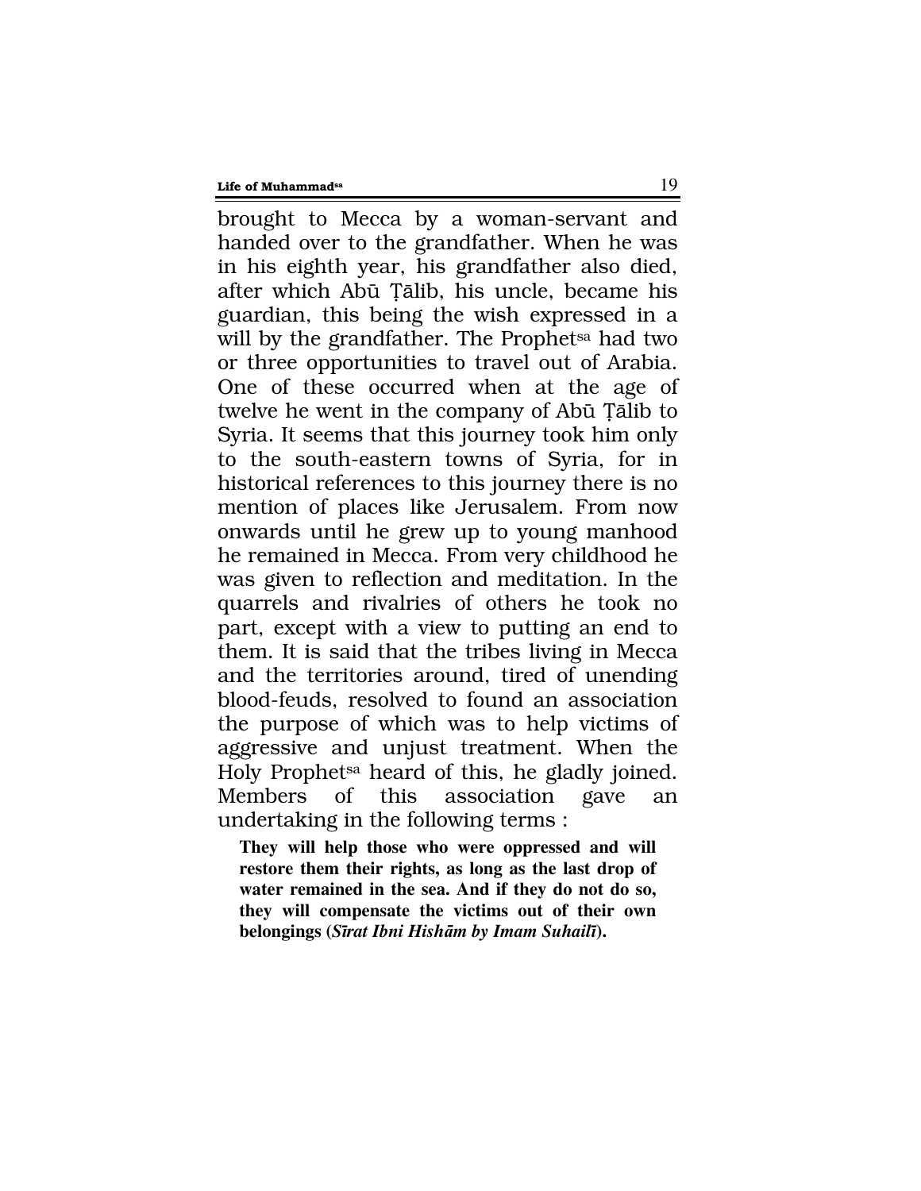brought to Mecca by a woman-servant and handed over to the grandfather. When he was in his eighth year, his grandfather also died, after which Abū Ṭālib, his uncle, became his guardian, this being the wish expressed in a will by the grandfather. The Prophet[sa] had two or three opportunities to travel out of Arabia. One of these occurred when at the age of twelve he went in the company of Abū Ṭālib to Syria. It seems that this journey took him only to the south-eastern towns of Syria, for in historical references to this journey there is no mention of places like Jerusalem. From now onwards until he grew up to young manhood he remained in Mecca. From very childhood he was given to reflection and meditation. In the quarrels and rivalries of others he took no part, except with a view to putting an end to them. It is said that the tribes living in Mecca and the territories around, tired of unending blood-feuds, resolved to found an association the purpose of which was to help victims of aggressive and unjust treatment. When the Holy Prophet[sa] heard of this, he gladly joined. Members of this association gave an undertaking in the following terms :

> **They will help those who were oppressed and will restore them their rights, as long as the last drop of water remained in the sea. And if they do not do so, they will compensate the victims out of their own belongings (*Sīrat Ibni Hishām by Imam Suhailī*).**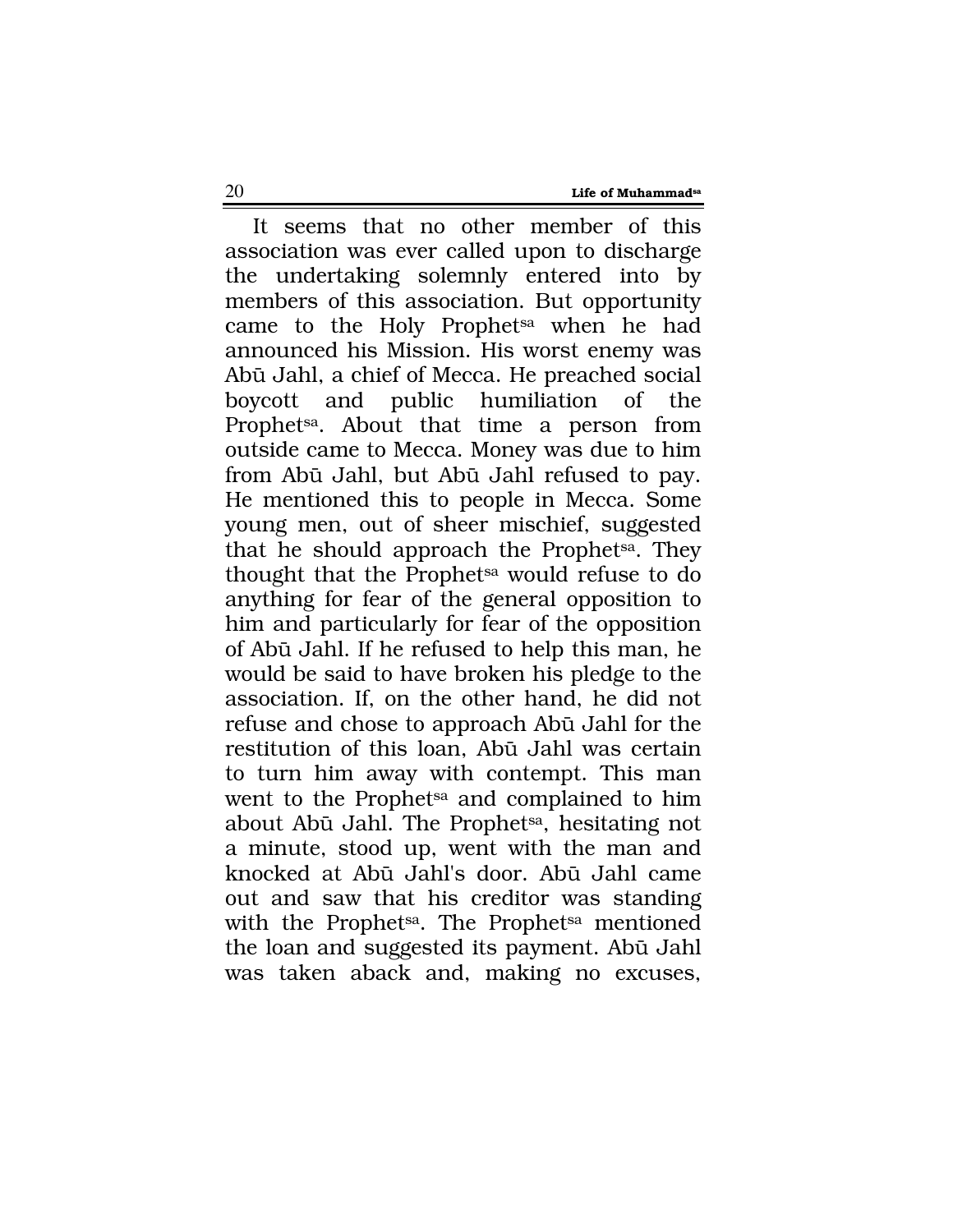It seems that no other member of this association was ever called upon to discharge the undertaking solemnly entered into by members of this association. But opportunity came to the Holy Prophet[sa] when he had announced his Mission. His worst enemy was Abū Jahl, a chief of Mecca. He preached social boycott and public humiliation of the Prophet[sa]. About that time a person from outside came to Mecca. Money was due to him from Abū Jahl, but Abū Jahl refused to pay. He mentioned this to people in Mecca. Some young men, out of sheer mischief, suggested that he should approach the Prophet[sa]. They thought that the Prophet[sa] would refuse to do anything for fear of the general opposition to him and particularly for fear of the opposition of Abū Jahl. If he refused to help this man, he would be said to have broken his pledge to the association. If, on the other hand, he did not refuse and chose to approach Abū Jahl for the restitution of this loan, Abū Jahl was certain to turn him away with contempt. This man went to the Prophet[sa] and complained to him about Abū Jahl. The Prophet[sa], hesitating not a minute, stood up, went with the man and knocked at Abū Jahl's door. Abū Jahl came out and saw that his creditor was standing with the Prophet[sa]. The Prophet[sa] mentioned the loan and suggested its payment. Abū Jahl was taken aback and, making no excuses,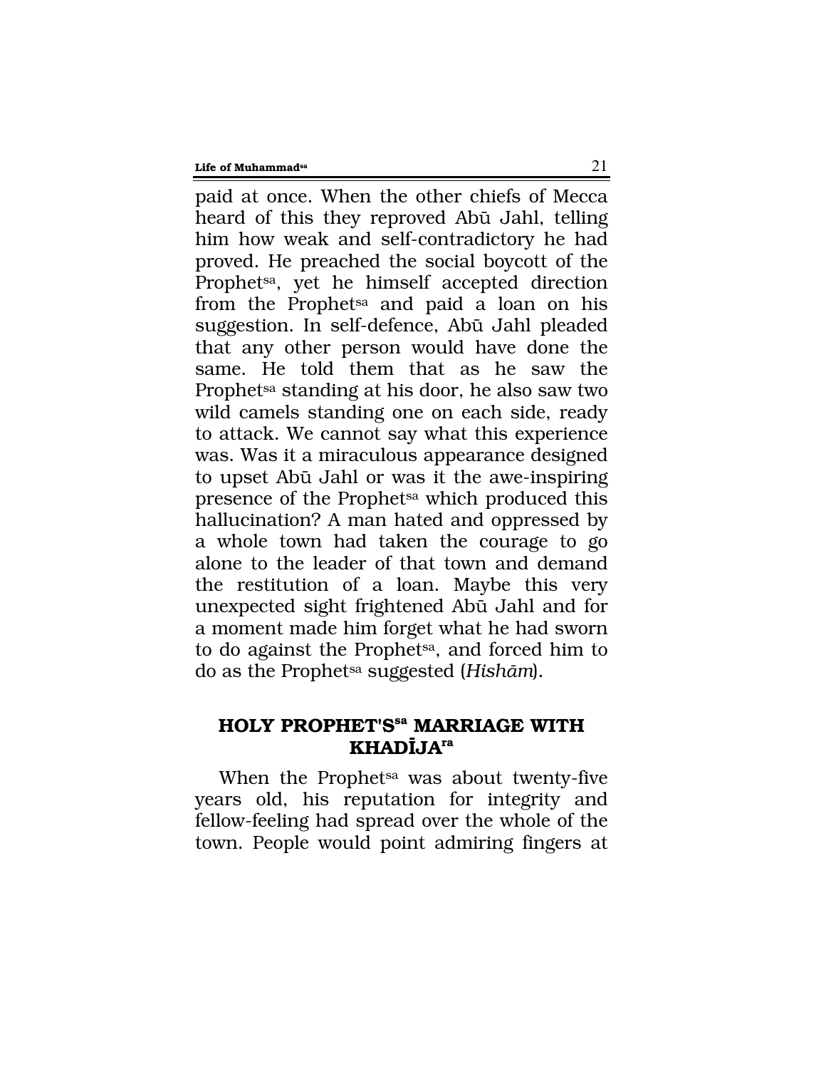paid at once. When the other chiefs of Mecca heard of this they reproved Abū Jahl, telling him how weak and self-contradictory he had proved. He preached the social boycott of the Prophet[sa], yet he himself accepted direction from the Prophet[sa] and paid a loan on his suggestion. In self-defence, Abū Jahl pleaded that any other person would have done the same. He told them that as he saw the Prophet[sa] standing at his door, he also saw two wild camels standing one on each side, ready to attack. We cannot say what this experience was. Was it a miraculous appearance designed to upset Abū Jahl or was it the awe-inspiring presence of the Prophet[sa] which produced this hallucination? A man hated and oppressed by a whole town had taken the courage to go alone to the leader of that town and demand the restitution of a loan. Maybe this very unexpected sight frightened Abū Jahl and for a moment made him forget what he had sworn to do against the Prophet[sa], and forced him to do as the Prophet[sa] suggested (*Hishām*).

## HOLY PROPHET'S[sa] MARRIAGE WITH KHADĪJA[ra]

When the Prophet[sa] was about twenty-five years old, his reputation for integrity and fellow-feeling had spread over the whole of the town. People would point admiring fingers at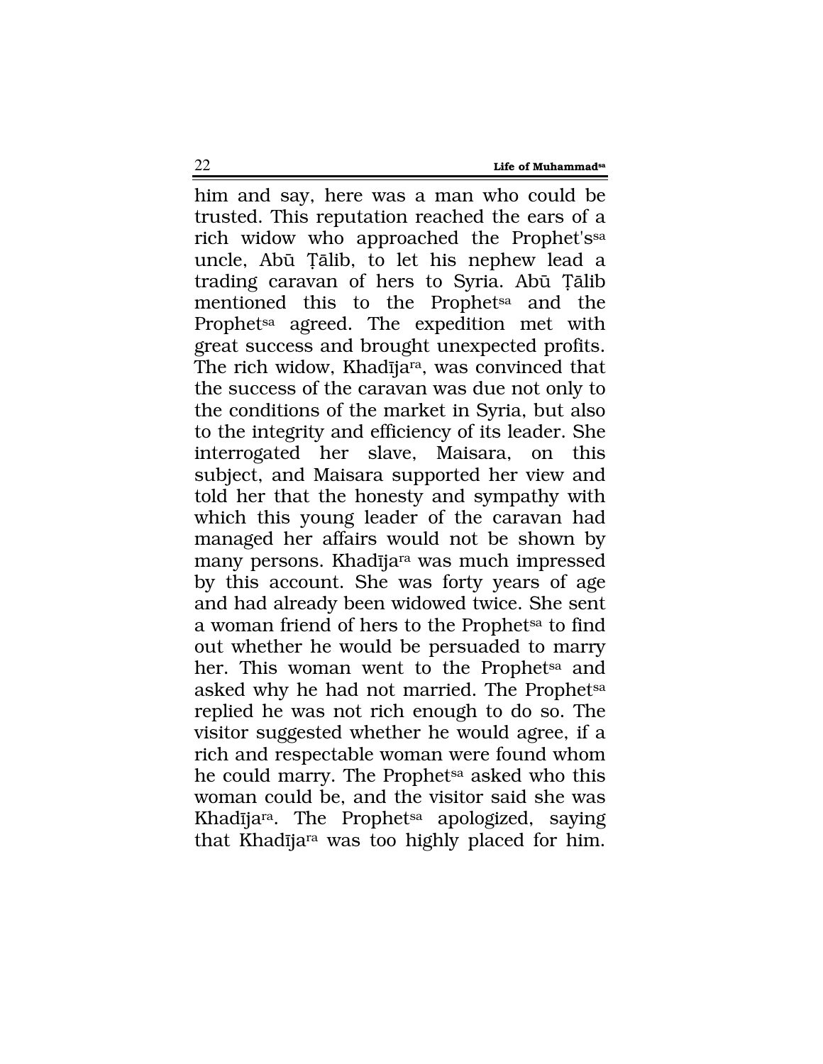him and say, here was a man who could be trusted. This reputation reached the ears of a rich widow who approached the Prophet'ssa uncle, Abū Ṭālib, to let his nephew lead a trading caravan of hers to Syria. Abū Ṭālib mentioned this to the Prophetsa and the Prophetsa agreed. The expedition met with great success and brought unexpected profits. The rich widow, Khadījara, was convinced that the success of the caravan was due not only to the conditions of the market in Syria, but also to the integrity and efficiency of its leader. She interrogated her slave, Maisara, on this subject, and Maisara supported her view and told her that the honesty and sympathy with which this young leader of the caravan had managed her affairs would not be shown by many persons. Khadījara was much impressed by this account. She was forty years of age and had already been widowed twice. She sent a woman friend of hers to the Prophetsa to find out whether he would be persuaded to marry her. This woman went to the Prophetsa and asked why he had not married. The Prophetsa replied he was not rich enough to do so. The visitor suggested whether he would agree, if a rich and respectable woman were found whom he could marry. The Prophetsa asked who this woman could be, and the visitor said she was Khadījara. The Prophetsa apologized, saying that Khadījara was too highly placed for him.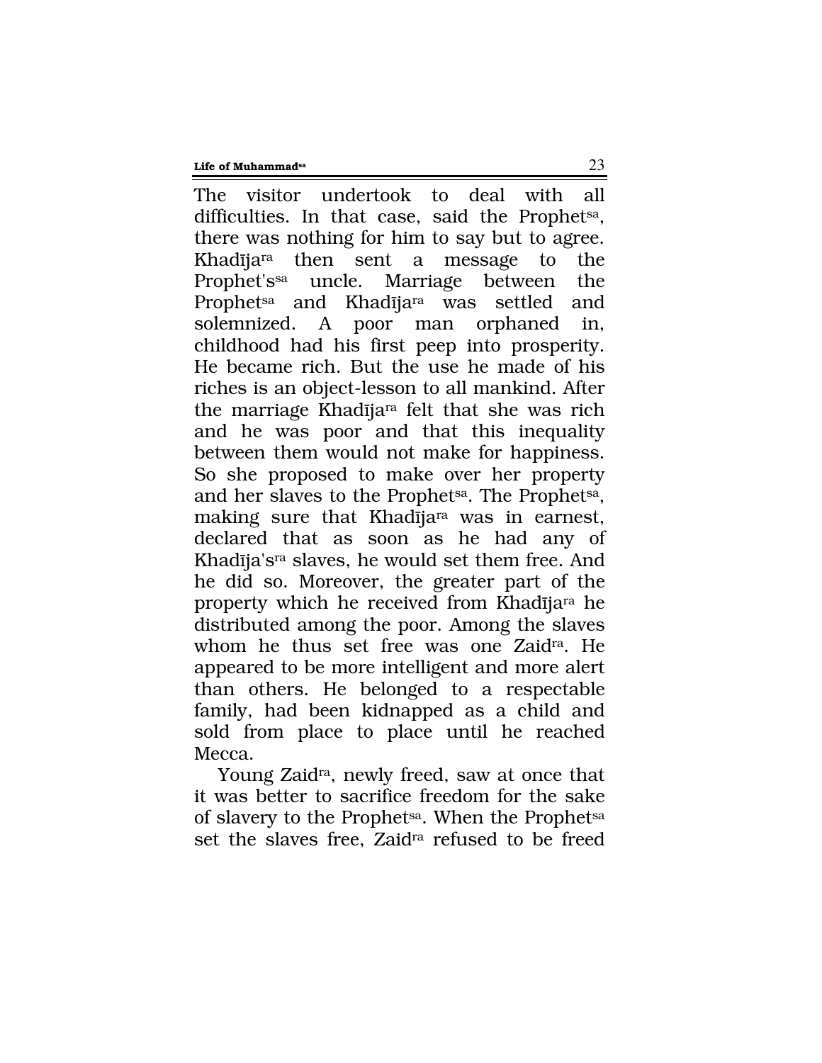The visitor undertook to deal with all difficulties. In that case, said the Prophet[sa], there was nothing for him to say but to agree. Khadīja[ra] then sent a message to the Prophet's[sa] uncle. Marriage between the Prophet[sa] and Khadīja[ra] was settled and solemnized. A poor man orphaned in, childhood had his first peep into prosperity. He became rich. But the use he made of his riches is an object-lesson to all mankind. After the marriage Khadīja[ra] felt that she was rich and he was poor and that this inequality between them would not make for happiness. So she proposed to make over her property and her slaves to the Prophet[sa]. The Prophet[sa], making sure that Khadīja[ra] was in earnest, declared that as soon as he had any of Khadīja's[ra] slaves, he would set them free. And he did so. Moreover, the greater part of the property which he received from Khadīja[ra] he distributed among the poor. Among the slaves whom he thus set free was one Zaid[ra]. He appeared to be more intelligent and more alert than others. He belonged to a respectable family, had been kidnapped as a child and sold from place to place until he reached Mecca.

Young Zaid[ra], newly freed, saw at once that it was better to sacrifice freedom for the sake of slavery to the Prophet[sa]. When the Prophet[sa] set the slaves free, Zaid[ra] refused to be freed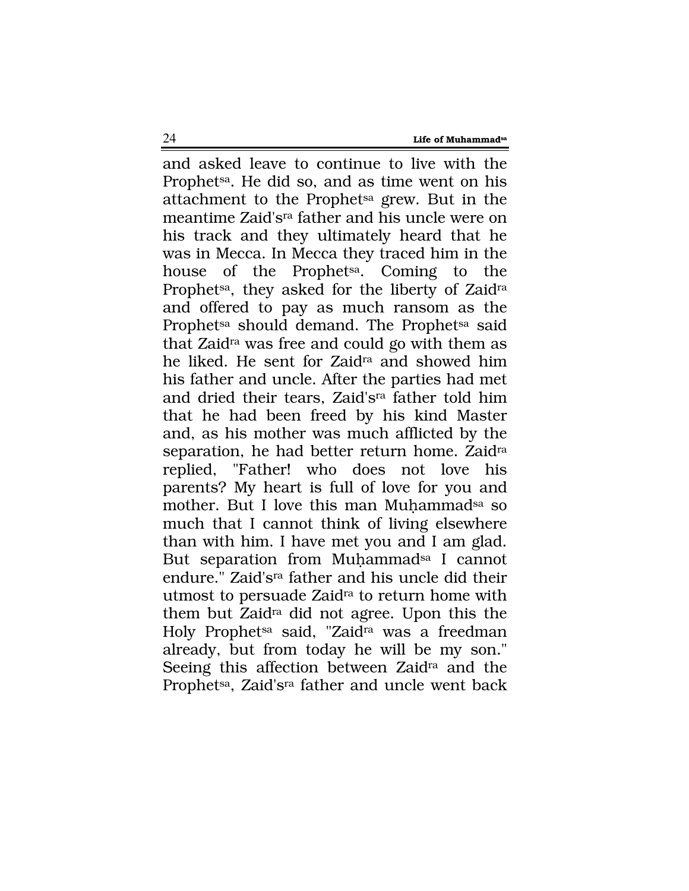and asked leave to continue to live with the Prophet[sa]. He did so, and as time went on his attachment to the Prophet[sa] grew. But in the meantime Zaid's[ra] father and his uncle were on his track and they ultimately heard that he was in Mecca. In Mecca they traced him in the house of the Prophet[sa]. Coming to the Prophet[sa], they asked for the liberty of Zaid[ra] and offered to pay as much ransom as the Prophet[sa] should demand. The Prophet[sa] said that Zaid[ra] was free and could go with them as he liked. He sent for Zaid[ra] and showed him his father and uncle. After the parties had met and dried their tears, Zaid's[ra] father told him that he had been freed by his kind Master and, as his mother was much afflicted by the separation, he had better return home. Zaid[ra] replied, "Father! who does not love his parents? My heart is full of love for you and mother. But I love this man Muḥammad[sa] so much that I cannot think of living elsewhere than with him. I have met you and I am glad. But separation from Muḥammad[sa] I cannot endure." Zaid's[ra] father and his uncle did their utmost to persuade Zaid[ra] to return home with them but Zaid[ra] did not agree. Upon this the Holy Prophet[sa] said, "Zaid[ra] was a freedman already, but from today he will be my son." Seeing this affection between Zaid[ra] and the Prophet[sa], Zaid's[ra] father and uncle went back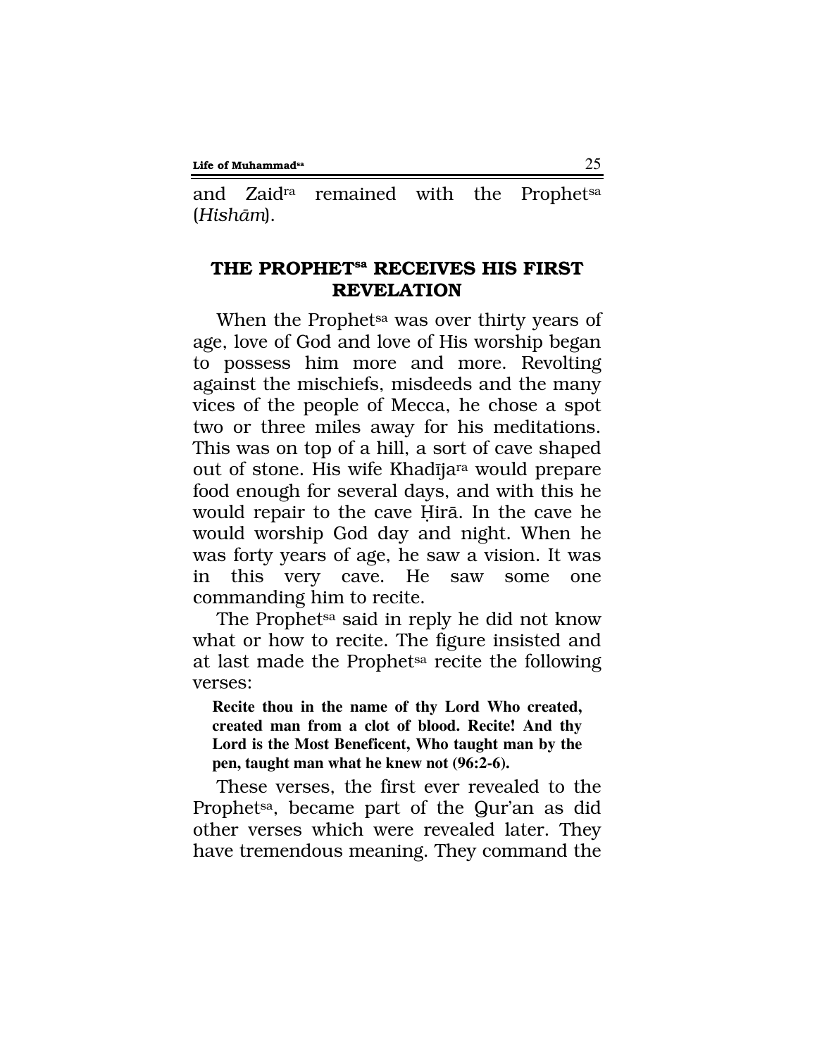and Zaid[ra] remained with the Prophet[sa] (*Hishām*).

## THE PROPHET[sa] RECEIVES HIS FIRST REVELATION

When the Prophet[sa] was over thirty years of age, love of God and love of His worship began to possess him more and more. Revolting against the mischiefs, misdeeds and the many vices of the people of Mecca, he chose a spot two or three miles away for his meditations. This was on top of a hill, a sort of cave shaped out of stone. His wife Khadīja[ra] would prepare food enough for several days, and with this he would repair to the cave Ḥirā. In the cave he would worship God day and night. When he was forty years of age, he saw a vision. It was in this very cave. He saw some one commanding him to recite.

The Prophet[sa] said in reply he did not know what or how to recite. The figure insisted and at last made the Prophet[sa] recite the following verses:

> **Recite thou in the name of thy Lord Who created, created man from a clot of blood. Recite! And thy Lord is the Most Beneficent, Who taught man by the pen, taught man what he knew not (96:2-6).**

These verses, the first ever revealed to the Prophet[sa], became part of the Qur'an as did other verses which were revealed later. They have tremendous meaning. They command the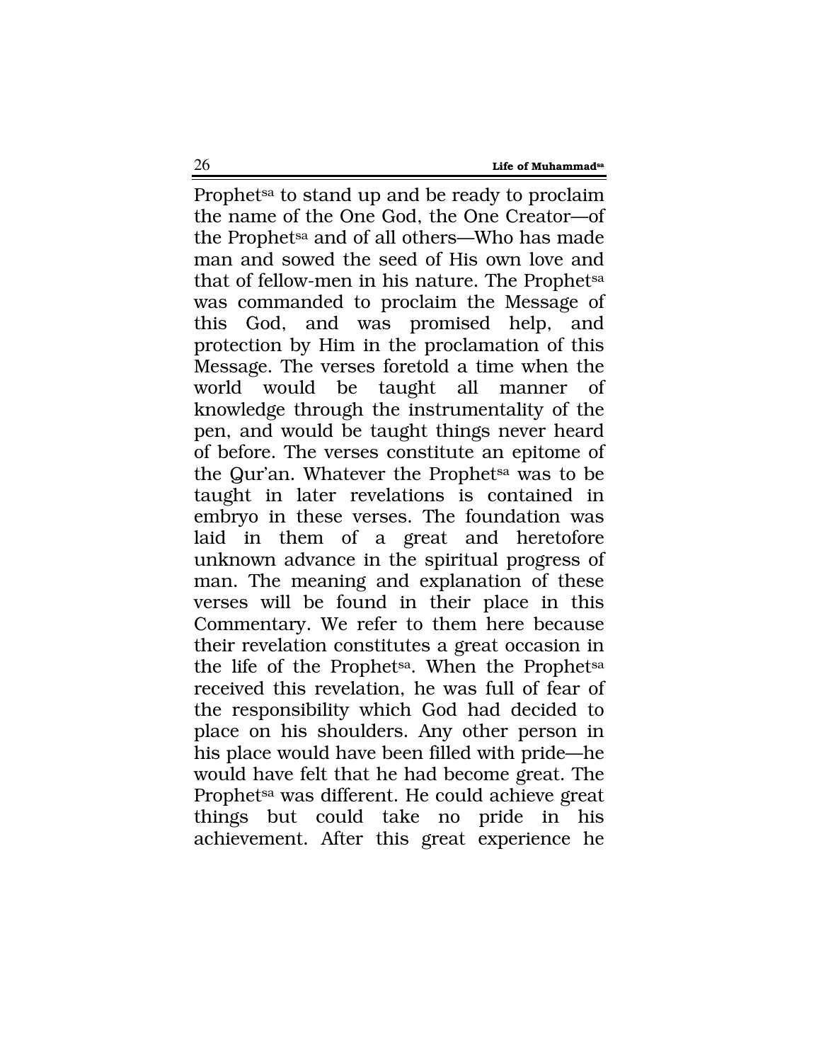Prophet[sa] to stand up and be ready to proclaim the name of the One God, the One Creator—of the Prophet[sa] and of all others—Who has made man and sowed the seed of His own love and that of fellow-men in his nature. The Prophet[sa] was commanded to proclaim the Message of this God, and was promised help, and protection by Him in the proclamation of this Message. The verses foretold a time when the world would be taught all manner of knowledge through the instrumentality of the pen, and would be taught things never heard of before. The verses constitute an epitome of the Qur'an. Whatever the Prophet[sa] was to be taught in later revelations is contained in embryo in these verses. The foundation was laid in them of a great and heretofore unknown advance in the spiritual progress of man. The meaning and explanation of these verses will be found in their place in this Commentary. We refer to them here because their revelation constitutes a great occasion in the life of the Prophet[sa]. When the Prophet[sa] received this revelation, he was full of fear of the responsibility which God had decided to place on his shoulders. Any other person in his place would have been filled with pride—he would have felt that he had become great. The Prophet[sa] was different. He could achieve great things but could take no pride in his achievement. After this great experience he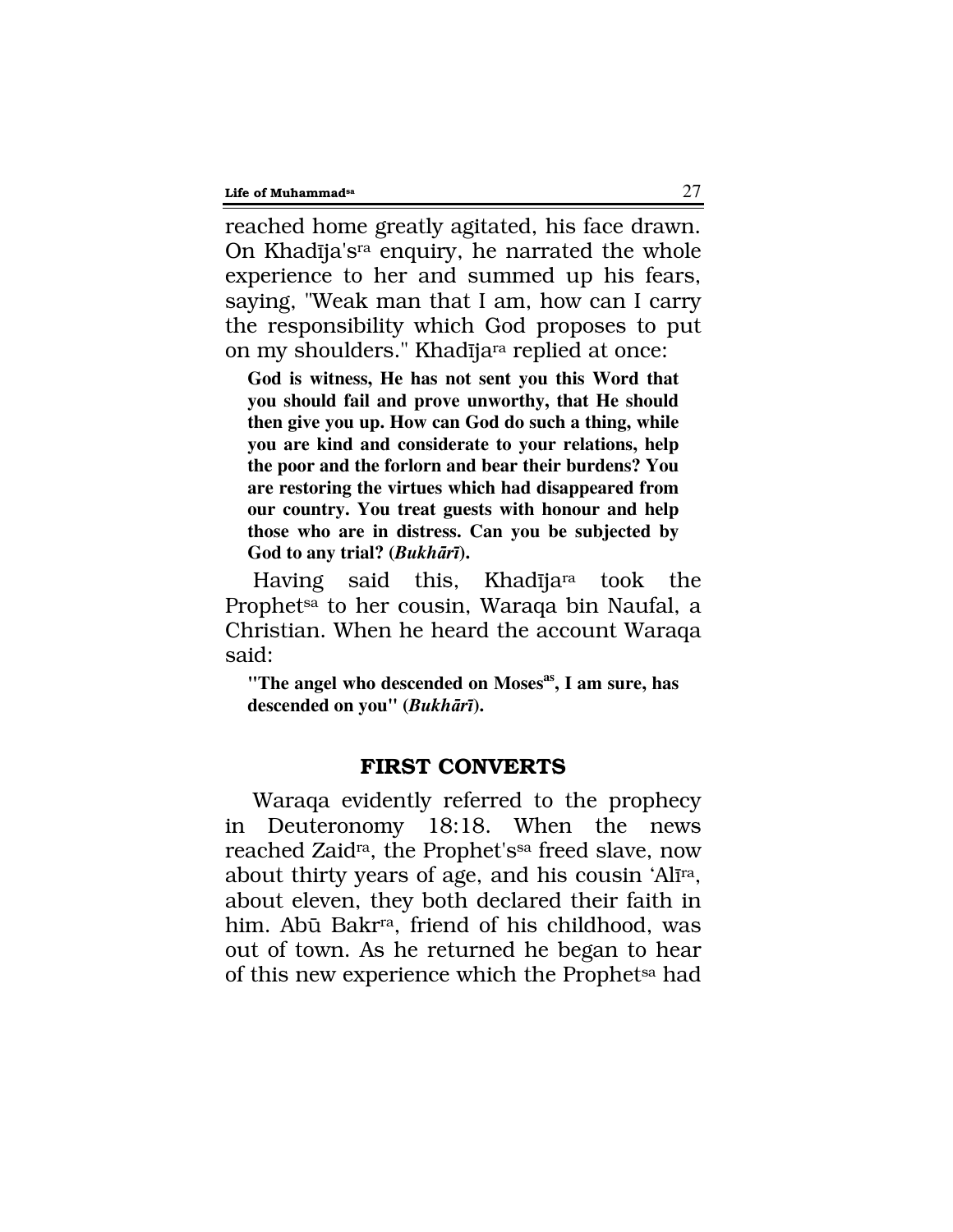reached home greatly agitated, his face drawn. On Khadīja'sra enquiry, he narrated the whole experience to her and summed up his fears, saying, "Weak man that I am, how can I carry the responsibility which God proposes to put on my shoulders." Khadījara replied at once:

> **God is witness, He has not sent you this Word that you should fail and prove unworthy, that He should then give you up. How can God do such a thing, while you are kind and considerate to your relations, help the poor and the forlorn and bear their burdens? You are restoring the virtues which had disappeared from our country. You treat guests with honour and help those who are in distress. Can you be subjected by God to any trial? (*Bukhārī*).**

Having said this, Khadījara took the Prophetsa to her cousin, Waraqa bin Naufal, a Christian. When he heard the account Waraqa said:

> **"The angel who descended on Mosesas, I am sure, has descended on you" (*Bukhārī*).**

## FIRST CONVERTS

Waraqa evidently referred to the prophecy in Deuteronomy 18:18. When the news reached Zaidra, the Prophet'ssa freed slave, now about thirty years of age, and his cousin 'Alīra, about eleven, they both declared their faith in him. Abū Bakrra, friend of his childhood, was out of town. As he returned he began to hear of this new experience which the Prophetsa had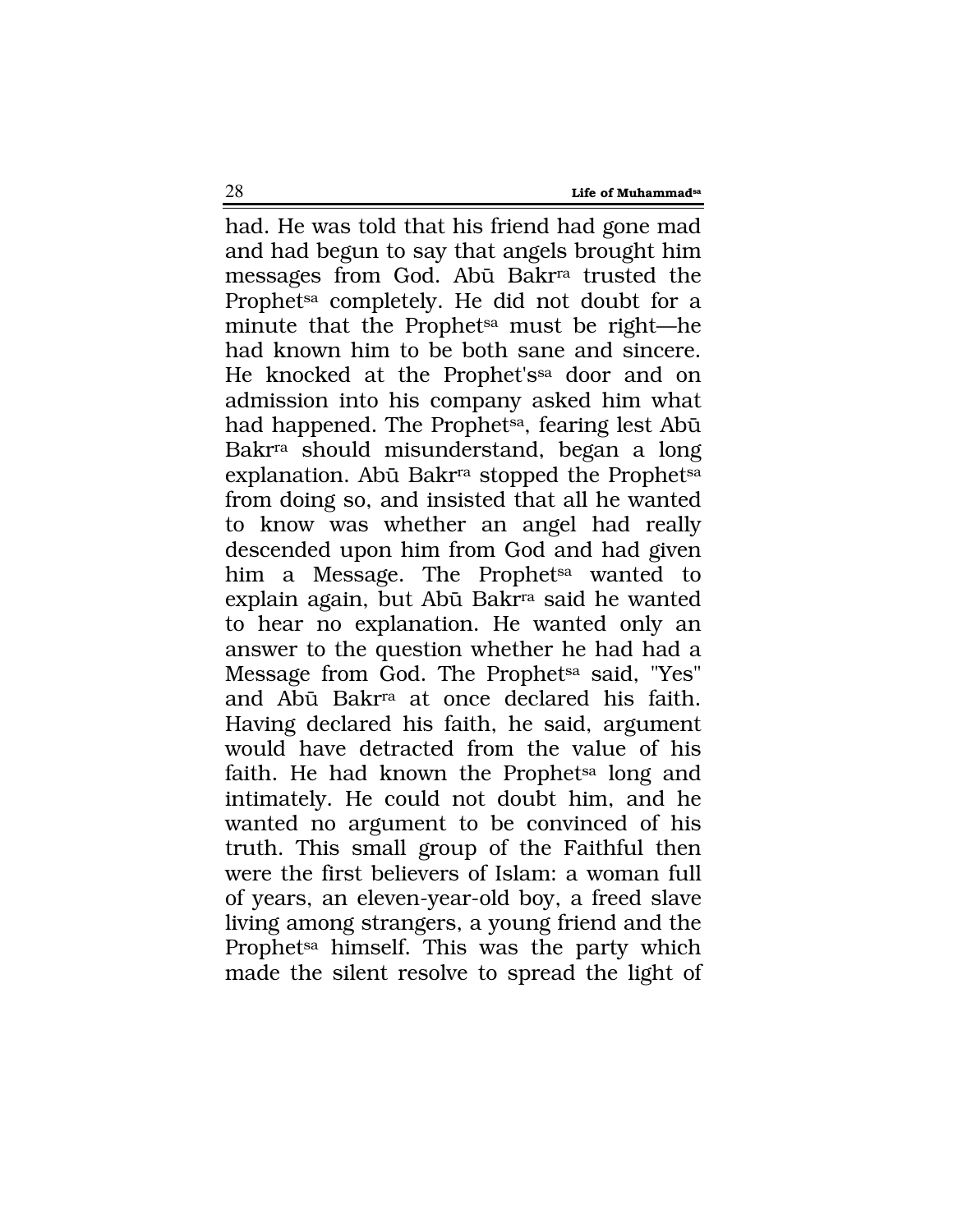had. He was told that his friend had gone mad and had begun to say that angels brought him messages from God. Abū Bakr[ra] trusted the Prophet[sa] completely. He did not doubt for a minute that the Prophet[sa] must be right—he had known him to be both sane and sincere. He knocked at the Prophet's[sa] door and on admission into his company asked him what had happened. The Prophet[sa], fearing lest Abū Bakr[ra] should misunderstand, began a long explanation. Abū Bakr[ra] stopped the Prophet[sa] from doing so, and insisted that all he wanted to know was whether an angel had really descended upon him from God and had given him a Message. The Prophet[sa] wanted to explain again, but Abū Bakr[ra] said he wanted to hear no explanation. He wanted only an answer to the question whether he had had a Message from God. The Prophet[sa] said, "Yes" and Abū Bakr[ra] at once declared his faith. Having declared his faith, he said, argument would have detracted from the value of his faith. He had known the Prophet[sa] long and intimately. He could not doubt him, and he wanted no argument to be convinced of his truth. This small group of the Faithful then were the first believers of Islam: a woman full of years, an eleven-year-old boy, a freed slave living among strangers, a young friend and the Prophet[sa] himself. This was the party which made the silent resolve to spread the light of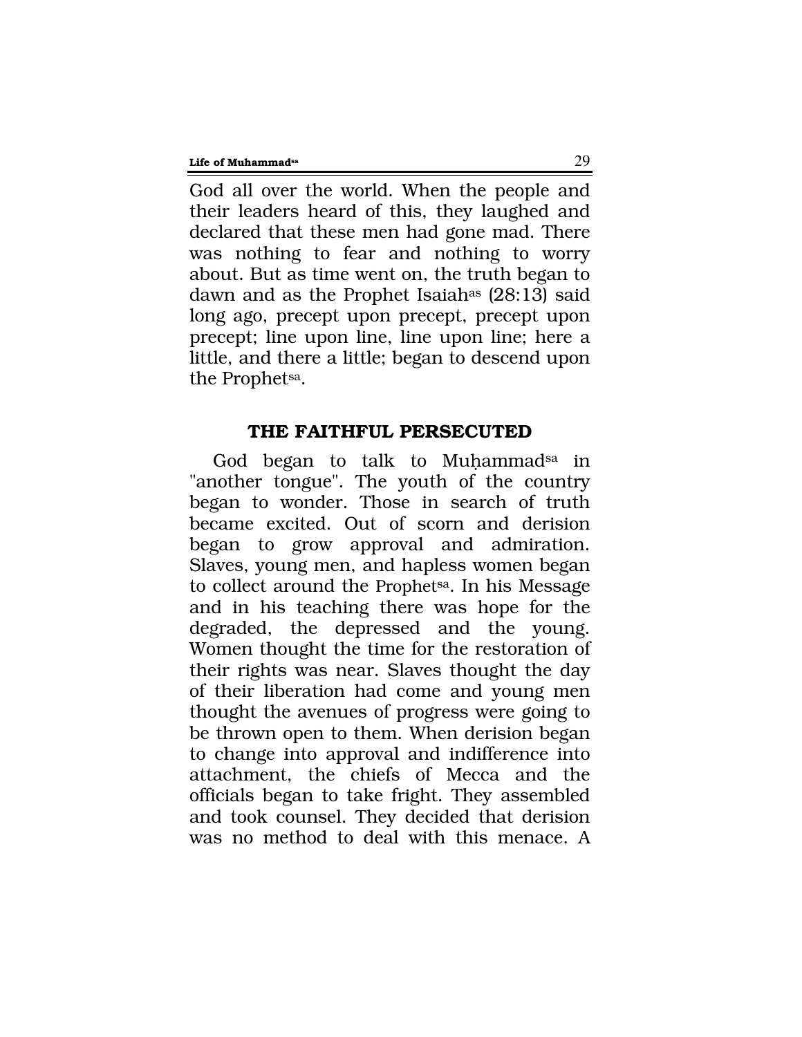God all over the world. When the people and their leaders heard of this, they laughed and declared that these men had gone mad. There was nothing to fear and nothing to worry about. But as time went on, the truth began to dawn and as the Prophet Isaiah[as] (28:13) said long ago, precept upon precept, precept upon precept; line upon line, line upon line; here a little, and there a little; began to descend upon the Prophet[sa].

## THE FAITHFUL PERSECUTED

God began to talk to Muḥammad[sa] in "another tongue". The youth of the country began to wonder. Those in search of truth became excited. Out of scorn and derision began to grow approval and admiration. Slaves, young men, and hapless women began to collect around the Prophet[sa]. In his Message and in his teaching there was hope for the degraded, the depressed and the young. Women thought the time for the restoration of their rights was near. Slaves thought the day of their liberation had come and young men thought the avenues of progress were going to be thrown open to them. When derision began to change into approval and indifference into attachment, the chiefs of Mecca and the officials began to take fright. They assembled and took counsel. They decided that derision was no method to deal with this menace. A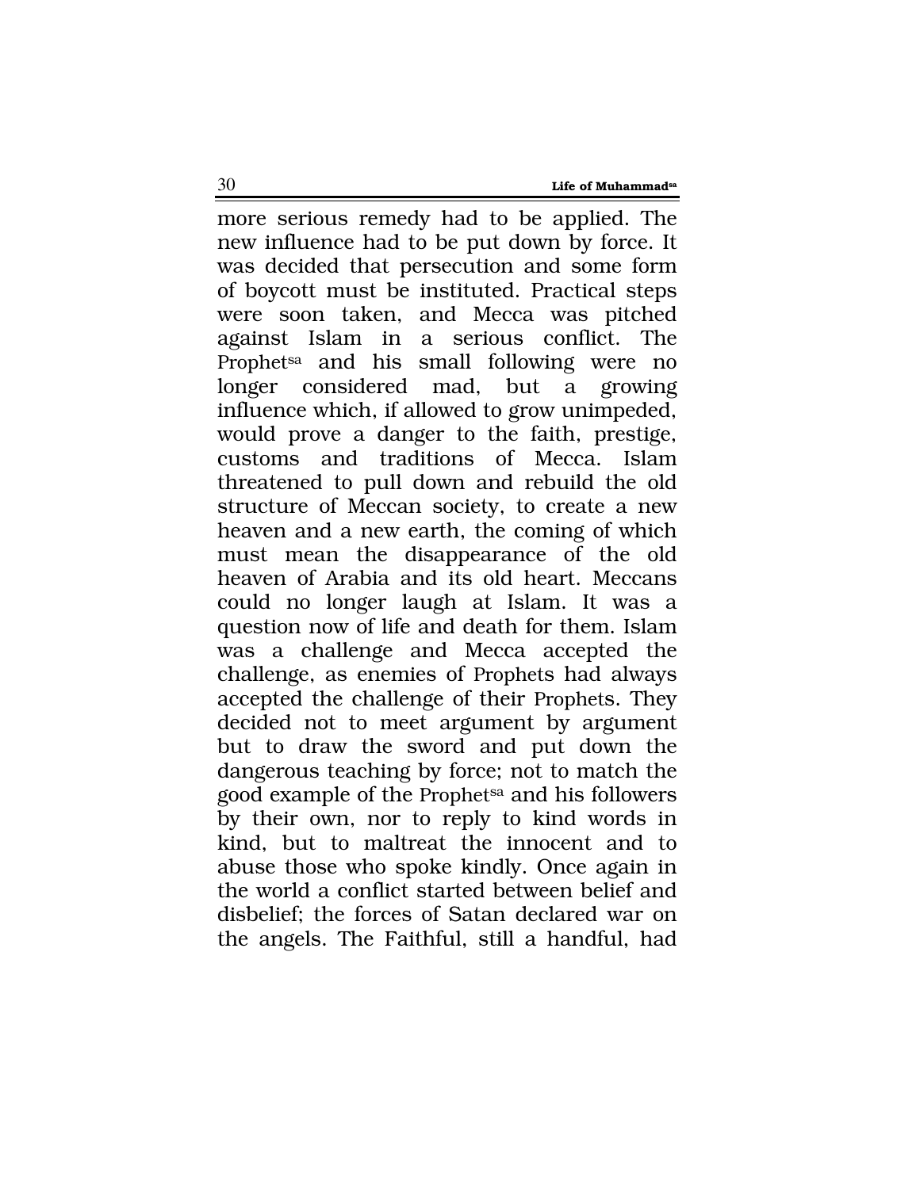more serious remedy had to be applied. The new influence had to be put down by force. It was decided that persecution and some form of boycott must be instituted. Practical steps were soon taken, and Mecca was pitched against Islam in a serious conflict. The Prophet[sa] and his small following were no longer considered mad, but a growing influence which, if allowed to grow unimpeded, would prove a danger to the faith, prestige, customs and traditions of Mecca. Islam threatened to pull down and rebuild the old structure of Meccan society, to create a new heaven and a new earth, the coming of which must mean the disappearance of the old heaven of Arabia and its old heart. Meccans could no longer laugh at Islam. It was a question now of life and death for them. Islam was a challenge and Mecca accepted the challenge, as enemies of Prophets had always accepted the challenge of their Prophets. They decided not to meet argument by argument but to draw the sword and put down the dangerous teaching by force; not to match the good example of the Prophet[sa] and his followers by their own, nor to reply to kind words in kind, but to maltreat the innocent and to abuse those who spoke kindly. Once again in the world a conflict started between belief and disbelief; the forces of Satan declared war on the angels. The Faithful, still a handful, had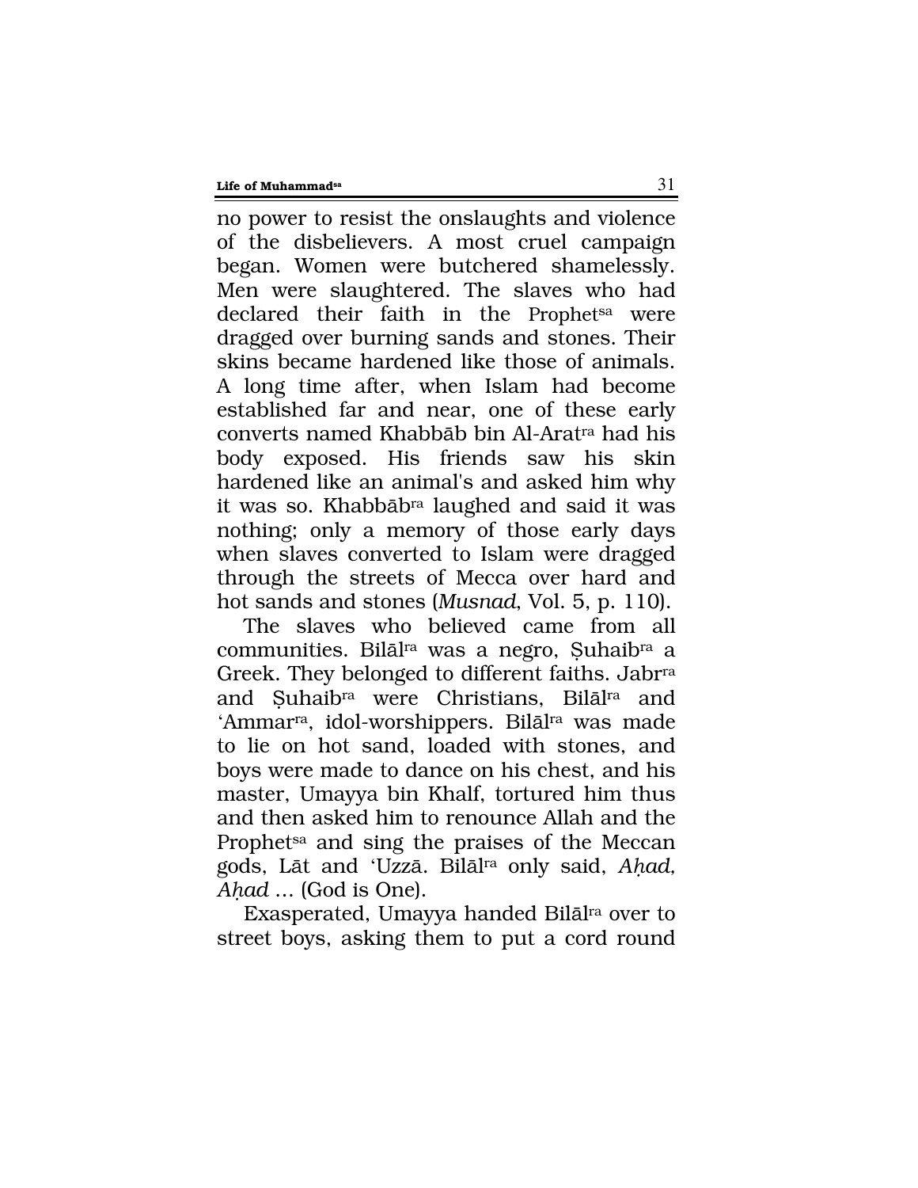no power to resist the onslaughts and violence of the disbelievers. A most cruel campaign began. Women were butchered shamelessly. Men were slaughtered. The slaves who had declared their faith in the Prophet[sa] were dragged over burning sands and stones. Their skins became hardened like those of animals. A long time after, when Islam had become established far and near, one of these early converts named Khabbāb bin Al-Arat[ra] had his body exposed. His friends saw his skin hardened like an animal's and asked him why it was so. Khabbāb[ra] laughed and said it was nothing; only a memory of those early days when slaves converted to Islam were dragged through the streets of Mecca over hard and hot sands and stones (*Musnad*, Vol. 5, p. 110).

The slaves who believed came from all communities. Bilāl[ra] was a negro, Ṣuhaib[ra] a Greek. They belonged to different faiths. Jabr[ra] and Ṣuhaib[ra] were Christians, Bilāl[ra] and 'Ammar[ra], idol-worshippers. Bilāl[ra] was made to lie on hot sand, loaded with stones, and boys were made to dance on his chest, and his master, Umayya bin Khalf, tortured him thus and then asked him to renounce Allah and the Prophet[sa] and sing the praises of the Meccan gods, Lāt and 'Uzzā. Bilāl[ra] only said, *Aḥad, Aḥad* ... (God is One).

Exasperated, Umayya handed Bilāl[ra] over to street boys, asking them to put a cord round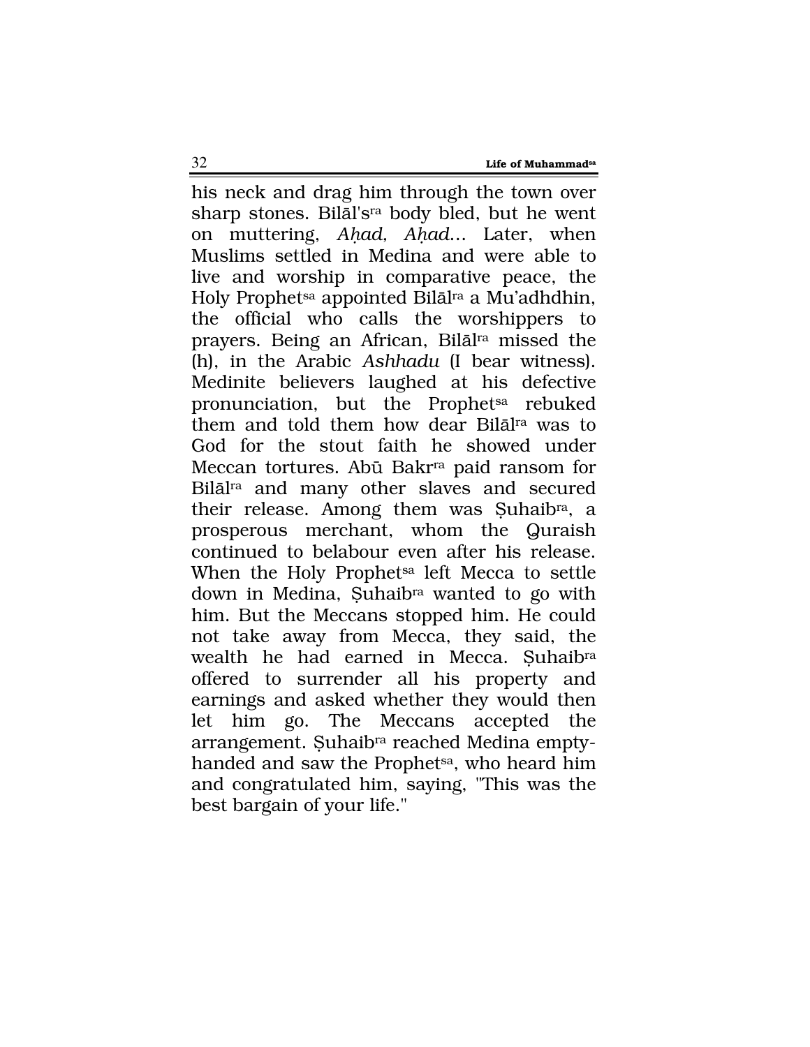his neck and drag him through the town over sharp stones. Bilāl's[ra] body bled, but he went on muttering, *Aḥad, Aḥad…* Later, when Muslims settled in Medina and were able to live and worship in comparative peace, the Holy Prophet[sa] appointed Bilāl[ra] a Mu'adhdhin, the official who calls the worshippers to prayers. Being an African, Bilāl[ra] missed the (h), in the Arabic *Ashhadu* (I bear witness). Medinite believers laughed at his defective pronunciation, but the Prophet[sa] rebuked them and told them how dear Bilāl[ra] was to God for the stout faith he showed under Meccan tortures. Abū Bakr[ra] paid ransom for Bilāl[ra] and many other slaves and secured their release. Among them was Ṣuhaib[ra], a prosperous merchant, whom the Quraish continued to belabour even after his release. When the Holy Prophet[sa] left Mecca to settle down in Medina, Ṣuhaib[ra] wanted to go with him. But the Meccans stopped him. He could not take away from Mecca, they said, the wealth he had earned in Mecca. Ṣuhaib[ra] offered to surrender all his property and earnings and asked whether they would then let him go. The Meccans accepted the arrangement. Ṣuhaib[ra] reached Medina empty-handed and saw the Prophet[sa], who heard him and congratulated him, saying, "This was the best bargain of your life."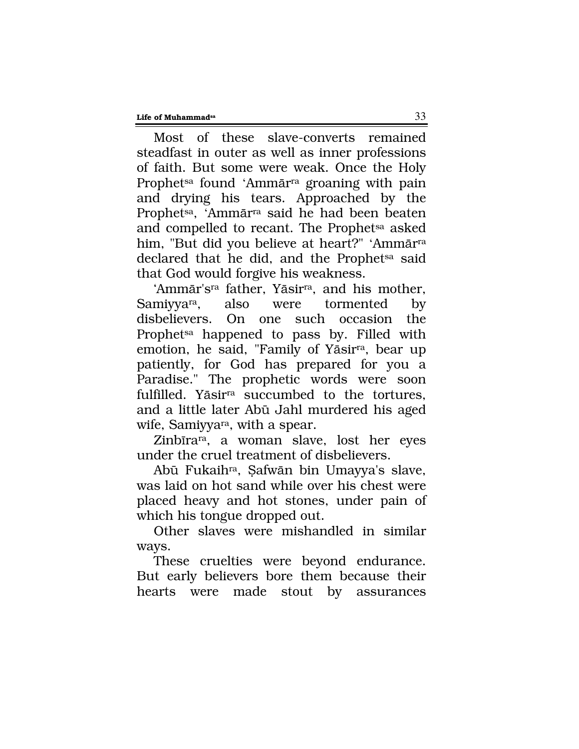Most of these slave-converts remained steadfast in outer as well as inner professions of faith. But some were weak. Once the Holy Prophet[sa] found 'Ammār[ra] groaning with pain and drying his tears. Approached by the Prophet[sa], 'Ammār[ra] said he had been beaten and compelled to recant. The Prophet[sa] asked him, "But did you believe at heart?" 'Ammār[ra] declared that he did, and the Prophet[sa] said that God would forgive his weakness.

'Ammār's[ra] father, Yāsir[ra], and his mother, Samiyya[ra], also were tormented by disbelievers. On one such occasion the Prophet[sa] happened to pass by. Filled with emotion, he said, "Family of Yāsir[ra], bear up patiently, for God has prepared for you a Paradise." The prophetic words were soon fulfilled. Yāsir[ra] succumbed to the tortures, and a little later Abū Jahl murdered his aged wife, Samiyya[ra], with a spear.

Zinbīra[ra], a woman slave, lost her eyes under the cruel treatment of disbelievers.

Abū Fukaih[ra], Ṣafwān bin Umayya's slave, was laid on hot sand while over his chest were placed heavy and hot stones, under pain of which his tongue dropped out.

Other slaves were mishandled in similar ways.

These cruelties were beyond endurance. But early believers bore them because their hearts were made stout by assurances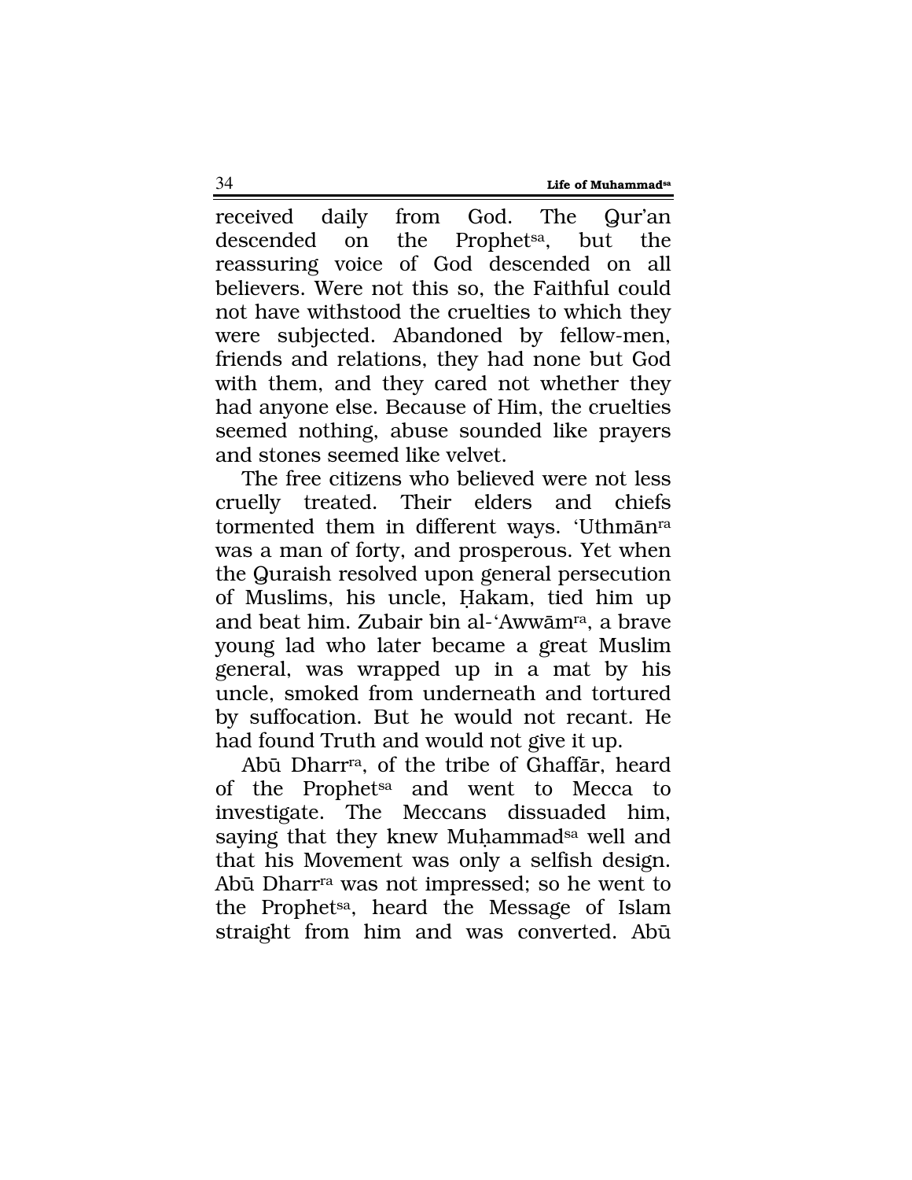received daily from God. The Qur'an descended on the Prophet[sa], but the reassuring voice of God descended on all believers. Were not this so, the Faithful could not have withstood the cruelties to which they were subjected. Abandoned by fellow-men, friends and relations, they had none but God with them, and they cared not whether they had anyone else. Because of Him, the cruelties seemed nothing, abuse sounded like prayers and stones seemed like velvet.

The free citizens who believed were not less cruelly treated. Their elders and chiefs tormented them in different ways. 'Uthmān[ra] was a man of forty, and prosperous. Yet when the Quraish resolved upon general persecution of Muslims, his uncle, Ḥakam, tied him up and beat him. Zubair bin al-'Awwām[ra], a brave young lad who later became a great Muslim general, was wrapped up in a mat by his uncle, smoked from underneath and tortured by suffocation. But he would not recant. He had found Truth and would not give it up.

Abū Dharr[ra], of the tribe of Ghaffār, heard of the Prophet[sa] and went to Mecca to investigate. The Meccans dissuaded him, saying that they knew Muḥammad[sa] well and that his Movement was only a selfish design. Abū Dharr[ra] was not impressed; so he went to the Prophet[sa], heard the Message of Islam straight from him and was converted. Abū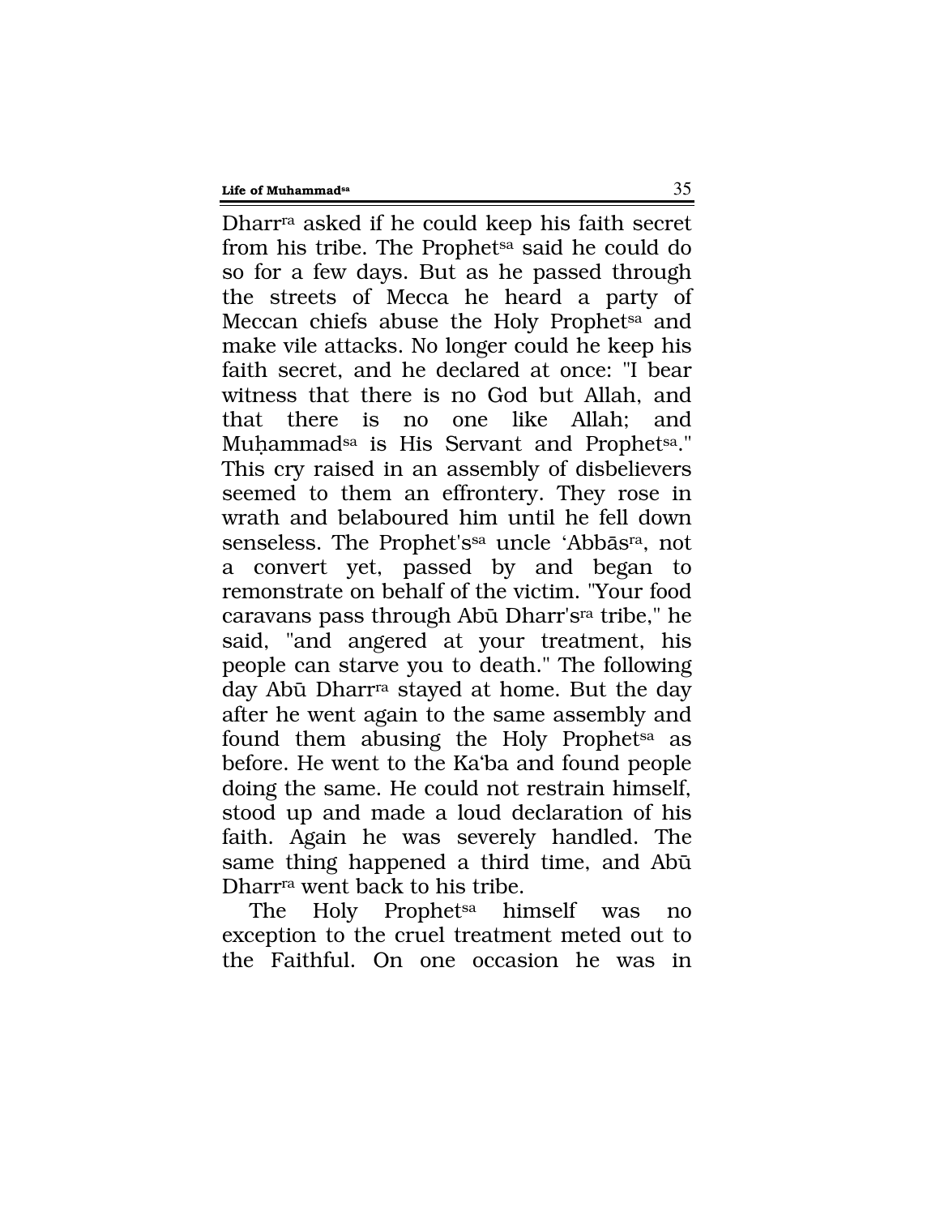Dharr[ra] asked if he could keep his faith secret from his tribe. The Prophet[sa] said he could do so for a few days. But as he passed through the streets of Mecca he heard a party of Meccan chiefs abuse the Holy Prophet[sa] and make vile attacks. No longer could he keep his faith secret, and he declared at once: "I bear witness that there is no God but Allah, and that there is no one like Allah; and Muḥammad[sa] is His Servant and Prophet[sa]." This cry raised in an assembly of disbelievers seemed to them an effrontery. They rose in wrath and belaboured him until he fell down senseless. The Prophet's[sa] uncle 'Abbās[ra], not a convert yet, passed by and began to remonstrate on behalf of the victim. "Your food caravans pass through Abū Dharr's[ra] tribe," he said, "and angered at your treatment, his people can starve you to death." The following day Abū Dharr[ra] stayed at home. But the day after he went again to the same assembly and found them abusing the Holy Prophet[sa] as before. He went to the Ka'ba and found people doing the same. He could not restrain himself, stood up and made a loud declaration of his faith. Again he was severely handled. The same thing happened a third time, and Abū Dharr[ra] went back to his tribe.

The Holy Prophet[sa] himself was no exception to the cruel treatment meted out to the Faithful. On one occasion he was in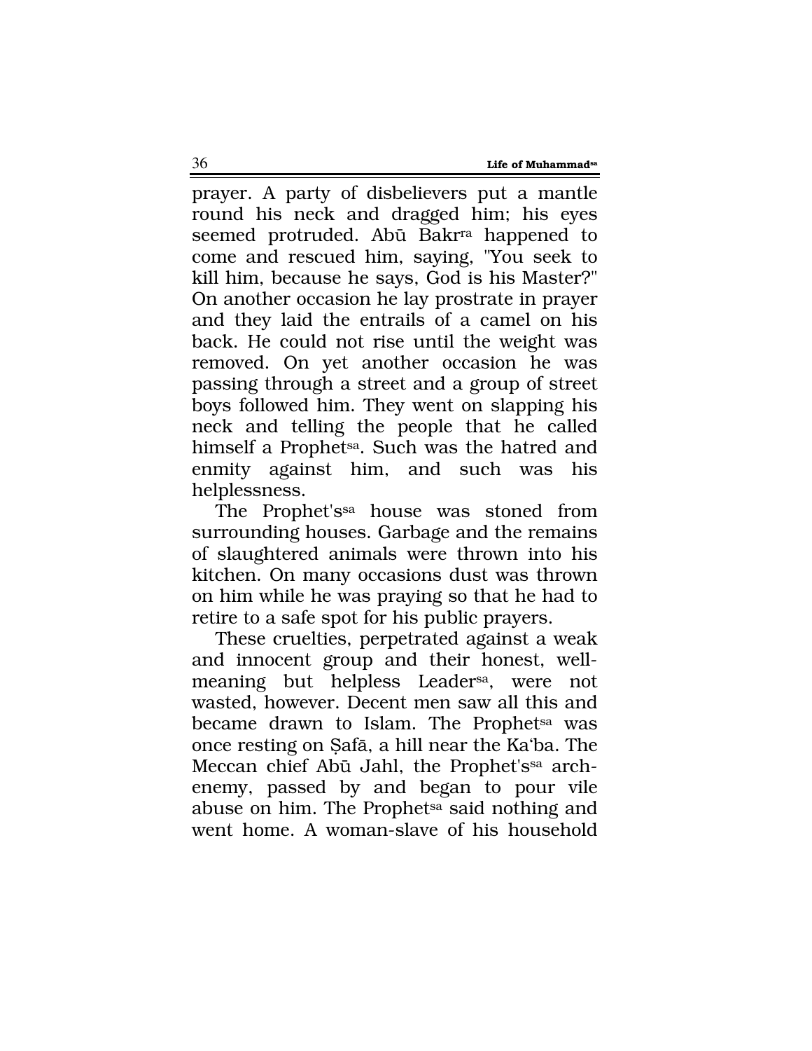prayer. A party of disbelievers put a mantle round his neck and dragged him; his eyes seemed protruded. Abū Bakr[ra] happened to come and rescued him, saying, "You seek to kill him, because he says, God is his Master?" On another occasion he lay prostrate in prayer and they laid the entrails of a camel on his back. He could not rise until the weight was removed. On yet another occasion he was passing through a street and a group of street boys followed him. They went on slapping his neck and telling the people that he called himself a Prophet[sa]. Such was the hatred and enmity against him, and such was his helplessness.

The Prophet's[sa] house was stoned from surrounding houses. Garbage and the remains of slaughtered animals were thrown into his kitchen. On many occasions dust was thrown on him while he was praying so that he had to retire to a safe spot for his public prayers.

These cruelties, perpetrated against a weak and innocent group and their honest, well-meaning but helpless Leader[sa], were not wasted, however. Decent men saw all this and became drawn to Islam. The Prophet[sa] was once resting on Ṣafā, a hill near the Ka'ba. The Meccan chief Abū Jahl, the Prophet's[sa] arch-enemy, passed by and began to pour vile abuse on him. The Prophet[sa] said nothing and went home. A woman-slave of his household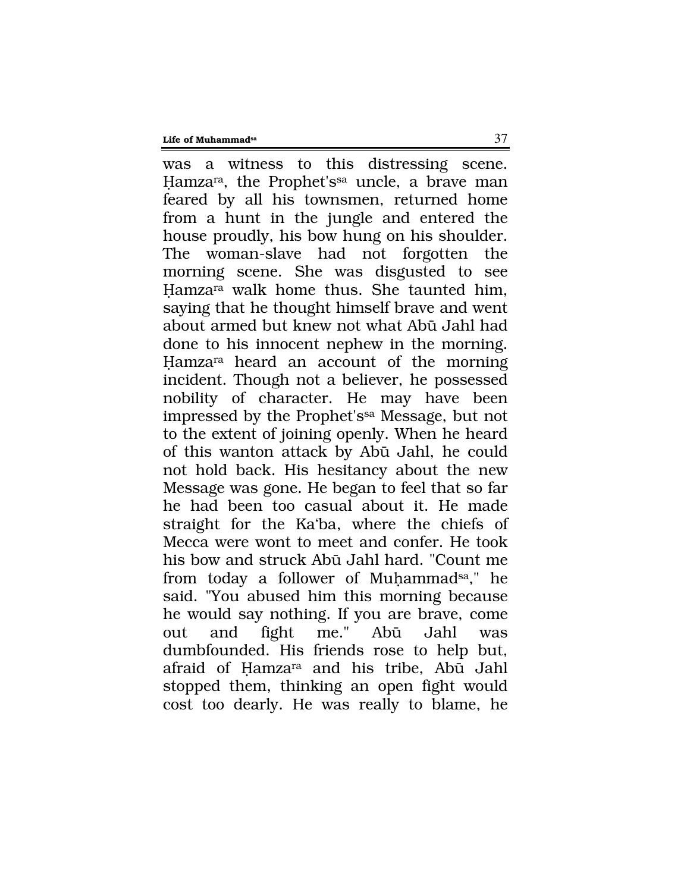was a witness to this distressing scene. Ḥamza[ra], the Prophet's[sa] uncle, a brave man feared by all his townsmen, returned home from a hunt in the jungle and entered the house proudly, his bow hung on his shoulder. The woman-slave had not forgotten the morning scene. She was disgusted to see Ḥamza[ra] walk home thus. She taunted him, saying that he thought himself brave and went about armed but knew not what Abū Jahl had done to his innocent nephew in the morning. Ḥamza[ra] heard an account of the morning incident. Though not a believer, he possessed nobility of character. He may have been impressed by the Prophet's[sa] Message, but not to the extent of joining openly. When he heard of this wanton attack by Abū Jahl, he could not hold back. His hesitancy about the new Message was gone. He began to feel that so far he had been too casual about it. He made straight for the Ka'ba, where the chiefs of Mecca were wont to meet and confer. He took his bow and struck Abū Jahl hard. "Count me from today a follower of Muḥammad[sa]," he said. "You abused him this morning because he would say nothing. If you are brave, come out and fight me." Abū Jahl was dumbfounded. His friends rose to help but, afraid of Ḥamza[ra] and his tribe, Abū Jahl stopped them, thinking an open fight would cost too dearly. He was really to blame, he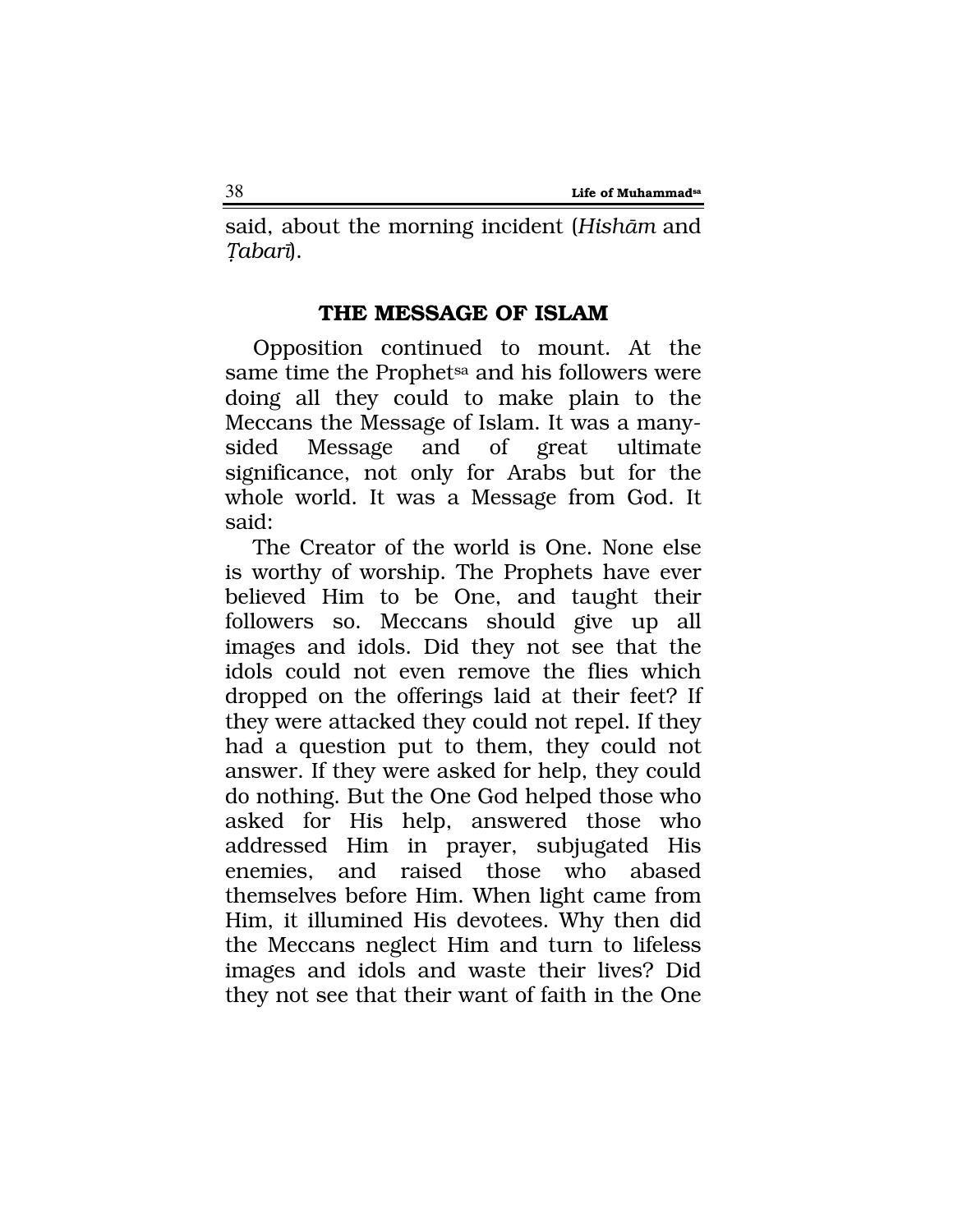said, about the morning incident (*Hishām* and *Ṭabarī*).

## THE MESSAGE OF ISLAM

Opposition continued to mount. At the same time the Prophet[sa] and his followers were doing all they could to make plain to the Meccans the Message of Islam. It was a many-sided Message and of great ultimate significance, not only for Arabs but for the whole world. It was a Message from God. It said:

The Creator of the world is One. None else is worthy of worship. The Prophets have ever believed Him to be One, and taught their followers so. Meccans should give up all images and idols. Did they not see that the idols could not even remove the flies which dropped on the offerings laid at their feet? If they were attacked they could not repel. If they had a question put to them, they could not answer. If they were asked for help, they could do nothing. But the One God helped those who asked for His help, answered those who addressed Him in prayer, subjugated His enemies, and raised those who abased themselves before Him. When light came from Him, it illumined His devotees. Why then did the Meccans neglect Him and turn to lifeless images and idols and waste their lives? Did they not see that their want of faith in the One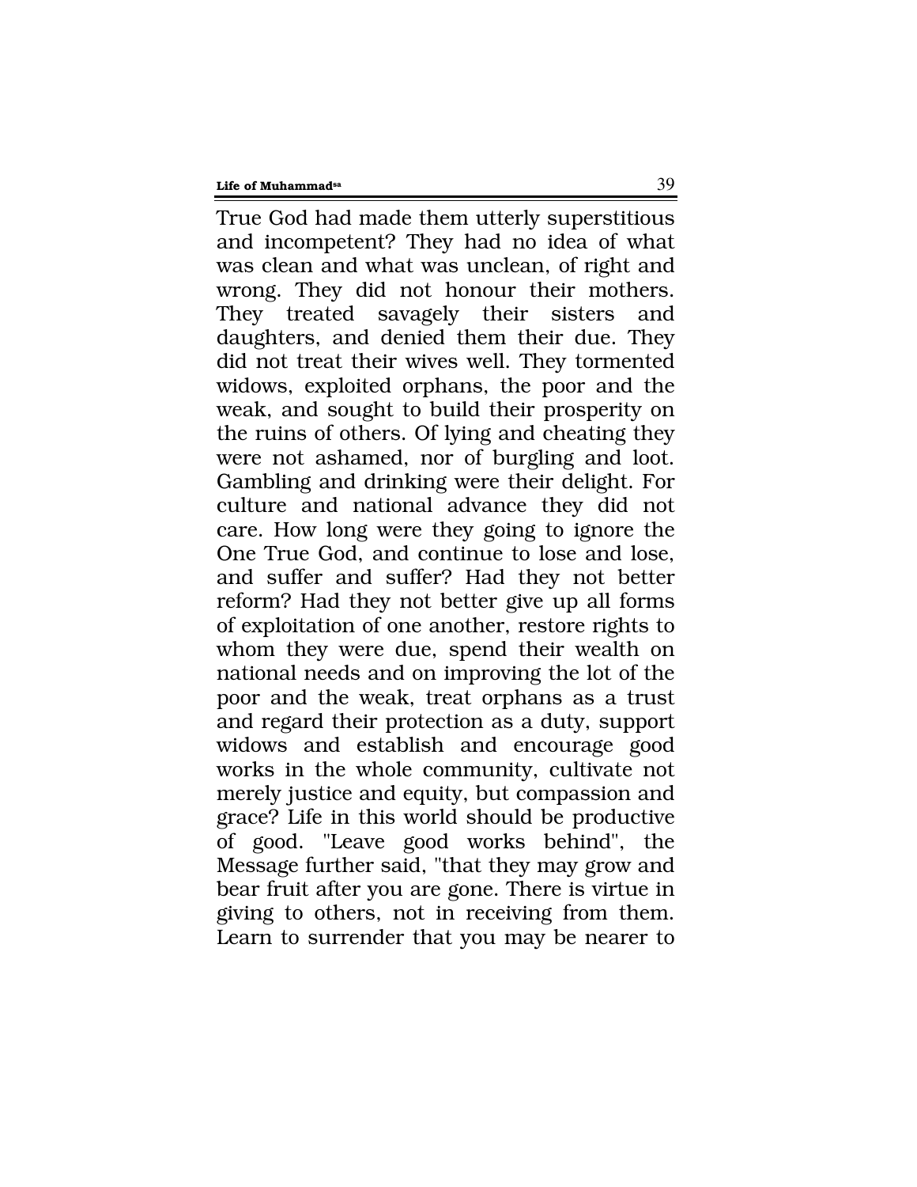True God had made them utterly superstitious and incompetent? They had no idea of what was clean and what was unclean, of right and wrong. They did not honour their mothers. They treated savagely their sisters and daughters, and denied them their due. They did not treat their wives well. They tormented widows, exploited orphans, the poor and the weak, and sought to build their prosperity on the ruins of others. Of lying and cheating they were not ashamed, nor of burgling and loot. Gambling and drinking were their delight. For culture and national advance they did not care. How long were they going to ignore the One True God, and continue to lose and lose, and suffer and suffer? Had they not better reform? Had they not better give up all forms of exploitation of one another, restore rights to whom they were due, spend their wealth on national needs and on improving the lot of the poor and the weak, treat orphans as a trust and regard their protection as a duty, support widows and establish and encourage good works in the whole community, cultivate not merely justice and equity, but compassion and grace? Life in this world should be productive of good. "Leave good works behind", the Message further said, "that they may grow and bear fruit after you are gone. There is virtue in giving to others, not in receiving from them. Learn to surrender that you may be nearer to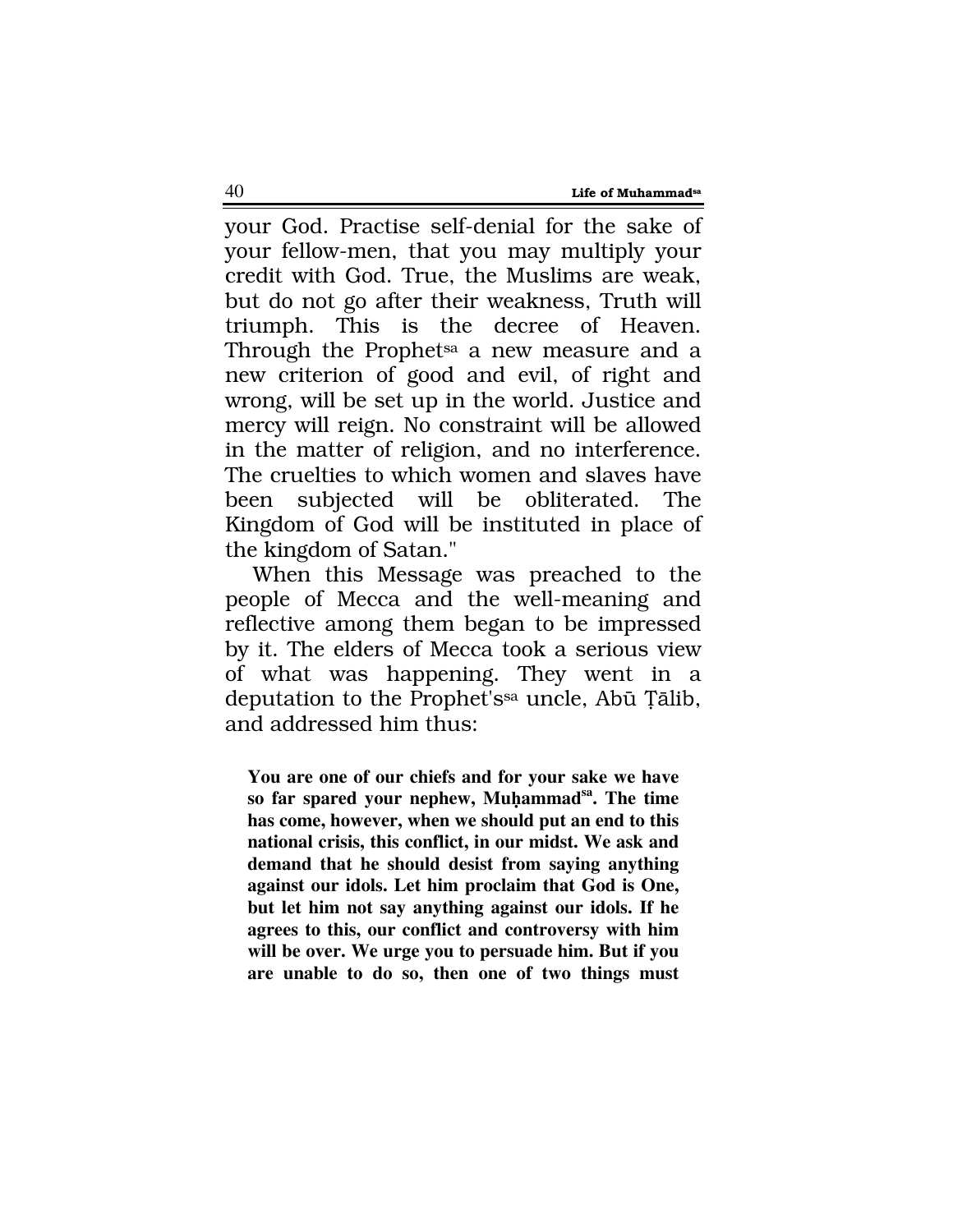your God. Practise self-denial for the sake of your fellow-men, that you may multiply your credit with God. True, the Muslims are weak, but do not go after their weakness, Truth will triumph. This is the decree of Heaven. Through the Prophet[sa] a new measure and a new criterion of good and evil, of right and wrong, will be set up in the world. Justice and mercy will reign. No constraint will be allowed in the matter of religion, and no interference. The cruelties to which women and slaves have been subjected will be obliterated. The Kingdom of God will be instituted in place of the kingdom of Satan."

When this Message was preached to the people of Mecca and the well-meaning and reflective among them began to be impressed by it. The elders of Mecca took a serious view of what was happening. They went in a deputation to the Prophet's[sa] uncle, Abū Ṭālib, and addressed him thus:

> **You are one of our chiefs and for your sake we have so far spared your nephew, Muḥammad[sa]. The time has come, however, when we should put an end to this national crisis, this conflict, in our midst. We ask and demand that he should desist from saying anything against our idols. Let him proclaim that God is One, but let him not say anything against our idols. If he agrees to this, our conflict and controversy with him will be over. We urge you to persuade him. But if you are unable to do so, then one of two things must**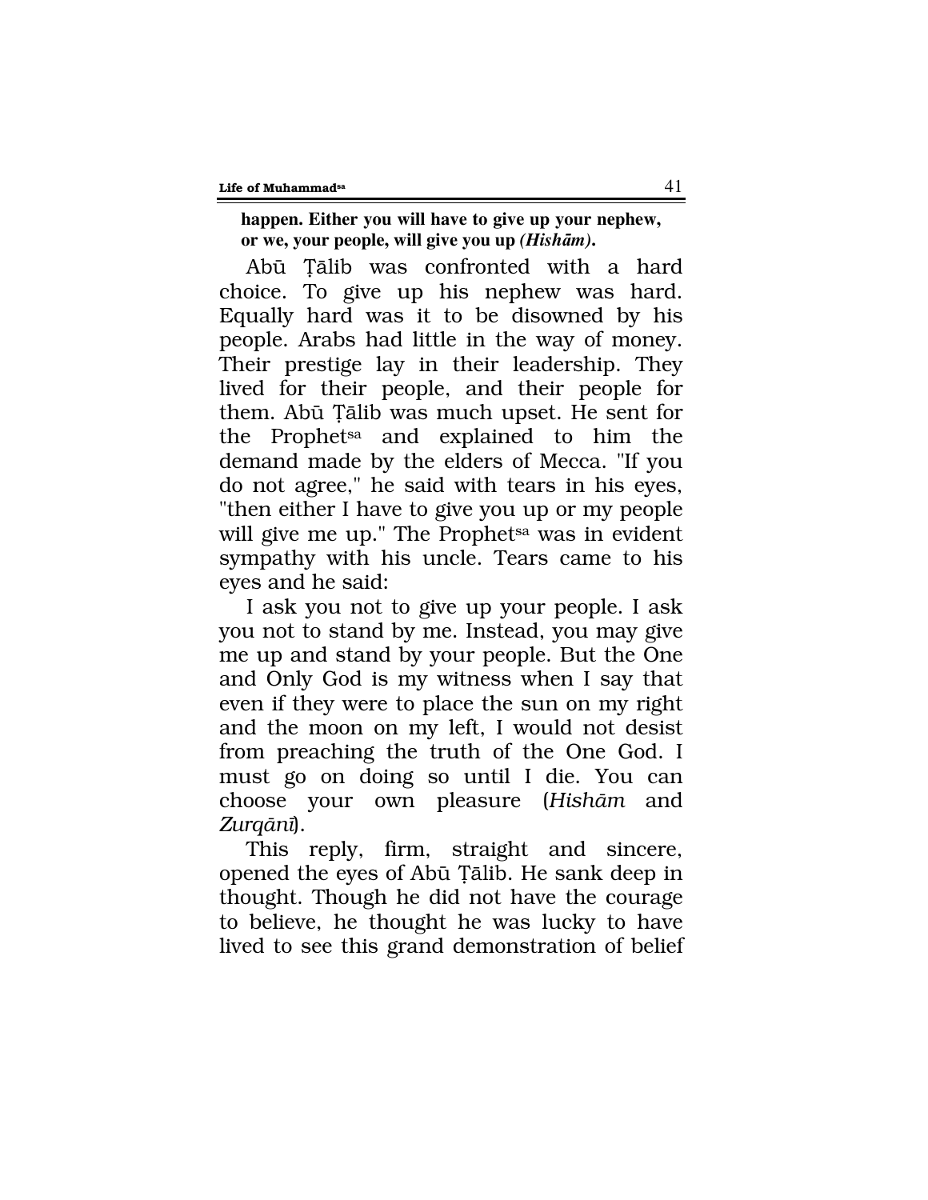**happen. Either you will have to give up your nephew, or we, your people, will give you up *(Hishām)*.**

Abū Ṭālib was confronted with a hard choice. To give up his nephew was hard. Equally hard was it to be disowned by his people. Arabs had little in the way of money. Their prestige lay in their leadership. They lived for their people, and their people for them. Abū Ṭālib was much upset. He sent for the Prophet[sa] and explained to him the demand made by the elders of Mecca. "If you do not agree," he said with tears in his eyes, "then either I have to give you up or my people will give me up." The Prophet[sa] was in evident sympathy with his uncle. Tears came to his eyes and he said:

I ask you not to give up your people. I ask you not to stand by me. Instead, you may give me up and stand by your people. But the One and Only God is my witness when I say that even if they were to place the sun on my right and the moon on my left, I would not desist from preaching the truth of the One God. I must go on doing so until I die. You can choose your own pleasure (*Hishām* and *Zurqānī*).

This reply, firm, straight and sincere, opened the eyes of Abū Ṭālib. He sank deep in thought. Though he did not have the courage to believe, he thought he was lucky to have lived to see this grand demonstration of belief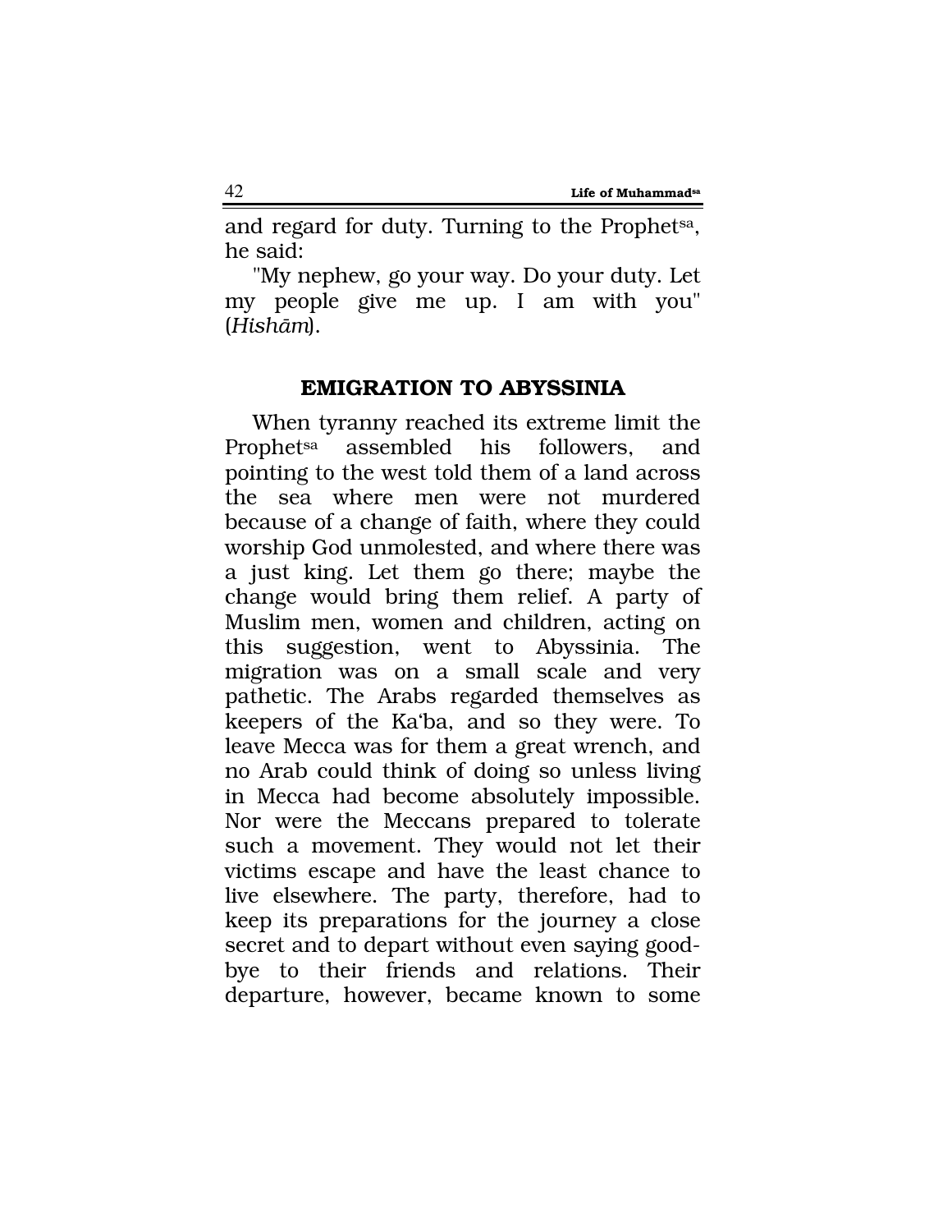and regard for duty. Turning to the Prophet[sa], he said:

"My nephew, go your way. Do your duty. Let my people give me up. I am with you" (*Hishām*).

## EMIGRATION TO ABYSSINIA

When tyranny reached its extreme limit the Prophet[sa] assembled his followers, and pointing to the west told them of a land across the sea where men were not murdered because of a change of faith, where they could worship God unmolested, and where there was a just king. Let them go there; maybe the change would bring them relief. A party of Muslim men, women and children, acting on this suggestion, went to Abyssinia. The migration was on a small scale and very pathetic. The Arabs regarded themselves as keepers of the Ka'ba, and so they were. To leave Mecca was for them a great wrench, and no Arab could think of doing so unless living in Mecca had become absolutely impossible. Nor were the Meccans prepared to tolerate such a movement. They would not let their victims escape and have the least chance to live elsewhere. The party, therefore, had to keep its preparations for the journey a close secret and to depart without even saying good-bye to their friends and relations. Their departure, however, became known to some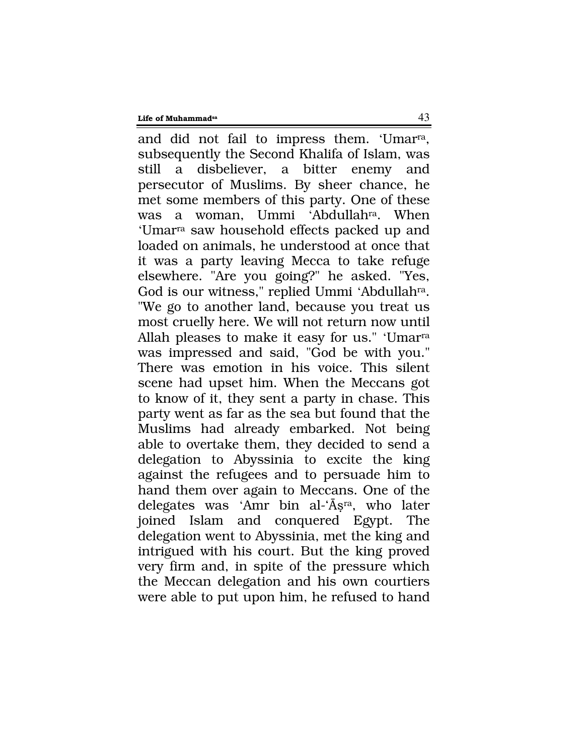and did not fail to impress them. ‘Umar[ra], subsequently the Second Khalifa of Islam, was still a disbeliever, a bitter enemy and persecutor of Muslims. By sheer chance, he met some members of this party. One of these was a woman, Ummi ‘Abdullah[ra]. When ‘Umar[ra] saw household effects packed up and loaded on animals, he understood at once that it was a party leaving Mecca to take refuge elsewhere. "Are you going?" he asked. "Yes, God is our witness," replied Ummi ‘Abdullah[ra]. "We go to another land, because you treat us most cruelly here. We will not return now until Allah pleases to make it easy for us." ‘Umar[ra] was impressed and said, "God be with you." There was emotion in his voice. This silent scene had upset him. When the Meccans got to know of it, they sent a party in chase. This party went as far as the sea but found that the Muslims had already embarked. Not being able to overtake them, they decided to send a delegation to Abyssinia to excite the king against the refugees and to persuade him to hand them over again to Meccans. One of the delegates was ‘Amr bin al-‘Āṣ[ra], who later joined Islam and conquered Egypt. The delegation went to Abyssinia, met the king and intrigued with his court. But the king proved very firm and, in spite of the pressure which the Meccan delegation and his own courtiers were able to put upon him, he refused to hand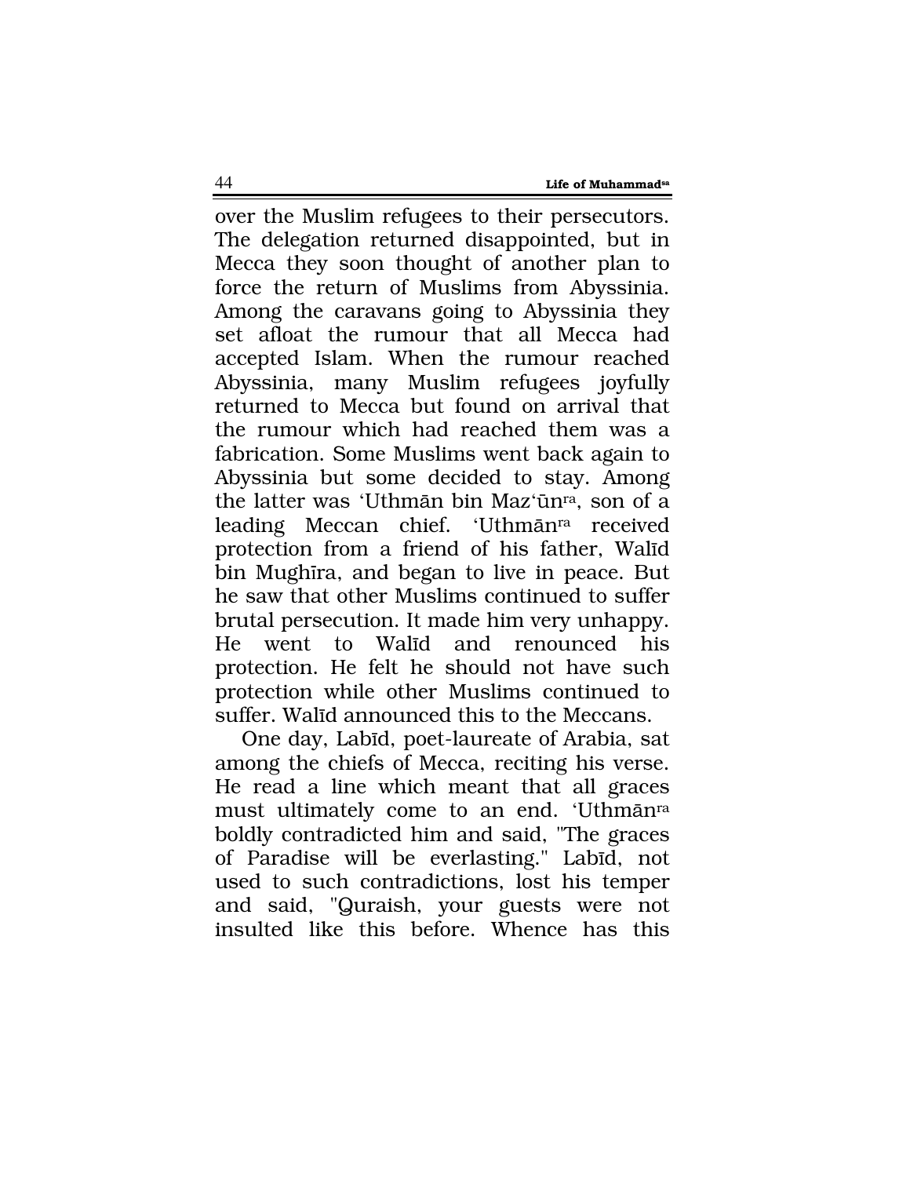over the Muslim refugees to their persecutors. The delegation returned disappointed, but in Mecca they soon thought of another plan to force the return of Muslims from Abyssinia. Among the caravans going to Abyssinia they set afloat the rumour that all Mecca had accepted Islam. When the rumour reached Abyssinia, many Muslim refugees joyfully returned to Mecca but found on arrival that the rumour which had reached them was a fabrication. Some Muslims went back again to Abyssinia but some decided to stay. Among the latter was ‘Uthmān bin Maz‘ūn[ra], son of a leading Meccan chief. ‘Uthmān[ra] received protection from a friend of his father, Walīd bin Mughīra, and began to live in peace. But he saw that other Muslims continued to suffer brutal persecution. It made him very unhappy. He went to Walīd and renounced his protection. He felt he should not have such protection while other Muslims continued to suffer. Walīd announced this to the Meccans.

One day, Labīd, poet-laureate of Arabia, sat among the chiefs of Mecca, reciting his verse. He read a line which meant that all graces must ultimately come to an end. ‘Uthmān[ra] boldly contradicted him and said, "The graces of Paradise will be everlasting." Labīd, not used to such contradictions, lost his temper and said, "Quraish, your guests were not insulted like this before. Whence has this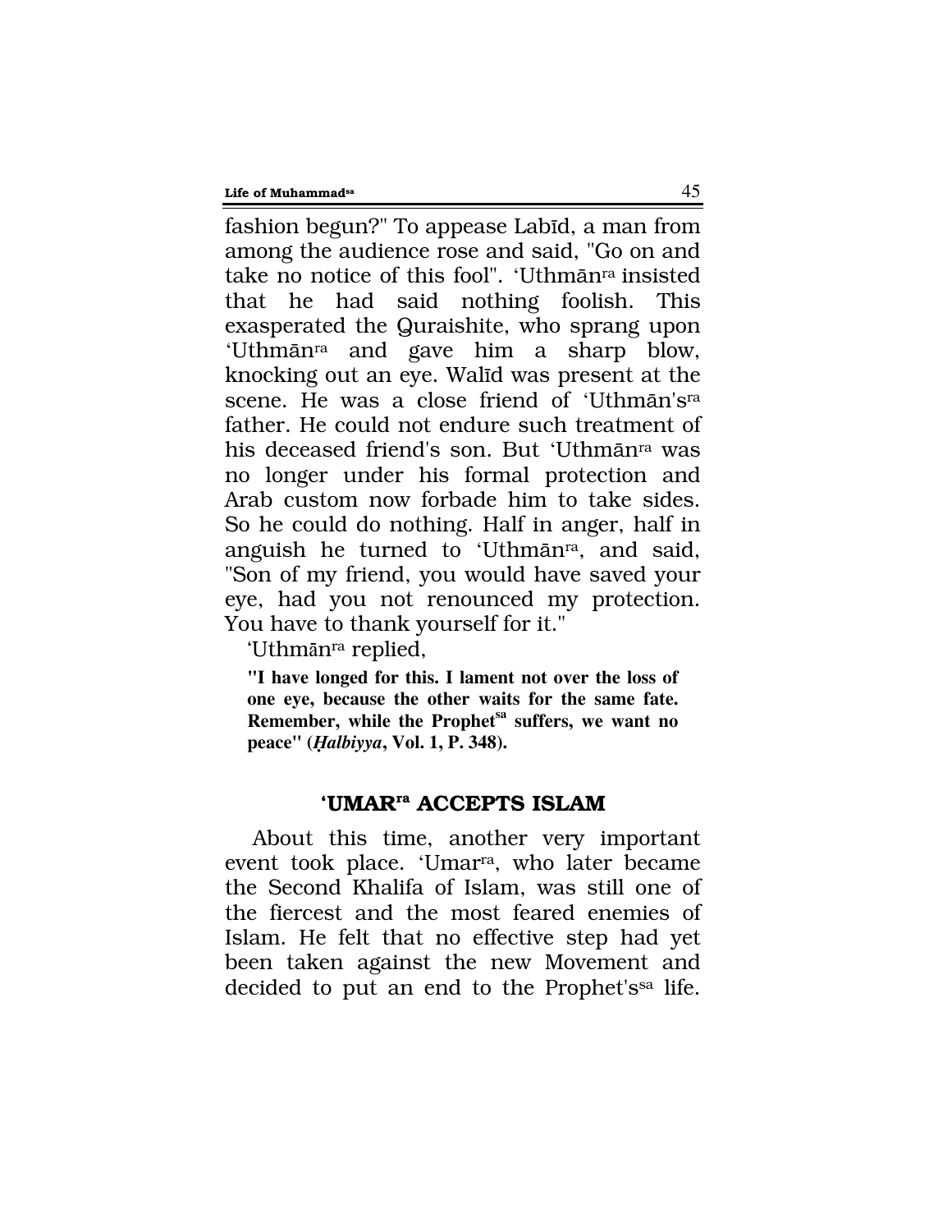fashion begun?" To appease Labīd, a man from among the audience rose and said, "Go on and take no notice of this fool". ʻUthmān[ra] insisted that he had said nothing foolish. This exasperated the Quraishite, who sprang upon ʻUthmān[ra] and gave him a sharp blow, knocking out an eye. Walīd was present at the scene. He was a close friend of ʻUthmān's[ra] father. He could not endure such treatment of his deceased friend's son. But ʻUthmān[ra] was no longer under his formal protection and Arab custom now forbade him to take sides. So he could do nothing. Half in anger, half in anguish he turned to ʻUthmān[ra], and said, "Son of my friend, you would have saved your eye, had you not renounced my protection. You have to thank yourself for it."

ʻUthmān[ra] replied,

> **"I have longed for this. I lament not over the loss of one eye, because the other waits for the same fate. Remember, while the Prophet[sa] suffers, we want no peace" (*Ḥalbiyya*, Vol. 1, P. 348).**

## ʻUMAR[ra] ACCEPTS ISLAM

About this time, another very important event took place. ʻUmar[ra], who later became the Second Khalifa of Islam, was still one of the fiercest and the most feared enemies of Islam. He felt that no effective step had yet been taken against the new Movement and decided to put an end to the Prophet's[sa] life.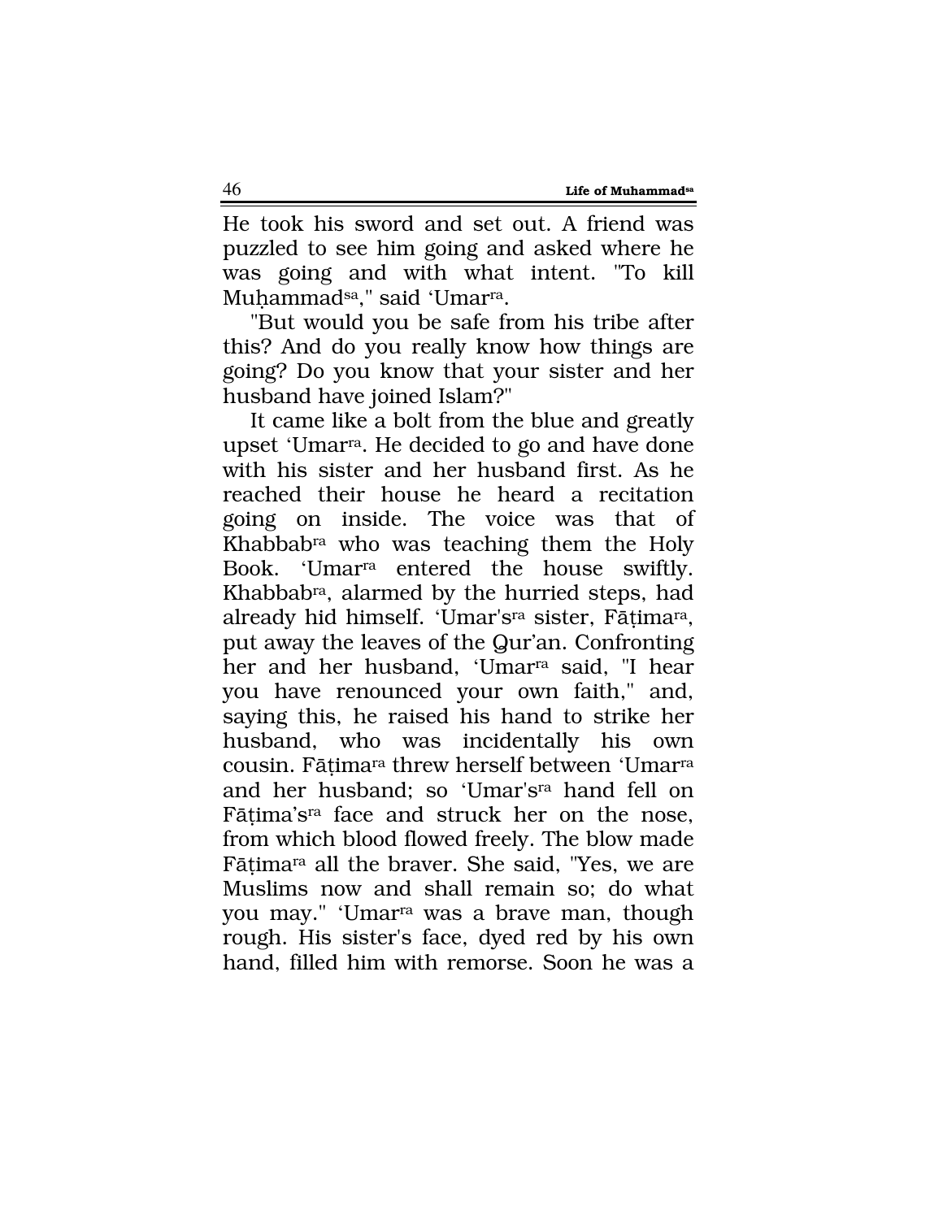He took his sword and set out. A friend was puzzled to see him going and asked where he was going and with what intent. "To kill Muḥammad[sa]," said ‘Umar[ra].

"But would you be safe from his tribe after this? And do you really know how things are going? Do you know that your sister and her husband have joined Islam?"

It came like a bolt from the blue and greatly upset ‘Umar[ra]. He decided to go and have done with his sister and her husband first. As he reached their house he heard a recitation going on inside. The voice was that of Khabbab[ra] who was teaching them the Holy Book. ‘Umar[ra] entered the house swiftly. Khabbab[ra], alarmed by the hurried steps, had already hid himself. ‘Umar's[ra] sister, Fāṭima[ra], put away the leaves of the Qur’an. Confronting her and her husband, ‘Umar[ra] said, "I hear you have renounced your own faith," and, saying this, he raised his hand to strike her husband, who was incidentally his own cousin. Fāṭima[ra] threw herself between ‘Umar[ra] and her husband; so ‘Umar's[ra] hand fell on Fāṭima’s[ra] face and struck her on the nose, from which blood flowed freely. The blow made Fāṭima[ra] all the braver. She said, "Yes, we are Muslims now and shall remain so; do what you may." ‘Umar[ra] was a brave man, though rough. His sister's face, dyed red by his own hand, filled him with remorse. Soon he was a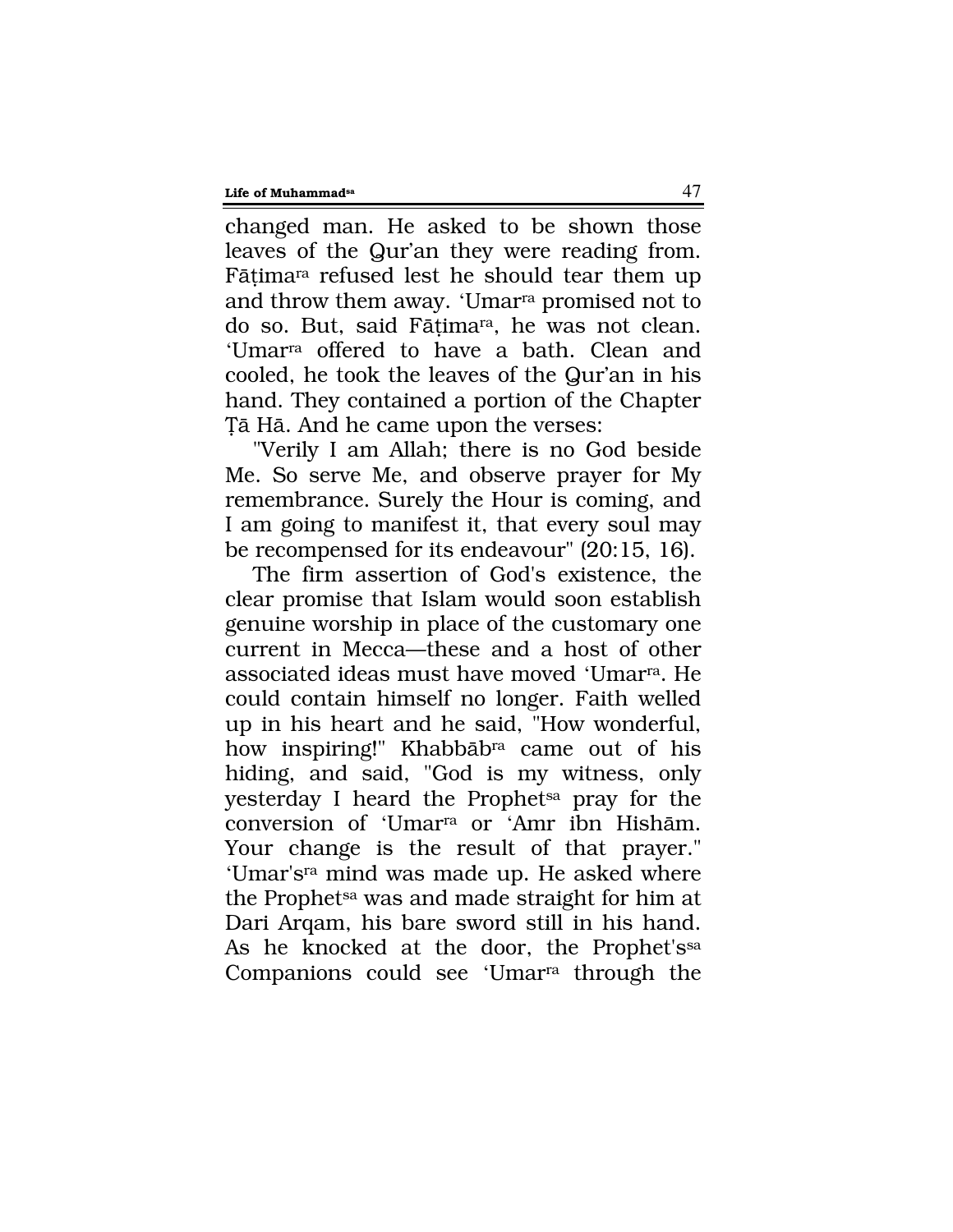changed man. He asked to be shown those leaves of the Qur'an they were reading from. Fāṭima[ra] refused lest he should tear them up and throw them away. 'Umar[ra] promised not to do so. But, said Fāṭima[ra], he was not clean. 'Umar[ra] offered to have a bath. Clean and cooled, he took the leaves of the Qur'an in his hand. They contained a portion of the Chapter Ṭā Hā. And he came upon the verses:

"Verily I am Allah; there is no God beside Me. So serve Me, and observe prayer for My remembrance. Surely the Hour is coming, and I am going to manifest it, that every soul may be recompensed for its endeavour" (20:15, 16).

The firm assertion of God's existence, the clear promise that Islam would soon establish genuine worship in place of the customary one current in Mecca—these and a host of other associated ideas must have moved 'Umar[ra]. He could contain himself no longer. Faith welled up in his heart and he said, "How wonderful, how inspiring!" Khabbāb[ra] came out of his hiding, and said, "God is my witness, only yesterday I heard the Prophet[sa] pray for the conversion of 'Umar[ra] or 'Amr ibn Hishām. Your change is the result of that prayer." 'Umar's[ra] mind was made up. He asked where the Prophet[sa] was and made straight for him at Dari Arqam, his bare sword still in his hand. As he knocked at the door, the Prophet's[sa] Companions could see 'Umar[ra] through the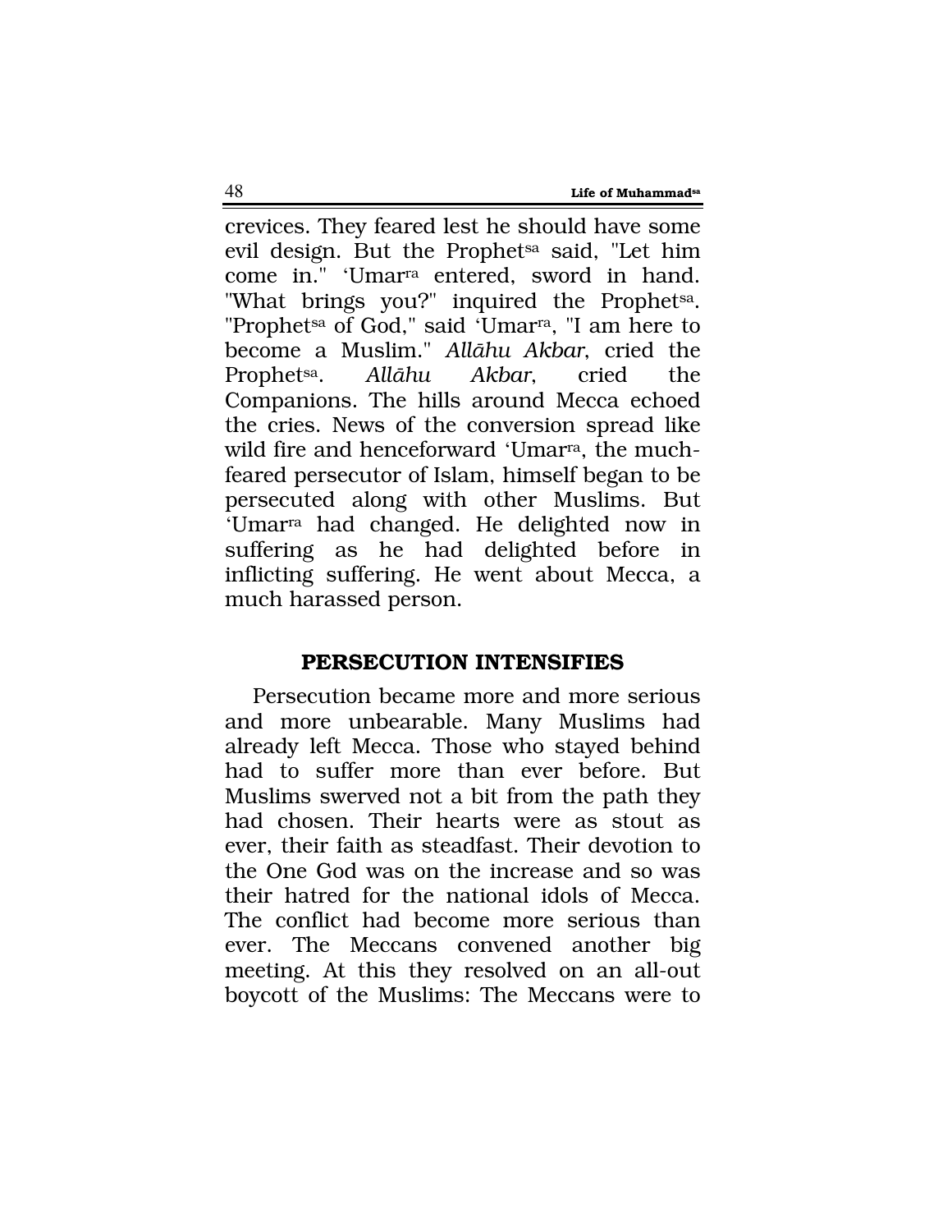crevices. They feared lest he should have some evil design. But the Prophet[sa] said, "Let him come in." 'Umar[ra] entered, sword in hand. "What brings you?" inquired the Prophet[sa]. "Prophet[sa] of God," said 'Umar[ra], "I am here to become a Muslim." *Allāhu Akbar*, cried the Prophet[sa]. *Allāhu Akbar*, cried the Companions. The hills around Mecca echoed the cries. News of the conversion spread like wild fire and henceforward 'Umar[ra], the much-feared persecutor of Islam, himself began to be persecuted along with other Muslims. But 'Umar[ra] had changed. He delighted now in suffering as he had delighted before in inflicting suffering. He went about Mecca, a much harassed person.

## PERSECUTION INTENSIFIES

Persecution became more and more serious and more unbearable. Many Muslims had already left Mecca. Those who stayed behind had to suffer more than ever before. But Muslims swerved not a bit from the path they had chosen. Their hearts were as stout as ever, their faith as steadfast. Their devotion to the One God was on the increase and so was their hatred for the national idols of Mecca. The conflict had become more serious than ever. The Meccans convened another big meeting. At this they resolved on an all-out boycott of the Muslims: The Meccans were to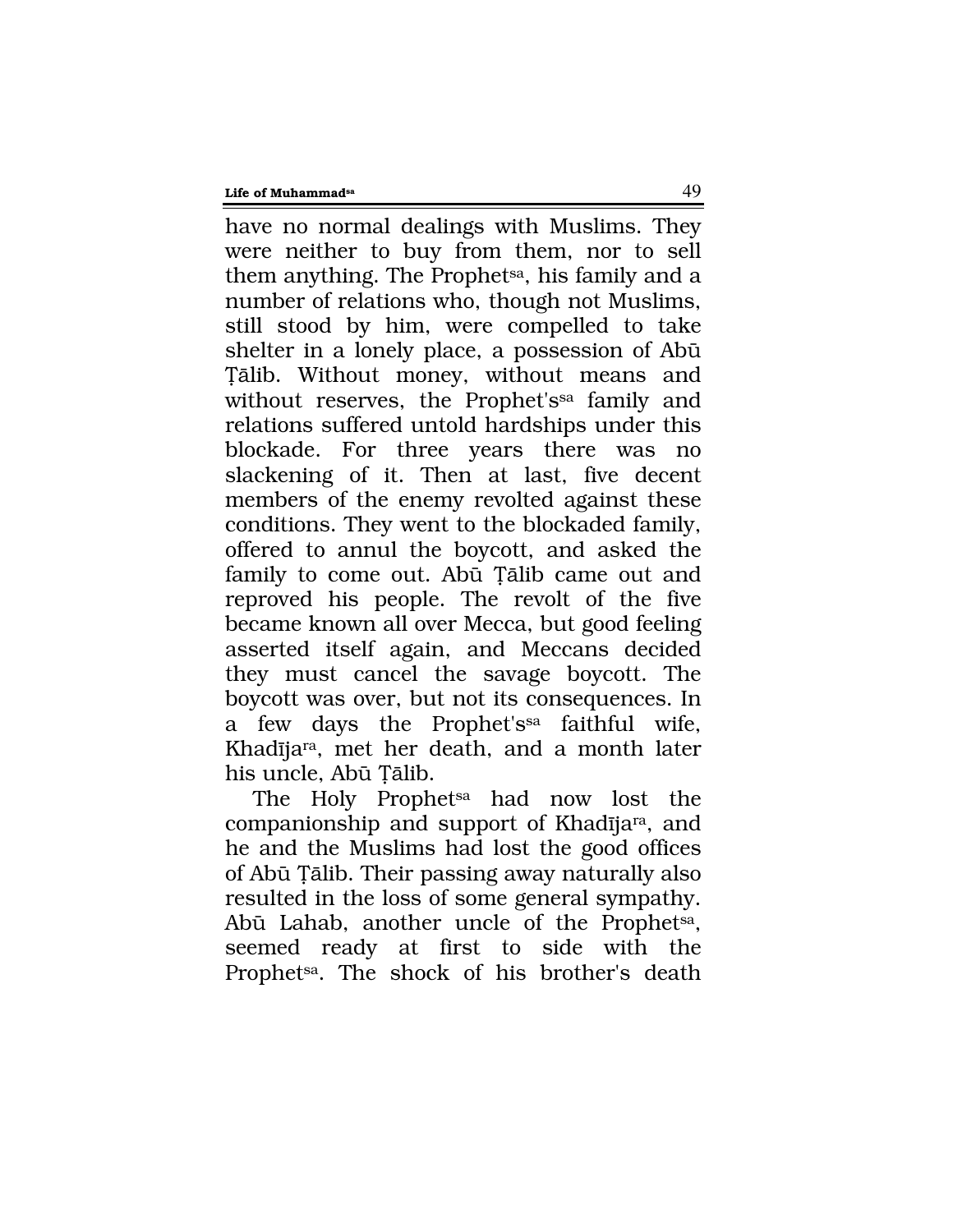have no normal dealings with Muslims. They were neither to buy from them, nor to sell them anything. The Prophet[sa], his family and a number of relations who, though not Muslims, still stood by him, were compelled to take shelter in a lonely place, a possession of Abū Ṭālib. Without money, without means and without reserves, the Prophet's[sa] family and relations suffered untold hardships under this blockade. For three years there was no slackening of it. Then at last, five decent members of the enemy revolted against these conditions. They went to the blockaded family, offered to annul the boycott, and asked the family to come out. Abū Ṭālib came out and reproved his people. The revolt of the five became known all over Mecca, but good feeling asserted itself again, and Meccans decided they must cancel the savage boycott. The boycott was over, but not its consequences. In a few days the Prophet's[sa] faithful wife, Khadīja[ra], met her death, and a month later his uncle, Abū Ṭālib.

The Holy Prophet[sa] had now lost the companionship and support of Khadīja[ra], and he and the Muslims had lost the good offices of Abū Ṭālib. Their passing away naturally also resulted in the loss of some general sympathy. Abū Lahab, another uncle of the Prophet[sa], seemed ready at first to side with the Prophet[sa]. The shock of his brother's death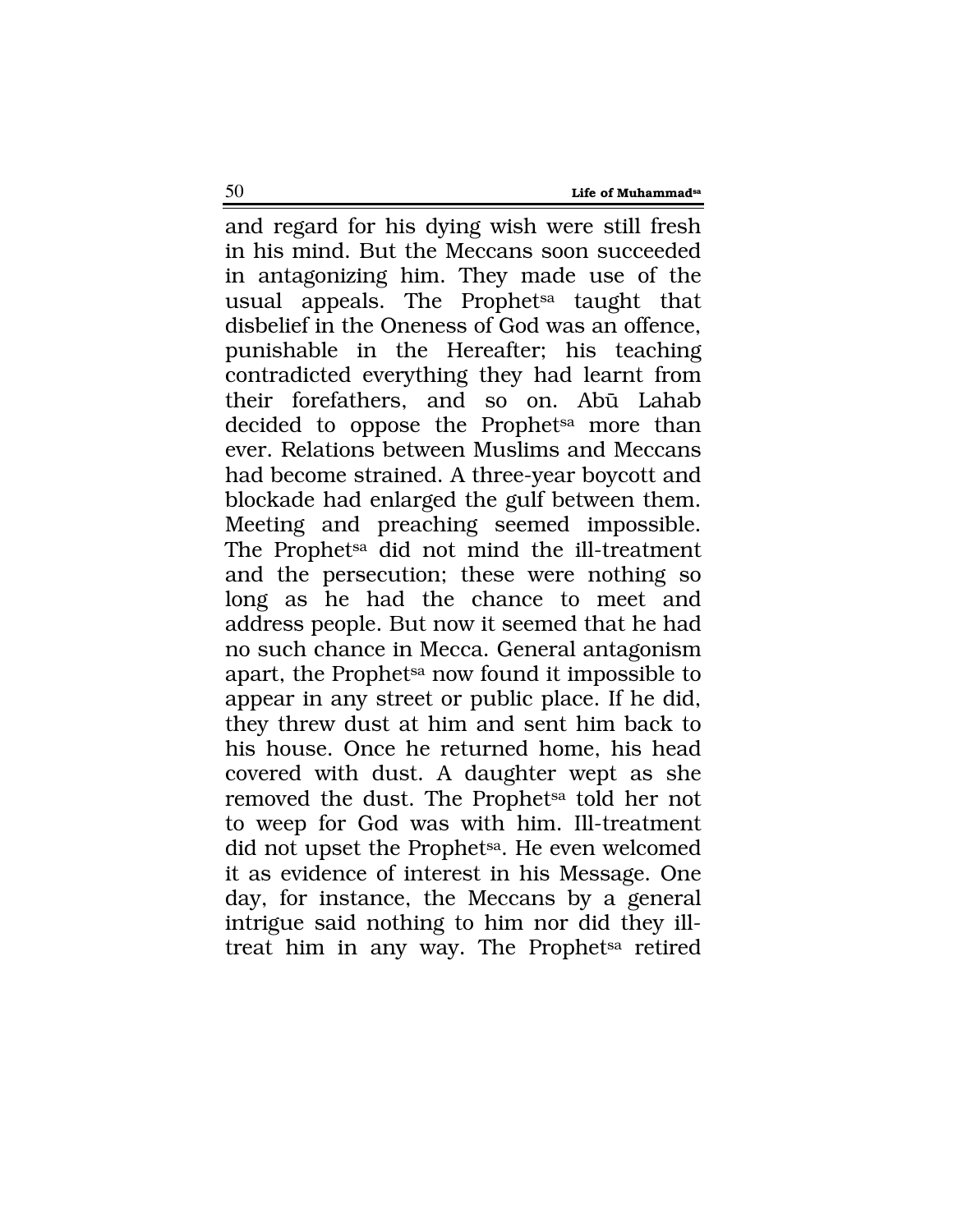and regard for his dying wish were still fresh in his mind. But the Meccans soon succeeded in antagonizing him. They made use of the usual appeals. The Prophet[sa] taught that disbelief in the Oneness of God was an offence, punishable in the Hereafter; his teaching contradicted everything they had learnt from their forefathers, and so on. Abū Lahab decided to oppose the Prophet[sa] more than ever. Relations between Muslims and Meccans had become strained. A three-year boycott and blockade had enlarged the gulf between them. Meeting and preaching seemed impossible. The Prophet[sa] did not mind the ill-treatment and the persecution; these were nothing so long as he had the chance to meet and address people. But now it seemed that he had no such chance in Mecca. General antagonism apart, the Prophet[sa] now found it impossible to appear in any street or public place. If he did, they threw dust at him and sent him back to his house. Once he returned home, his head covered with dust. A daughter wept as she removed the dust. The Prophet[sa] told her not to weep for God was with him. Ill-treatment did not upset the Prophet[sa]. He even welcomed it as evidence of interest in his Message. One day, for instance, the Meccans by a general intrigue said nothing to him nor did they ill-treat him in any way. The Prophet[sa] retired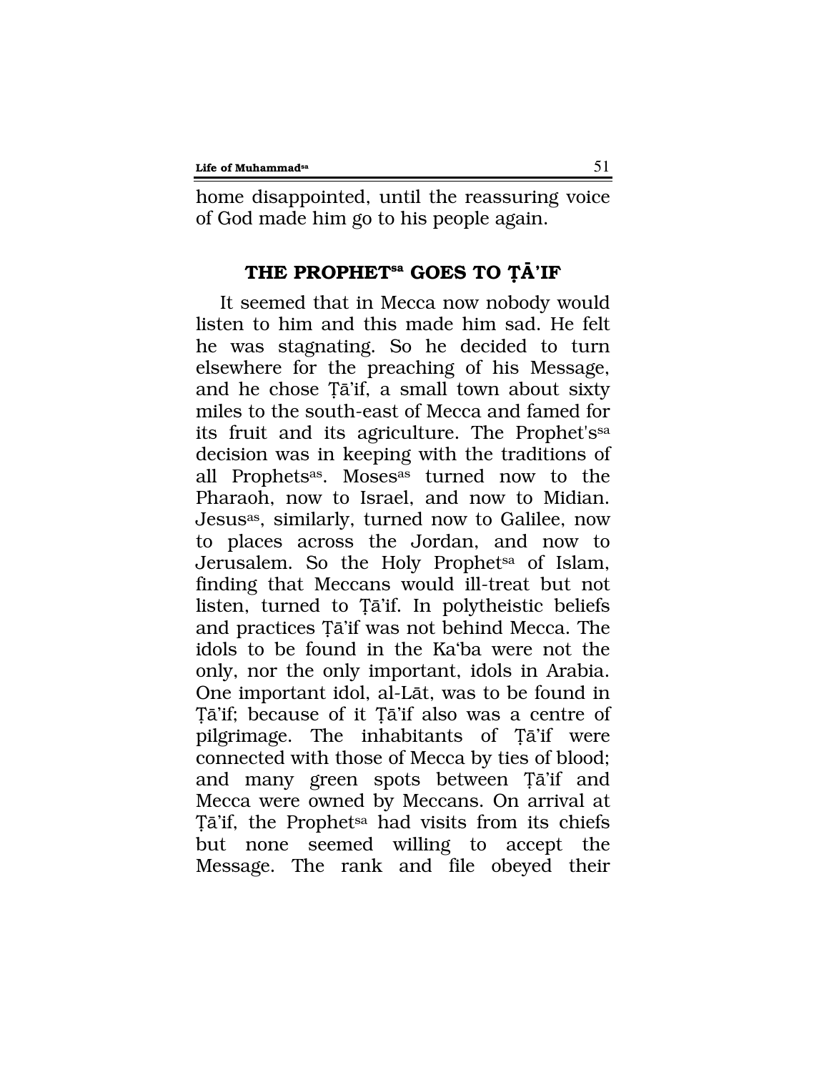home disappointed, until the reassuring voice of God made him go to his people again.

## THE PROPHET[sa] GOES TO ṬĀ'IF

It seemed that in Mecca now nobody would listen to him and this made him sad. He felt he was stagnating. So he decided to turn elsewhere for the preaching of his Message, and he chose Ṭā'if, a small town about sixty miles to the south-east of Mecca and famed for its fruit and its agriculture. The Prophet's[sa] decision was in keeping with the traditions of all Prophets[as]. Moses[as] turned now to the Pharaoh, now to Israel, and now to Midian. Jesus[as], similarly, turned now to Galilee, now to places across the Jordan, and now to Jerusalem. So the Holy Prophet[sa] of Islam, finding that Meccans would ill-treat but not listen, turned to Ṭā'if. In polytheistic beliefs and practices Ṭā'if was not behind Mecca. The idols to be found in the Ka'ba were not the only, nor the only important, idols in Arabia. One important idol, al-Lāt, was to be found in Ṭā'if; because of it Ṭā'if also was a centre of pilgrimage. The inhabitants of Ṭā'if were connected with those of Mecca by ties of blood; and many green spots between Ṭā'if and Mecca were owned by Meccans. On arrival at Ṭā'if, the Prophet[sa] had visits from its chiefs but none seemed willing to accept the Message. The rank and file obeyed their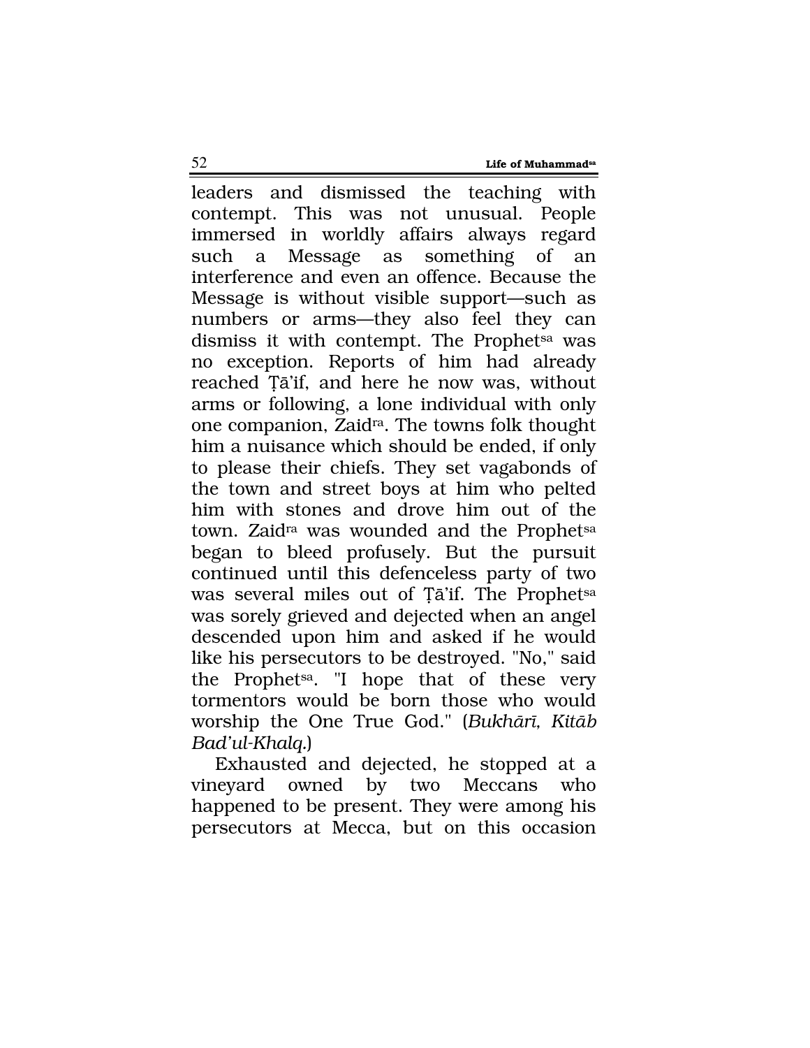leaders and dismissed the teaching with contempt. This was not unusual. People immersed in worldly affairs always regard such a Message as something of an interference and even an offence. Because the Message is without visible support—such as numbers or arms—they also feel they can dismiss it with contempt. The Prophet[sa] was no exception. Reports of him had already reached Ṭā'if, and here he now was, without arms or following, a lone individual with only one companion, Zaid[ra]. The towns folk thought him a nuisance which should be ended, if only to please their chiefs. They set vagabonds of the town and street boys at him who pelted him with stones and drove him out of the town. Zaid[ra] was wounded and the Prophet[sa] began to bleed profusely. But the pursuit continued until this defenceless party of two was several miles out of Ṭā'if. The Prophet[sa] was sorely grieved and dejected when an angel descended upon him and asked if he would like his persecutors to be destroyed. "No," said the Prophet[sa]. "I hope that of these very tormentors would be born those who would worship the One True God." (*Bukhārī, Kitāb Bad'ul-Khalq.*)

Exhausted and dejected, he stopped at a vineyard owned by two Meccans who happened to be present. They were among his persecutors at Mecca, but on this occasion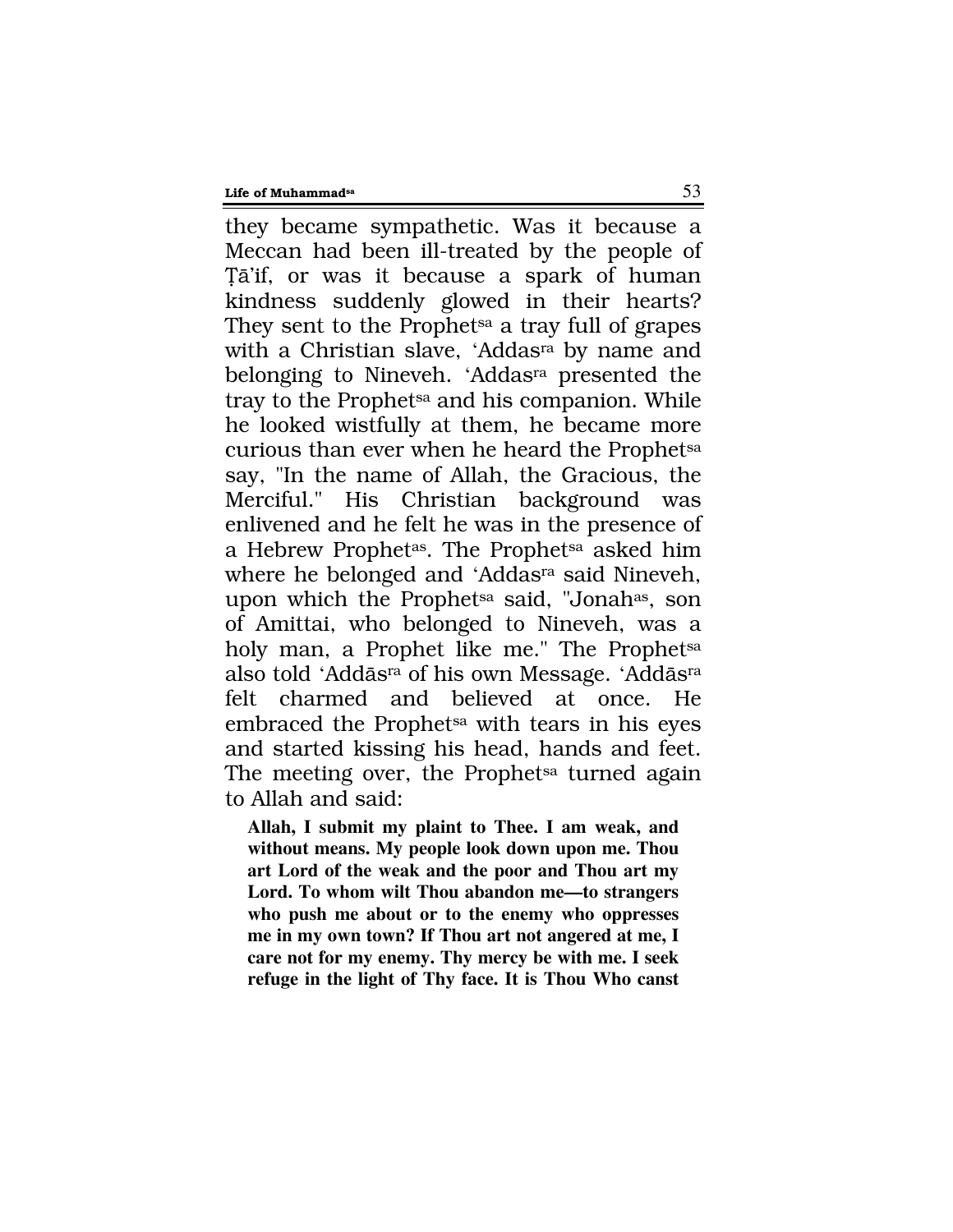they became sympathetic. Was it because a Meccan had been ill-treated by the people of Ṭā'if, or was it because a spark of human kindness suddenly glowed in their hearts? They sent to the Prophet[sa] a tray full of grapes with a Christian slave, 'Addas[ra] by name and belonging to Nineveh. 'Addas[ra] presented the tray to the Prophet[sa] and his companion. While he looked wistfully at them, he became more curious than ever when he heard the Prophet[sa] say, "In the name of Allah, the Gracious, the Merciful." His Christian background was enlivened and he felt he was in the presence of a Hebrew Prophet[as]. The Prophet[sa] asked him where he belonged and 'Addas[ra] said Nineveh, upon which the Prophet[sa] said, "Jonah[as], son of Amittai, who belonged to Nineveh, was a holy man, a Prophet like me." The Prophet[sa] also told 'Addās[ra] of his own Message. 'Addās[ra] felt charmed and believed at once. He embraced the Prophet[sa] with tears in his eyes and started kissing his head, hands and feet. The meeting over, the Prophet[sa] turned again to Allah and said:

> **Allah, I submit my plaint to Thee. I am weak, and without means. My people look down upon me. Thou art Lord of the weak and the poor and Thou art my Lord. To whom wilt Thou abandon me—to strangers who push me about or to the enemy who oppresses me in my own town? If Thou art not angered at me, I care not for my enemy. Thy mercy be with me. I seek refuge in the light of Thy face. It is Thou Who canst**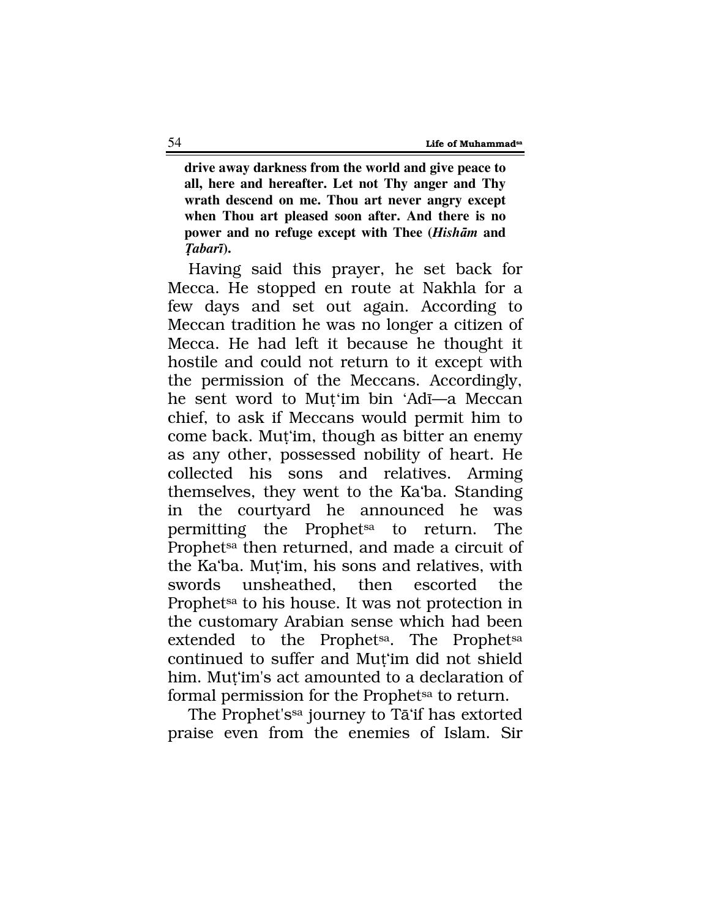**drive away darkness from the world and give peace to all, here and hereafter. Let not Thy anger and Thy wrath descend on me. Thou art never angry except when Thou art pleased soon after. And there is no power and no refuge except with Thee (*Hishām* and *Ṭabarī*).**

Having said this prayer, he set back for Mecca. He stopped en route at Nakhla for a few days and set out again. According to Meccan tradition he was no longer a citizen of Mecca. He had left it because he thought it hostile and could not return to it except with the permission of the Meccans. Accordingly, he sent word to Muṭ'im bin 'Adī—a Meccan chief, to ask if Meccans would permit him to come back. Muṭ'im, though as bitter an enemy as any other, possessed nobility of heart. He collected his sons and relatives. Arming themselves, they went to the Ka'ba. Standing in the courtyard he announced he was permitting the Prophet[sa] to return. The Prophet[sa] then returned, and made a circuit of the Ka'ba. Muṭ'im, his sons and relatives, with swords unsheathed, then escorted the Prophet[sa] to his house. It was not protection in the customary Arabian sense which had been extended to the Prophet[sa]. The Prophet[sa] continued to suffer and Muṭ'im did not shield him. Muṭ'im's act amounted to a declaration of formal permission for the Prophet[sa] to return.

The Prophet's[sa] journey to Tā'if has extorted praise even from the enemies of Islam. Sir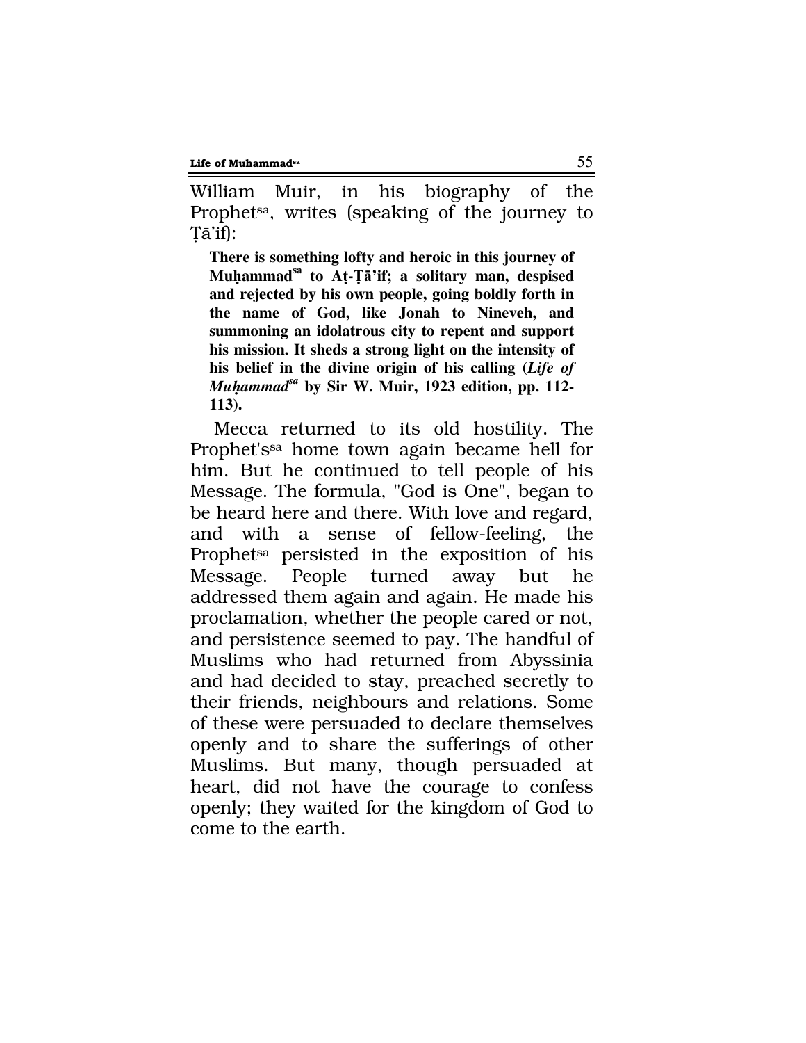William Muir, in his biography of the Prophet[sa], writes (speaking of the journey to Ṭā'if):

> **There is something lofty and heroic in this journey of Muḥammad[sa] to Aṭ-Ṭā'if; a solitary man, despised and rejected by his own people, going boldly forth in the name of God, like Jonah to Nineveh, and summoning an idolatrous city to repent and support his mission. It sheds a strong light on the intensity of his belief in the divine origin of his calling (*Life of Muḥammad[sa]* by Sir W. Muir, 1923 edition, pp. 112-113).**

Mecca returned to its old hostility. The Prophet's[sa] home town again became hell for him. But he continued to tell people of his Message. The formula, "God is One", began to be heard here and there. With love and regard, and with a sense of fellow-feeling, the Prophet[sa] persisted in the exposition of his Message. People turned away but he addressed them again and again. He made his proclamation, whether the people cared or not, and persistence seemed to pay. The handful of Muslims who had returned from Abyssinia and had decided to stay, preached secretly to their friends, neighbours and relations. Some of these were persuaded to declare themselves openly and to share the sufferings of other Muslims. But many, though persuaded at heart, did not have the courage to confess openly; they waited for the kingdom of God to come to the earth.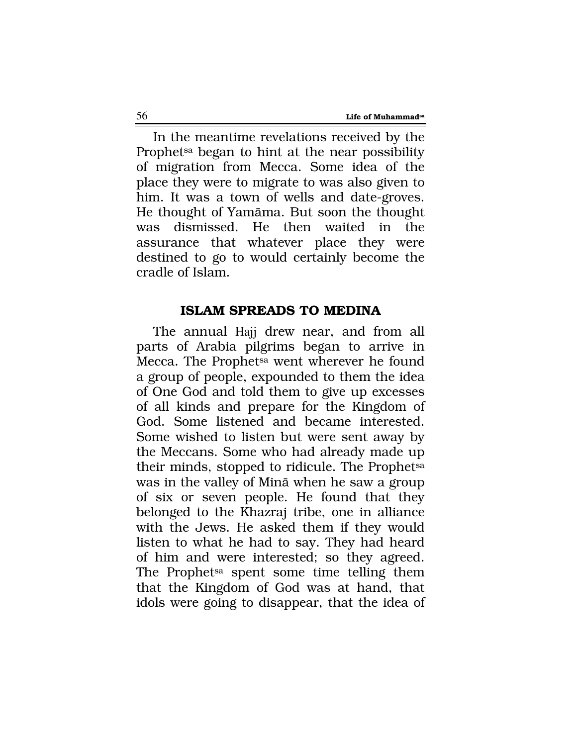In the meantime revelations received by the Prophet[sa] began to hint at the near possibility of migration from Mecca. Some idea of the place they were to migrate to was also given to him. It was a town of wells and date-groves. He thought of Yamāma. But soon the thought was dismissed. He then waited in the assurance that whatever place they were destined to go to would certainly become the cradle of Islam.

## ISLAM SPREADS TO MEDINA

The annual Hajj drew near, and from all parts of Arabia pilgrims began to arrive in Mecca. The Prophet[sa] went wherever he found a group of people, expounded to them the idea of One God and told them to give up excesses of all kinds and prepare for the Kingdom of God. Some listened and became interested. Some wished to listen but were sent away by the Meccans. Some who had already made up their minds, stopped to ridicule. The Prophet[sa] was in the valley of Minā when he saw a group of six or seven people. He found that they belonged to the Khazraj tribe, one in alliance with the Jews. He asked them if they would listen to what he had to say. They had heard of him and were interested; so they agreed. The Prophet[sa] spent some time telling them that the Kingdom of God was at hand, that idols were going to disappear, that the idea of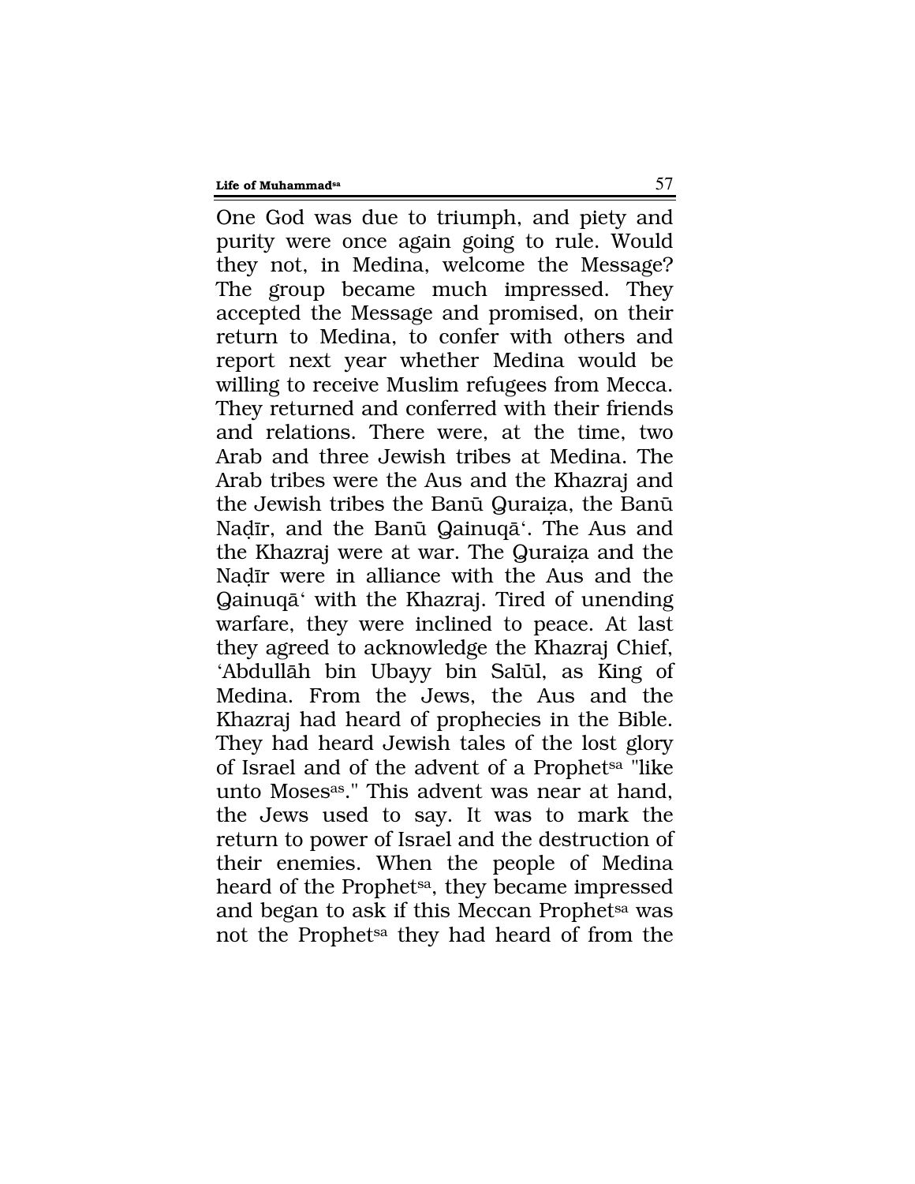One God was due to triumph, and piety and purity were once again going to rule. Would they not, in Medina, welcome the Message? The group became much impressed. They accepted the Message and promised, on their return to Medina, to confer with others and report next year whether Medina would be willing to receive Muslim refugees from Mecca. They returned and conferred with their friends and relations. There were, at the time, two Arab and three Jewish tribes at Medina. The Arab tribes were the Aus and the Khazraj and the Jewish tribes the Banū Quraiẓa, the Banū Naḍīr, and the Banū Qainuqā'. The Aus and the Khazraj were at war. The Quraiẓa and the Naḍīr were in alliance with the Aus and the Qainuqā' with the Khazraj. Tired of unending warfare, they were inclined to peace. At last they agreed to acknowledge the Khazraj Chief, 'Abdullāh bin Ubayy bin Salūl, as King of Medina. From the Jews, the Aus and the Khazraj had heard of prophecies in the Bible. They had heard Jewish tales of the lost glory of Israel and of the advent of a Prophet[sa] "like unto Moses[as]." This advent was near at hand, the Jews used to say. It was to mark the return to power of Israel and the destruction of their enemies. When the people of Medina heard of the Prophet[sa], they became impressed and began to ask if this Meccan Prophet[sa] was not the Prophet[sa] they had heard of from the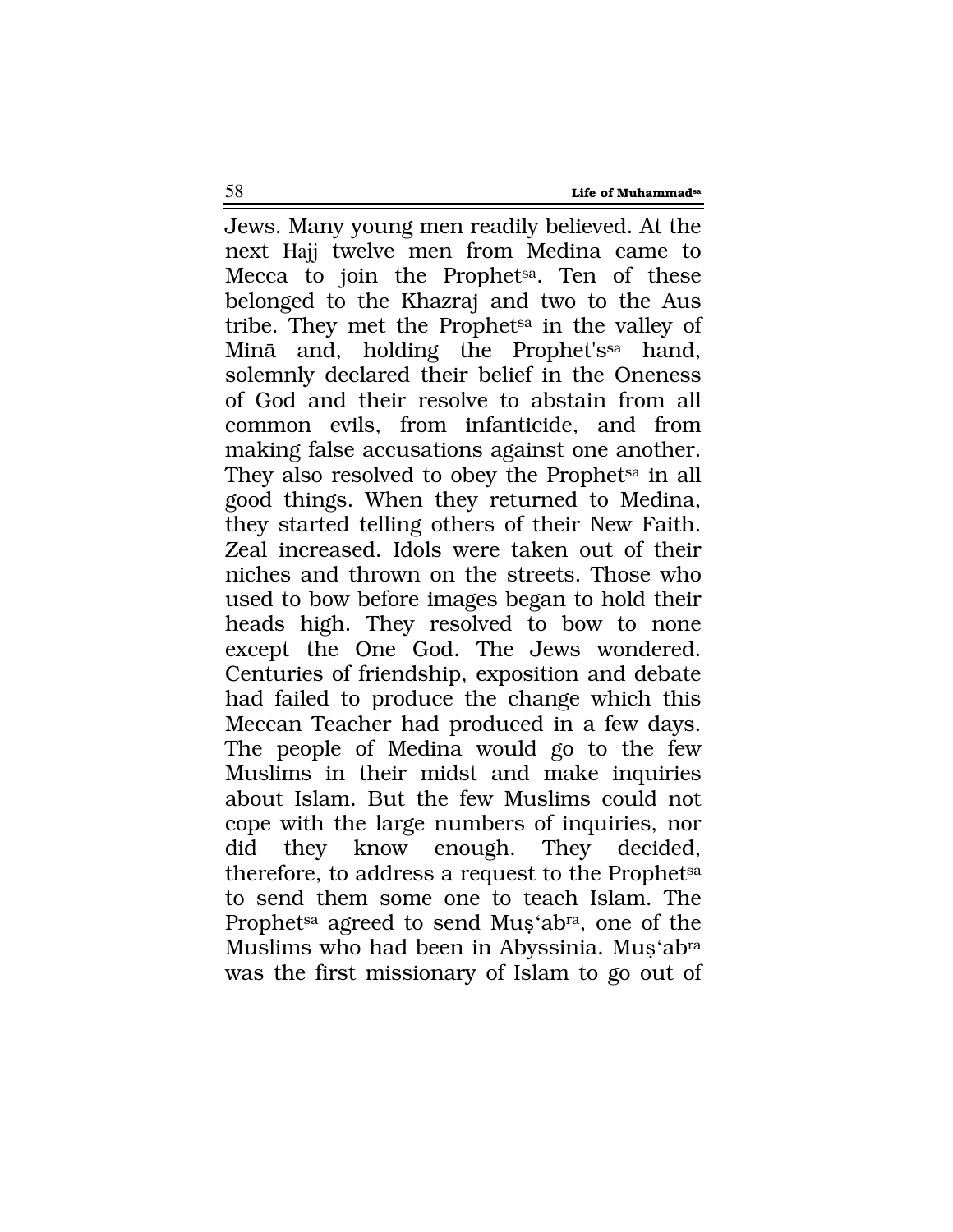Jews. Many young men readily believed. At the next Hajj twelve men from Medina came to Mecca to join the Prophet[sa]. Ten of these belonged to the Khazraj and two to the Aus tribe. They met the Prophet[sa] in the valley of Minā and, holding the Prophet's[sa] hand, solemnly declared their belief in the Oneness of God and their resolve to abstain from all common evils, from infanticide, and from making false accusations against one another. They also resolved to obey the Prophet[sa] in all good things. When they returned to Medina, they started telling others of their New Faith. Zeal increased. Idols were taken out of their niches and thrown on the streets. Those who used to bow before images began to hold their heads high. They resolved to bow to none except the One God. The Jews wondered. Centuries of friendship, exposition and debate had failed to produce the change which this Meccan Teacher had produced in a few days. The people of Medina would go to the few Muslims in their midst and make inquiries about Islam. But the few Muslims could not cope with the large numbers of inquiries, nor did they know enough. They decided, therefore, to address a request to the Prophet[sa] to send them some one to teach Islam. The Prophet[sa] agreed to send Muṣ'ab[ra], one of the Muslims who had been in Abyssinia. Muṣ'ab[ra] was the first missionary of Islam to go out of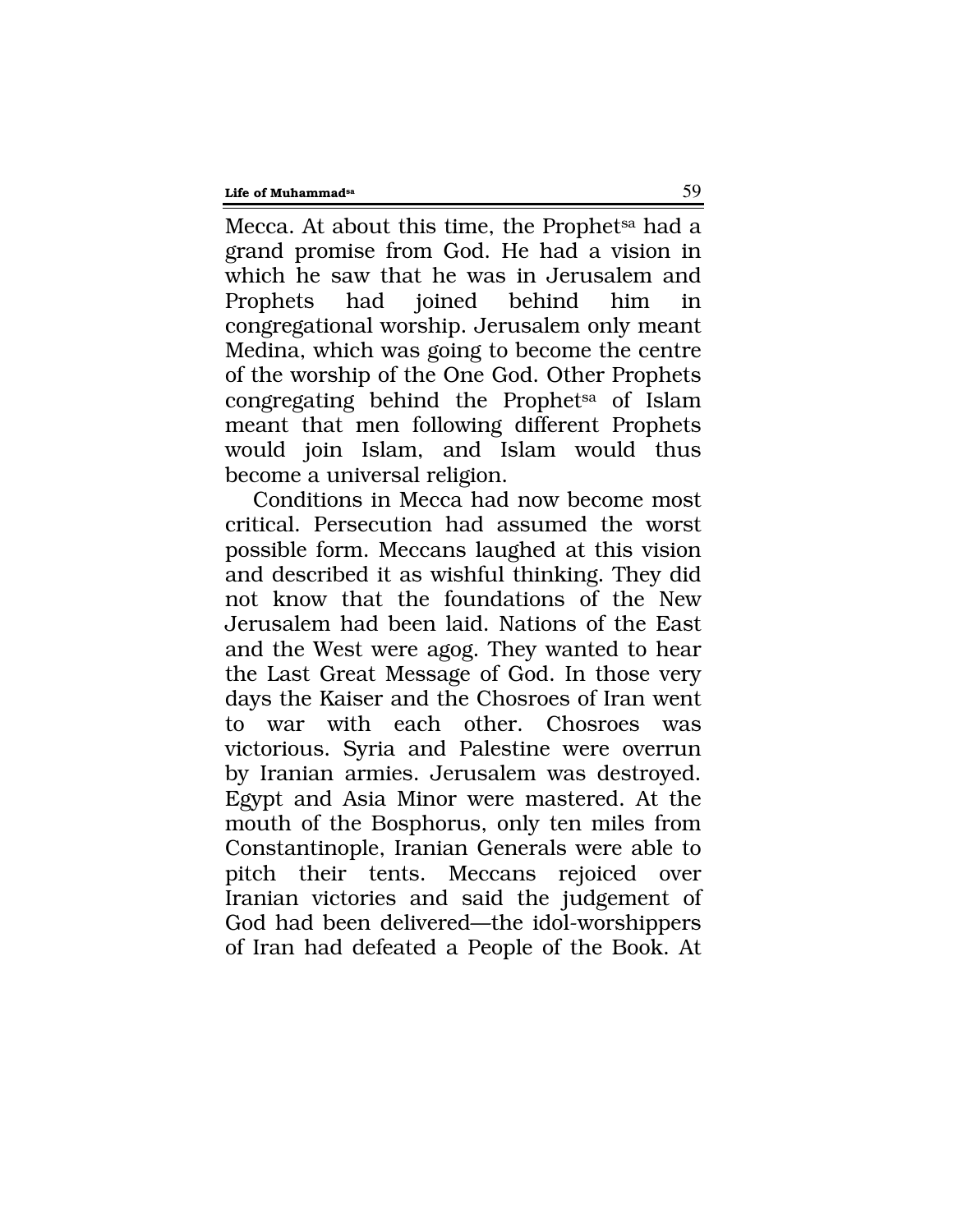Mecca. At about this time, the Prophet[sa] had a grand promise from God. He had a vision in which he saw that he was in Jerusalem and Prophets had joined behind him in congregational worship. Jerusalem only meant Medina, which was going to become the centre of the worship of the One God. Other Prophets congregating behind the Prophet[sa] of Islam meant that men following different Prophets would join Islam, and Islam would thus become a universal religion.

Conditions in Mecca had now become most critical. Persecution had assumed the worst possible form. Meccans laughed at this vision and described it as wishful thinking. They did not know that the foundations of the New Jerusalem had been laid. Nations of the East and the West were agog. They wanted to hear the Last Great Message of God. In those very days the Kaiser and the Chosroes of Iran went to war with each other. Chosroes was victorious. Syria and Palestine were overrun by Iranian armies. Jerusalem was destroyed. Egypt and Asia Minor were mastered. At the mouth of the Bosphorus, only ten miles from Constantinople, Iranian Generals were able to pitch their tents. Meccans rejoiced over Iranian victories and said the judgement of God had been delivered—the idol-worshippers of Iran had defeated a People of the Book. At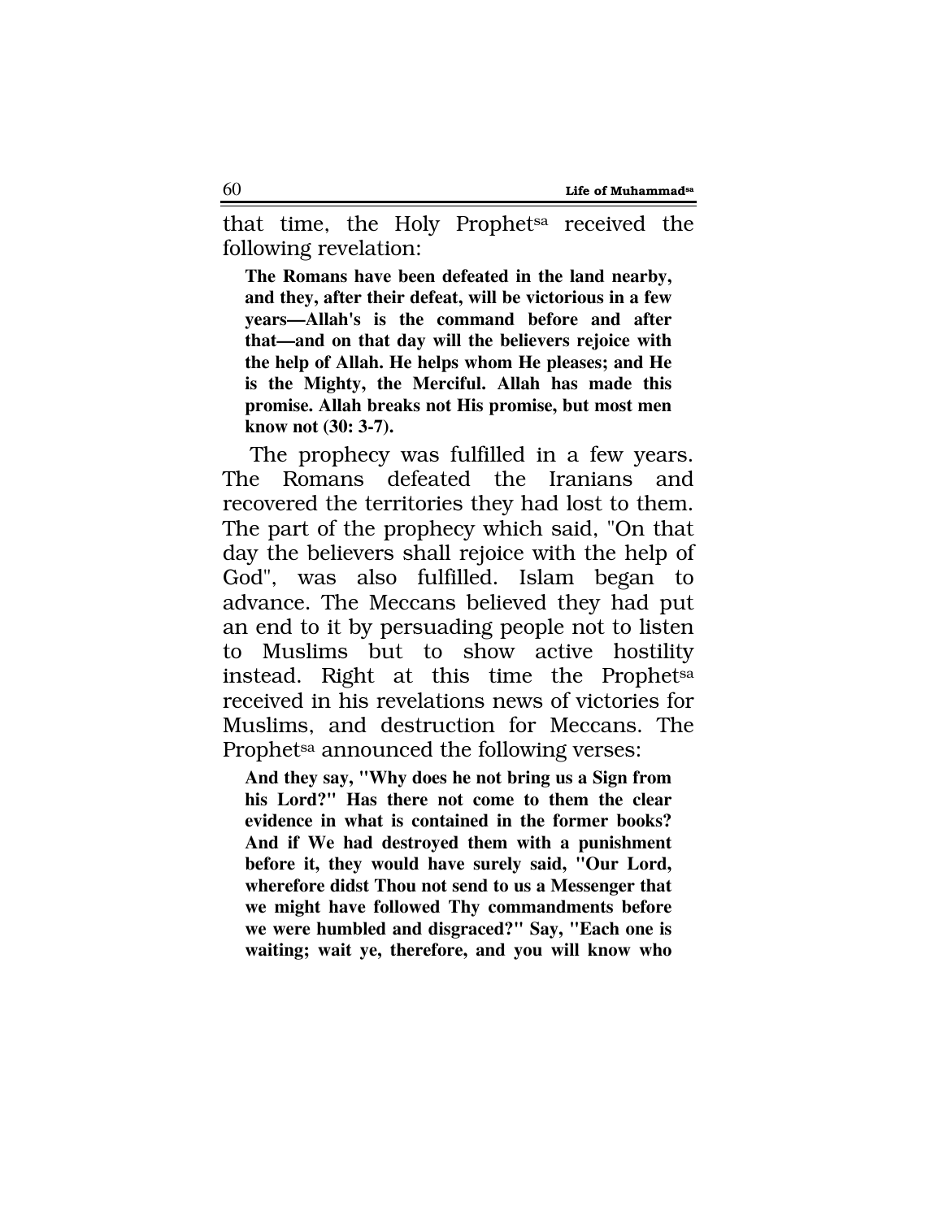that time, the Holy Prophet[sa] received the following revelation:

> **The Romans have been defeated in the land nearby, and they, after their defeat, will be victorious in a few years—Allah's is the command before and after that—and on that day will the believers rejoice with the help of Allah. He helps whom He pleases; and He is the Mighty, the Merciful. Allah has made this promise. Allah breaks not His promise, but most men know not (30: 3-7).**

The prophecy was fulfilled in a few years. The Romans defeated the Iranians and recovered the territories they had lost to them. The part of the prophecy which said, "On that day the believers shall rejoice with the help of God", was also fulfilled. Islam began to advance. The Meccans believed they had put an end to it by persuading people not to listen to Muslims but to show active hostility instead. Right at this time the Prophet[sa] received in his revelations news of victories for Muslims, and destruction for Meccans. The Prophet[sa] announced the following verses:

> **And they say, "Why does he not bring us a Sign from his Lord?" Has there not come to them the clear evidence in what is contained in the former books? And if We had destroyed them with a punishment before it, they would have surely said, "Our Lord, wherefore didst Thou not send to us a Messenger that we might have followed Thy commandments before we were humbled and disgraced?" Say, "Each one is waiting; wait ye, therefore, and you will know who**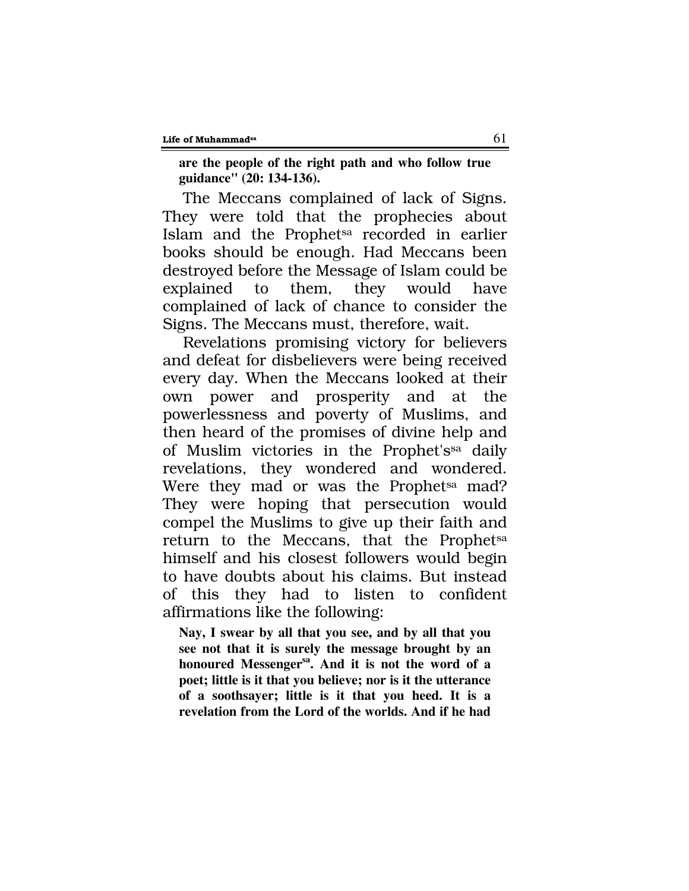**are the people of the right path and who follow true guidance" (20: 134-136).**

The Meccans complained of lack of Signs. They were told that the prophecies about Islam and the Prophet[sa] recorded in earlier books should be enough. Had Meccans been destroyed before the Message of Islam could be explained to them, they would have complained of lack of chance to consider the Signs. The Meccans must, therefore, wait.

Revelations promising victory for believers and defeat for disbelievers were being received every day. When the Meccans looked at their own power and prosperity and at the powerlessness and poverty of Muslims, and then heard of the promises of divine help and of Muslim victories in the Prophet's[sa] daily revelations, they wondered and wondered. Were they mad or was the Prophet[sa] mad? They were hoping that persecution would compel the Muslims to give up their faith and return to the Meccans, that the Prophet[sa] himself and his closest followers would begin to have doubts about his claims. But instead of this they had to listen to confident affirmations like the following:

**Nay, I swear by all that you see, and by all that you see not that it is surely the message brought by an honoured Messenger[sa]. And it is not the word of a poet; little is it that you believe; nor is it the utterance of a soothsayer; little is it that you heed. It is a revelation from the Lord of the worlds. And if he had**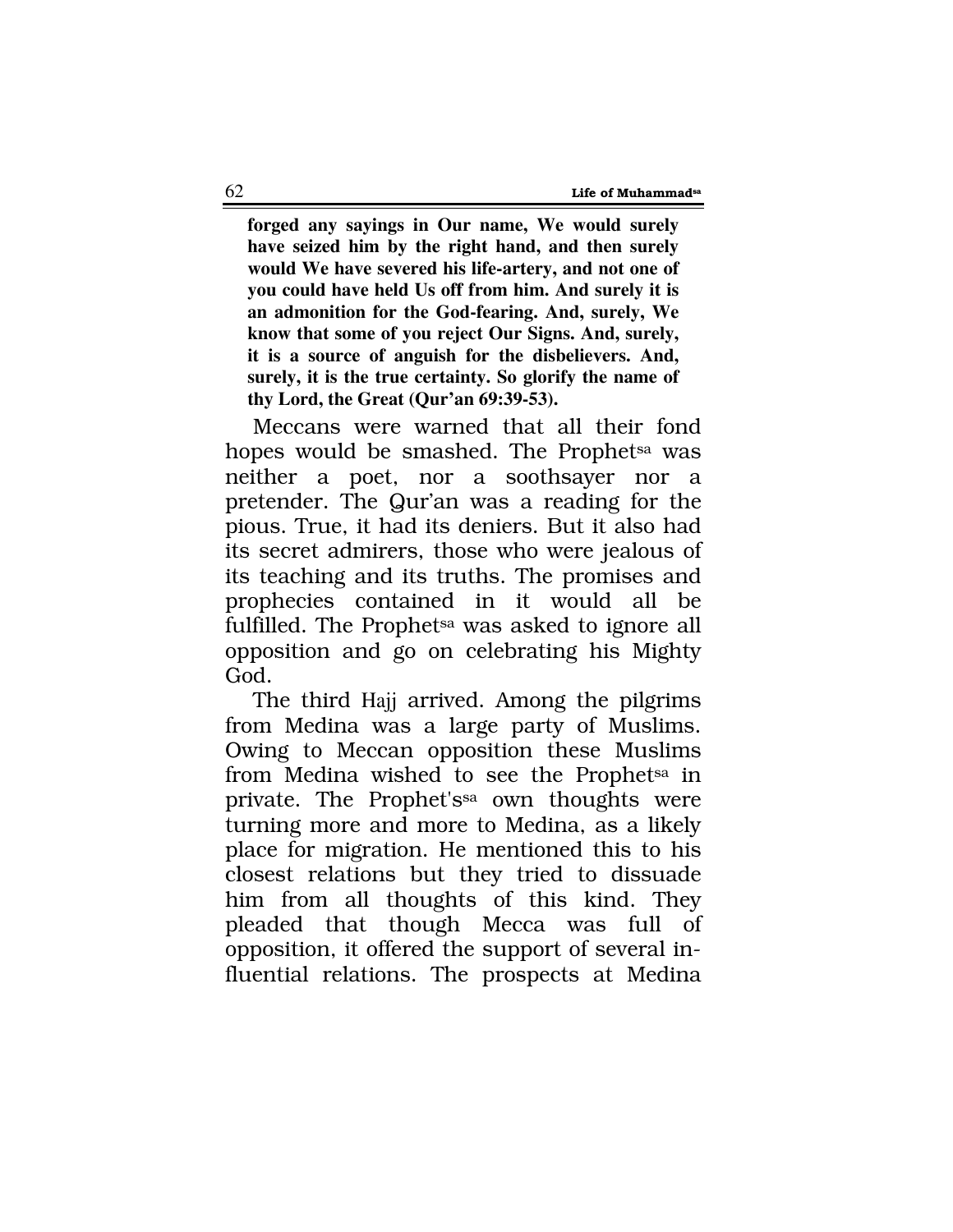**forged any sayings in Our name, We would surely have seized him by the right hand, and then surely would We have severed his life-artery, and not one of you could have held Us off from him. And surely it is an admonition for the God-fearing. And, surely, We know that some of you reject Our Signs. And, surely, it is a source of anguish for the disbelievers. And, surely, it is the true certainty. So glorify the name of thy Lord, the Great (Qur'an 69:39-53).**

Meccans were warned that all their fond hopes would be smashed. The Prophet[sa] was neither a poet, nor a soothsayer nor a pretender. The Qur'an was a reading for the pious. True, it had its deniers. But it also had its secret admirers, those who were jealous of its teaching and its truths. The promises and prophecies contained in it would all be fulfilled. The Prophet[sa] was asked to ignore all opposition and go on celebrating his Mighty God.

The third Hajj arrived. Among the pilgrims from Medina was a large party of Muslims. Owing to Meccan opposition these Muslims from Medina wished to see the Prophet[sa] in private. The Prophet's[sa] own thoughts were turning more and more to Medina, as a likely place for migration. He mentioned this to his closest relations but they tried to dissuade him from all thoughts of this kind. They pleaded that though Mecca was full of opposition, it offered the support of several influential relations. The prospects at Medina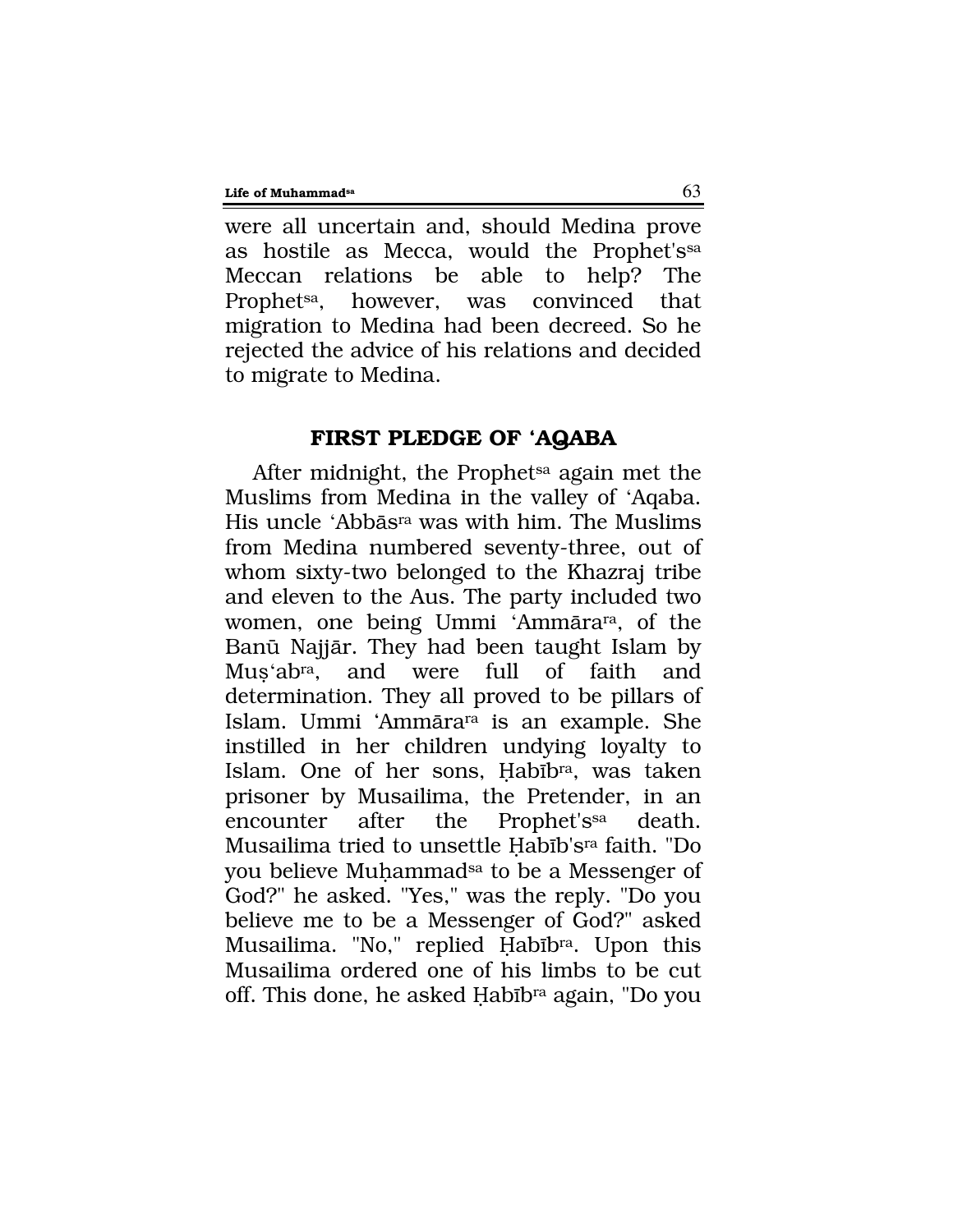were all uncertain and, should Medina prove as hostile as Mecca, would the Prophet's[sa] Meccan relations be able to help? The Prophet[sa], however, was convinced that migration to Medina had been decreed. So he rejected the advice of his relations and decided to migrate to Medina.

## FIRST PLEDGE OF 'AQABA

After midnight, the Prophet[sa] again met the Muslims from Medina in the valley of 'Aqaba. His uncle 'Abbās[ra] was with him. The Muslims from Medina numbered seventy-three, out of whom sixty-two belonged to the Khazraj tribe and eleven to the Aus. The party included two women, one being Ummi 'Ammāra[ra], of the Banū Najjār. They had been taught Islam by Muṣ'ab[ra], and were full of faith and determination. They all proved to be pillars of Islam. Ummi 'Ammāra[ra] is an example. She instilled in her children undying loyalty to Islam. One of her sons, Ḥabīb[ra], was taken prisoner by Musailima, the Pretender, in an encounter after the Prophet's[sa] death. Musailima tried to unsettle Ḥabīb's[ra] faith. "Do you believe Muḥammad[sa] to be a Messenger of God?" he asked. "Yes," was the reply. "Do you believe me to be a Messenger of God?" asked Musailima. "No," replied Ḥabīb[ra]. Upon this Musailima ordered one of his limbs to be cut off. This done, he asked Ḥabīb[ra] again, "Do you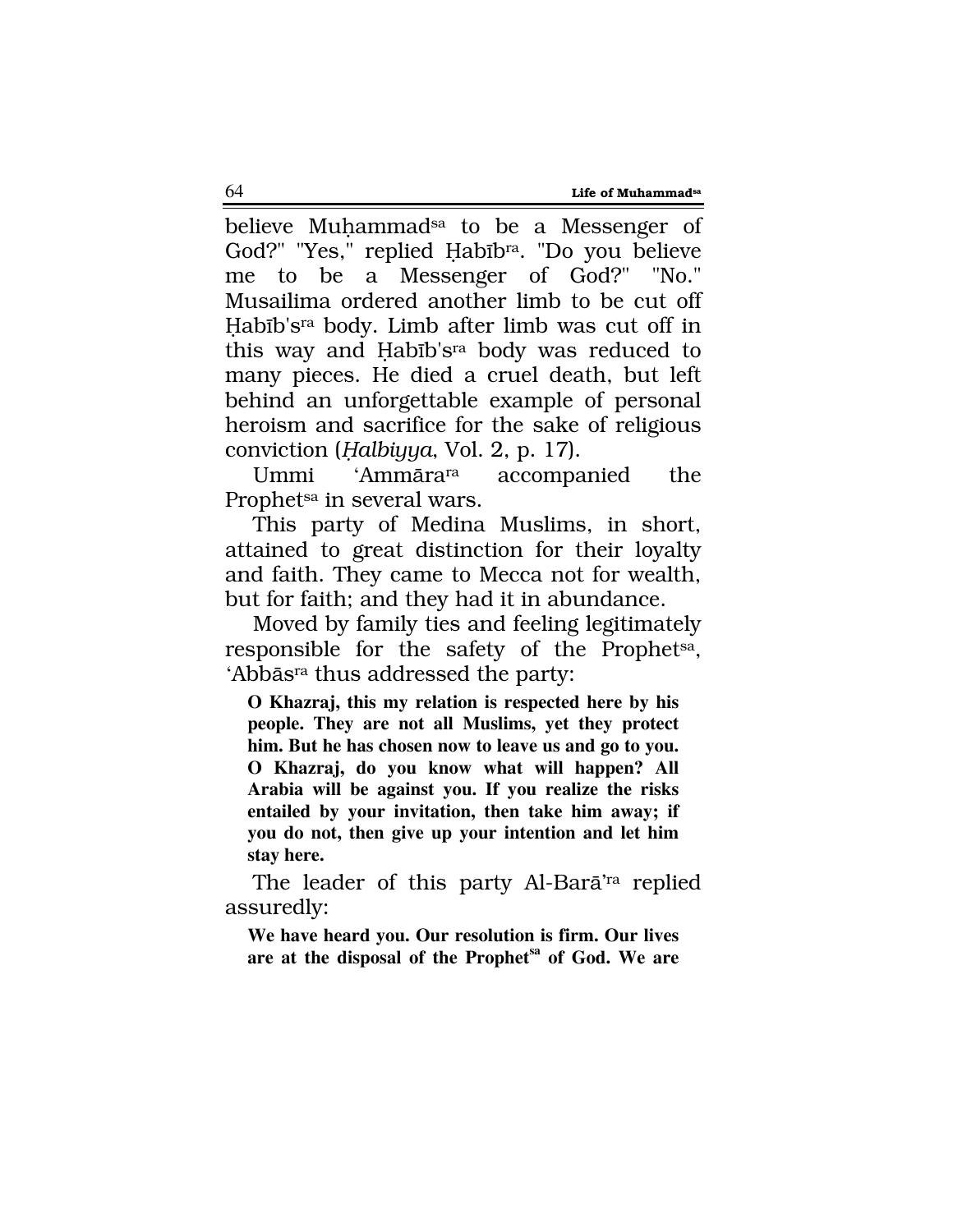believe Muḥammad[sa] to be a Messenger of God?" "Yes," replied Ḥabīb[ra]. "Do you believe me to be a Messenger of God?" "No." Musailima ordered another limb to be cut off Ḥabīb's[ra] body. Limb after limb was cut off in this way and Ḥabīb's[ra] body was reduced to many pieces. He died a cruel death, but left behind an unforgettable example of personal heroism and sacrifice for the sake of religious conviction (*Ḥalbiyya*, Vol. 2, p. 17).

Ummi 'Ammāra[ra] accompanied the Prophet[sa] in several wars.

This party of Medina Muslims, in short, attained to great distinction for their loyalty and faith. They came to Mecca not for wealth, but for faith; and they had it in abundance.

Moved by family ties and feeling legitimately responsible for the safety of the Prophet[sa], 'Abbās[ra] thus addressed the party:

> **O Khazraj, this my relation is respected here by his people. They are not all Muslims, yet they protect him. But he has chosen now to leave us and go to you. O Khazraj, do you know what will happen? All Arabia will be against you. If you realize the risks entailed by your invitation, then take him away; if you do not, then give up your intention and let him stay here.**

The leader of this party Al-Barā'[ra] replied assuredly:

> **We have heard you. Our resolution is firm. Our lives are at the disposal of the Prophet[sa] of God. We are**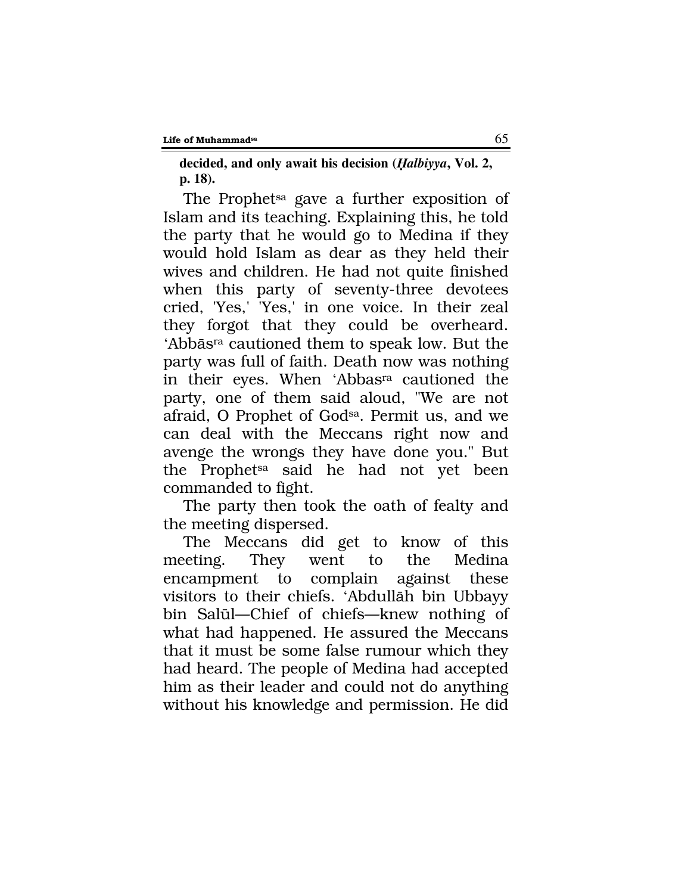**decided, and only await his decision (*Ḥalbiyya*, Vol. 2, p. 18).**

The Prophet[sa] gave a further exposition of Islam and its teaching. Explaining this, he told the party that he would go to Medina if they would hold Islam as dear as they held their wives and children. He had not quite finished when this party of seventy-three devotees cried, 'Yes,' 'Yes,' in one voice. In their zeal they forgot that they could be overheard. 'Abbās[ra] cautioned them to speak low. But the party was full of faith. Death now was nothing in their eyes. When 'Abbas[ra] cautioned the party, one of them said aloud, "We are not afraid, O Prophet of God[sa]. Permit us, and we can deal with the Meccans right now and avenge the wrongs they have done you." But the Prophet[sa] said he had not yet been commanded to fight.

The party then took the oath of fealty and the meeting dispersed.

The Meccans did get to know of this meeting. They went to the Medina encampment to complain against these visitors to their chiefs. 'Abdullāh bin Ubbayy bin Salūl—Chief of chiefs—knew nothing of what had happened. He assured the Meccans that it must be some false rumour which they had heard. The people of Medina had accepted him as their leader and could not do anything without his knowledge and permission. He did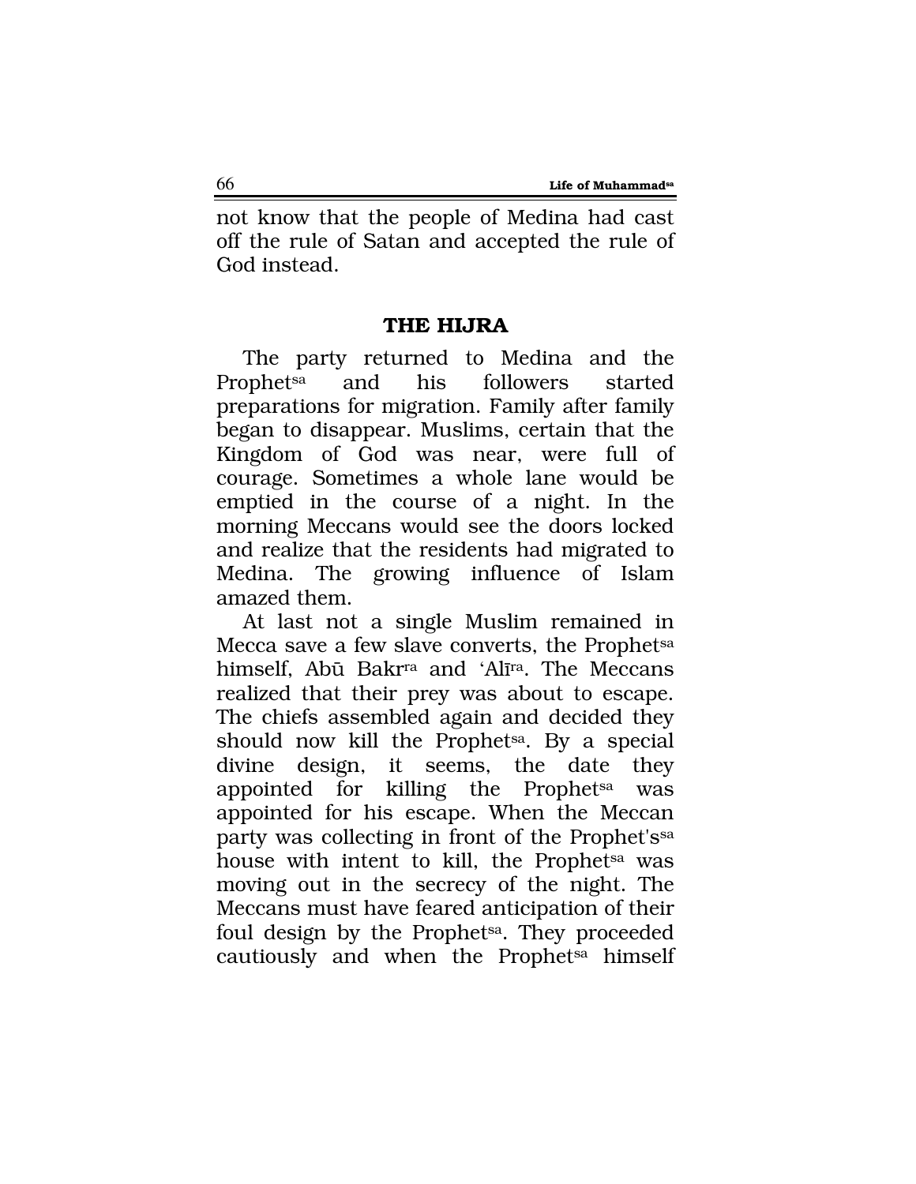not know that the people of Medina had cast off the rule of Satan and accepted the rule of God instead.

## THE HIJRA

The party returned to Medina and the Prophet[sa] and his followers started preparations for migration. Family after family began to disappear. Muslims, certain that the Kingdom of God was near, were full of courage. Sometimes a whole lane would be emptied in the course of a night. In the morning Meccans would see the doors locked and realize that the residents had migrated to Medina. The growing influence of Islam amazed them.

At last not a single Muslim remained in Mecca save a few slave converts, the Prophet[sa] himself, Abū Bakr[ra] and 'Alī[ra]. The Meccans realized that their prey was about to escape. The chiefs assembled again and decided they should now kill the Prophet[sa]. By a special divine design, it seems, the date they appointed for killing the Prophet[sa] was appointed for his escape. When the Meccan party was collecting in front of the Prophet's[sa] house with intent to kill, the Prophet[sa] was moving out in the secrecy of the night. The Meccans must have feared anticipation of their foul design by the Prophet[sa]. They proceeded cautiously and when the Prophet[sa] himself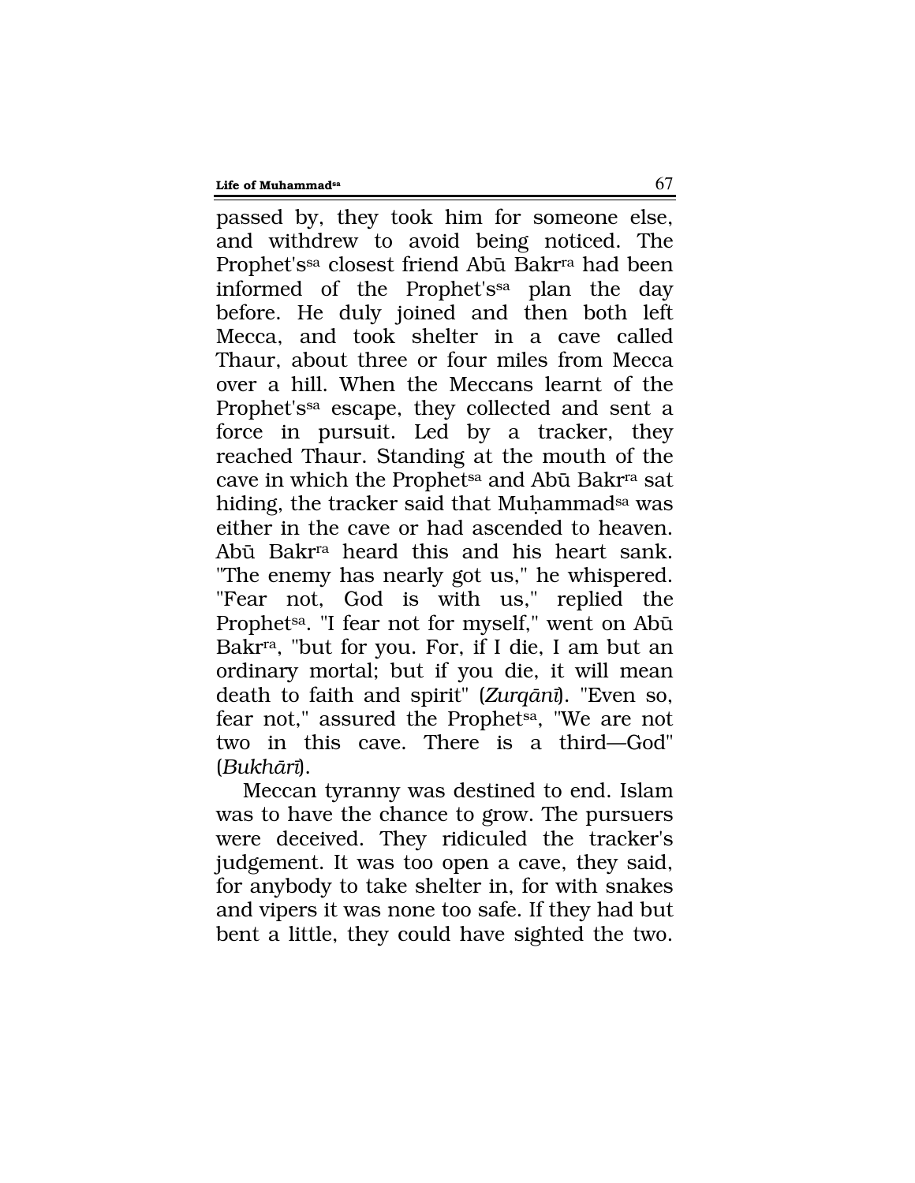passed by, they took him for someone else, and withdrew to avoid being noticed. The Prophet's[sa] closest friend Abū Bakr[ra] had been informed of the Prophet's[sa] plan the day before. He duly joined and then both left Mecca, and took shelter in a cave called Thaur, about three or four miles from Mecca over a hill. When the Meccans learnt of the Prophet's[sa] escape, they collected and sent a force in pursuit. Led by a tracker, they reached Thaur. Standing at the mouth of the cave in which the Prophet[sa] and Abū Bakr[ra] sat hiding, the tracker said that Muḥammad[sa] was either in the cave or had ascended to heaven. Abū Bakr[ra] heard this and his heart sank. "The enemy has nearly got us," he whispered. "Fear not, God is with us," replied the Prophet[sa]. "I fear not for myself," went on Abū Bakr[ra], "but for you. For, if I die, I am but an ordinary mortal; but if you die, it will mean death to faith and spirit" (*Zurqānī*). "Even so, fear not," assured the Prophet[sa], "We are not two in this cave. There is a third—God" (*Bukhārī*).

Meccan tyranny was destined to end. Islam was to have the chance to grow. The pursuers were deceived. They ridiculed the tracker's judgement. It was too open a cave, they said, for anybody to take shelter in, for with snakes and vipers it was none too safe. If they had but bent a little, they could have sighted the two.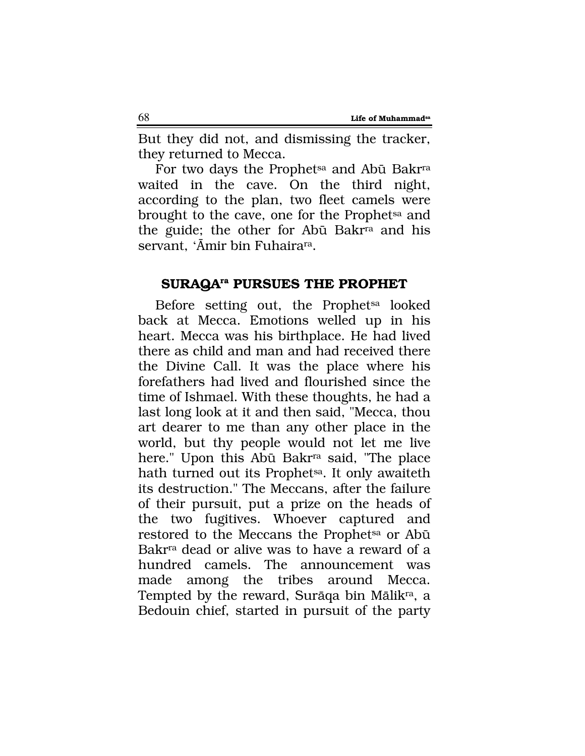But they did not, and dismissing the tracker, they returned to Mecca.

For two days the Prophet[sa] and Abū Bakr[ra] waited in the cave. On the third night, according to the plan, two fleet camels were brought to the cave, one for the Prophet[sa] and the guide; the other for Abū Bakr[ra] and his servant, 'Āmir bin Fuhaira[ra].

## SURAQA[ra] PURSUES THE PROPHET

Before setting out, the Prophet[sa] looked back at Mecca. Emotions welled up in his heart. Mecca was his birthplace. He had lived there as child and man and had received there the Divine Call. It was the place where his forefathers had lived and flourished since the time of Ishmael. With these thoughts, he had a last long look at it and then said, "Mecca, thou art dearer to me than any other place in the world, but thy people would not let me live here." Upon this Abū Bakr[ra] said, "The place hath turned out its Prophet[sa]. It only awaiteth its destruction." The Meccans, after the failure of their pursuit, put a prize on the heads of the two fugitives. Whoever captured and restored to the Meccans the Prophet[sa] or Abū Bakr[ra] dead or alive was to have a reward of a hundred camels. The announcement was made among the tribes around Mecca. Tempted by the reward, Surāqa bin Mālik[ra], a Bedouin chief, started in pursuit of the party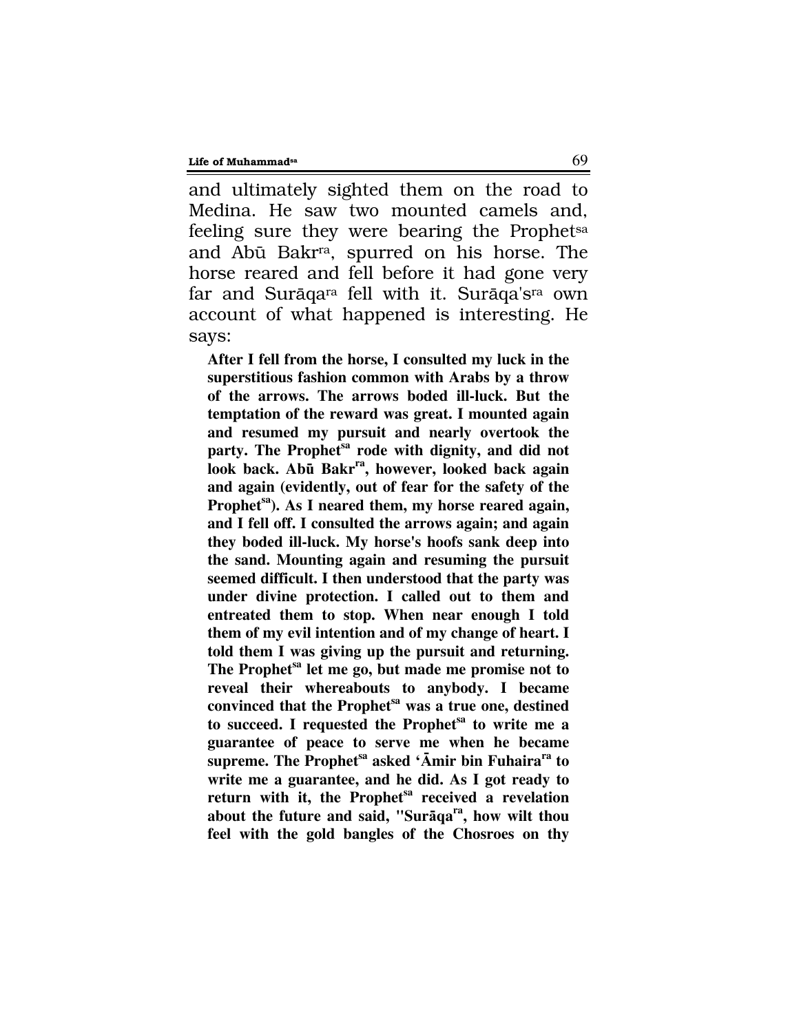and ultimately sighted them on the road to Medina. He saw two mounted camels and, feeling sure they were bearing the Prophet[sa] and Abū Bakr[ra], spurred on his horse. The horse reared and fell before it had gone very far and Surāqa[ra] fell with it. Surāqa's[ra] own account of what happened is interesting. He says:

> **After I fell from the horse, I consulted my luck in the superstitious fashion common with Arabs by a throw of the arrows. The arrows boded ill-luck. But the temptation of the reward was great. I mounted again and resumed my pursuit and nearly overtook the party. The Prophet[sa] rode with dignity, and did not look back. Abū Bakr[ra], however, looked back again and again (evidently, out of fear for the safety of the Prophet[sa]). As I neared them, my horse reared again, and I fell off. I consulted the arrows again; and again they boded ill-luck. My horse's hoofs sank deep into the sand. Mounting again and resuming the pursuit seemed difficult. I then understood that the party was under divine protection. I called out to them and entreated them to stop. When near enough I told them of my evil intention and of my change of heart. I told them I was giving up the pursuit and returning. The Prophet[sa] let me go, but made me promise not to reveal their whereabouts to anybody. I became convinced that the Prophet[sa] was a true one, destined to succeed. I requested the Prophet[sa] to write me a guarantee of peace to serve me when he became supreme. The Prophet[sa] asked 'Āmir bin Fuhaira[ra] to write me a guarantee, and he did. As I got ready to return with it, the Prophet[sa] received a revelation about the future and said, "Surāqa[ra], how wilt thou feel with the gold bangles of the Chosroes on thy**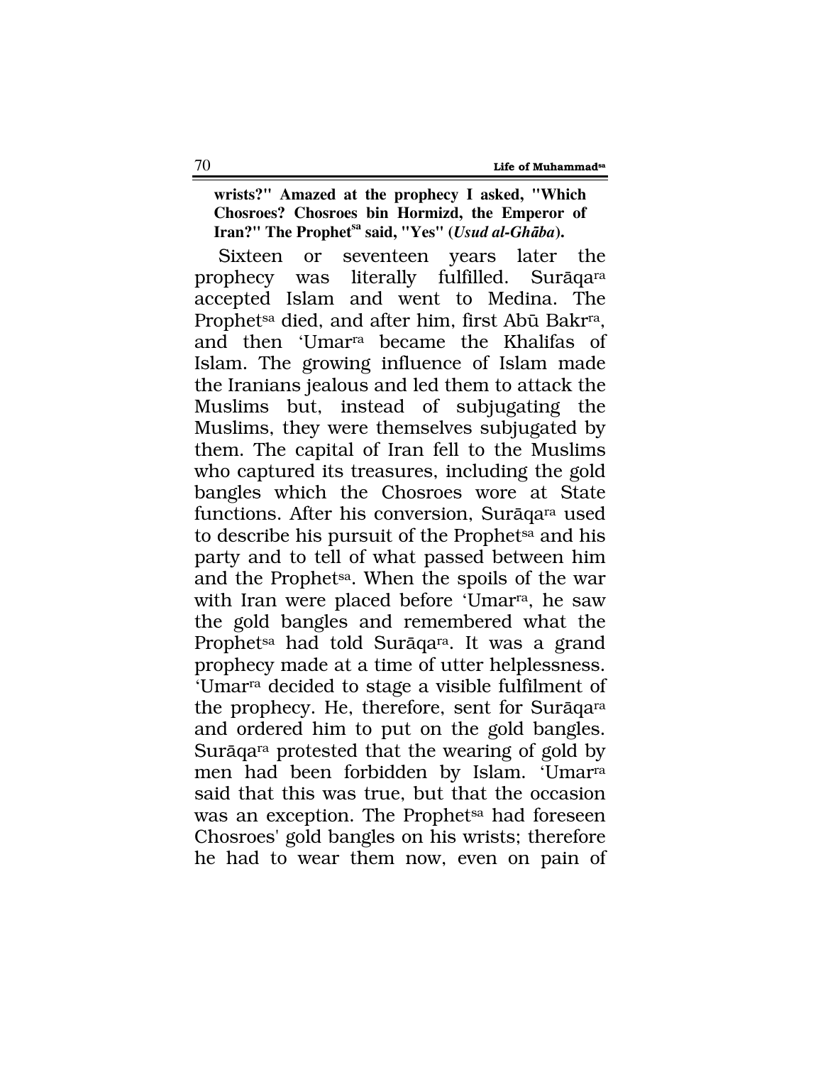**wrists?" Amazed at the prophecy I asked, "Which Chosroes? Chosroes bin Hormizd, the Emperor of Iran?" The Prophet[sa] said, "Yes" (*Usud al-Ghāba*).**

Sixteen or seventeen years later the prophecy was literally fulfilled. Surāqa[ra] accepted Islam and went to Medina. The Prophet[sa] died, and after him, first Abū Bakr[ra], and then 'Umar[ra] became the Khalifas of Islam. The growing influence of Islam made the Iranians jealous and led them to attack the Muslims but, instead of subjugating the Muslims, they were themselves subjugated by them. The capital of Iran fell to the Muslims who captured its treasures, including the gold bangles which the Chosroes wore at State functions. After his conversion, Surāqa[ra] used to describe his pursuit of the Prophet[sa] and his party and to tell of what passed between him and the Prophet[sa]. When the spoils of the war with Iran were placed before 'Umar[ra], he saw the gold bangles and remembered what the Prophet[sa] had told Surāqa[ra]. It was a grand prophecy made at a time of utter helplessness. 'Umar[ra] decided to stage a visible fulfilment of the prophecy. He, therefore, sent for Surāqa[ra] and ordered him to put on the gold bangles. Surāqa[ra] protested that the wearing of gold by men had been forbidden by Islam. 'Umar[ra] said that this was true, but that the occasion was an exception. The Prophet[sa] had foreseen Chosroes' gold bangles on his wrists; therefore he had to wear them now, even on pain of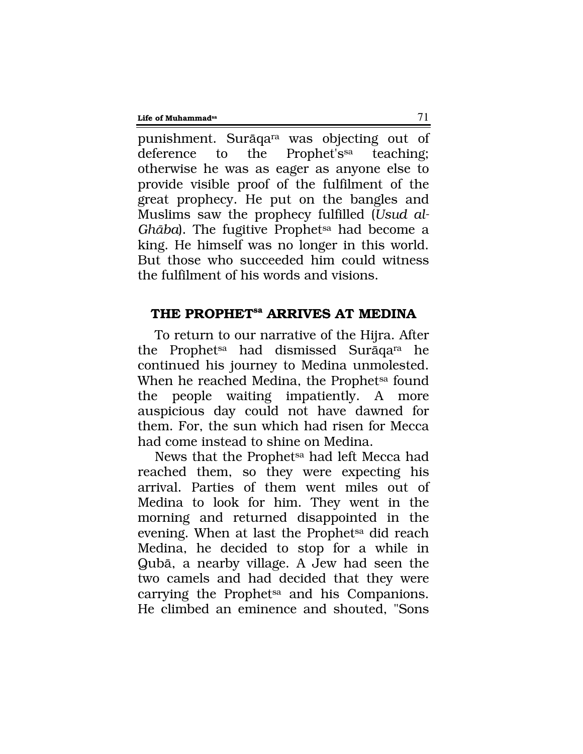punishment. Surāqa[ra] was objecting out of deference to the Prophet's[sa] teaching; otherwise he was as eager as anyone else to provide visible proof of the fulfilment of the great prophecy. He put on the bangles and Muslims saw the prophecy fulfilled (*Usud al-Ghāba*). The fugitive Prophet[sa] had become a king. He himself was no longer in this world. But those who succeeded him could witness the fulfilment of his words and visions.

## THE PROPHET[sa] ARRIVES AT MEDINA

To return to our narrative of the Hijra. After the Prophet[sa] had dismissed Surāqa[ra] he continued his journey to Medina unmolested. When he reached Medina, the Prophet[sa] found the people waiting impatiently. A more auspicious day could not have dawned for them. For, the sun which had risen for Mecca had come instead to shine on Medina.

News that the Prophet[sa] had left Mecca had reached them, so they were expecting his arrival. Parties of them went miles out of Medina to look for him. They went in the morning and returned disappointed in the evening. When at last the Prophet[sa] did reach Medina, he decided to stop for a while in Qubā, a nearby village. A Jew had seen the two camels and had decided that they were carrying the Prophet[sa] and his Companions. He climbed an eminence and shouted, "Sons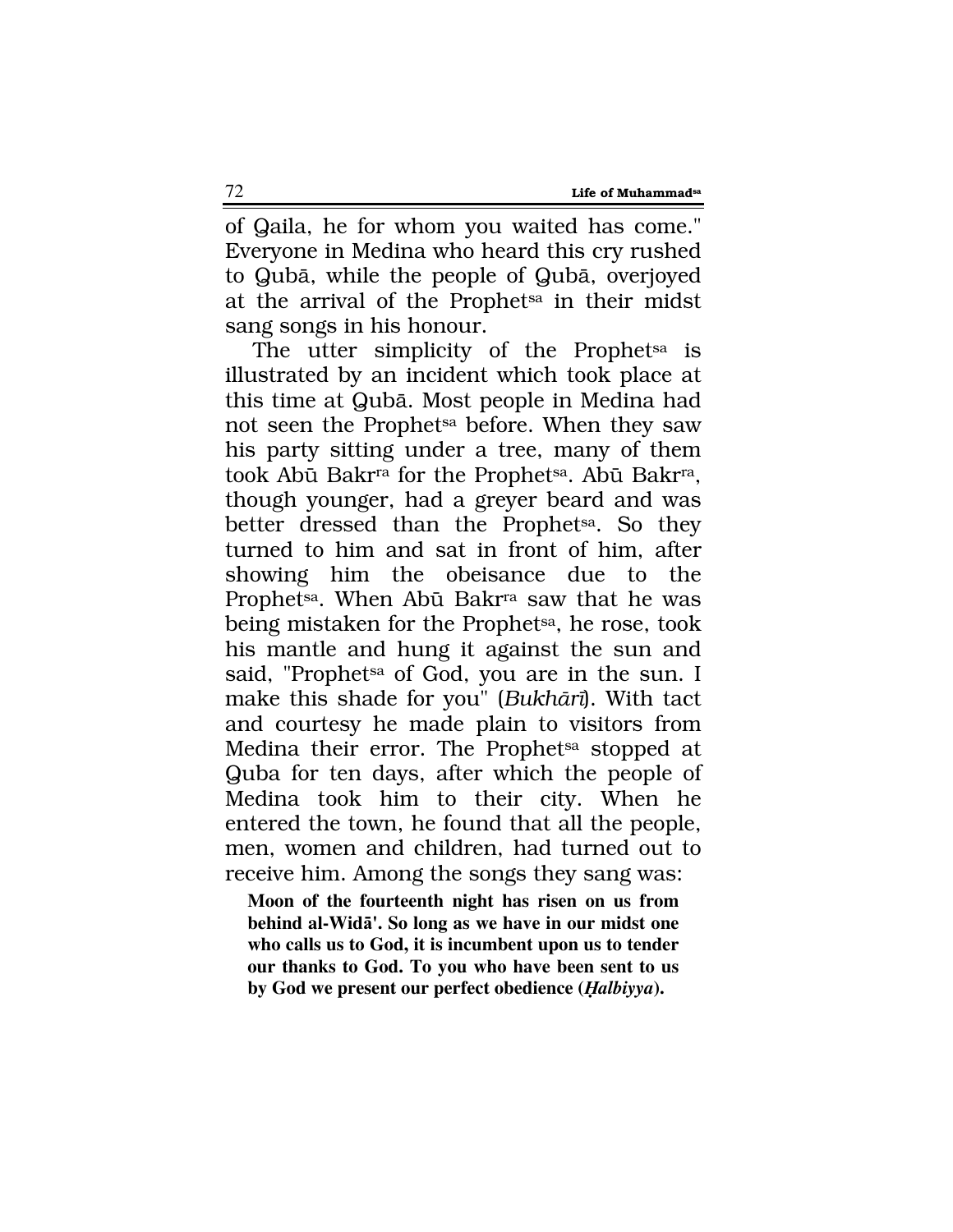of Qaila, he for whom you waited has come." Everyone in Medina who heard this cry rushed to Qubā, while the people of Qubā, overjoyed at the arrival of the Prophet[sa] in their midst sang songs in his honour.

The utter simplicity of the Prophet[sa] is illustrated by an incident which took place at this time at Qubā. Most people in Medina had not seen the Prophet[sa] before. When they saw his party sitting under a tree, many of them took Abū Bakr[ra] for the Prophet[sa]. Abū Bakr[ra], though younger, had a greyer beard and was better dressed than the Prophet[sa]. So they turned to him and sat in front of him, after showing him the obeisance due to the Prophet[sa]. When Abū Bakr[ra] saw that he was being mistaken for the Prophet[sa], he rose, took his mantle and hung it against the sun and said, "Prophet[sa] of God, you are in the sun. I make this shade for you" (*Bukhārī*). With tact and courtesy he made plain to visitors from Medina their error. The Prophet[sa] stopped at Quba for ten days, after which the people of Medina took him to their city. When he entered the town, he found that all the people, men, women and children, had turned out to receive him. Among the songs they sang was:

> **Moon of the fourteenth night has risen on us from behind al-Widā'. So long as we have in our midst one who calls us to God, it is incumbent upon us to tender our thanks to God. To you who have been sent to us by God we present our perfect obedience (*Ḥalbiyya*).**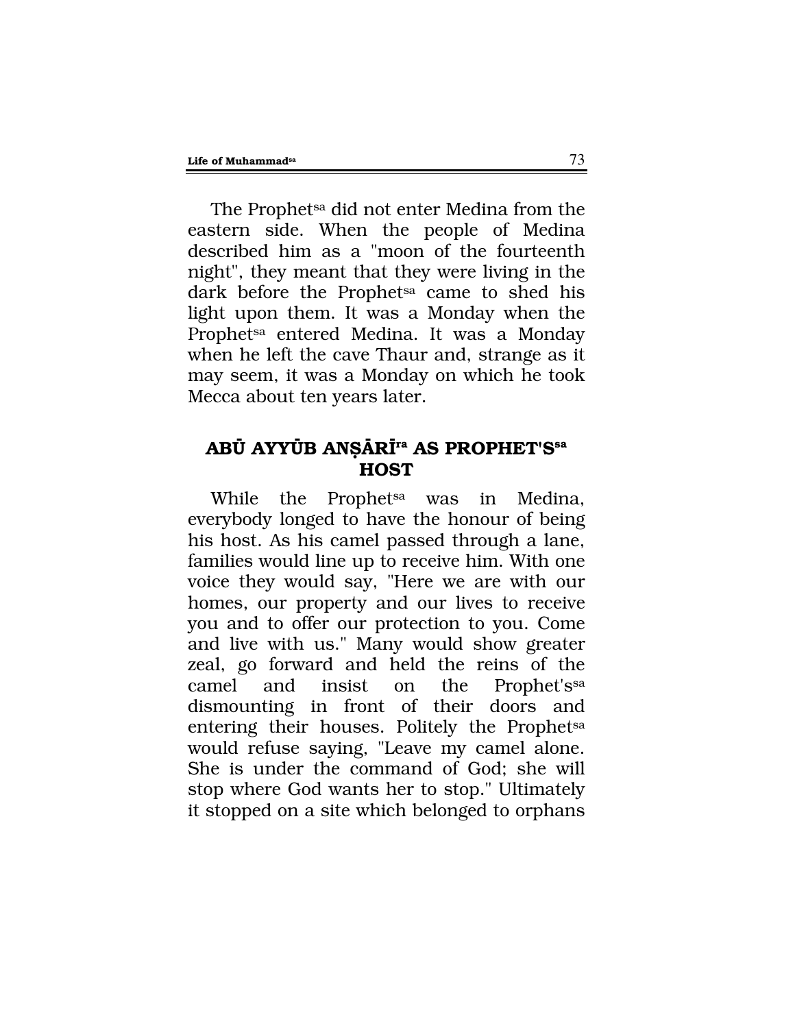The Prophet[sa] did not enter Medina from the eastern side. When the people of Medina described him as a "moon of the fourteenth night", they meant that they were living in the dark before the Prophet[sa] came to shed his light upon them. It was a Monday when the Prophet[sa] entered Medina. It was a Monday when he left the cave Thaur and, strange as it may seem, it was a Monday on which he took Mecca about ten years later.

## ABŪ AYYŪB ANṢĀRĪ[ra] AS PROPHET'S[sa] HOST

While the Prophet[sa] was in Medina, everybody longed to have the honour of being his host. As his camel passed through a lane, families would line up to receive him. With one voice they would say, "Here we are with our homes, our property and our lives to receive you and to offer our protection to you. Come and live with us." Many would show greater zeal, go forward and held the reins of the camel and insist on the Prophet's[sa] dismounting in front of their doors and entering their houses. Politely the Prophet[sa] would refuse saying, "Leave my camel alone. She is under the command of God; she will stop where God wants her to stop." Ultimately it stopped on a site which belonged to orphans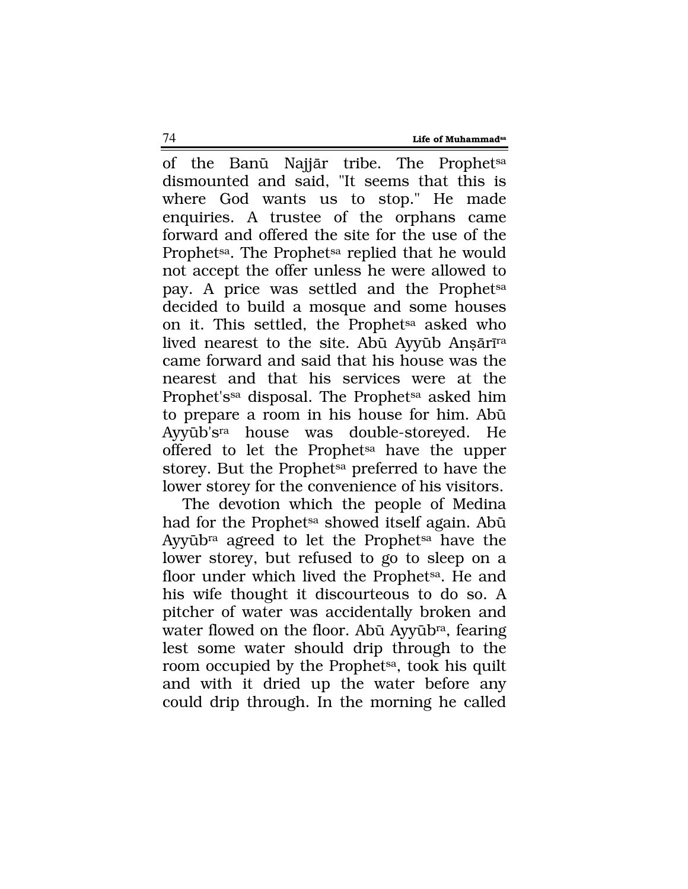of the Banū Najjār tribe. The Prophet[sa] dismounted and said, "It seems that this is where God wants us to stop." He made enquiries. A trustee of the orphans came forward and offered the site for the use of the Prophet[sa]. The Prophet[sa] replied that he would not accept the offer unless he were allowed to pay. A price was settled and the Prophet[sa] decided to build a mosque and some houses on it. This settled, the Prophet[sa] asked who lived nearest to the site. Abū Ayyūb Anṣārī[ra] came forward and said that his house was the nearest and that his services were at the Prophet's[sa] disposal. The Prophet[sa] asked him to prepare a room in his house for him. Abū Ayyūb's[ra] house was double-storeyed. He offered to let the Prophet[sa] have the upper storey. But the Prophet[sa] preferred to have the lower storey for the convenience of his visitors.

The devotion which the people of Medina had for the Prophet[sa] showed itself again. Abū Ayyūb[ra] agreed to let the Prophet[sa] have the lower storey, but refused to go to sleep on a floor under which lived the Prophet[sa]. He and his wife thought it discourteous to do so. A pitcher of water was accidentally broken and water flowed on the floor. Abū Ayyūb[ra], fearing lest some water should drip through to the room occupied by the Prophet[sa], took his quilt and with it dried up the water before any could drip through. In the morning he called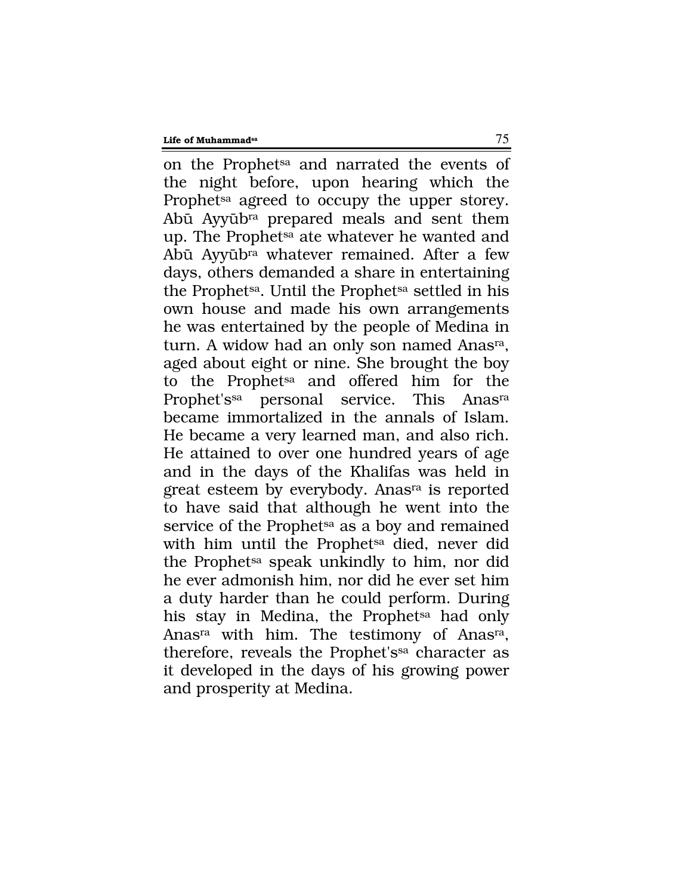on the Prophet[sa] and narrated the events of the night before, upon hearing which the Prophet[sa] agreed to occupy the upper storey. Abū Ayyūb[ra] prepared meals and sent them up. The Prophet[sa] ate whatever he wanted and Abū Ayyūb[ra] whatever remained. After a few days, others demanded a share in entertaining the Prophet[sa]. Until the Prophet[sa] settled in his own house and made his own arrangements he was entertained by the people of Medina in turn. A widow had an only son named Anas[ra], aged about eight or nine. She brought the boy to the Prophet[sa] and offered him for the Prophet's[sa] personal service. This Anas[ra] became immortalized in the annals of Islam. He became a very learned man, and also rich. He attained to over one hundred years of age and in the days of the Khalifas was held in great esteem by everybody. Anas[ra] is reported to have said that although he went into the service of the Prophet[sa] as a boy and remained with him until the Prophet[sa] died, never did the Prophet[sa] speak unkindly to him, nor did he ever admonish him, nor did he ever set him a duty harder than he could perform. During his stay in Medina, the Prophet[sa] had only Anas[ra] with him. The testimony of Anas[ra], therefore, reveals the Prophet's[sa] character as it developed in the days of his growing power and prosperity at Medina.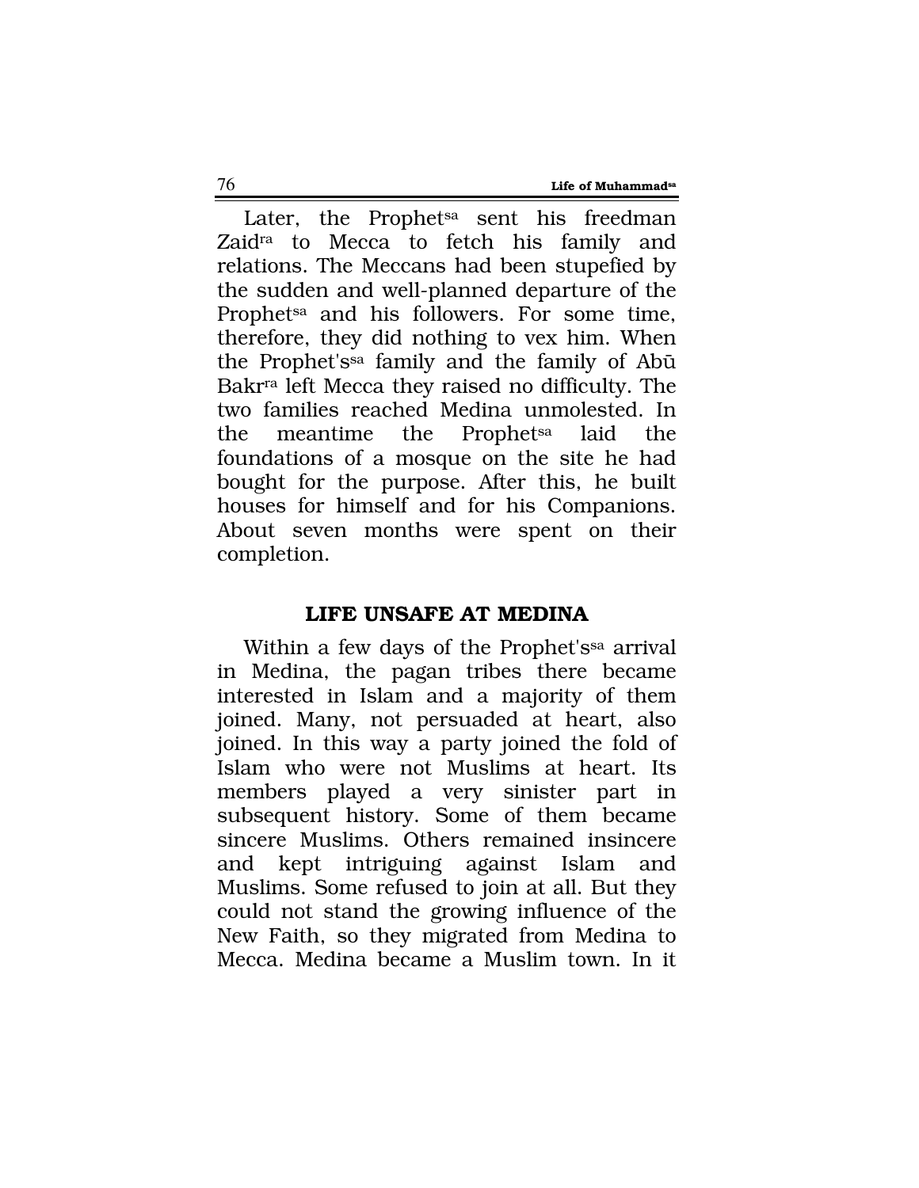Later, the Prophet[sa] sent his freedman Zaid[ra] to Mecca to fetch his family and relations. The Meccans had been stupefied by the sudden and well-planned departure of the Prophet[sa] and his followers. For some time, therefore, they did nothing to vex him. When the Prophet's[sa] family and the family of Abū Bakr[ra] left Mecca they raised no difficulty. The two families reached Medina unmolested. In the meantime the Prophet[sa] laid the foundations of a mosque on the site he had bought for the purpose. After this, he built houses for himself and for his Companions. About seven months were spent on their completion.

## LIFE UNSAFE AT MEDINA

Within a few days of the Prophet's[sa] arrival in Medina, the pagan tribes there became interested in Islam and a majority of them joined. Many, not persuaded at heart, also joined. In this way a party joined the fold of Islam who were not Muslims at heart. Its members played a very sinister part in subsequent history. Some of them became sincere Muslims. Others remained insincere and kept intriguing against Islam and Muslims. Some refused to join at all. But they could not stand the growing influence of the New Faith, so they migrated from Medina to Mecca. Medina became a Muslim town. In it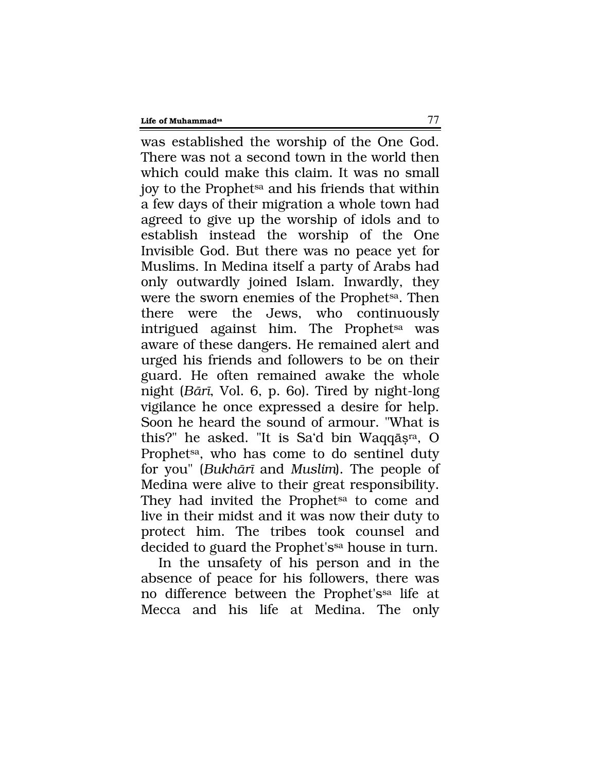was established the worship of the One God. There was not a second town in the world then which could make this claim. It was no small joy to the Prophet[sa] and his friends that within a few days of their migration a whole town had agreed to give up the worship of idols and to establish instead the worship of the One Invisible God. But there was no peace yet for Muslims. In Medina itself a party of Arabs had only outwardly joined Islam. Inwardly, they were the sworn enemies of the Prophet[sa]. Then there were the Jews, who continuously intrigued against him. The Prophet[sa] was aware of these dangers. He remained alert and urged his friends and followers to be on their guard. He often remained awake the whole night (*Bārī*, Vol. 6, p. 60). Tired by night-long vigilance he once expressed a desire for help. Soon he heard the sound of armour. "What is this?" he asked. "It is Sa'd bin Waqqāṣ[ra], O Prophet[sa], who has come to do sentinel duty for you" (*Bukhārī* and *Muslim*). The people of Medina were alive to their great responsibility. They had invited the Prophet[sa] to come and live in their midst and it was now their duty to protect him. The tribes took counsel and decided to guard the Prophet's[sa] house in turn.

In the unsafety of his person and in the absence of peace for his followers, there was no difference between the Prophet's[sa] life at Mecca and his life at Medina. The only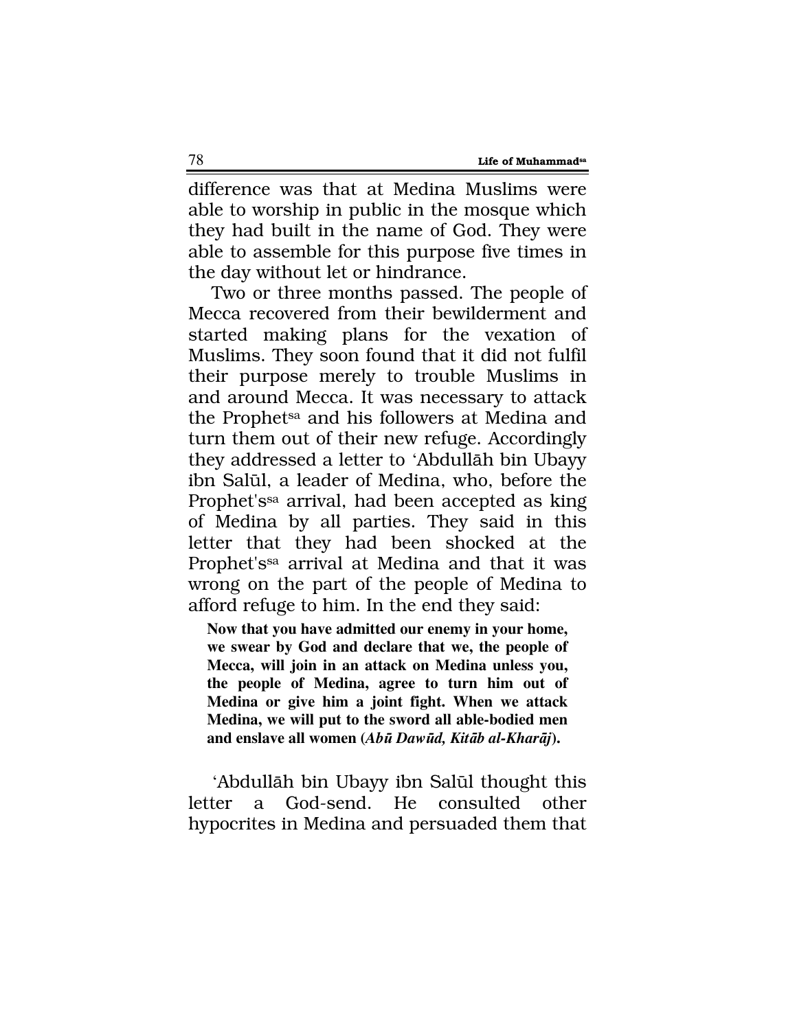difference was that at Medina Muslims were able to worship in public in the mosque which they had built in the name of God. They were able to assemble for this purpose five times in the day without let or hindrance.

Two or three months passed. The people of Mecca recovered from their bewilderment and started making plans for the vexation of Muslims. They soon found that it did not fulfil their purpose merely to trouble Muslims in and around Mecca. It was necessary to attack the Prophet[sa] and his followers at Medina and turn them out of their new refuge. Accordingly they addressed a letter to 'Abdullāh bin Ubayy ibn Salūl, a leader of Medina, who, before the Prophet's[sa] arrival, had been accepted as king of Medina by all parties. They said in this letter that they had been shocked at the Prophet's[sa] arrival at Medina and that it was wrong on the part of the people of Medina to afford refuge to him. In the end they said:

> **Now that you have admitted our enemy in your home, we swear by God and declare that we, the people of Mecca, will join in an attack on Medina unless you, the people of Medina, agree to turn him out of Medina or give him a joint fight. When we attack Medina, we will put to the sword all able-bodied men and enslave all women (*Abū Dawūd, Kitāb al-Kharāj*).**

'Abdullāh bin Ubayy ibn Salūl thought this letter a God-send. He consulted other hypocrites in Medina and persuaded them that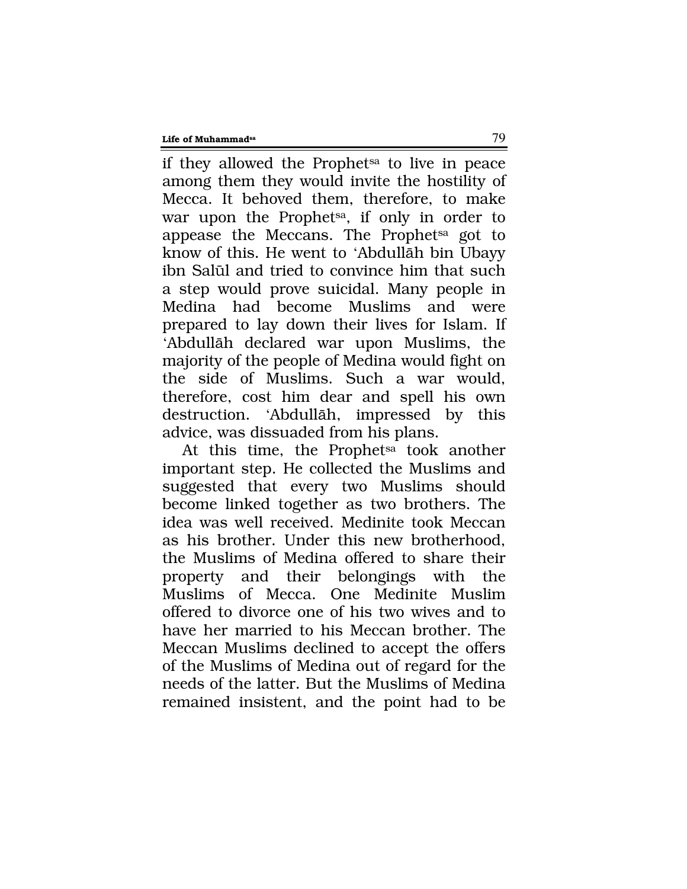if they allowed the Prophet[sa] to live in peace among them they would invite the hostility of Mecca. It behoved them, therefore, to make war upon the Prophet[sa], if only in order to appease the Meccans. The Prophet[sa] got to know of this. He went to 'Abdullāh bin Ubayy ibn Salūl and tried to convince him that such a step would prove suicidal. Many people in Medina had become Muslims and were prepared to lay down their lives for Islam. If 'Abdullāh declared war upon Muslims, the majority of the people of Medina would fight on the side of Muslims. Such a war would, therefore, cost him dear and spell his own destruction. 'Abdullāh, impressed by this advice, was dissuaded from his plans.

At this time, the Prophet[sa] took another important step. He collected the Muslims and suggested that every two Muslims should become linked together as two brothers. The idea was well received. Medinite took Meccan as his brother. Under this new brotherhood, the Muslims of Medina offered to share their property and their belongings with the Muslims of Mecca. One Medinite Muslim offered to divorce one of his two wives and to have her married to his Meccan brother. The Meccan Muslims declined to accept the offers of the Muslims of Medina out of regard for the needs of the latter. But the Muslims of Medina remained insistent, and the point had to be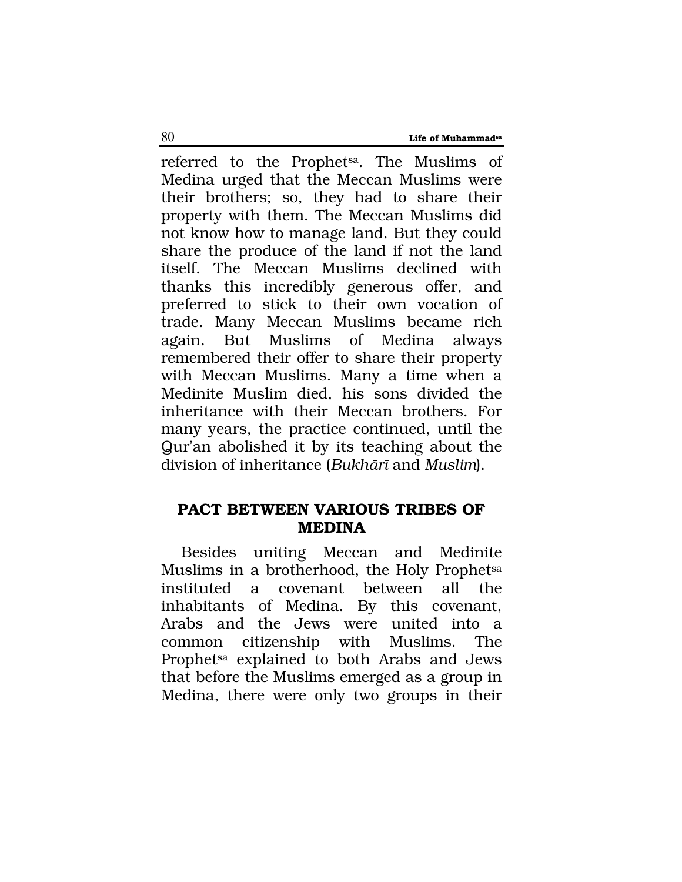referred to the Prophet[sa]. The Muslims of Medina urged that the Meccan Muslims were their brothers; so, they had to share their property with them. The Meccan Muslims did not know how to manage land. But they could share the produce of the land if not the land itself. The Meccan Muslims declined with thanks this incredibly generous offer, and preferred to stick to their own vocation of trade. Many Meccan Muslims became rich again. But Muslims of Medina always remembered their offer to share their property with Meccan Muslims. Many a time when a Medinite Muslim died, his sons divided the inheritance with their Meccan brothers. For many years, the practice continued, until the Qur'an abolished it by its teaching about the division of inheritance (*Bukhārī* and *Muslim*).

## PACT BETWEEN VARIOUS TRIBES OF MEDINA

Besides uniting Meccan and Medinite Muslims in a brotherhood, the Holy Prophet[sa] instituted a covenant between all the inhabitants of Medina. By this covenant, Arabs and the Jews were united into a common citizenship with Muslims. The Prophet[sa] explained to both Arabs and Jews that before the Muslims emerged as a group in Medina, there were only two groups in their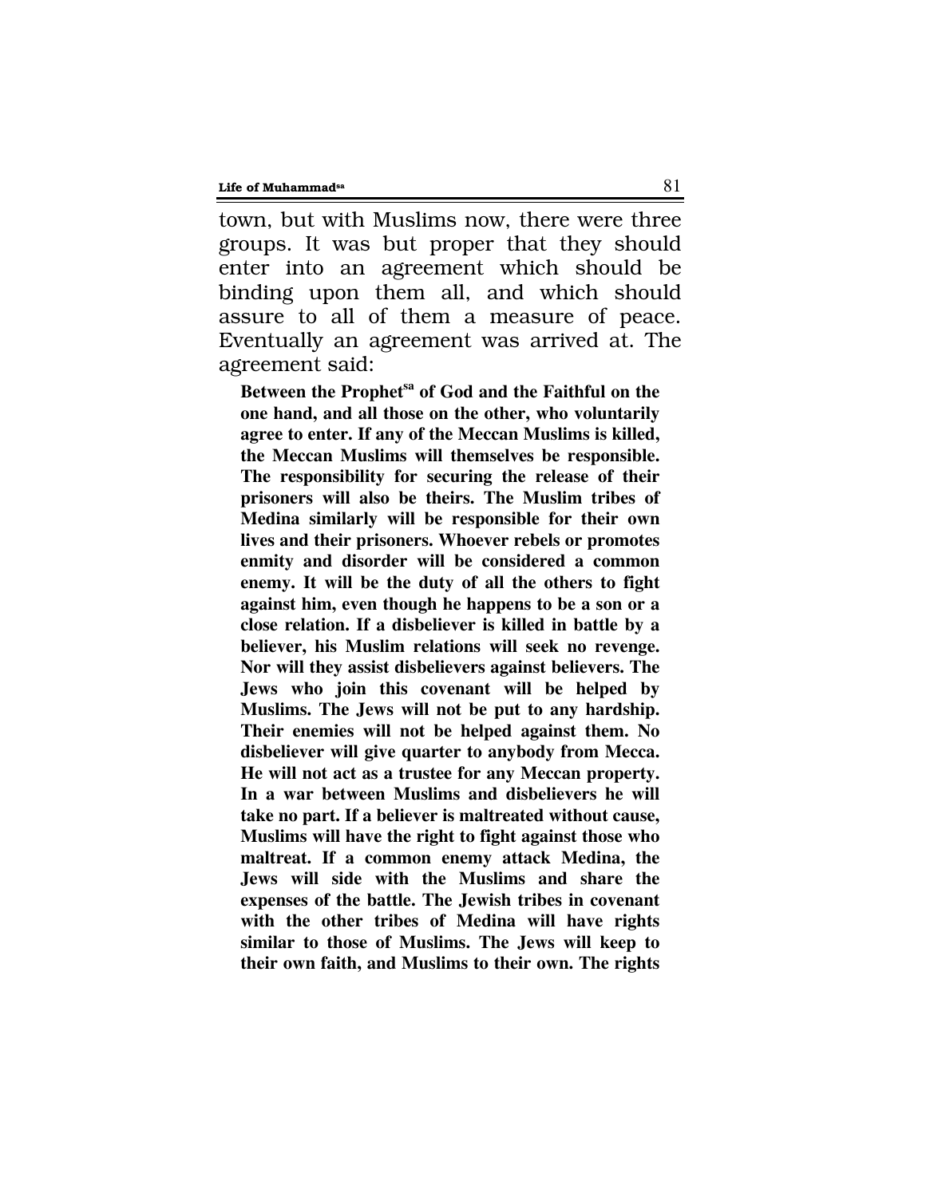town, but with Muslims now, there were three groups. It was but proper that they should enter into an agreement which should be binding upon them all, and which should assure to all of them a measure of peace. Eventually an agreement was arrived at. The agreement said:

> **Between the Prophet[sa] of God and the Faithful on the one hand, and all those on the other, who voluntarily agree to enter. If any of the Meccan Muslims is killed, the Meccan Muslims will themselves be responsible. The responsibility for securing the release of their prisoners will also be theirs. The Muslim tribes of Medina similarly will be responsible for their own lives and their prisoners. Whoever rebels or promotes enmity and disorder will be considered a common enemy. It will be the duty of all the others to fight against him, even though he happens to be a son or a close relation. If a disbeliever is killed in battle by a believer, his Muslim relations will seek no revenge. Nor will they assist disbelievers against believers. The Jews who join this covenant will be helped by Muslims. The Jews will not be put to any hardship. Their enemies will not be helped against them. No disbeliever will give quarter to anybody from Mecca. He will not act as a trustee for any Meccan property. In a war between Muslims and disbelievers he will take no part. If a believer is maltreated without cause, Muslims will have the right to fight against those who maltreat. If a common enemy attack Medina, the Jews will side with the Muslims and share the expenses of the battle. The Jewish tribes in covenant with the other tribes of Medina will have rights similar to those of Muslims. The Jews will keep to their own faith, and Muslims to their own. The rights**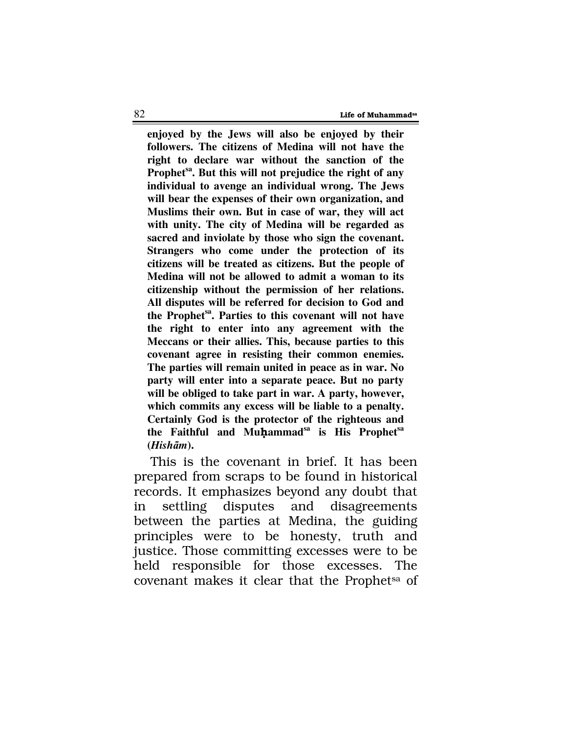**enjoyed by the Jews will also be enjoyed by their followers. The citizens of Medina will not have the right to declare war without the sanction of the Prophet[sa]. But this will not prejudice the right of any individual to avenge an individual wrong. The Jews will bear the expenses of their own organization, and Muslims their own. But in case of war, they will act with unity. The city of Medina will be regarded as sacred and inviolate by those who sign the covenant. Strangers who come under the protection of its citizens will be treated as citizens. But the people of Medina will not be allowed to admit a woman to its citizenship without the permission of her relations. All disputes will be referred for decision to God and the Prophet[sa]. Parties to this covenant will not have the right to enter into any agreement with the Meccans or their allies. This, because parties to this covenant agree in resisting their common enemies. The parties will remain united in peace as in war. No party will enter into a separate peace. But no party will be obliged to take part in war. A party, however, which commits any excess will be liable to a penalty. Certainly God is the protector of the righteous and the Faithful and Muḥammad[sa] is His Prophet[sa] (*Hishām*).**

This is the covenant in brief. It has been prepared from scraps to be found in historical records. It emphasizes beyond any doubt that in settling disputes and disagreements between the parties at Medina, the guiding principles were to be honesty, truth and justice. Those committing excesses were to be held responsible for those excesses. The covenant makes it clear that the Prophet[sa] of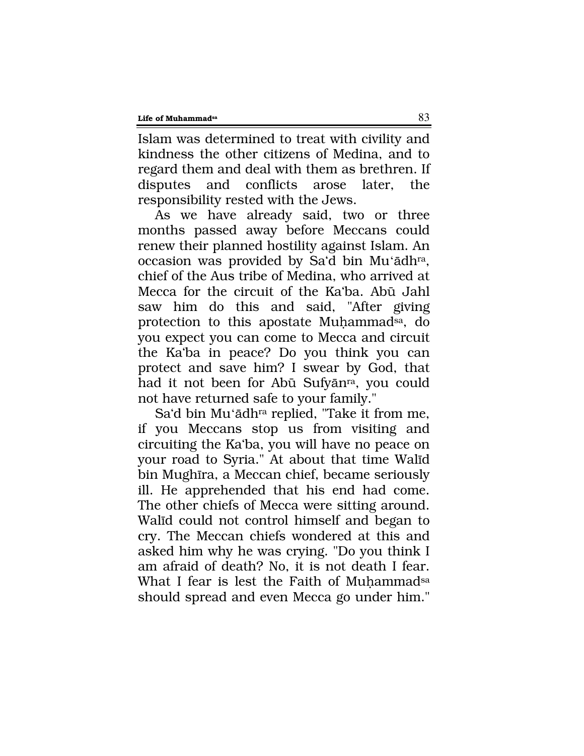Islam was determined to treat with civility and kindness the other citizens of Medina, and to regard them and deal with them as brethren. If disputes and conflicts arose later, the responsibility rested with the Jews.

As we have already said, two or three months passed away before Meccans could renew their planned hostility against Islam. An occasion was provided by Sa'd bin Mu'ādh[ra], chief of the Aus tribe of Medina, who arrived at Mecca for the circuit of the Ka'ba. Abū Jahl saw him do this and said, "After giving protection to this apostate Muḥammad[sa], do you expect you can come to Mecca and circuit the Ka'ba in peace? Do you think you can protect and save him? I swear by God, that had it not been for Abū Sufyān[ra], you could not have returned safe to your family."

Sa'd bin Mu'ādh[ra] replied, "Take it from me, if you Meccans stop us from visiting and circuiting the Ka'ba, you will have no peace on your road to Syria." At about that time Walīd bin Mughīra, a Meccan chief, became seriously ill. He apprehended that his end had come. The other chiefs of Mecca were sitting around. Walīd could not control himself and began to cry. The Meccan chiefs wondered at this and asked him why he was crying. "Do you think I am afraid of death? No, it is not death I fear. What I fear is lest the Faith of Muḥammad[sa] should spread and even Mecca go under him."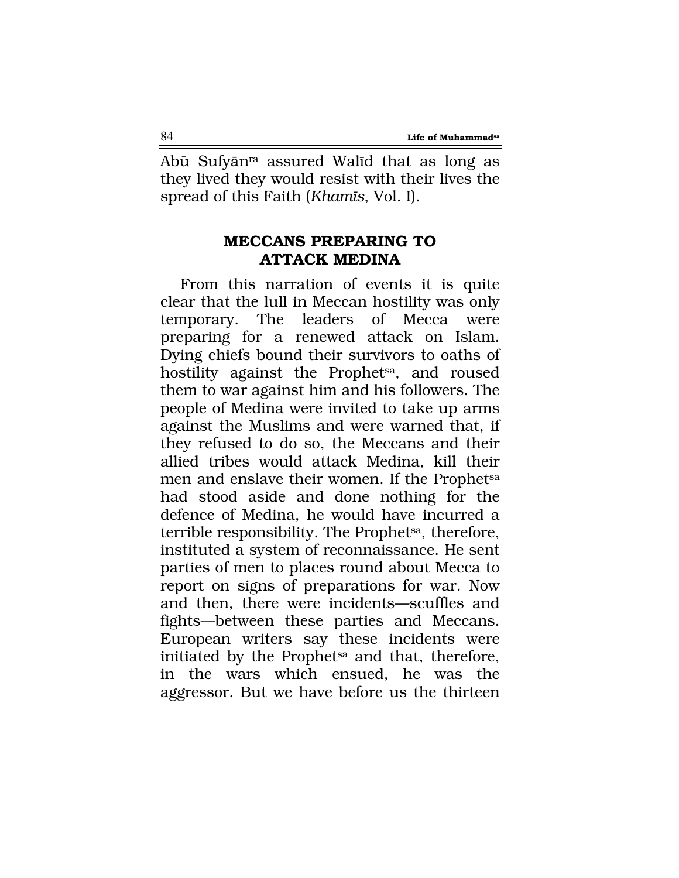Abū Sufyān[ra] assured Walīd that as long as they lived they would resist with their lives the spread of this Faith (*Khamīs*, Vol. I).

## MECCANS PREPARING TO ATTACK MEDINA

From this narration of events it is quite clear that the lull in Meccan hostility was only temporary. The leaders of Mecca were preparing for a renewed attack on Islam. Dying chiefs bound their survivors to oaths of hostility against the Prophet[sa], and roused them to war against him and his followers. The people of Medina were invited to take up arms against the Muslims and were warned that, if they refused to do so, the Meccans and their allied tribes would attack Medina, kill their men and enslave their women. If the Prophet[sa] had stood aside and done nothing for the defence of Medina, he would have incurred a terrible responsibility. The Prophet[sa], therefore, instituted a system of reconnaissance. He sent parties of men to places round about Mecca to report on signs of preparations for war. Now and then, there were incidents—scuffles and fights—between these parties and Meccans. European writers say these incidents were initiated by the Prophet[sa] and that, therefore, in the wars which ensued, he was the aggressor. But we have before us the thirteen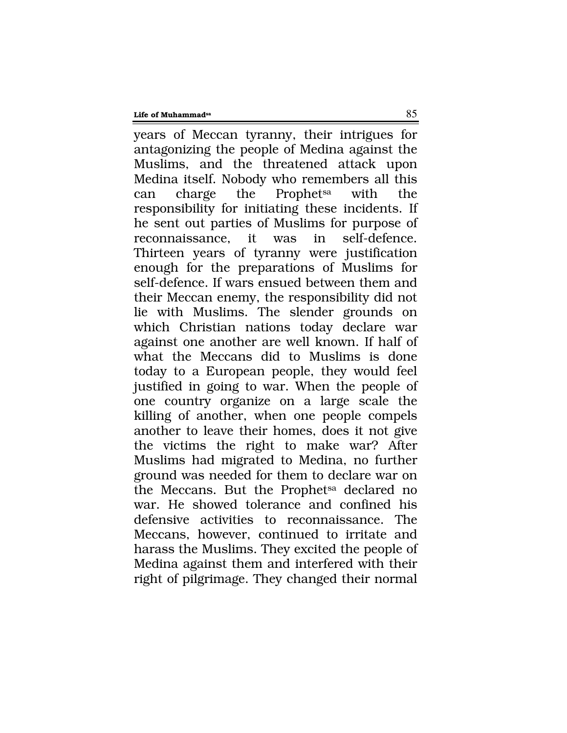years of Meccan tyranny, their intrigues for antagonizing the people of Medina against the Muslims, and the threatened attack upon Medina itself. Nobody who remembers all this can charge the Prophet[sa] with the responsibility for initiating these incidents. If he sent out parties of Muslims for purpose of reconnaissance, it was in self-defence. Thirteen years of tyranny were justification enough for the preparations of Muslims for self-defence. If wars ensued between them and their Meccan enemy, the responsibility did not lie with Muslims. The slender grounds on which Christian nations today declare war against one another are well known. If half of what the Meccans did to Muslims is done today to a European people, they would feel justified in going to war. When the people of one country organize on a large scale the killing of another, when one people compels another to leave their homes, does it not give the victims the right to make war? After Muslims had migrated to Medina, no further ground was needed for them to declare war on the Meccans. But the Prophet[sa] declared no war. He showed tolerance and confined his defensive activities to reconnaissance. The Meccans, however, continued to irritate and harass the Muslims. They excited the people of Medina against them and interfered with their right of pilgrimage. They changed their normal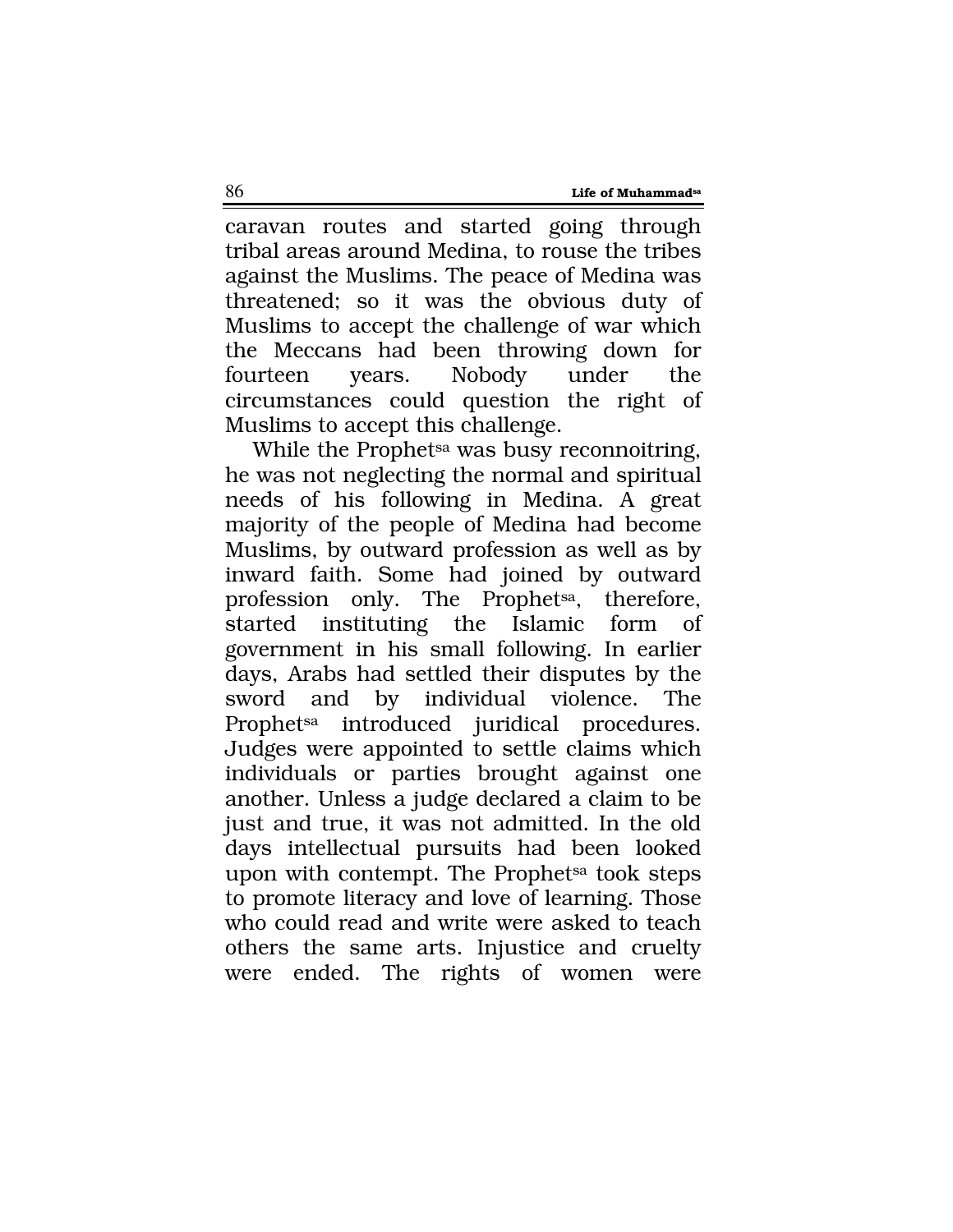caravan routes and started going through tribal areas around Medina, to rouse the tribes against the Muslims. The peace of Medina was threatened; so it was the obvious duty of Muslims to accept the challenge of war which the Meccans had been throwing down for fourteen years. Nobody under the circumstances could question the right of Muslims to accept this challenge.

While the Prophet[sa] was busy reconnoitring, he was not neglecting the normal and spiritual needs of his following in Medina. A great majority of the people of Medina had become Muslims, by outward profession as well as by inward faith. Some had joined by outward profession only. The Prophet[sa], therefore, started instituting the Islamic form of government in his small following. In earlier days, Arabs had settled their disputes by the sword and by individual violence. The Prophet[sa] introduced juridical procedures. Judges were appointed to settle claims which individuals or parties brought against one another. Unless a judge declared a claim to be just and true, it was not admitted. In the old days intellectual pursuits had been looked upon with contempt. The Prophet[sa] took steps to promote literacy and love of learning. Those who could read and write were asked to teach others the same arts. Injustice and cruelty were ended. The rights of women were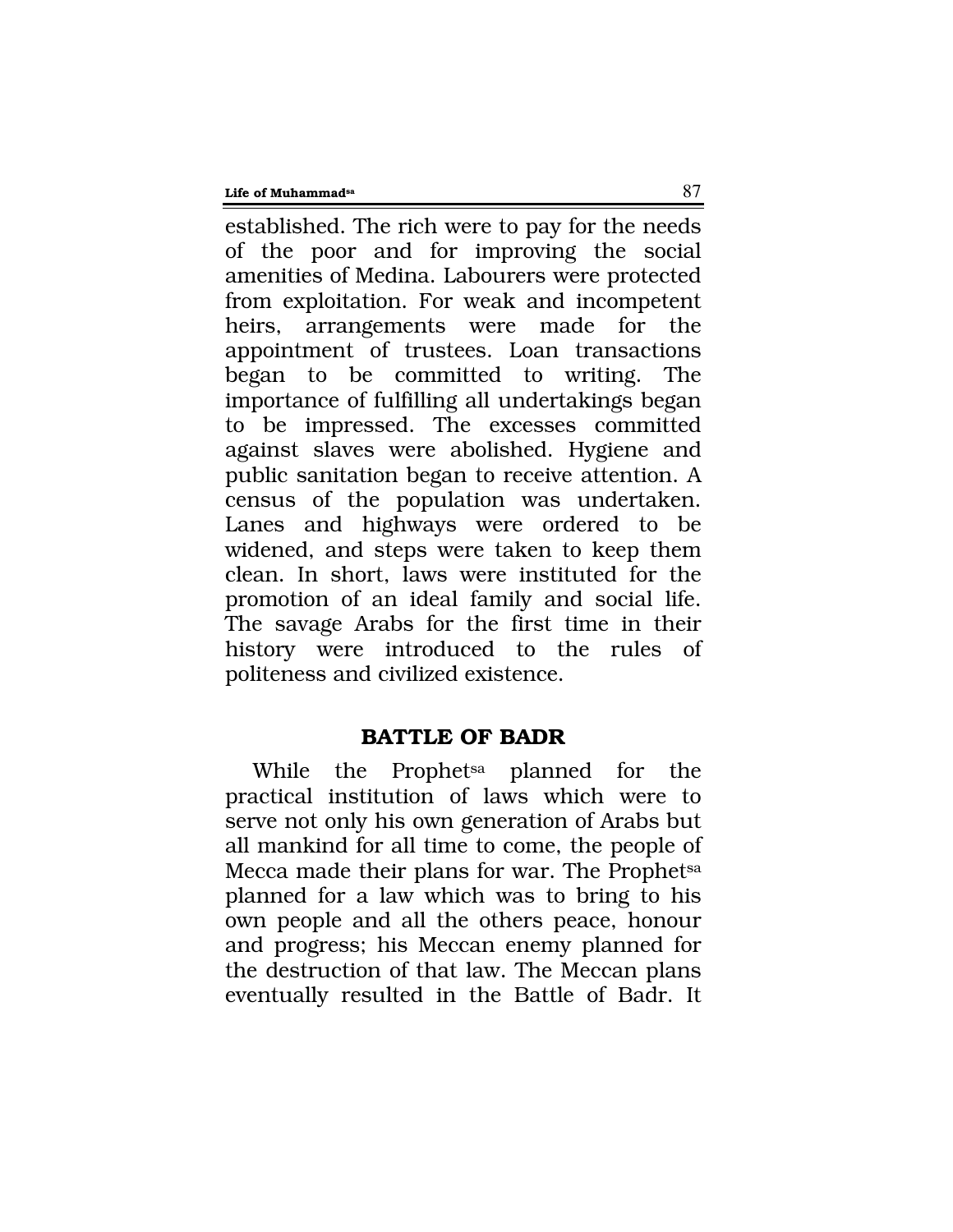established. The rich were to pay for the needs of the poor and for improving the social amenities of Medina. Labourers were protected from exploitation. For weak and incompetent heirs, arrangements were made for the appointment of trustees. Loan transactions began to be committed to writing. The importance of fulfilling all undertakings began to be impressed. The excesses committed against slaves were abolished. Hygiene and public sanitation began to receive attention. A census of the population was undertaken. Lanes and highways were ordered to be widened, and steps were taken to keep them clean. In short, laws were instituted for the promotion of an ideal family and social life. The savage Arabs for the first time in their history were introduced to the rules of politeness and civilized existence.

## BATTLE OF BADR

While the Prophet[sa] planned for the practical institution of laws which were to serve not only his own generation of Arabs but all mankind for all time to come, the people of Mecca made their plans for war. The Prophet[sa] planned for a law which was to bring to his own people and all the others peace, honour and progress; his Meccan enemy planned for the destruction of that law. The Meccan plans eventually resulted in the Battle of Badr. It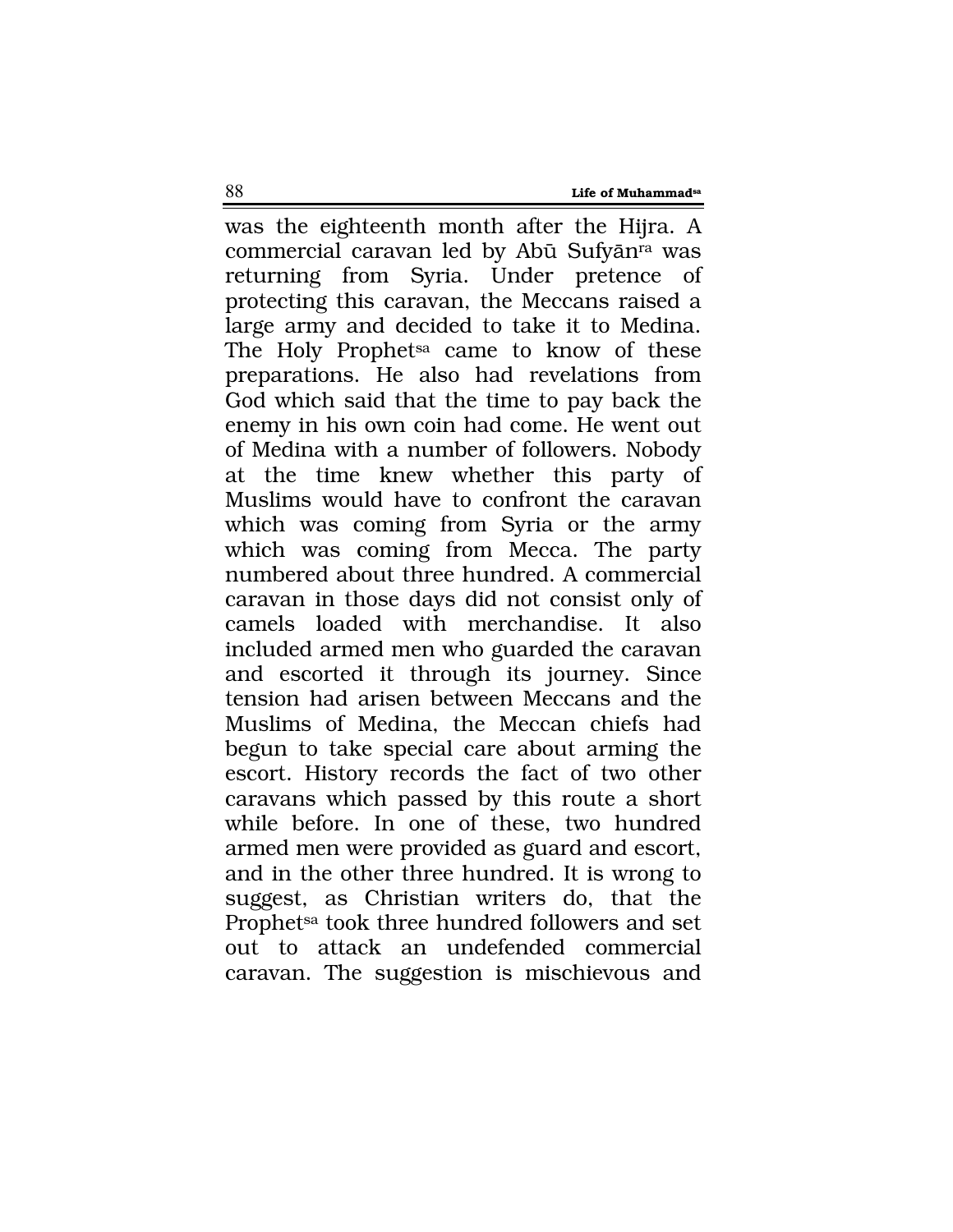was the eighteenth month after the Hijra. A commercial caravan led by Abū Sufyān[ra] was returning from Syria. Under pretence of protecting this caravan, the Meccans raised a large army and decided to take it to Medina. The Holy Prophet[sa] came to know of these preparations. He also had revelations from God which said that the time to pay back the enemy in his own coin had come. He went out of Medina with a number of followers. Nobody at the time knew whether this party of Muslims would have to confront the caravan which was coming from Syria or the army which was coming from Mecca. The party numbered about three hundred. A commercial caravan in those days did not consist only of camels loaded with merchandise. It also included armed men who guarded the caravan and escorted it through its journey. Since tension had arisen between Meccans and the Muslims of Medina, the Meccan chiefs had begun to take special care about arming the escort. History records the fact of two other caravans which passed by this route a short while before. In one of these, two hundred armed men were provided as guard and escort, and in the other three hundred. It is wrong to suggest, as Christian writers do, that the Prophet[sa] took three hundred followers and set out to attack an undefended commercial caravan. The suggestion is mischievous and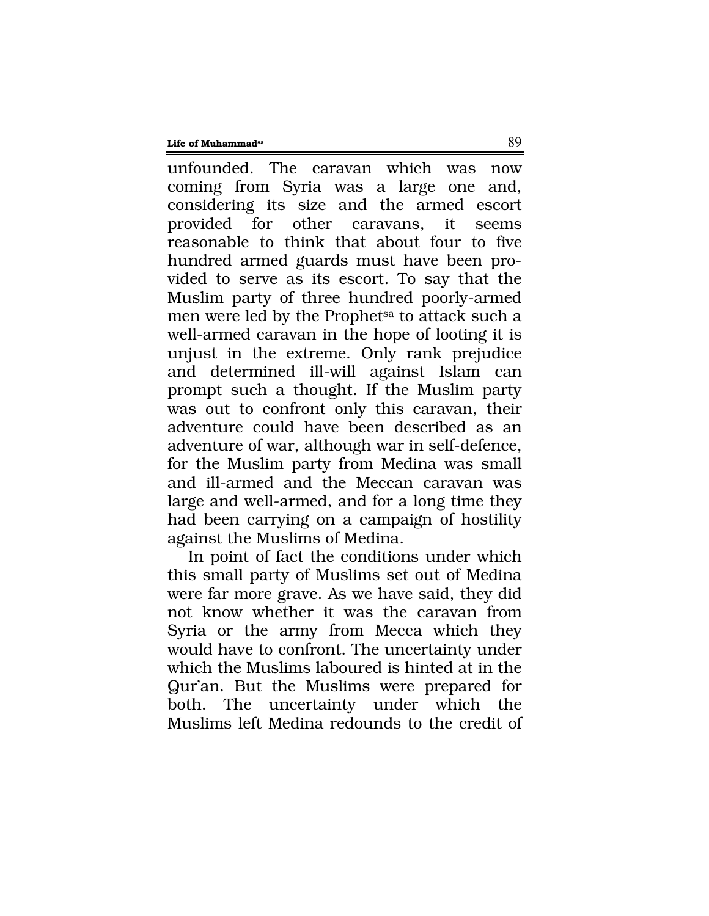unfounded. The caravan which was now coming from Syria was a large one and, considering its size and the armed escort provided for other caravans, it seems reasonable to think that about four to five hundred armed guards must have been provided to serve as its escort. To say that the Muslim party of three hundred poorly-armed men were led by the Prophet[sa] to attack such a well-armed caravan in the hope of looting it is unjust in the extreme. Only rank prejudice and determined ill-will against Islam can prompt such a thought. If the Muslim party was out to confront only this caravan, their adventure could have been described as an adventure of war, although war in self-defence, for the Muslim party from Medina was small and ill-armed and the Meccan caravan was large and well-armed, and for a long time they had been carrying on a campaign of hostility against the Muslims of Medina.

In point of fact the conditions under which this small party of Muslims set out of Medina were far more grave. As we have said, they did not know whether it was the caravan from Syria or the army from Mecca which they would have to confront. The uncertainty under which the Muslims laboured is hinted at in the Qur'an. But the Muslims were prepared for both. The uncertainty under which the Muslims left Medina redounds to the credit of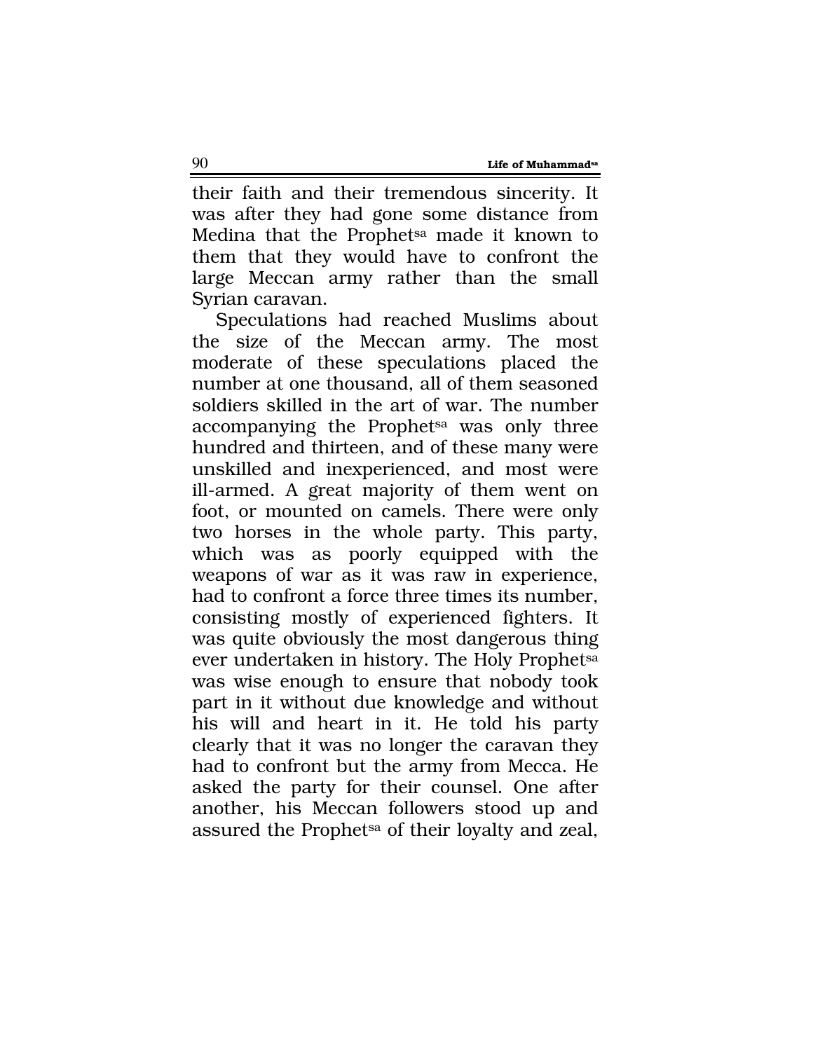their faith and their tremendous sincerity. It was after they had gone some distance from Medina that the Prophet[sa] made it known to them that they would have to confront the large Meccan army rather than the small Syrian caravan.

Speculations had reached Muslims about the size of the Meccan army. The most moderate of these speculations placed the number at one thousand, all of them seasoned soldiers skilled in the art of war. The number accompanying the Prophet[sa] was only three hundred and thirteen, and of these many were unskilled and inexperienced, and most were ill-armed. A great majority of them went on foot, or mounted on camels. There were only two horses in the whole party. This party, which was as poorly equipped with the weapons of war as it was raw in experience, had to confront a force three times its number, consisting mostly of experienced fighters. It was quite obviously the most dangerous thing ever undertaken in history. The Holy Prophet[sa] was wise enough to ensure that nobody took part in it without due knowledge and without his will and heart in it. He told his party clearly that it was no longer the caravan they had to confront but the army from Mecca. He asked the party for their counsel. One after another, his Meccan followers stood up and assured the Prophet[sa] of their loyalty and zeal,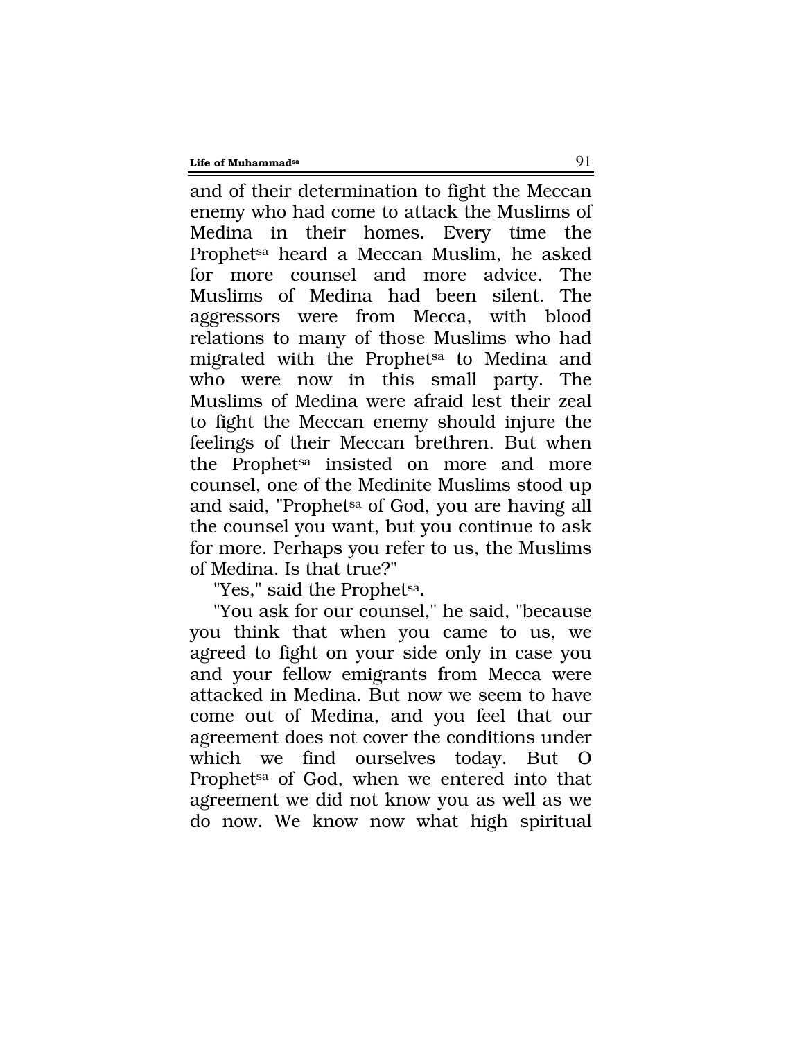and of their determination to fight the Meccan enemy who had come to attack the Muslims of Medina in their homes. Every time the Prophet[sa] heard a Meccan Muslim, he asked for more counsel and more advice. The Muslims of Medina had been silent. The aggressors were from Mecca, with blood relations to many of those Muslims who had migrated with the Prophet[sa] to Medina and who were now in this small party. The Muslims of Medina were afraid lest their zeal to fight the Meccan enemy should injure the feelings of their Meccan brethren. But when the Prophet[sa] insisted on more and more counsel, one of the Medinite Muslims stood up and said, "Prophet[sa] of God, you are having all the counsel you want, but you continue to ask for more. Perhaps you refer to us, the Muslims of Medina. Is that true?"

"Yes," said the Prophet[sa].

"You ask for our counsel," he said, "because you think that when you came to us, we agreed to fight on your side only in case you and your fellow emigrants from Mecca were attacked in Medina. But now we seem to have come out of Medina, and you feel that our agreement does not cover the conditions under which we find ourselves today. But O Prophet[sa] of God, when we entered into that agreement we did not know you as well as we do now. We know now what high spiritual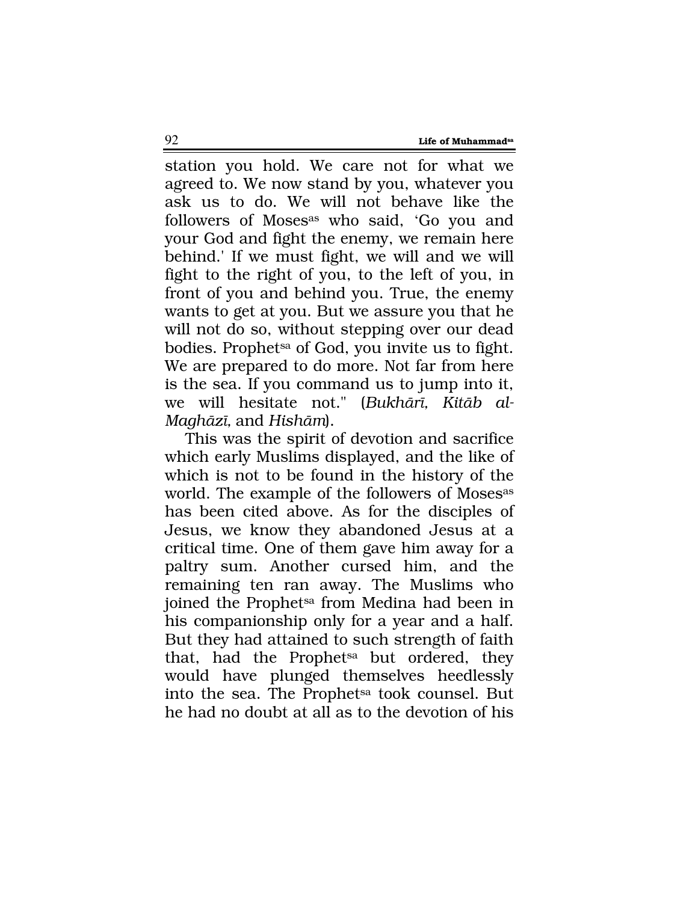station you hold. We care not for what we agreed to. We now stand by you, whatever you ask us to do. We will not behave like the followers of Moses[as] who said, 'Go you and your God and fight the enemy, we remain here behind.' If we must fight, we will and we will fight to the right of you, to the left of you, in front of you and behind you. True, the enemy wants to get at you. But we assure you that he will not do so, without stepping over our dead bodies. Prophet[sa] of God, you invite us to fight. We are prepared to do more. Not far from here is the sea. If you command us to jump into it, we will hesitate not." (*Bukhārī, Kitāb al-Maghāzī,* and *Hishām*).

This was the spirit of devotion and sacrifice which early Muslims displayed, and the like of which is not to be found in the history of the world. The example of the followers of Moses[as] has been cited above. As for the disciples of Jesus, we know they abandoned Jesus at a critical time. One of them gave him away for a paltry sum. Another cursed him, and the remaining ten ran away. The Muslims who joined the Prophet[sa] from Medina had been in his companionship only for a year and a half. But they had attained to such strength of faith that, had the Prophet[sa] but ordered, they would have plunged themselves heedlessly into the sea. The Prophet[sa] took counsel. But he had no doubt at all as to the devotion of his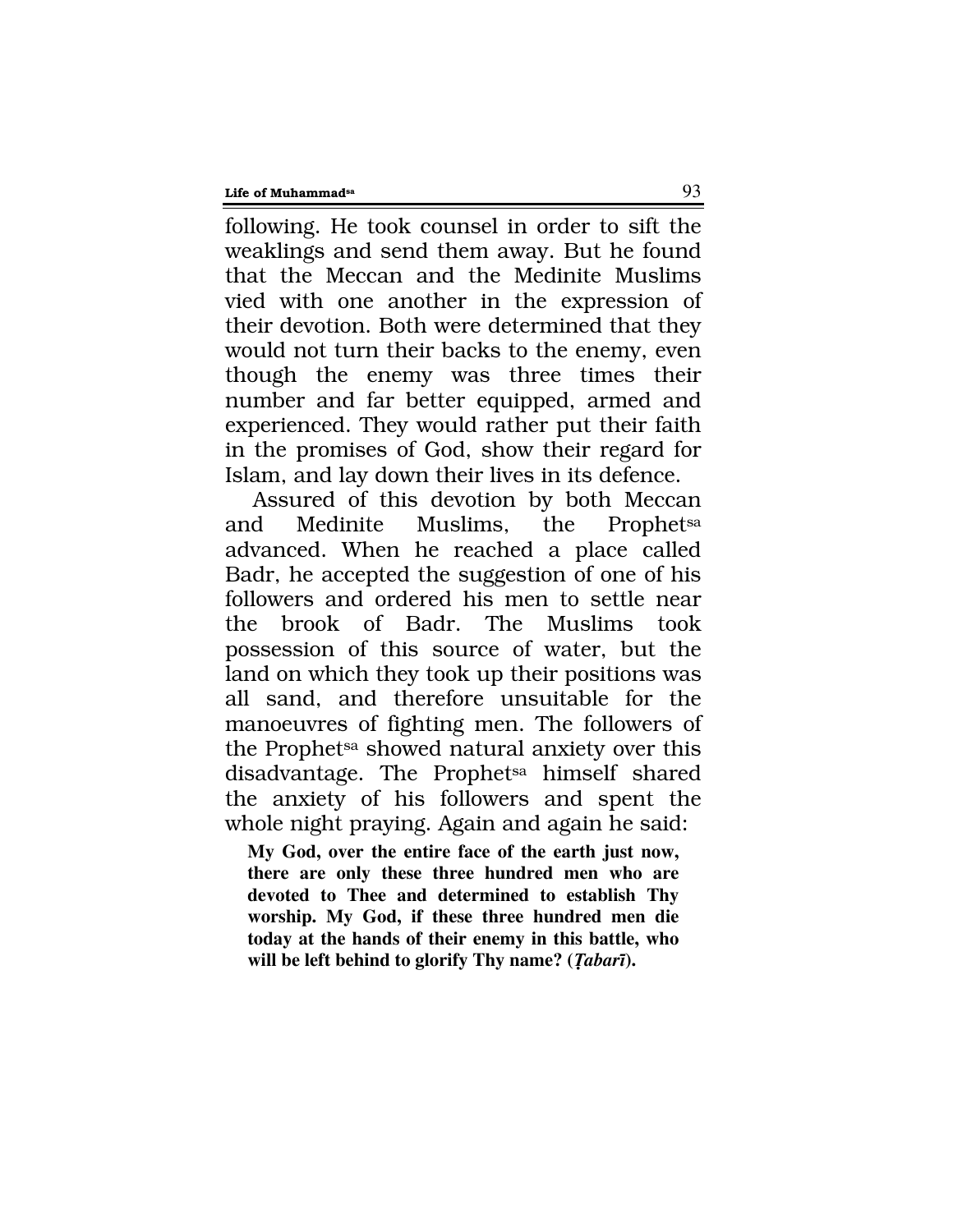following. He took counsel in order to sift the weaklings and send them away. But he found that the Meccan and the Medinite Muslims vied with one another in the expression of their devotion. Both were determined that they would not turn their backs to the enemy, even though the enemy was three times their number and far better equipped, armed and experienced. They would rather put their faith in the promises of God, show their regard for Islam, and lay down their lives in its defence.

Assured of this devotion by both Meccan and Medinite Muslims, the Prophet[sa] advanced. When he reached a place called Badr, he accepted the suggestion of one of his followers and ordered his men to settle near the brook of Badr. The Muslims took possession of this source of water, but the land on which they took up their positions was all sand, and therefore unsuitable for the manoeuvres of fighting men. The followers of the Prophet[sa] showed natural anxiety over this disadvantage. The Prophet[sa] himself shared the anxiety of his followers and spent the whole night praying. Again and again he said:

> **My God, over the entire face of the earth just now, there are only these three hundred men who are devoted to Thee and determined to establish Thy worship. My God, if these three hundred men die today at the hands of their enemy in this battle, who will be left behind to glorify Thy name? (*Ṭabarī*).**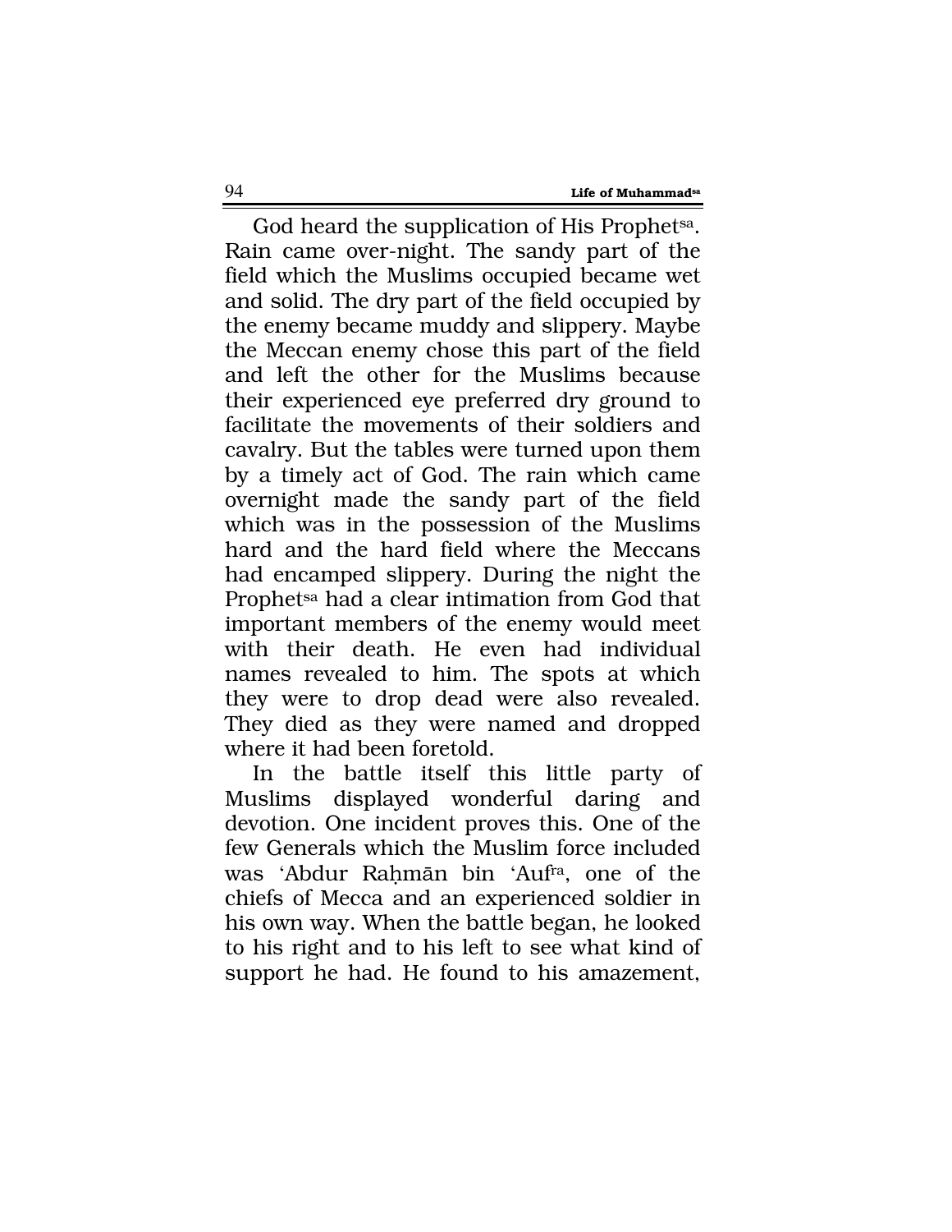God heard the supplication of His Prophet[sa]. Rain came over-night. The sandy part of the field which the Muslims occupied became wet and solid. The dry part of the field occupied by the enemy became muddy and slippery. Maybe the Meccan enemy chose this part of the field and left the other for the Muslims because their experienced eye preferred dry ground to facilitate the movements of their soldiers and cavalry. But the tables were turned upon them by a timely act of God. The rain which came overnight made the sandy part of the field which was in the possession of the Muslims hard and the hard field where the Meccans had encamped slippery. During the night the Prophet[sa] had a clear intimation from God that important members of the enemy would meet with their death. He even had individual names revealed to him. The spots at which they were to drop dead were also revealed. They died as they were named and dropped where it had been foretold.

In the battle itself this little party of Muslims displayed wonderful daring and devotion. One incident proves this. One of the few Generals which the Muslim force included was 'Abdur Raḥmān bin 'Auf[ra], one of the chiefs of Mecca and an experienced soldier in his own way. When the battle began, he looked to his right and to his left to see what kind of support he had. He found to his amazement,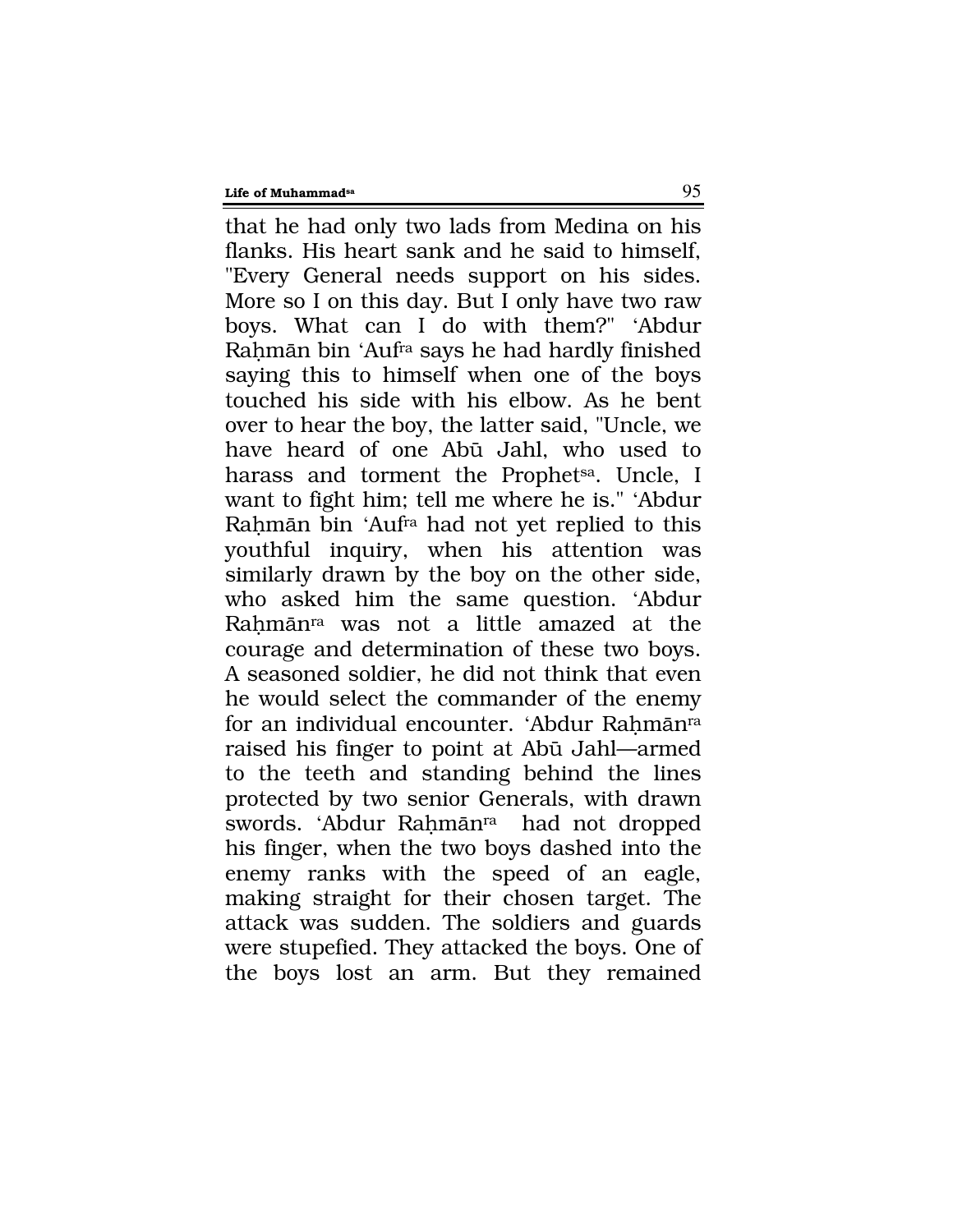that he had only two lads from Medina on his flanks. His heart sank and he said to himself, "Every General needs support on his sides. More so I on this day. But I only have two raw boys. What can I do with them?" ‘Abdur Raḥmān bin ‘Auf[ra] says he had hardly finished saying this to himself when one of the boys touched his side with his elbow. As he bent over to hear the boy, the latter said, "Uncle, we have heard of one Abū Jahl, who used to harass and torment the Prophet[sa]. Uncle, I want to fight him; tell me where he is." ‘Abdur Raḥmān bin ‘Auf[ra] had not yet replied to this youthful inquiry, when his attention was similarly drawn by the boy on the other side, who asked him the same question. ‘Abdur Raḥmān[ra] was not a little amazed at the courage and determination of these two boys. A seasoned soldier, he did not think that even he would select the commander of the enemy for an individual encounter. ‘Abdur Raḥmān[ra] raised his finger to point at Abū Jahl—armed to the teeth and standing behind the lines protected by two senior Generals, with drawn swords. ‘Abdur Raḥmān[ra] had not dropped his finger, when the two boys dashed into the enemy ranks with the speed of an eagle, making straight for their chosen target. The attack was sudden. The soldiers and guards were stupefied. They attacked the boys. One of the boys lost an arm. But they remained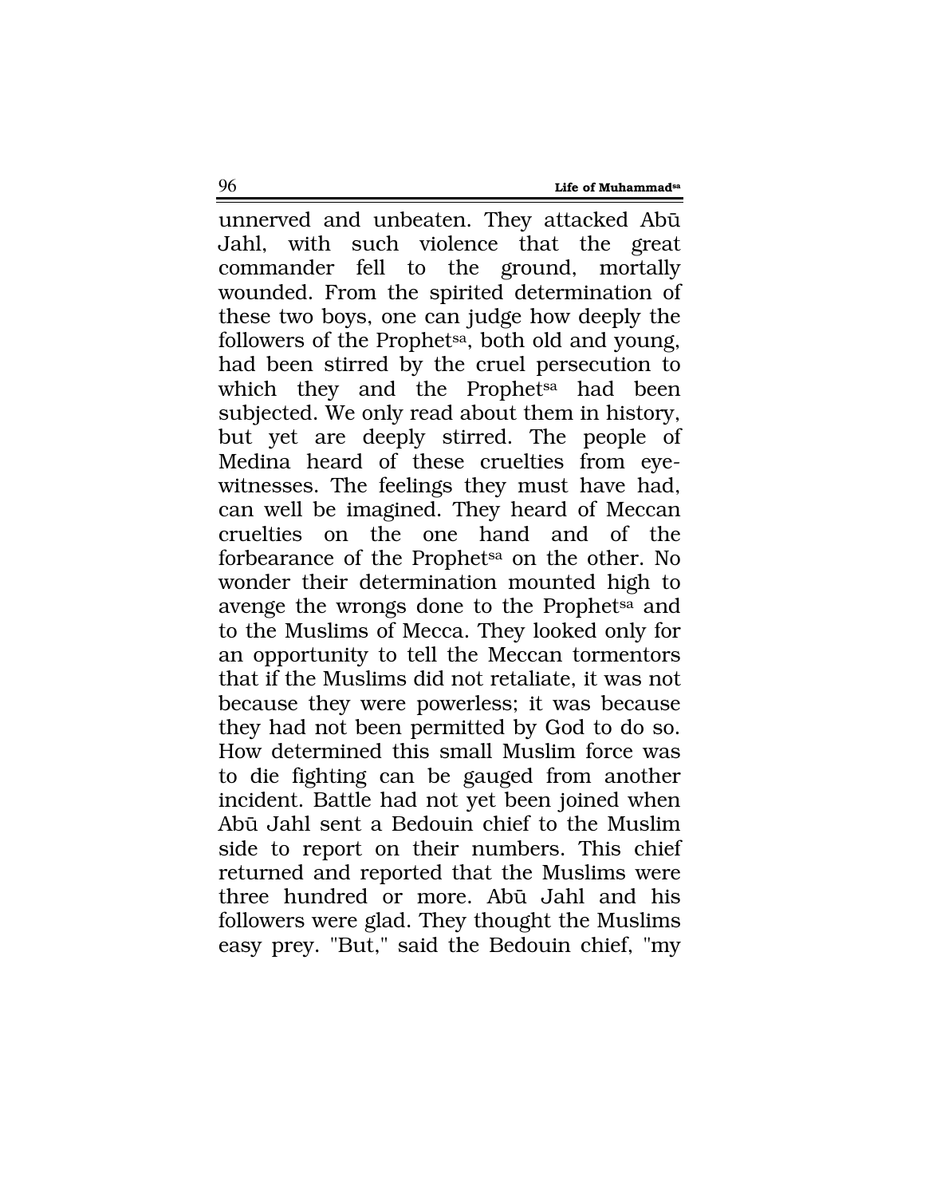unnerved and unbeaten. They attacked Abū Jahl, with such violence that the great commander fell to the ground, mortally wounded. From the spirited determination of these two boys, one can judge how deeply the followers of the Prophet[sa], both old and young, had been stirred by the cruel persecution to which they and the Prophet[sa] had been subjected. We only read about them in history, but yet are deeply stirred. The people of Medina heard of these cruelties from eye-witnesses. The feelings they must have had, can well be imagined. They heard of Meccan cruelties on the one hand and of the forbearance of the Prophet[sa] on the other. No wonder their determination mounted high to avenge the wrongs done to the Prophet[sa] and to the Muslims of Mecca. They looked only for an opportunity to tell the Meccan tormentors that if the Muslims did not retaliate, it was not because they were powerless; it was because they had not been permitted by God to do so. How determined this small Muslim force was to die fighting can be gauged from another incident. Battle had not yet been joined when Abū Jahl sent a Bedouin chief to the Muslim side to report on their numbers. This chief returned and reported that the Muslims were three hundred or more. Abū Jahl and his followers were glad. They thought the Muslims easy prey. "But," said the Bedouin chief, "my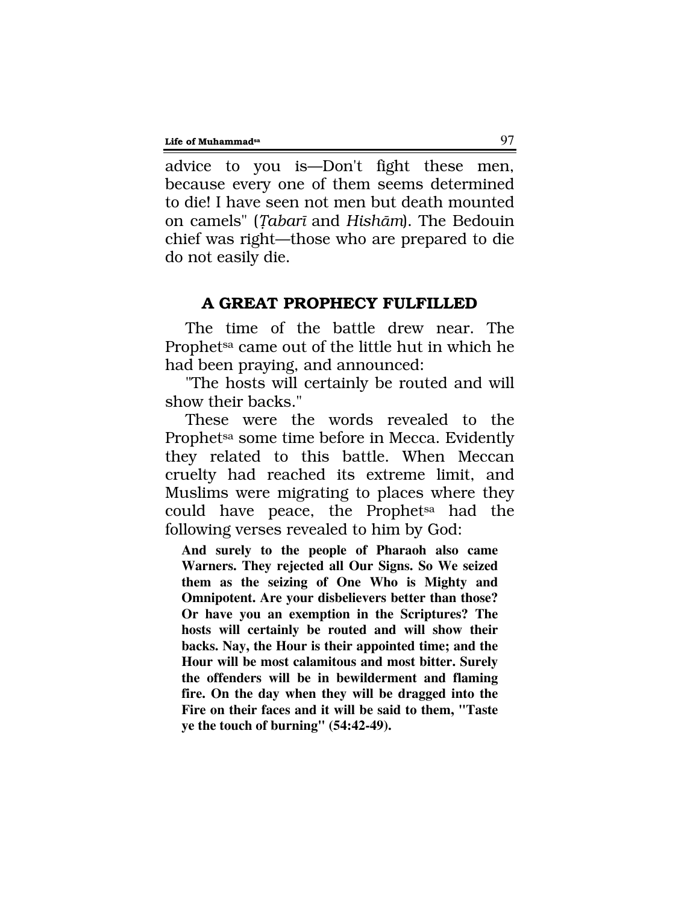advice to you is—Don't fight these men, because every one of them seems determined to die! I have seen not men but death mounted on camels" (*Ṭabarī* and *Hishām*). The Bedouin chief was right—those who are prepared to die do not easily die.

## A GREAT PROPHECY FULFILLED

The time of the battle drew near. The Prophet[sa] came out of the little hut in which he had been praying, and announced:

"The hosts will certainly be routed and will show their backs."

These were the words revealed to the Prophet[sa] some time before in Mecca. Evidently they related to this battle. When Meccan cruelty had reached its extreme limit, and Muslims were migrating to places where they could have peace, the Prophet[sa] had the following verses revealed to him by God:

> **And surely to the people of Pharaoh also came Warners. They rejected all Our Signs. So We seized them as the seizing of One Who is Mighty and Omnipotent. Are your disbelievers better than those? Or have you an exemption in the Scriptures? The hosts will certainly be routed and will show their backs. Nay, the Hour is their appointed time; and the Hour will be most calamitous and most bitter. Surely the offenders will be in bewilderment and flaming fire. On the day when they will be dragged into the Fire on their faces and it will be said to them, "Taste ye the touch of burning" (54:42-49).**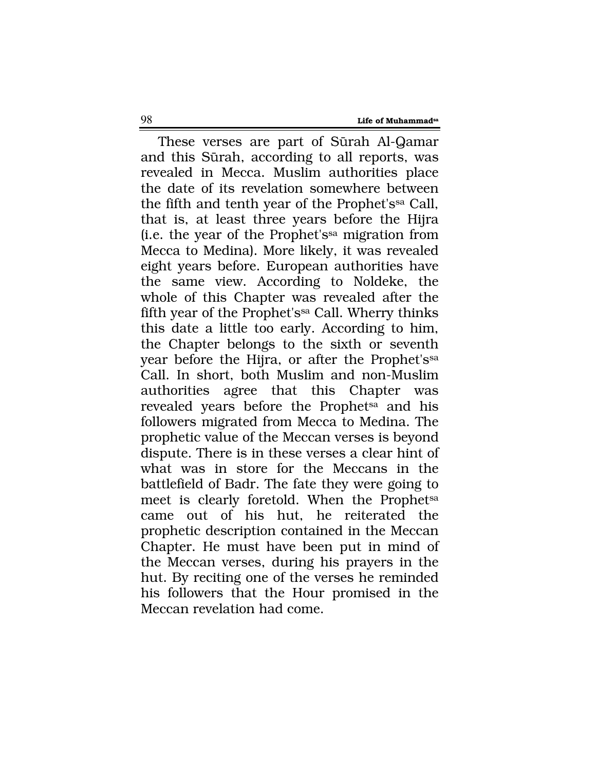These verses are part of Sūrah Al-Qamar and this Sūrah, according to all reports, was revealed in Mecca. Muslim authorities place the date of its revelation somewhere between the fifth and tenth year of the Prophet's[sa] Call, that is, at least three years before the Hijra (i.e. the year of the Prophet's[sa] migration from Mecca to Medina). More likely, it was revealed eight years before. European authorities have the same view. According to Noldeke, the whole of this Chapter was revealed after the fifth year of the Prophet's[sa] Call. Wherry thinks this date a little too early. According to him, the Chapter belongs to the sixth or seventh year before the Hijra, or after the Prophet's[sa] Call. In short, both Muslim and non-Muslim authorities agree that this Chapter was revealed years before the Prophet[sa] and his followers migrated from Mecca to Medina. The prophetic value of the Meccan verses is beyond dispute. There is in these verses a clear hint of what was in store for the Meccans in the battlefield of Badr. The fate they were going to meet is clearly foretold. When the Prophet[sa] came out of his hut, he reiterated the prophetic description contained in the Meccan Chapter. He must have been put in mind of the Meccan verses, during his prayers in the hut. By reciting one of the verses he reminded his followers that the Hour promised in the Meccan revelation had come.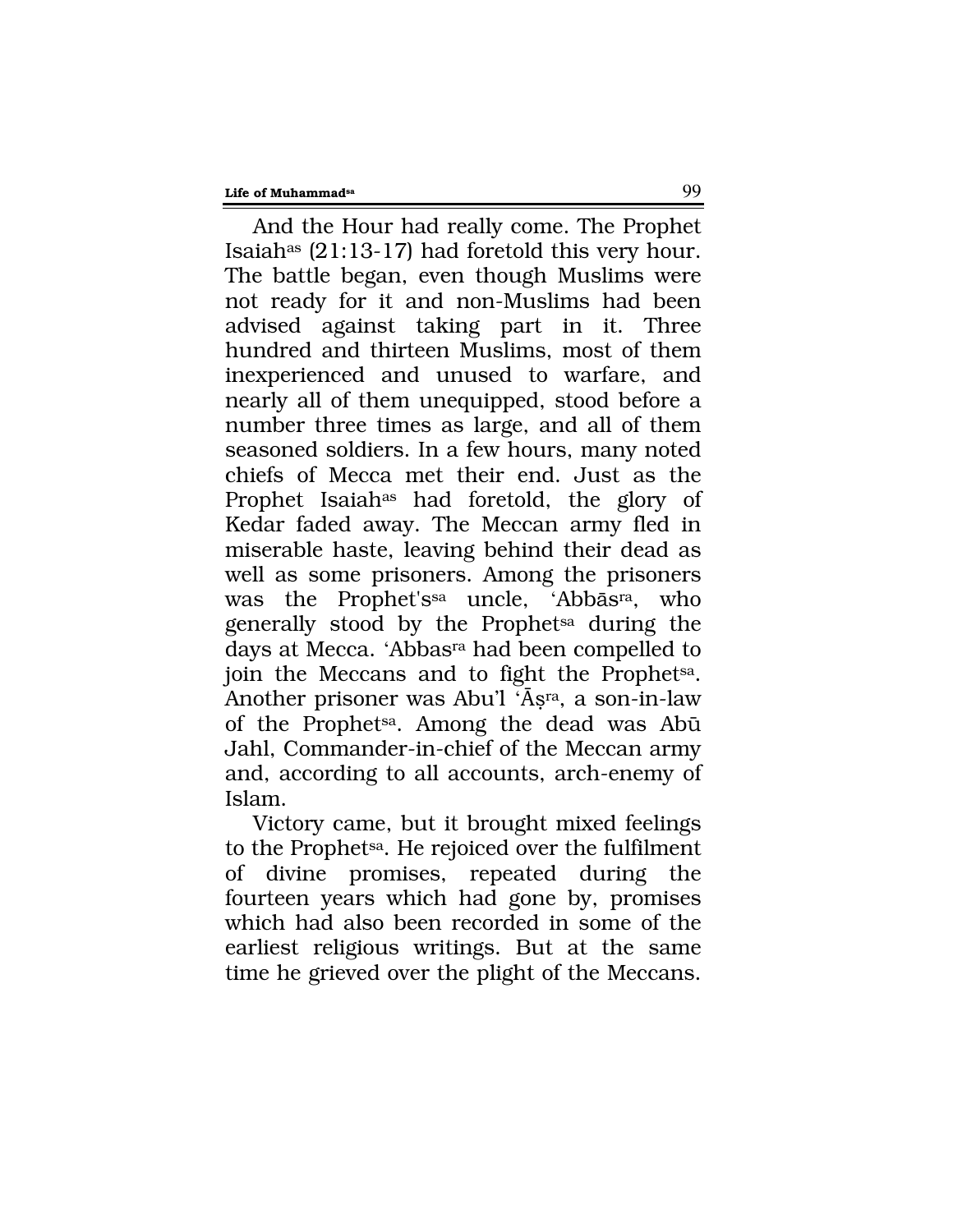And the Hour had really come. The Prophet Isaiah[as] (21:13-17) had foretold this very hour. The battle began, even though Muslims were not ready for it and non-Muslims had been advised against taking part in it. Three hundred and thirteen Muslims, most of them inexperienced and unused to warfare, and nearly all of them unequipped, stood before a number three times as large, and all of them seasoned soldiers. In a few hours, many noted chiefs of Mecca met their end. Just as the Prophet Isaiah[as] had foretold, the glory of Kedar faded away. The Meccan army fled in miserable haste, leaving behind their dead as well as some prisoners. Among the prisoners was the Prophet's[sa] uncle, 'Abbās[ra], who generally stood by the Prophet[sa] during the days at Mecca. 'Abbas[ra] had been compelled to join the Meccans and to fight the Prophet[sa]. Another prisoner was Abu'l 'Āṣ[ra], a son-in-law of the Prophet[sa]. Among the dead was Abū Jahl, Commander-in-chief of the Meccan army and, according to all accounts, arch-enemy of Islam.

Victory came, but it brought mixed feelings to the Prophet[sa]. He rejoiced over the fulfilment of divine promises, repeated during the fourteen years which had gone by, promises which had also been recorded in some of the earliest religious writings. But at the same time he grieved over the plight of the Meccans.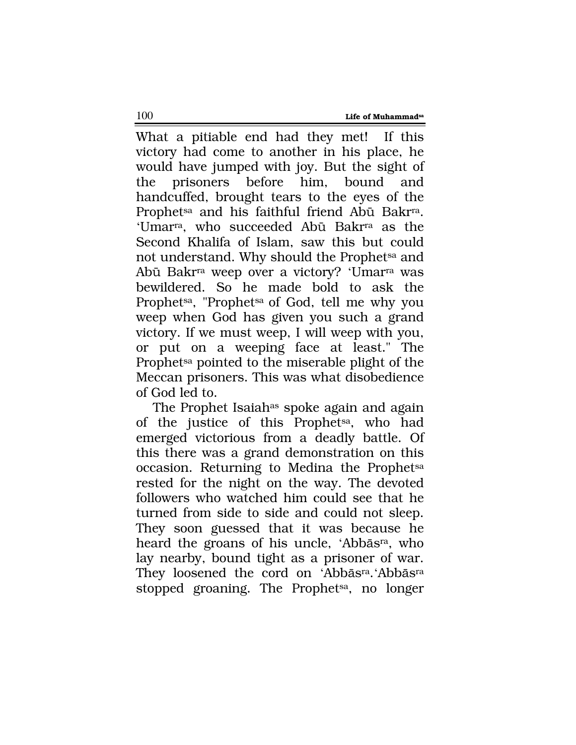What a pitiable end had they met! If this victory had come to another in his place, he would have jumped with joy. But the sight of the prisoners before him, bound and handcuffed, brought tears to the eyes of the Prophet[sa] and his faithful friend Abū Bakr[ra]. 'Umar[ra], who succeeded Abū Bakr[ra] as the Second Khalifa of Islam, saw this but could not understand. Why should the Prophet[sa] and Abū Bakr[ra] weep over a victory? 'Umar[ra] was bewildered. So he made bold to ask the Prophet[sa], "Prophet[sa] of God, tell me why you weep when God has given you such a grand victory. If we must weep, I will weep with you, or put on a weeping face at least." The Prophet[sa] pointed to the miserable plight of the Meccan prisoners. This was what disobedience of God led to.

The Prophet Isaiah[as] spoke again and again of the justice of this Prophet[sa], who had emerged victorious from a deadly battle. Of this there was a grand demonstration on this occasion. Returning to Medina the Prophet[sa] rested for the night on the way. The devoted followers who watched him could see that he turned from side to side and could not sleep. They soon guessed that it was because he heard the groans of his uncle, 'Abbās[ra], who lay nearby, bound tight as a prisoner of war. They loosened the cord on 'Abbās[ra]. 'Abbās[ra] stopped groaning. The Prophet[sa], no longer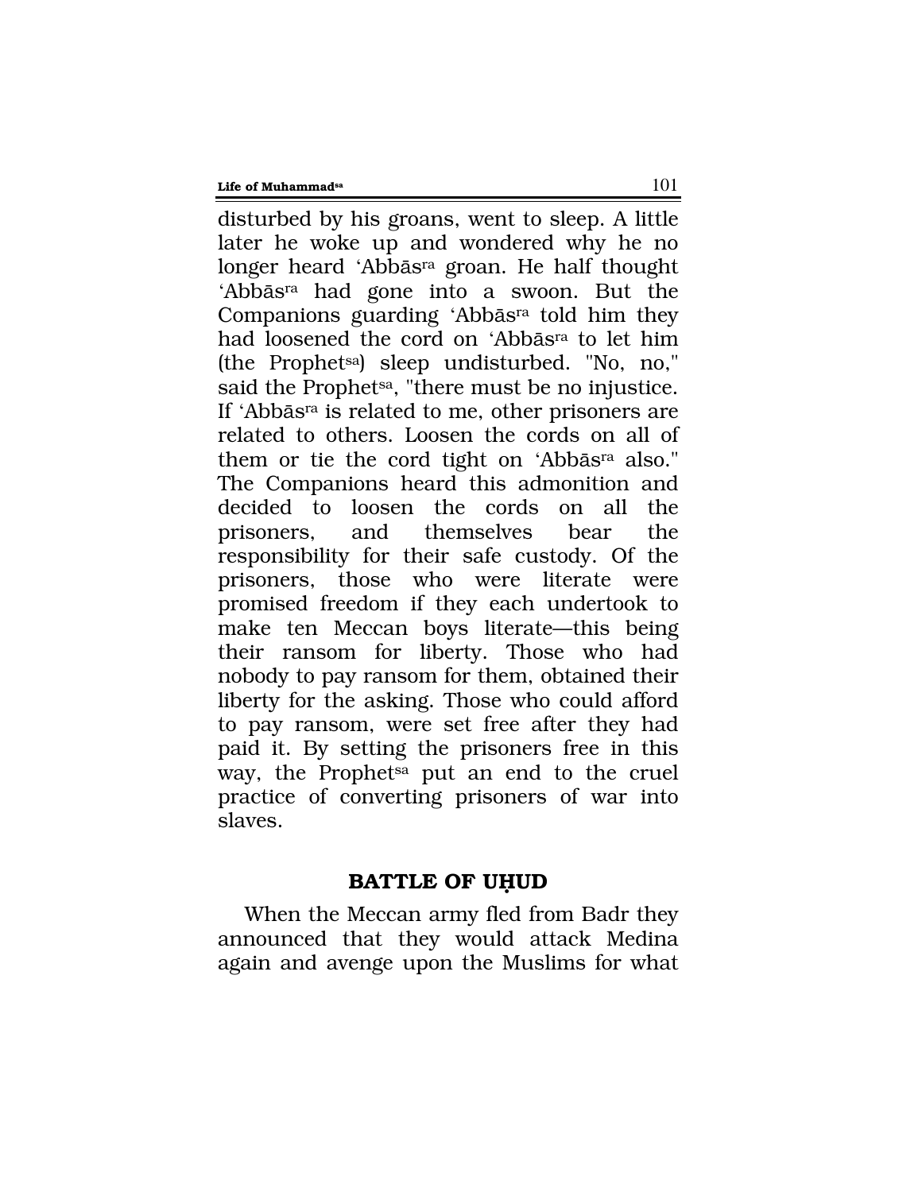disturbed by his groans, went to sleep. A little later he woke up and wondered why he no longer heard 'Abbās[ra] groan. He half thought 'Abbās[ra] had gone into a swoon. But the Companions guarding 'Abbās[ra] told him they had loosened the cord on 'Abbās[ra] to let him (the Prophet[sa]) sleep undisturbed. "No, no," said the Prophet[sa], "there must be no injustice. If 'Abbās[ra] is related to me, other prisoners are related to others. Loosen the cords on all of them or tie the cord tight on 'Abbās[ra] also." The Companions heard this admonition and decided to loosen the cords on all the prisoners, and themselves bear the responsibility for their safe custody. Of the prisoners, those who were literate were promised freedom if they each undertook to make ten Meccan boys literate—this being their ransom for liberty. Those who had nobody to pay ransom for them, obtained their liberty for the asking. Those who could afford to pay ransom, were set free after they had paid it. By setting the prisoners free in this way, the Prophet[sa] put an end to the cruel practice of converting prisoners of war into slaves.

## BATTLE OF UḤUD

When the Meccan army fled from Badr they announced that they would attack Medina again and avenge upon the Muslims for what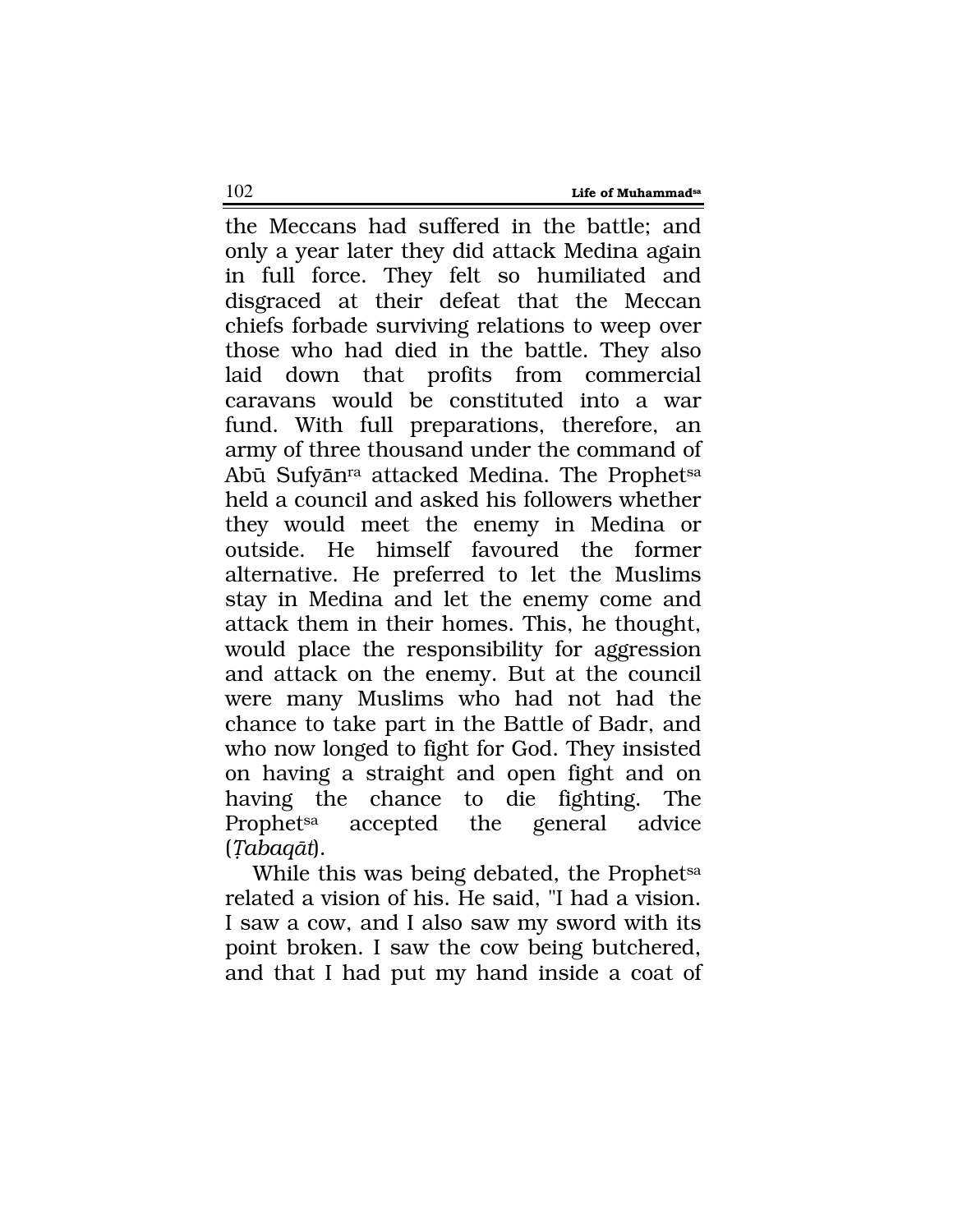the Meccans had suffered in the battle; and only a year later they did attack Medina again in full force. They felt so humiliated and disgraced at their defeat that the Meccan chiefs forbade surviving relations to weep over those who had died in the battle. They also laid down that profits from commercial caravans would be constituted into a war fund. With full preparations, therefore, an army of three thousand under the command of Abū Sufyān[ra] attacked Medina. The Prophet[sa] held a council and asked his followers whether they would meet the enemy in Medina or outside. He himself favoured the former alternative. He preferred to let the Muslims stay in Medina and let the enemy come and attack them in their homes. This, he thought, would place the responsibility for aggression and attack on the enemy. But at the council were many Muslims who had not had the chance to take part in the Battle of Badr, and who now longed to fight for God. They insisted on having a straight and open fight and on having the chance to die fighting. The Prophet[sa] accepted the general advice (*Ṭabaqāt*).

While this was being debated, the Prophet[sa] related a vision of his. He said, "I had a vision. I saw a cow, and I also saw my sword with its point broken. I saw the cow being butchered, and that I had put my hand inside a coat of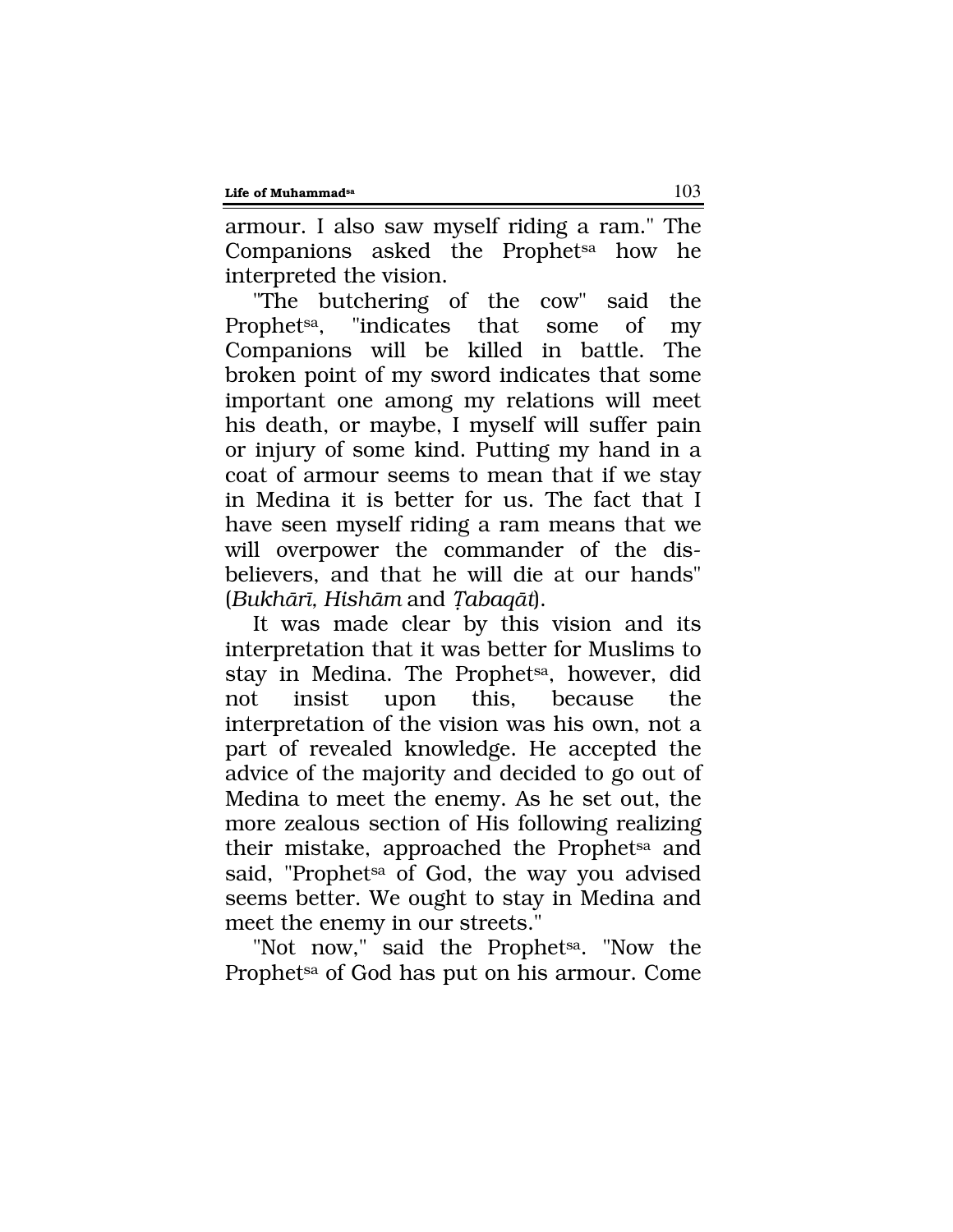armour. I also saw myself riding a ram." The Companions asked the Prophet[sa] how he interpreted the vision.

"The butchering of the cow" said the Prophet[sa], "indicates that some of my Companions will be killed in battle. The broken point of my sword indicates that some important one among my relations will meet his death, or maybe, I myself will suffer pain or injury of some kind. Putting my hand in a coat of armour seems to mean that if we stay in Medina it is better for us. The fact that I have seen myself riding a ram means that we will overpower the commander of the disbelievers, and that he will die at our hands" (*Bukhārī, Hishām* and *Ṭabaqāt*).

It was made clear by this vision and its interpretation that it was better for Muslims to stay in Medina. The Prophet[sa], however, did not insist upon this, because the interpretation of the vision was his own, not a part of revealed knowledge. He accepted the advice of the majority and decided to go out of Medina to meet the enemy. As he set out, the more zealous section of His following realizing their mistake, approached the Prophet[sa] and said, "Prophet[sa] of God, the way you advised seems better. We ought to stay in Medina and meet the enemy in our streets."

"Not now," said the Prophet[sa]. "Now the Prophet[sa] of God has put on his armour. Come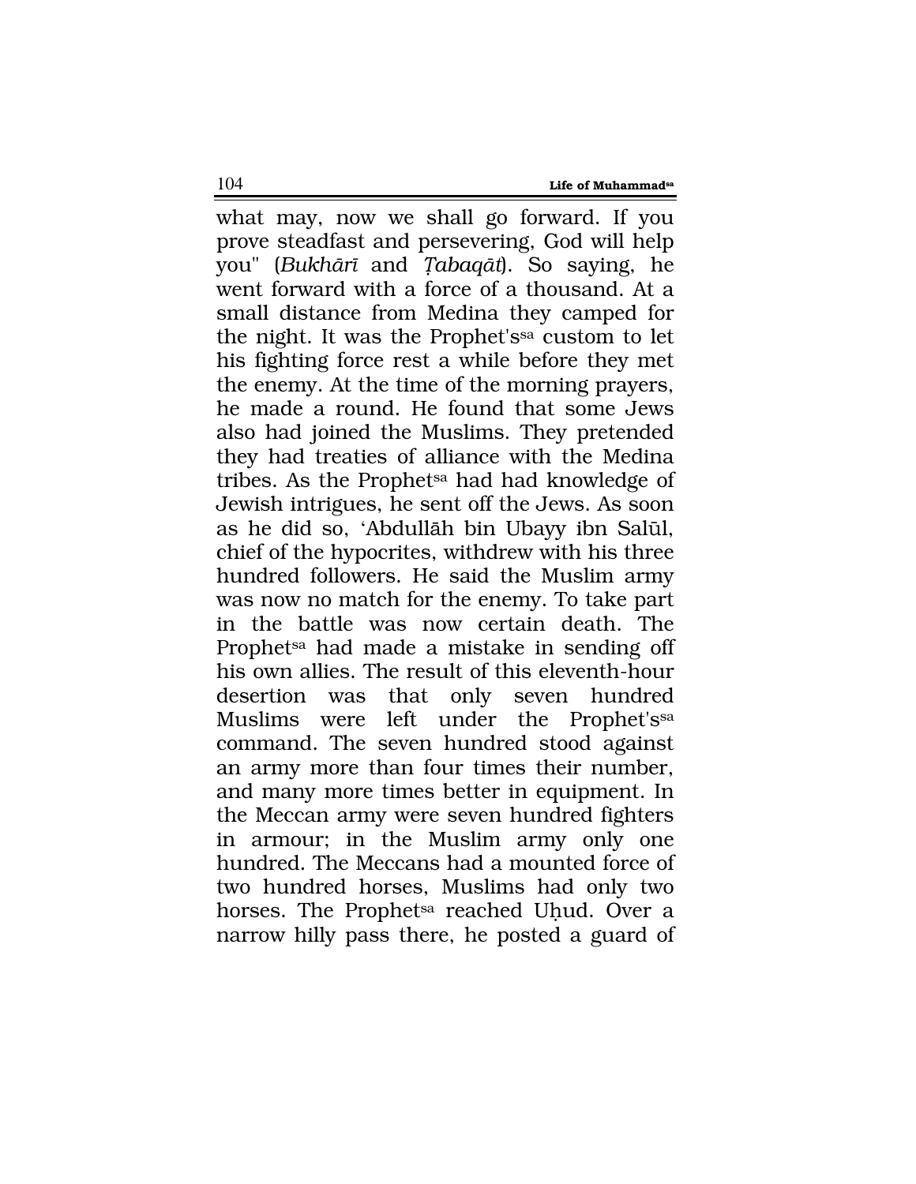what may, now we shall go forward. If you prove steadfast and persevering, God will help you" (*Bukhārī* and *Ṭabaqāt*). So saying, he went forward with a force of a thousand. At a small distance from Medina they camped for the night. It was the Prophet'ssa custom to let his fighting force rest a while before they met the enemy. At the time of the morning prayers, he made a round. He found that some Jews also had joined the Muslims. They pretended they had treaties of alliance with the Medina tribes. As the Prophetsa had had knowledge of Jewish intrigues, he sent off the Jews. As soon as he did so, 'Abdullāh bin Ubayy ibn Salūl, chief of the hypocrites, withdrew with his three hundred followers. He said the Muslim army was now no match for the enemy. To take part in the battle was now certain death. The Prophetsa had made a mistake in sending off his own allies. The result of this eleventh-hour desertion was that only seven hundred Muslims were left under the Prophet'ssa command. The seven hundred stood against an army more than four times their number, and many more times better in equipment. In the Meccan army were seven hundred fighters in armour; in the Muslim army only one hundred. The Meccans had a mounted force of two hundred horses, Muslims had only two horses. The Prophetsa reached Uḥud. Over a narrow hilly pass there, he posted a guard of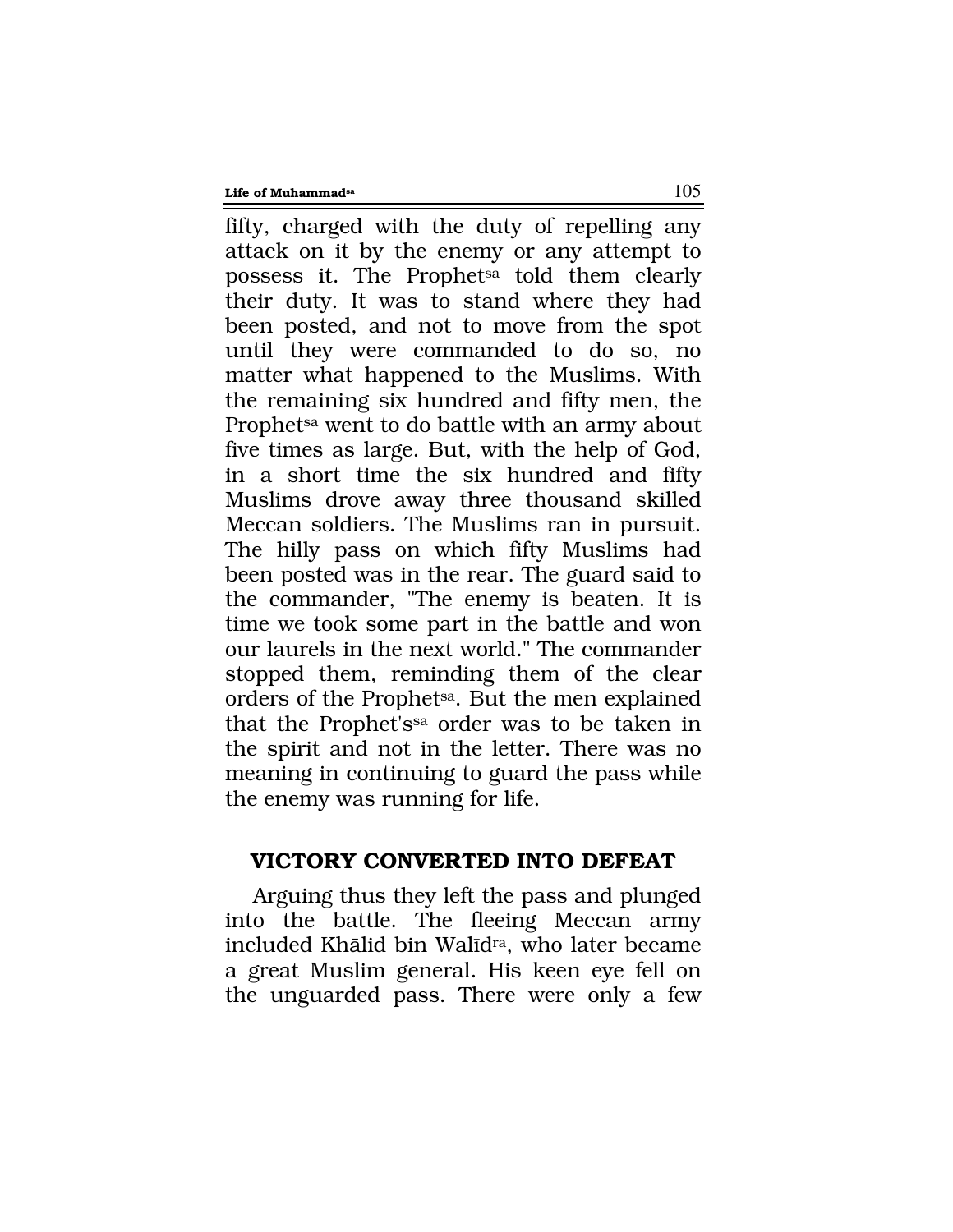fifty, charged with the duty of repelling any attack on it by the enemy or any attempt to possess it. The Prophet[sa] told them clearly their duty. It was to stand where they had been posted, and not to move from the spot until they were commanded to do so, no matter what happened to the Muslims. With the remaining six hundred and fifty men, the Prophet[sa] went to do battle with an army about five times as large. But, with the help of God, in a short time the six hundred and fifty Muslims drove away three thousand skilled Meccan soldiers. The Muslims ran in pursuit. The hilly pass on which fifty Muslims had been posted was in the rear. The guard said to the commander, "The enemy is beaten. It is time we took some part in the battle and won our laurels in the next world." The commander stopped them, reminding them of the clear orders of the Prophet[sa]. But the men explained that the Prophet's[sa] order was to be taken in the spirit and not in the letter. There was no meaning in continuing to guard the pass while the enemy was running for life.

## VICTORY CONVERTED INTO DEFEAT

Arguing thus they left the pass and plunged into the battle. The fleeing Meccan army included Khālid bin Walīd[ra], who later became a great Muslim general. His keen eye fell on the unguarded pass. There were only a few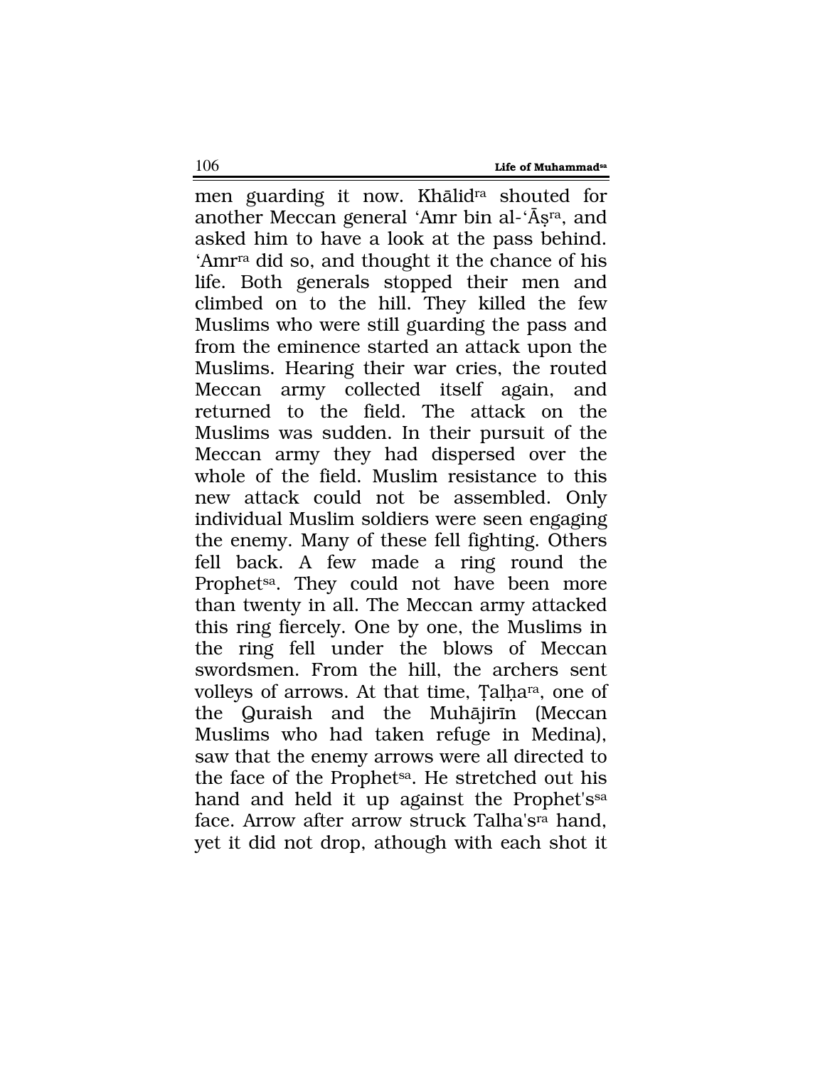men guarding it now. Khālid[ra] shouted for another Meccan general 'Amr bin al-'Āṣ[ra], and asked him to have a look at the pass behind. 'Amr[ra] did so, and thought it the chance of his life. Both generals stopped their men and climbed on to the hill. They killed the few Muslims who were still guarding the pass and from the eminence started an attack upon the Muslims. Hearing their war cries, the routed Meccan army collected itself again, and returned to the field. The attack on the Muslims was sudden. In their pursuit of the Meccan army they had dispersed over the whole of the field. Muslim resistance to this new attack could not be assembled. Only individual Muslim soldiers were seen engaging the enemy. Many of these fell fighting. Others fell back. A few made a ring round the Prophet[sa]. They could not have been more than twenty in all. The Meccan army attacked this ring fiercely. One by one, the Muslims in the ring fell under the blows of Meccan swordsmen. From the hill, the archers sent volleys of arrows. At that time, Ṭalḥa[ra], one of the Quraish and the Muhājirīn (Meccan Muslims who had taken refuge in Medina), saw that the enemy arrows were all directed to the face of the Prophet[sa]. He stretched out his hand and held it up against the Prophet's[sa] face. Arrow after arrow struck Talha's[ra] hand, yet it did not drop, athough with each shot it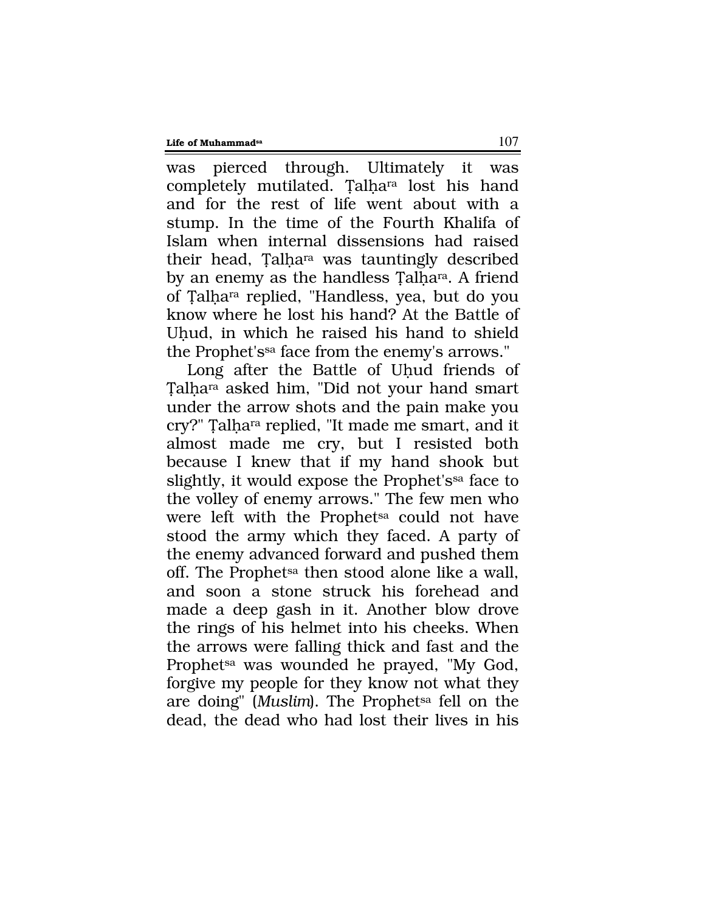was pierced through. Ultimately it was completely mutilated. Ṭalḥa[ra] lost his hand and for the rest of life went about with a stump. In the time of the Fourth Khalifa of Islam when internal dissensions had raised their head, Ṭalḥa[ra] was tauntingly described by an enemy as the handless Ṭalḥa[ra]. A friend of Ṭalḥa[ra] replied, "Handless, yea, but do you know where he lost his hand? At the Battle of Uḥud, in which he raised his hand to shield the Prophet's[sa] face from the enemy's arrows."

Long after the Battle of Uḥud friends of Ṭalḥa[ra] asked him, "Did not your hand smart under the arrow shots and the pain make you cry?" Ṭalḥa[ra] replied, "It made me smart, and it almost made me cry, but I resisted both because I knew that if my hand shook but slightly, it would expose the Prophet's[sa] face to the volley of enemy arrows." The few men who were left with the Prophet[sa] could not have stood the army which they faced. A party of the enemy advanced forward and pushed them off. The Prophet[sa] then stood alone like a wall, and soon a stone struck his forehead and made a deep gash in it. Another blow drove the rings of his helmet into his cheeks. When the arrows were falling thick and fast and the Prophet[sa] was wounded he prayed, "My God, forgive my people for they know not what they are doing" (*Muslim*). The Prophet[sa] fell on the dead, the dead who had lost their lives in his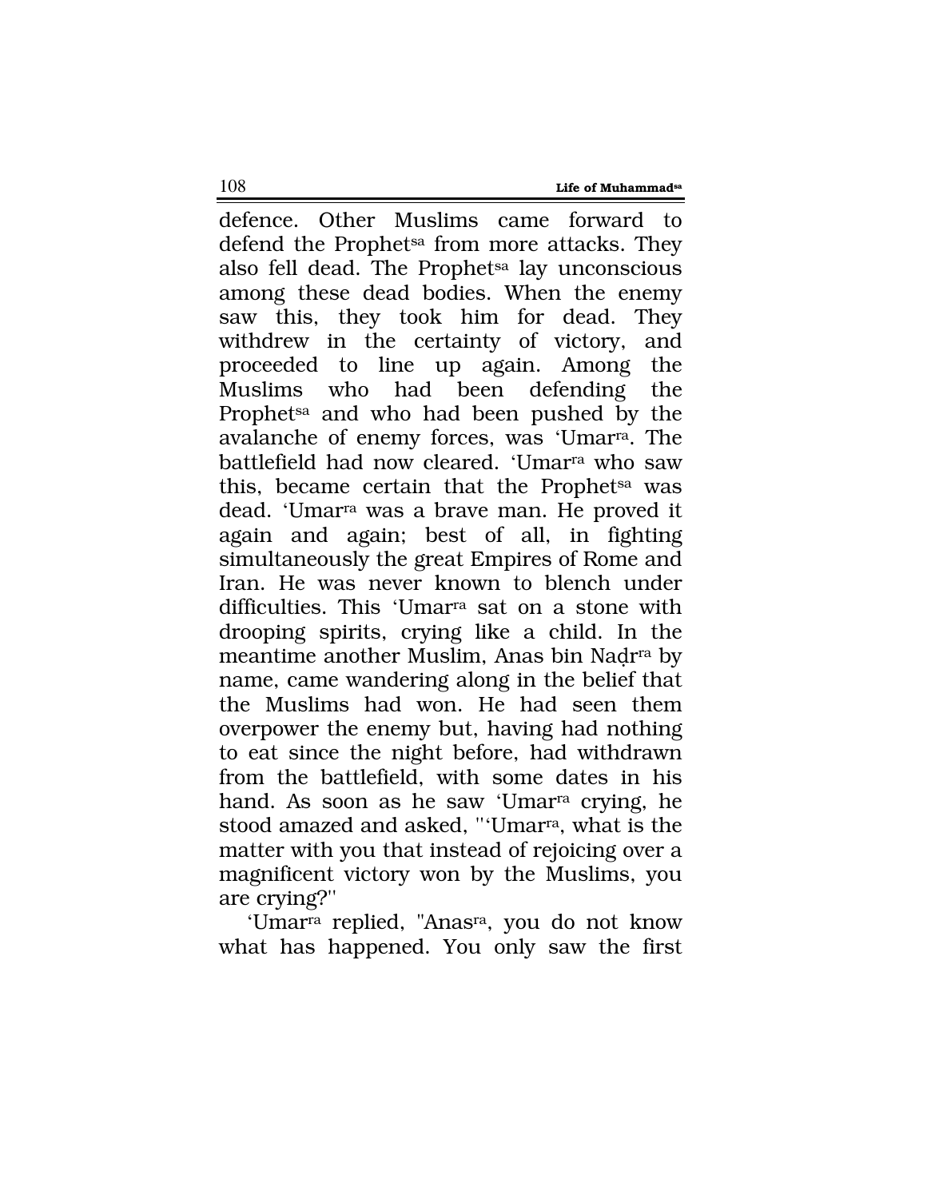defence. Other Muslims came forward to defend the Prophet[sa] from more attacks. They also fell dead. The Prophet[sa] lay unconscious among these dead bodies. When the enemy saw this, they took him for dead. They withdrew in the certainty of victory, and proceeded to line up again. Among the Muslims who had been defending the Prophet[sa] and who had been pushed by the avalanche of enemy forces, was 'Umar[ra]. The battlefield had now cleared. 'Umar[ra] who saw this, became certain that the Prophet[sa] was dead. 'Umar[ra] was a brave man. He proved it again and again; best of all, in fighting simultaneously the great Empires of Rome and Iran. He was never known to blench under difficulties. This 'Umar[ra] sat on a stone with drooping spirits, crying like a child. In the meantime another Muslim, Anas bin Naḍr[ra] by name, came wandering along in the belief that the Muslims had won. He had seen them overpower the enemy but, having had nothing to eat since the night before, had withdrawn from the battlefield, with some dates in his hand. As soon as he saw 'Umar[ra] crying, he stood amazed and asked, "'Umar[ra], what is the matter with you that instead of rejoicing over a magnificent victory won by the Muslims, you are crying?"

'Umar[ra] replied, "Anas[ra], you do not know what has happened. You only saw the first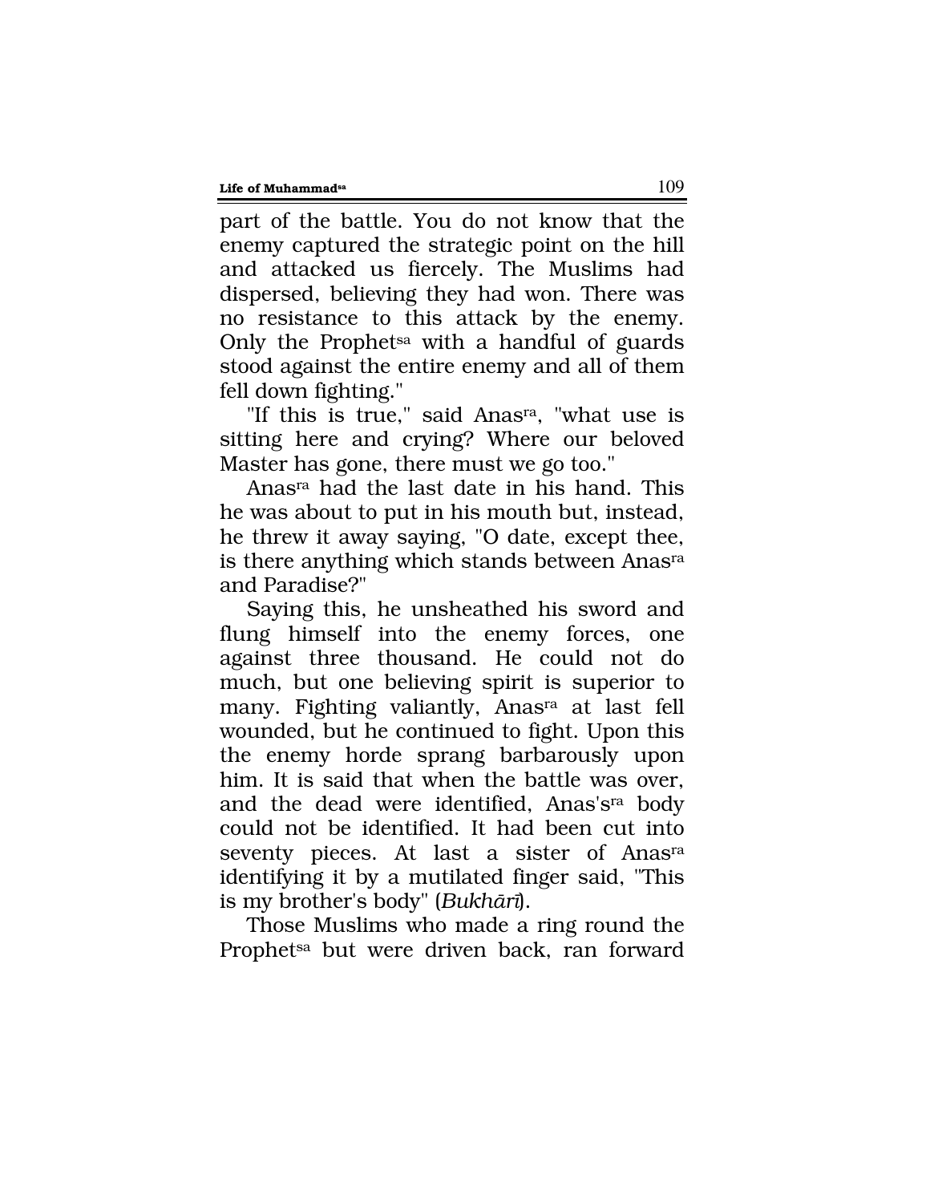part of the battle. You do not know that the enemy captured the strategic point on the hill and attacked us fiercely. The Muslims had dispersed, believing they had won. There was no resistance to this attack by the enemy. Only the Prophet[sa] with a handful of guards stood against the entire enemy and all of them fell down fighting."

"If this is true," said Anas[ra], "what use is sitting here and crying? Where our beloved Master has gone, there must we go too."

Anas[ra] had the last date in his hand. This he was about to put in his mouth but, instead, he threw it away saying, "O date, except thee, is there anything which stands between Anas[ra] and Paradise?"

Saying this, he unsheathed his sword and flung himself into the enemy forces, one against three thousand. He could not do much, but one believing spirit is superior to many. Fighting valiantly, Anas[ra] at last fell wounded, but he continued to fight. Upon this the enemy horde sprang barbarously upon him. It is said that when the battle was over, and the dead were identified, Anas's[ra] body could not be identified. It had been cut into seventy pieces. At last a sister of Anas[ra] identifying it by a mutilated finger said, "This is my brother's body" (*Bukhārī*).

Those Muslims who made a ring round the Prophet[sa] but were driven back, ran forward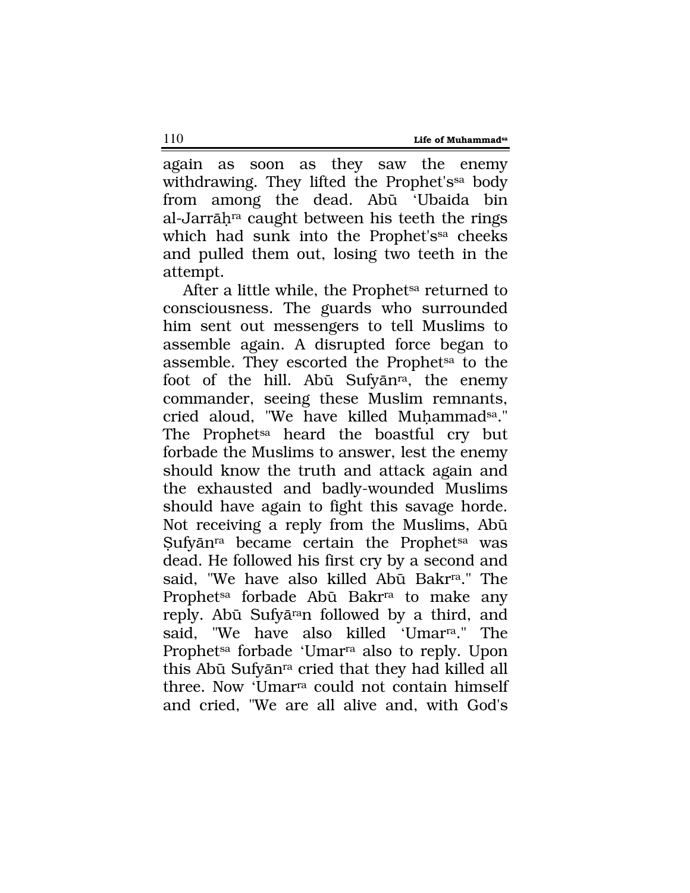again as soon as they saw the enemy withdrawing. They lifted the Prophet's[sa] body from among the dead. Abū 'Ubaida bin al-Jarrāḥ[ra] caught between his teeth the rings which had sunk into the Prophet's[sa] cheeks and pulled them out, losing two teeth in the attempt.

After a little while, the Prophet[sa] returned to consciousness. The guards who surrounded him sent out messengers to tell Muslims to assemble again. A disrupted force began to assemble. They escorted the Prophet[sa] to the foot of the hill. Abū Sufyān[ra], the enemy commander, seeing these Muslim remnants, cried aloud, "We have killed Muḥammad[sa]." The Prophet[sa] heard the boastful cry but forbade the Muslims to answer, lest the enemy should know the truth and attack again and the exhausted and badly-wounded Muslims should have again to fight this savage horde. Not receiving a reply from the Muslims, Abū Ṣufyān[ra] became certain the Prophet[sa] was dead. He followed his first cry by a second and said, "We have also killed Abū Bakr[ra]." The Prophet[sa] forbade Abū Bakr[ra] to make any reply. Abū Sufyā[ra]n followed by a third, and said, "We have also killed 'Umar[ra]." The Prophet[sa] forbade 'Umar[ra] also to reply. Upon this Abū Sufyān[ra] cried that they had killed all three. Now 'Umar[ra] could not contain himself and cried, "We are all alive and, with God's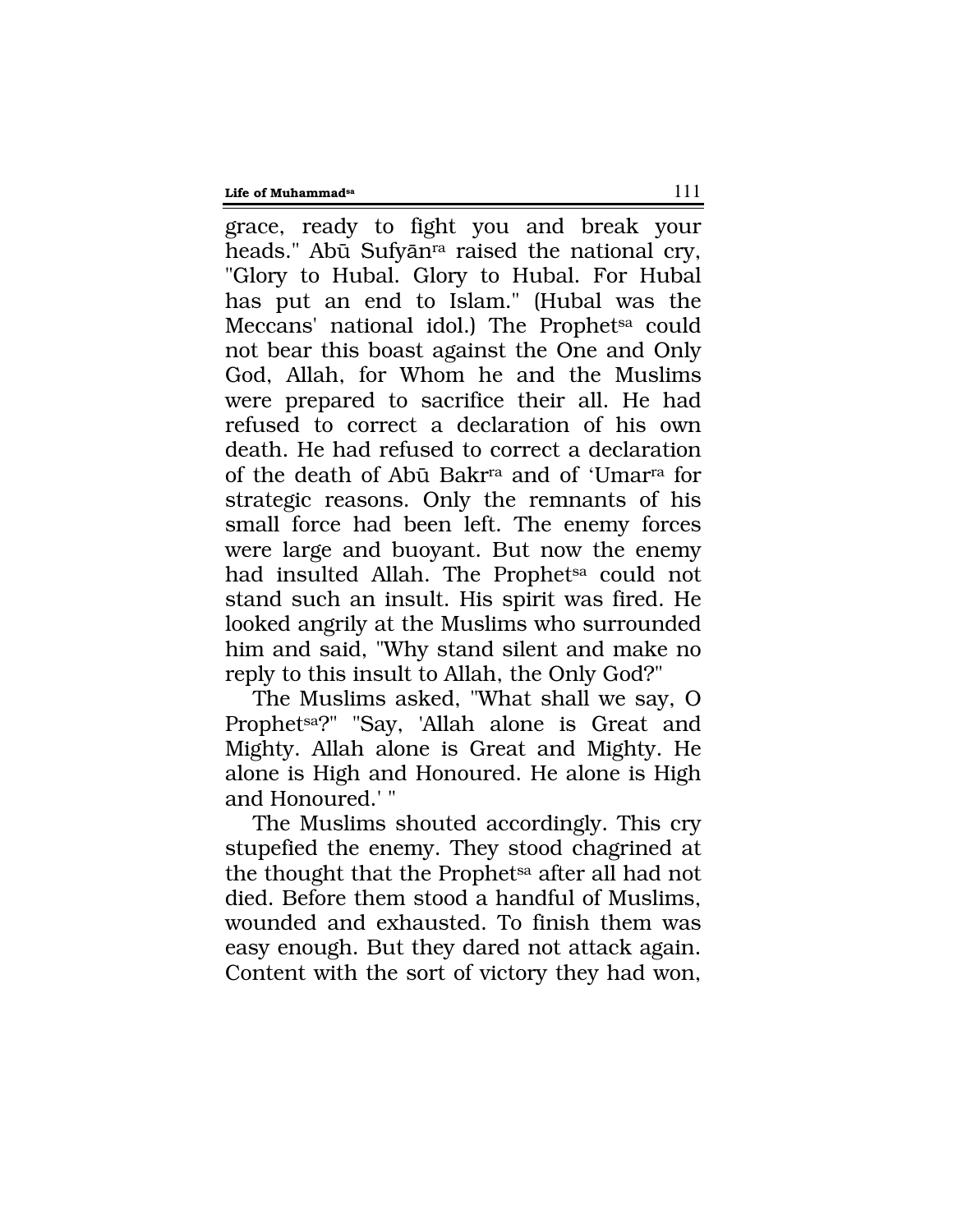grace, ready to fight you and break your heads." Abū Sufyān[ra] raised the national cry, "Glory to Hubal. Glory to Hubal. For Hubal has put an end to Islam." (Hubal was the Meccans' national idol.) The Prophet[sa] could not bear this boast against the One and Only God, Allah, for Whom he and the Muslims were prepared to sacrifice their all. He had refused to correct a declaration of his own death. He had refused to correct a declaration of the death of Abū Bakr[ra] and of 'Umar[ra] for strategic reasons. Only the remnants of his small force had been left. The enemy forces were large and buoyant. But now the enemy had insulted Allah. The Prophet[sa] could not stand such an insult. His spirit was fired. He looked angrily at the Muslims who surrounded him and said, "Why stand silent and make no reply to this insult to Allah, the Only God?"

The Muslims asked, "What shall we say, O Prophet[sa]?" "Say, 'Allah alone is Great and Mighty. Allah alone is Great and Mighty. He alone is High and Honoured. He alone is High and Honoured.' "

The Muslims shouted accordingly. This cry stupefied the enemy. They stood chagrined at the thought that the Prophet[sa] after all had not died. Before them stood a handful of Muslims, wounded and exhausted. To finish them was easy enough. But they dared not attack again. Content with the sort of victory they had won,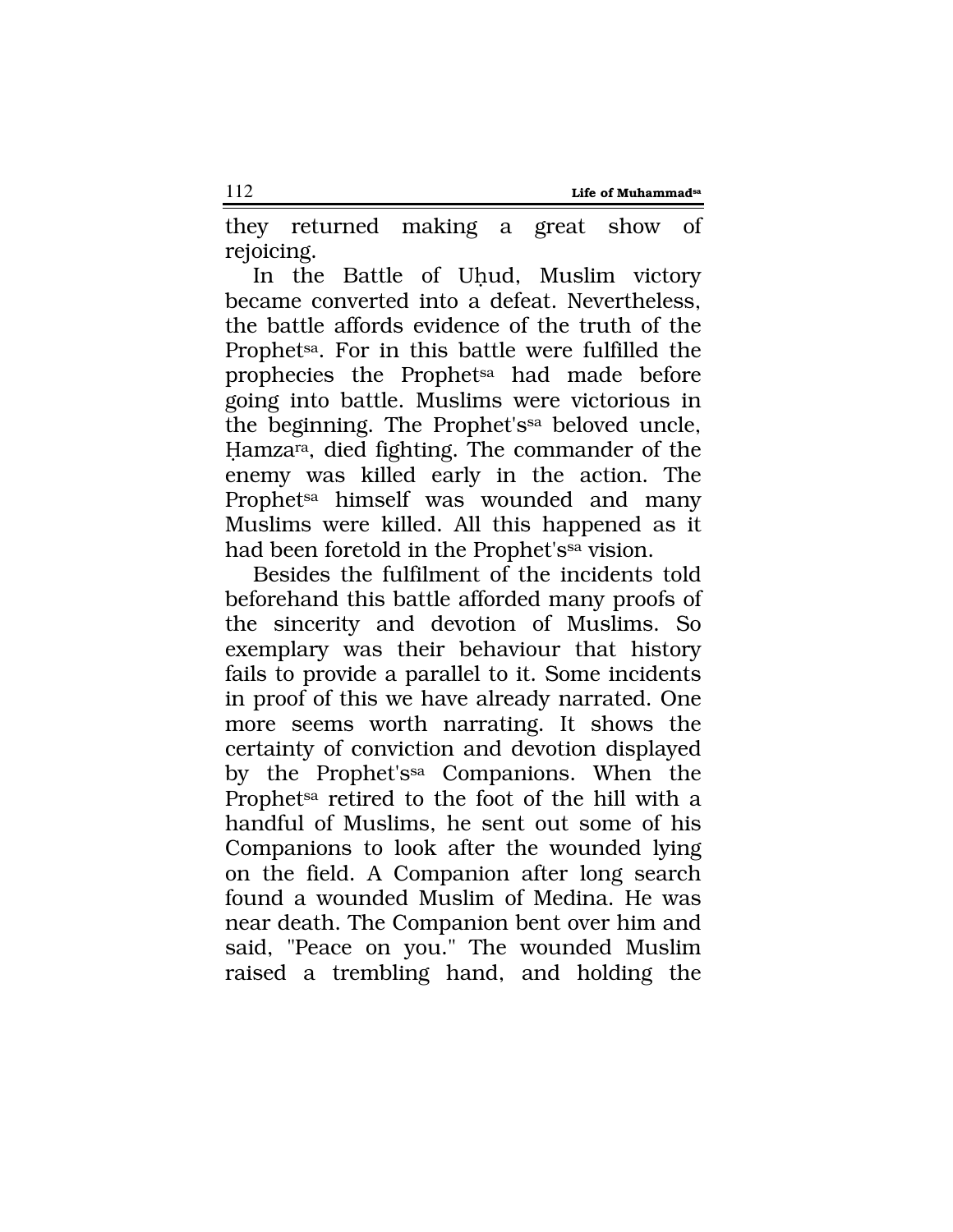they returned making a great show of rejoicing.

In the Battle of Uḥud, Muslim victory became converted into a defeat. Nevertheless, the battle affords evidence of the truth of the Prophet[sa]. For in this battle were fulfilled the prophecies the Prophet[sa] had made before going into battle. Muslims were victorious in the beginning. The Prophet's[sa] beloved uncle, Ḥamza[ra], died fighting. The commander of the enemy was killed early in the action. The Prophet[sa] himself was wounded and many Muslims were killed. All this happened as it had been foretold in the Prophet's[sa] vision.

Besides the fulfilment of the incidents told beforehand this battle afforded many proofs of the sincerity and devotion of Muslims. So exemplary was their behaviour that history fails to provide a parallel to it. Some incidents in proof of this we have already narrated. One more seems worth narrating. It shows the certainty of conviction and devotion displayed by the Prophet's[sa] Companions. When the Prophet[sa] retired to the foot of the hill with a handful of Muslims, he sent out some of his Companions to look after the wounded lying on the field. A Companion after long search found a wounded Muslim of Medina. He was near death. The Companion bent over him and said, "Peace on you." The wounded Muslim raised a trembling hand, and holding the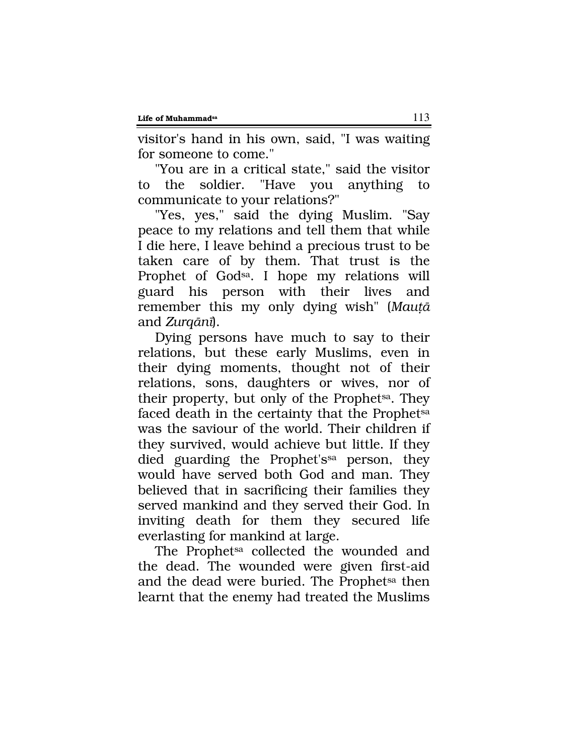visitor's hand in his own, said, "I was waiting for someone to come."

"You are in a critical state," said the visitor to the soldier. "Have you anything to communicate to your relations?"

"Yes, yes," said the dying Muslim. "Say peace to my relations and tell them that while I die here, I leave behind a precious trust to be taken care of by them. That trust is the Prophet of God[sa]. I hope my relations will guard his person with their lives and remember this my only dying wish" (*Mauṭā* and *Zurqānī*).

Dying persons have much to say to their relations, but these early Muslims, even in their dying moments, thought not of their relations, sons, daughters or wives, nor of their property, but only of the Prophet[sa]. They faced death in the certainty that the Prophet[sa] was the saviour of the world. Their children if they survived, would achieve but little. If they died guarding the Prophet's[sa] person, they would have served both God and man. They believed that in sacrificing their families they served mankind and they served their God. In inviting death for them they secured life everlasting for mankind at large.

The Prophet[sa] collected the wounded and the dead. The wounded were given first-aid and the dead were buried. The Prophet[sa] then learnt that the enemy had treated the Muslims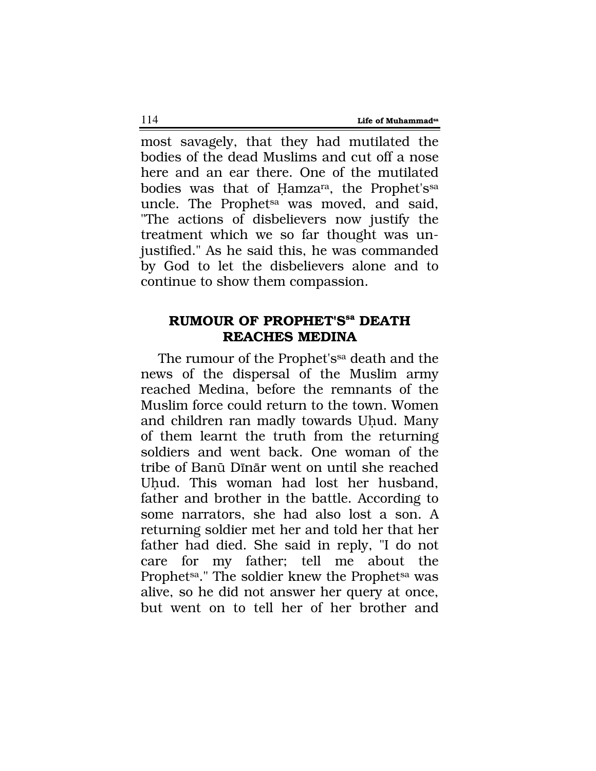most savagely, that they had mutilated the bodies of the dead Muslims and cut off a nose here and an ear there. One of the mutilated bodies was that of Ḥamza[ra], the Prophet's[sa] uncle. The Prophet[sa] was moved, and said, "The actions of disbelievers now justify the treatment which we so far thought was unjustified." As he said this, he was commanded by God to let the disbelievers alone and to continue to show them compassion.

## RUMOUR OF PROPHET'S[sa] DEATH REACHES MEDINA

The rumour of the Prophet's[sa] death and the news of the dispersal of the Muslim army reached Medina, before the remnants of the Muslim force could return to the town. Women and children ran madly towards Uḥud. Many of them learnt the truth from the returning soldiers and went back. One woman of the tribe of Banū Dīnār went on until she reached Uḥud. This woman had lost her husband, father and brother in the battle. According to some narrators, she had also lost a son. A returning soldier met her and told her that her father had died. She said in reply, "I do not care for my father; tell me about the Prophet[sa]." The soldier knew the Prophet[sa] was alive, so he did not answer her query at once, but went on to tell her of her brother and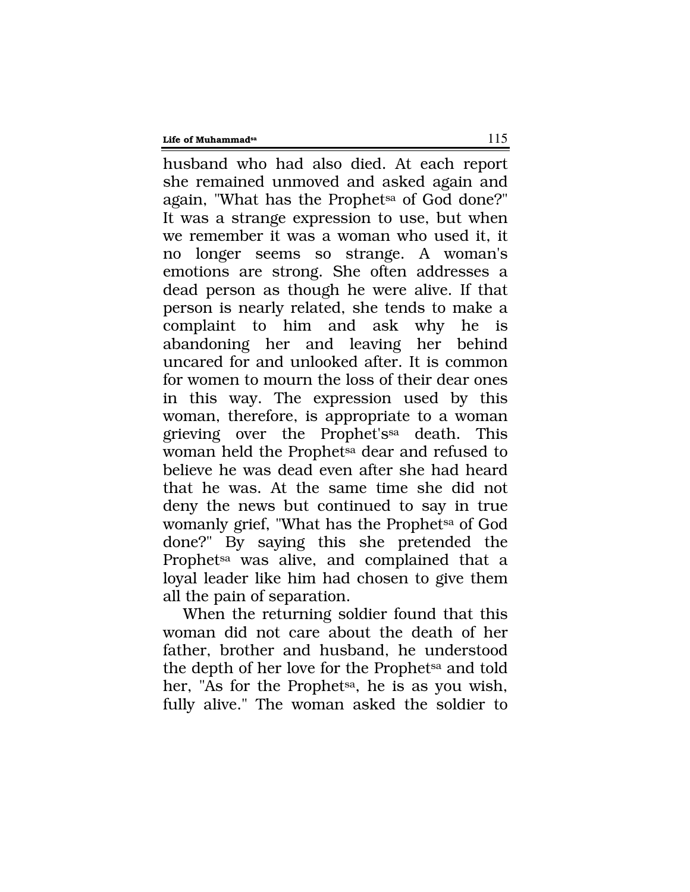husband who had also died. At each report she remained unmoved and asked again and again, "What has the Prophet[sa] of God done?" It was a strange expression to use, but when we remember it was a woman who used it, it no longer seems so strange. A woman's emotions are strong. She often addresses a dead person as though he were alive. If that person is nearly related, she tends to make a complaint to him and ask why he is abandoning her and leaving her behind uncared for and unlooked after. It is common for women to mourn the loss of their dear ones in this way. The expression used by this woman, therefore, is appropriate to a woman grieving over the Prophet's[sa] death. This woman held the Prophet[sa] dear and refused to believe he was dead even after she had heard that he was. At the same time she did not deny the news but continued to say in true womanly grief, "What has the Prophet[sa] of God done?" By saying this she pretended the Prophet[sa] was alive, and complained that a loyal leader like him had chosen to give them all the pain of separation.

When the returning soldier found that this woman did not care about the death of her father, brother and husband, he understood the depth of her love for the Prophet[sa] and told her, "As for the Prophet[sa], he is as you wish, fully alive." The woman asked the soldier to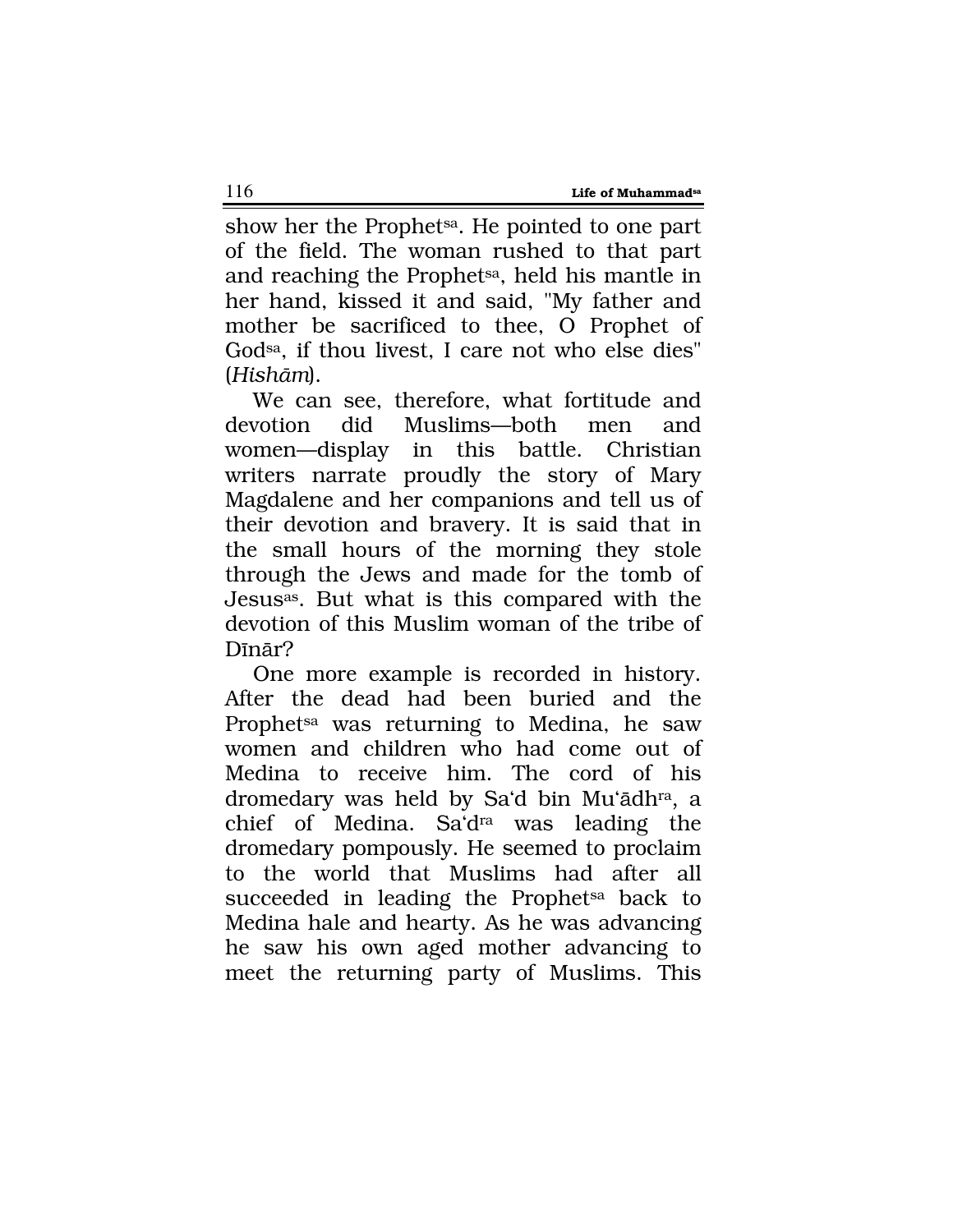show her the Prophet[sa]. He pointed to one part of the field. The woman rushed to that part and reaching the Prophet[sa], held his mantle in her hand, kissed it and said, "My father and mother be sacrificed to thee, O Prophet of God[sa], if thou livest, I care not who else dies" (*Hishām*).

We can see, therefore, what fortitude and devotion did Muslims—both men and women—display in this battle. Christian writers narrate proudly the story of Mary Magdalene and her companions and tell us of their devotion and bravery. It is said that in the small hours of the morning they stole through the Jews and made for the tomb of Jesus[as]. But what is this compared with the devotion of this Muslim woman of the tribe of Dīnār?

One more example is recorded in history. After the dead had been buried and the Prophet[sa] was returning to Medina, he saw women and children who had come out of Medina to receive him. The cord of his dromedary was held by Sa'd bin Mu'ādh[ra], a chief of Medina. Sa'd[ra] was leading the dromedary pompously. He seemed to proclaim to the world that Muslims had after all succeeded in leading the Prophet[sa] back to Medina hale and hearty. As he was advancing he saw his own aged mother advancing to meet the returning party of Muslims. This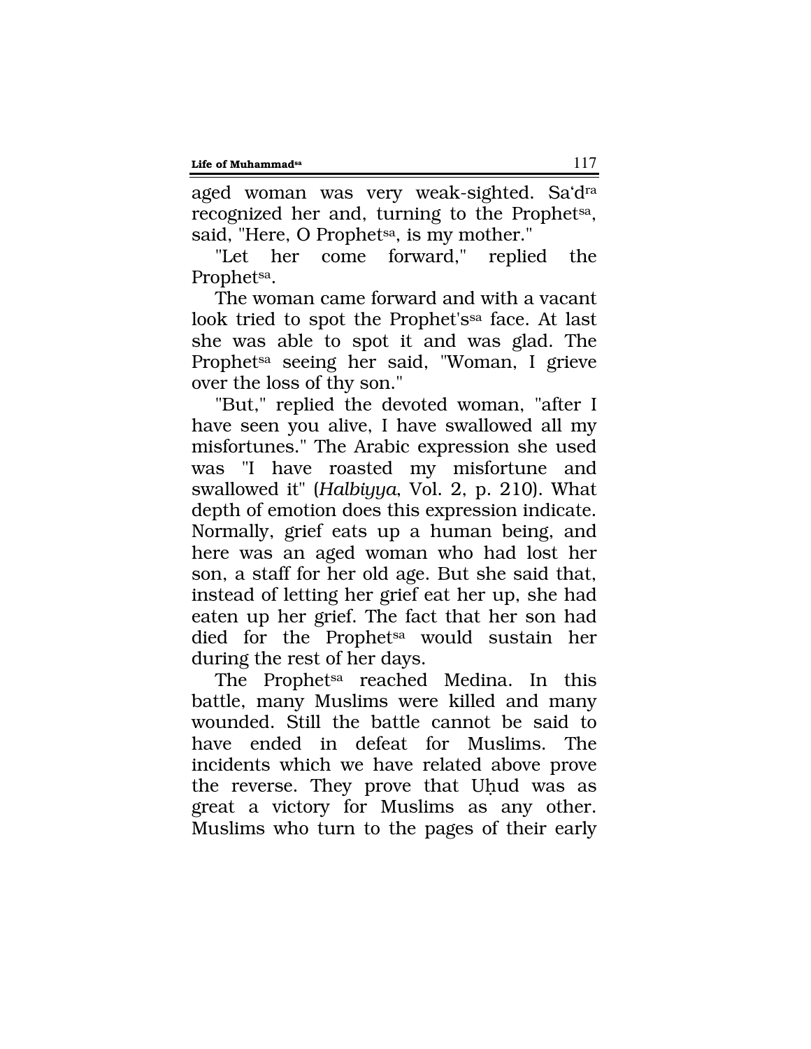aged woman was very weak-sighted. Sa'd[ra] recognized her and, turning to the Prophet[sa], said, "Here, O Prophet[sa], is my mother."

"Let her come forward," replied the Prophet[sa].

The woman came forward and with a vacant look tried to spot the Prophet's[sa] face. At last she was able to spot it and was glad. The Prophet[sa] seeing her said, "Woman, I grieve over the loss of thy son."

"But," replied the devoted woman, "after I have seen you alive, I have swallowed all my misfortunes." The Arabic expression she used was "I have roasted my misfortune and swallowed it" (*Halbiyya*, Vol. 2, p. 210). What depth of emotion does this expression indicate. Normally, grief eats up a human being, and here was an aged woman who had lost her son, a staff for her old age. But she said that, instead of letting her grief eat her up, she had eaten up her grief. The fact that her son had died for the Prophet[sa] would sustain her during the rest of her days.

The Prophet[sa] reached Medina. In this battle, many Muslims were killed and many wounded. Still the battle cannot be said to have ended in defeat for Muslims. The incidents which we have related above prove the reverse. They prove that Uḥud was as great a victory for Muslims as any other. Muslims who turn to the pages of their early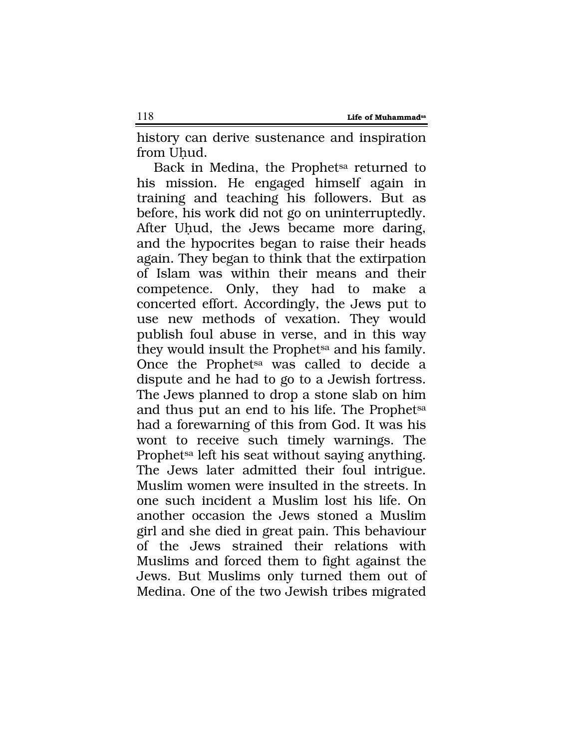history can derive sustenance and inspiration from Uḥud.

Back in Medina, the Prophet[sa] returned to his mission. He engaged himself again in training and teaching his followers. But as before, his work did not go on uninterruptedly. After Uḥud, the Jews became more daring, and the hypocrites began to raise their heads again. They began to think that the extirpation of Islam was within their means and their competence. Only, they had to make a concerted effort. Accordingly, the Jews put to use new methods of vexation. They would publish foul abuse in verse, and in this way they would insult the Prophet[sa] and his family. Once the Prophet[sa] was called to decide a dispute and he had to go to a Jewish fortress. The Jews planned to drop a stone slab on him and thus put an end to his life. The Prophet[sa] had a forewarning of this from God. It was his wont to receive such timely warnings. The Prophet[sa] left his seat without saying anything. The Jews later admitted their foul intrigue. Muslim women were insulted in the streets. In one such incident a Muslim lost his life. On another occasion the Jews stoned a Muslim girl and she died in great pain. This behaviour of the Jews strained their relations with Muslims and forced them to fight against the Jews. But Muslims only turned them out of Medina. One of the two Jewish tribes migrated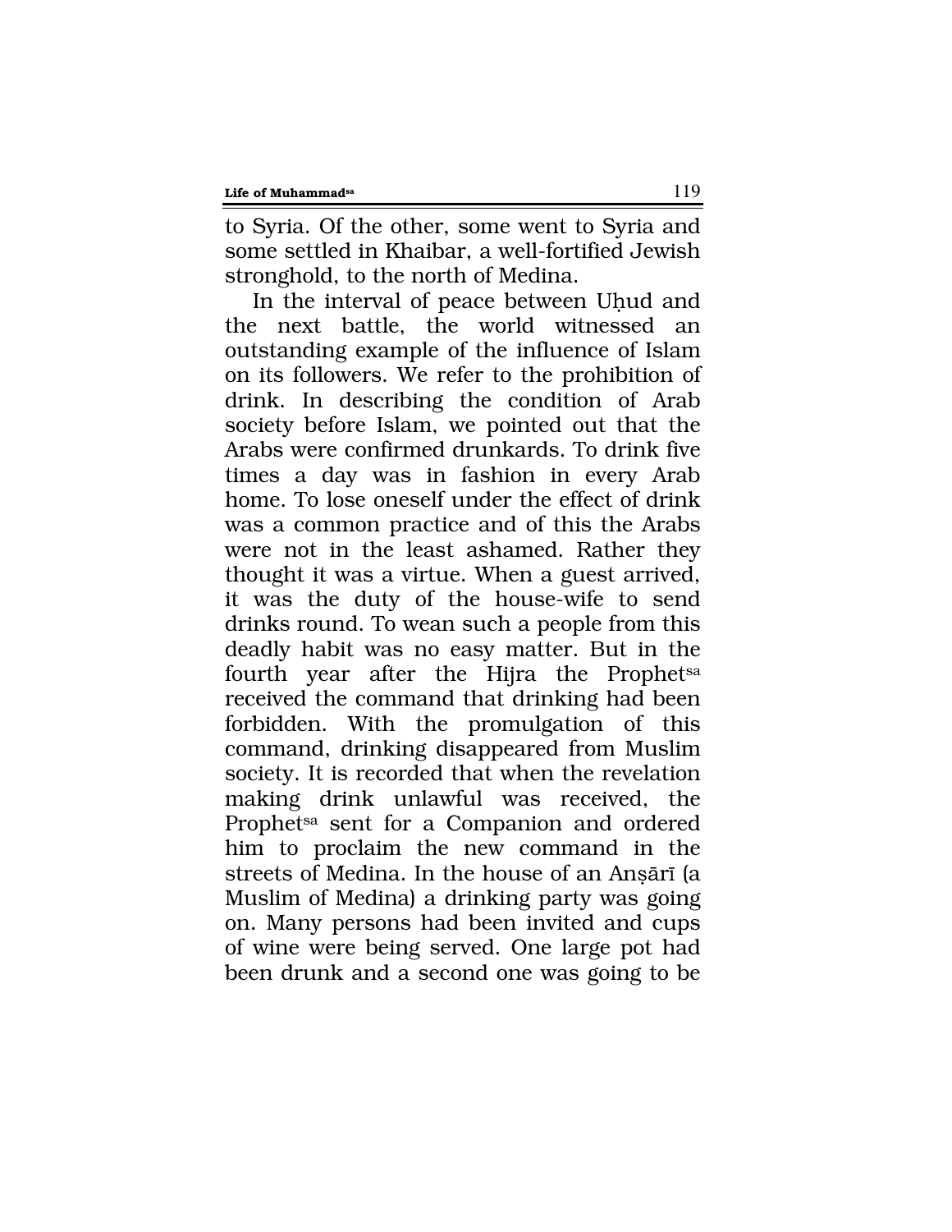to Syria. Of the other, some went to Syria and some settled in Khaibar, a well-fortified Jewish stronghold, to the north of Medina.

In the interval of peace between Uḥud and the next battle, the world witnessed an outstanding example of the influence of Islam on its followers. We refer to the prohibition of drink. In describing the condition of Arab society before Islam, we pointed out that the Arabs were confirmed drunkards. To drink five times a day was in fashion in every Arab home. To lose oneself under the effect of drink was a common practice and of this the Arabs were not in the least ashamed. Rather they thought it was a virtue. When a guest arrived, it was the duty of the house-wife to send drinks round. To wean such a people from this deadly habit was no easy matter. But in the fourth year after the Hijra the Prophet[sa] received the command that drinking had been forbidden. With the promulgation of this command, drinking disappeared from Muslim society. It is recorded that when the revelation making drink unlawful was received, the Prophet[sa] sent for a Companion and ordered him to proclaim the new command in the streets of Medina. In the house of an Anṣārī (a Muslim of Medina) a drinking party was going on. Many persons had been invited and cups of wine were being served. One large pot had been drunk and a second one was going to be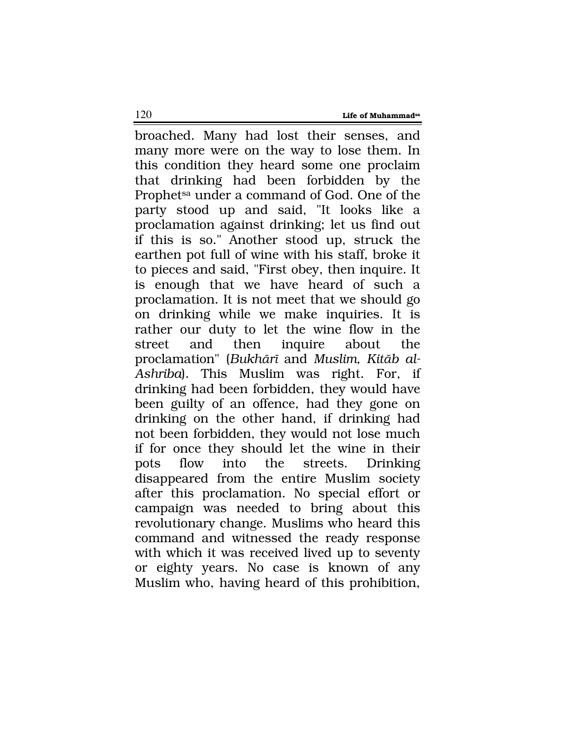broached. Many had lost their senses, and many more were on the way to lose them. In this condition they heard some one proclaim that drinking had been forbidden by the Prophet[sa] under a command of God. One of the party stood up and said, "It looks like a proclamation against drinking; let us find out if this is so." Another stood up, struck the earthen pot full of wine with his staff, broke it to pieces and said, "First obey, then inquire. It is enough that we have heard of such a proclamation. It is not meet that we should go on drinking while we make inquiries. It is rather our duty to let the wine flow in the street and then inquire about the proclamation" (*Bukhārī* and *Muslim, Kitāb al-Ashriba*). This Muslim was right. For, if drinking had been forbidden, they would have been guilty of an offence, had they gone on drinking on the other hand, if drinking had not been forbidden, they would not lose much if for once they should let the wine in their pots flow into the streets. Drinking disappeared from the entire Muslim society after this proclamation. No special effort or campaign was needed to bring about this revolutionary change. Muslims who heard this command and witnessed the ready response with which it was received lived up to seventy or eighty years. No case is known of any Muslim who, having heard of this prohibition,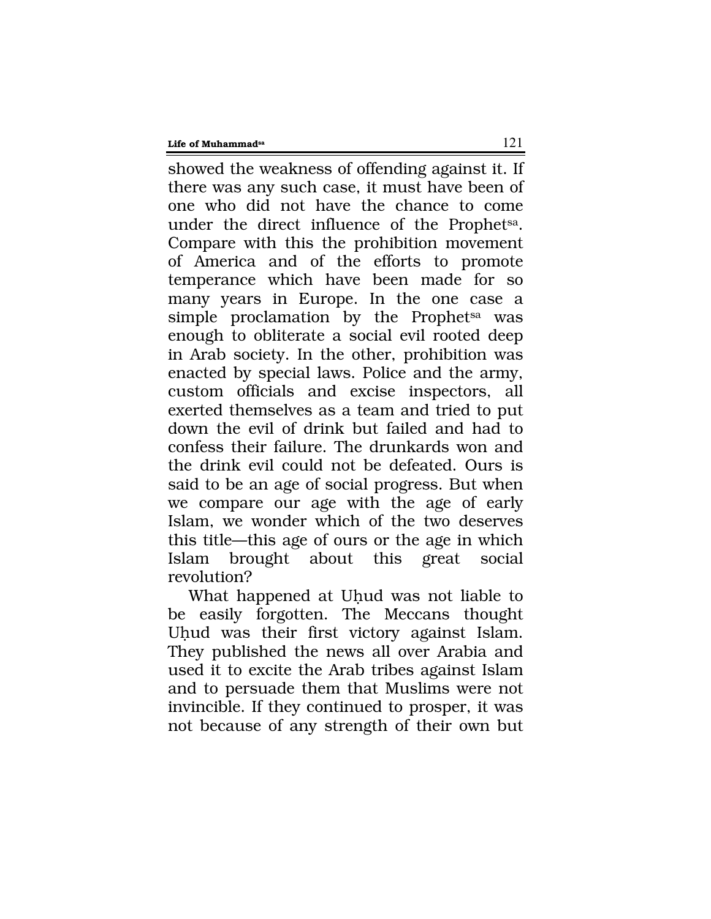showed the weakness of offending against it. If there was any such case, it must have been of one who did not have the chance to come under the direct influence of the Prophet[sa]. Compare with this the prohibition movement of America and of the efforts to promote temperance which have been made for so many years in Europe. In the one case a simple proclamation by the Prophet[sa] was enough to obliterate a social evil rooted deep in Arab society. In the other, prohibition was enacted by special laws. Police and the army, custom officials and excise inspectors, all exerted themselves as a team and tried to put down the evil of drink but failed and had to confess their failure. The drunkards won and the drink evil could not be defeated. Ours is said to be an age of social progress. But when we compare our age with the age of early Islam, we wonder which of the two deserves this title—this age of ours or the age in which Islam brought about this great social revolution?

What happened at Uḥud was not liable to be easily forgotten. The Meccans thought Uḥud was their first victory against Islam. They published the news all over Arabia and used it to excite the Arab tribes against Islam and to persuade them that Muslims were not invincible. If they continued to prosper, it was not because of any strength of their own but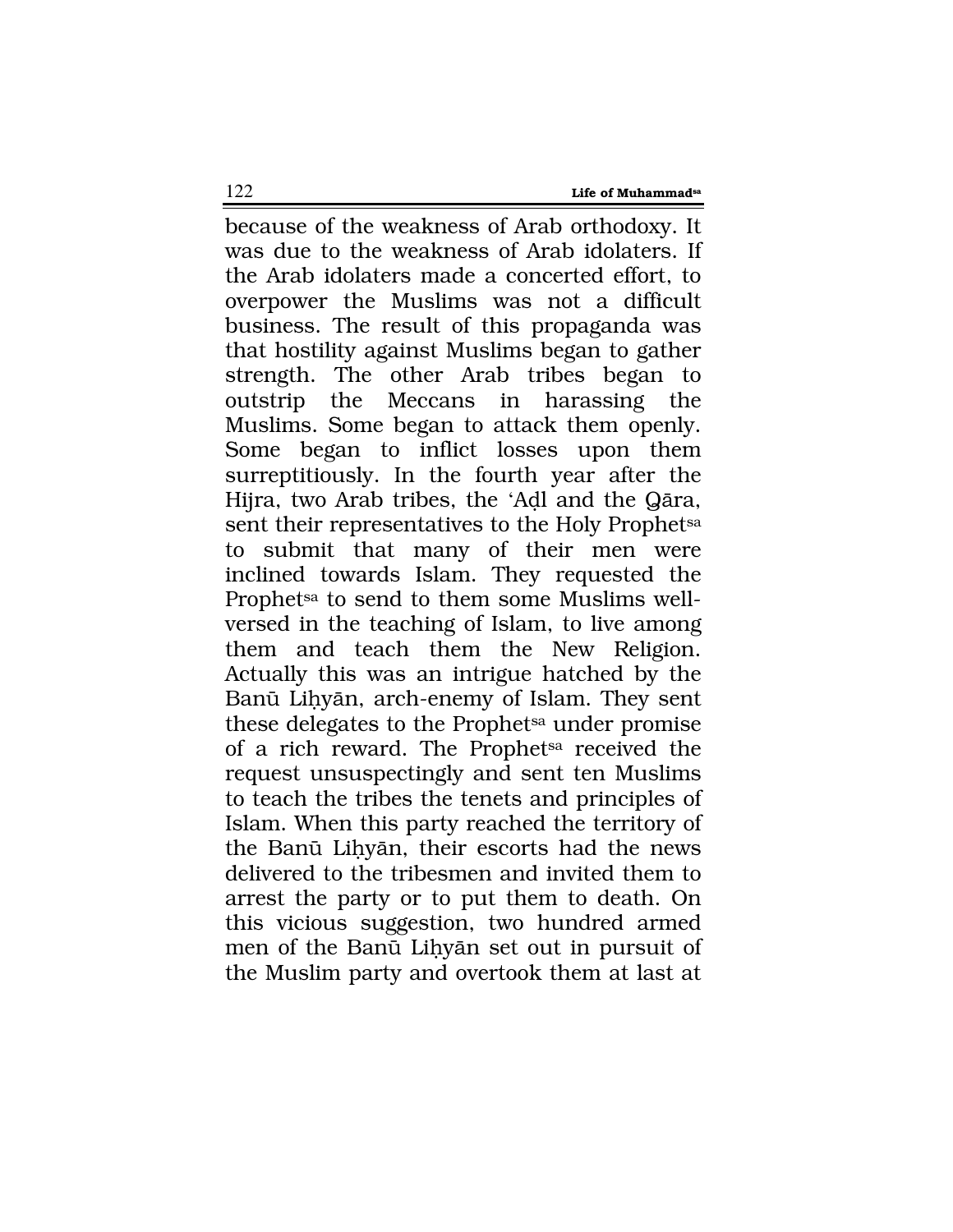because of the weakness of Arab orthodoxy. It was due to the weakness of Arab idolaters. If the Arab idolaters made a concerted effort, to overpower the Muslims was not a difficult business. The result of this propaganda was that hostility against Muslims began to gather strength. The other Arab tribes began to outstrip the Meccans in harassing the Muslims. Some began to attack them openly. Some began to inflict losses upon them surreptitiously. In the fourth year after the Hijra, two Arab tribes, the 'Aḍl and the Qāra, sent their representatives to the Holy Prophet[sa] to submit that many of their men were inclined towards Islam. They requested the Prophet[sa] to send to them some Muslims well-versed in the teaching of Islam, to live among them and teach them the New Religion. Actually this was an intrigue hatched by the Banū Liḥyān, arch-enemy of Islam. They sent these delegates to the Prophet[sa] under promise of a rich reward. The Prophet[sa] received the request unsuspectingly and sent ten Muslims to teach the tribes the tenets and principles of Islam. When this party reached the territory of the Banū Liḥyān, their escorts had the news delivered to the tribesmen and invited them to arrest the party or to put them to death. On this vicious suggestion, two hundred armed men of the Banū Liḥyān set out in pursuit of the Muslim party and overtook them at last at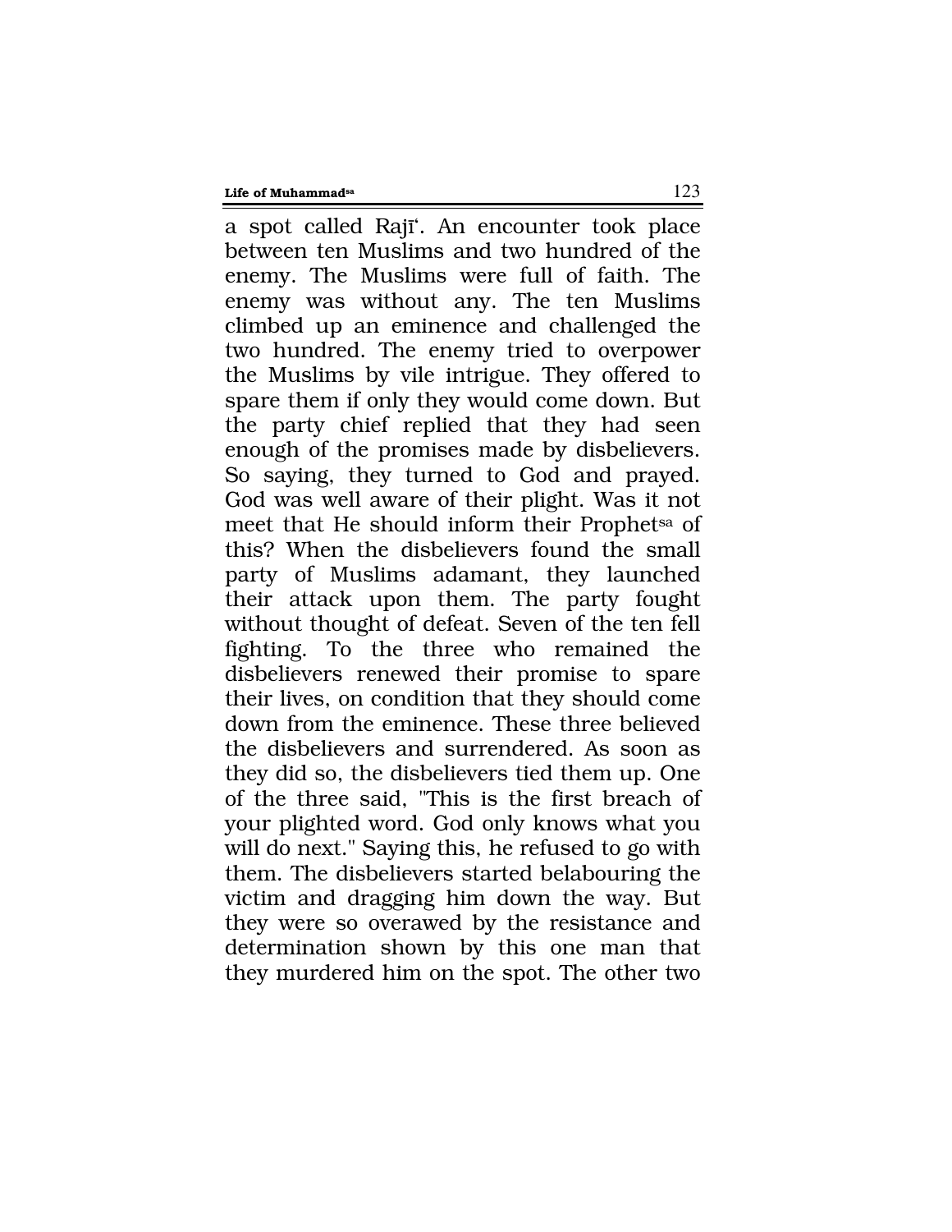a spot called Rajī'. An encounter took place between ten Muslims and two hundred of the enemy. The Muslims were full of faith. The enemy was without any. The ten Muslims climbed up an eminence and challenged the two hundred. The enemy tried to overpower the Muslims by vile intrigue. They offered to spare them if only they would come down. But the party chief replied that they had seen enough of the promises made by disbelievers. So saying, they turned to God and prayed. God was well aware of their plight. Was it not meet that He should inform their Prophet[sa] of this? When the disbelievers found the small party of Muslims adamant, they launched their attack upon them. The party fought without thought of defeat. Seven of the ten fell fighting. To the three who remained the disbelievers renewed their promise to spare their lives, on condition that they should come down from the eminence. These three believed the disbelievers and surrendered. As soon as they did so, the disbelievers tied them up. One of the three said, "This is the first breach of your plighted word. God only knows what you will do next." Saying this, he refused to go with them. The disbelievers started belabouring the victim and dragging him down the way. But they were so overawed by the resistance and determination shown by this one man that they murdered him on the spot. The other two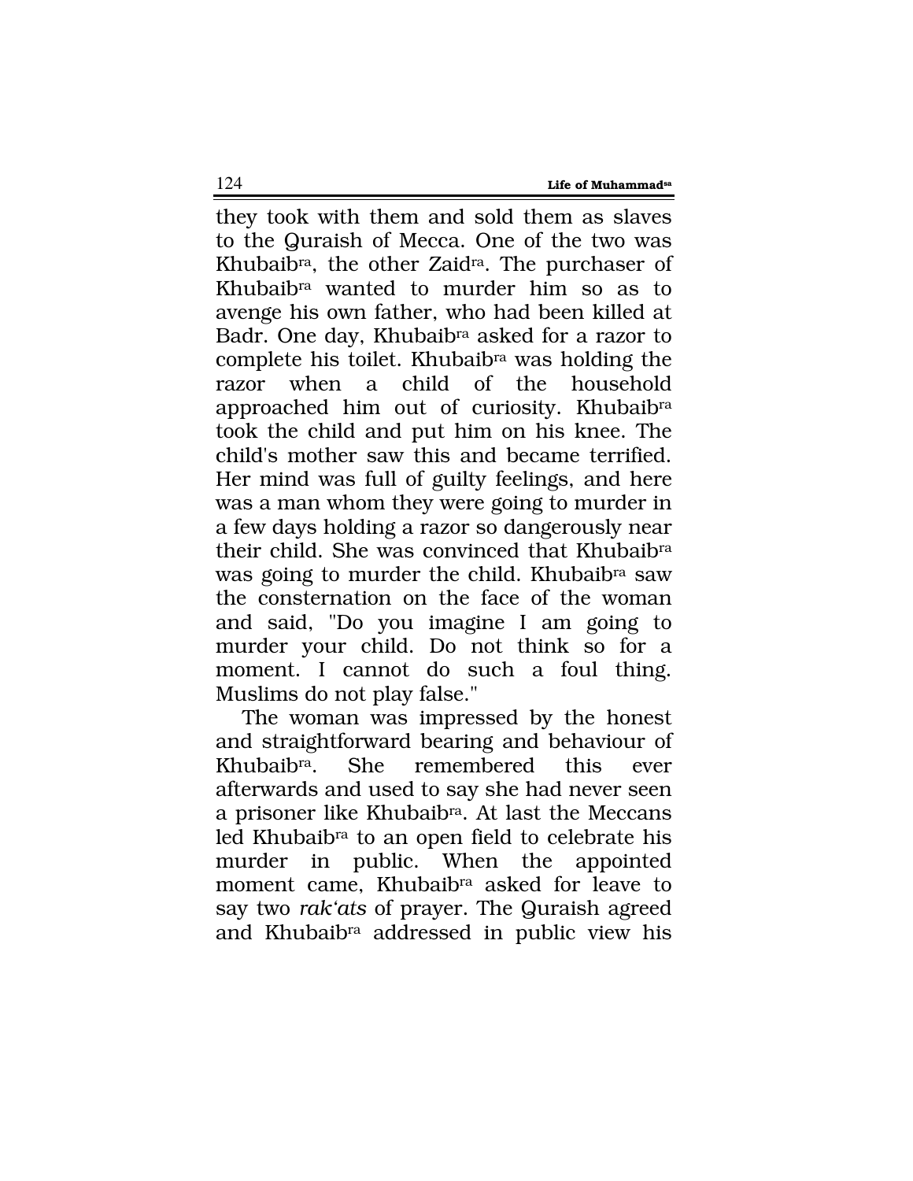they took with them and sold them as slaves to the Quraish of Mecca. One of the two was Khubaib[ra], the other Zaid[ra]. The purchaser of Khubaib[ra] wanted to murder him so as to avenge his own father, who had been killed at Badr. One day, Khubaib[ra] asked for a razor to complete his toilet. Khubaib[ra] was holding the razor when a child of the household approached him out of curiosity. Khubaib[ra] took the child and put him on his knee. The child's mother saw this and became terrified. Her mind was full of guilty feelings, and here was a man whom they were going to murder in a few days holding a razor so dangerously near their child. She was convinced that Khubaib[ra] was going to murder the child. Khubaib[ra] saw the consternation on the face of the woman and said, "Do you imagine I am going to murder your child. Do not think so for a moment. I cannot do such a foul thing. Muslims do not play false."

The woman was impressed by the honest and straightforward bearing and behaviour of Khubaib[ra]. She remembered this ever afterwards and used to say she had never seen a prisoner like Khubaib[ra]. At last the Meccans led Khubaib[ra] to an open field to celebrate his murder in public. When the appointed moment came, Khubaib[ra] asked for leave to say two *rak'ats* of prayer. The Quraish agreed and Khubaib[ra] addressed in public view his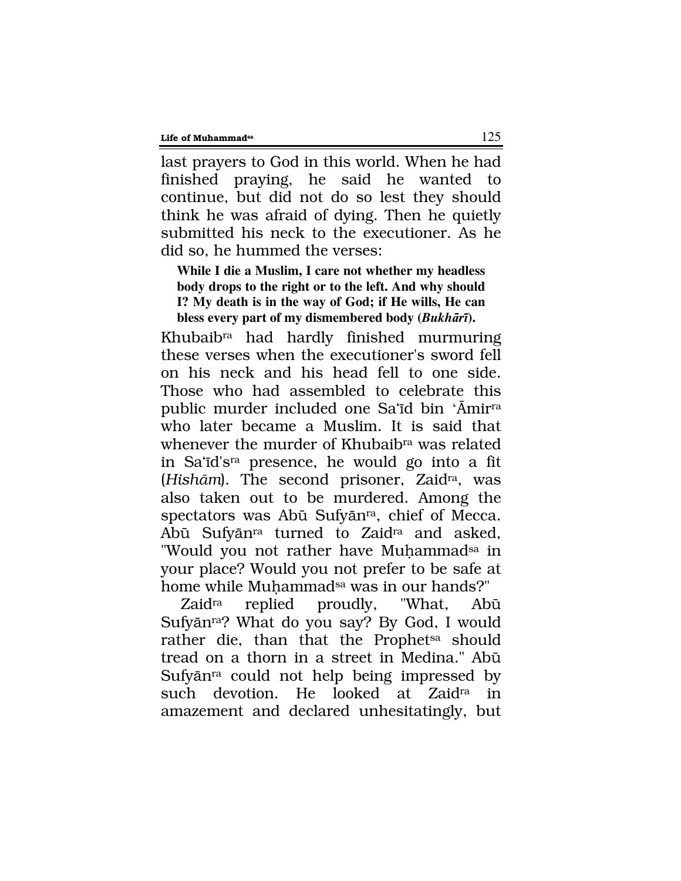last prayers to God in this world. When he had finished praying, he said he wanted to continue, but did not do so lest they should think he was afraid of dying. Then he quietly submitted his neck to the executioner. As he did so, he hummed the verses:

> **While I die a Muslim, I care not whether my headless body drops to the right or to the left. And why should I? My death is in the way of God; if He wills, He can bless every part of my dismembered body (*Bukhārī*).**

Khubaib[ra] had hardly finished murmuring these verses when the executioner's sword fell on his neck and his head fell to one side. Those who had assembled to celebrate this public murder included one Sa'īd bin 'Āmir[ra] who later became a Muslim. It is said that whenever the murder of Khubaib[ra] was related in Sa'īd's[ra] presence, he would go into a fit (*Hishām*). The second prisoner, Zaid[ra], was also taken out to be murdered. Among the spectators was Abū Sufyān[ra], chief of Mecca. Abū Sufyān[ra] turned to Zaid[ra] and asked, "Would you not rather have Muḥammad[sa] in your place? Would you not prefer to be safe at home while Muḥammad[sa] was in our hands?"

Zaid[ra] replied proudly, "What, Abū Sufyān[ra]? What do you say? By God, I would rather die, than that the Prophet[sa] should tread on a thorn in a street in Medina." Abū Sufyān[ra] could not help being impressed by such devotion. He looked at Zaid[ra] in amazement and declared unhesitatingly, but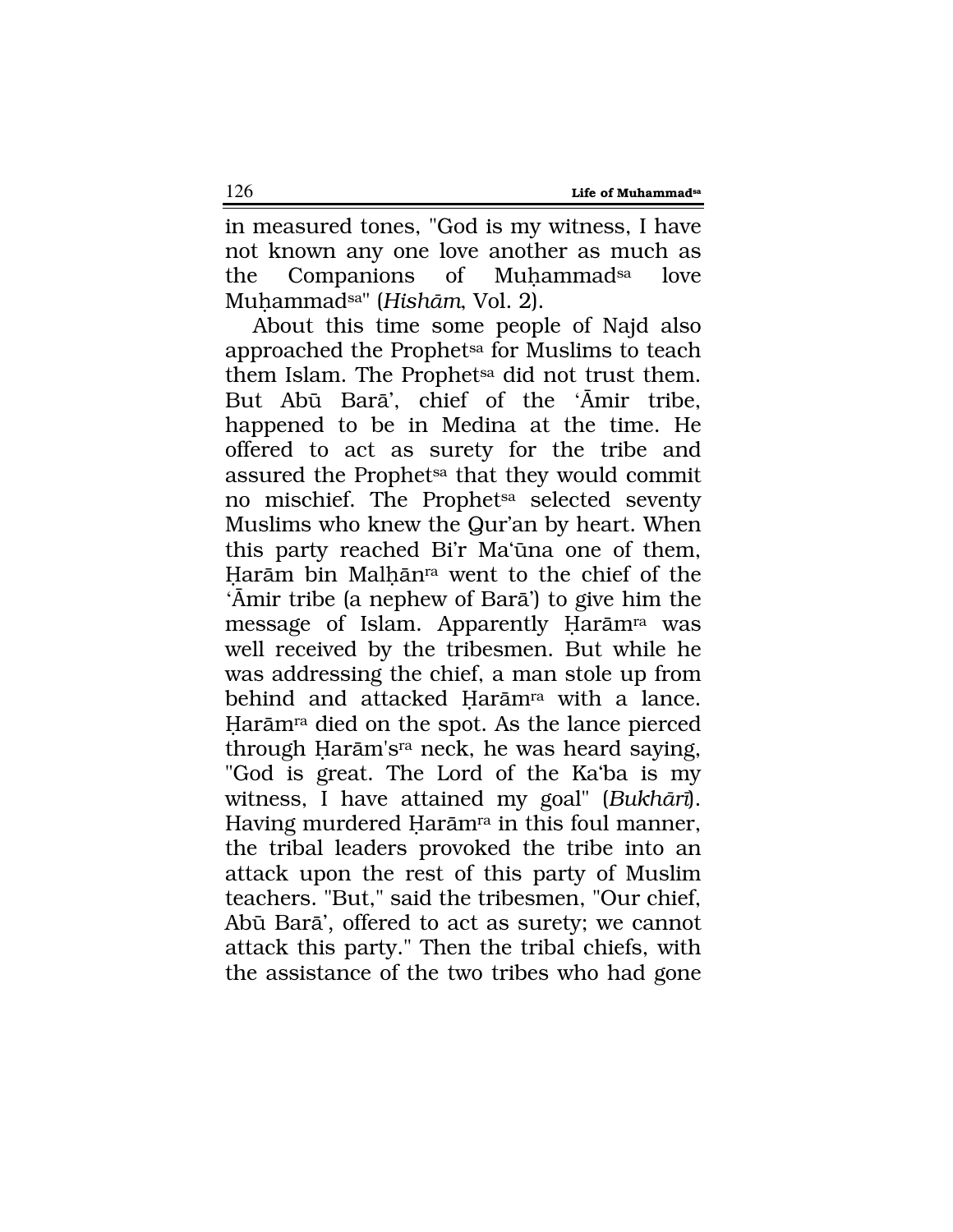in measured tones, "God is my witness, I have not known any one love another as much as the Companions of Muḥammad[sa] love Muḥammad[sa]" (*Hishām*, Vol. 2).

About this time some people of Najd also approached the Prophet[sa] for Muslims to teach them Islam. The Prophet[sa] did not trust them. But Abū Barā', chief of the 'Āmir tribe, happened to be in Medina at the time. He offered to act as surety for the tribe and assured the Prophet[sa] that they would commit no mischief. The Prophet[sa] selected seventy Muslims who knew the Qur'an by heart. When this party reached Bi'r Ma'ūna one of them, Ḥarām bin Malḥān[ra] went to the chief of the 'Āmir tribe (a nephew of Barā') to give him the message of Islam. Apparently Ḥarām[ra] was well received by the tribesmen. But while he was addressing the chief, a man stole up from behind and attacked Ḥarām[ra] with a lance. Ḥarām[ra] died on the spot. As the lance pierced through Ḥarām's[ra] neck, he was heard saying, "God is great. The Lord of the Ka'ba is my witness, I have attained my goal" (*Bukhārī*). Having murdered Ḥarām[ra] in this foul manner, the tribal leaders provoked the tribe into an attack upon the rest of this party of Muslim teachers. "But," said the tribesmen, "Our chief, Abū Barā', offered to act as surety; we cannot attack this party." Then the tribal chiefs, with the assistance of the two tribes who had gone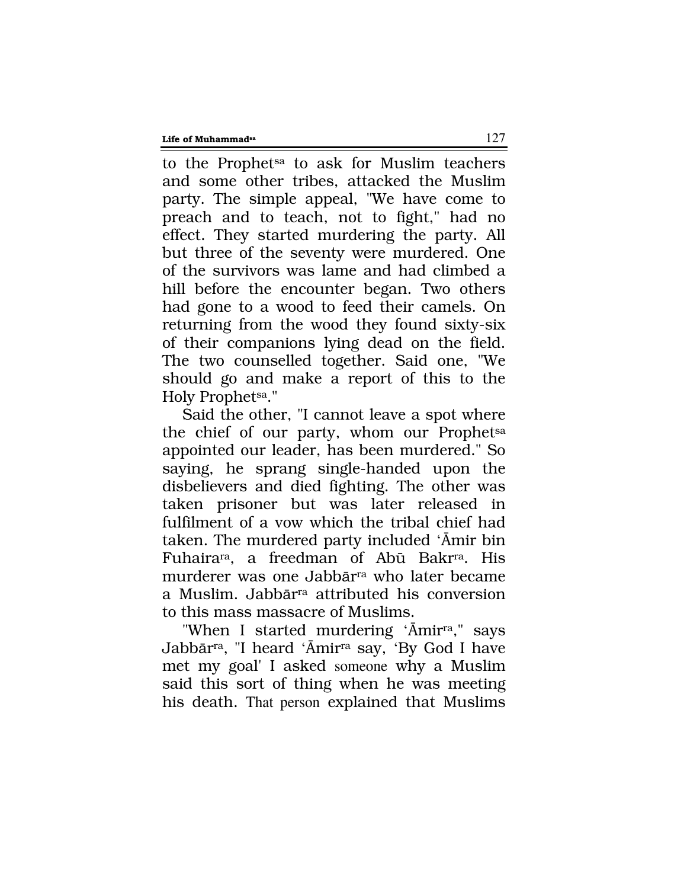to the Prophet[sa] to ask for Muslim teachers and some other tribes, attacked the Muslim party. The simple appeal, "We have come to preach and to teach, not to fight," had no effect. They started murdering the party. All but three of the seventy were murdered. One of the survivors was lame and had climbed a hill before the encounter began. Two others had gone to a wood to feed their camels. On returning from the wood they found sixty-six of their companions lying dead on the field. The two counselled together. Said one, "We should go and make a report of this to the Holy Prophet[sa]."

Said the other, "I cannot leave a spot where the chief of our party, whom our Prophet[sa] appointed our leader, has been murdered." So saying, he sprang single-handed upon the disbelievers and died fighting. The other was taken prisoner but was later released in fulfilment of a vow which the tribal chief had taken. The murdered party included 'Āmir bin Fuhaira[ra], a freedman of Abū Bakr[ra]. His murderer was one Jabbār[ra] who later became a Muslim. Jabbār[ra] attributed his conversion to this mass massacre of Muslims.

"When I started murdering 'Āmir[ra]," says Jabbār[ra], "I heard 'Āmir[ra] say, 'By God I have met my goal' I asked someone why a Muslim said this sort of thing when he was meeting his death. That person explained that Muslims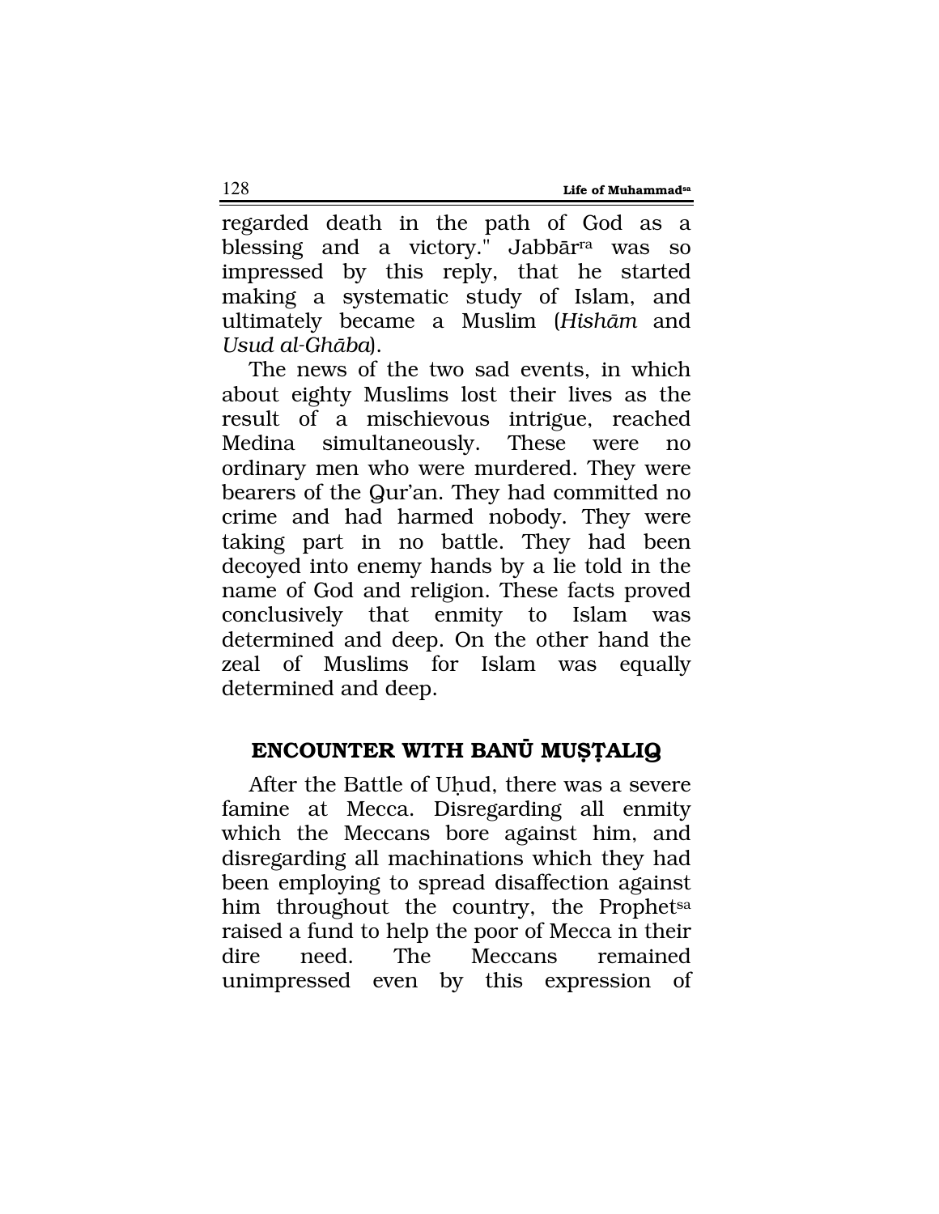regarded death in the path of God as a blessing and a victory." Jabbār[ra] was so impressed by this reply, that he started making a systematic study of Islam, and ultimately became a Muslim (*Hishām* and *Usud al-Ghāba*).

The news of the two sad events, in which about eighty Muslims lost their lives as the result of a mischievous intrigue, reached Medina simultaneously. These were no ordinary men who were murdered. They were bearers of the Qur'an. They had committed no crime and had harmed nobody. They were taking part in no battle. They had been decoyed into enemy hands by a lie told in the name of God and religion. These facts proved conclusively that enmity to Islam was determined and deep. On the other hand the zeal of Muslims for Islam was equally determined and deep.

## ENCOUNTER WITH BANŪ MUṢṬALIQ

After the Battle of Uḥud, there was a severe famine at Mecca. Disregarding all enmity which the Meccans bore against him, and disregarding all machinations which they had been employing to spread disaffection against him throughout the country, the Prophet[sa] raised a fund to help the poor of Mecca in their dire need. The Meccans remained unimpressed even by this expression of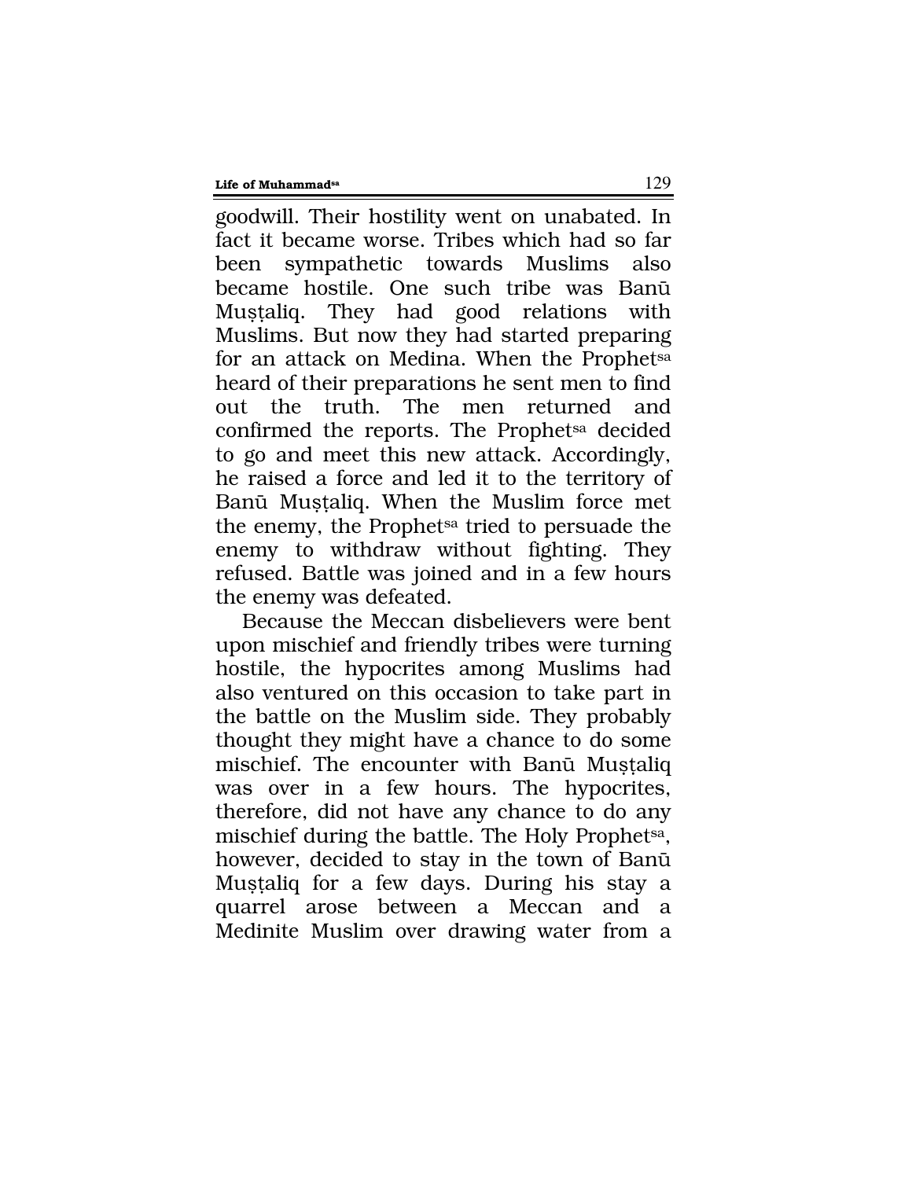goodwill. Their hostility went on unabated. In fact it became worse. Tribes which had so far been sympathetic towards Muslims also became hostile. One such tribe was Banū Muṣṭaliq. They had good relations with Muslims. But now they had started preparing for an attack on Medina. When the Prophet[sa] heard of their preparations he sent men to find out the truth. The men returned and confirmed the reports. The Prophet[sa] decided to go and meet this new attack. Accordingly, he raised a force and led it to the territory of Banū Muṣṭaliq. When the Muslim force met the enemy, the Prophet[sa] tried to persuade the enemy to withdraw without fighting. They refused. Battle was joined and in a few hours the enemy was defeated.

Because the Meccan disbelievers were bent upon mischief and friendly tribes were turning hostile, the hypocrites among Muslims had also ventured on this occasion to take part in the battle on the Muslim side. They probably thought they might have a chance to do some mischief. The encounter with Banū Muṣṭaliq was over in a few hours. The hypocrites, therefore, did not have any chance to do any mischief during the battle. The Holy Prophet[sa], however, decided to stay in the town of Banū Muṣṭaliq for a few days. During his stay a quarrel arose between a Meccan and a Medinite Muslim over drawing water from a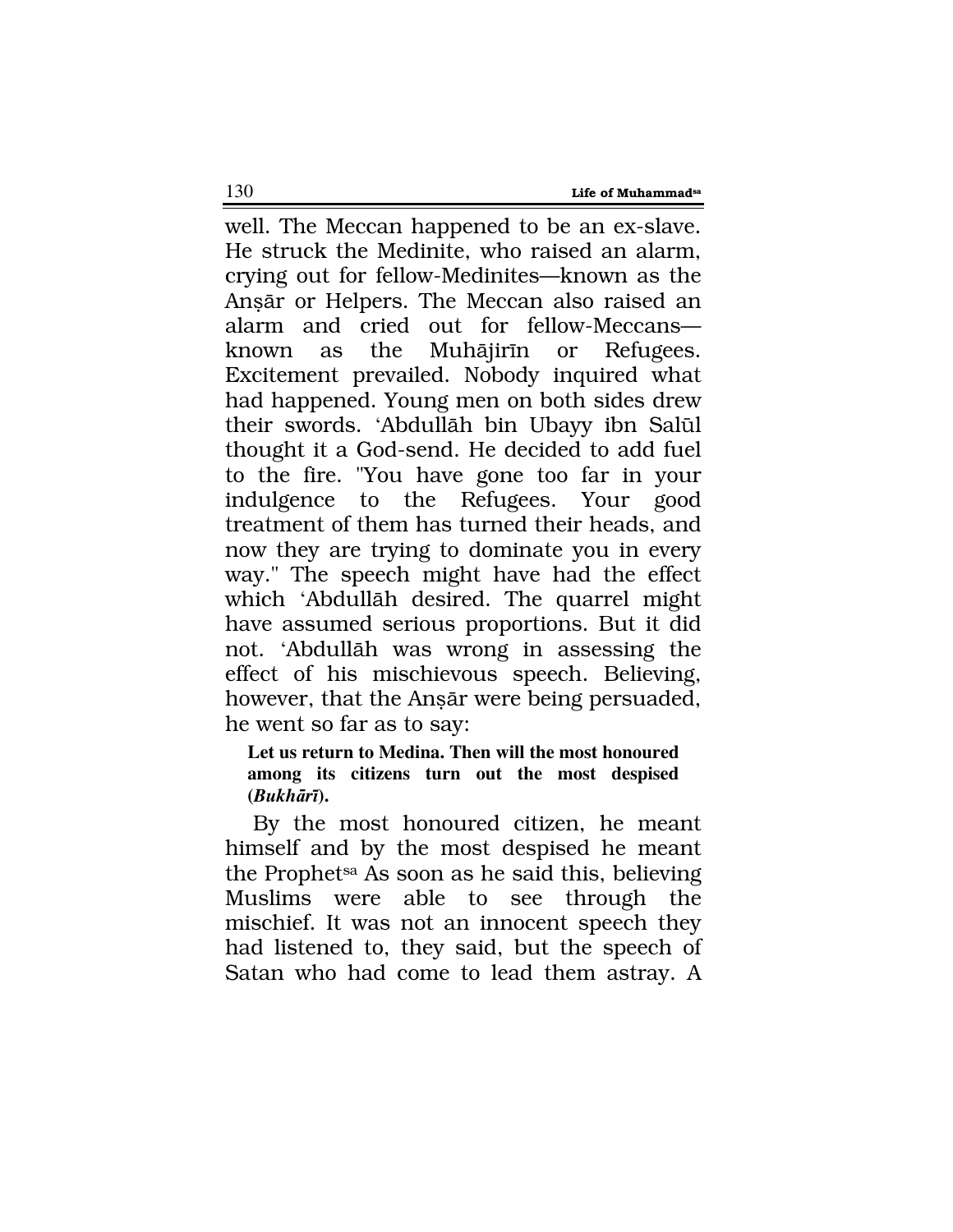well. The Meccan happened to be an ex-slave. He struck the Medinite, who raised an alarm, crying out for fellow-Medinites—known as the Anṣār or Helpers. The Meccan also raised an alarm and cried out for fellow-Meccans—known as the Muhājirīn or Refugees. Excitement prevailed. Nobody inquired what had happened. Young men on both sides drew their swords. 'Abdullāh bin Ubayy ibn Salūl thought it a God-send. He decided to add fuel to the fire. "You have gone too far in your indulgence to the Refugees. Your good treatment of them has turned their heads, and now they are trying to dominate you in every way." The speech might have had the effect which 'Abdullāh desired. The quarrel might have assumed serious proportions. But it did not. 'Abdullāh was wrong in assessing the effect of his mischievous speech. Believing, however, that the Anṣār were being persuaded, he went so far as to say:

> **Let us return to Medina. Then will the most honoured among its citizens turn out the most despised (*Bukhārī*).**

By the most honoured citizen, he meant himself and by the most despised he meant the Prophet[sa] As soon as he said this, believing Muslims were able to see through the mischief. It was not an innocent speech they had listened to, they said, but the speech of Satan who had come to lead them astray. A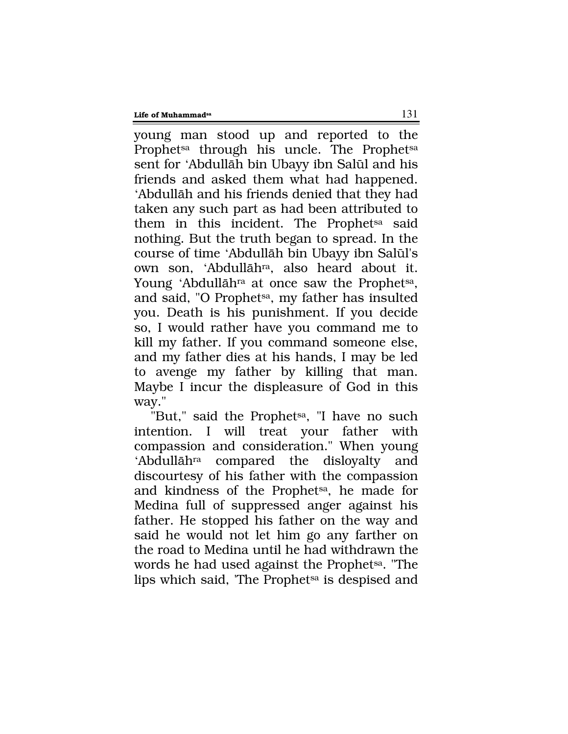young man stood up and reported to the Prophet[sa] through his uncle. The Prophet[sa] sent for 'Abdullāh bin Ubayy ibn Salūl and his friends and asked them what had happened. 'Abdullāh and his friends denied that they had taken any such part as had been attributed to them in this incident. The Prophet[sa] said nothing. But the truth began to spread. In the course of time 'Abdullāh bin Ubayy ibn Salūl's own son, 'Abdullāh[ra], also heard about it. Young 'Abdullāh[ra] at once saw the Prophet[sa], and said, "O Prophet[sa], my father has insulted you. Death is his punishment. If you decide so, I would rather have you command me to kill my father. If you command someone else, and my father dies at his hands, I may be led to avenge my father by killing that man. Maybe I incur the displeasure of God in this way."

"But," said the Prophet[sa], "I have no such intention. I will treat your father with compassion and consideration." When young 'Abdullāh[ra] compared the disloyalty and discourtesy of his father with the compassion and kindness of the Prophet[sa], he made for Medina full of suppressed anger against his father. He stopped his father on the way and said he would not let him go any farther on the road to Medina until he had withdrawn the words he had used against the Prophet[sa]. "The lips which said, 'The Prophet[sa] is despised and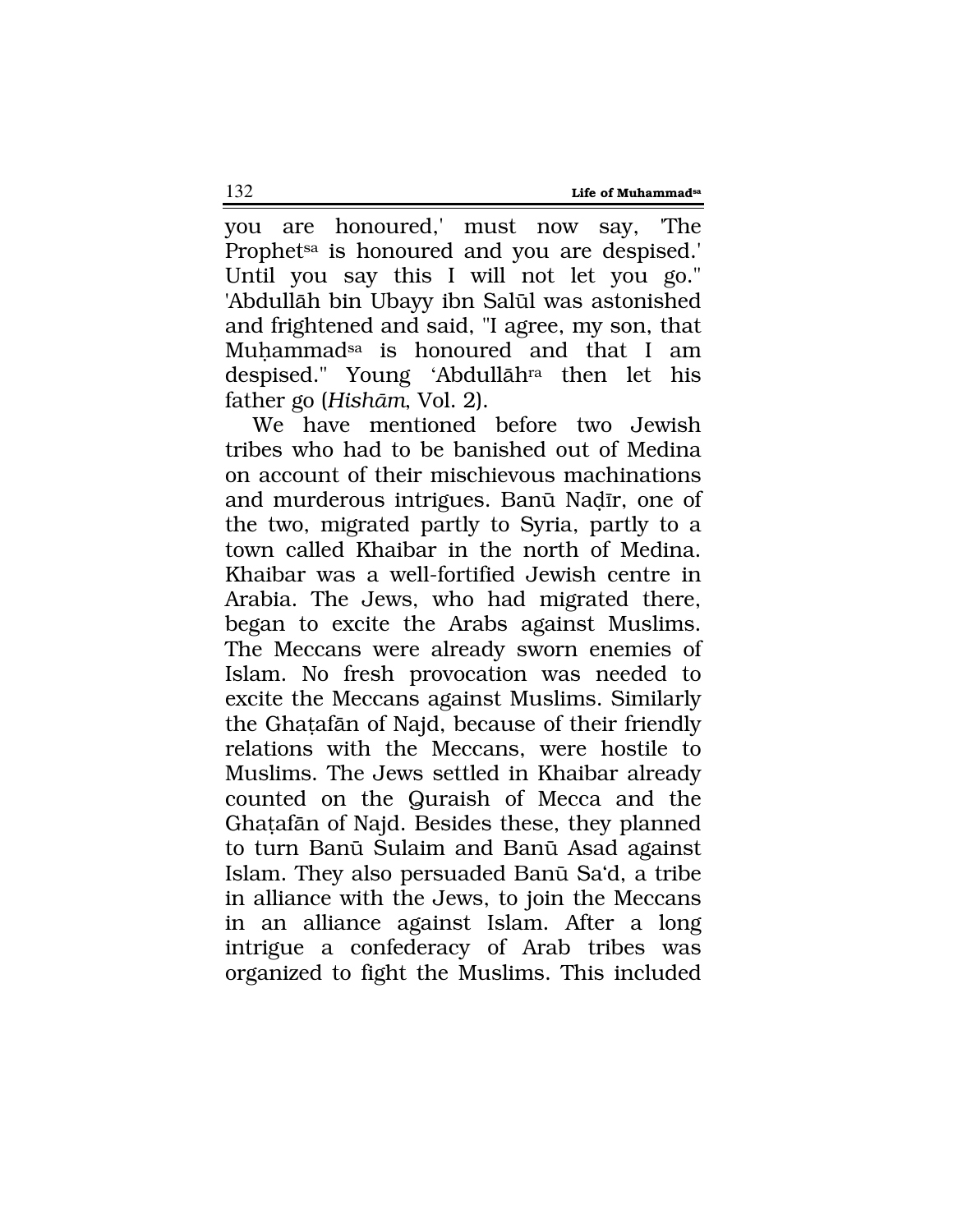you are honoured,' must now say, 'The Prophet[sa] is honoured and you are despised.' Until you say this I will not let you go." 'Abdullāh bin Ubayy ibn Salūl was astonished and frightened and said, "I agree, my son, that Muḥammad[sa] is honoured and that I am despised." Young 'Abdullāh[ra] then let his father go (*Hishām*, Vol. 2).

We have mentioned before two Jewish tribes who had to be banished out of Medina on account of their mischievous machinations and murderous intrigues. Banū Naḍīr, one of the two, migrated partly to Syria, partly to a town called Khaibar in the north of Medina. Khaibar was a well-fortified Jewish centre in Arabia. The Jews, who had migrated there, began to excite the Arabs against Muslims. The Meccans were already sworn enemies of Islam. No fresh provocation was needed to excite the Meccans against Muslims. Similarly the Ghaṭafān of Najd, because of their friendly relations with the Meccans, were hostile to Muslims. The Jews settled in Khaibar already counted on the Quraish of Mecca and the Ghaṭafān of Najd. Besides these, they planned to turn Banū Sulaim and Banū Asad against Islam. They also persuaded Banū Sa'd, a tribe in alliance with the Jews, to join the Meccans in an alliance against Islam. After a long intrigue a confederacy of Arab tribes was organized to fight the Muslims. This included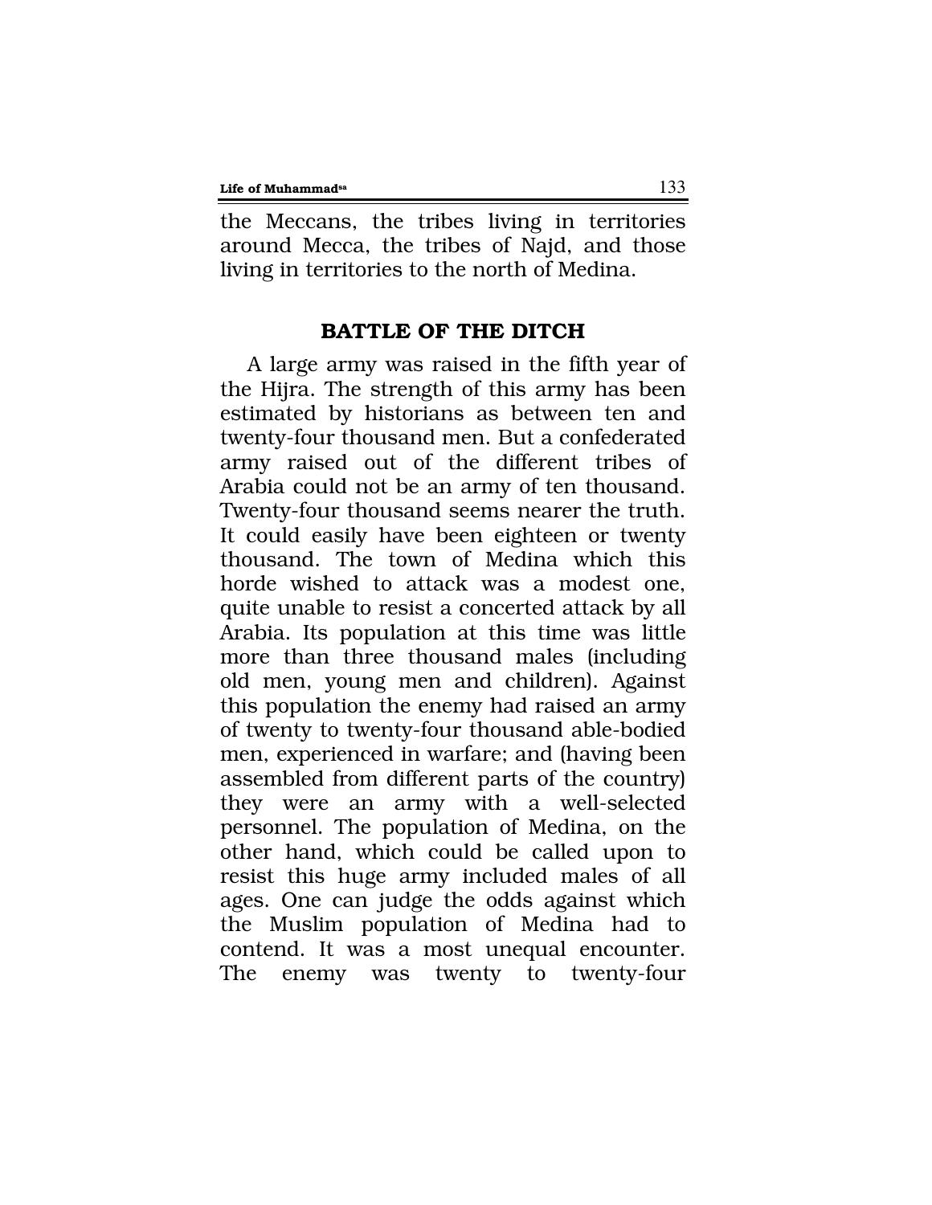the Meccans, the tribes living in territories around Mecca, the tribes of Najd, and those living in territories to the north of Medina.

## BATTLE OF THE DITCH

A large army was raised in the fifth year of the Hijra. The strength of this army has been estimated by historians as between ten and twenty-four thousand men. But a confederated army raised out of the different tribes of Arabia could not be an army of ten thousand. Twenty-four thousand seems nearer the truth. It could easily have been eighteen or twenty thousand. The town of Medina which this horde wished to attack was a modest one, quite unable to resist a concerted attack by all Arabia. Its population at this time was little more than three thousand males (including old men, young men and children). Against this population the enemy had raised an army of twenty to twenty-four thousand able-bodied men, experienced in warfare; and (having been assembled from different parts of the country) they were an army with a well-selected personnel. The population of Medina, on the other hand, which could be called upon to resist this huge army included males of all ages. One can judge the odds against which the Muslim population of Medina had to contend. It was a most unequal encounter. The enemy was twenty to twenty-four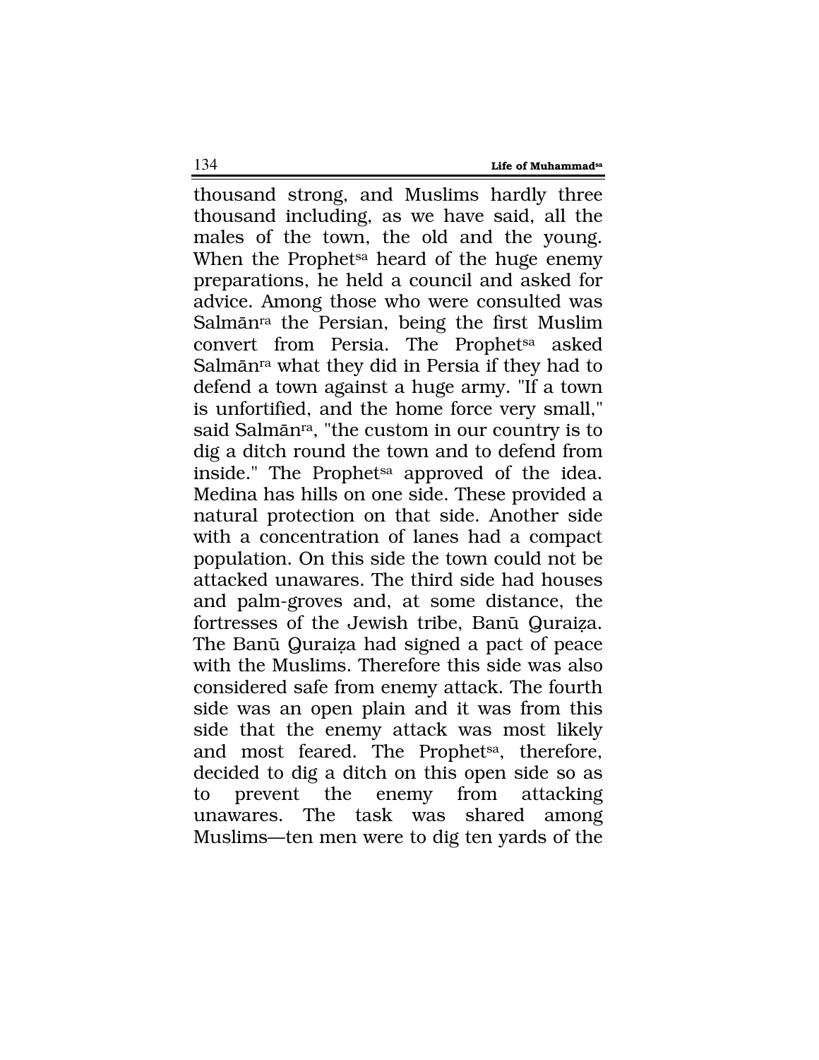thousand strong, and Muslims hardly three thousand including, as we have said, all the males of the town, the old and the young. When the Prophet[sa] heard of the huge enemy preparations, he held a council and asked for advice. Among those who were consulted was Salmān[ra] the Persian, being the first Muslim convert from Persia. The Prophet[sa] asked Salmān[ra] what they did in Persia if they had to defend a town against a huge army. "If a town is unfortified, and the home force very small," said Salmān[ra], "the custom in our country is to dig a ditch round the town and to defend from inside." The Prophet[sa] approved of the idea. Medina has hills on one side. These provided a natural protection on that side. Another side with a concentration of lanes had a compact population. On this side the town could not be attacked unawares. The third side had houses and palm-groves and, at some distance, the fortresses of the Jewish tribe, Banū Quraiẓa. The Banū Quraiẓa had signed a pact of peace with the Muslims. Therefore this side was also considered safe from enemy attack. The fourth side was an open plain and it was from this side that the enemy attack was most likely and most feared. The Prophet[sa], therefore, decided to dig a ditch on this open side so as to prevent the enemy from attacking unawares. The task was shared among Muslims—ten men were to dig ten yards of the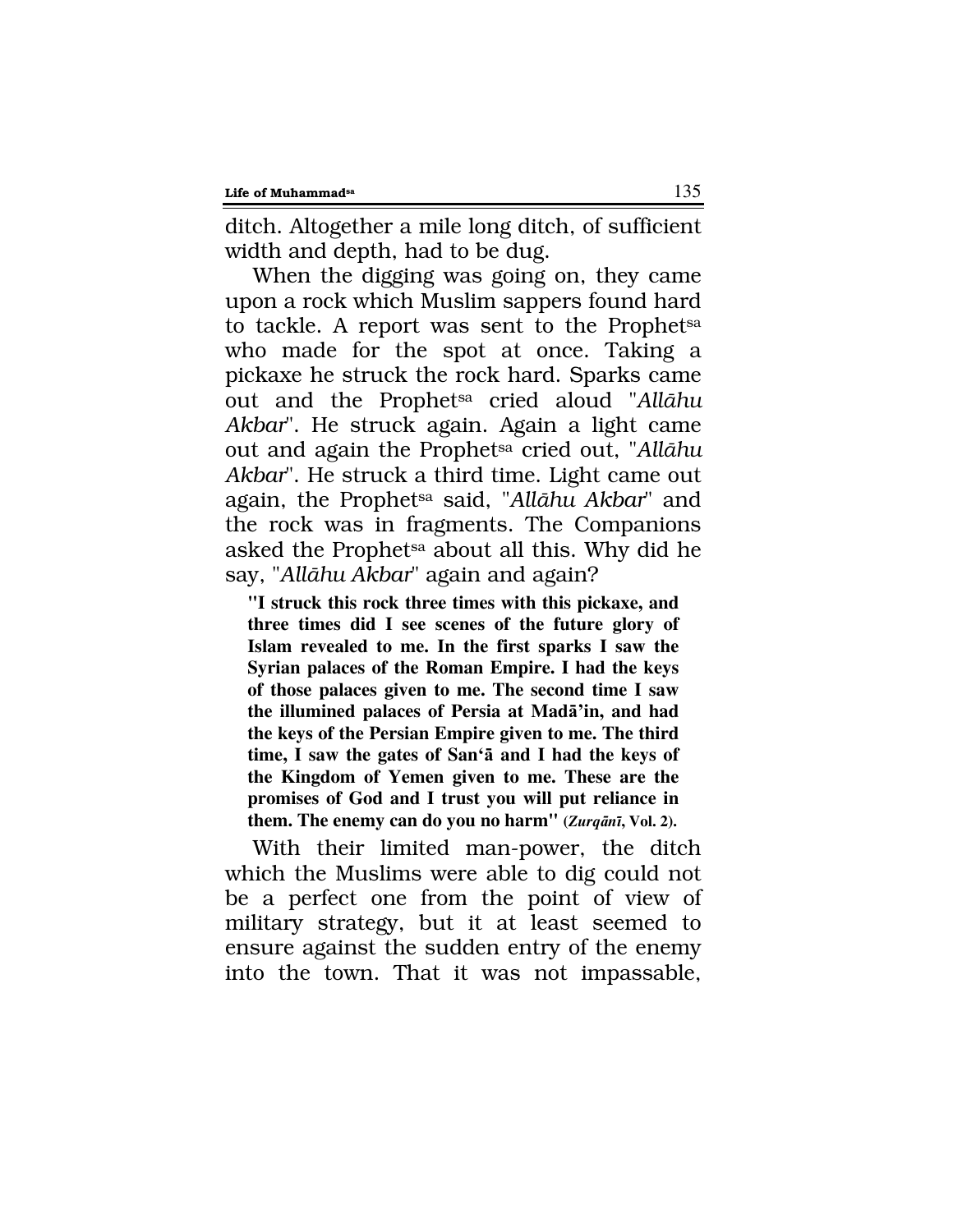ditch. Altogether a mile long ditch, of sufficient width and depth, had to be dug.

When the digging was going on, they came upon a rock which Muslim sappers found hard to tackle. A report was sent to the Prophet[sa] who made for the spot at once. Taking a pickaxe he struck the rock hard. Sparks came out and the Prophet[sa] cried aloud "*Allāhu Akbar*". He struck again. Again a light came out and again the Prophet[sa] cried out, "*Allāhu Akbar*". He struck a third time. Light came out again, the Prophet[sa] said, "*Allāhu Akbar*" and the rock was in fragments. The Companions asked the Prophet[sa] about all this. Why did he say, "*Allāhu Akbar*" again and again?

> **"I struck this rock three times with this pickaxe, and three times did I see scenes of the future glory of Islam revealed to me. In the first sparks I saw the Syrian palaces of the Roman Empire. I had the keys of those palaces given to me. The second time I saw the illumined palaces of Persia at Madā'in, and had the keys of the Persian Empire given to me. The third time, I saw the gates of San'ā and I had the keys of the Kingdom of Yemen given to me. These are the promises of God and I trust you will put reliance in them. The enemy can do you no harm" (*Zurqānī*, Vol. 2).**

With their limited man-power, the ditch which the Muslims were able to dig could not be a perfect one from the point of view of military strategy, but it at least seemed to ensure against the sudden entry of the enemy into the town. That it was not impassable,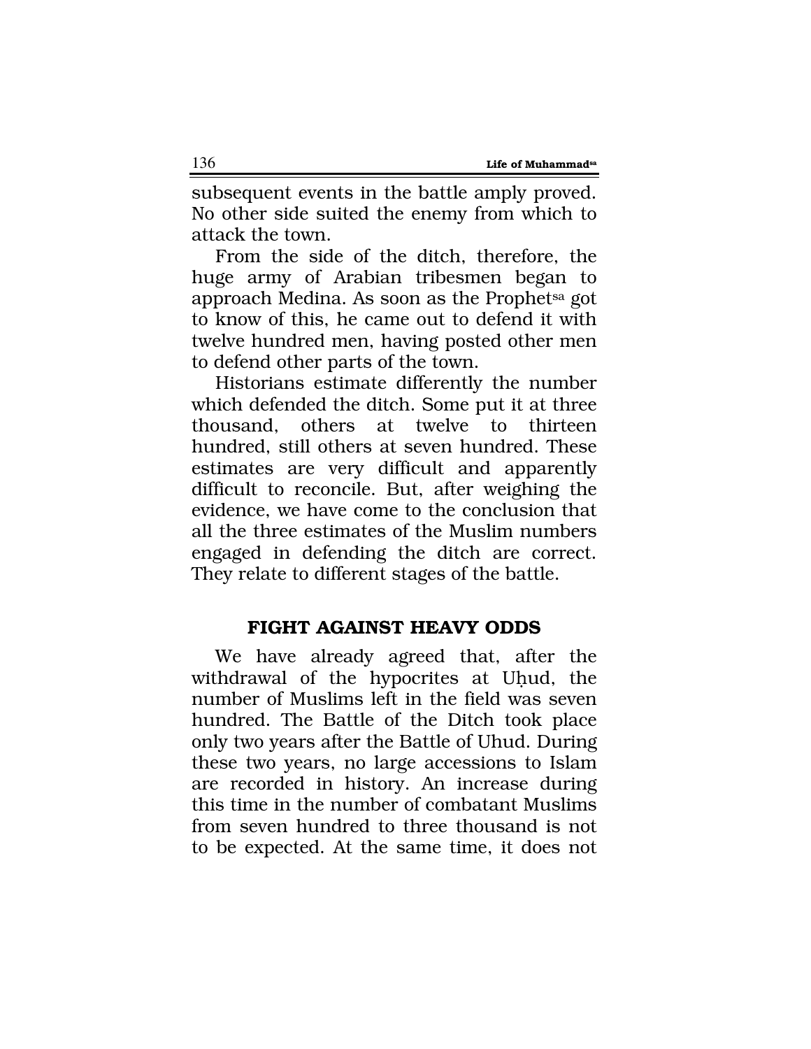subsequent events in the battle amply proved. No other side suited the enemy from which to attack the town.

From the side of the ditch, therefore, the huge army of Arabian tribesmen began to approach Medina. As soon as the Prophet[sa] got to know of this, he came out to defend it with twelve hundred men, having posted other men to defend other parts of the town.

Historians estimate differently the number which defended the ditch. Some put it at three thousand, others at twelve to thirteen hundred, still others at seven hundred. These estimates are very difficult and apparently difficult to reconcile. But, after weighing the evidence, we have come to the conclusion that all the three estimates of the Muslim numbers engaged in defending the ditch are correct. They relate to different stages of the battle.

## FIGHT AGAINST HEAVY ODDS

We have already agreed that, after the withdrawal of the hypocrites at Uḥud, the number of Muslims left in the field was seven hundred. The Battle of the Ditch took place only two years after the Battle of Uhud. During these two years, no large accessions to Islam are recorded in history. An increase during this time in the number of combatant Muslims from seven hundred to three thousand is not to be expected. At the same time, it does not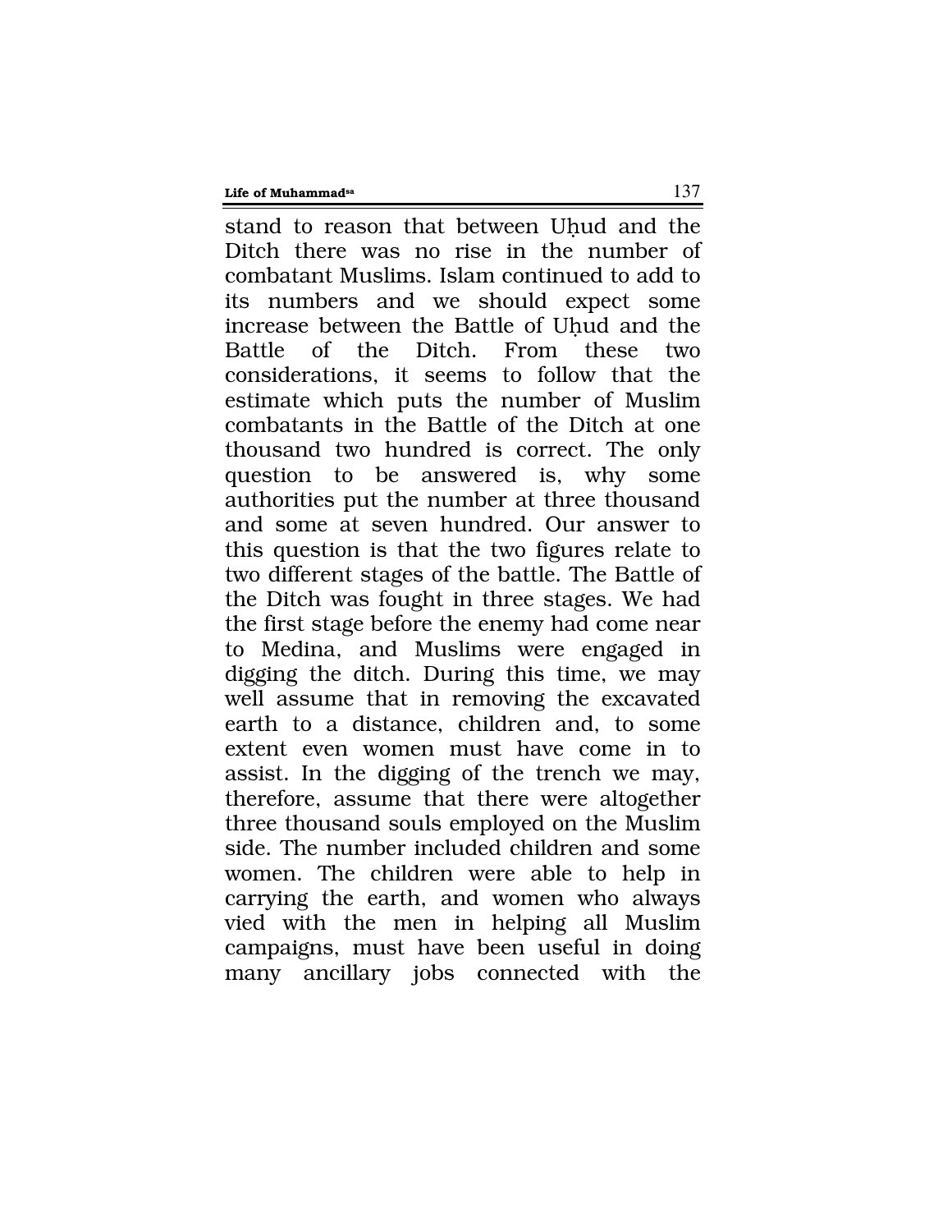stand to reason that between Uḥud and the Ditch there was no rise in the number of combatant Muslims. Islam continued to add to its numbers and we should expect some increase between the Battle of Uḥud and the Battle of the Ditch. From these two considerations, it seems to follow that the estimate which puts the number of Muslim combatants in the Battle of the Ditch at one thousand two hundred is correct. The only question to be answered is, why some authorities put the number at three thousand and some at seven hundred. Our answer to this question is that the two figures relate to two different stages of the battle. The Battle of the Ditch was fought in three stages. We had the first stage before the enemy had come near to Medina, and Muslims were engaged in digging the ditch. During this time, we may well assume that in removing the excavated earth to a distance, children and, to some extent even women must have come in to assist. In the digging of the trench we may, therefore, assume that there were altogether three thousand souls employed on the Muslim side. The number included children and some women. The children were able to help in carrying the earth, and women who always vied with the men in helping all Muslim campaigns, must have been useful in doing many ancillary jobs connected with the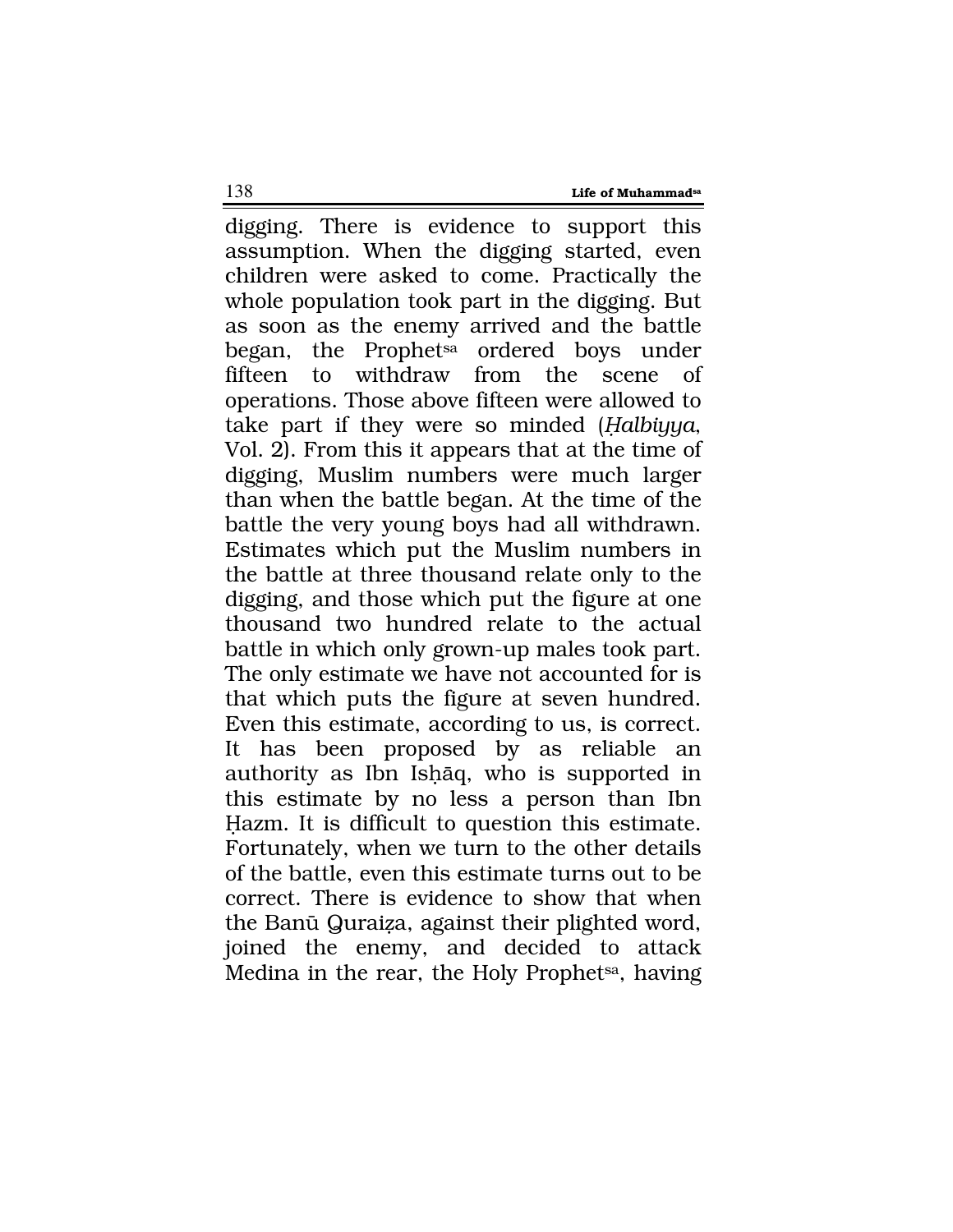digging. There is evidence to support this assumption. When the digging started, even children were asked to come. Practically the whole population took part in the digging. But as soon as the enemy arrived and the battle began, the Prophet[sa] ordered boys under fifteen to withdraw from the scene of operations. Those above fifteen were allowed to take part if they were so minded (*Ḥalbiyya*, Vol. 2). From this it appears that at the time of digging, Muslim numbers were much larger than when the battle began. At the time of the battle the very young boys had all withdrawn. Estimates which put the Muslim numbers in the battle at three thousand relate only to the digging, and those which put the figure at one thousand two hundred relate to the actual battle in which only grown-up males took part. The only estimate we have not accounted for is that which puts the figure at seven hundred. Even this estimate, according to us, is correct. It has been proposed by as reliable an authority as Ibn Isḥāq, who is supported in this estimate by no less a person than Ibn Ḥazm. It is difficult to question this estimate. Fortunately, when we turn to the other details of the battle, even this estimate turns out to be correct. There is evidence to show that when the Banū Quraiẓa, against their plighted word, joined the enemy, and decided to attack Medina in the rear, the Holy Prophet[sa], having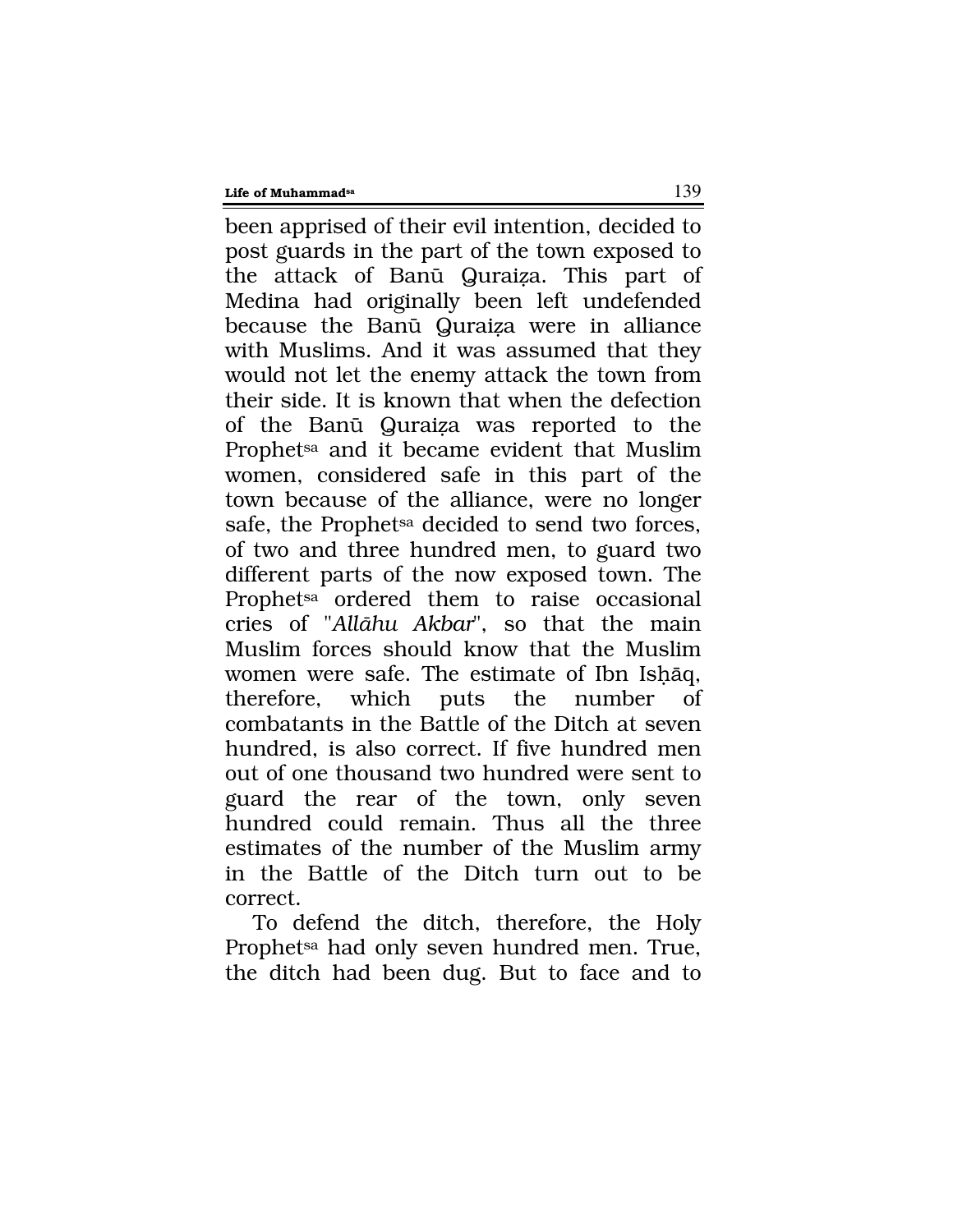been apprised of their evil intention, decided to post guards in the part of the town exposed to the attack of Banū Quraiẓa. This part of Medina had originally been left undefended because the Banū Quraiẓa were in alliance with Muslims. And it was assumed that they would not let the enemy attack the town from their side. It is known that when the defection of the Banū Quraiẓa was reported to the Prophet[sa] and it became evident that Muslim women, considered safe in this part of the town because of the alliance, were no longer safe, the Prophet[sa] decided to send two forces, of two and three hundred men, to guard two different parts of the now exposed town. The Prophet[sa] ordered them to raise occasional cries of "*Allāhu Akbar*", so that the main Muslim forces should know that the Muslim women were safe. The estimate of Ibn Isḥāq, therefore, which puts the number of combatants in the Battle of the Ditch at seven hundred, is also correct. If five hundred men out of one thousand two hundred were sent to guard the rear of the town, only seven hundred could remain. Thus all the three estimates of the number of the Muslim army in the Battle of the Ditch turn out to be correct.

To defend the ditch, therefore, the Holy Prophet[sa] had only seven hundred men. True, the ditch had been dug. But to face and to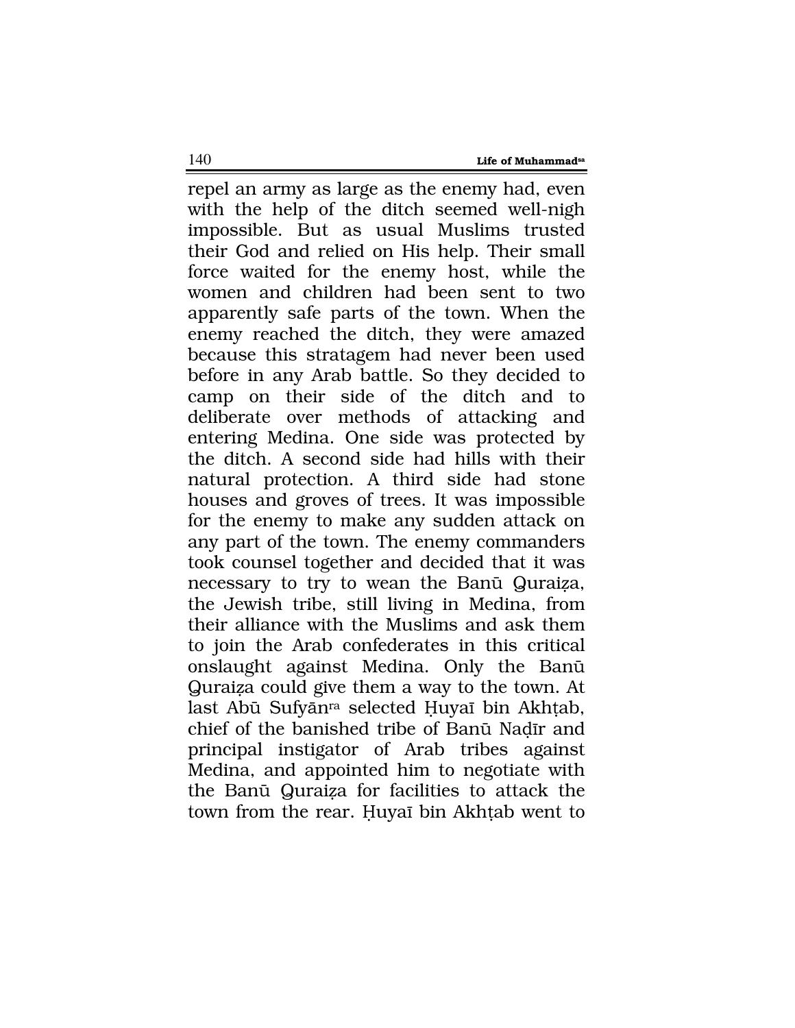repel an army as large as the enemy had, even with the help of the ditch seemed well-nigh impossible. But as usual Muslims trusted their God and relied on His help. Their small force waited for the enemy host, while the women and children had been sent to two apparently safe parts of the town. When the enemy reached the ditch, they were amazed because this stratagem had never been used before in any Arab battle. So they decided to camp on their side of the ditch and to deliberate over methods of attacking and entering Medina. One side was protected by the ditch. A second side had hills with their natural protection. A third side had stone houses and groves of trees. It was impossible for the enemy to make any sudden attack on any part of the town. The enemy commanders took counsel together and decided that it was necessary to try to wean the Banū Quraiẓa, the Jewish tribe, still living in Medina, from their alliance with the Muslims and ask them to join the Arab confederates in this critical onslaught against Medina. Only the Banū Quraiẓa could give them a way to the town. At last Abū Sufyān[ra] selected Ḥuyaī bin Akhṭab, chief of the banished tribe of Banū Naḍīr and principal instigator of Arab tribes against Medina, and appointed him to negotiate with the Banū Quraiẓa for facilities to attack the town from the rear. Ḥuyaī bin Akhṭab went to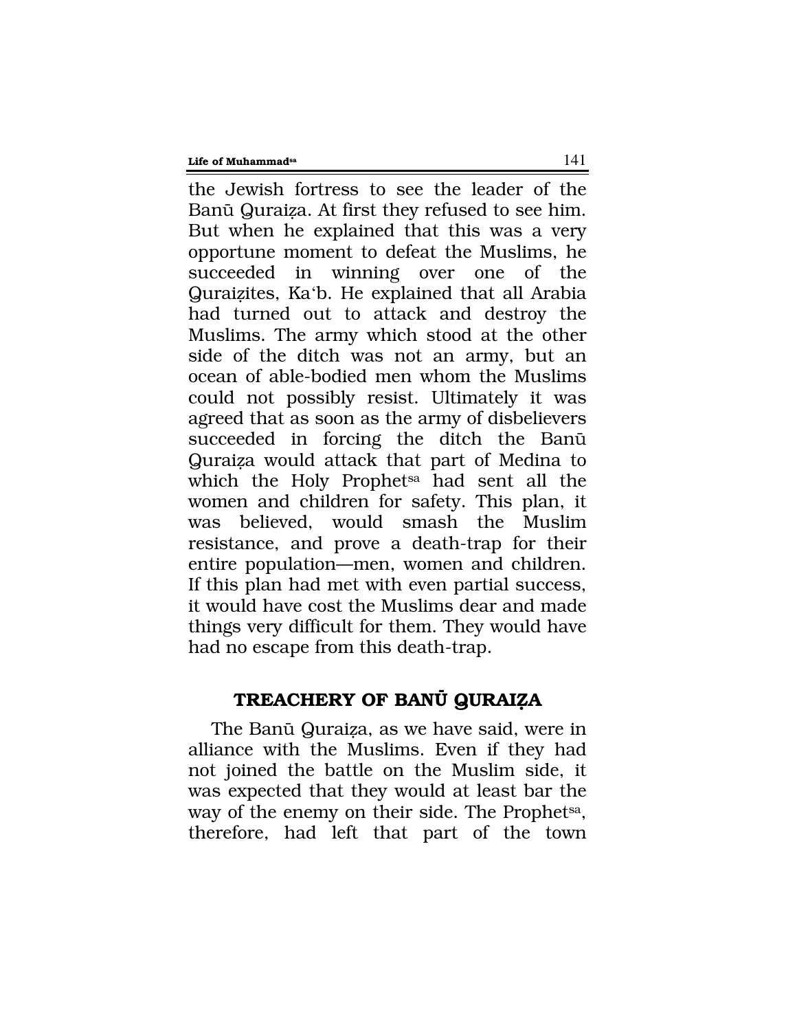the Jewish fortress to see the leader of the Banū Quraiẓa. At first they refused to see him. But when he explained that this was a very opportune moment to defeat the Muslims, he succeeded in winning over one of the Quraiẓites, Ka'b. He explained that all Arabia had turned out to attack and destroy the Muslims. The army which stood at the other side of the ditch was not an army, but an ocean of able-bodied men whom the Muslims could not possibly resist. Ultimately it was agreed that as soon as the army of disbelievers succeeded in forcing the ditch the Banū Quraiẓa would attack that part of Medina to which the Holy Prophet[sa] had sent all the women and children for safety. This plan, it was believed, would smash the Muslim resistance, and prove a death-trap for their entire population—men, women and children. If this plan had met with even partial success, it would have cost the Muslims dear and made things very difficult for them. They would have had no escape from this death-trap.

## TREACHERY OF BANŪ QURAIẒA

The Banū Quraiẓa, as we have said, were in alliance with the Muslims. Even if they had not joined the battle on the Muslim side, it was expected that they would at least bar the way of the enemy on their side. The Prophet[sa], therefore, had left that part of the town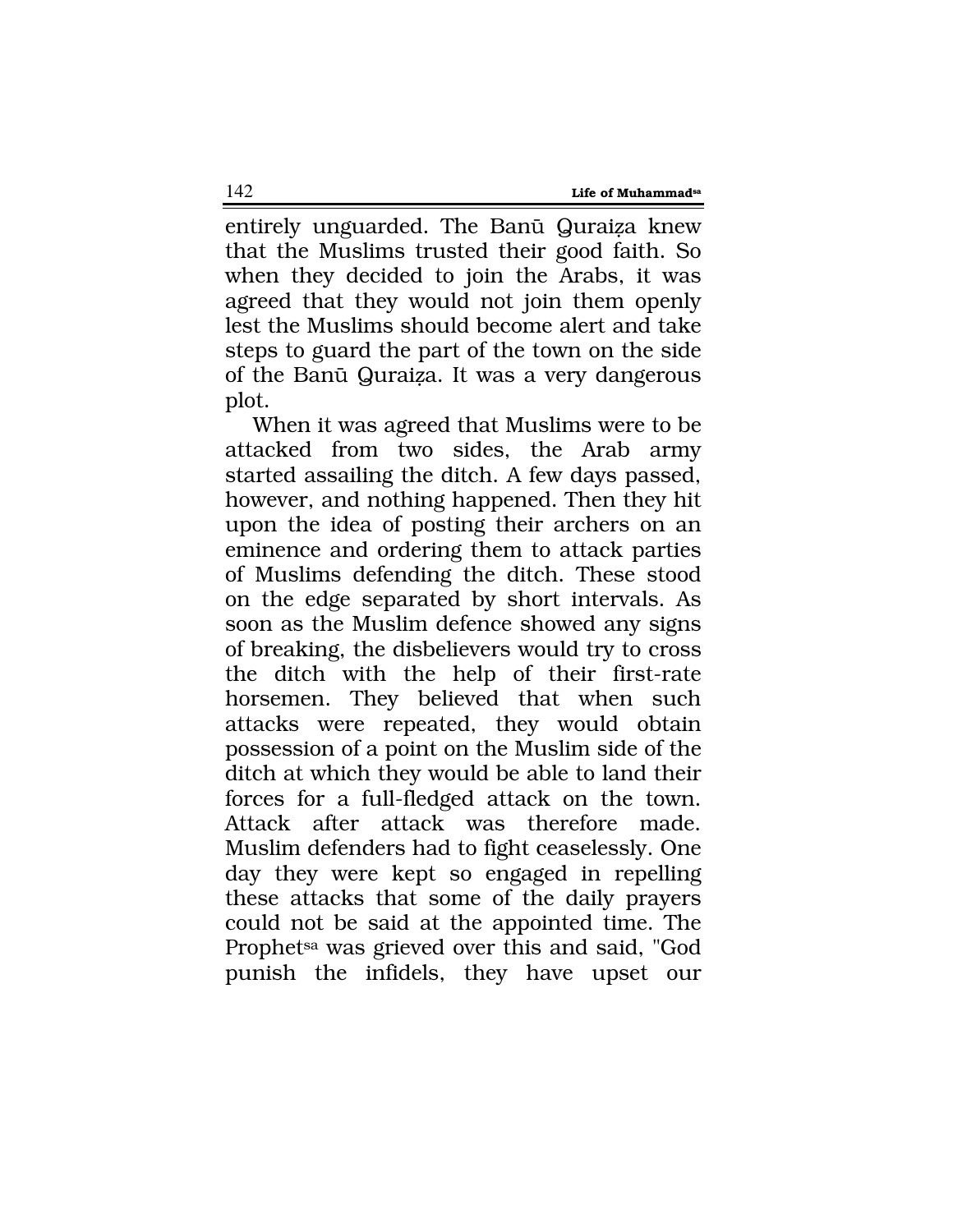entirely unguarded. The Banū Quraiẓa knew that the Muslims trusted their good faith. So when they decided to join the Arabs, it was agreed that they would not join them openly lest the Muslims should become alert and take steps to guard the part of the town on the side of the Banū Quraiẓa. It was a very dangerous plot.

When it was agreed that Muslims were to be attacked from two sides, the Arab army started assailing the ditch. A few days passed, however, and nothing happened. Then they hit upon the idea of posting their archers on an eminence and ordering them to attack parties of Muslims defending the ditch. These stood on the edge separated by short intervals. As soon as the Muslim defence showed any signs of breaking, the disbelievers would try to cross the ditch with the help of their first-rate horsemen. They believed that when such attacks were repeated, they would obtain possession of a point on the Muslim side of the ditch at which they would be able to land their forces for a full-fledged attack on the town. Attack after attack was therefore made. Muslim defenders had to fight ceaselessly. One day they were kept so engaged in repelling these attacks that some of the daily prayers could not be said at the appointed time. The Prophet[sa] was grieved over this and said, "God punish the infidels, they have upset our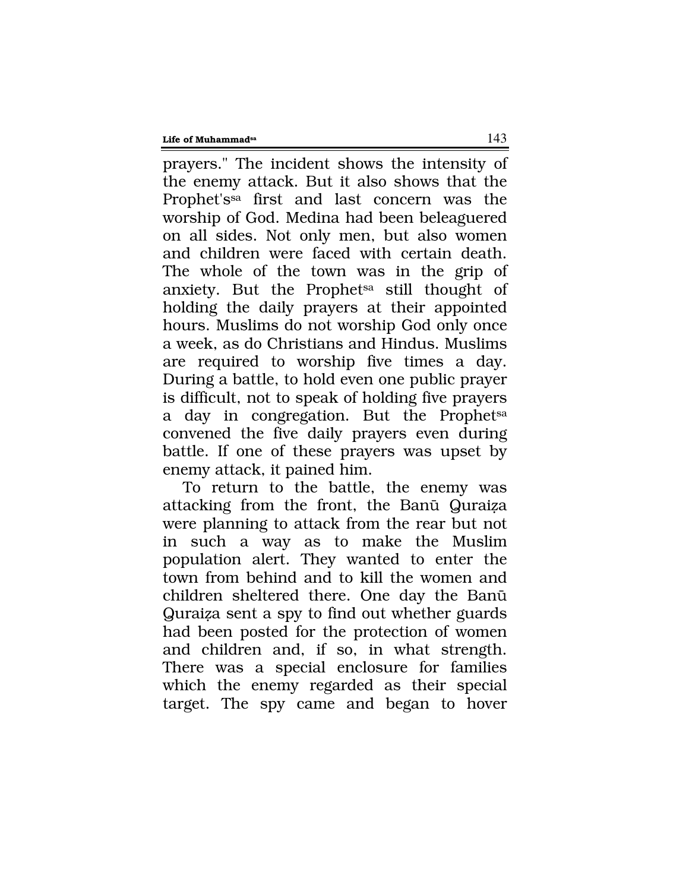prayers." The incident shows the intensity of the enemy attack. But it also shows that the Prophet's[sa] first and last concern was the worship of God. Medina had been beleaguered on all sides. Not only men, but also women and children were faced with certain death. The whole of the town was in the grip of anxiety. But the Prophet[sa] still thought of holding the daily prayers at their appointed hours. Muslims do not worship God only once a week, as do Christians and Hindus. Muslims are required to worship five times a day. During a battle, to hold even one public prayer is difficult, not to speak of holding five prayers a day in congregation. But the Prophet[sa] convened the five daily prayers even during battle. If one of these prayers was upset by enemy attack, it pained him.

To return to the battle, the enemy was attacking from the front, the Banū Quraiẓa were planning to attack from the rear but not in such a way as to make the Muslim population alert. They wanted to enter the town from behind and to kill the women and children sheltered there. One day the Banū Quraiẓa sent a spy to find out whether guards had been posted for the protection of women and children and, if so, in what strength. There was a special enclosure for families which the enemy regarded as their special target. The spy came and began to hover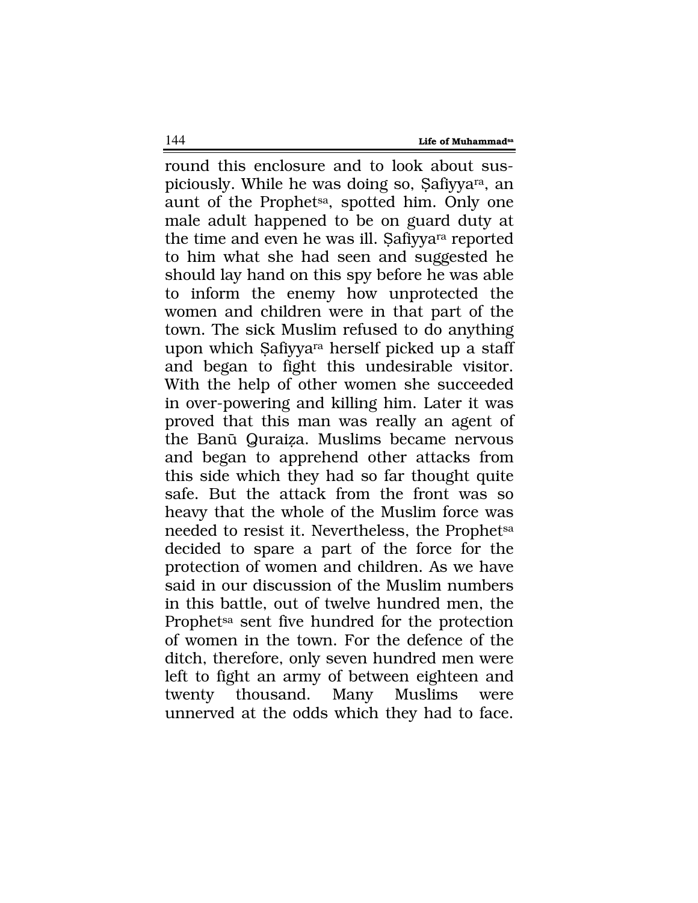round this enclosure and to look about suspiciously. While he was doing so, Ṣafiyya[ra], an aunt of the Prophet[sa], spotted him. Only one male adult happened to be on guard duty at the time and even he was ill. Ṣafiyya[ra] reported to him what she had seen and suggested he should lay hand on this spy before he was able to inform the enemy how unprotected the women and children were in that part of the town. The sick Muslim refused to do anything upon which Ṣafiyya[ra] herself picked up a staff and began to fight this undesirable visitor. With the help of other women she succeeded in over-powering and killing him. Later it was proved that this man was really an agent of the Banū Quraiẓa. Muslims became nervous and began to apprehend other attacks from this side which they had so far thought quite safe. But the attack from the front was so heavy that the whole of the Muslim force was needed to resist it. Nevertheless, the Prophet[sa] decided to spare a part of the force for the protection of women and children. As we have said in our discussion of the Muslim numbers in this battle, out of twelve hundred men, the Prophet[sa] sent five hundred for the protection of women in the town. For the defence of the ditch, therefore, only seven hundred men were left to fight an army of between eighteen and twenty thousand. Many Muslims were unnerved at the odds which they had to face.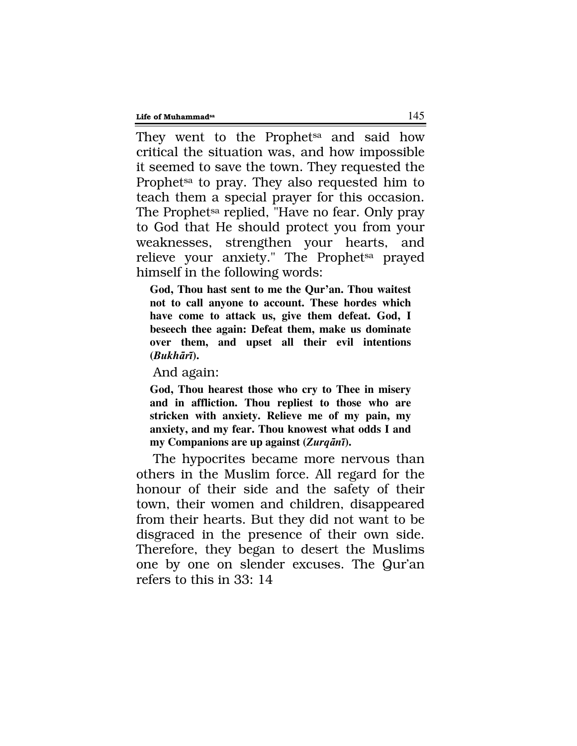They went to the Prophet[sa] and said how critical the situation was, and how impossible it seemed to save the town. They requested the Prophet[sa] to pray. They also requested him to teach them a special prayer for this occasion. The Prophet[sa] replied, "Have no fear. Only pray to God that He should protect you from your weaknesses, strengthen your hearts, and relieve your anxiety." The Prophet[sa] prayed himself in the following words:

> **God, Thou hast sent to me the Qur'an. Thou waitest not to call anyone to account. These hordes which have come to attack us, give them defeat. God, I beseech thee again: Defeat them, make us dominate over them, and upset all their evil intentions (*Bukhārī*).**

And again:

> **God, Thou hearest those who cry to Thee in misery and in affliction. Thou repliest to those who are stricken with anxiety. Relieve me of my pain, my anxiety, and my fear. Thou knowest what odds I and my Companions are up against (*Zurqānī*).**

The hypocrites became more nervous than others in the Muslim force. All regard for the honour of their side and the safety of their town, their women and children, disappeared from their hearts. But they did not want to be disgraced in the presence of their own side. Therefore, they began to desert the Muslims one by one on slender excuses. The Qur'an refers to this in 33: 14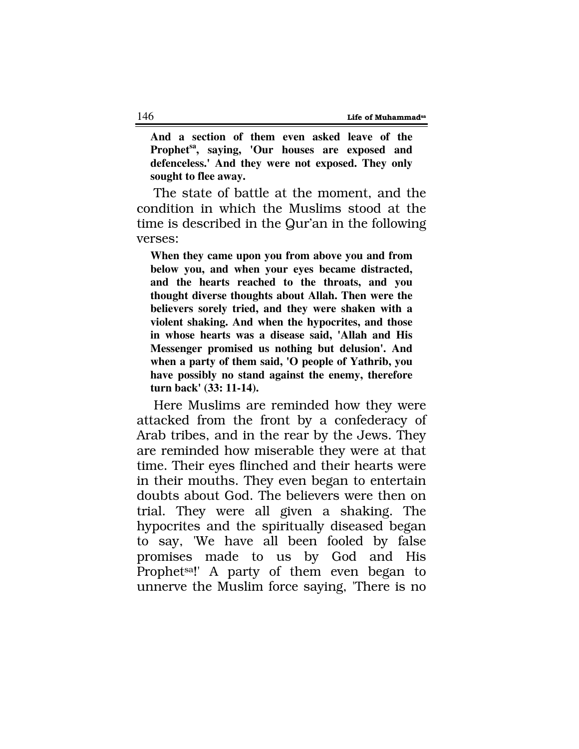**And a section of them even asked leave of the Prophet[sa], saying, 'Our houses are exposed and defenceless.' And they were not exposed. They only sought to flee away.**

The state of battle at the moment, and the condition in which the Muslims stood at the time is described in the Qur'an in the following verses:

**When they came upon you from above you and from below you, and when your eyes became distracted, and the hearts reached to the throats, and you thought diverse thoughts about Allah. Then were the believers sorely tried, and they were shaken with a violent shaking. And when the hypocrites, and those in whose hearts was a disease said, 'Allah and His Messenger promised us nothing but delusion'. And when a party of them said, 'O people of Yathrib, you have possibly no stand against the enemy, therefore turn back' (33: 11-14).**

Here Muslims are reminded how they were attacked from the front by a confederacy of Arab tribes, and in the rear by the Jews. They are reminded how miserable they were at that time. Their eyes flinched and their hearts were in their mouths. They even began to entertain doubts about God. The believers were then on trial. They were all given a shaking. The hypocrites and the spiritually diseased began to say, 'We have all been fooled by false promises made to us by God and His Prophet[sa]!' A party of them even began to unnerve the Muslim force saying, 'There is no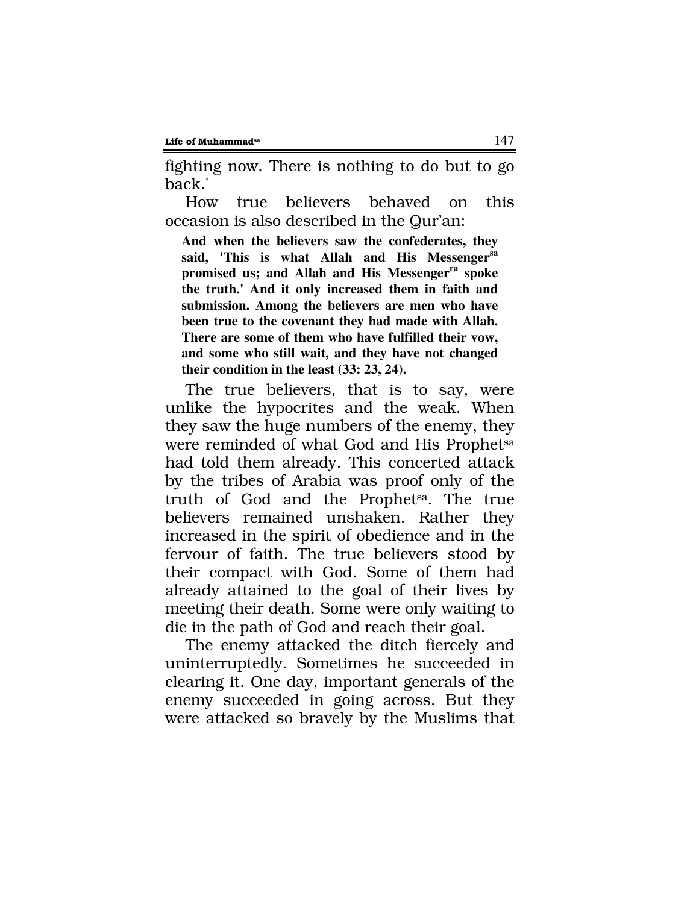fighting now. There is nothing to do but to go back.'

How true believers behaved on this occasion is also described in the Qur'an:

> **And when the believers saw the confederates, they said, 'This is what Allah and His Messenger[sa] promised us; and Allah and His Messenger[ra] spoke the truth.' And it only increased them in faith and submission. Among the believers are men who have been true to the covenant they had made with Allah. There are some of them who have fulfilled their vow, and some who still wait, and they have not changed their condition in the least (33: 23, 24).**

The true believers, that is to say, were unlike the hypocrites and the weak. When they saw the huge numbers of the enemy, they were reminded of what God and His Prophet[sa] had told them already. This concerted attack by the tribes of Arabia was proof only of the truth of God and the Prophet[sa]. The true believers remained unshaken. Rather they increased in the spirit of obedience and in the fervour of faith. The true believers stood by their compact with God. Some of them had already attained to the goal of their lives by meeting their death. Some were only waiting to die in the path of God and reach their goal.

The enemy attacked the ditch fiercely and uninterruptedly. Sometimes he succeeded in clearing it. One day, important generals of the enemy succeeded in going across. But they were attacked so bravely by the Muslims that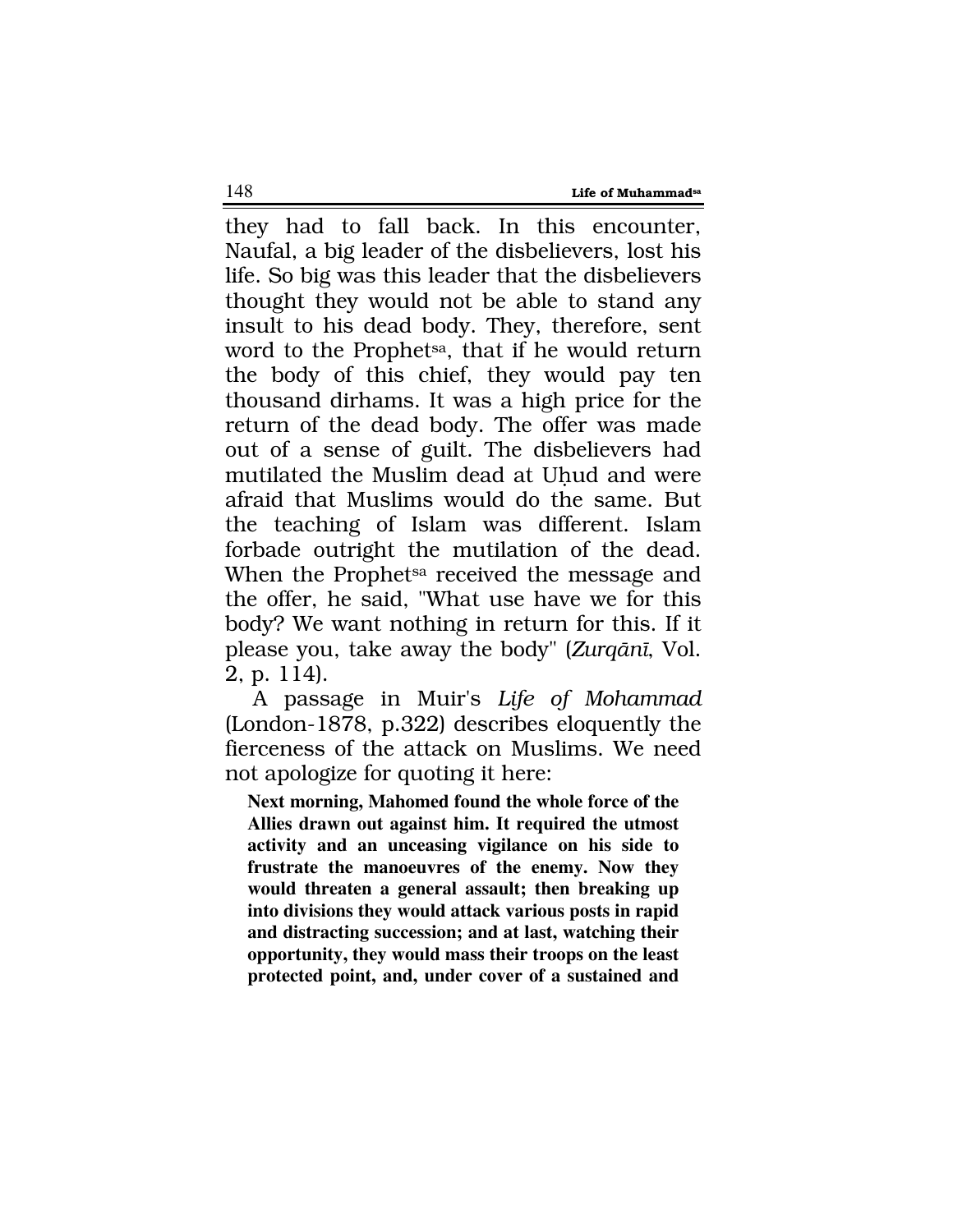they had to fall back. In this encounter, Naufal, a big leader of the disbelievers, lost his life. So big was this leader that the disbelievers thought they would not be able to stand any insult to his dead body. They, therefore, sent word to the Prophet[sa], that if he would return the body of this chief, they would pay ten thousand dirhams. It was a high price for the return of the dead body. The offer was made out of a sense of guilt. The disbelievers had mutilated the Muslim dead at Uḥud and were afraid that Muslims would do the same. But the teaching of Islam was different. Islam forbade outright the mutilation of the dead. When the Prophet[sa] received the message and the offer, he said, "What use have we for this body? We want nothing in return for this. If it please you, take away the body" (*Zurqānī*, Vol. 2, p. 114).

A passage in Muir's *Life of Mohammad* (London-1878, p.322) describes eloquently the fierceness of the attack on Muslims. We need not apologize for quoting it here:

> **Next morning, Mahomed found the whole force of the Allies drawn out against him. It required the utmost activity and an unceasing vigilance on his side to frustrate the manoeuvres of the enemy. Now they would threaten a general assault; then breaking up into divisions they would attack various posts in rapid and distracting succession; and at last, watching their opportunity, they would mass their troops on the least protected point, and, under cover of a sustained and**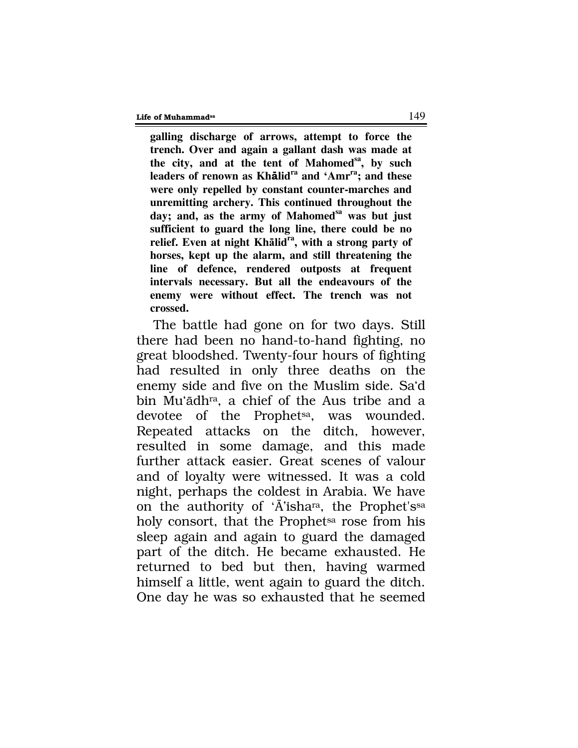**galling discharge of arrows, attempt to force the trench. Over and again a gallant dash was made at the city, and at the tent of Mahomed[sa], by such leaders of renown as Khālid[ra] and 'Amr[ra]; and these were only repelled by constant counter-marches and unremitting archery. This continued throughout the day; and, as the army of Mahomed[sa] was but just sufficient to guard the long line, there could be no relief. Even at night Khālid[ra], with a strong party of horses, kept up the alarm, and still threatening the line of defence, rendered outposts at frequent intervals necessary. But all the endeavours of the enemy were without effect. The trench was not crossed.**

The battle had gone on for two days. Still there had been no hand-to-hand fighting, no great bloodshed. Twenty-four hours of fighting had resulted in only three deaths on the enemy side and five on the Muslim side. Sa'd bin Mu'ādh[ra], a chief of the Aus tribe and a devotee of the Prophet[sa], was wounded. Repeated attacks on the ditch, however, resulted in some damage, and this made further attack easier. Great scenes of valour and of loyalty were witnessed. It was a cold night, perhaps the coldest in Arabia. We have on the authority of 'Ā'isha[ra], the Prophet's[sa] holy consort, that the Prophet[sa] rose from his sleep again and again to guard the damaged part of the ditch. He became exhausted. He returned to bed but then, having warmed himself a little, went again to guard the ditch. One day he was so exhausted that he seemed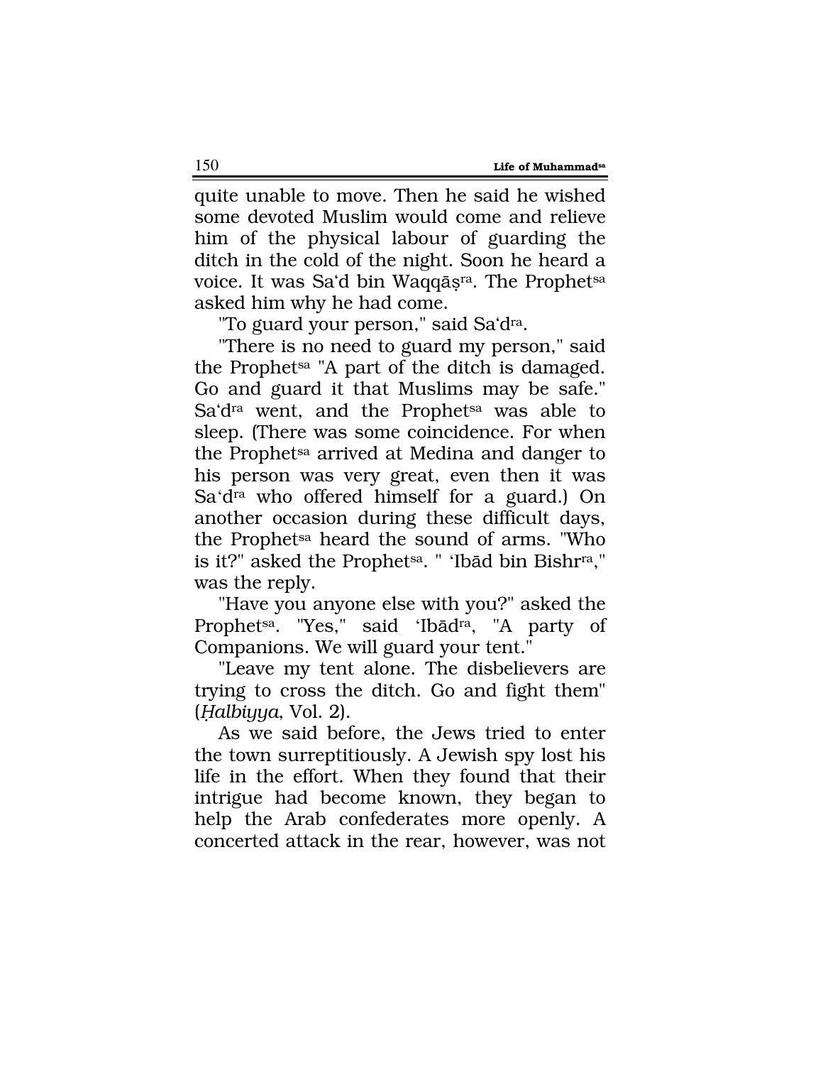quite unable to move. Then he said he wished some devoted Muslim would come and relieve him of the physical labour of guarding the ditch in the cold of the night. Soon he heard a voice. It was Sa'd bin Waqqāṣ[ra]. The Prophet[sa] asked him why he had come.

"To guard your person," said Sa'd[ra].

"There is no need to guard my person," said the Prophet[sa] "A part of the ditch is damaged. Go and guard it that Muslims may be safe." Sa'd[ra] went, and the Prophet[sa] was able to sleep. (There was some coincidence. For when the Prophet[sa] arrived at Medina and danger to his person was very great, even then it was Sa'd[ra] who offered himself for a guard.) On another occasion during these difficult days, the Prophet[sa] heard the sound of arms. "Who is it?" asked the Prophet[sa]. " 'Ibād bin Bishr[ra]," was the reply.

"Have you anyone else with you?" asked the Prophet[sa]. "Yes," said 'Ibād[ra], "A party of Companions. We will guard your tent."

"Leave my tent alone. The disbelievers are trying to cross the ditch. Go and fight them" (*Ḥalbiyya*, Vol. 2).

As we said before, the Jews tried to enter the town surreptitiously. A Jewish spy lost his life in the effort. When they found that their intrigue had become known, they began to help the Arab confederates more openly. A concerted attack in the rear, however, was not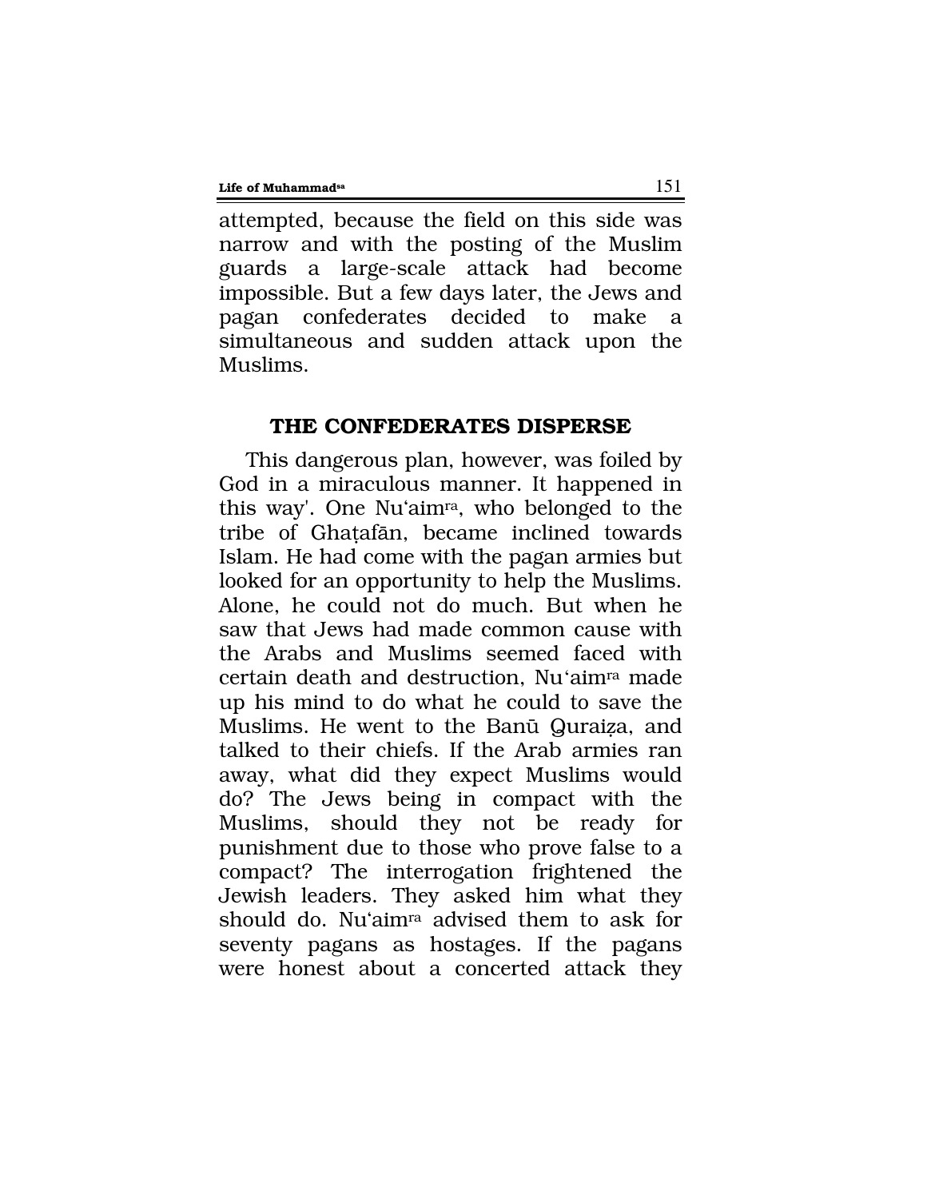attempted, because the field on this side was narrow and with the posting of the Muslim guards a large-scale attack had become impossible. But a few days later, the Jews and pagan confederates decided to make a simultaneous and sudden attack upon the Muslims.

## THE CONFEDERATES DISPERSE

This dangerous plan, however, was foiled by God in a miraculous manner. It happened in this way'. One Nu'aim[ra], who belonged to the tribe of Ghaṭafān, became inclined towards Islam. He had come with the pagan armies but looked for an opportunity to help the Muslims. Alone, he could not do much. But when he saw that Jews had made common cause with the Arabs and Muslims seemed faced with certain death and destruction, Nu'aim[ra] made up his mind to do what he could to save the Muslims. He went to the Banū Quraiẓa, and talked to their chiefs. If the Arab armies ran away, what did they expect Muslims would do? The Jews being in compact with the Muslims, should they not be ready for punishment due to those who prove false to a compact? The interrogation frightened the Jewish leaders. They asked him what they should do. Nu'aim[ra] advised them to ask for seventy pagans as hostages. If the pagans were honest about a concerted attack they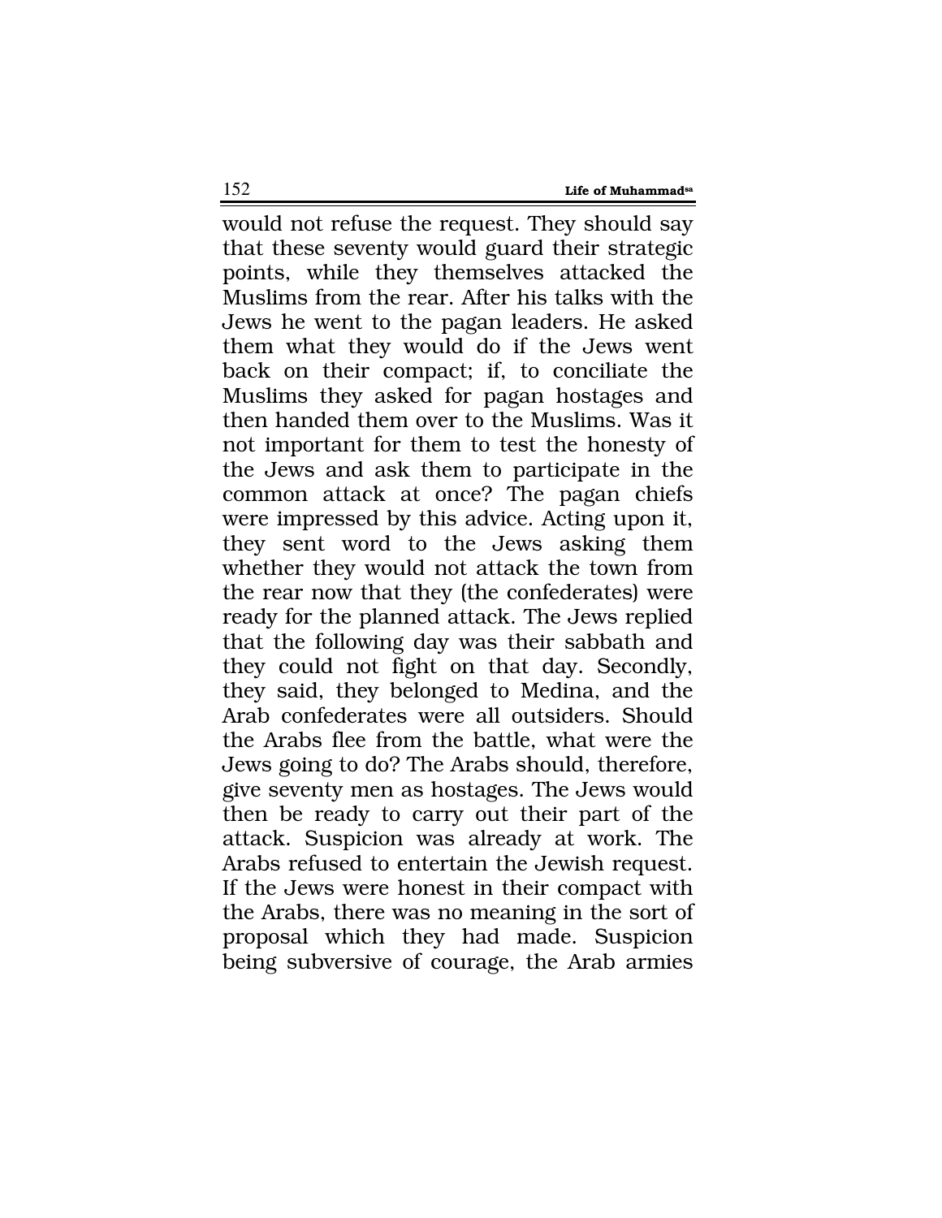would not refuse the request. They should say that these seventy would guard their strategic points, while they themselves attacked the Muslims from the rear. After his talks with the Jews he went to the pagan leaders. He asked them what they would do if the Jews went back on their compact; if, to conciliate the Muslims they asked for pagan hostages and then handed them over to the Muslims. Was it not important for them to test the honesty of the Jews and ask them to participate in the common attack at once? The pagan chiefs were impressed by this advice. Acting upon it, they sent word to the Jews asking them whether they would not attack the town from the rear now that they (the confederates) were ready for the planned attack. The Jews replied that the following day was their sabbath and they could not fight on that day. Secondly, they said, they belonged to Medina, and the Arab confederates were all outsiders. Should the Arabs flee from the battle, what were the Jews going to do? The Arabs should, therefore, give seventy men as hostages. The Jews would then be ready to carry out their part of the attack. Suspicion was already at work. The Arabs refused to entertain the Jewish request. If the Jews were honest in their compact with the Arabs, there was no meaning in the sort of proposal which they had made. Suspicion being subversive of courage, the Arab armies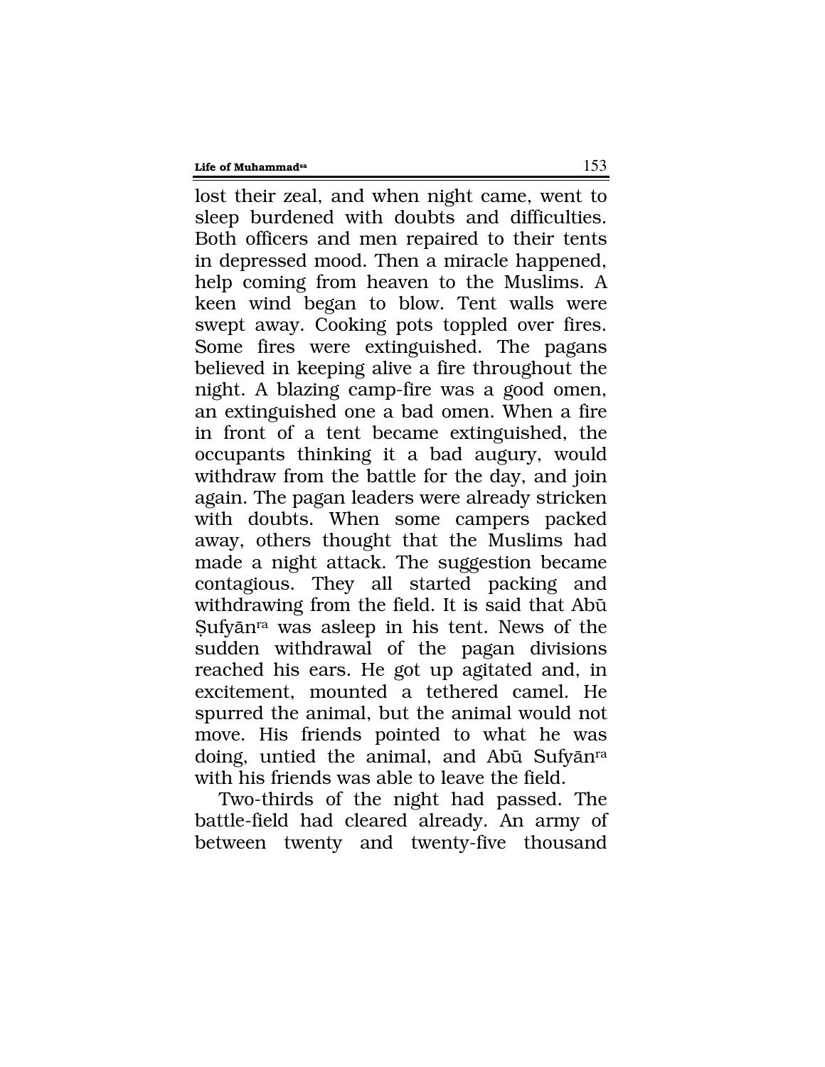lost their zeal, and when night came, went to sleep burdened with doubts and difficulties. Both officers and men repaired to their tents in depressed mood. Then a miracle happened, help coming from heaven to the Muslims. A keen wind began to blow. Tent walls were swept away. Cooking pots toppled over fires. Some fires were extinguished. The pagans believed in keeping alive a fire throughout the night. A blazing camp-fire was a good omen, an extinguished one a bad omen. When a fire in front of a tent became extinguished, the occupants thinking it a bad augury, would withdraw from the battle for the day, and join again. The pagan leaders were already stricken with doubts. When some campers packed away, others thought that the Muslims had made a night attack. The suggestion became contagious. They all started packing and withdrawing from the field. It is said that Abū Ṣufyān[ra] was asleep in his tent. News of the sudden withdrawal of the pagan divisions reached his ears. He got up agitated and, in excitement, mounted a tethered camel. He spurred the animal, but the animal would not move. His friends pointed to what he was doing, untied the animal, and Abū Sufyān[ra] with his friends was able to leave the field.

Two-thirds of the night had passed. The battle-field had cleared already. An army of between twenty and twenty-five thousand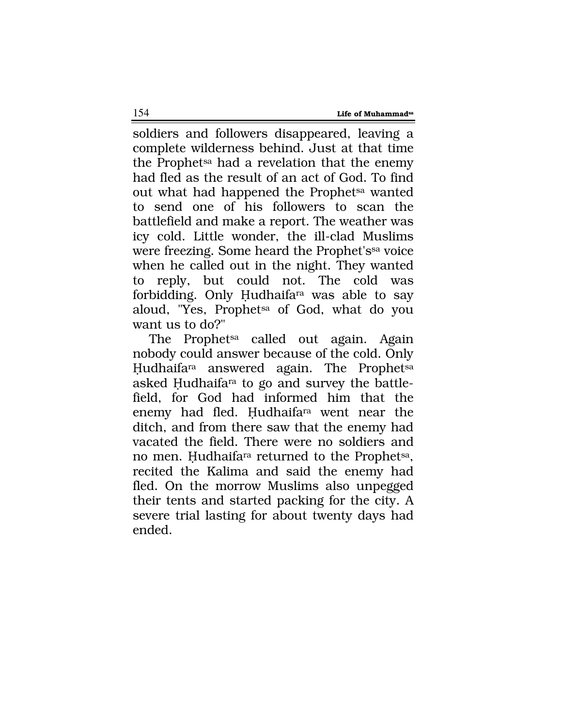soldiers and followers disappeared, leaving a complete wilderness behind. Just at that time the Prophet[sa] had a revelation that the enemy had fled as the result of an act of God. To find out what had happened the Prophet[sa] wanted to send one of his followers to scan the battlefield and make a report. The weather was icy cold. Little wonder, the ill-clad Muslims were freezing. Some heard the Prophet's[sa] voice when he called out in the night. They wanted to reply, but could not. The cold was forbidding. Only Ḥudhaifa[ra] was able to say aloud, "Yes, Prophet[sa] of God, what do you want us to do?"

The Prophet[sa] called out again. Again nobody could answer because of the cold. Only Ḥudhaifa[ra] answered again. The Prophet[sa] asked Ḥudhaifa[ra] to go and survey the battle-field, for God had informed him that the enemy had fled. Ḥudhaifa[ra] went near the ditch, and from there saw that the enemy had vacated the field. There were no soldiers and no men. Ḥudhaifa[ra] returned to the Prophet[sa], recited the Kalima and said the enemy had fled. On the morrow Muslims also unpegged their tents and started packing for the city. A severe trial lasting for about twenty days had ended.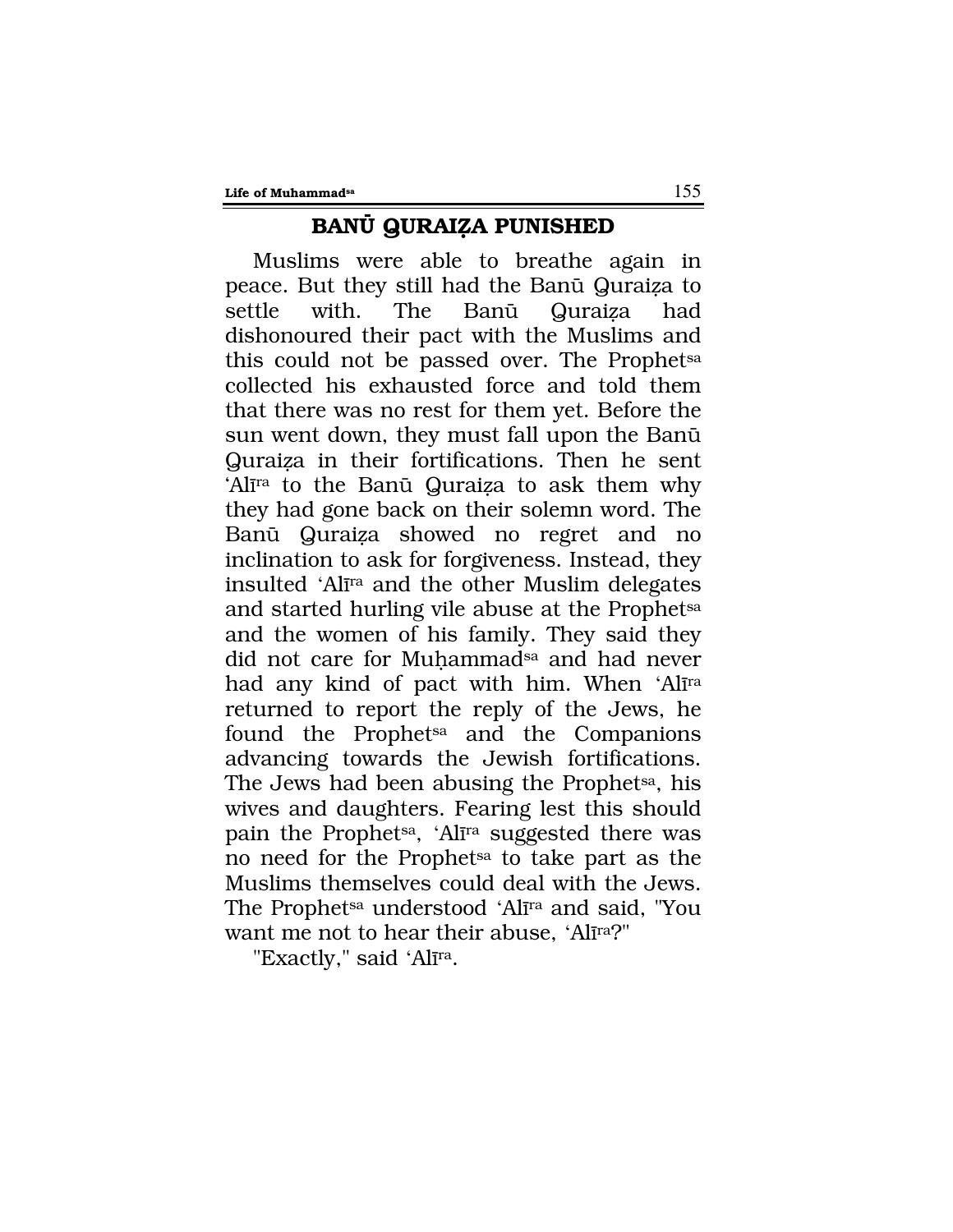## BANŪ QURAIẒA PUNISHED

Muslims were able to breathe again in peace. But they still had the Banū Quraiẓa to settle with. The Banū Quraiẓa had dishonoured their pact with the Muslims and this could not be passed over. The Prophet[sa] collected his exhausted force and told them that there was no rest for them yet. Before the sun went down, they must fall upon the Banū Quraiẓa in their fortifications. Then he sent 'Alī[ra] to the Banū Quraiẓa to ask them why they had gone back on their solemn word. The Banū Quraiẓa showed no regret and no inclination to ask for forgiveness. Instead, they insulted 'Alī[ra] and the other Muslim delegates and started hurling vile abuse at the Prophet[sa] and the women of his family. They said they did not care for Muḥammad[sa] and had never had any kind of pact with him. When 'Alī[ra] returned to report the reply of the Jews, he found the Prophet[sa] and the Companions advancing towards the Jewish fortifications. The Jews had been abusing the Prophet[sa], his wives and daughters. Fearing lest this should pain the Prophet[sa], 'Alī[ra] suggested there was no need for the Prophet[sa] to take part as the Muslims themselves could deal with the Jews. The Prophet[sa] understood 'Alī[ra] and said, "You want me not to hear their abuse, 'Alī[ra]?"

"Exactly," said 'Alī[ra].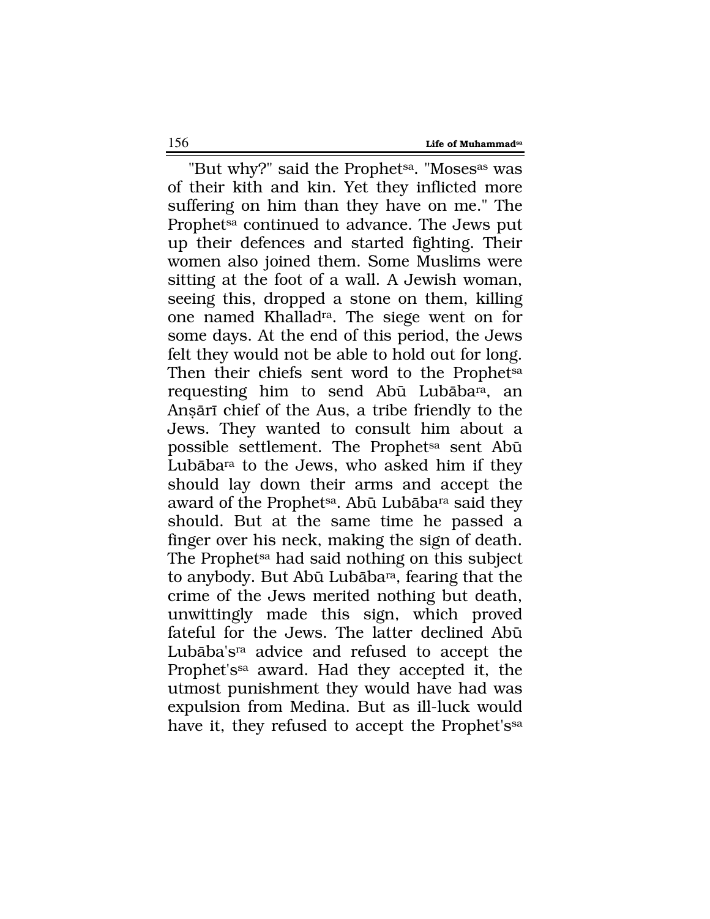"But why?" said the Prophet[sa]. "Moses[as] was of their kith and kin. Yet they inflicted more suffering on him than they have on me." The Prophet[sa] continued to advance. The Jews put up their defences and started fighting. Their women also joined them. Some Muslims were sitting at the foot of a wall. A Jewish woman, seeing this, dropped a stone on them, killing one named Khallad[ra]. The siege went on for some days. At the end of this period, the Jews felt they would not be able to hold out for long. Then their chiefs sent word to the Prophet[sa] requesting him to send Abū Lubāba[ra], an Anṣārī chief of the Aus, a tribe friendly to the Jews. They wanted to consult him about a possible settlement. The Prophet[sa] sent Abū Lubāba[ra] to the Jews, who asked him if they should lay down their arms and accept the award of the Prophet[sa]. Abū Lubāba[ra] said they should. But at the same time he passed a finger over his neck, making the sign of death. The Prophet[sa] had said nothing on this subject to anybody. But Abū Lubāba[ra], fearing that the crime of the Jews merited nothing but death, unwittingly made this sign, which proved fateful for the Jews. The latter declined Abū Lubāba's[ra] advice and refused to accept the Prophet's[sa] award. Had they accepted it, the utmost punishment they would have had was expulsion from Medina. But as ill-luck would have it, they refused to accept the Prophet's[sa]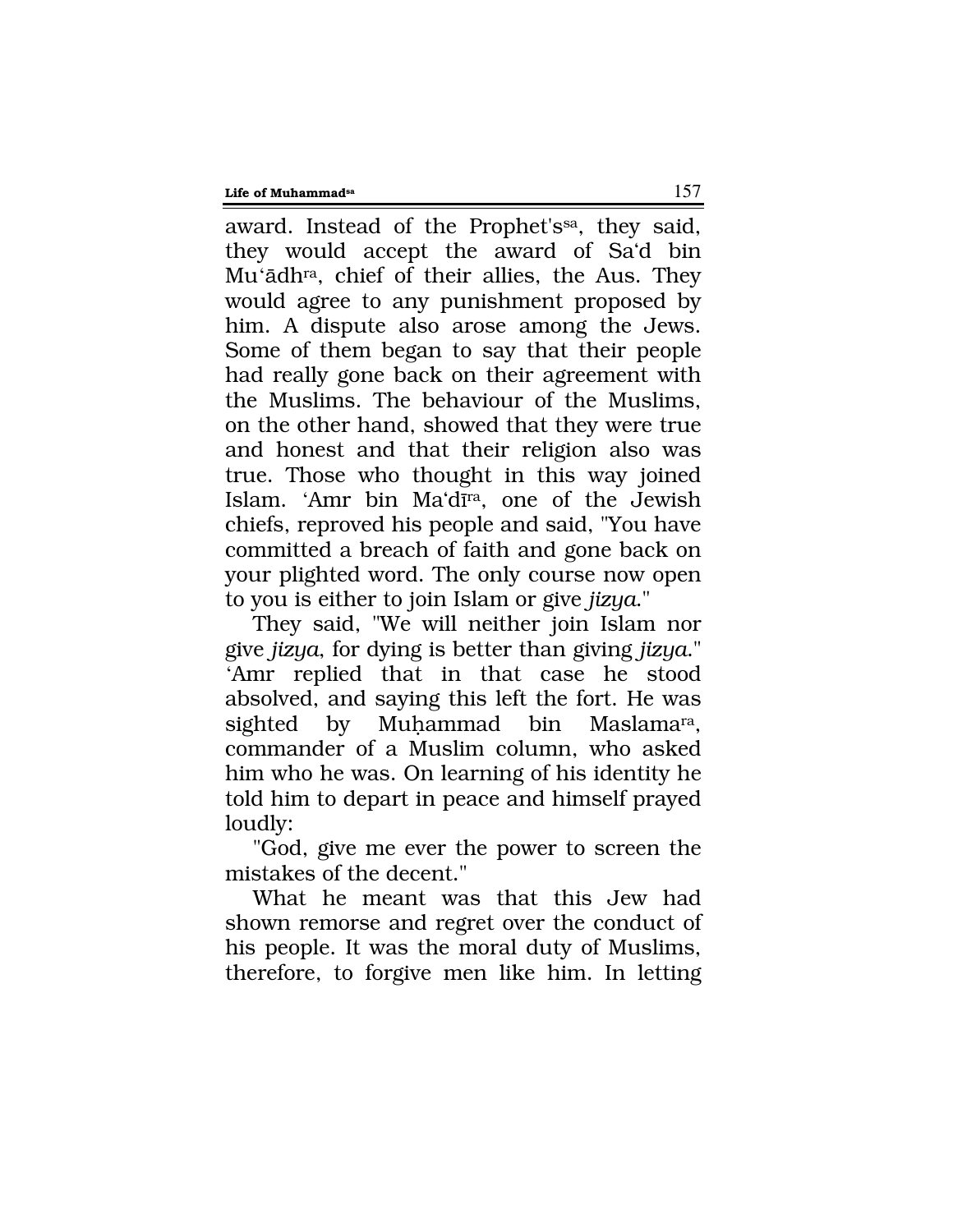award. Instead of the Prophet's[sa], they said, they would accept the award of Sa'd bin Mu'ādh[ra], chief of their allies, the Aus. They would agree to any punishment proposed by him. A dispute also arose among the Jews. Some of them began to say that their people had really gone back on their agreement with the Muslims. The behaviour of the Muslims, on the other hand, showed that they were true and honest and that their religion also was true. Those who thought in this way joined Islam. 'Amr bin Ma'dī[ra], one of the Jewish chiefs, reproved his people and said, "You have committed a breach of faith and gone back on your plighted word. The only course now open to you is either to join Islam or give *jizya*."

They said, "We will neither join Islam nor give *jizya*, for dying is better than giving *jizya*." 'Amr replied that in that case he stood absolved, and saying this left the fort. He was sighted by Muḥammad bin Maslama[ra], commander of a Muslim column, who asked him who he was. On learning of his identity he told him to depart in peace and himself prayed loudly:

"God, give me ever the power to screen the mistakes of the decent."

What he meant was that this Jew had shown remorse and regret over the conduct of his people. It was the moral duty of Muslims, therefore, to forgive men like him. In letting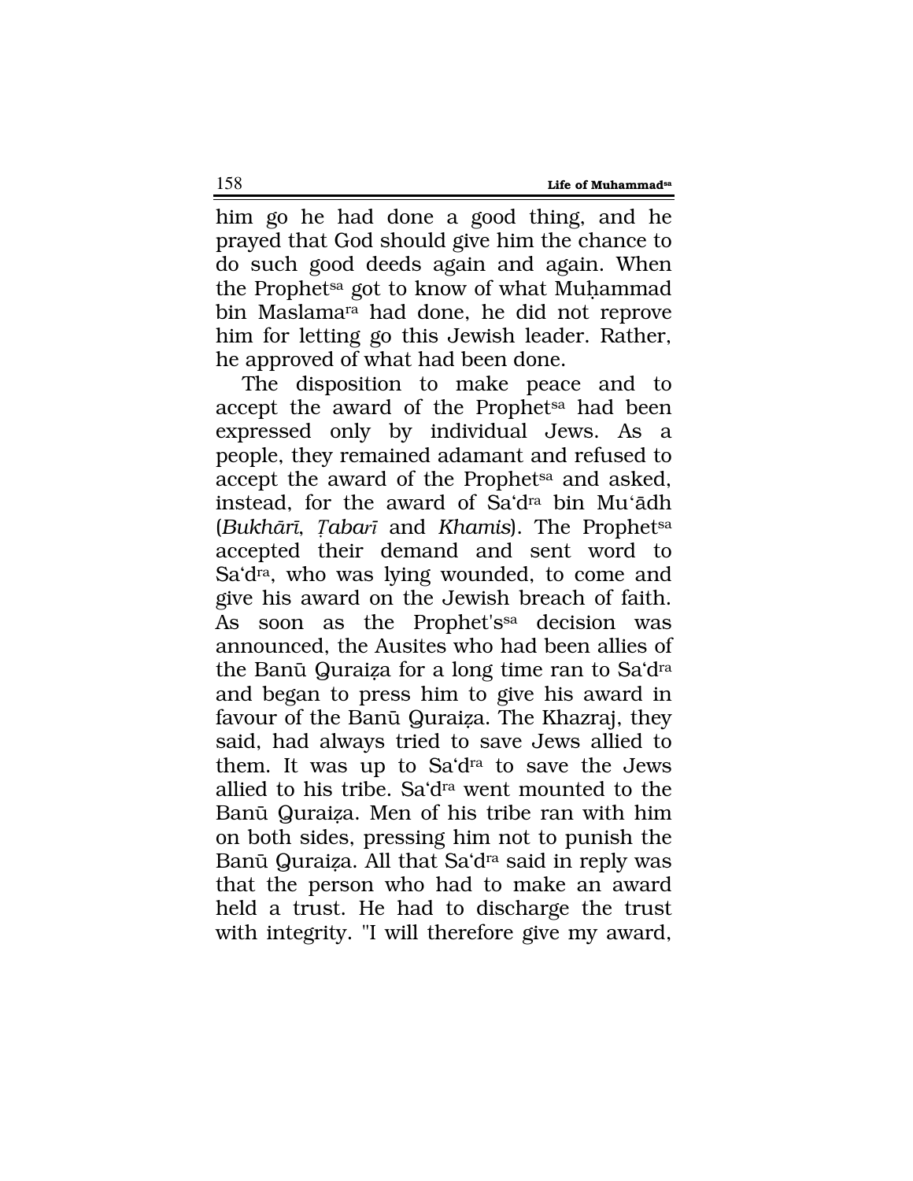him go he had done a good thing, and he prayed that God should give him the chance to do such good deeds again and again. When the Prophet[sa] got to know of what Muḥammad bin Maslama[ra] had done, he did not reprove him for letting go this Jewish leader. Rather, he approved of what had been done.

The disposition to make peace and to accept the award of the Prophet[sa] had been expressed only by individual Jews. As a people, they remained adamant and refused to accept the award of the Prophet[sa] and asked, instead, for the award of Sa'd[ra] bin Mu'ādh (*Bukhārī*, *Ṭabarī* and *Khamis*). The Prophet[sa] accepted their demand and sent word to Sa'd[ra], who was lying wounded, to come and give his award on the Jewish breach of faith. As soon as the Prophet's[sa] decision was announced, the Ausites who had been allies of the Banū Quraiẓa for a long time ran to Sa'd[ra] and began to press him to give his award in favour of the Banū Quraiẓa. The Khazraj, they said, had always tried to save Jews allied to them. It was up to Sa'd[ra] to save the Jews allied to his tribe. Sa'd[ra] went mounted to the Banū Quraiẓa. Men of his tribe ran with him on both sides, pressing him not to punish the Banū Quraiẓa. All that Sa'd[ra] said in reply was that the person who had to make an award held a trust. He had to discharge the trust with integrity. "I will therefore give my award,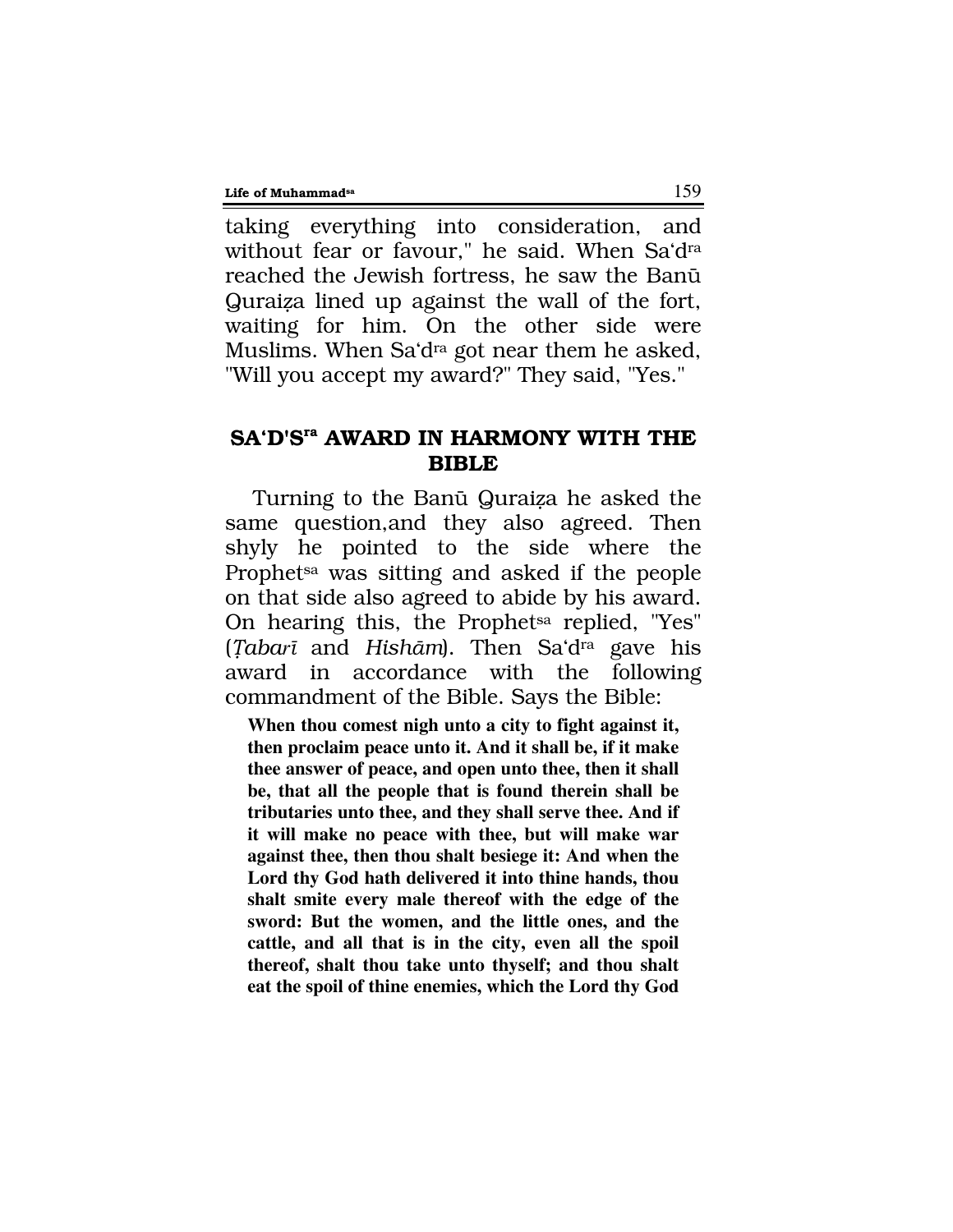taking everything into consideration, and without fear or favour," he said. When Sa'd[ra] reached the Jewish fortress, he saw the Banū Quraiẓa lined up against the wall of the fort, waiting for him. On the other side were Muslims. When Sa'd[ra] got near them he asked, "Will you accept my award?" They said, "Yes."

## SA'D'S[ra] AWARD IN HARMONY WITH THE BIBLE

Turning to the Banū Quraiẓa he asked the same question,and they also agreed. Then shyly he pointed to the side where the Prophet[sa] was sitting and asked if the people on that side also agreed to abide by his award. On hearing this, the Prophet[sa] replied, "Yes" (*Ṭabarī* and *Hishām*). Then Sa'd[ra] gave his award in accordance with the following commandment of the Bible. Says the Bible:

> **When thou comest nigh unto a city to fight against it, then proclaim peace unto it. And it shall be, if it make thee answer of peace, and open unto thee, then it shall be, that all the people that is found therein shall be tributaries unto thee, and they shall serve thee. And if it will make no peace with thee, but will make war against thee, then thou shalt besiege it: And when the Lord thy God hath delivered it into thine hands, thou shalt smite every male thereof with the edge of the sword: But the women, and the little ones, and the cattle, and all that is in the city, even all the spoil thereof, shalt thou take unto thyself; and thou shalt eat the spoil of thine enemies, which the Lord thy God**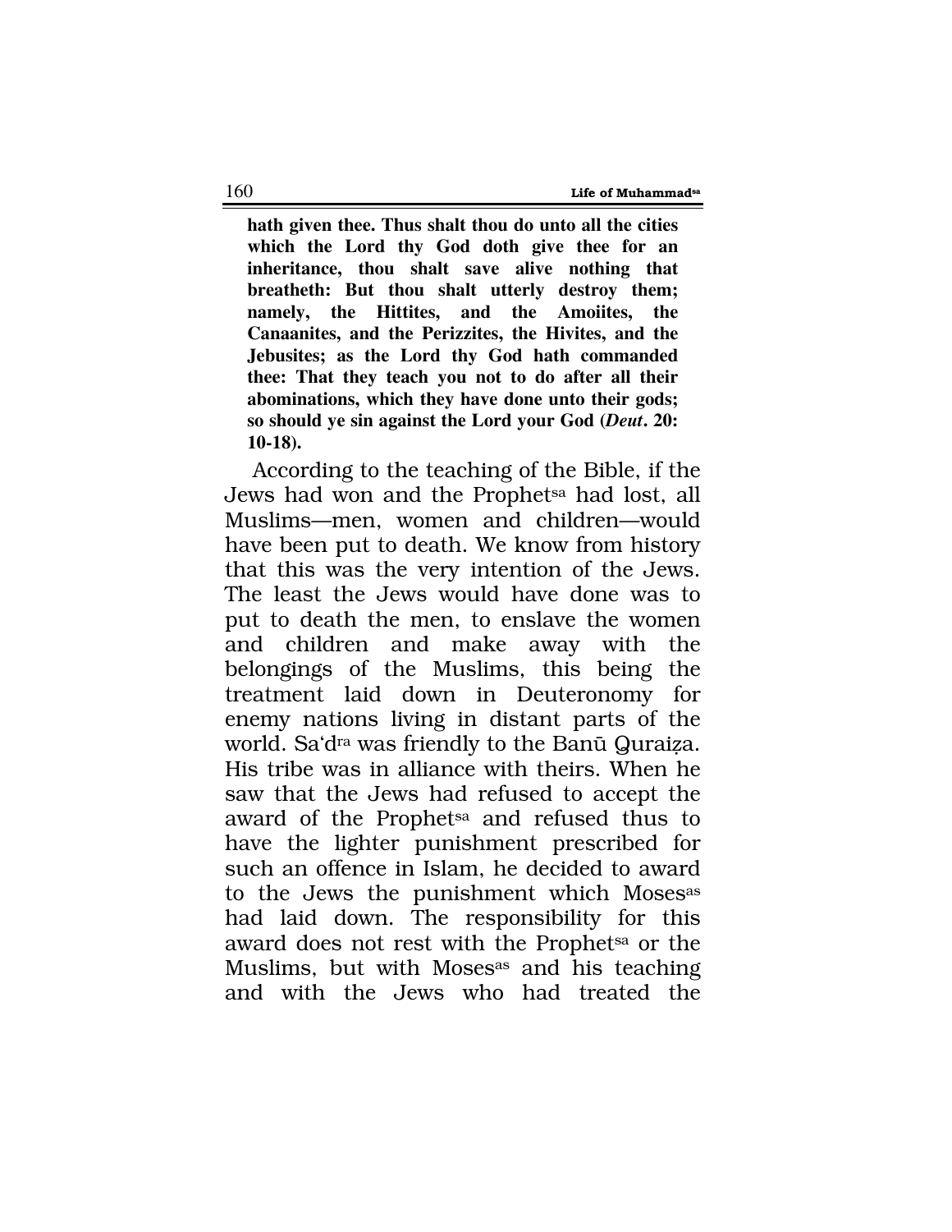**hath given thee. Thus shalt thou do unto all the cities which the Lord thy God doth give thee for an inheritance, thou shalt save alive nothing that breatheth: But thou shalt utterly destroy them; namely, the Hittites, and the Amoiites, the Canaanites, and the Perizzites, the Hivites, and the Jebusites; as the Lord thy God hath commanded thee: That they teach you not to do after all their abominations, which they have done unto their gods; so should ye sin against the Lord your God (*Deut*. 20: 10-18).**

According to the teaching of the Bible, if the Jews had won and the Prophet[sa] had lost, all Muslims—men, women and children—would have been put to death. We know from history that this was the very intention of the Jews. The least the Jews would have done was to put to death the men, to enslave the women and children and make away with the belongings of the Muslims, this being the treatment laid down in Deuteronomy for enemy nations living in distant parts of the world. Sa'd[ra] was friendly to the Banū Quraiẓa. His tribe was in alliance with theirs. When he saw that the Jews had refused to accept the award of the Prophet[sa] and refused thus to have the lighter punishment prescribed for such an offence in Islam, he decided to award to the Jews the punishment which Moses[as] had laid down. The responsibility for this award does not rest with the Prophet[sa] or the Muslims, but with Moses[as] and his teaching and with the Jews who had treated the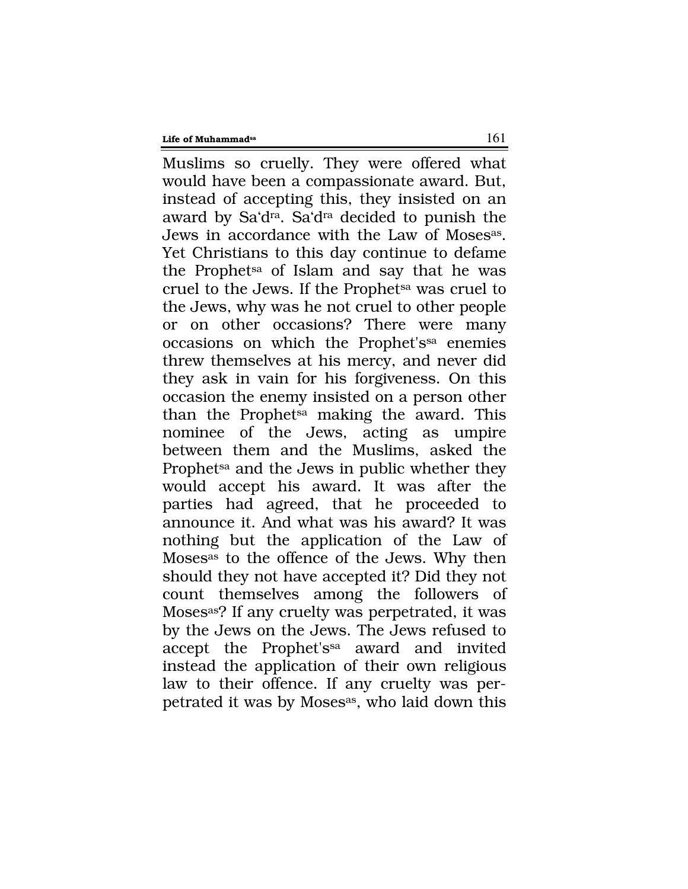Muslims so cruelly. They were offered what would have been a compassionate award. But, instead of accepting this, they insisted on an award by Sa'd[ra]. Sa'd[ra] decided to punish the Jews in accordance with the Law of Moses[as]. Yet Christians to this day continue to defame the Prophet[sa] of Islam and say that he was cruel to the Jews. If the Prophet[sa] was cruel to the Jews, why was he not cruel to other people or on other occasions? There were many occasions on which the Prophet's[sa] enemies threw themselves at his mercy, and never did they ask in vain for his forgiveness. On this occasion the enemy insisted on a person other than the Prophet[sa] making the award. This nominee of the Jews, acting as umpire between them and the Muslims, asked the Prophet[sa] and the Jews in public whether they would accept his award. It was after the parties had agreed, that he proceeded to announce it. And what was his award? It was nothing but the application of the Law of Moses[as] to the offence of the Jews. Why then should they not have accepted it? Did they not count themselves among the followers of Moses[as]? If any cruelty was perpetrated, it was by the Jews on the Jews. The Jews refused to accept the Prophet's[sa] award and invited instead the application of their own religious law to their offence. If any cruelty was perpetrated it was by Moses[as], who laid down this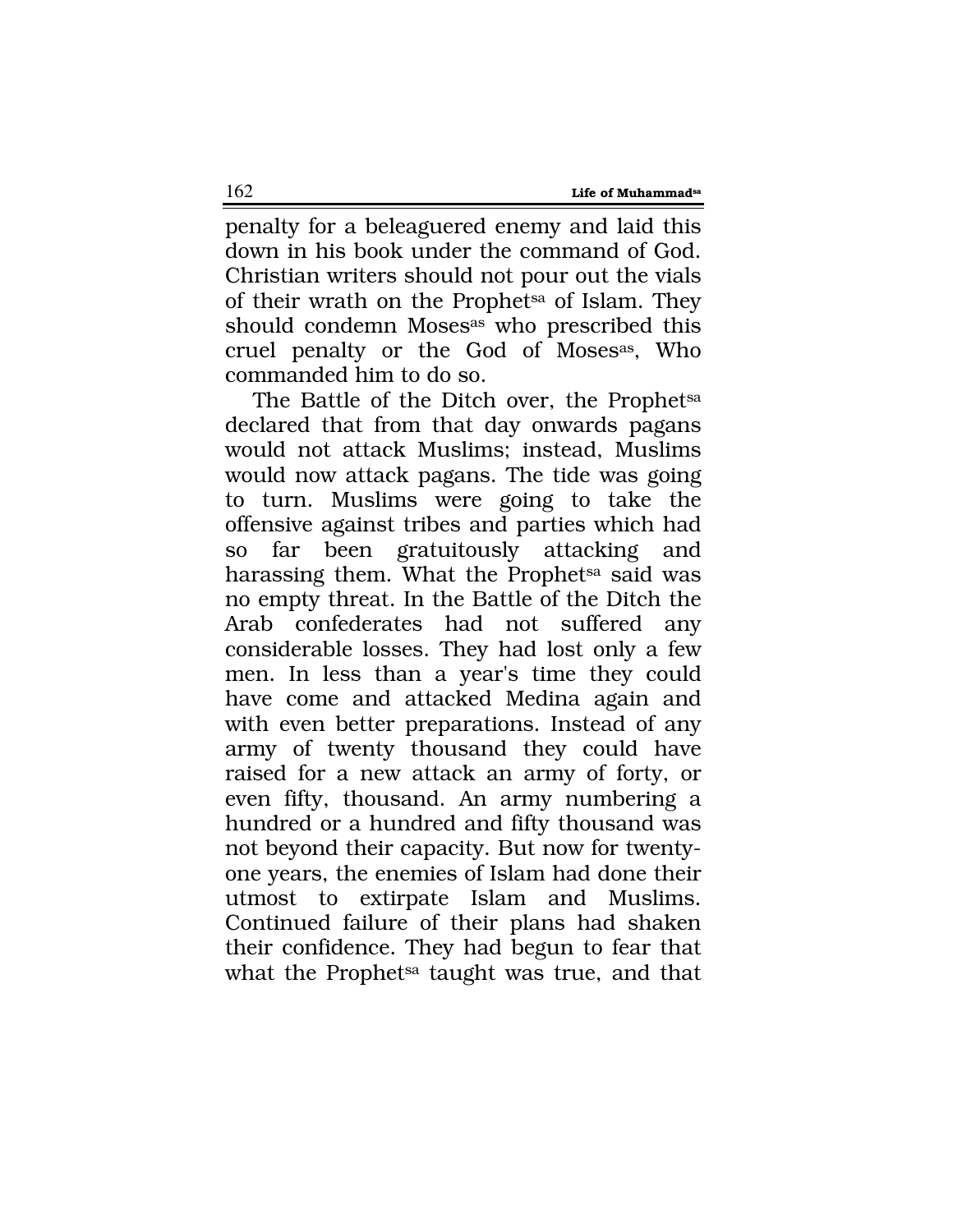penalty for a beleaguered enemy and laid this down in his book under the command of God. Christian writers should not pour out the vials of their wrath on the Prophet[sa] of Islam. They should condemn Moses[as] who prescribed this cruel penalty or the God of Moses[as], Who commanded him to do so.

The Battle of the Ditch over, the Prophet[sa] declared that from that day onwards pagans would not attack Muslims; instead, Muslims would now attack pagans. The tide was going to turn. Muslims were going to take the offensive against tribes and parties which had so far been gratuitously attacking and harassing them. What the Prophet[sa] said was no empty threat. In the Battle of the Ditch the Arab confederates had not suffered any considerable losses. They had lost only a few men. In less than a year's time they could have come and attacked Medina again and with even better preparations. Instead of any army of twenty thousand they could have raised for a new attack an army of forty, or even fifty, thousand. An army numbering a hundred or a hundred and fifty thousand was not beyond their capacity. But now for twenty-one years, the enemies of Islam had done their utmost to extirpate Islam and Muslims. Continued failure of their plans had shaken their confidence. They had begun to fear that what the Prophet[sa] taught was true, and that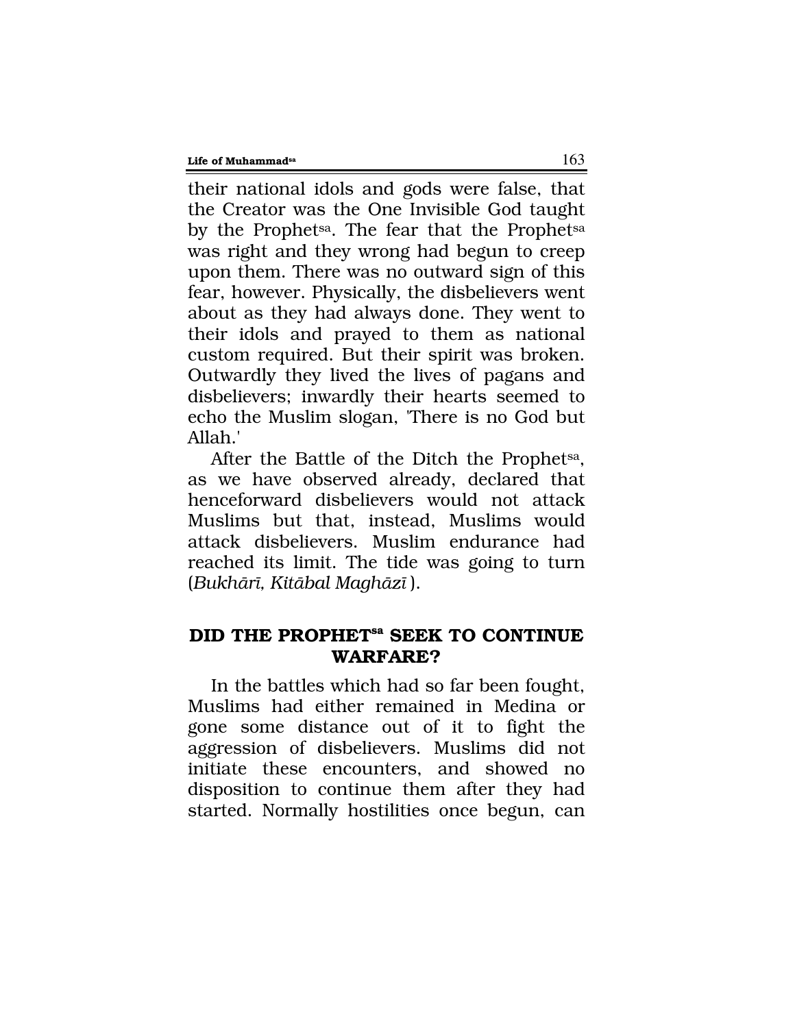their national idols and gods were false, that the Creator was the One Invisible God taught by the Prophet[sa]. The fear that the Prophet[sa] was right and they wrong had begun to creep upon them. There was no outward sign of this fear, however. Physically, the disbelievers went about as they had always done. They went to their idols and prayed to them as national custom required. But their spirit was broken. Outwardly they lived the lives of pagans and disbelievers; inwardly their hearts seemed to echo the Muslim slogan, 'There is no God but Allah.'

After the Battle of the Ditch the Prophet[sa], as we have observed already, declared that henceforward disbelievers would not attack Muslims but that, instead, Muslims would attack disbelievers. Muslim endurance had reached its limit. The tide was going to turn (*Bukhārī, Kitābal Maghāzī*).

## DID THE PROPHET[sa] SEEK TO CONTINUE WARFARE?

In the battles which had so far been fought, Muslims had either remained in Medina or gone some distance out of it to fight the aggression of disbelievers. Muslims did not initiate these encounters, and showed no disposition to continue them after they had started. Normally hostilities once begun, can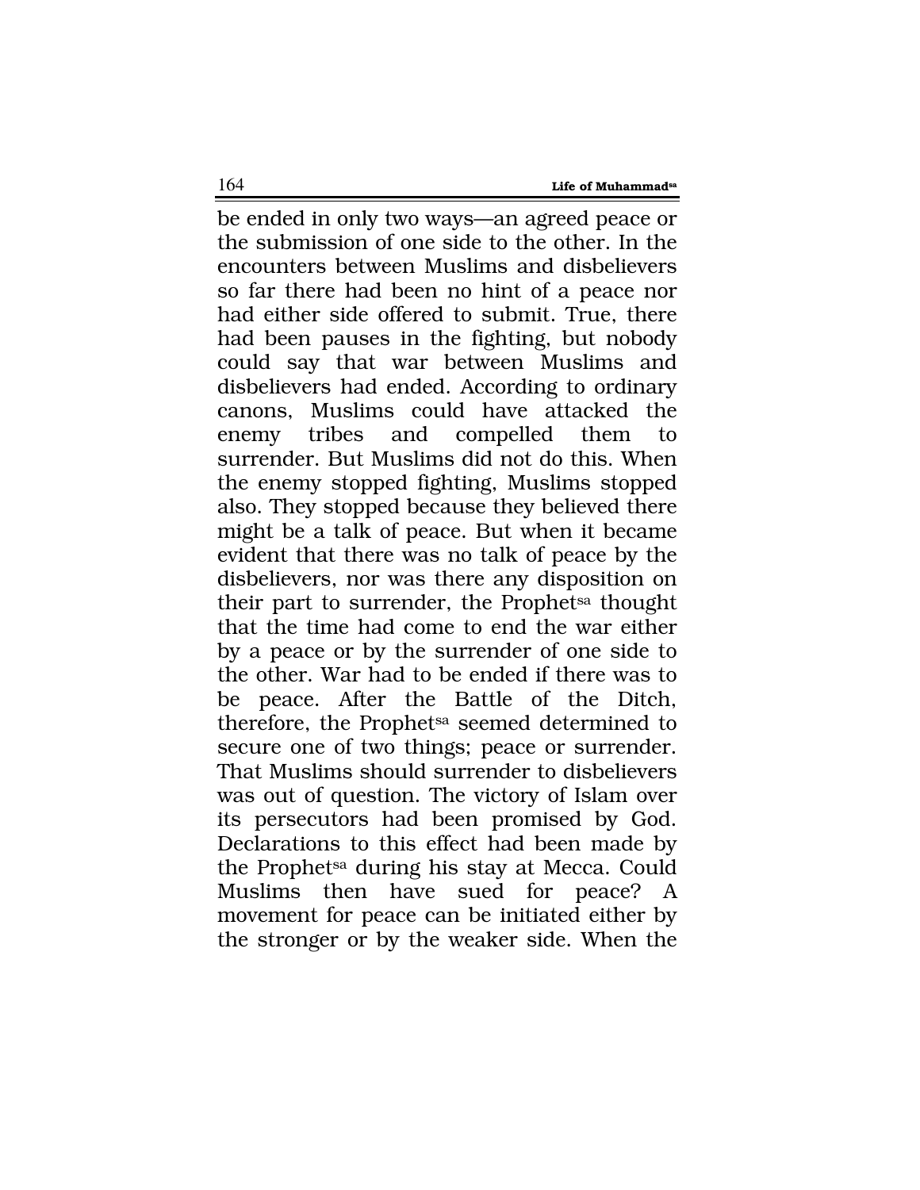be ended in only two ways—an agreed peace or the submission of one side to the other. In the encounters between Muslims and disbelievers so far there had been no hint of a peace nor had either side offered to submit. True, there had been pauses in the fighting, but nobody could say that war between Muslims and disbelievers had ended. According to ordinary canons, Muslims could have attacked the enemy tribes and compelled them to surrender. But Muslims did not do this. When the enemy stopped fighting, Muslims stopped also. They stopped because they believed there might be a talk of peace. But when it became evident that there was no talk of peace by the disbelievers, nor was there any disposition on their part to surrender, the Prophet[sa] thought that the time had come to end the war either by a peace or by the surrender of one side to the other. War had to be ended if there was to be peace. After the Battle of the Ditch, therefore, the Prophet[sa] seemed determined to secure one of two things; peace or surrender. That Muslims should surrender to disbelievers was out of question. The victory of Islam over its persecutors had been promised by God. Declarations to this effect had been made by the Prophet[sa] during his stay at Mecca. Could Muslims then have sued for peace? A movement for peace can be initiated either by the stronger or by the weaker side. When the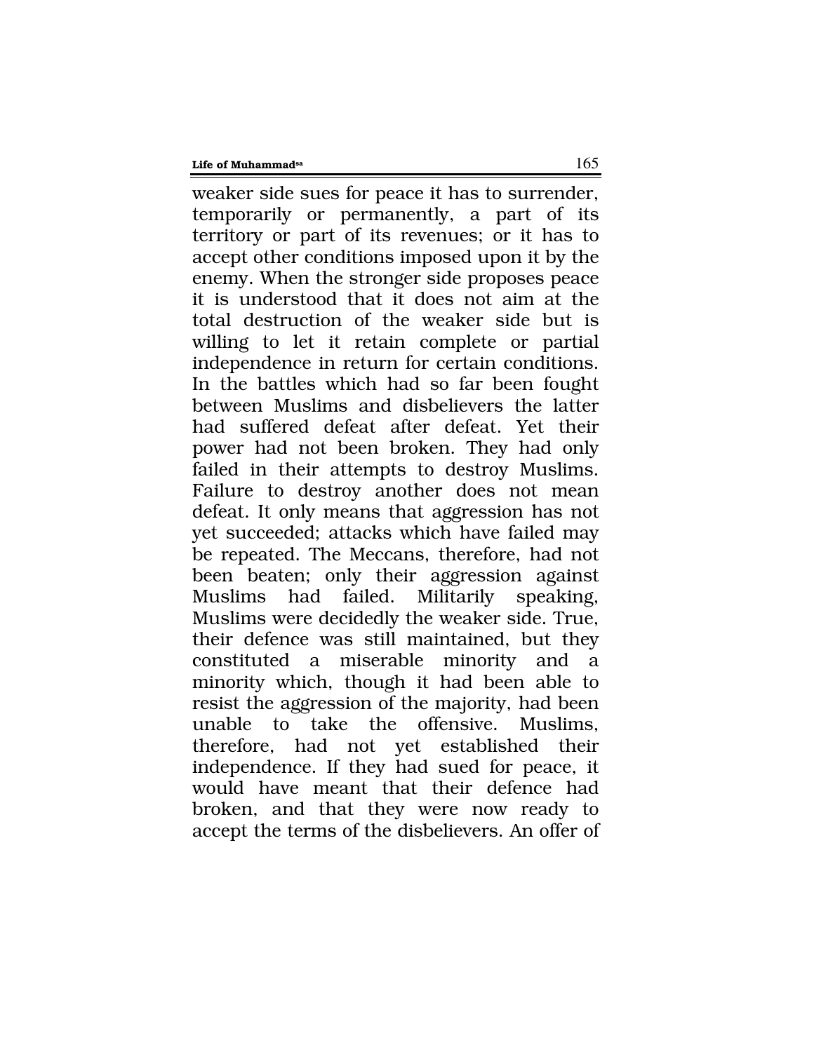weaker side sues for peace it has to surrender, temporarily or permanently, a part of its territory or part of its revenues; or it has to accept other conditions imposed upon it by the enemy. When the stronger side proposes peace it is understood that it does not aim at the total destruction of the weaker side but is willing to let it retain complete or partial independence in return for certain conditions. In the battles which had so far been fought between Muslims and disbelievers the latter had suffered defeat after defeat. Yet their power had not been broken. They had only failed in their attempts to destroy Muslims. Failure to destroy another does not mean defeat. It only means that aggression has not yet succeeded; attacks which have failed may be repeated. The Meccans, therefore, had not been beaten; only their aggression against Muslims had failed. Militarily speaking, Muslims were decidedly the weaker side. True, their defence was still maintained, but they constituted a miserable minority and a minority which, though it had been able to resist the aggression of the majority, had been unable to take the offensive. Muslims, therefore, had not yet established their independence. If they had sued for peace, it would have meant that their defence had broken, and that they were now ready to accept the terms of the disbelievers. An offer of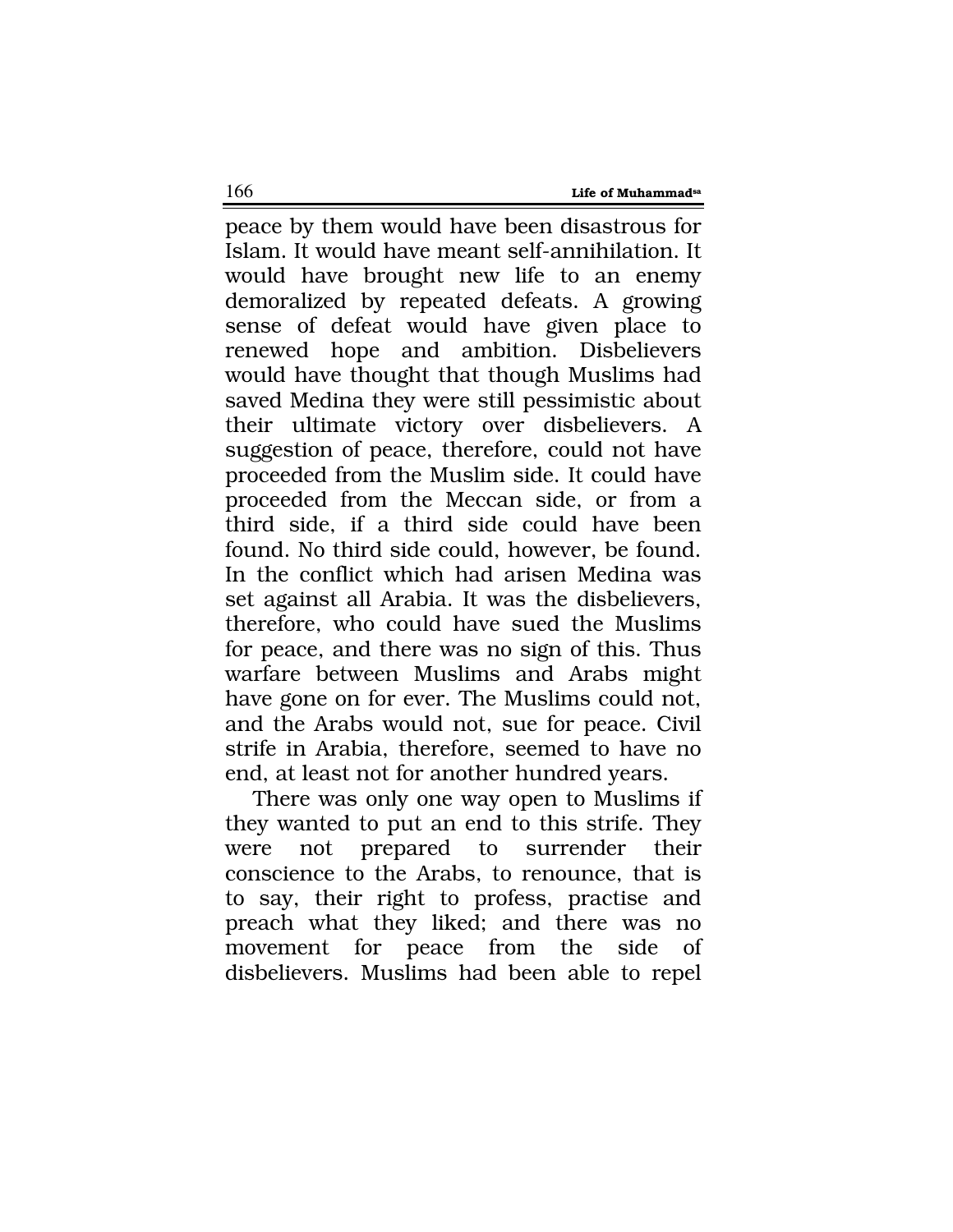peace by them would have been disastrous for Islam. It would have meant self-annihilation. It would have brought new life to an enemy demoralized by repeated defeats. A growing sense of defeat would have given place to renewed hope and ambition. Disbelievers would have thought that though Muslims had saved Medina they were still pessimistic about their ultimate victory over disbelievers. A suggestion of peace, therefore, could not have proceeded from the Muslim side. It could have proceeded from the Meccan side, or from a third side, if a third side could have been found. No third side could, however, be found. In the conflict which had arisen Medina was set against all Arabia. It was the disbelievers, therefore, who could have sued the Muslims for peace, and there was no sign of this. Thus warfare between Muslims and Arabs might have gone on for ever. The Muslims could not, and the Arabs would not, sue for peace. Civil strife in Arabia, therefore, seemed to have no end, at least not for another hundred years.

There was only one way open to Muslims if they wanted to put an end to this strife. They were not prepared to surrender their conscience to the Arabs, to renounce, that is to say, their right to profess, practise and preach what they liked; and there was no movement for peace from the side of disbelievers. Muslims had been able to repel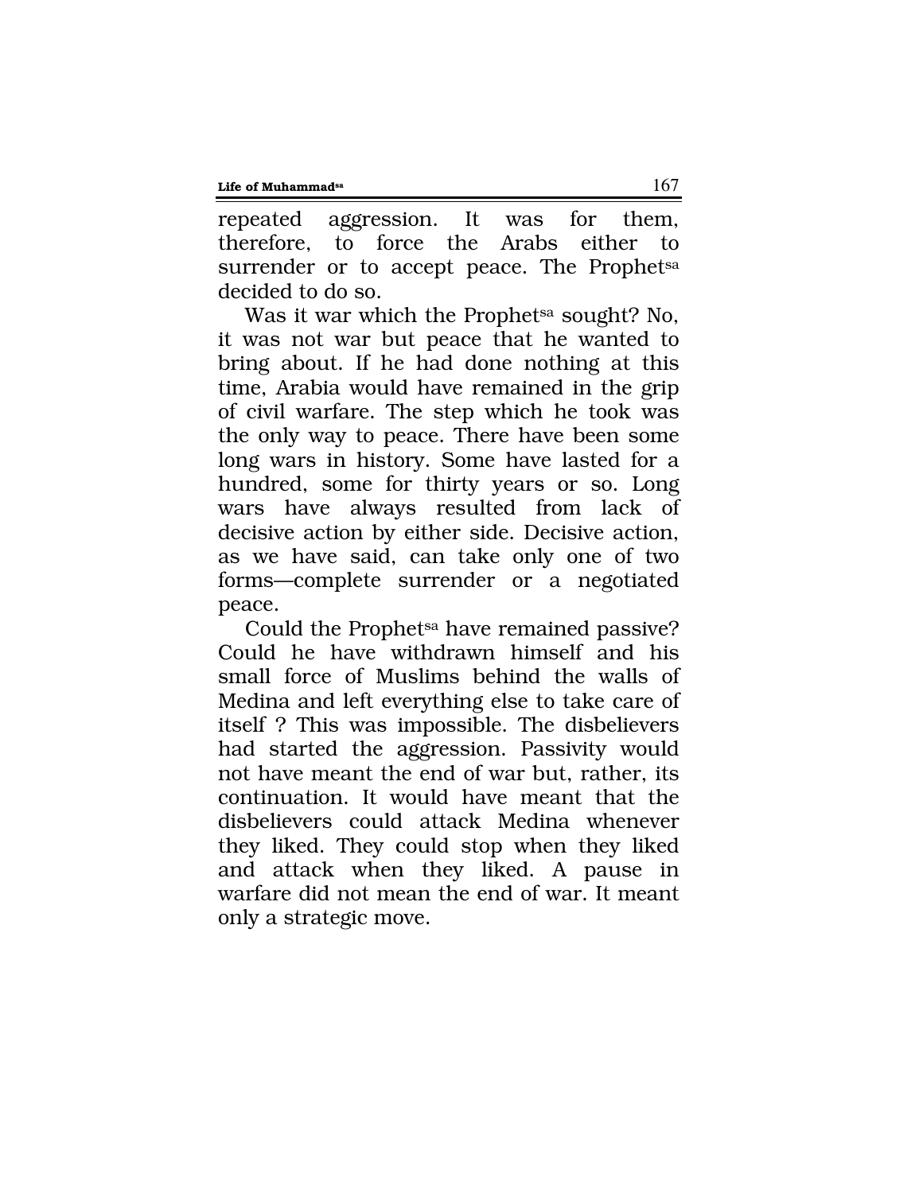repeated aggression. It was for them, therefore, to force the Arabs either to surrender or to accept peace. The Prophet[sa] decided to do so.

Was it war which the Prophet[sa] sought? No, it was not war but peace that he wanted to bring about. If he had done nothing at this time, Arabia would have remained in the grip of civil warfare. The step which he took was the only way to peace. There have been some long wars in history. Some have lasted for a hundred, some for thirty years or so. Long wars have always resulted from lack of decisive action by either side. Decisive action, as we have said, can take only one of two forms—complete surrender or a negotiated peace.

Could the Prophet[sa] have remained passive? Could he have withdrawn himself and his small force of Muslims behind the walls of Medina and left everything else to take care of itself ? This was impossible. The disbelievers had started the aggression. Passivity would not have meant the end of war but, rather, its continuation. It would have meant that the disbelievers could attack Medina whenever they liked. They could stop when they liked and attack when they liked. A pause in warfare did not mean the end of war. It meant only a strategic move.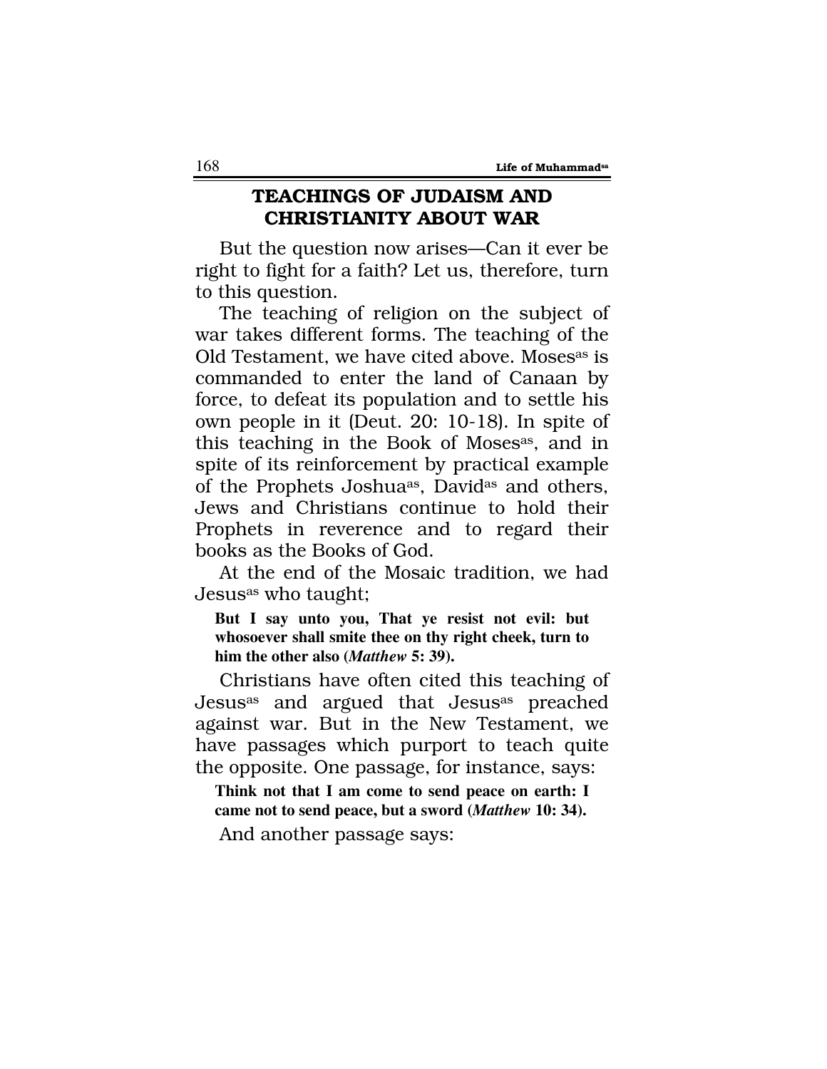## TEACHINGS OF JUDAISM AND CHRISTIANITY ABOUT WAR

But the question now arises—Can it ever be right to fight for a faith? Let us, therefore, turn to this question.

The teaching of religion on the subject of war takes different forms. The teaching of the Old Testament, we have cited above. Moses[as] is commanded to enter the land of Canaan by force, to defeat its population and to settle his own people in it (Deut. 20: 10-18). In spite of this teaching in the Book of Moses[as], and in spite of its reinforcement by practical example of the Prophets Joshua[as], David[as] and others, Jews and Christians continue to hold their Prophets in reverence and to regard their books as the Books of God.

At the end of the Mosaic tradition, we had Jesus[as] who taught;

> **But I say unto you, That ye resist not evil: but whosoever shall smite thee on thy right cheek, turn to him the other also (*Matthew* 5: 39).**

Christians have often cited this teaching of Jesus[as] and argued that Jesus[as] preached against war. But in the New Testament, we have passages which purport to teach quite the opposite. One passage, for instance, says:

> **Think not that I am come to send peace on earth: I came not to send peace, but a sword (*Matthew* 10: 34).**

And another passage says: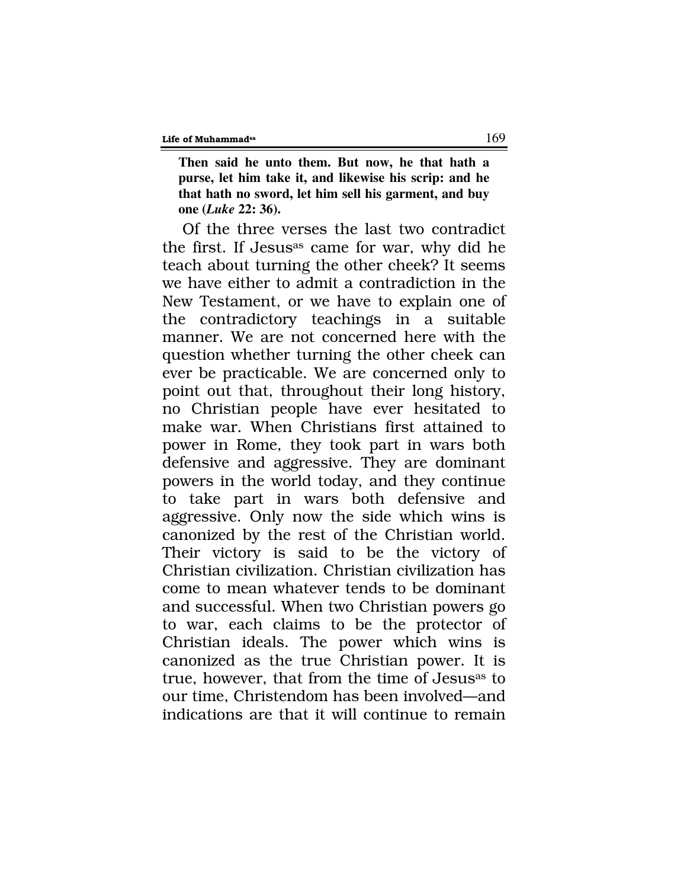**Then said he unto them. But now, he that hath a purse, let him take it, and likewise his scrip: and he that hath no sword, let him sell his garment, and buy one (*Luke* 22: 36).**

Of the three verses the last two contradict the first. If Jesus[as] came for war, why did he teach about turning the other cheek? It seems we have either to admit a contradiction in the New Testament, or we have to explain one of the contradictory teachings in a suitable manner. We are not concerned here with the question whether turning the other cheek can ever be practicable. We are concerned only to point out that, throughout their long history, no Christian people have ever hesitated to make war. When Christians first attained to power in Rome, they took part in wars both defensive and aggressive. They are dominant powers in the world today, and they continue to take part in wars both defensive and aggressive. Only now the side which wins is canonized by the rest of the Christian world. Their victory is said to be the victory of Christian civilization. Christian civilization has come to mean whatever tends to be dominant and successful. When two Christian powers go to war, each claims to be the protector of Christian ideals. The power which wins is canonized as the true Christian power. It is true, however, that from the time of Jesus[as] to our time, Christendom has been involved—and indications are that it will continue to remain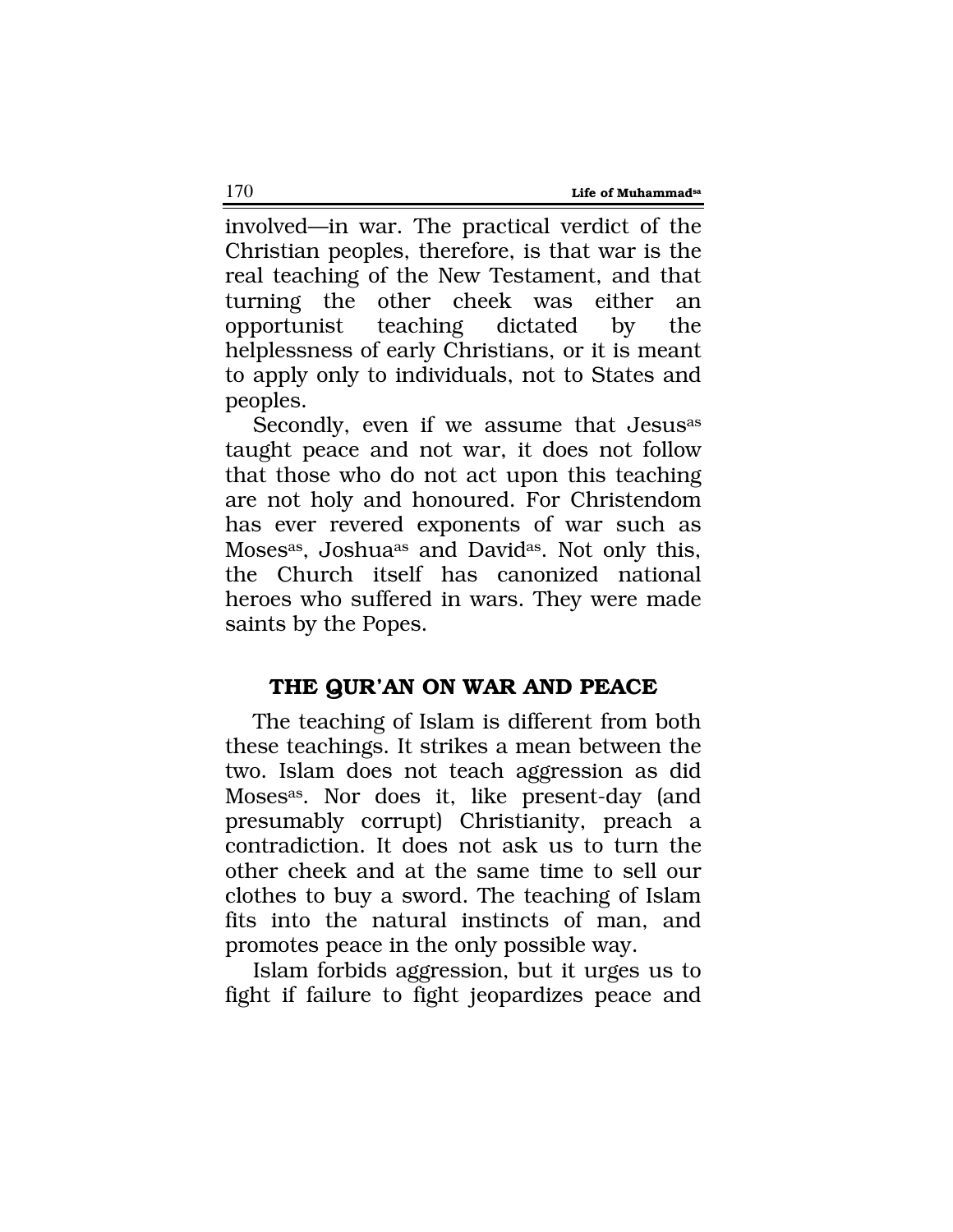involved—in war. The practical verdict of the Christian peoples, therefore, is that war is the real teaching of the New Testament, and that turning the other cheek was either an opportunist teaching dictated by the helplessness of early Christians, or it is meant to apply only to individuals, not to States and peoples.

Secondly, even if we assume that Jesus[as] taught peace and not war, it does not follow that those who do not act upon this teaching are not holy and honoured. For Christendom has ever revered exponents of war such as Moses[as], Joshua[as] and David[as]. Not only this, the Church itself has canonized national heroes who suffered in wars. They were made saints by the Popes.

## THE QUR'AN ON WAR AND PEACE

The teaching of Islam is different from both these teachings. It strikes a mean between the two. Islam does not teach aggression as did Moses[as]. Nor does it, like present-day (and presumably corrupt) Christianity, preach a contradiction. It does not ask us to turn the other cheek and at the same time to sell our clothes to buy a sword. The teaching of Islam fits into the natural instincts of man, and promotes peace in the only possible way.

Islam forbids aggression, but it urges us to fight if failure to fight jeopardizes peace and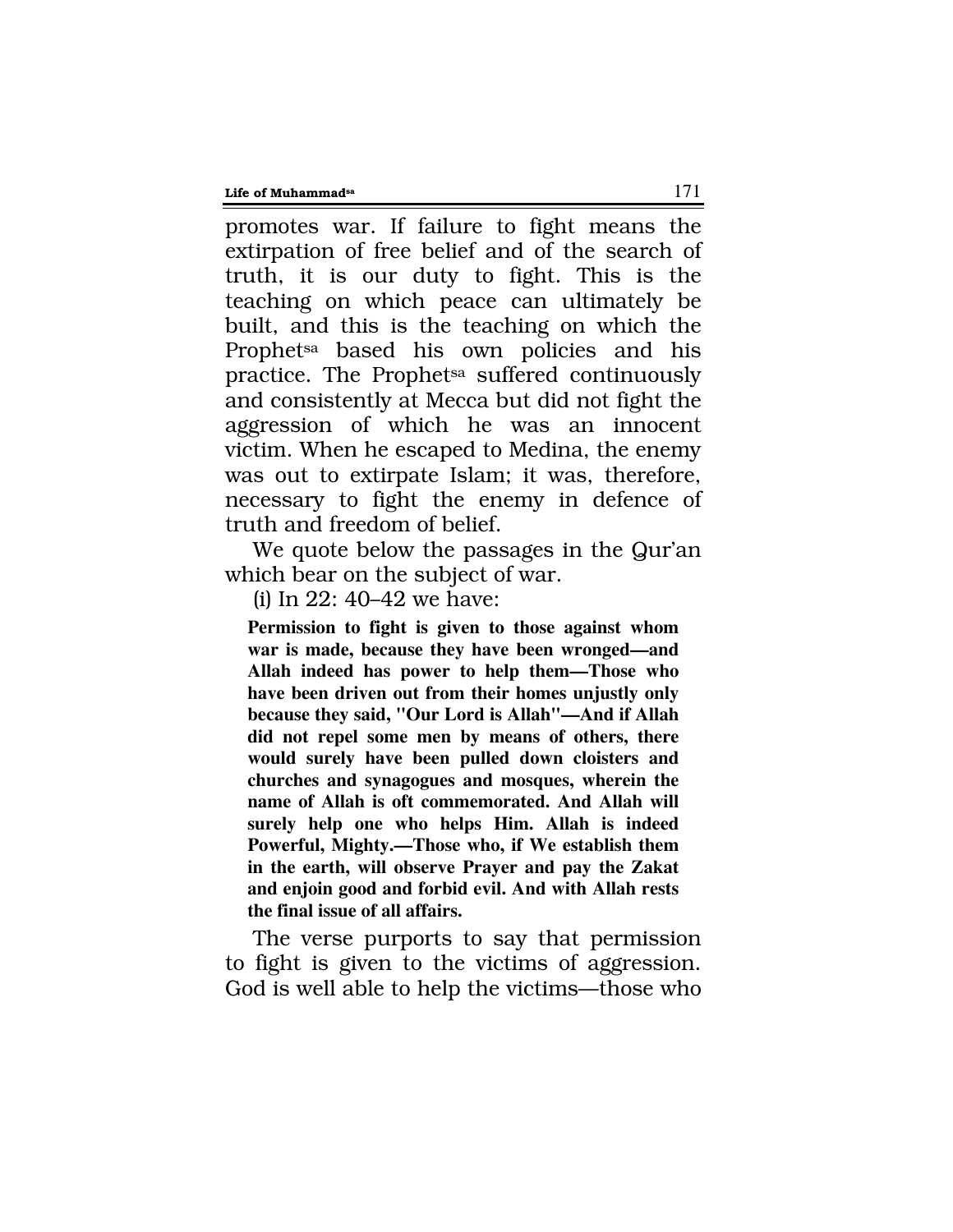promotes war. If failure to fight means the extirpation of free belief and of the search of truth, it is our duty to fight. This is the teaching on which peace can ultimately be built, and this is the teaching on which the Prophet[sa] based his own policies and his practice. The Prophet[sa] suffered continuously and consistently at Mecca but did not fight the aggression of which he was an innocent victim. When he escaped to Medina, the enemy was out to extirpate Islam; it was, therefore, necessary to fight the enemy in defence of truth and freedom of belief.

We quote below the passages in the Qur'an which bear on the subject of war.

(i) In 22: 40–42 we have:

> **Permission to fight is given to those against whom war is made, because they have been wronged—and Allah indeed has power to help them—Those who have been driven out from their homes unjustly only because they said, "Our Lord is Allah"—And if Allah did not repel some men by means of others, there would surely have been pulled down cloisters and churches and synagogues and mosques, wherein the name of Allah is oft commemorated. And Allah will surely help one who helps Him. Allah is indeed Powerful, Mighty.—Those who, if We establish them in the earth, will observe Prayer and pay the Zakat and enjoin good and forbid evil. And with Allah rests the final issue of all affairs.**

The verse purports to say that permission to fight is given to the victims of aggression. God is well able to help the victims—those who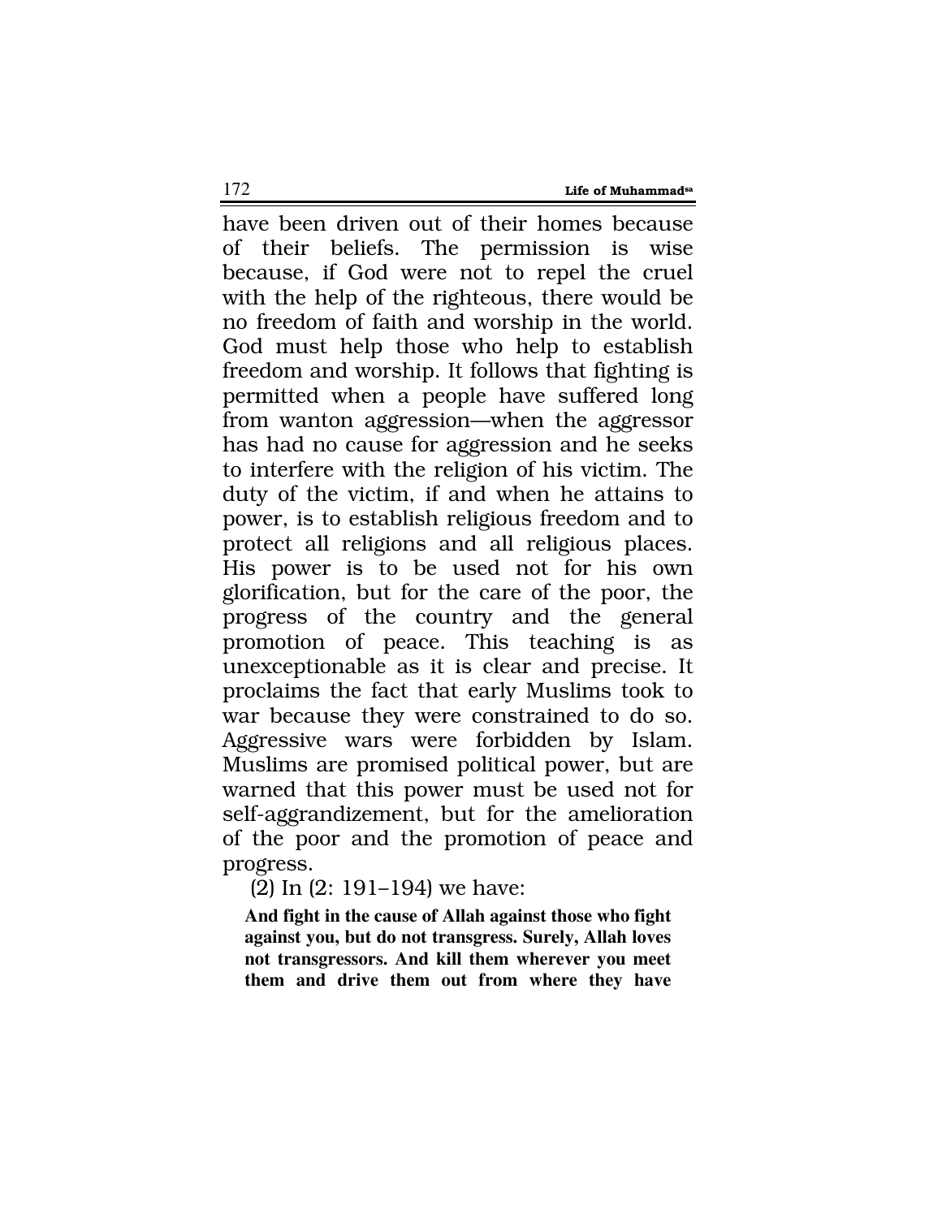have been driven out of their homes because of their beliefs. The permission is wise because, if God were not to repel the cruel with the help of the righteous, there would be no freedom of faith and worship in the world. God must help those who help to establish freedom and worship. It follows that fighting is permitted when a people have suffered long from wanton aggression—when the aggressor has had no cause for aggression and he seeks to interfere with the religion of his victim. The duty of the victim, if and when he attains to power, is to establish religious freedom and to protect all religions and all religious places. His power is to be used not for his own glorification, but for the care of the poor, the progress of the country and the general promotion of peace. This teaching is as unexceptionable as it is clear and precise. It proclaims the fact that early Muslims took to war because they were constrained to do so. Aggressive wars were forbidden by Islam. Muslims are promised political power, but are warned that this power must be used not for self-aggrandizement, but for the amelioration of the poor and the promotion of peace and progress.

(2) In (2: 191–194) we have:

> **And fight in the cause of Allah against those who fight against you, but do not transgress. Surely, Allah loves not transgressors. And kill them wherever you meet them and drive them out from where they have**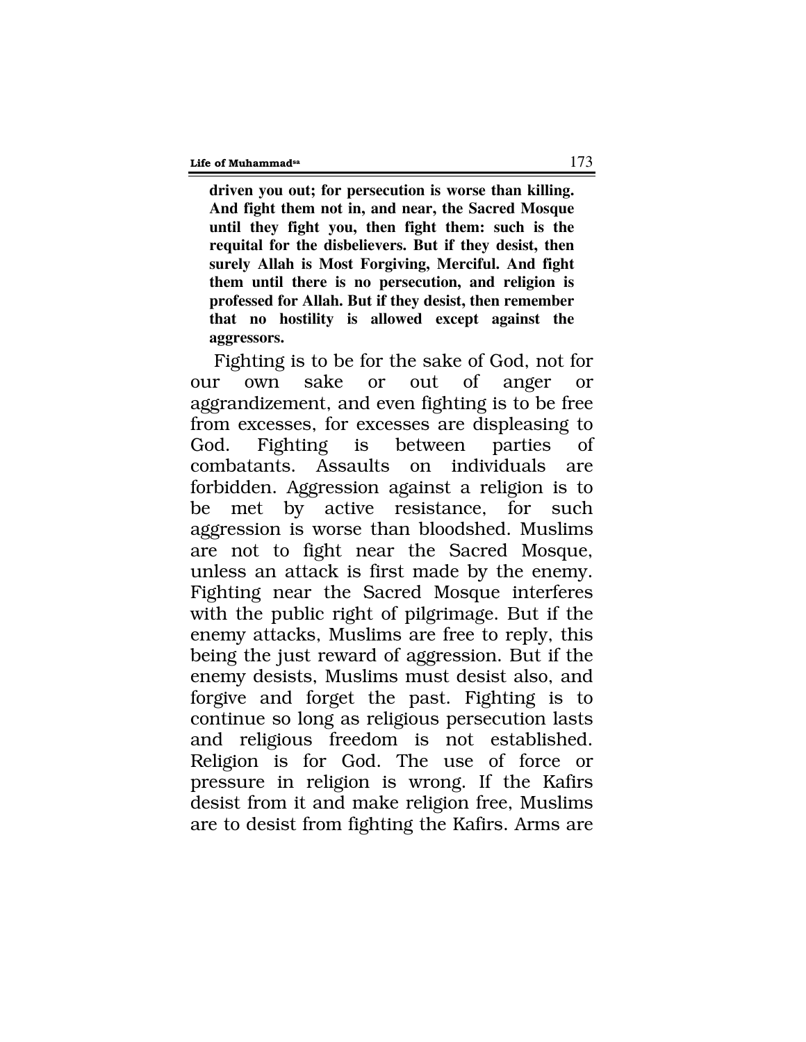**driven you out; for persecution is worse than killing. And fight them not in, and near, the Sacred Mosque until they fight you, then fight them: such is the requital for the disbelievers. But if they desist, then surely Allah is Most Forgiving, Merciful. And fight them until there is no persecution, and religion is professed for Allah. But if they desist, then remember that no hostility is allowed except against the aggressors.**

Fighting is to be for the sake of God, not for our own sake or out of anger or aggrandizement, and even fighting is to be free from excesses, for excesses are displeasing to God. Fighting is between parties of combatants. Assaults on individuals are forbidden. Aggression against a religion is to be met by active resistance, for such aggression is worse than bloodshed. Muslims are not to fight near the Sacred Mosque, unless an attack is first made by the enemy. Fighting near the Sacred Mosque interferes with the public right of pilgrimage. But if the enemy attacks, Muslims are free to reply, this being the just reward of aggression. But if the enemy desists, Muslims must desist also, and forgive and forget the past. Fighting is to continue so long as religious persecution lasts and religious freedom is not established. Religion is for God. The use of force or pressure in religion is wrong. If the Kafirs desist from it and make religion free, Muslims are to desist from fighting the Kafirs. Arms are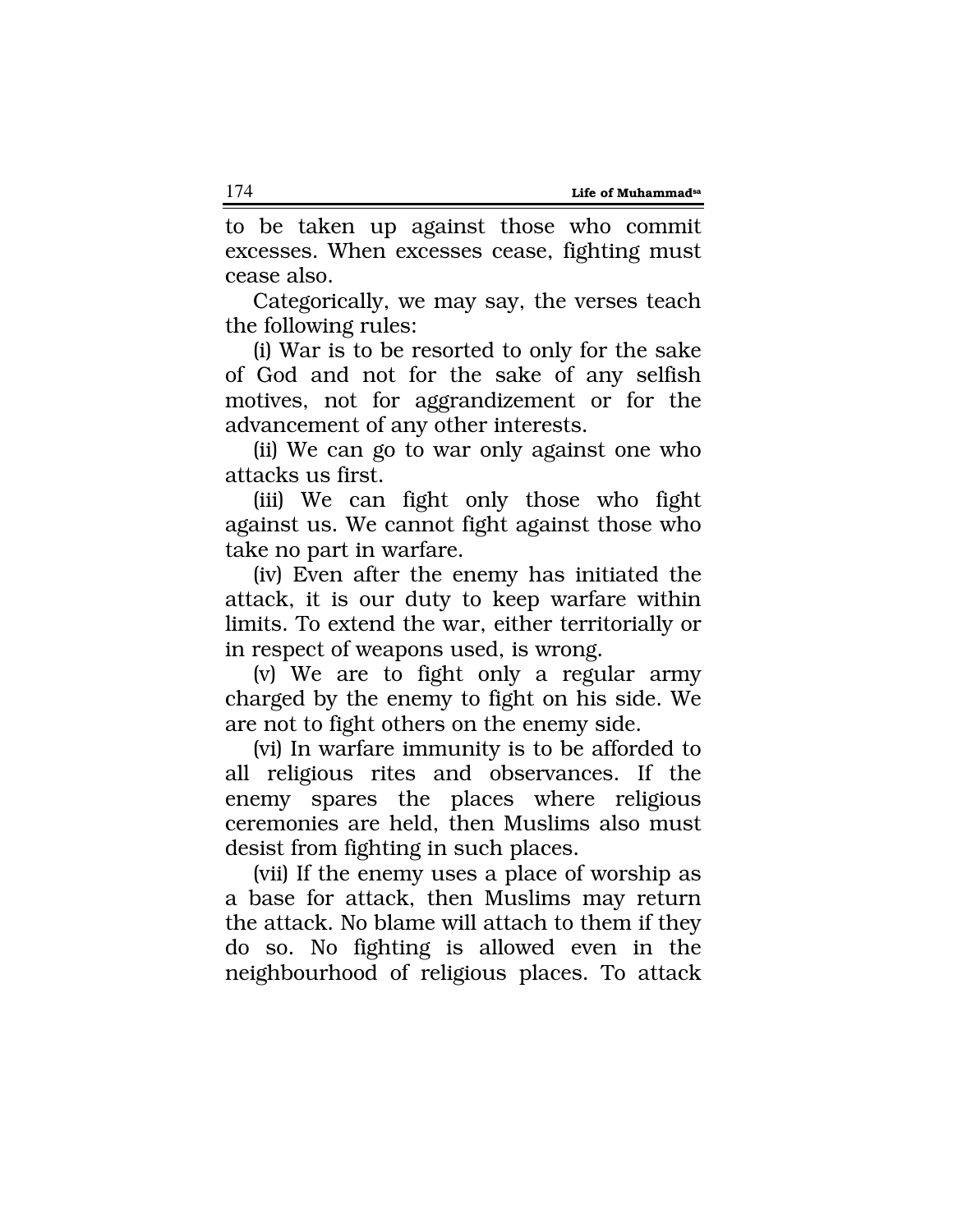to be taken up against those who commit excesses. When excesses cease, fighting must cease also.

Categorically, we may say, the verses teach the following rules:

(i) War is to be resorted to only for the sake of God and not for the sake of any selfish motives, not for aggrandizement or for the advancement of any other interests.

(ii) We can go to war only against one who attacks us first.

(iii) We can fight only those who fight against us. We cannot fight against those who take no part in warfare.

(iv) Even after the enemy has initiated the attack, it is our duty to keep warfare within limits. To extend the war, either territorially or in respect of weapons used, is wrong.

(v) We are to fight only a regular army charged by the enemy to fight on his side. We are not to fight others on the enemy side.

(vi) In warfare immunity is to be afforded to all religious rites and observances. If the enemy spares the places where religious ceremonies are held, then Muslims also must desist from fighting in such places.

(vii) If the enemy uses a place of worship as a base for attack, then Muslims may return the attack. No blame will attach to them if they do so. No fighting is allowed even in the neighbourhood of religious places. To attack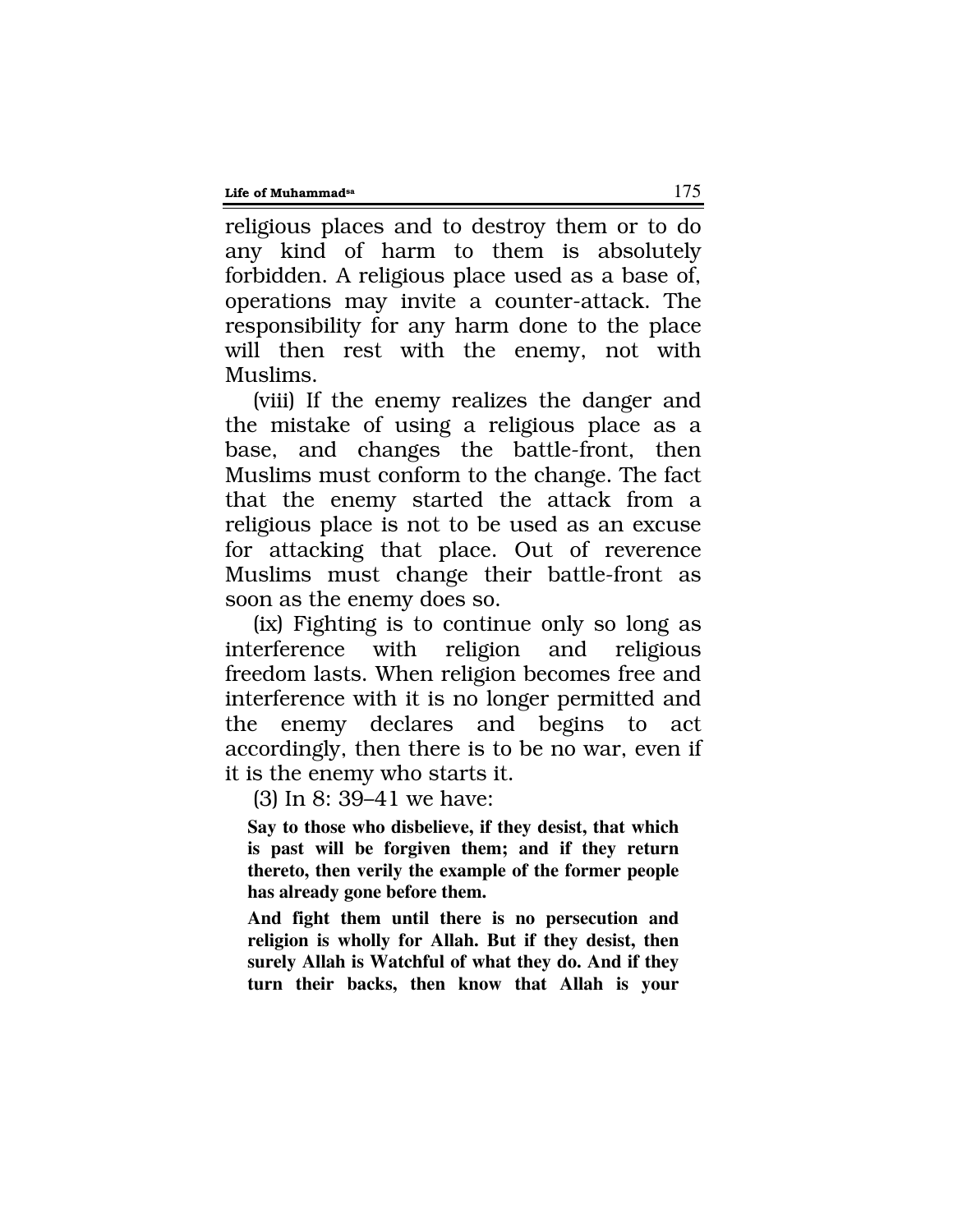religious places and to destroy them or to do any kind of harm to them is absolutely forbidden. A religious place used as a base of, operations may invite a counter-attack. The responsibility for any harm done to the place will then rest with the enemy, not with Muslims.

(viii) If the enemy realizes the danger and the mistake of using a religious place as a base, and changes the battle-front, then Muslims must conform to the change. The fact that the enemy started the attack from a religious place is not to be used as an excuse for attacking that place. Out of reverence Muslims must change their battle-front as soon as the enemy does so.

(ix) Fighting is to continue only so long as interference with religion and religious freedom lasts. When religion becomes free and interference with it is no longer permitted and the enemy declares and begins to act accordingly, then there is to be no war, even if it is the enemy who starts it.

(3) In 8: 39–41 we have:

> **Say to those who disbelieve, if they desist, that which is past will be forgiven them; and if they return thereto, then verily the example of the former people has already gone before them.**
>
> **And fight them until there is no persecution and religion is wholly for Allah. But if they desist, then surely Allah is Watchful of what they do. And if they turn their backs, then know that Allah is your**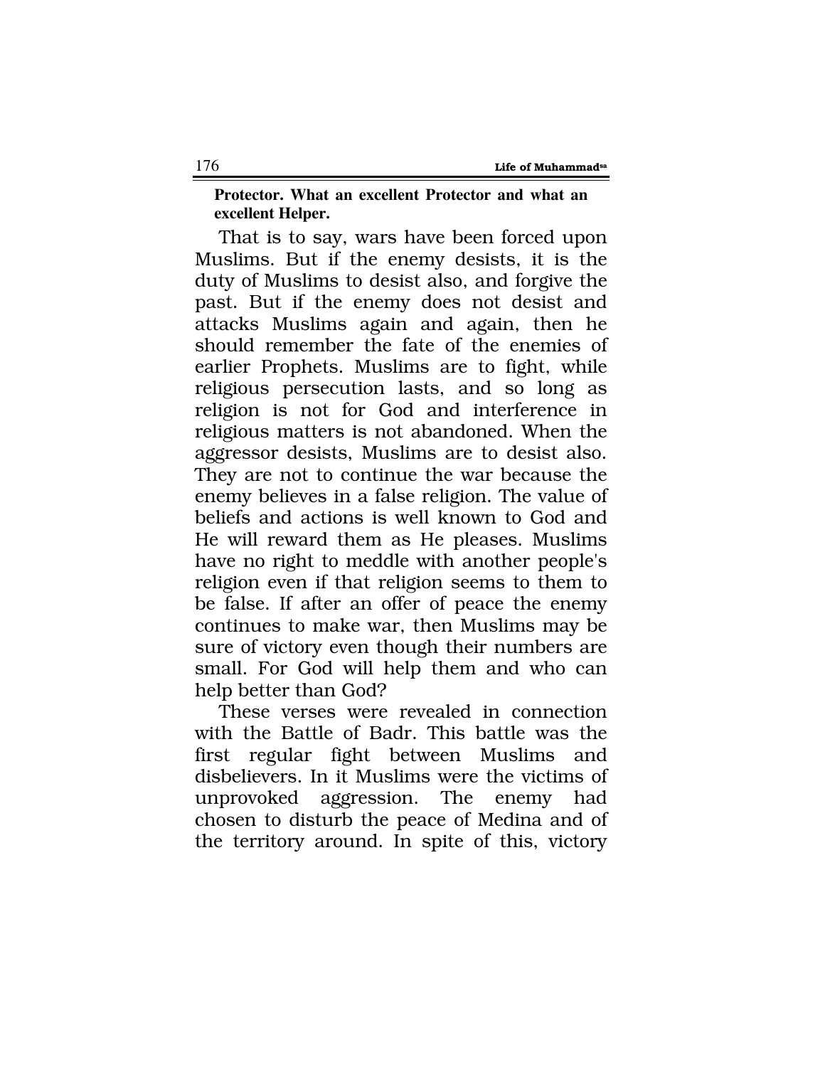**Protector. What an excellent Protector and what an excellent Helper.**

That is to say, wars have been forced upon Muslims. But if the enemy desists, it is the duty of Muslims to desist also, and forgive the past. But if the enemy does not desist and attacks Muslims again and again, then he should remember the fate of the enemies of earlier Prophets. Muslims are to fight, while religious persecution lasts, and so long as religion is not for God and interference in religious matters is not abandoned. When the aggressor desists, Muslims are to desist also. They are not to continue the war because the enemy believes in a false religion. The value of beliefs and actions is well known to God and He will reward them as He pleases. Muslims have no right to meddle with another people's religion even if that religion seems to them to be false. If after an offer of peace the enemy continues to make war, then Muslims may be sure of victory even though their numbers are small. For God will help them and who can help better than God?

These verses were revealed in connection with the Battle of Badr. This battle was the first regular fight between Muslims and disbelievers. In it Muslims were the victims of unprovoked aggression. The enemy had chosen to disturb the peace of Medina and of the territory around. In spite of this, victory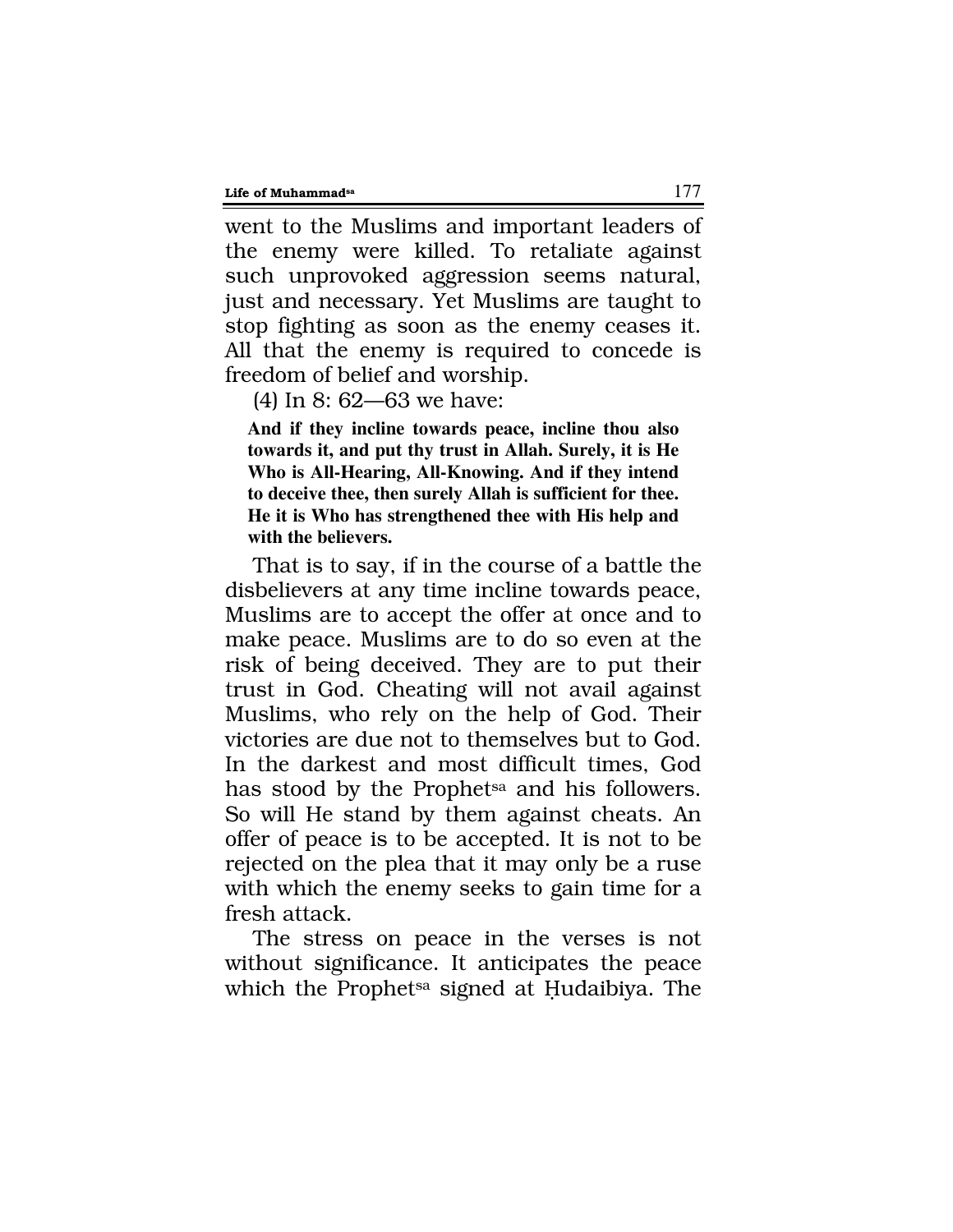went to the Muslims and important leaders of the enemy were killed. To retaliate against such unprovoked aggression seems natural, just and necessary. Yet Muslims are taught to stop fighting as soon as the enemy ceases it. All that the enemy is required to concede is freedom of belief and worship.

(4) In 8: 62—63 we have:

> **And if they incline towards peace, incline thou also towards it, and put thy trust in Allah. Surely, it is He Who is All-Hearing, All-Knowing. And if they intend to deceive thee, then surely Allah is sufficient for thee. He it is Who has strengthened thee with His help and with the believers.**

That is to say, if in the course of a battle the disbelievers at any time incline towards peace, Muslims are to accept the offer at once and to make peace. Muslims are to do so even at the risk of being deceived. They are to put their trust in God. Cheating will not avail against Muslims, who rely on the help of God. Their victories are due not to themselves but to God. In the darkest and most difficult times, God has stood by the Prophet[sa] and his followers. So will He stand by them against cheats. An offer of peace is to be accepted. It is not to be rejected on the plea that it may only be a ruse with which the enemy seeks to gain time for a fresh attack.

The stress on peace in the verses is not without significance. It anticipates the peace which the Prophet[sa] signed at Ḥudaibiya. The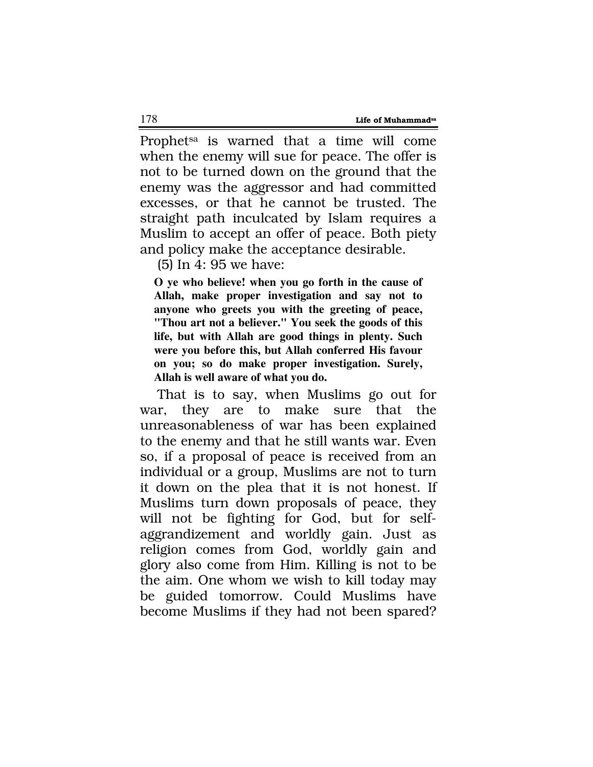Prophet[sa] is warned that a time will come when the enemy will sue for peace. The offer is not to be turned down on the ground that the enemy was the aggressor and had committed excesses, or that he cannot be trusted. The straight path inculcated by Islam requires a Muslim to accept an offer of peace. Both piety and policy make the acceptance desirable.

(5) In 4: 95 we have:

> **O ye who believe! when you go forth in the cause of Allah, make proper investigation and say not to anyone who greets you with the greeting of peace, "Thou art not a believer." You seek the goods of this life, but with Allah are good things in plenty. Such were you before this, but Allah conferred His favour on you; so do make proper investigation. Surely, Allah is well aware of what you do.**

That is to say, when Muslims go out for war, they are to make sure that the unreasonableness of war has been explained to the enemy and that he still wants war. Even so, if a proposal of peace is received from an individual or a group, Muslims are not to turn it down on the plea that it is not honest. If Muslims turn down proposals of peace, they will not be fighting for God, but for self-aggrandizement and worldly gain. Just as religion comes from God, worldly gain and glory also come from Him. Killing is not to be the aim. One whom we wish to kill today may be guided tomorrow. Could Muslims have become Muslims if they had not been spared?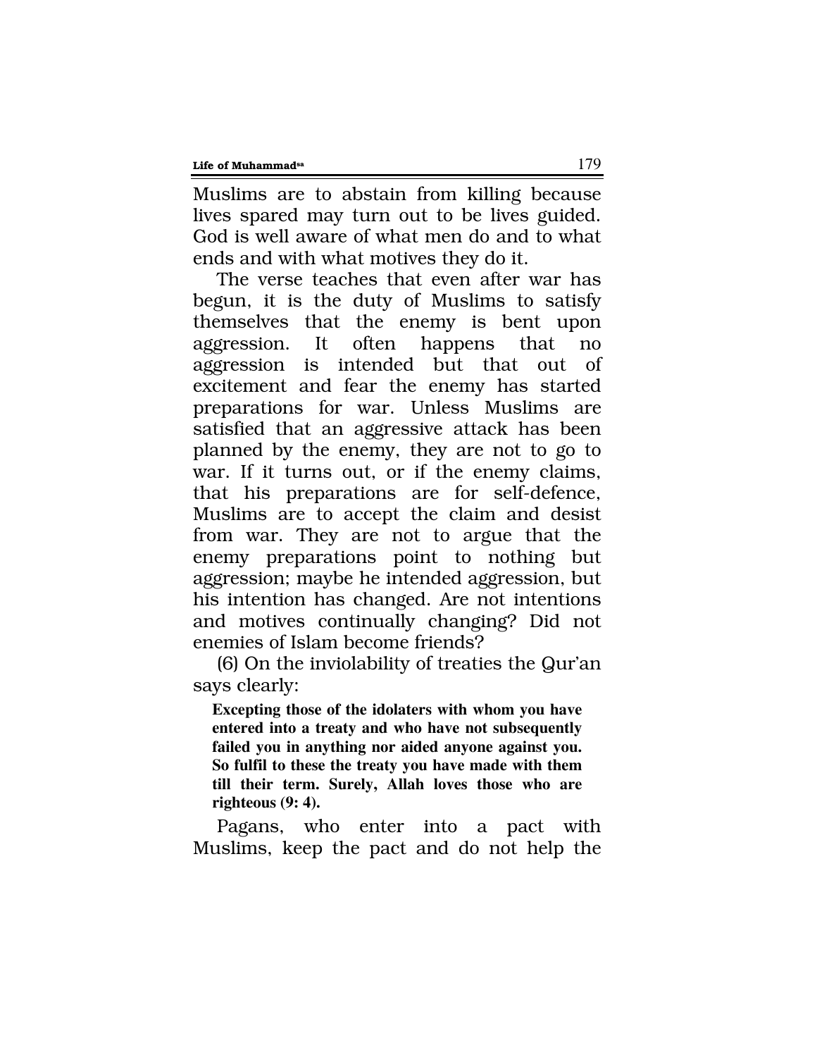Muslims are to abstain from killing because lives spared may turn out to be lives guided. God is well aware of what men do and to what ends and with what motives they do it.

The verse teaches that even after war has begun, it is the duty of Muslims to satisfy themselves that the enemy is bent upon aggression. It often happens that no aggression is intended but that out of excitement and fear the enemy has started preparations for war. Unless Muslims are satisfied that an aggressive attack has been planned by the enemy, they are not to go to war. If it turns out, or if the enemy claims, that his preparations are for self-defence, Muslims are to accept the claim and desist from war. They are not to argue that the enemy preparations point to nothing but aggression; maybe he intended aggression, but his intention has changed. Are not intentions and motives continually changing? Did not enemies of Islam become friends?

(6) On the inviolability of treaties the Qur'an says clearly:

> **Excepting those of the idolaters with whom you have entered into a treaty and who have not subsequently failed you in anything nor aided anyone against you. So fulfil to these the treaty you have made with them till their term. Surely, Allah loves those who are righteous (9: 4).**

Pagans, who enter into a pact with Muslims, keep the pact and do not help the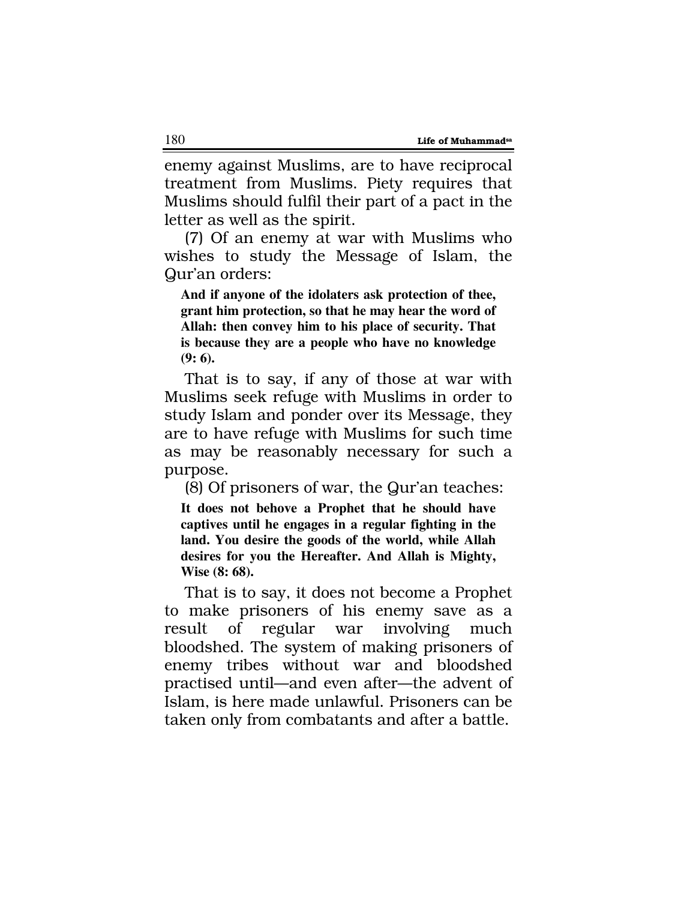enemy against Muslims, are to have reciprocal treatment from Muslims. Piety requires that Muslims should fulfil their part of a pact in the letter as well as the spirit.

(7) Of an enemy at war with Muslims who wishes to study the Message of Islam, the Qur'an orders:

> **And if anyone of the idolaters ask protection of thee, grant him protection, so that he may hear the word of Allah: then convey him to his place of security. That is because they are a people who have no knowledge (9: 6).**

That is to say, if any of those at war with Muslims seek refuge with Muslims in order to study Islam and ponder over its Message, they are to have refuge with Muslims for such time as may be reasonably necessary for such a purpose.

(8) Of prisoners of war, the Qur'an teaches:

> **It does not behove a Prophet that he should have captives until he engages in a regular fighting in the land. You desire the goods of the world, while Allah desires for you the Hereafter. And Allah is Mighty, Wise (8: 68).**

That is to say, it does not become a Prophet to make prisoners of his enemy save as a result of regular war involving much bloodshed. The system of making prisoners of enemy tribes without war and bloodshed practised until—and even after—the advent of Islam, is here made unlawful. Prisoners can be taken only from combatants and after a battle.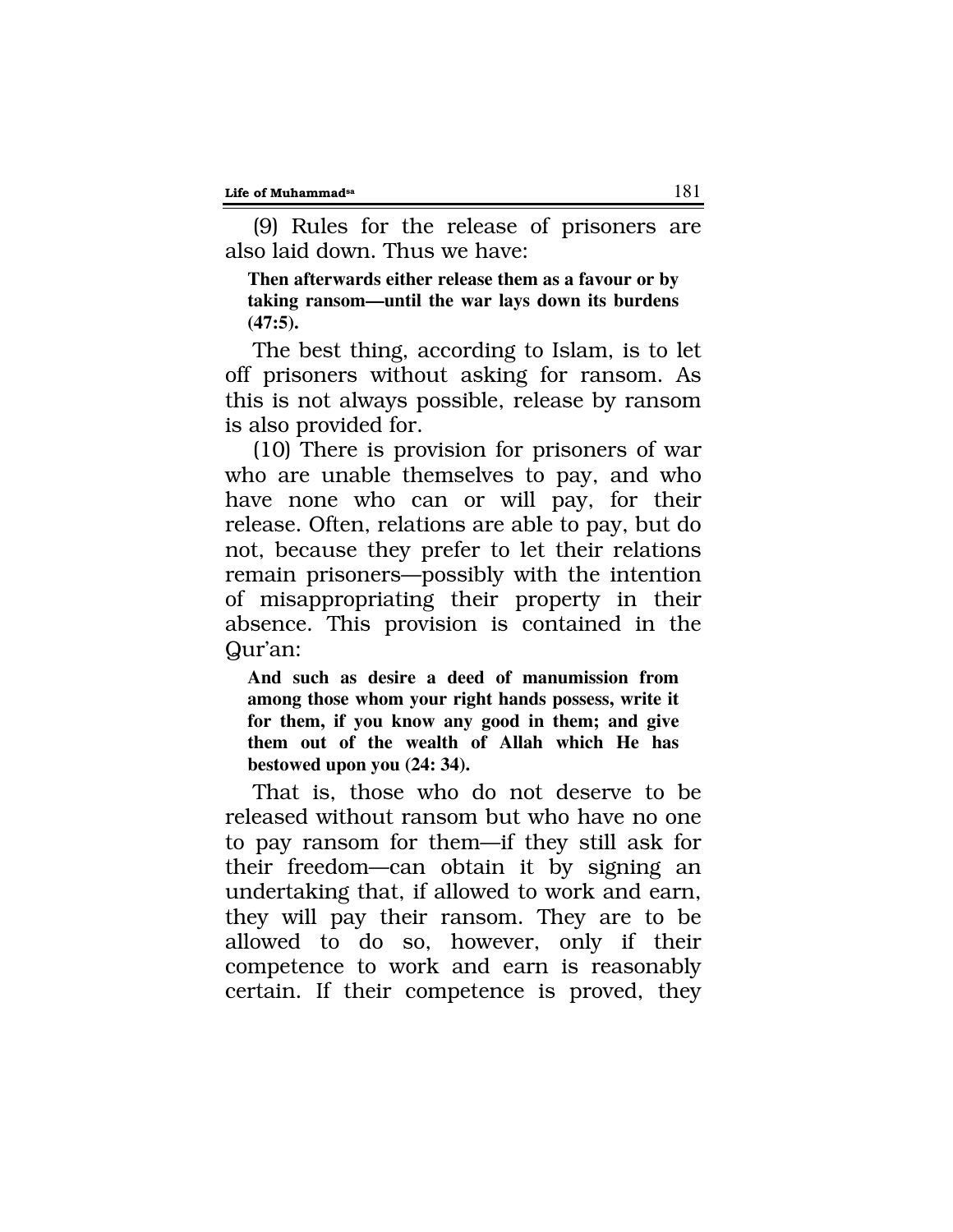(9) Rules for the release of prisoners are also laid down. Thus we have:

> **Then afterwards either release them as a favour or by taking ransom—until the war lays down its burdens (47:5).**

The best thing, according to Islam, is to let off prisoners without asking for ransom. As this is not always possible, release by ransom is also provided for.

(10) There is provision for prisoners of war who are unable themselves to pay, and who have none who can or will pay, for their release. Often, relations are able to pay, but do not, because they prefer to let their relations remain prisoners—possibly with the intention of misappropriating their property in their absence. This provision is contained in the Qur'an:

> **And such as desire a deed of manumission from among those whom your right hands possess, write it for them, if you know any good in them; and give them out of the wealth of Allah which He has bestowed upon you (24: 34).**

That is, those who do not deserve to be released without ransom but who have no one to pay ransom for them—if they still ask for their freedom—can obtain it by signing an undertaking that, if allowed to work and earn, they will pay their ransom. They are to be allowed to do so, however, only if their competence to work and earn is reasonably certain. If their competence is proved, they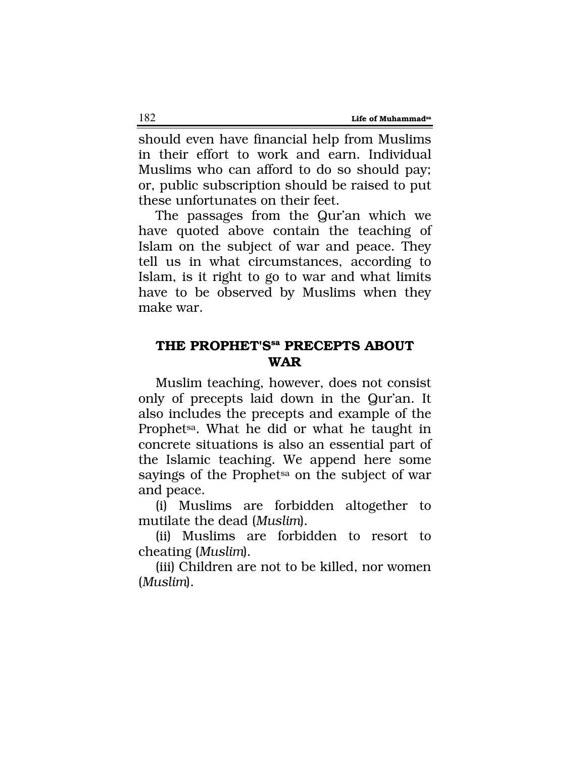should even have financial help from Muslims in their effort to work and earn. Individual Muslims who can afford to do so should pay; or, public subscription should be raised to put these unfortunates on their feet.

The passages from the Qur'an which we have quoted above contain the teaching of Islam on the subject of war and peace. They tell us in what circumstances, according to Islam, is it right to go to war and what limits have to be observed by Muslims when they make war.

## THE PROPHET'S[sa] PRECEPTS ABOUT WAR

Muslim teaching, however, does not consist only of precepts laid down in the Qur'an. It also includes the precepts and example of the Prophet[sa]. What he did or what he taught in concrete situations is also an essential part of the Islamic teaching. We append here some sayings of the Prophet[sa] on the subject of war and peace.

(i) Muslims are forbidden altogether to mutilate the dead (*Muslim*).

(ii) Muslims are forbidden to resort to cheating (*Muslim*).

(iii) Children are not to be killed, nor women (*Muslim*).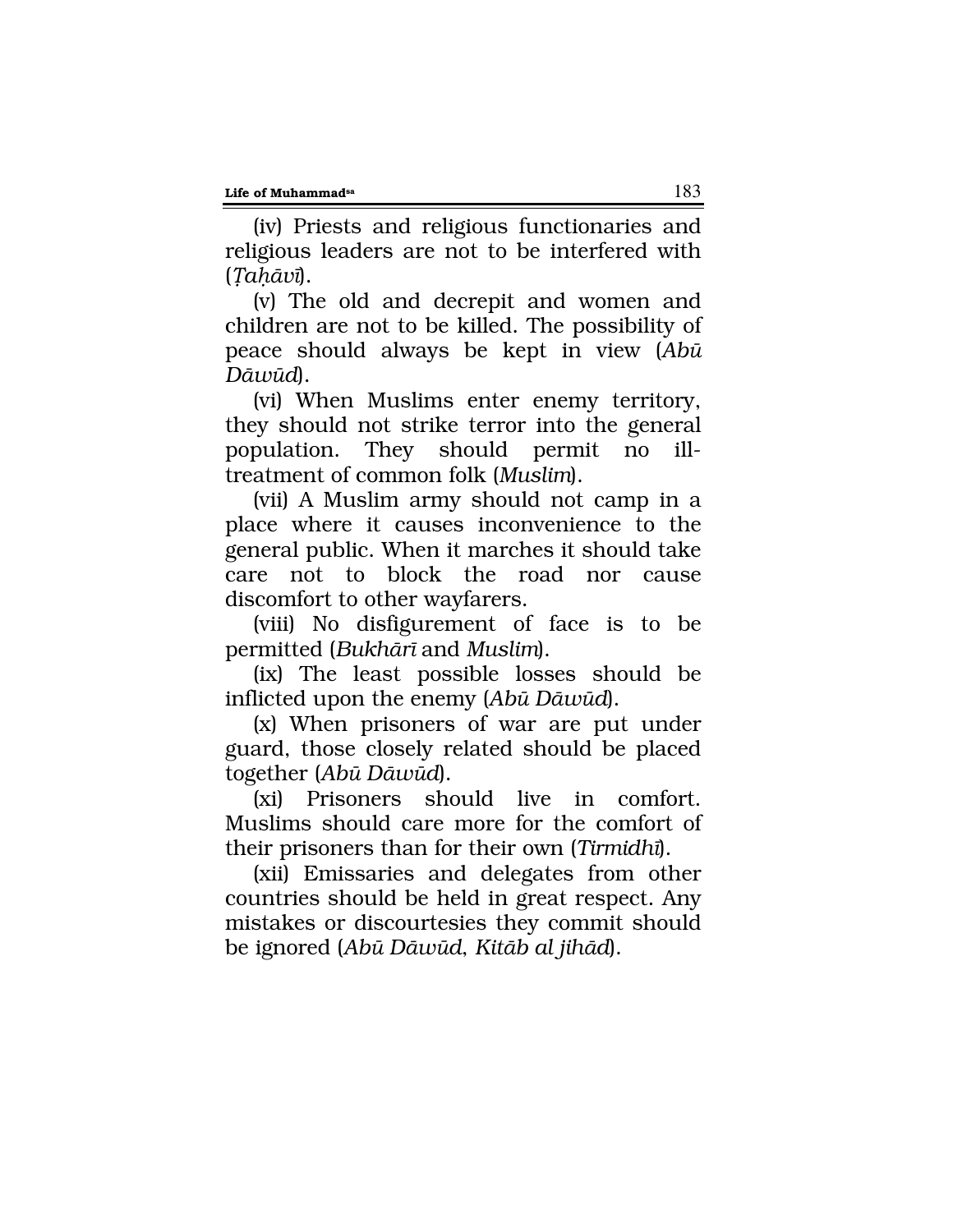(iv) Priests and religious functionaries and religious leaders are not to be interfered with (*Ṭaḥāvī*).

(v) The old and decrepit and women and children are not to be killed. The possibility of peace should always be kept in view (*Abū Dāwūd*).

(vi) When Muslims enter enemy territory, they should not strike terror into the general population. They should permit no ill-treatment of common folk (*Muslim*).

(vii) A Muslim army should not camp in a place where it causes inconvenience to the general public. When it marches it should take care not to block the road nor cause discomfort to other wayfarers.

(viii) No disfigurement of face is to be permitted (*Bukhārī* and *Muslim*).

(ix) The least possible losses should be inflicted upon the enemy (*Abū Dāwūd*).

(x) When prisoners of war are put under guard, those closely related should be placed together (*Abū Dāwūd*).

(xi) Prisoners should live in comfort. Muslims should care more for the comfort of their prisoners than for their own (*Tirmidhī*).

(xii) Emissaries and delegates from other countries should be held in great respect. Any mistakes or discourtesies they commit should be ignored (*Abū Dāwūd*, *Kitāb al jihād*).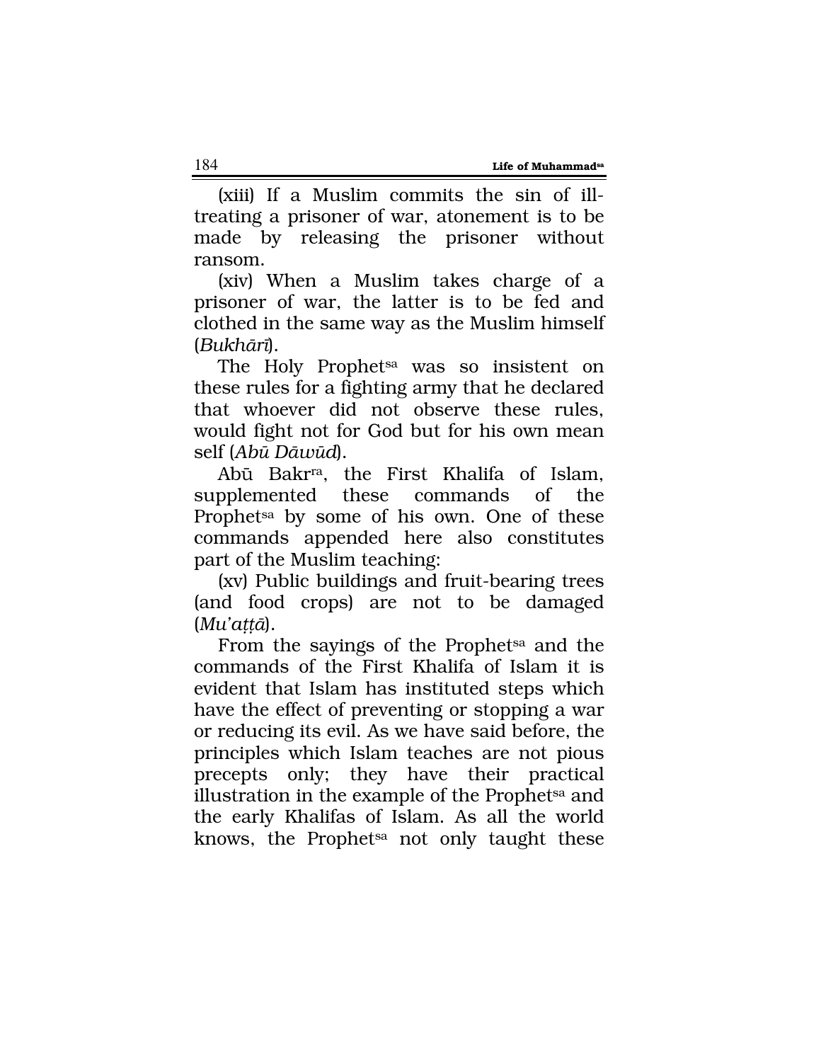(xiii) If a Muslim commits the sin of ill-treating a prisoner of war, atonement is to be made by releasing the prisoner without ransom.

(xiv) When a Muslim takes charge of a prisoner of war, the latter is to be fed and clothed in the same way as the Muslim himself (*Bukhārī*).

The Holy Prophet[sa] was so insistent on these rules for a fighting army that he declared that whoever did not observe these rules, would fight not for God but for his own mean self (*Abū Dāwūd*).

Abū Bakr[ra], the First Khalifa of Islam, supplemented these commands of the Prophet[sa] by some of his own. One of these commands appended here also constitutes part of the Muslim teaching:

(xv) Public buildings and fruit-bearing trees (and food crops) are not to be damaged (*Mu'aṭṭā*).

From the sayings of the Prophet[sa] and the commands of the First Khalifa of Islam it is evident that Islam has instituted steps which have the effect of preventing or stopping a war or reducing its evil. As we have said before, the principles which Islam teaches are not pious precepts only; they have their practical illustration in the example of the Prophet[sa] and the early Khalifas of Islam. As all the world knows, the Prophet[sa] not only taught these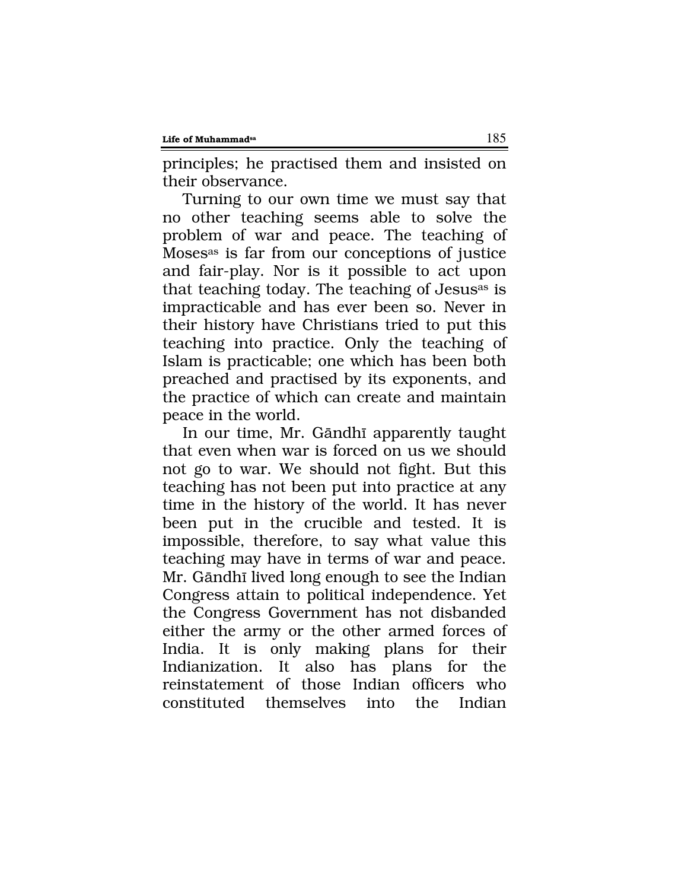principles; he practised them and insisted on their observance.

Turning to our own time we must say that no other teaching seems able to solve the problem of war and peace. The teaching of Moses[as] is far from our conceptions of justice and fair-play. Nor is it possible to act upon that teaching today. The teaching of Jesus[as] is impracticable and has ever been so. Never in their history have Christians tried to put this teaching into practice. Only the teaching of Islam is practicable; one which has been both preached and practised by its exponents, and the practice of which can create and maintain peace in the world.

In our time, Mr. Gāndhī apparently taught that even when war is forced on us we should not go to war. We should not fight. But this teaching has not been put into practice at any time in the history of the world. It has never been put in the crucible and tested. It is impossible, therefore, to say what value this teaching may have in terms of war and peace. Mr. Gāndhī lived long enough to see the Indian Congress attain to political independence. Yet the Congress Government has not disbanded either the army or the other armed forces of India. It is only making plans for their Indianization. It also has plans for the reinstatement of those Indian officers who constituted themselves into the Indian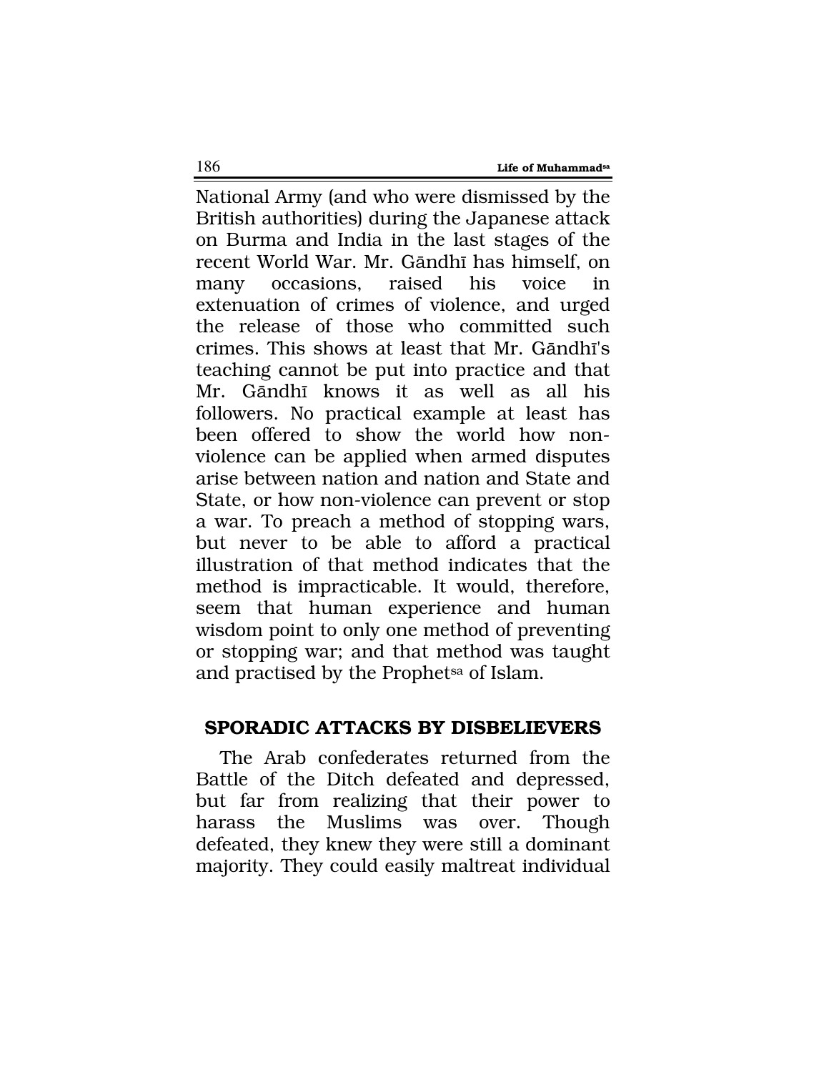National Army (and who were dismissed by the British authorities) during the Japanese attack on Burma and India in the last stages of the recent World War. Mr. Gāndhī has himself, on many occasions, raised his voice in extenuation of crimes of violence, and urged the release of those who committed such crimes. This shows at least that Mr. Gāndhī's teaching cannot be put into practice and that Mr. Gāndhī knows it as well as all his followers. No practical example at least has been offered to show the world how non-violence can be applied when armed disputes arise between nation and nation and State and State, or how non-violence can prevent or stop a war. To preach a method of stopping wars, but never to be able to afford a practical illustration of that method indicates that the method is impracticable. It would, therefore, seem that human experience and human wisdom point to only one method of preventing or stopping war; and that method was taught and practised by the Prophet[sa] of Islam.

## SPORADIC ATTACKS BY DISBELIEVERS

The Arab confederates returned from the Battle of the Ditch defeated and depressed, but far from realizing that their power to harass the Muslims was over. Though defeated, they knew they were still a dominant majority. They could easily maltreat individual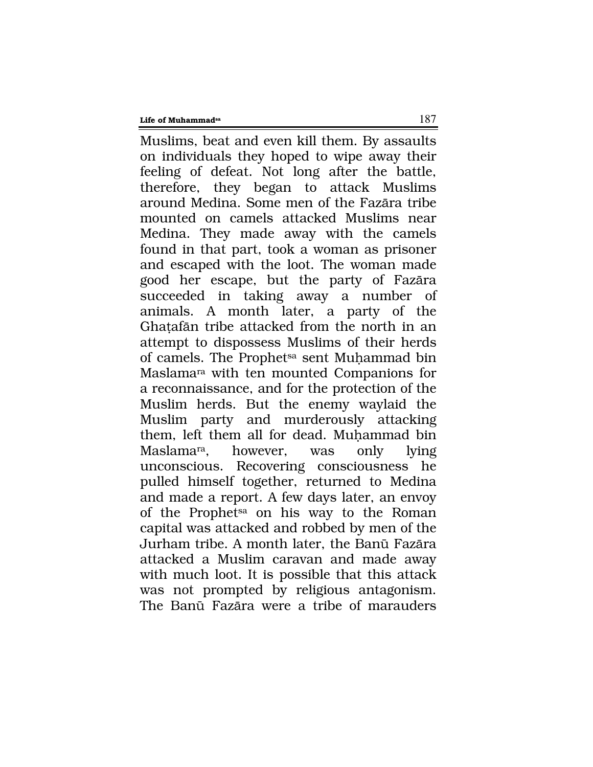Muslims, beat and even kill them. By assaults on individuals they hoped to wipe away their feeling of defeat. Not long after the battle, therefore, they began to attack Muslims around Medina. Some men of the Fazāra tribe mounted on camels attacked Muslims near Medina. They made away with the camels found in that part, took a woman as prisoner and escaped with the loot. The woman made good her escape, but the party of Fazāra succeeded in taking away a number of animals. A month later, a party of the Ghaṭafān tribe attacked from the north in an attempt to dispossess Muslims of their herds of camels. The Prophet[sa] sent Muḥammad bin Maslama[ra] with ten mounted Companions for a reconnaissance, and for the protection of the Muslim herds. But the enemy waylaid the Muslim party and murderously attacking them, left them all for dead. Muḥammad bin Maslama[ra], however, was only lying unconscious. Recovering consciousness he pulled himself together, returned to Medina and made a report. A few days later, an envoy of the Prophet[sa] on his way to the Roman capital was attacked and robbed by men of the Jurham tribe. A month later, the Banū Fazāra attacked a Muslim caravan and made away with much loot. It is possible that this attack was not prompted by religious antagonism. The Banū Fazāra were a tribe of marauders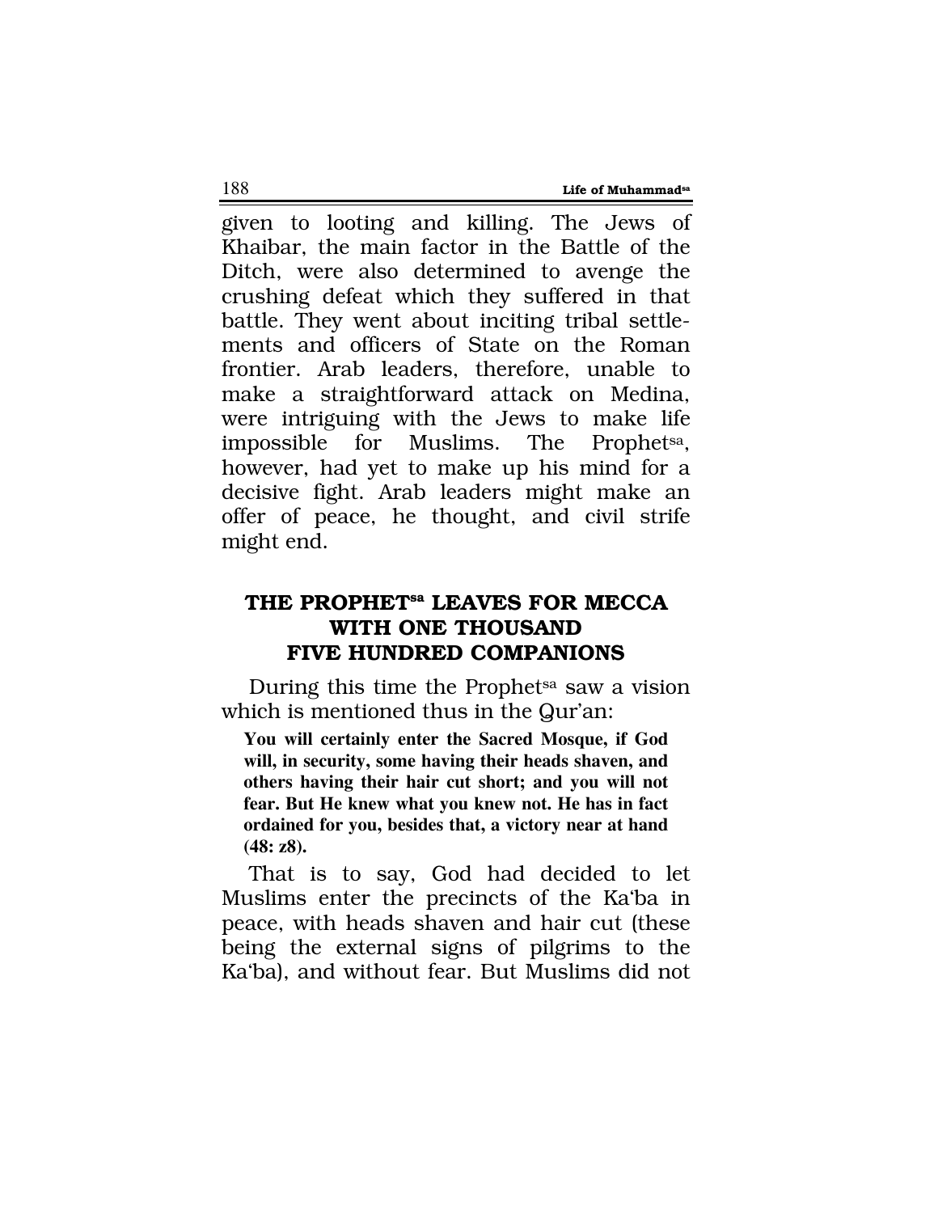given to looting and killing. The Jews of Khaibar, the main factor in the Battle of the Ditch, were also determined to avenge the crushing defeat which they suffered in that battle. They went about inciting tribal settlements and officers of State on the Roman frontier. Arab leaders, therefore, unable to make a straightforward attack on Medina, were intriguing with the Jews to make life impossible for Muslims. The Prophet[sa], however, had yet to make up his mind for a decisive fight. Arab leaders might make an offer of peace, he thought, and civil strife might end.

## THE PROPHET[sa] LEAVES FOR MECCA WITH ONE THOUSAND FIVE HUNDRED COMPANIONS

During this time the Prophet[sa] saw a vision which is mentioned thus in the Qur'an:

> **You will certainly enter the Sacred Mosque, if God will, in security, some having their heads shaven, and others having their hair cut short; and you will not fear. But He knew what you knew not. He has in fact ordained for you, besides that, a victory near at hand (48: z8).**

That is to say, God had decided to let Muslims enter the precincts of the Ka'ba in peace, with heads shaven and hair cut (these being the external signs of pilgrims to the Ka'ba), and without fear. But Muslims did not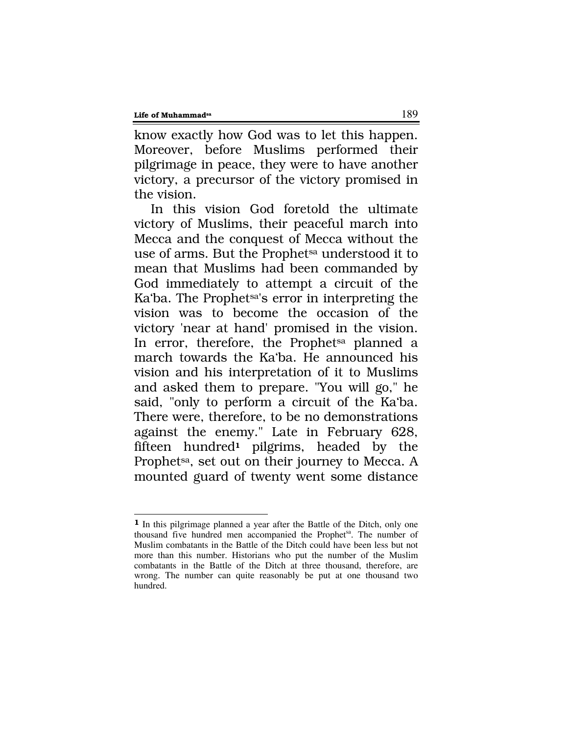know exactly how God was to let this happen. Moreover, before Muslims performed their pilgrimage in peace, they were to have another victory, a precursor of the victory promised in the vision.

In this vision God foretold the ultimate victory of Muslims, their peaceful march into Mecca and the conquest of Mecca without the use of arms. But the Prophet[sa] understood it to mean that Muslims had been commanded by God immediately to attempt a circuit of the Ka'ba. The Prophet[sa]'s error in interpreting the vision was to become the occasion of the victory 'near at hand' promised in the vision. In error, therefore, the Prophet[sa] planned a march towards the Ka'ba. He announced his vision and his interpretation of it to Muslims and asked them to prepare. "You will go," he said, "only to perform a circuit of the Ka'ba. There were, therefore, to be no demonstrations against the enemy." Late in February 628, fifteen hundred[1] pilgrims, headed by the Prophet[sa], set out on their journey to Mecca. A mounted guard of twenty went some distance

---

[1] In this pilgrimage planned a year after the Battle of the Ditch, only one thousand five hundred men accompanied the Prophet[sa]. The number of Muslim combatants in the Battle of the Ditch could have been less but not more than this number. Historians who put the number of the Muslim combatants in the Battle of the Ditch at three thousand, therefore, are wrong. The number can quite reasonably be put at one thousand two hundred.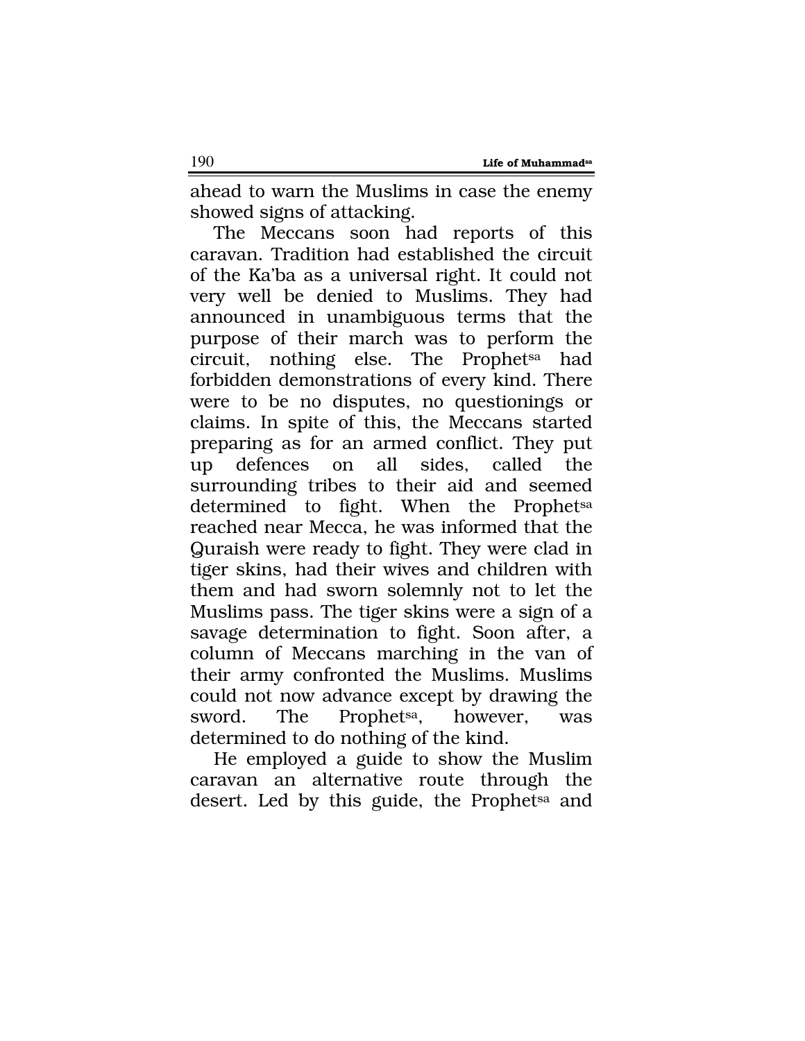ahead to warn the Muslims in case the enemy showed signs of attacking.

The Meccans soon had reports of this caravan. Tradition had established the circuit of the Ka'ba as a universal right. It could not very well be denied to Muslims. They had announced in unambiguous terms that the purpose of their march was to perform the circuit, nothing else. The Prophet[sa] had forbidden demonstrations of every kind. There were to be no disputes, no questionings or claims. In spite of this, the Meccans started preparing as for an armed conflict. They put up defences on all sides, called the surrounding tribes to their aid and seemed determined to fight. When the Prophet[sa] reached near Mecca, he was informed that the Quraish were ready to fight. They were clad in tiger skins, had their wives and children with them and had sworn solemnly not to let the Muslims pass. The tiger skins were a sign of a savage determination to fight. Soon after, a column of Meccans marching in the van of their army confronted the Muslims. Muslims could not now advance except by drawing the sword. The Prophet[sa], however, was determined to do nothing of the kind.

He employed a guide to show the Muslim caravan an alternative route through the desert. Led by this guide, the Prophet[sa] and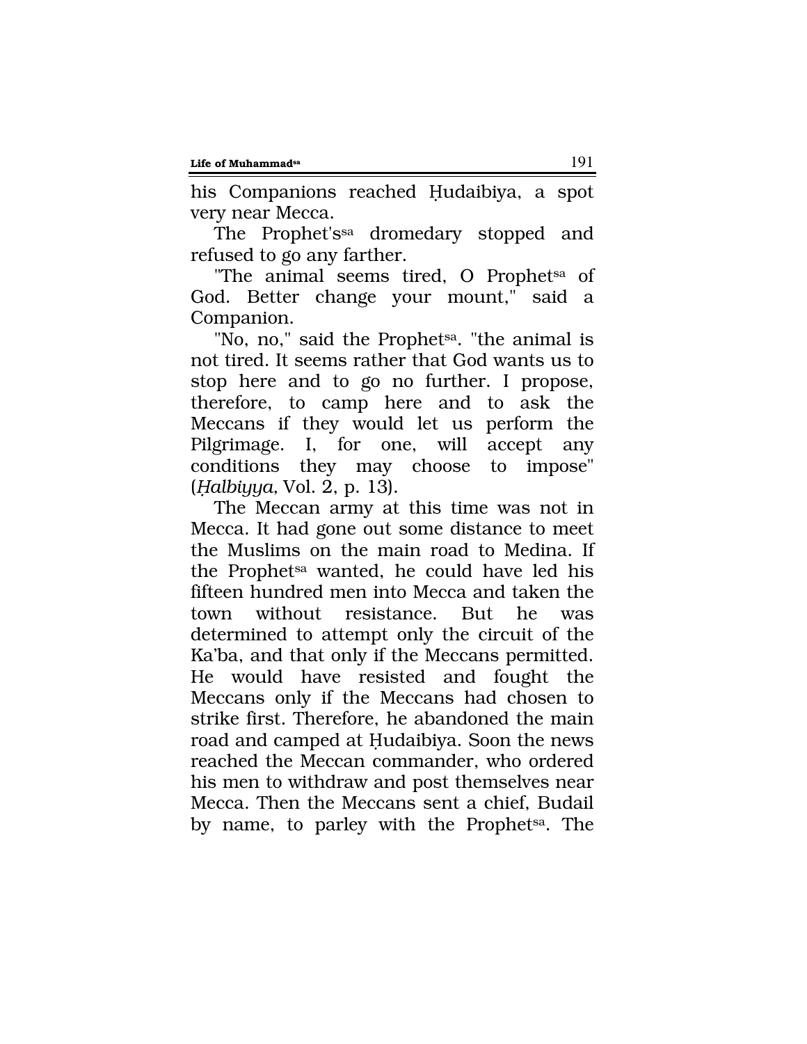his Companions reached Ḥudaibiya, a spot very near Mecca.

The Prophet's[sa] dromedary stopped and refused to go any farther.

"The animal seems tired, O Prophet[sa] of God. Better change your mount," said a Companion.

"No, no," said the Prophet[sa]. "the animal is not tired. It seems rather that God wants us to stop here and to go no further. I propose, therefore, to camp here and to ask the Meccans if they would let us perform the Pilgrimage. I, for one, will accept any conditions they may choose to impose" (*Ḥalbiyya*, Vol. 2, p. 13).

The Meccan army at this time was not in Mecca. It had gone out some distance to meet the Muslims on the main road to Medina. If the Prophet[sa] wanted, he could have led his fifteen hundred men into Mecca and taken the town without resistance. But he was determined to attempt only the circuit of the Ka'ba, and that only if the Meccans permitted. He would have resisted and fought the Meccans only if the Meccans had chosen to strike first. Therefore, he abandoned the main road and camped at Ḥudaibiya. Soon the news reached the Meccan commander, who ordered his men to withdraw and post themselves near Mecca. Then the Meccans sent a chief, Budail by name, to parley with the Prophet[sa]. The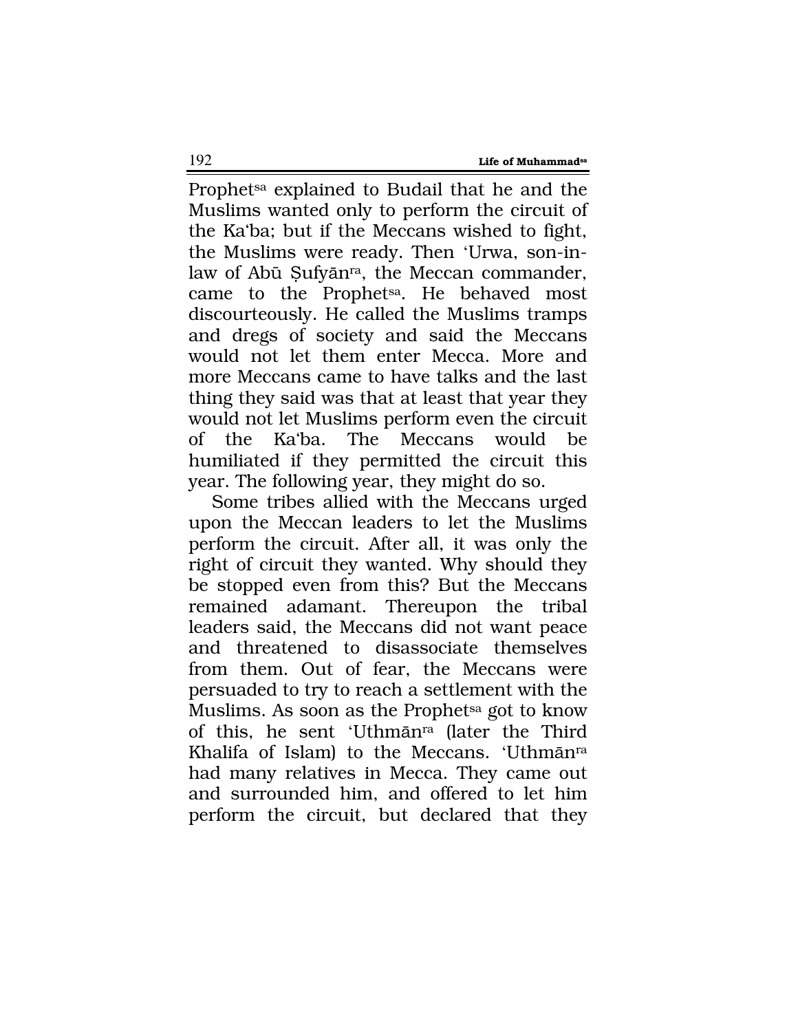Prophet[sa] explained to Budail that he and the Muslims wanted only to perform the circuit of the Ka'ba; but if the Meccans wished to fight, the Muslims were ready. Then 'Urwa, son-in-law of Abū Ṣufyān[ra], the Meccan commander, came to the Prophet[sa]. He behaved most discourteously. He called the Muslims tramps and dregs of society and said the Meccans would not let them enter Mecca. More and more Meccans came to have talks and the last thing they said was that at least that year they would not let Muslims perform even the circuit of the Ka'ba. The Meccans would be humiliated if they permitted the circuit this year. The following year, they might do so.

Some tribes allied with the Meccans urged upon the Meccan leaders to let the Muslims perform the circuit. After all, it was only the right of circuit they wanted. Why should they be stopped even from this? But the Meccans remained adamant. Thereupon the tribal leaders said, the Meccans did not want peace and threatened to disassociate themselves from them. Out of fear, the Meccans were persuaded to try to reach a settlement with the Muslims. As soon as the Prophet[sa] got to know of this, he sent 'Uthmān[ra] (later the Third Khalifa of Islam) to the Meccans. 'Uthmān[ra] had many relatives in Mecca. They came out and surrounded him, and offered to let him perform the circuit, but declared that they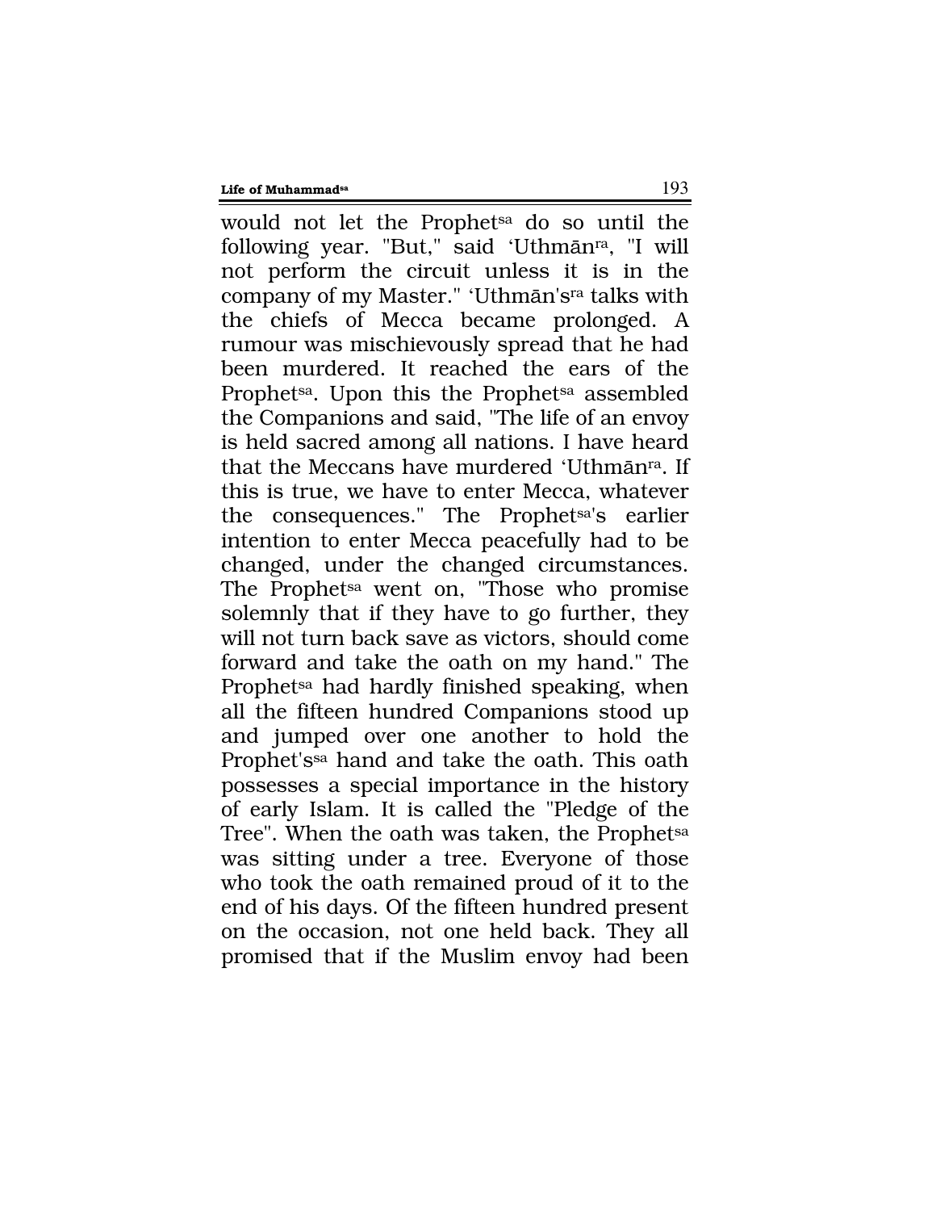would not let the Prophet[sa] do so until the following year. "But," said ‘Uthmān[ra], "I will not perform the circuit unless it is in the company of my Master." ‘Uthmān's[ra] talks with the chiefs of Mecca became prolonged. A rumour was mischievously spread that he had been murdered. It reached the ears of the Prophet[sa]. Upon this the Prophet[sa] assembled the Companions and said, "The life of an envoy is held sacred among all nations. I have heard that the Meccans have murdered ‘Uthmān[ra]. If this is true, we have to enter Mecca, whatever the consequences." The Prophet[sa]'s earlier intention to enter Mecca peacefully had to be changed, under the changed circumstances. The Prophet[sa] went on, "Those who promise solemnly that if they have to go further, they will not turn back save as victors, should come forward and take the oath on my hand." The Prophet[sa] had hardly finished speaking, when all the fifteen hundred Companions stood up and jumped over one another to hold the Prophet's[sa] hand and take the oath. This oath possesses a special importance in the history of early Islam. It is called the "Pledge of the Tree". When the oath was taken, the Prophet[sa] was sitting under a tree. Everyone of those who took the oath remained proud of it to the end of his days. Of the fifteen hundred present on the occasion, not one held back. They all promised that if the Muslim envoy had been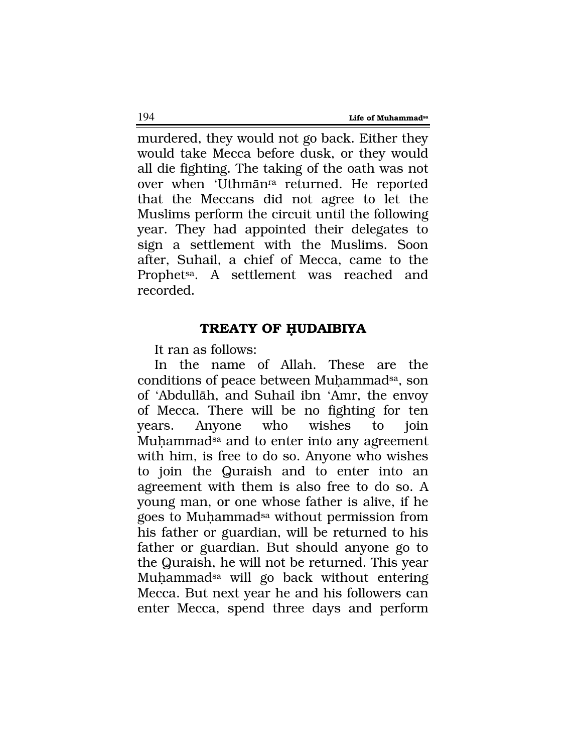murdered, they would not go back. Either they would take Mecca before dusk, or they would all die fighting. The taking of the oath was not over when 'Uthmān[ra] returned. He reported that the Meccans did not agree to let the Muslims perform the circuit until the following year. They had appointed their delegates to sign a settlement with the Muslims. Soon after, Suhail, a chief of Mecca, came to the Prophet[sa]. A settlement was reached and recorded.

## TREATY OF ḤUDAIBIYA

It ran as follows:

In the name of Allah. These are the conditions of peace between Muḥammad[sa], son of 'Abdullāh, and Suhail ibn 'Amr, the envoy of Mecca. There will be no fighting for ten years. Anyone who wishes to join Muḥammad[sa] and to enter into any agreement with him, is free to do so. Anyone who wishes to join the Quraish and to enter into an agreement with them is also free to do so. A young man, or one whose father is alive, if he goes to Muḥammad[sa] without permission from his father or guardian, will be returned to his father or guardian. But should anyone go to the Quraish, he will not be returned. This year Muḥammad[sa] will go back without entering Mecca. But next year he and his followers can enter Mecca, spend three days and perform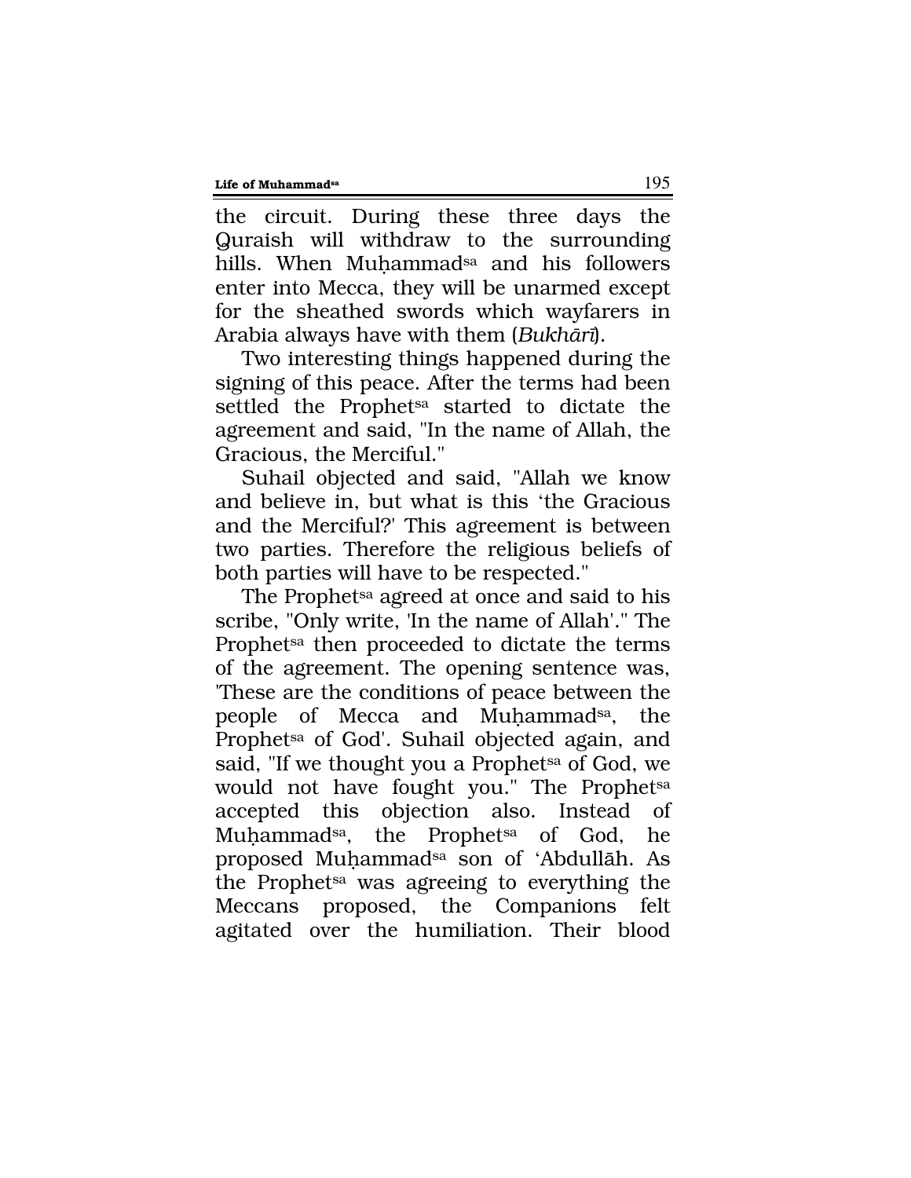the circuit. During these three days the Quraish will withdraw to the surrounding hills. When Muḥammad[sa] and his followers enter into Mecca, they will be unarmed except for the sheathed swords which wayfarers in Arabia always have with them (*Bukhārī*).

Two interesting things happened during the signing of this peace. After the terms had been settled the Prophet[sa] started to dictate the agreement and said, "In the name of Allah, the Gracious, the Merciful."

Suhail objected and said, "Allah we know and believe in, but what is this 'the Gracious and the Merciful?' This agreement is between two parties. Therefore the religious beliefs of both parties will have to be respected."

The Prophet[sa] agreed at once and said to his scribe, "Only write, 'In the name of Allah'." The Prophet[sa] then proceeded to dictate the terms of the agreement. The opening sentence was, 'These are the conditions of peace between the people of Mecca and Muḥammad[sa], the Prophet[sa] of God'. Suhail objected again, and said, "If we thought you a Prophet[sa] of God, we would not have fought you." The Prophet[sa] accepted this objection also. Instead of Muḥammad[sa], the Prophet[sa] of God, he proposed Muḥammad[sa] son of 'Abdullāh. As the Prophet[sa] was agreeing to everything the Meccans proposed, the Companions felt agitated over the humiliation. Their blood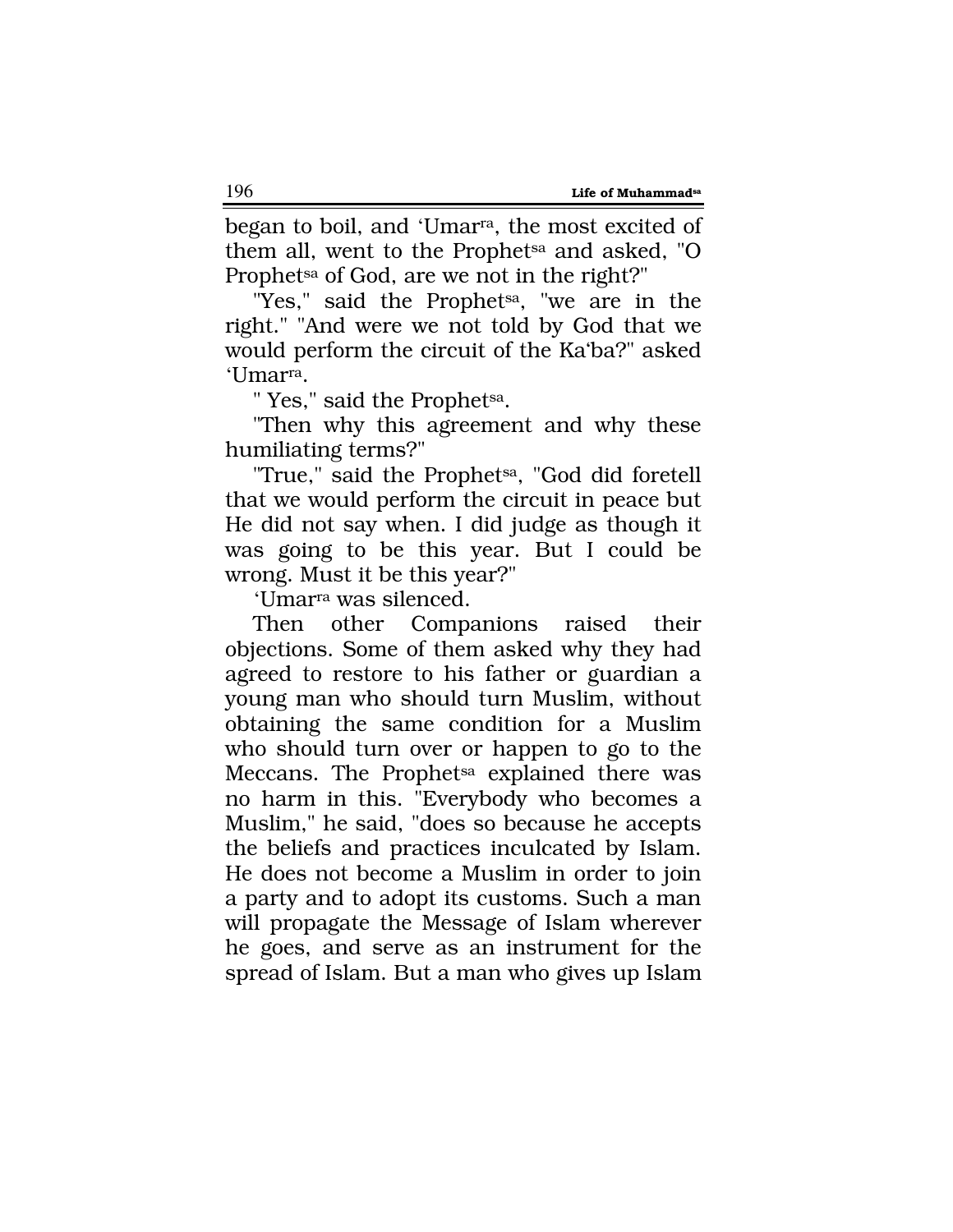began to boil, and 'Umar[ra], the most excited of them all, went to the Prophet[sa] and asked, "O Prophet[sa] of God, are we not in the right?"

"Yes," said the Prophet[sa], "we are in the right." "And were we not told by God that we would perform the circuit of the Ka'ba?" asked 'Umar[ra].

" Yes," said the Prophet[sa].

"Then why this agreement and why these humiliating terms?"

"True," said the Prophet[sa], "God did foretell that we would perform the circuit in peace but He did not say when. I did judge as though it was going to be this year. But I could be wrong. Must it be this year?"

'Umar[ra] was silenced.

Then other Companions raised their objections. Some of them asked why they had agreed to restore to his father or guardian a young man who should turn Muslim, without obtaining the same condition for a Muslim who should turn over or happen to go to the Meccans. The Prophet[sa] explained there was no harm in this. "Everybody who becomes a Muslim," he said, "does so because he accepts the beliefs and practices inculcated by Islam. He does not become a Muslim in order to join a party and to adopt its customs. Such a man will propagate the Message of Islam wherever he goes, and serve as an instrument for the spread of Islam. But a man who gives up Islam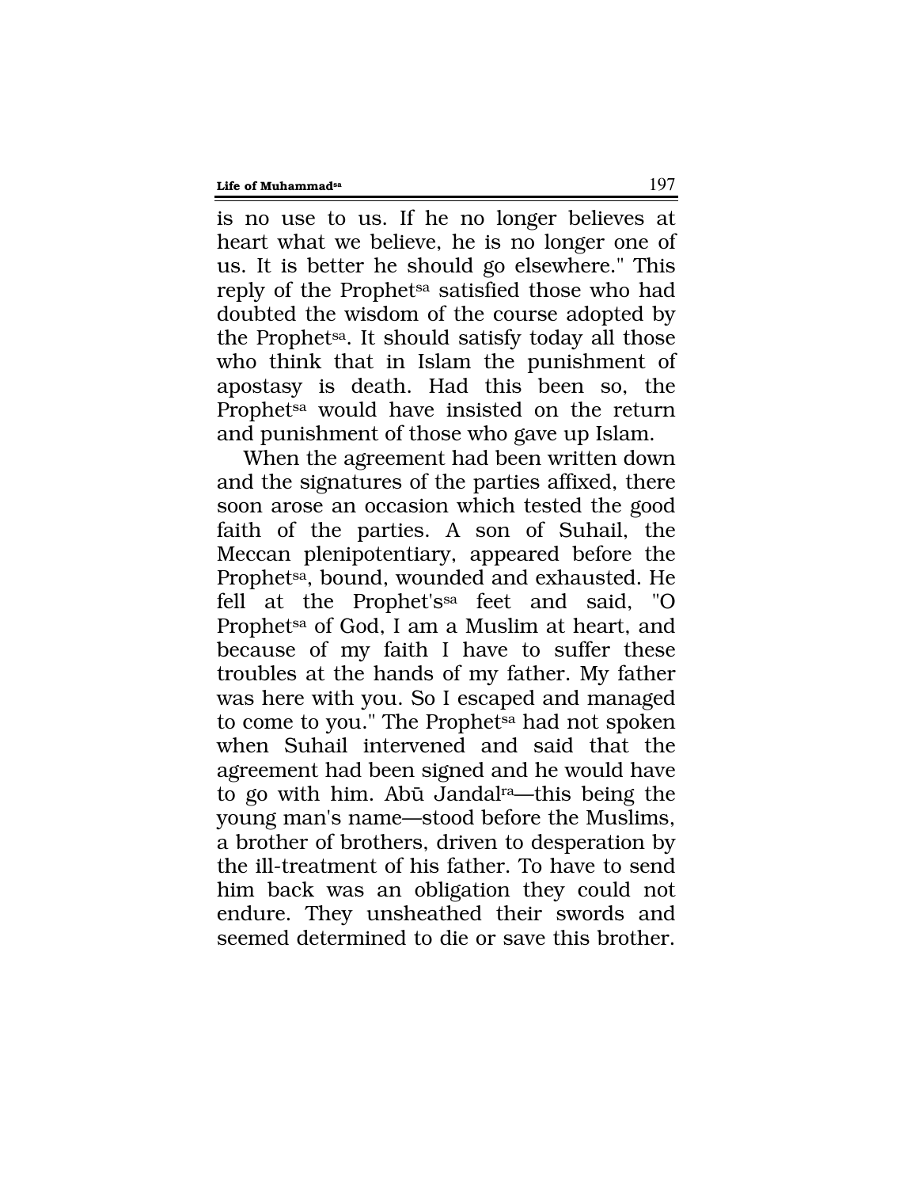is no use to us. If he no longer believes at heart what we believe, he is no longer one of us. It is better he should go elsewhere." This reply of the Prophet[sa] satisfied those who had doubted the wisdom of the course adopted by the Prophet[sa]. It should satisfy today all those who think that in Islam the punishment of apostasy is death. Had this been so, the Prophet[sa] would have insisted on the return and punishment of those who gave up Islam.

When the agreement had been written down and the signatures of the parties affixed, there soon arose an occasion which tested the good faith of the parties. A son of Suhail, the Meccan plenipotentiary, appeared before the Prophet[sa], bound, wounded and exhausted. He fell at the Prophet's[sa] feet and said, "O Prophet[sa] of God, I am a Muslim at heart, and because of my faith I have to suffer these troubles at the hands of my father. My father was here with you. So I escaped and managed to come to you." The Prophet[sa] had not spoken when Suhail intervened and said that the agreement had been signed and he would have to go with him. Abū Jandal[ra]—this being the young man's name—stood before the Muslims, a brother of brothers, driven to desperation by the ill-treatment of his father. To have to send him back was an obligation they could not endure. They unsheathed their swords and seemed determined to die or save this brother.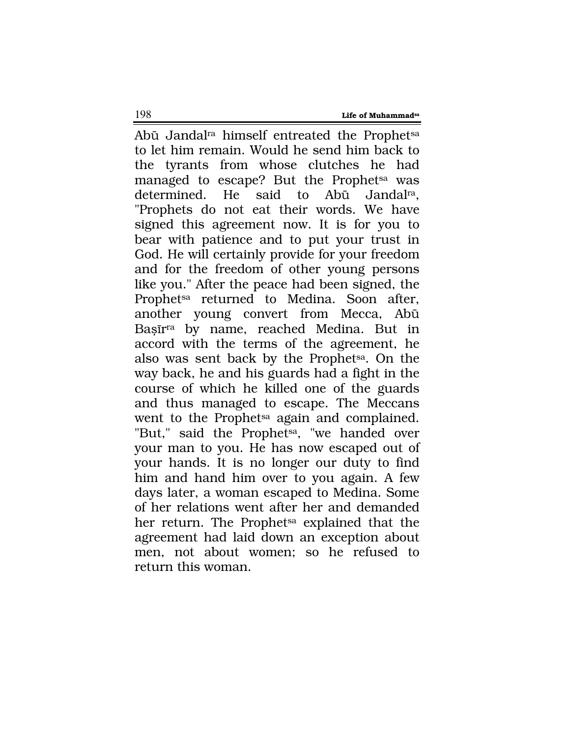Abū Jandal[ra] himself entreated the Prophet[sa] to let him remain. Would he send him back to the tyrants from whose clutches he had managed to escape? But the Prophet[sa] was determined. He said to Abū Jandal[ra], "Prophets do not eat their words. We have signed this agreement now. It is for you to bear with patience and to put your trust in God. He will certainly provide for your freedom and for the freedom of other young persons like you." After the peace had been signed, the Prophet[sa] returned to Medina. Soon after, another young convert from Mecca, Abū Baṣīr[ra] by name, reached Medina. But in accord with the terms of the agreement, he also was sent back by the Prophet[sa]. On the way back, he and his guards had a fight in the course of which he killed one of the guards and thus managed to escape. The Meccans went to the Prophet[sa] again and complained. "But," said the Prophet[sa], "we handed over your man to you. He has now escaped out of your hands. It is no longer our duty to find him and hand him over to you again. A few days later, a woman escaped to Medina. Some of her relations went after her and demanded her return. The Prophet[sa] explained that the agreement had laid down an exception about men, not about women; so he refused to return this woman.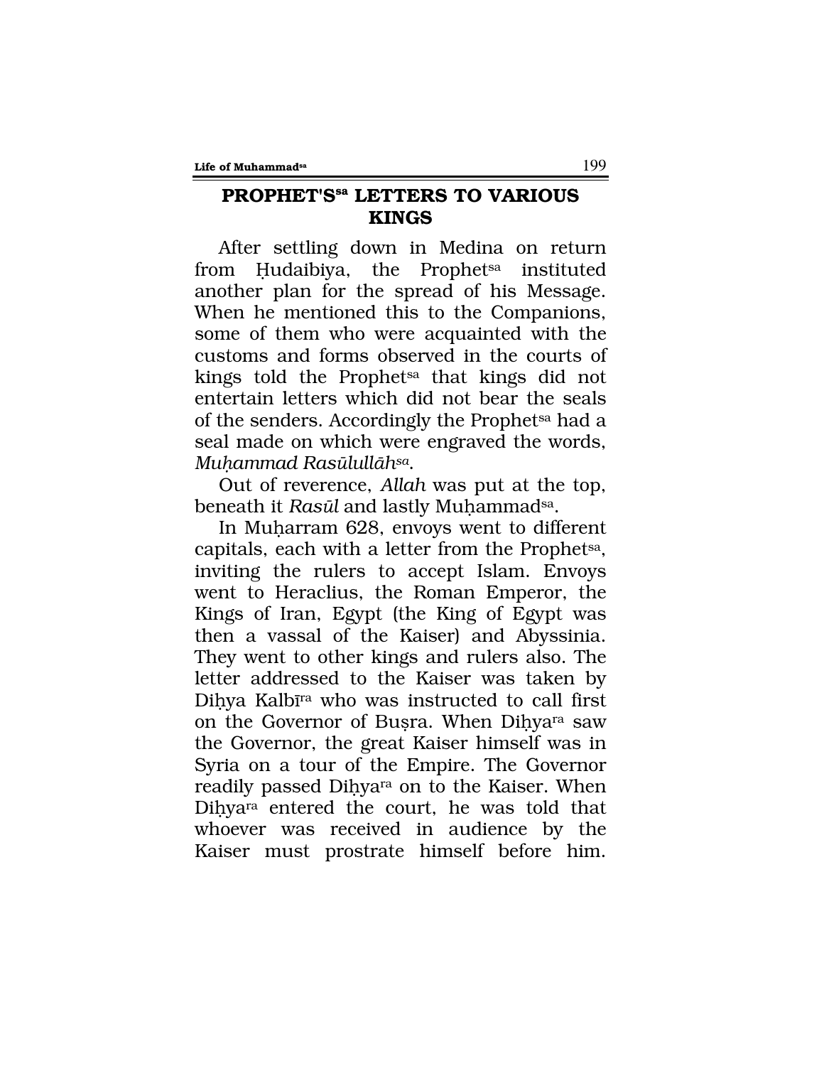## PROPHET'S[sa] LETTERS TO VARIOUS KINGS

After settling down in Medina on return from Ḥudaibiya, the Prophet[sa] instituted another plan for the spread of his Message. When he mentioned this to the Companions, some of them who were acquainted with the customs and forms observed in the courts of kings told the Prophet[sa] that kings did not entertain letters which did not bear the seals of the senders. Accordingly the Prophet[sa] had a seal made on which were engraved the words, *Muḥammad Rasūlullāh[sa]*.

Out of reverence, *Allah* was put at the top, beneath it *Rasūl* and lastly Muḥammad[sa].

In Muḥarram 628, envoys went to different capitals, each with a letter from the Prophet[sa], inviting the rulers to accept Islam. Envoys went to Heraclius, the Roman Emperor, the Kings of Iran, Egypt (the King of Egypt was then a vassal of the Kaiser) and Abyssinia. They went to other kings and rulers also. The letter addressed to the Kaiser was taken by Diḥya Kalbī[ra] who was instructed to call first on the Governor of Buṣra. When Diḥya[ra] saw the Governor, the great Kaiser himself was in Syria on a tour of the Empire. The Governor readily passed Diḥya[ra] on to the Kaiser. When Diḥya[ra] entered the court, he was told that whoever was received in audience by the Kaiser must prostrate himself before him.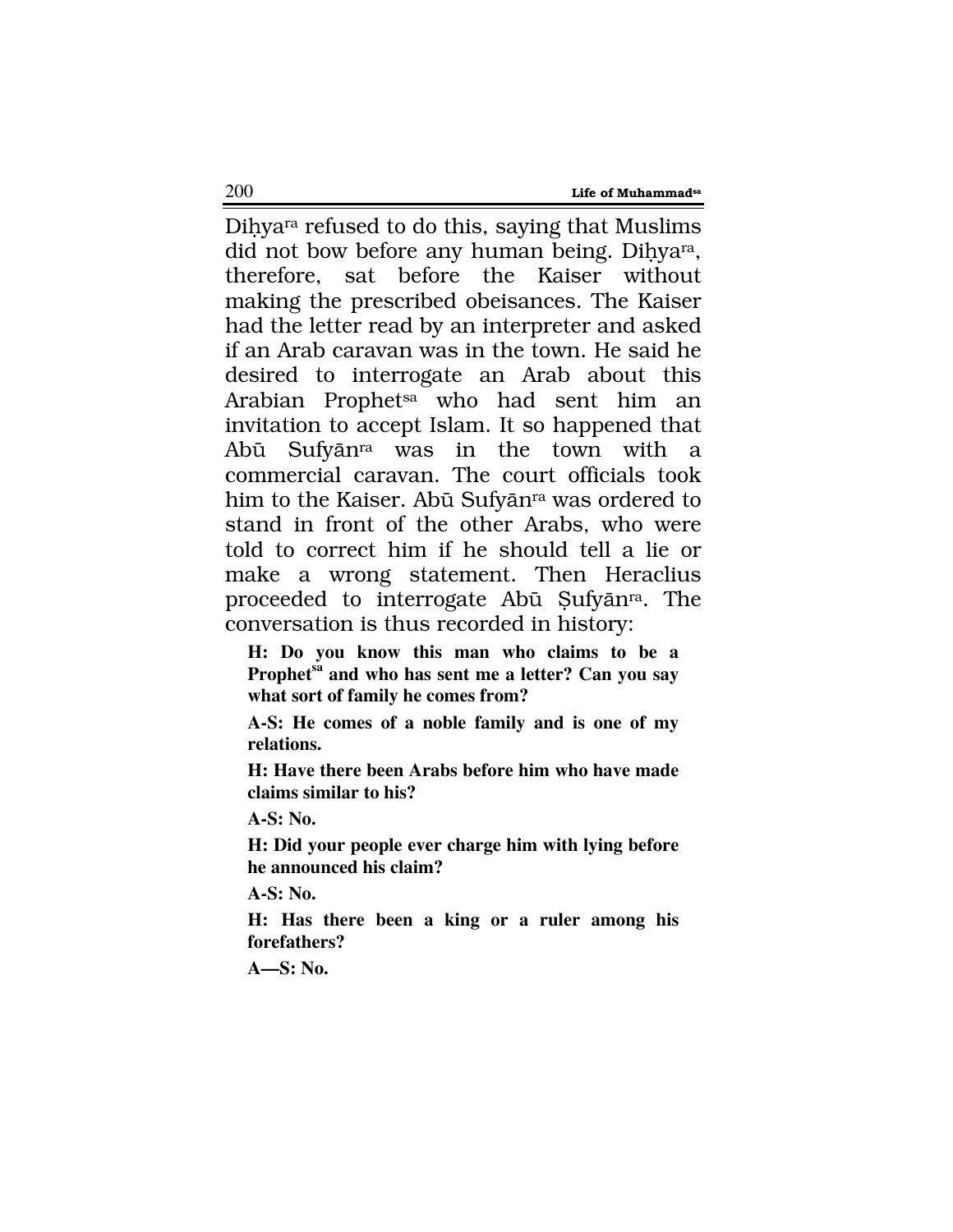Diḥya[ra] refused to do this, saying that Muslims did not bow before any human being. Diḥya[ra], therefore, sat before the Kaiser without making the prescribed obeisances. The Kaiser had the letter read by an interpreter and asked if an Arab caravan was in the town. He said he desired to interrogate an Arab about this Arabian Prophet[sa] who had sent him an invitation to accept Islam. It so happened that Abū Sufyān[ra] was in the town with a commercial caravan. The court officials took him to the Kaiser. Abū Sufyān[ra] was ordered to stand in front of the other Arabs, who were told to correct him if he should tell a lie or make a wrong statement. Then Heraclius proceeded to interrogate Abū Ṣufyān[ra]. The conversation is thus recorded in history:

> **H: Do you know this man who claims to be a Prophet[sa] and who has sent me a letter? Can you say what sort of family he comes from?**
>
> **A-S: He comes of a noble family and is one of my relations.**
>
> **H: Have there been Arabs before him who have made claims similar to his?**
>
> **A-S: No.**
>
> **H: Did your people ever charge him with lying before he announced his claim?**
>
> **A-S: No.**
>
> **H: Has there been a king or a ruler among his forefathers?**
>
> **A—S: No.**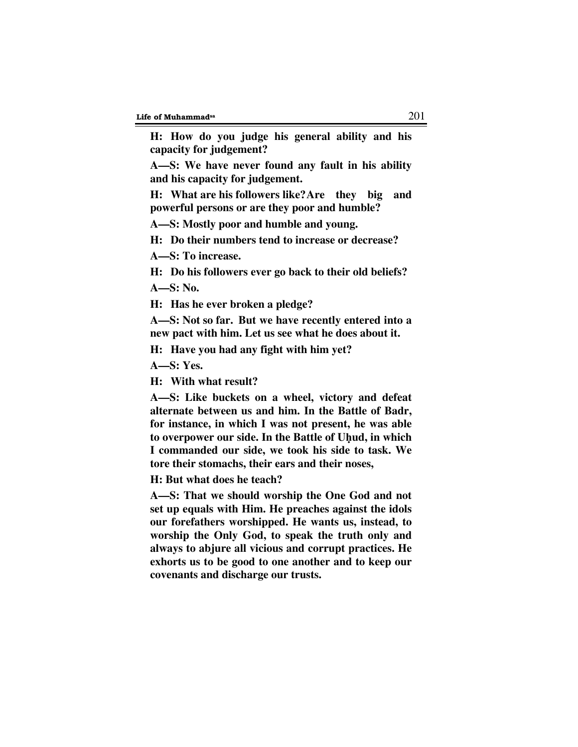**H: How do you judge his general ability and his capacity for judgement?**

**A—S: We have never found any fault in his ability and his capacity for judgement.**

**H: What are his followers like? Are they big and powerful persons or are they poor and humble?**

**A—S: Mostly poor and humble and young.**

**H: Do their numbers tend to increase or decrease?**

**A—S: To increase.**

**H: Do his followers ever go back to their old beliefs?**

**A—S: No.**

**H: Has he ever broken a pledge?**

**A—S: Not so far. But we have recently entered into a new pact with him. Let us see what he does about it.**

**H: Have you had any fight with him yet?**

**A—S: Yes.**

**H: With what result?**

**A—S: Like buckets on a wheel, victory and defeat alternate between us and him. In the Battle of Badr, for instance, in which I was not present, he was able to overpower our side. In the Battle of Uḥud, in which I commanded our side, we took his side to task. We tore their stomachs, their ears and their noses,**

**H: But what does he teach?**

**A—S: That we should worship the One God and not set up equals with Him. He preaches against the idols our forefathers worshipped. He wants us, instead, to worship the Only God, to speak the truth only and always to abjure all vicious and corrupt practices. He exhorts us to be good to one another and to keep our covenants and discharge our trusts.**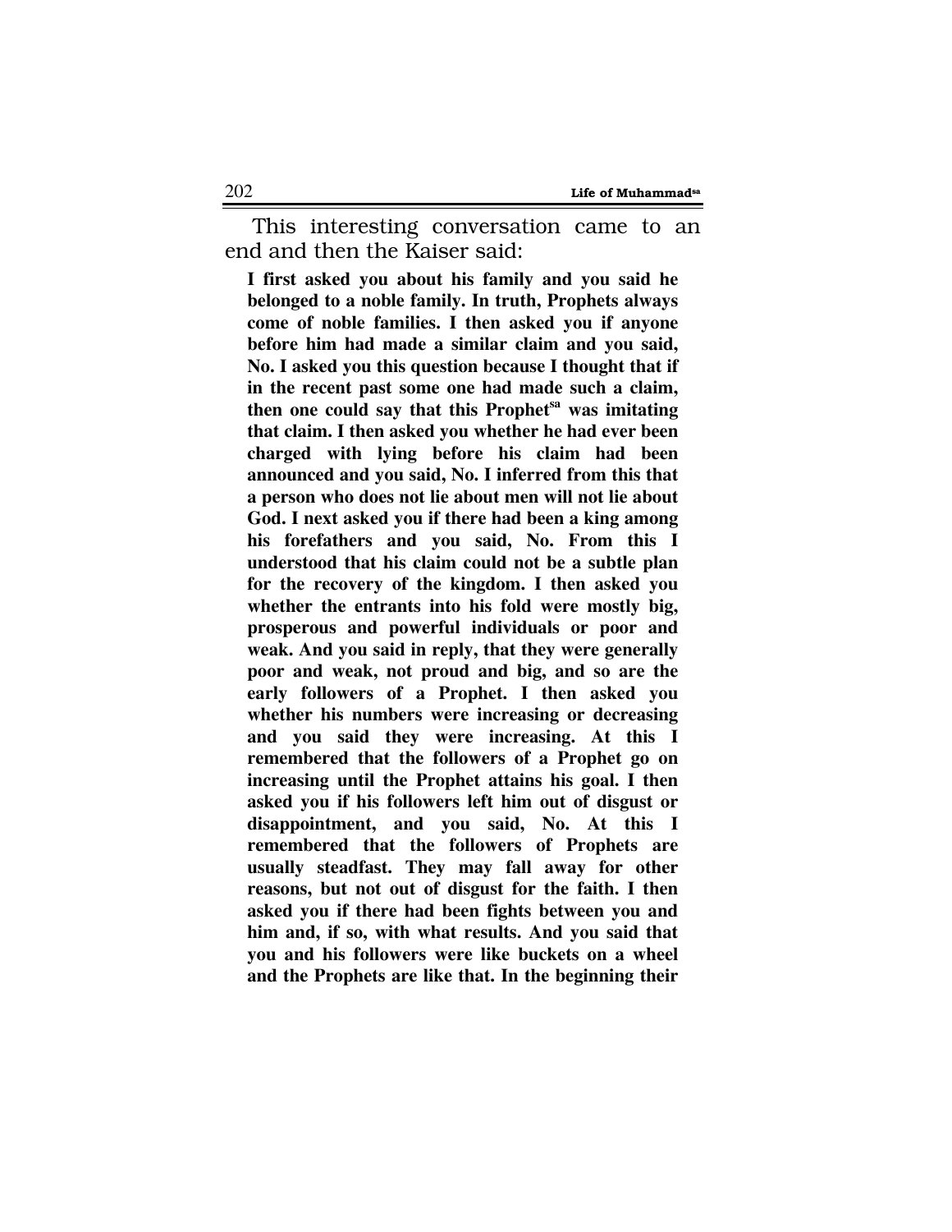This interesting conversation came to an end and then the Kaiser said:

> **I first asked you about his family and you said he belonged to a noble family. In truth, Prophets always come of noble families. I then asked you if anyone before him had made a similar claim and you said, No. I asked you this question because I thought that if in the recent past some one had made such a claim, then one could say that this Prophet[sa] was imitating that claim. I then asked you whether he had ever been charged with lying before his claim had been announced and you said, No. I inferred from this that a person who does not lie about men will not lie about God. I next asked you if there had been a king among his forefathers and you said, No. From this I understood that his claim could not be a subtle plan for the recovery of the kingdom. I then asked you whether the entrants into his fold were mostly big, prosperous and powerful individuals or poor and weak. And you said in reply, that they were generally poor and weak, not proud and big, and so are the early followers of a Prophet. I then asked you whether his numbers were increasing or decreasing and you said they were increasing. At this I remembered that the followers of a Prophet go on increasing until the Prophet attains his goal. I then asked you if his followers left him out of disgust or disappointment, and you said, No. At this I remembered that the followers of Prophets are usually steadfast. They may fall away for other reasons, but not out of disgust for the faith. I then asked you if there had been fights between you and him and, if so, with what results. And you said that you and his followers were like buckets on a wheel and the Prophets are like that. In the beginning their**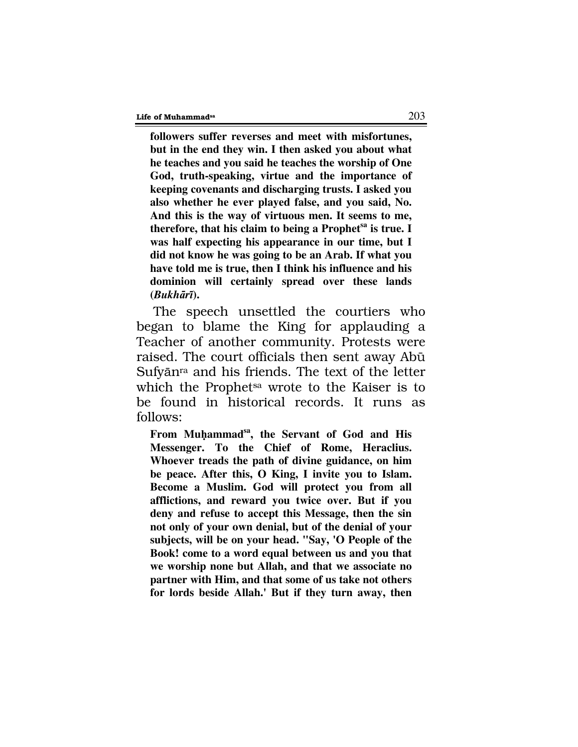**followers suffer reverses and meet with misfortunes, but in the end they win. I then asked you about what he teaches and you said he teaches the worship of One God, truth-speaking, virtue and the importance of keeping covenants and discharging trusts. I asked you also whether he ever played false, and you said, No. And this is the way of virtuous men. It seems to me, therefore, that his claim to being a Prophet[sa] is true. I was half expecting his appearance in our time, but I did not know he was going to be an Arab. If what you have told me is true, then I think his influence and his dominion will certainly spread over these lands (*Bukhārī*).**

The speech unsettled the courtiers who began to blame the King for applauding a Teacher of another community. Protests were raised. The court officials then sent away Abū Sufyān[ra] and his friends. The text of the letter which the Prophet[sa] wrote to the Kaiser is to be found in historical records. It runs as follows:

**From Muḥammad[sa], the Servant of God and His Messenger. To the Chief of Rome, Heraclius. Whoever treads the path of divine guidance, on him be peace. After this, O King, I invite you to Islam. Become a Muslim. God will protect you from all afflictions, and reward you twice over. But if you deny and refuse to accept this Message, then the sin not only of your own denial, but of the denial of your subjects, will be on your head. "Say, 'O People of the Book! come to a word equal between us and you that we worship none but Allah, and that we associate no partner with Him, and that some of us take not others for lords beside Allah.' But if they turn away, then**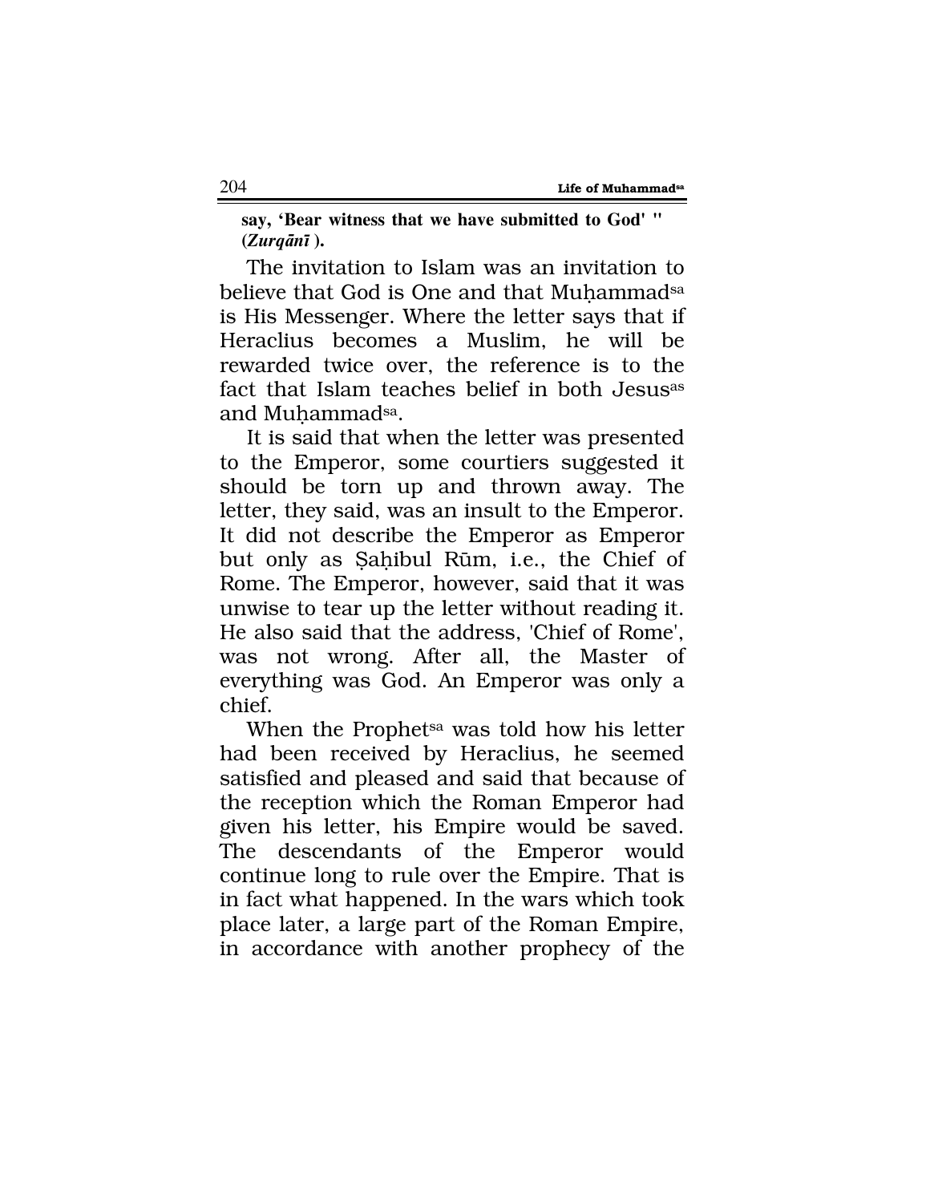**say, 'Bear witness that we have submitted to God' " (*Zurqānī* ).**

The invitation to Islam was an invitation to believe that God is One and that Muḥammad[sa] is His Messenger. Where the letter says that if Heraclius becomes a Muslim, he will be rewarded twice over, the reference is to the fact that Islam teaches belief in both Jesus[as] and Muḥammad[sa].

It is said that when the letter was presented to the Emperor, some courtiers suggested it should be torn up and thrown away. The letter, they said, was an insult to the Emperor. It did not describe the Emperor as Emperor but only as Ṣaḥibul Rūm, i.e., the Chief of Rome. The Emperor, however, said that it was unwise to tear up the letter without reading it. He also said that the address, 'Chief of Rome', was not wrong. After all, the Master of everything was God. An Emperor was only a chief.

When the Prophet[sa] was told how his letter had been received by Heraclius, he seemed satisfied and pleased and said that because of the reception which the Roman Emperor had given his letter, his Empire would be saved. The descendants of the Emperor would continue long to rule over the Empire. That is in fact what happened. In the wars which took place later, a large part of the Roman Empire, in accordance with another prophecy of the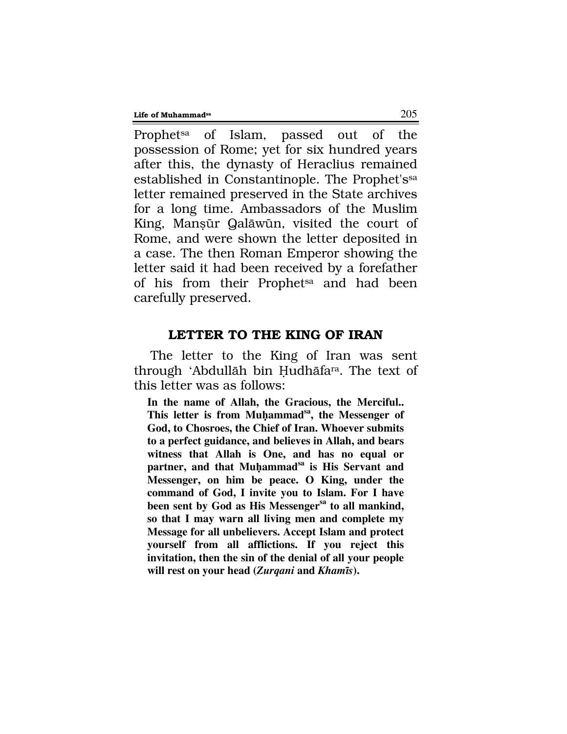Prophet[sa] of Islam, passed out of the possession of Rome; yet for six hundred years after this, the dynasty of Heraclius remained established in Constantinople. The Prophet's[sa] letter remained preserved in the State archives for a long time. Ambassadors of the Muslim King, Manṣūr Qalāwūn, visited the court of Rome, and were shown the letter deposited in a case. The then Roman Emperor showing the letter said it had been received by a forefather of his from their Prophet[sa] and had been carefully preserved.

## LETTER TO THE KING OF IRAN

The letter to the King of Iran was sent through 'Abdullāh bin Ḥudhāfa[ra]. The text of this letter was as follows:

> **In the name of Allah, the Gracious, the Merciful.. This letter is from Muḥammad[sa], the Messenger of God, to Chosroes, the Chief of Iran. Whoever submits to a perfect guidance, and believes in Allah, and bears witness that Allah is One, and has no equal or partner, and that Muḥammad[sa] is His Servant and Messenger, on him be peace. O King, under the command of God, I invite you to Islam. For I have been sent by God as His Messenger[sa] to all mankind, so that I may warn all living men and complete my Message for all unbelievers. Accept Islam and protect yourself from all afflictions. If you reject this invitation, then the sin of the denial of all your people will rest on your head (*Zurqani* and *Khamīs*).**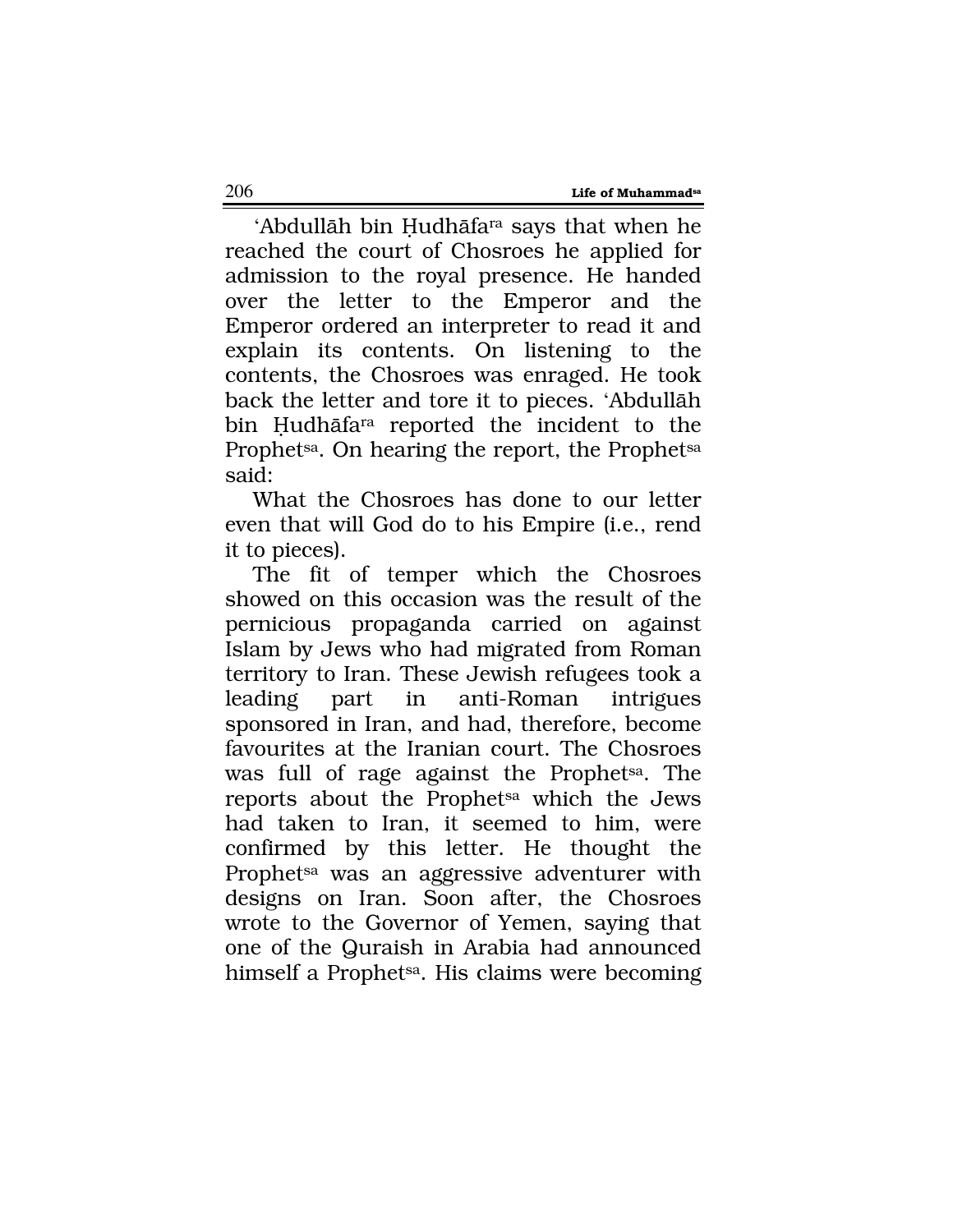'Abdullāh bin Ḥudhāfa[ra] says that when he reached the court of Chosroes he applied for admission to the royal presence. He handed over the letter to the Emperor and the Emperor ordered an interpreter to read it and explain its contents. On listening to the contents, the Chosroes was enraged. He took back the letter and tore it to pieces. 'Abdullāh bin Ḥudhāfa[ra] reported the incident to the Prophet[sa]. On hearing the report, the Prophet[sa] said:

What the Chosroes has done to our letter even that will God do to his Empire (i.e., rend it to pieces).

The fit of temper which the Chosroes showed on this occasion was the result of the pernicious propaganda carried on against Islam by Jews who had migrated from Roman territory to Iran. These Jewish refugees took a leading part in anti-Roman intrigues sponsored in Iran, and had, therefore, become favourites at the Iranian court. The Chosroes was full of rage against the Prophet[sa]. The reports about the Prophet[sa] which the Jews had taken to Iran, it seemed to him, were confirmed by this letter. He thought the Prophet[sa] was an aggressive adventurer with designs on Iran. Soon after, the Chosroes wrote to the Governor of Yemen, saying that one of the Quraish in Arabia had announced himself a Prophet[sa]. His claims were becoming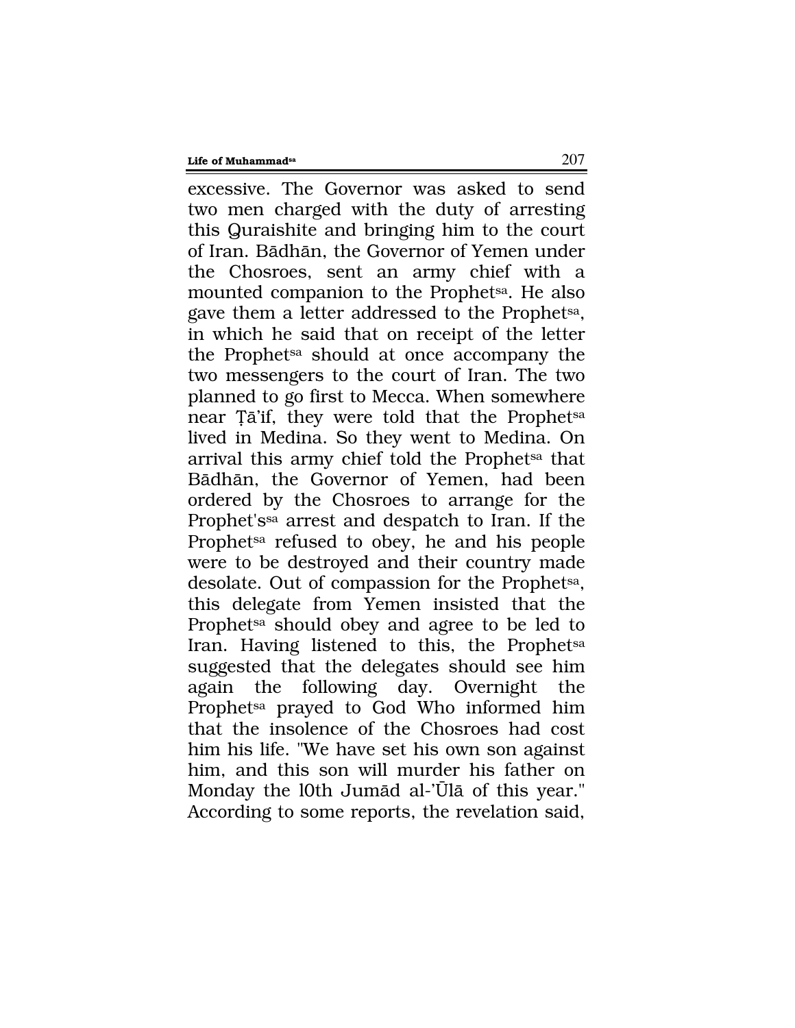excessive. The Governor was asked to send two men charged with the duty of arresting this Quraishite and bringing him to the court of Iran. Bādhān, the Governor of Yemen under the Chosroes, sent an army chief with a mounted companion to the Prophet[sa]. He also gave them a letter addressed to the Prophet[sa], in which he said that on receipt of the letter the Prophet[sa] should at once accompany the two messengers to the court of Iran. The two planned to go first to Mecca. When somewhere near Ṭā'if, they were told that the Prophet[sa] lived in Medina. So they went to Medina. On arrival this army chief told the Prophet[sa] that Bādhān, the Governor of Yemen, had been ordered by the Chosroes to arrange for the Prophet's[sa] arrest and despatch to Iran. If the Prophet[sa] refused to obey, he and his people were to be destroyed and their country made desolate. Out of compassion for the Prophet[sa], this delegate from Yemen insisted that the Prophet[sa] should obey and agree to be led to Iran. Having listened to this, the Prophet[sa] suggested that the delegates should see him again the following day. Overnight the Prophet[sa] prayed to God Who informed him that the insolence of the Chosroes had cost him his life. "We have set his own son against him, and this son will murder his father on Monday the 10th Jumād al-'Ūlā of this year." According to some reports, the revelation said,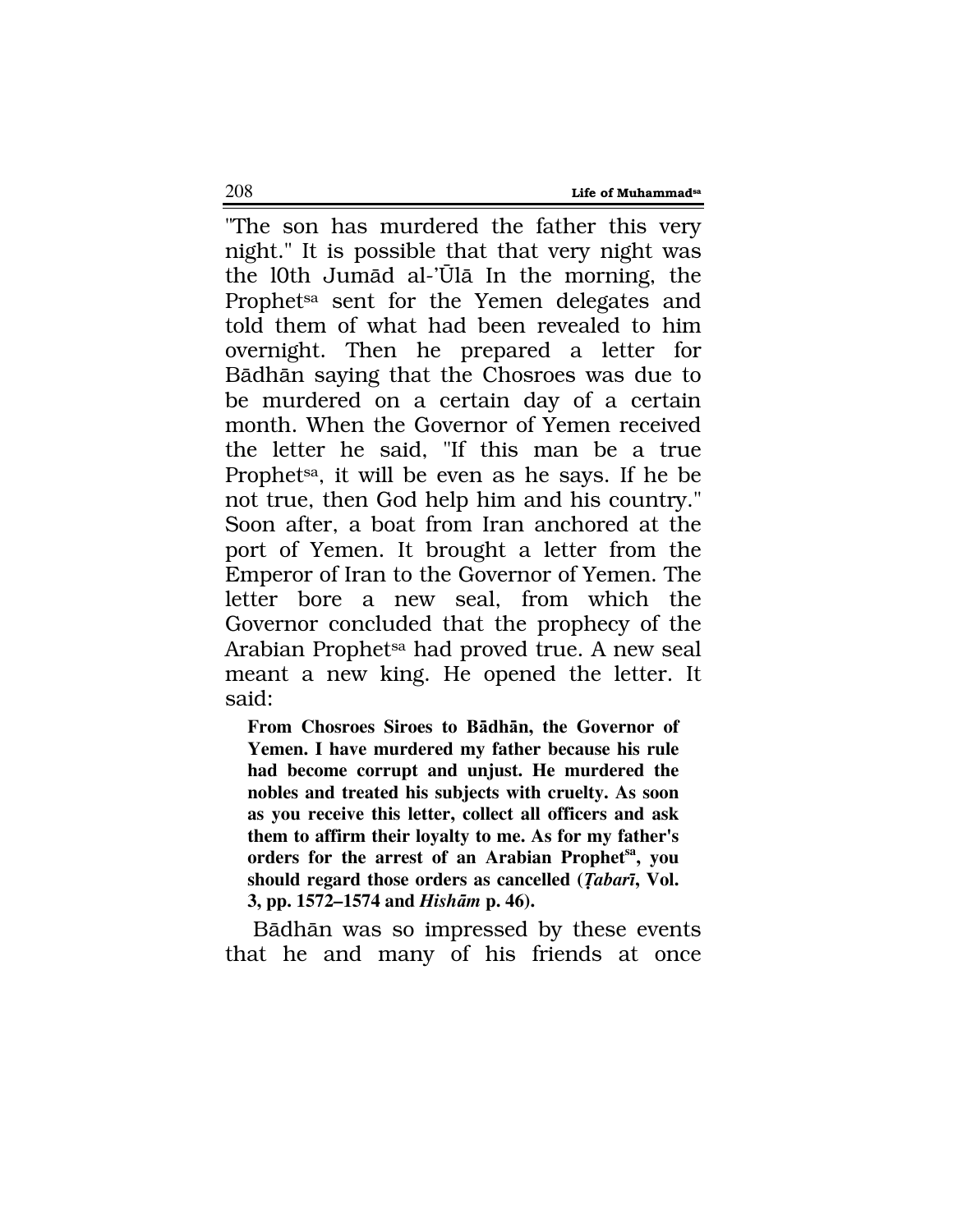"The son has murdered the father this very night." It is possible that that very night was the 10th Jumād al-'Ūlā In the morning, the Prophet[sa] sent for the Yemen delegates and told them of what had been revealed to him overnight. Then he prepared a letter for Bādhān saying that the Chosroes was due to be murdered on a certain day of a certain month. When the Governor of Yemen received the letter he said, "If this man be a true Prophet[sa], it will be even as he says. If he be not true, then God help him and his country." Soon after, a boat from Iran anchored at the port of Yemen. It brought a letter from the Emperor of Iran to the Governor of Yemen. The letter bore a new seal, from which the Governor concluded that the prophecy of the Arabian Prophet[sa] had proved true. A new seal meant a new king. He opened the letter. It said:

> **From Chosroes Siroes to Bādhān, the Governor of Yemen. I have murdered my father because his rule had become corrupt and unjust. He murdered the nobles and treated his subjects with cruelty. As soon as you receive this letter, collect all officers and ask them to affirm their loyalty to me. As for my father's orders for the arrest of an Arabian Prophet[sa], you should regard those orders as cancelled (*Ṭabarī*, Vol. 3, pp. 1572–1574 and *Hishām* p. 46).**

Bādhān was so impressed by these events that he and many of his friends at once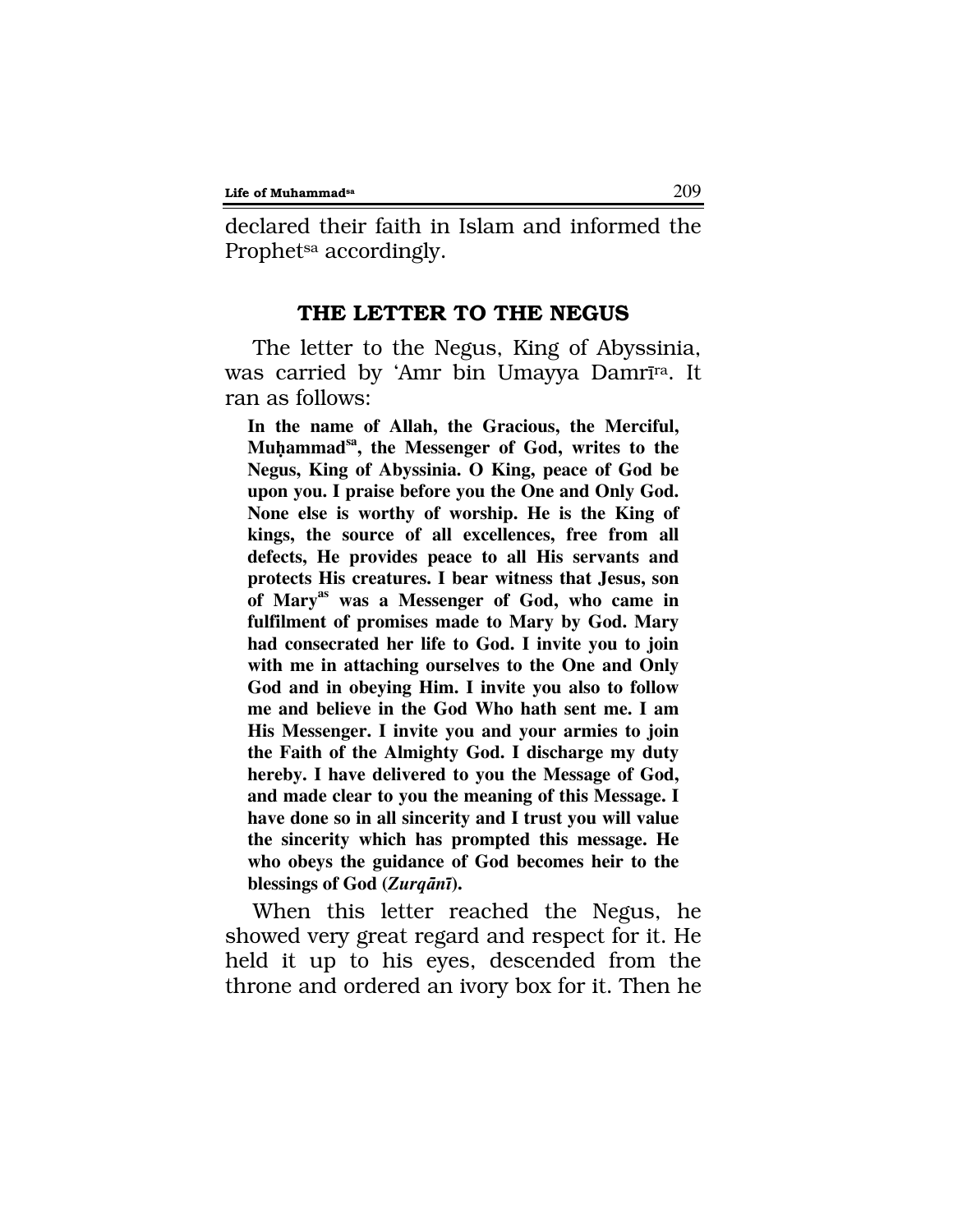declared their faith in Islam and informed the Prophet[sa] accordingly.

## THE LETTER TO THE NEGUS

The letter to the Negus, King of Abyssinia, was carried by 'Amr bin Umayya Damrī[ra]. It ran as follows:

> **In the name of Allah, the Gracious, the Merciful, Muḥammad[sa], the Messenger of God, writes to the Negus, King of Abyssinia. O King, peace of God be upon you. I praise before you the One and Only God. None else is worthy of worship. He is the King of kings, the source of all excellences, free from all defects, He provides peace to all His servants and protects His creatures. I bear witness that Jesus, son of Mary[as] was a Messenger of God, who came in fulfilment of promises made to Mary by God. Mary had consecrated her life to God. I invite you to join with me in attaching ourselves to the One and Only God and in obeying Him. I invite you also to follow me and believe in the God Who hath sent me. I am His Messenger. I invite you and your armies to join the Faith of the Almighty God. I discharge my duty hereby. I have delivered to you the Message of God, and made clear to you the meaning of this Message. I have done so in all sincerity and I trust you will value the sincerity which has prompted this message. He who obeys the guidance of God becomes heir to the blessings of God (*Zurqānī*).**

When this letter reached the Negus, he showed very great regard and respect for it. He held it up to his eyes, descended from the throne and ordered an ivory box for it. Then he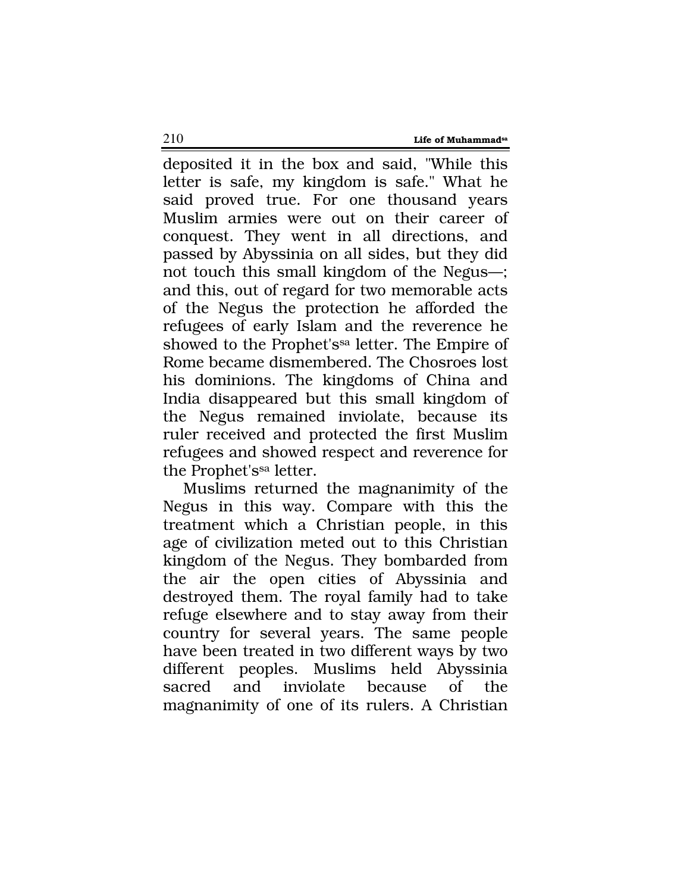deposited it in the box and said, "While this letter is safe, my kingdom is safe." What he said proved true. For one thousand years Muslim armies were out on their career of conquest. They went in all directions, and passed by Abyssinia on all sides, but they did not touch this small kingdom of the Negus—; and this, out of regard for two memorable acts of the Negus the protection he afforded the refugees of early Islam and the reverence he showed to the Prophet's[sa] letter. The Empire of Rome became dismembered. The Chosroes lost his dominions. The kingdoms of China and India disappeared but this small kingdom of the Negus remained inviolate, because its ruler received and protected the first Muslim refugees and showed respect and reverence for the Prophet's[sa] letter.

Muslims returned the magnanimity of the Negus in this way. Compare with this the treatment which a Christian people, in this age of civilization meted out to this Christian kingdom of the Negus. They bombarded from the air the open cities of Abyssinia and destroyed them. The royal family had to take refuge elsewhere and to stay away from their country for several years. The same people have been treated in two different ways by two different peoples. Muslims held Abyssinia sacred and inviolate because of the magnanimity of one of its rulers. A Christian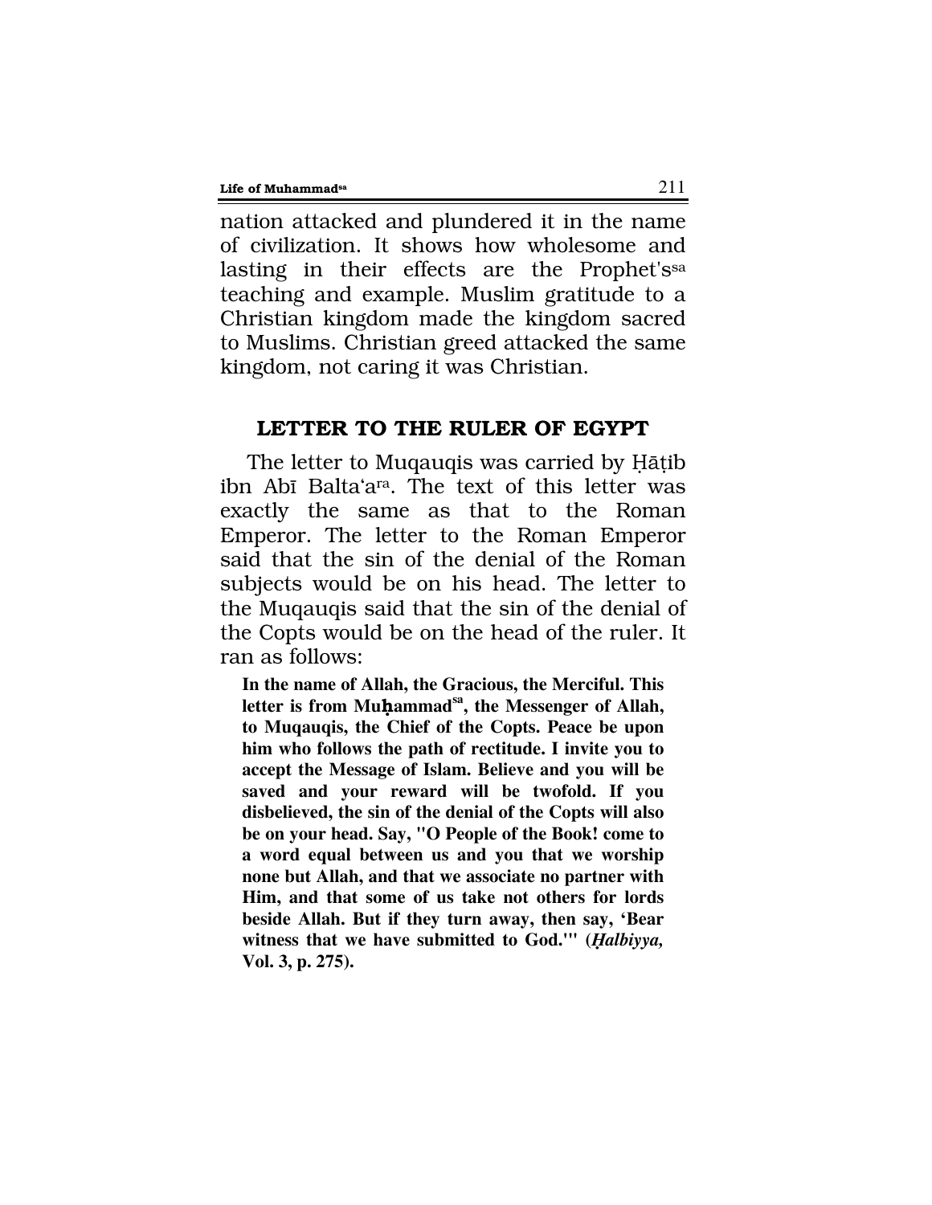nation attacked and plundered it in the name of civilization. It shows how wholesome and lasting in their effects are the Prophet'ssa teaching and example. Muslim gratitude to a Christian kingdom made the kingdom sacred to Muslims. Christian greed attacked the same kingdom, not caring it was Christian.

## LETTER TO THE RULER OF EGYPT

The letter to Muqauqis was carried by Ḥāṭib ibn Abī Balta'ara. The text of this letter was exactly the same as that to the Roman Emperor. The letter to the Roman Emperor said that the sin of the denial of the Roman subjects would be on his head. The letter to the Muqauqis said that the sin of the denial of the Copts would be on the head of the ruler. It ran as follows:

> **In the name of Allah, the Gracious, the Merciful. This letter is from Muḥammadsa, the Messenger of Allah, to Muqauqis, the Chief of the Copts. Peace be upon him who follows the path of rectitude. I invite you to accept the Message of Islam. Believe and you will be saved and your reward will be twofold. If you disbelieved, the sin of the denial of the Copts will also be on your head. Say, "O People of the Book! come to a word equal between us and you that we worship none but Allah, and that we associate no partner with Him, and that some of us take not others for lords beside Allah. But if they turn away, then say, 'Bear witness that we have submitted to God.'" (*Ḥalbiyya*, Vol. 3, p. 275).**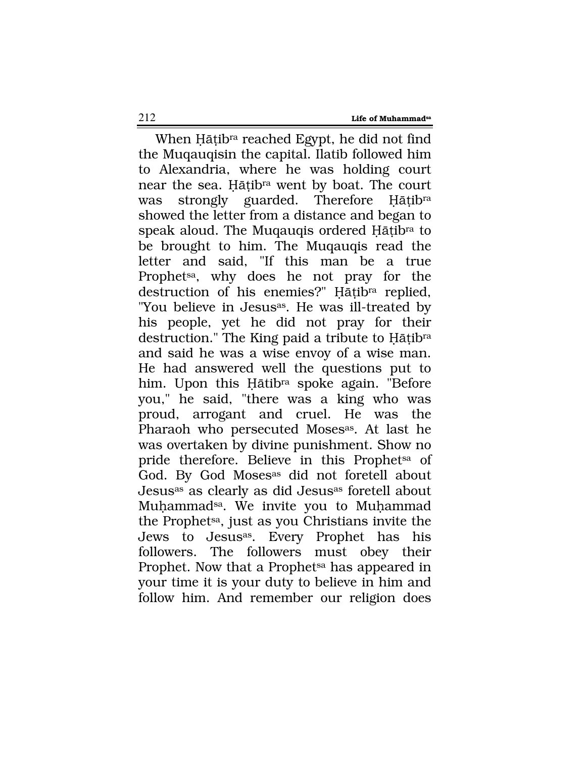When Ḥāṭib[ra] reached Egypt, he did not find the Muqauqisin the capital. Ilatib followed him to Alexandria, where he was holding court near the sea. Ḥāṭib[ra] went by boat. The court was strongly guarded. Therefore Ḥāṭib[ra] showed the letter from a distance and began to speak aloud. The Muqauqis ordered Ḥāṭib[ra] to be brought to him. The Muqauqis read the letter and said, "If this man be a true Prophet[sa], why does he not pray for the destruction of his enemies?" Ḥāṭib[ra] replied, "You believe in Jesus[as]. He was ill-treated by his people, yet he did not pray for their destruction." The King paid a tribute to Ḥāṭib[ra] and said he was a wise envoy of a wise man. He had answered well the questions put to him. Upon this Ḥātib[ra] spoke again. "Before you," he said, "there was a king who was proud, arrogant and cruel. He was the Pharaoh who persecuted Moses[as]. At last he was overtaken by divine punishment. Show no pride therefore. Believe in this Prophet[sa] of God. By God Moses[as] did not foretell about Jesus[as] as clearly as did Jesus[as] foretell about Muḥammad[sa]. We invite you to Muḥammad the Prophet[sa], just as you Christians invite the Jews to Jesus[as]. Every Prophet has his followers. The followers must obey their Prophet. Now that a Prophet[sa] has appeared in your time it is your duty to believe in him and follow him. And remember our religion does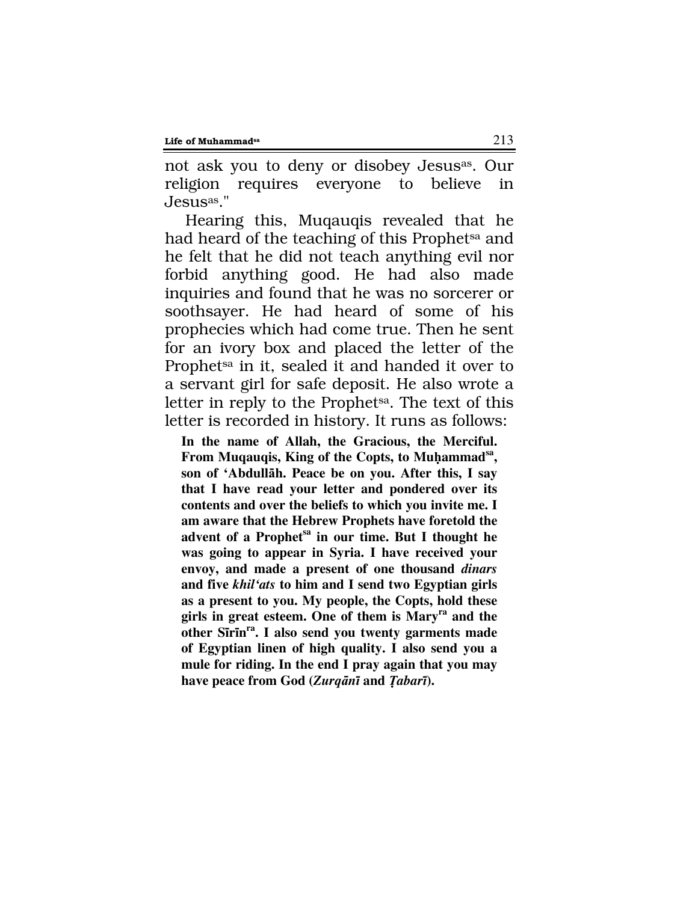not ask you to deny or disobey Jesus[as]. Our religion requires everyone to believe in Jesus[as]."

Hearing this, Muqauqis revealed that he had heard of the teaching of this Prophet[sa] and he felt that he did not teach anything evil nor forbid anything good. He had also made inquiries and found that he was no sorcerer or soothsayer. He had heard of some of his prophecies which had come true. Then he sent for an ivory box and placed the letter of the Prophet[sa] in it, sealed it and handed it over to a servant girl for safe deposit. He also wrote a letter in reply to the Prophet[sa]. The text of this letter is recorded in history. It runs as follows:

> **In the name of Allah, the Gracious, the Merciful. From Muqauqis, King of the Copts, to Muḥammad[sa], son of 'Abdullāh. Peace be on you. After this, I say that I have read your letter and pondered over its contents and over the beliefs to which you invite me. I am aware that the Hebrew Prophets have foretold the advent of a Prophet[sa] in our time. But I thought he was going to appear in Syria. I have received your envoy, and made a present of one thousand *dinars* and five *khil'ats* to him and I send two Egyptian girls as a present to you. My people, the Copts, hold these girls in great esteem. One of them is Mary[ra] and the other Sīrīn[ra]. I also send you twenty garments made of Egyptian linen of high quality. I also send you a mule for riding. In the end I pray again that you may have peace from God (*Zurqānī* and *Ṭabarī*).**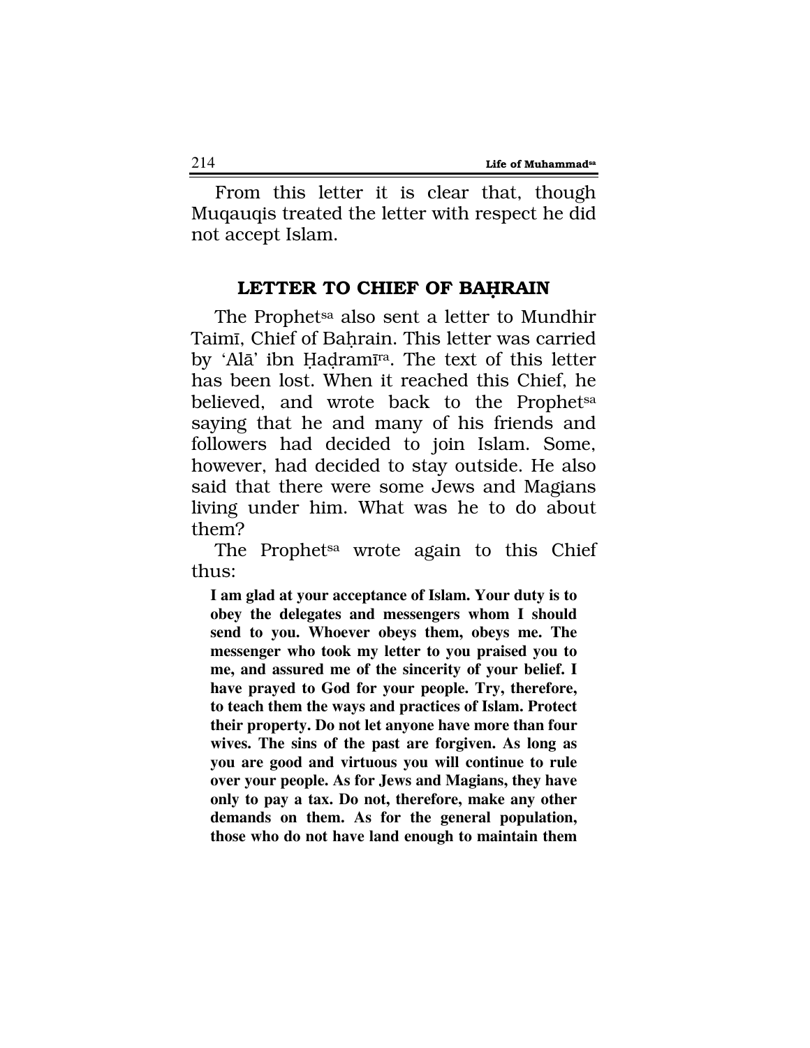From this letter it is clear that, though Muqauqis treated the letter with respect he did not accept Islam.

## LETTER TO CHIEF OF BAḤRAIN

The Prophet[sa] also sent a letter to Mundhir Taimī, Chief of Baḥrain. This letter was carried by 'Alā' ibn Ḥaḍramī[ra]. The text of this letter has been lost. When it reached this Chief, he believed, and wrote back to the Prophet[sa] saying that he and many of his friends and followers had decided to join Islam. Some, however, had decided to stay outside. He also said that there were some Jews and Magians living under him. What was he to do about them?

The Prophet[sa] wrote again to this Chief thus:

> **I am glad at your acceptance of Islam. Your duty is to obey the delegates and messengers whom I should send to you. Whoever obeys them, obeys me. The messenger who took my letter to you praised you to me, and assured me of the sincerity of your belief. I have prayed to God for your people. Try, therefore, to teach them the ways and practices of Islam. Protect their property. Do not let anyone have more than four wives. The sins of the past are forgiven. As long as you are good and virtuous you will continue to rule over your people. As for Jews and Magians, they have only to pay a tax. Do not, therefore, make any other demands on them. As for the general population, those who do not have land enough to maintain them**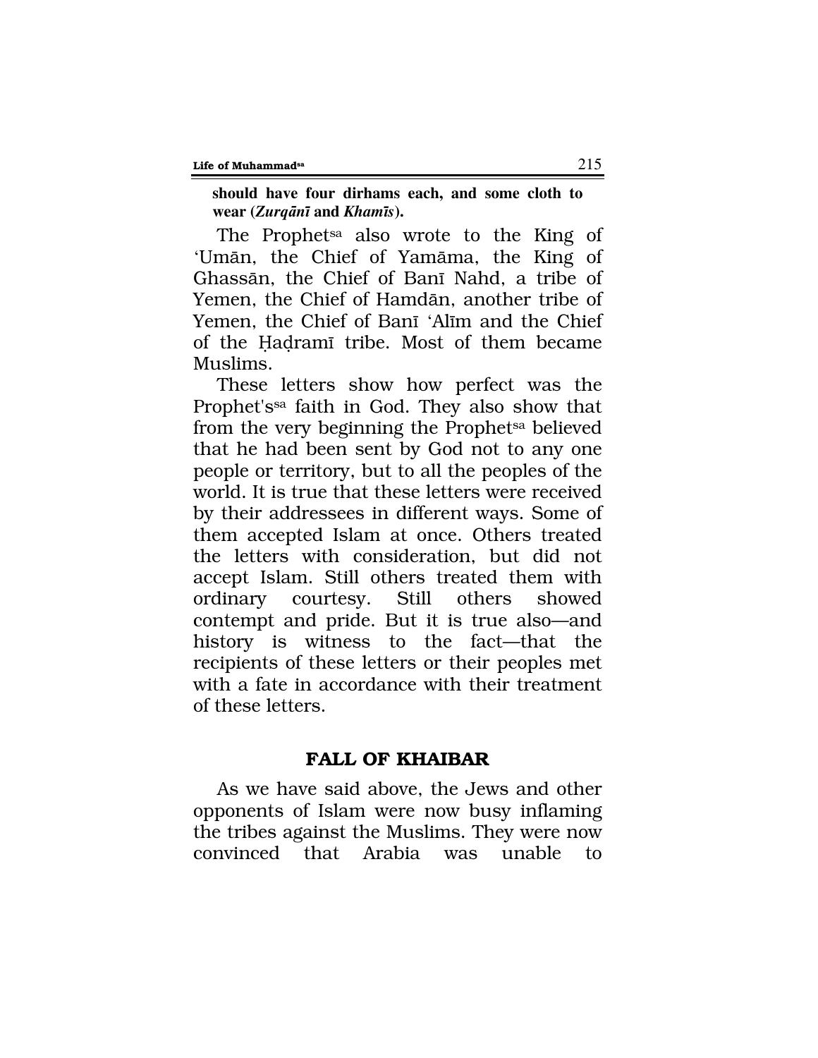**should have four dirhams each, and some cloth to wear (*Zurqānī* and *Khamīs*).**

The Prophet[sa] also wrote to the King of 'Umān, the Chief of Yamāma, the King of Ghassān, the Chief of Banī Nahd, a tribe of Yemen, the Chief of Hamdān, another tribe of Yemen, the Chief of Banī 'Alīm and the Chief of the Ḥaḍramī tribe. Most of them became Muslims.

These letters show how perfect was the Prophet's[sa] faith in God. They also show that from the very beginning the Prophet[sa] believed that he had been sent by God not to any one people or territory, but to all the peoples of the world. It is true that these letters were received by their addressees in different ways. Some of them accepted Islam at once. Others treated the letters with consideration, but did not accept Islam. Still others treated them with ordinary courtesy. Still others showed contempt and pride. But it is true also—and history is witness to the fact—that the recipients of these letters or their peoples met with a fate in accordance with their treatment of these letters.

## FALL OF KHAIBAR

As we have said above, the Jews and other opponents of Islam were now busy inflaming the tribes against the Muslims. They were now convinced that Arabia was unable to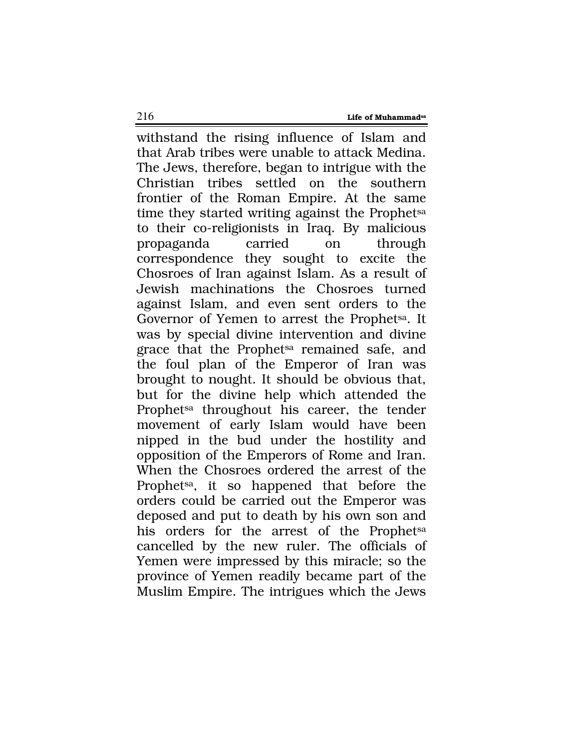withstand the rising influence of Islam and that Arab tribes were unable to attack Medina. The Jews, therefore, began to intrigue with the Christian tribes settled on the southern frontier of the Roman Empire. At the same time they started writing against the Prophet[sa] to their co-religionists in Iraq. By malicious propaganda carried on through correspondence they sought to excite the Chosroes of Iran against Islam. As a result of Jewish machinations the Chosroes turned against Islam, and even sent orders to the Governor of Yemen to arrest the Prophet[sa]. It was by special divine intervention and divine grace that the Prophet[sa] remained safe, and the foul plan of the Emperor of Iran was brought to nought. It should be obvious that, but for the divine help which attended the Prophet[sa] throughout his career, the tender movement of early Islam would have been nipped in the bud under the hostility and opposition of the Emperors of Rome and Iran. When the Chosroes ordered the arrest of the Prophet[sa], it so happened that before the orders could be carried out the Emperor was deposed and put to death by his own son and his orders for the arrest of the Prophet[sa] cancelled by the new ruler. The officials of Yemen were impressed by this miracle; so the province of Yemen readily became part of the Muslim Empire. The intrigues which the Jews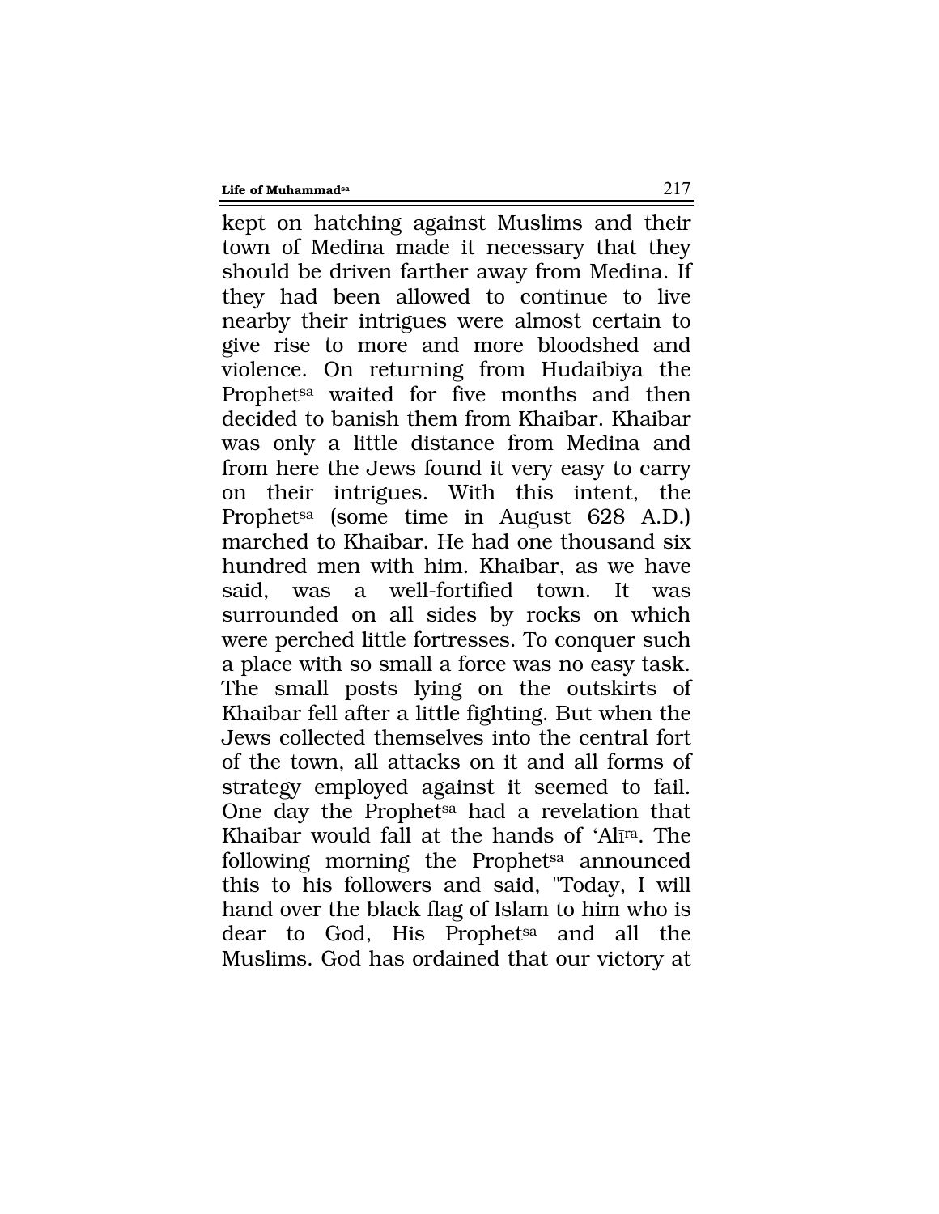kept on hatching against Muslims and their town of Medina made it necessary that they should be driven farther away from Medina. If they had been allowed to continue to live nearby their intrigues were almost certain to give rise to more and more bloodshed and violence. On returning from Hudaibiya the Prophet[sa] waited for five months and then decided to banish them from Khaibar. Khaibar was only a little distance from Medina and from here the Jews found it very easy to carry on their intrigues. With this intent, the Prophet[sa] (some time in August 628 A.D.) marched to Khaibar. He had one thousand six hundred men with him. Khaibar, as we have said, was a well-fortified town. It was surrounded on all sides by rocks on which were perched little fortresses. To conquer such a place with so small a force was no easy task. The small posts lying on the outskirts of Khaibar fell after a little fighting. But when the Jews collected themselves into the central fort of the town, all attacks on it and all forms of strategy employed against it seemed to fail. One day the Prophet[sa] had a revelation that Khaibar would fall at the hands of 'Alī[ra]. The following morning the Prophet[sa] announced this to his followers and said, "Today, I will hand over the black flag of Islam to him who is dear to God, His Prophet[sa] and all the Muslims. God has ordained that our victory at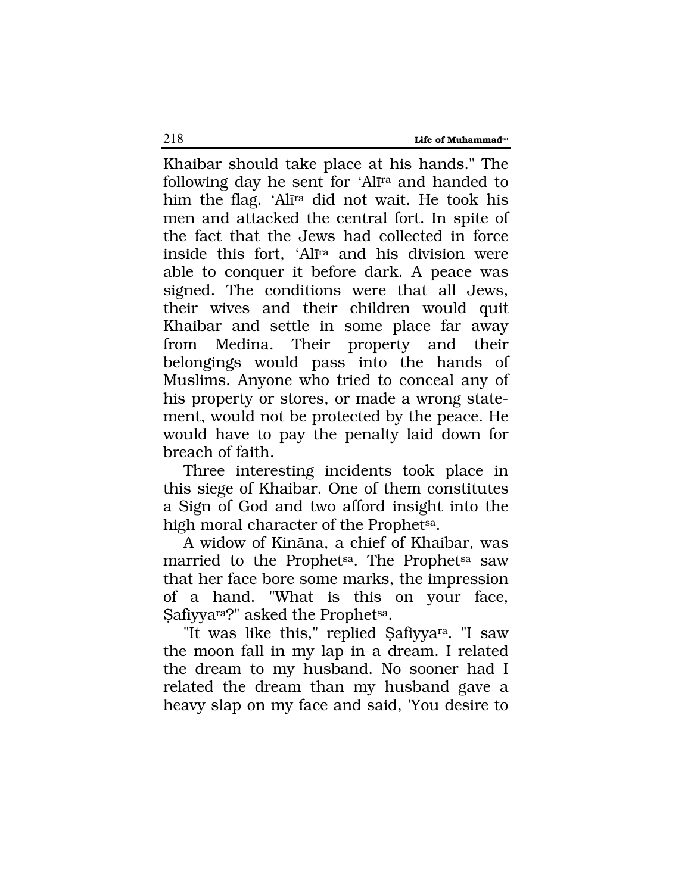Khaibar should take place at his hands." The following day he sent for 'Alī[ra] and handed to him the flag. 'Alī[ra] did not wait. He took his men and attacked the central fort. In spite of the fact that the Jews had collected in force inside this fort, 'Alī[ra] and his division were able to conquer it before dark. A peace was signed. The conditions were that all Jews, their wives and their children would quit Khaibar and settle in some place far away from Medina. Their property and their belongings would pass into the hands of Muslims. Anyone who tried to conceal any of his property or stores, or made a wrong statement, would not be protected by the peace. He would have to pay the penalty laid down for breach of faith.

Three interesting incidents took place in this siege of Khaibar. One of them constitutes a Sign of God and two afford insight into the high moral character of the Prophet[sa].

A widow of Kināna, a chief of Khaibar, was married to the Prophet[sa]. The Prophet[sa] saw that her face bore some marks, the impression of a hand. "What is this on your face, Ṣafiyya[ra]?" asked the Prophet[sa].

"It was like this," replied Ṣafiyya[ra]. "I saw the moon fall in my lap in a dream. I related the dream to my husband. No sooner had I related the dream than my husband gave a heavy slap on my face and said, 'You desire to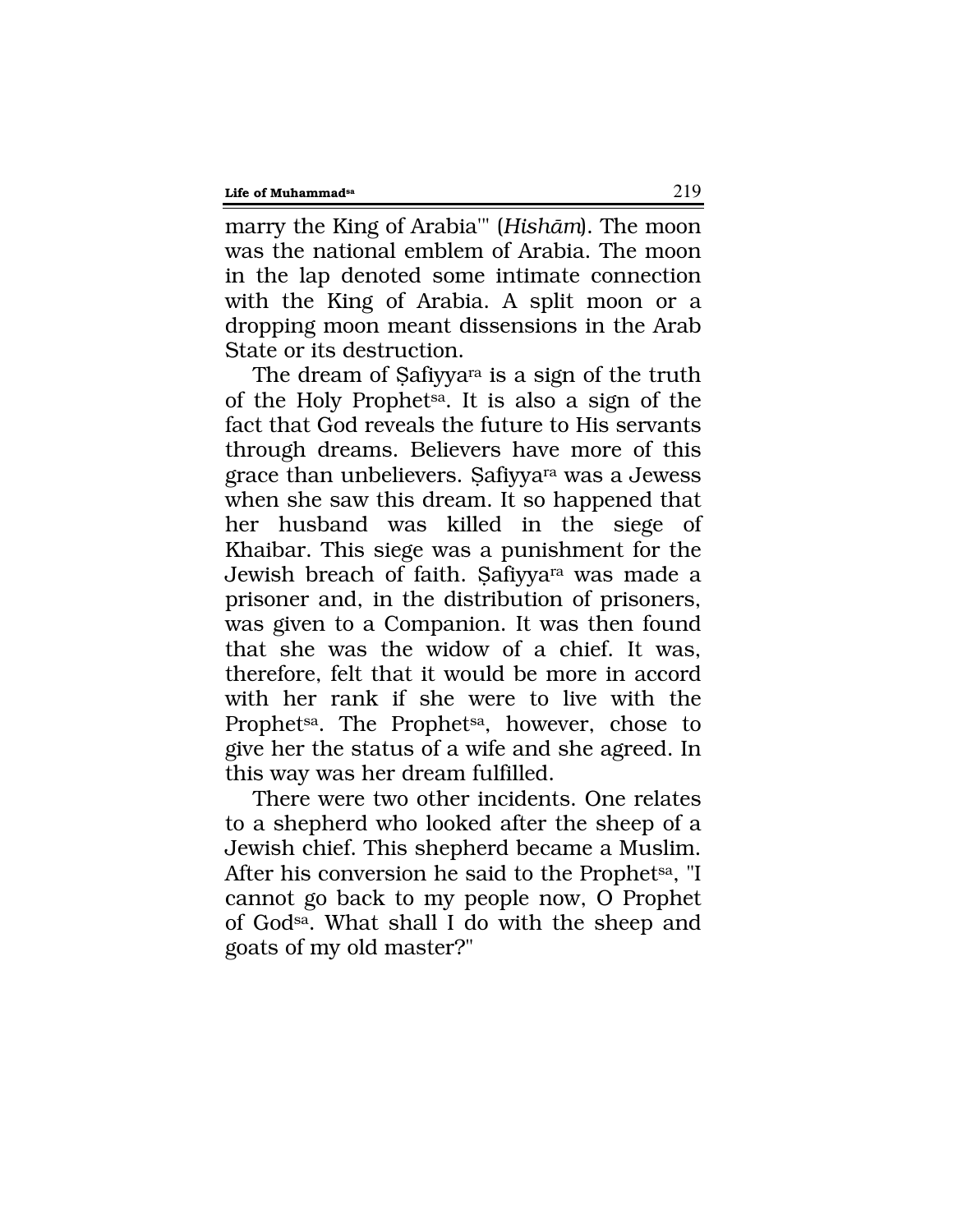marry the King of Arabia'" (*Hishām*). The moon was the national emblem of Arabia. The moon in the lap denoted some intimate connection with the King of Arabia. A split moon or a dropping moon meant dissensions in the Arab State or its destruction.

The dream of Ṣafiyya[ra] is a sign of the truth of the Holy Prophet[sa]. It is also a sign of the fact that God reveals the future to His servants through dreams. Believers have more of this grace than unbelievers. Ṣafiyya[ra] was a Jewess when she saw this dream. It so happened that her husband was killed in the siege of Khaibar. This siege was a punishment for the Jewish breach of faith. Ṣafiyya[ra] was made a prisoner and, in the distribution of prisoners, was given to a Companion. It was then found that she was the widow of a chief. It was, therefore, felt that it would be more in accord with her rank if she were to live with the Prophet[sa]. The Prophet[sa], however, chose to give her the status of a wife and she agreed. In this way was her dream fulfilled.

There were two other incidents. One relates to a shepherd who looked after the sheep of a Jewish chief. This shepherd became a Muslim. After his conversion he said to the Prophet[sa], "I cannot go back to my people now, O Prophet of God[sa]. What shall I do with the sheep and goats of my old master?"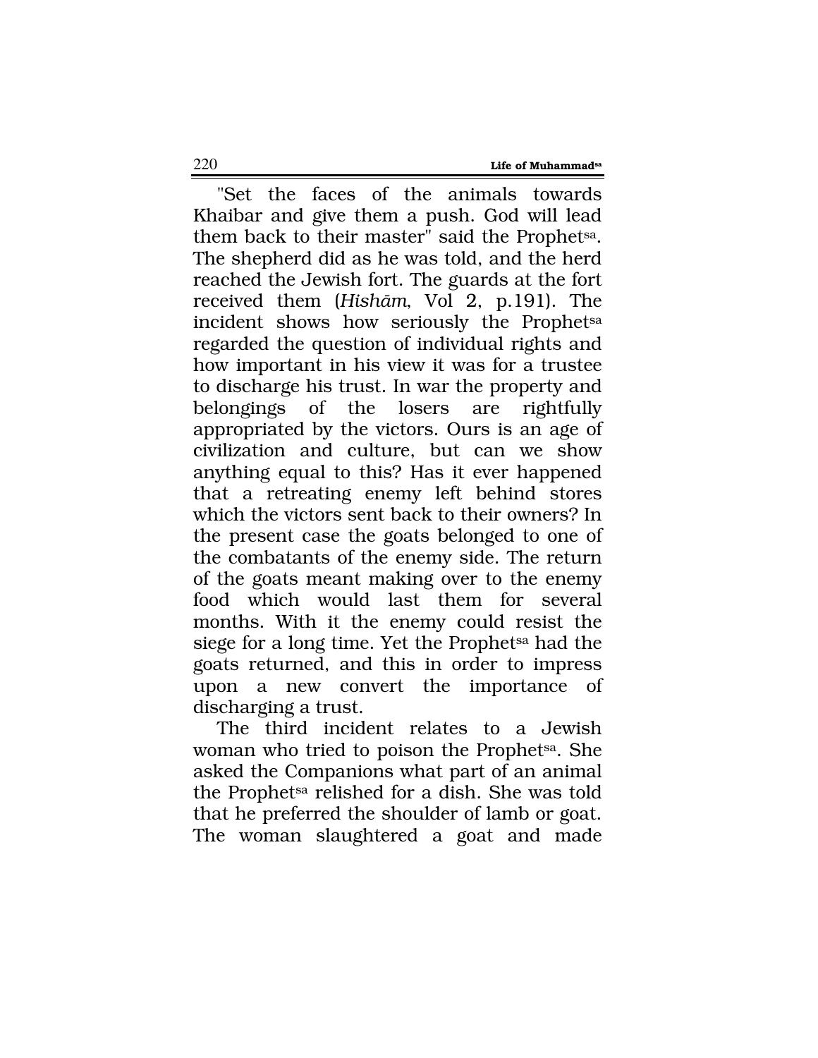"Set the faces of the animals towards Khaibar and give them a push. God will lead them back to their master" said the Prophet[sa]. The shepherd did as he was told, and the herd reached the Jewish fort. The guards at the fort received them (*Hishām*, Vol 2, p.191). The incident shows how seriously the Prophet[sa] regarded the question of individual rights and how important in his view it was for a trustee to discharge his trust. In war the property and belongings of the losers are rightfully appropriated by the victors. Ours is an age of civilization and culture, but can we show anything equal to this? Has it ever happened that a retreating enemy left behind stores which the victors sent back to their owners? In the present case the goats belonged to one of the combatants of the enemy side. The return of the goats meant making over to the enemy food which would last them for several months. With it the enemy could resist the siege for a long time. Yet the Prophet[sa] had the goats returned, and this in order to impress upon a new convert the importance of discharging a trust.

The third incident relates to a Jewish woman who tried to poison the Prophet[sa]. She asked the Companions what part of an animal the Prophet[sa] relished for a dish. She was told that he preferred the shoulder of lamb or goat. The woman slaughtered a goat and made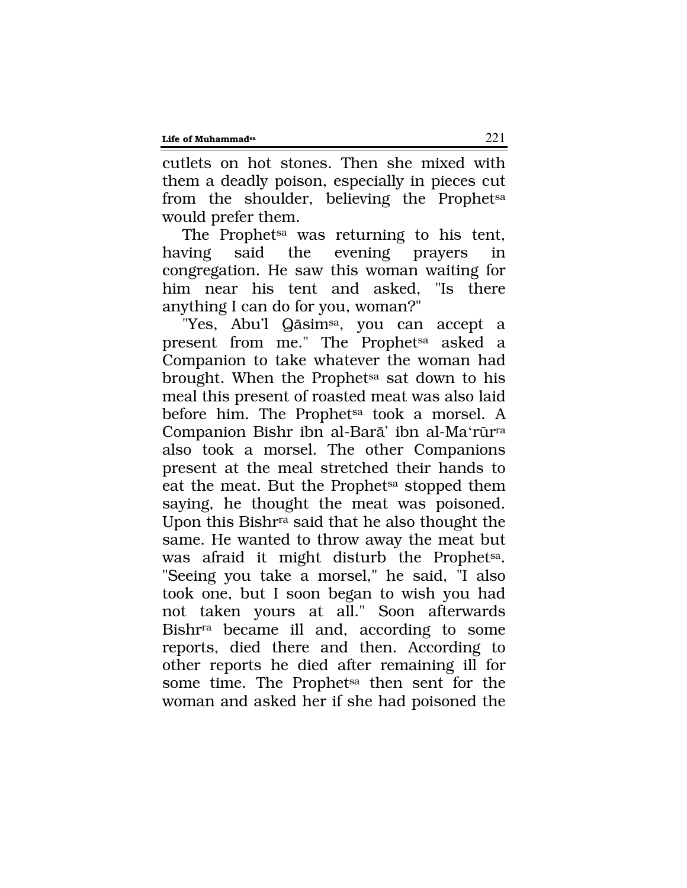cutlets on hot stones. Then she mixed with them a deadly poison, especially in pieces cut from the shoulder, believing the Prophet[sa] would prefer them.

The Prophet[sa] was returning to his tent, having said the evening prayers in congregation. He saw this woman waiting for him near his tent and asked, "Is there anything I can do for you, woman?"

"Yes, Abu'l Qāsim[sa], you can accept a present from me." The Prophet[sa] asked a Companion to take whatever the woman had brought. When the Prophet[sa] sat down to his meal this present of roasted meat was also laid before him. The Prophet[sa] took a morsel. A Companion Bishr ibn al-Barā' ibn al-Ma'rūr[ra] also took a morsel. The other Companions present at the meal stretched their hands to eat the meat. But the Prophet[sa] stopped them saying, he thought the meat was poisoned. Upon this Bishr[ra] said that he also thought the same. He wanted to throw away the meat but was afraid it might disturb the Prophet[sa]. "Seeing you take a morsel," he said, "I also took one, but I soon began to wish you had not taken yours at all." Soon afterwards Bishr[ra] became ill and, according to some reports, died there and then. According to other reports he died after remaining ill for some time. The Prophet[sa] then sent for the woman and asked her if she had poisoned the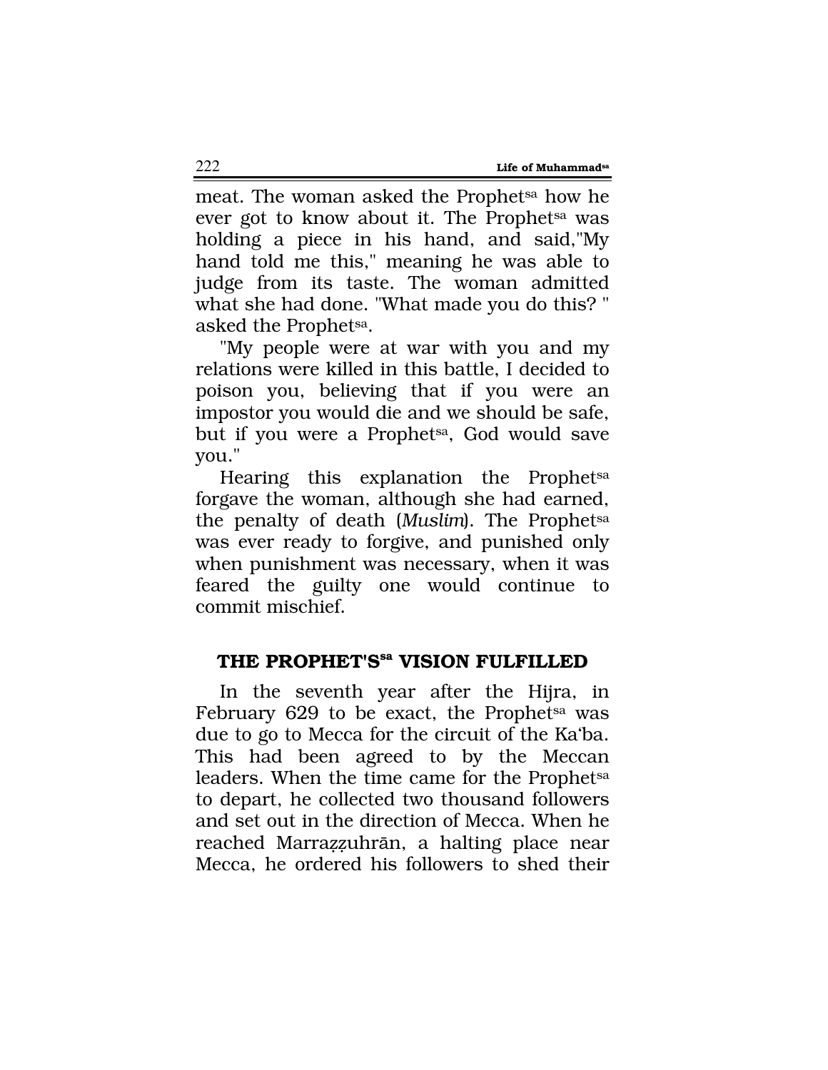meat. The woman asked the Prophet[sa] how he ever got to know about it. The Prophet[sa] was holding a piece in his hand, and said,"My hand told me this," meaning he was able to judge from its taste. The woman admitted what she had done. "What made you do this? " asked the Prophet[sa].

"My people were at war with you and my relations were killed in this battle, I decided to poison you, believing that if you were an impostor you would die and we should be safe, but if you were a Prophet[sa], God would save you."

Hearing this explanation the Prophet[sa] forgave the woman, although she had earned, the penalty of death (*Muslim*). The Prophet[sa] was ever ready to forgive, and punished only when punishment was necessary, when it was feared the guilty one would continue to commit mischief.

## THE PROPHET'S[sa] VISION FULFILLED

In the seventh year after the Hijra, in February 629 to be exact, the Prophet[sa] was due to go to Mecca for the circuit of the Ka'ba. This had been agreed to by the Meccan leaders. When the time came for the Prophet[sa] to depart, he collected two thousand followers and set out in the direction of Mecca. When he reached Marraẓẓuhrān, a halting place near Mecca, he ordered his followers to shed their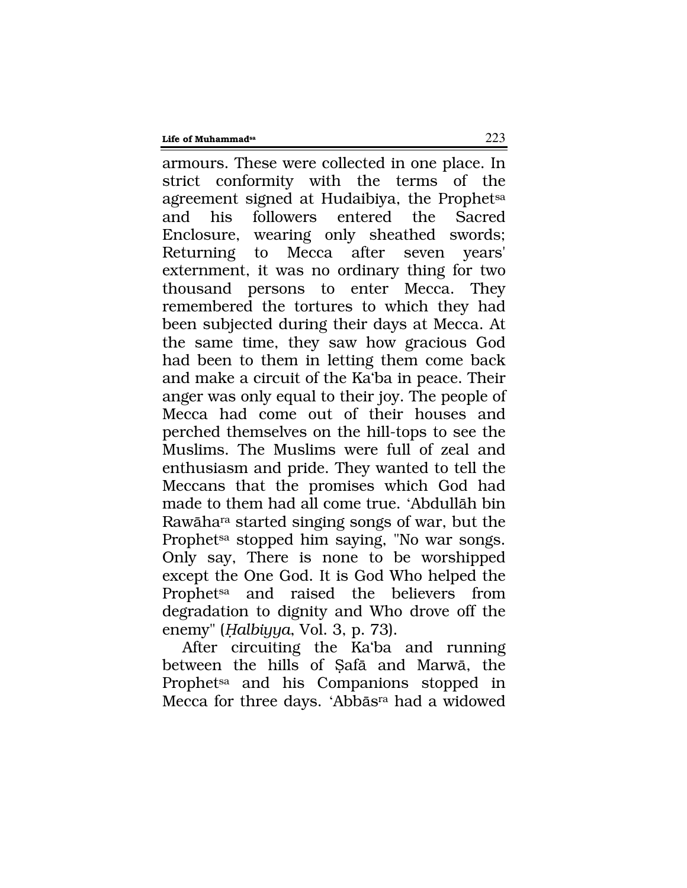armours. These were collected in one place. In strict conformity with the terms of the agreement signed at Hudaibiya, the Prophet[sa] and his followers entered the Sacred Enclosure, wearing only sheathed swords; Returning to Mecca after seven years' externment, it was no ordinary thing for two thousand persons to enter Mecca. They remembered the tortures to which they had been subjected during their days at Mecca. At the same time, they saw how gracious God had been to them in letting them come back and make a circuit of the Ka'ba in peace. Their anger was only equal to their joy. The people of Mecca had come out of their houses and perched themselves on the hill-tops to see the Muslims. The Muslims were full of zeal and enthusiasm and pride. They wanted to tell the Meccans that the promises which God had made to them had all come true. 'Abdullāh bin Rawāha[ra] started singing songs of war, but the Prophet[sa] stopped him saying, "No war songs. Only say, There is none to be worshipped except the One God. It is God Who helped the Prophet[sa] and raised the believers from degradation to dignity and Who drove off the enemy" (*Ḥalbiyya*, Vol. 3, p. 73).

After circuiting the Ka'ba and running between the hills of Ṣafā and Marwā, the Prophet[sa] and his Companions stopped in Mecca for three days. 'Abbās[ra] had a widowed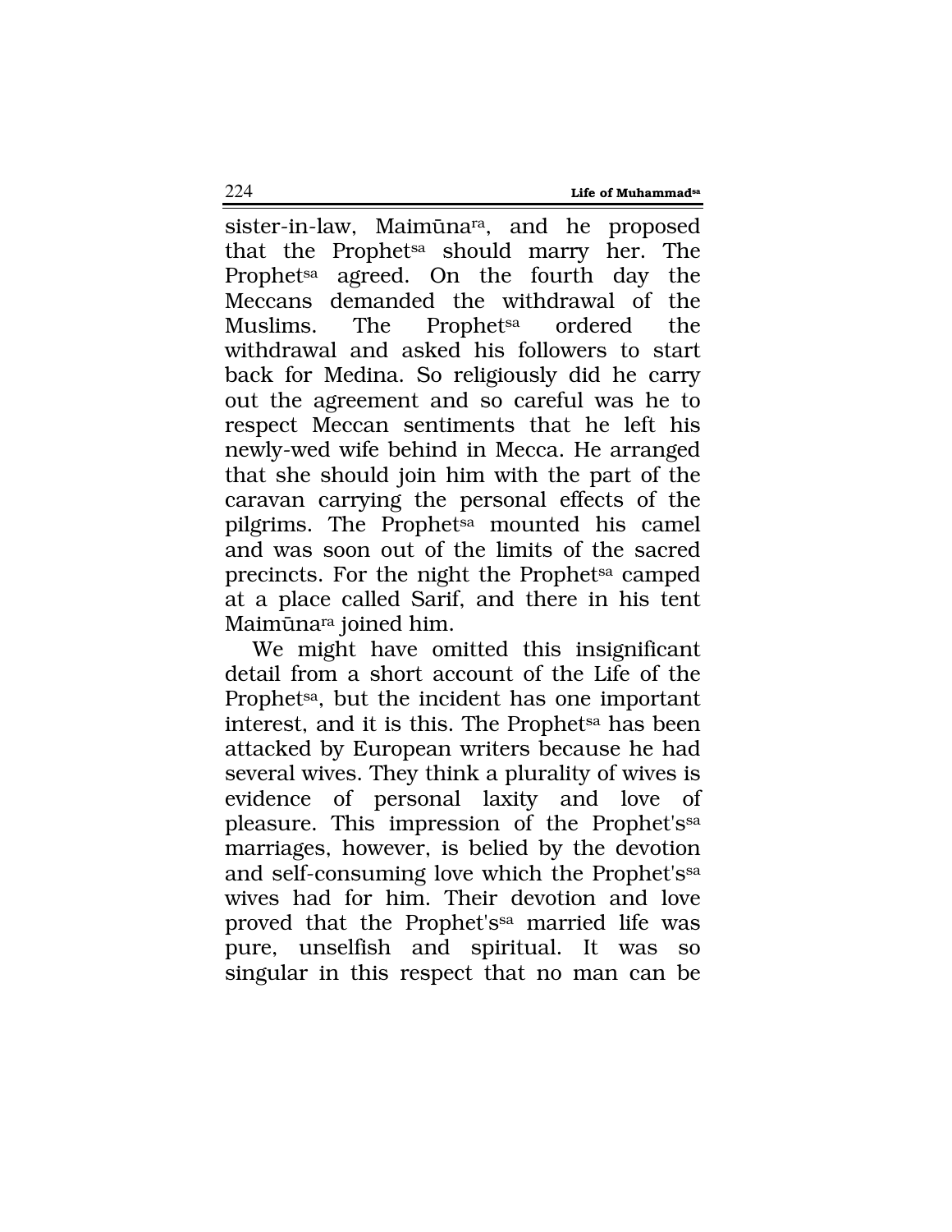sister-in-law, Maimūna[ra], and he proposed that the Prophet[sa] should marry her. The Prophet[sa] agreed. On the fourth day the Meccans demanded the withdrawal of the Muslims. The Prophet[sa] ordered the withdrawal and asked his followers to start back for Medina. So religiously did he carry out the agreement and so careful was he to respect Meccan sentiments that he left his newly-wed wife behind in Mecca. He arranged that she should join him with the part of the caravan carrying the personal effects of the pilgrims. The Prophet[sa] mounted his camel and was soon out of the limits of the sacred precincts. For the night the Prophet[sa] camped at a place called Sarif, and there in his tent Maimūna[ra] joined him.

We might have omitted this insignificant detail from a short account of the Life of the Prophet[sa], but the incident has one important interest, and it is this. The Prophet[sa] has been attacked by European writers because he had several wives. They think a plurality of wives is evidence of personal laxity and love of pleasure. This impression of the Prophet's[sa] marriages, however, is belied by the devotion and self-consuming love which the Prophet's[sa] wives had for him. Their devotion and love proved that the Prophet's[sa] married life was pure, unselfish and spiritual. It was so singular in this respect that no man can be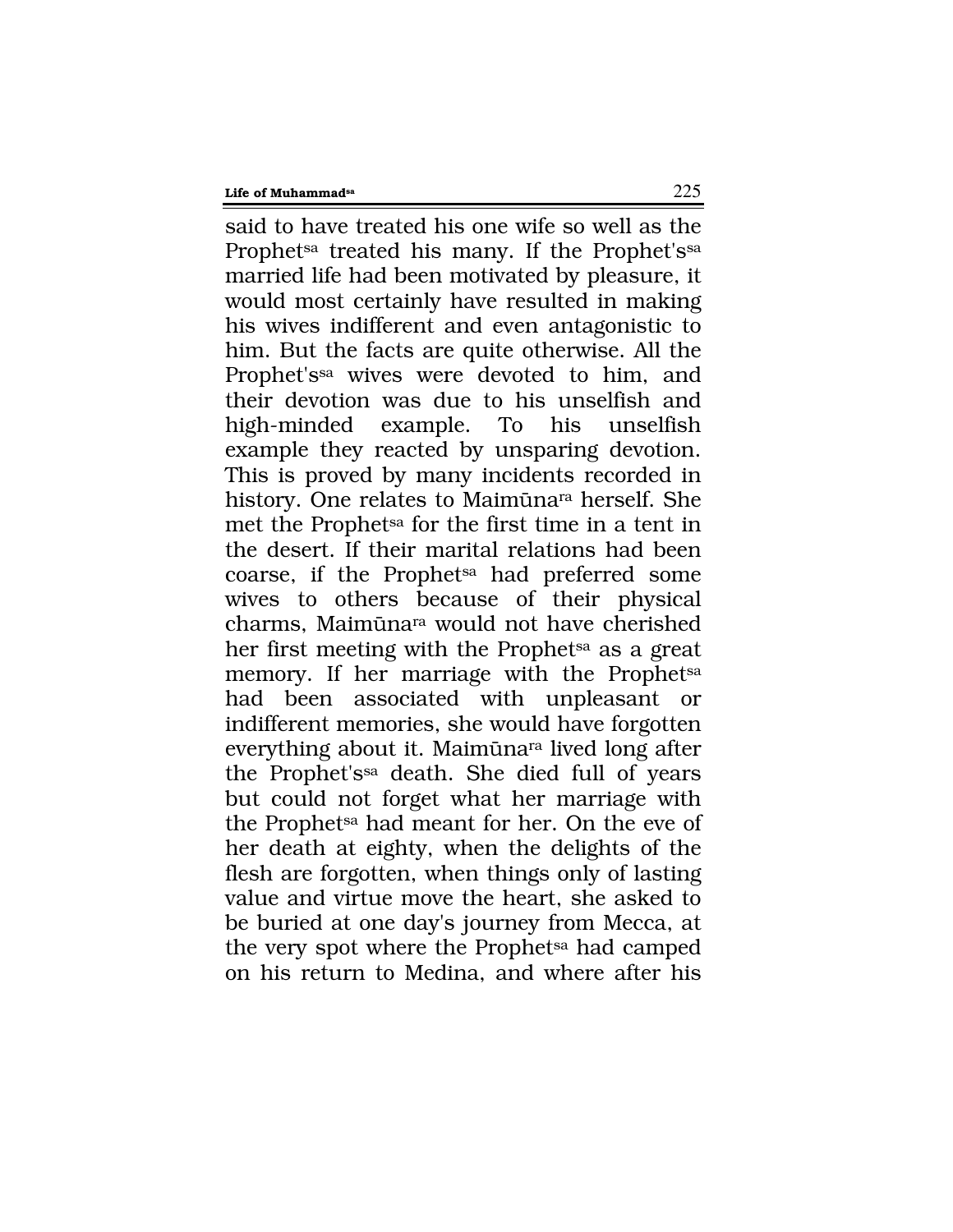said to have treated his one wife so well as the Prophet[sa] treated his many. If the Prophet's[sa] married life had been motivated by pleasure, it would most certainly have resulted in making his wives indifferent and even antagonistic to him. But the facts are quite otherwise. All the Prophet's[sa] wives were devoted to him, and their devotion was due to his unselfish and high-minded example. To his unselfish example they reacted by unsparing devotion. This is proved by many incidents recorded in history. One relates to Maimūna[ra] herself. She met the Prophet[sa] for the first time in a tent in the desert. If their marital relations had been coarse, if the Prophet[sa] had preferred some wives to others because of their physical charms, Maimūna[ra] would not have cherished her first meeting with the Prophet[sa] as a great memory. If her marriage with the Prophet[sa] had been associated with unpleasant or indifferent memories, she would have forgotten everything about it. Maimūna[ra] lived long after the Prophet's[sa] death. She died full of years but could not forget what her marriage with the Prophet[sa] had meant for her. On the eve of her death at eighty, when the delights of the flesh are forgotten, when things only of lasting value and virtue move the heart, she asked to be buried at one day's journey from Mecca, at the very spot where the Prophet[sa] had camped on his return to Medina, and where after his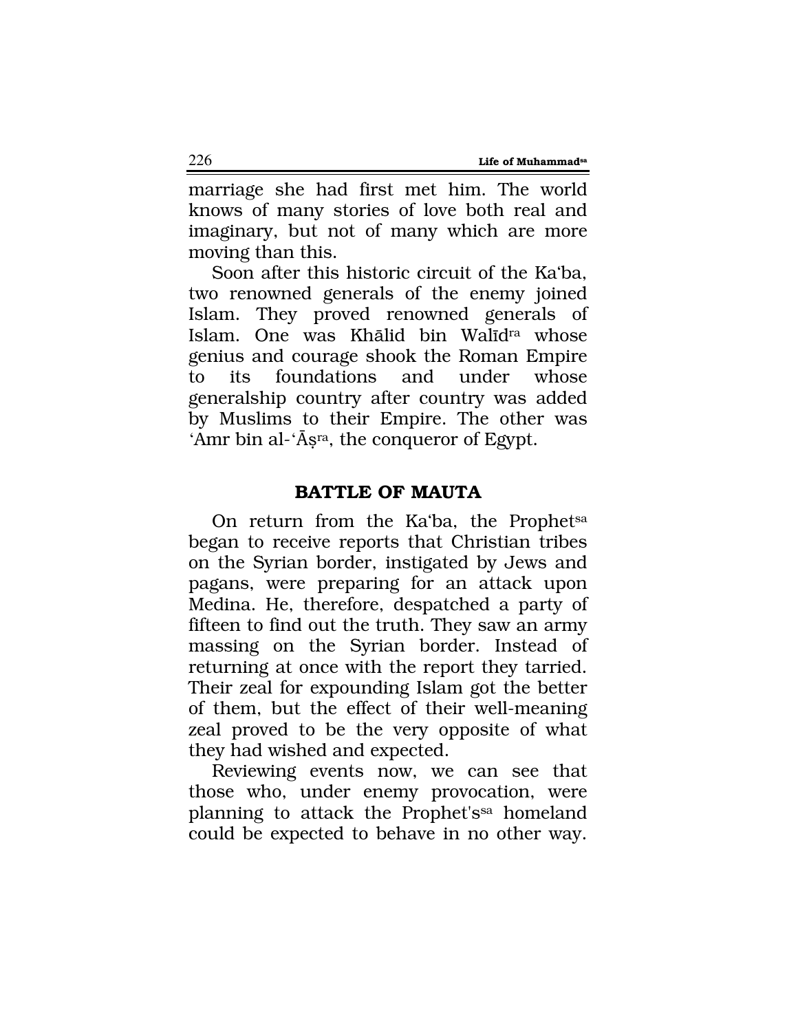marriage she had first met him. The world knows of many stories of love both real and imaginary, but not of many which are more moving than this.

Soon after this historic circuit of the Ka'ba, two renowned generals of the enemy joined Islam. They proved renowned generals of Islam. One was Khālid bin Walīd[ra] whose genius and courage shook the Roman Empire to its foundations and under whose generalship country after country was added by Muslims to their Empire. The other was 'Amr bin al-'Āṣ[ra], the conqueror of Egypt.

## BATTLE OF MAUTA

On return from the Ka'ba, the Prophet[sa] began to receive reports that Christian tribes on the Syrian border, instigated by Jews and pagans, were preparing for an attack upon Medina. He, therefore, despatched a party of fifteen to find out the truth. They saw an army massing on the Syrian border. Instead of returning at once with the report they tarried. Their zeal for expounding Islam got the better of them, but the effect of their well-meaning zeal proved to be the very opposite of what they had wished and expected.

Reviewing events now, we can see that those who, under enemy provocation, were planning to attack the Prophet's[sa] homeland could be expected to behave in no other way.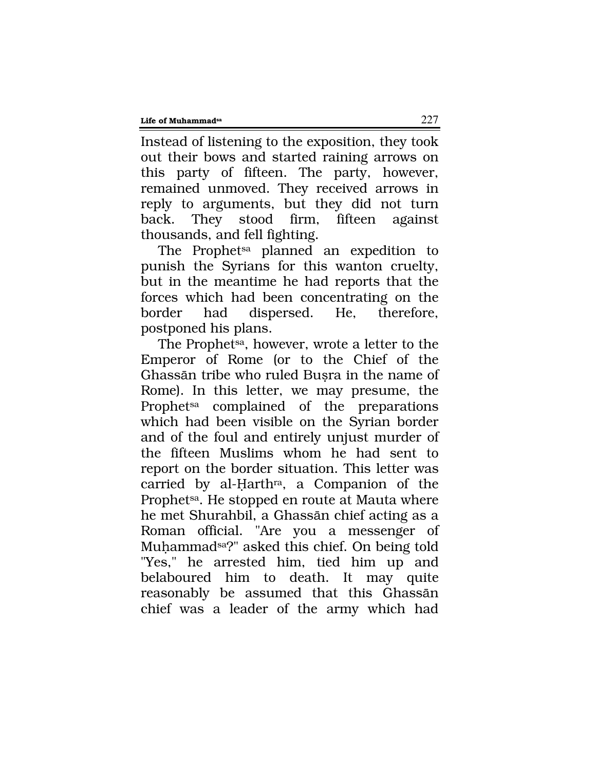Instead of listening to the exposition, they took out their bows and started raining arrows on this party of fifteen. The party, however, remained unmoved. They received arrows in reply to arguments, but they did not turn back. They stood firm, fifteen against thousands, and fell fighting.

The Prophet[sa] planned an expedition to punish the Syrians for this wanton cruelty, but in the meantime he had reports that the forces which had been concentrating on the border had dispersed. He, therefore, postponed his plans.

The Prophet[sa], however, wrote a letter to the Emperor of Rome (or to the Chief of the Ghassān tribe who ruled Buṣra in the name of Rome). In this letter, we may presume, the Prophet[sa] complained of the preparations which had been visible on the Syrian border and of the foul and entirely unjust murder of the fifteen Muslims whom he had sent to report on the border situation. This letter was carried by al-Ḥarth[ra], a Companion of the Prophet[sa]. He stopped en route at Mauta where he met Shurahbil, a Ghassān chief acting as a Roman official. "Are you a messenger of Muḥammad[sa]?" asked this chief. On being told "Yes," he arrested him, tied him up and belaboured him to death. It may quite reasonably be assumed that this Ghassān chief was a leader of the army which had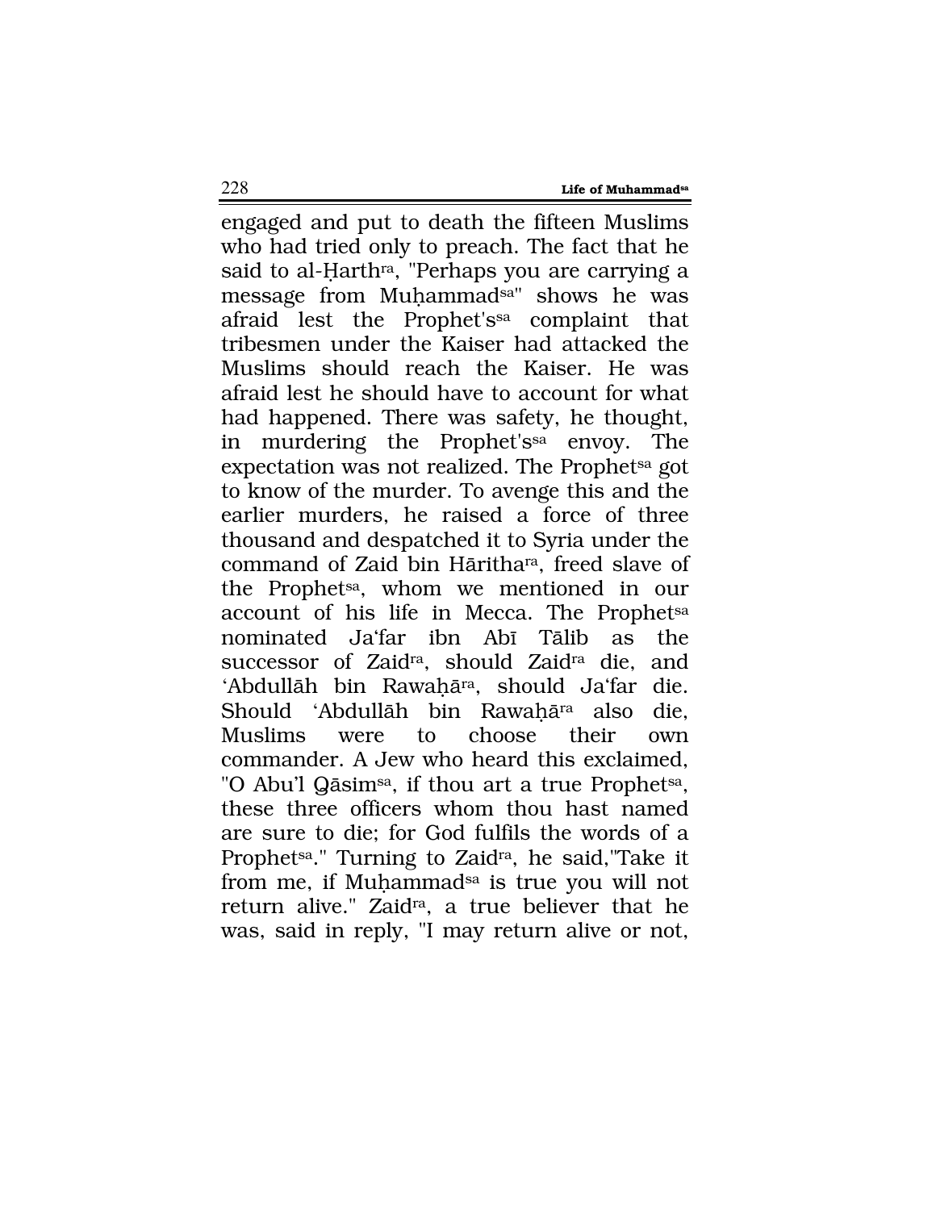engaged and put to death the fifteen Muslims who had tried only to preach. The fact that he said to al-Ḥarth[ra], "Perhaps you are carrying a message from Muḥammad[sa]" shows he was afraid lest the Prophet's[sa] complaint that tribesmen under the Kaiser had attacked the Muslims should reach the Kaiser. He was afraid lest he should have to account for what had happened. There was safety, he thought, in murdering the Prophet's[sa] envoy. The expectation was not realized. The Prophet[sa] got to know of the murder. To avenge this and the earlier murders, he raised a force of three thousand and despatched it to Syria under the command of Zaid bin Hāritha[ra], freed slave of the Prophet[sa], whom we mentioned in our account of his life in Mecca. The Prophet[sa] nominated Ja'far ibn Abī Tālib as the successor of Zaid[ra], should Zaid[ra] die, and 'Abdullāh bin Rawaḥā[ra], should Ja'far die. Should 'Abdullāh bin Rawaḥā[ra] also die, Muslims were to choose their own commander. A Jew who heard this exclaimed, "O Abu'l Qāsim[sa], if thou art a true Prophet[sa], these three officers whom thou hast named are sure to die; for God fulfils the words of a Prophet[sa]." Turning to Zaid[ra], he said,"Take it from me, if Muḥammad[sa] is true you will not return alive." Zaid[ra], a true believer that he was, said in reply, "I may return alive or not,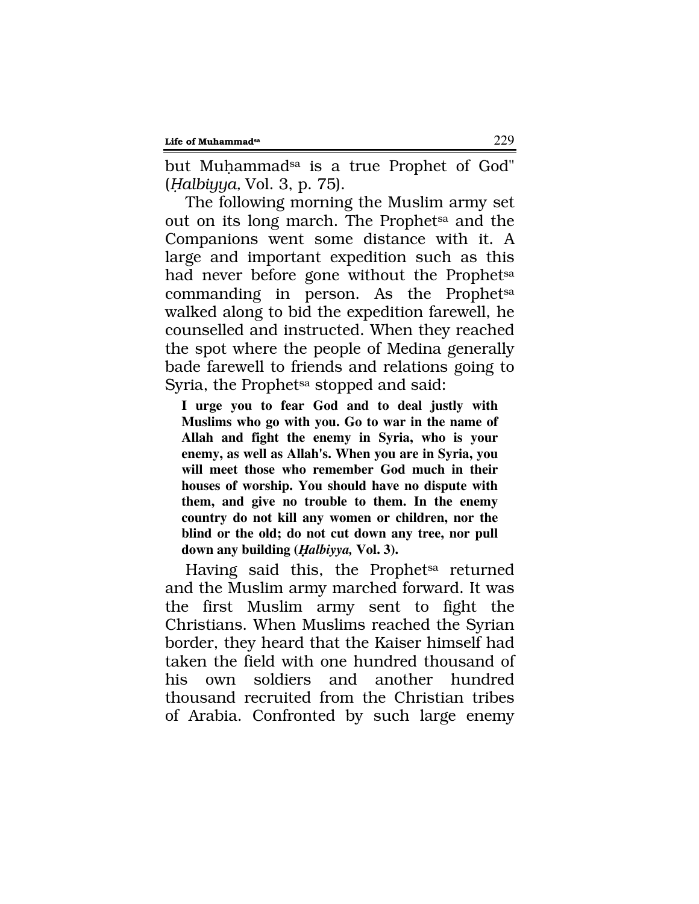but Muḥammad[sa] is a true Prophet of God" (*Ḥalbiyya,* Vol. 3, p. 75).

The following morning the Muslim army set out on its long march. The Prophet[sa] and the Companions went some distance with it. A large and important expedition such as this had never before gone without the Prophet[sa] commanding in person. As the Prophet[sa] walked along to bid the expedition farewell, he counselled and instructed. When they reached the spot where the people of Medina generally bade farewell to friends and relations going to Syria, the Prophet[sa] stopped and said:

> **I urge you to fear God and to deal justly with Muslims who go with you. Go to war in the name of Allah and fight the enemy in Syria, who is your enemy, as well as Allah's. When you are in Syria, you will meet those who remember God much in their houses of worship. You should have no dispute with them, and give no trouble to them. In the enemy country do not kill any women or children, nor the blind or the old; do not cut down any tree, nor pull down any building (*Ḥalbiyya,* Vol. 3).**

Having said this, the Prophet[sa] returned and the Muslim army marched forward. It was the first Muslim army sent to fight the Christians. When Muslims reached the Syrian border, they heard that the Kaiser himself had taken the field with one hundred thousand of his own soldiers and another hundred thousand recruited from the Christian tribes of Arabia. Confronted by such large enemy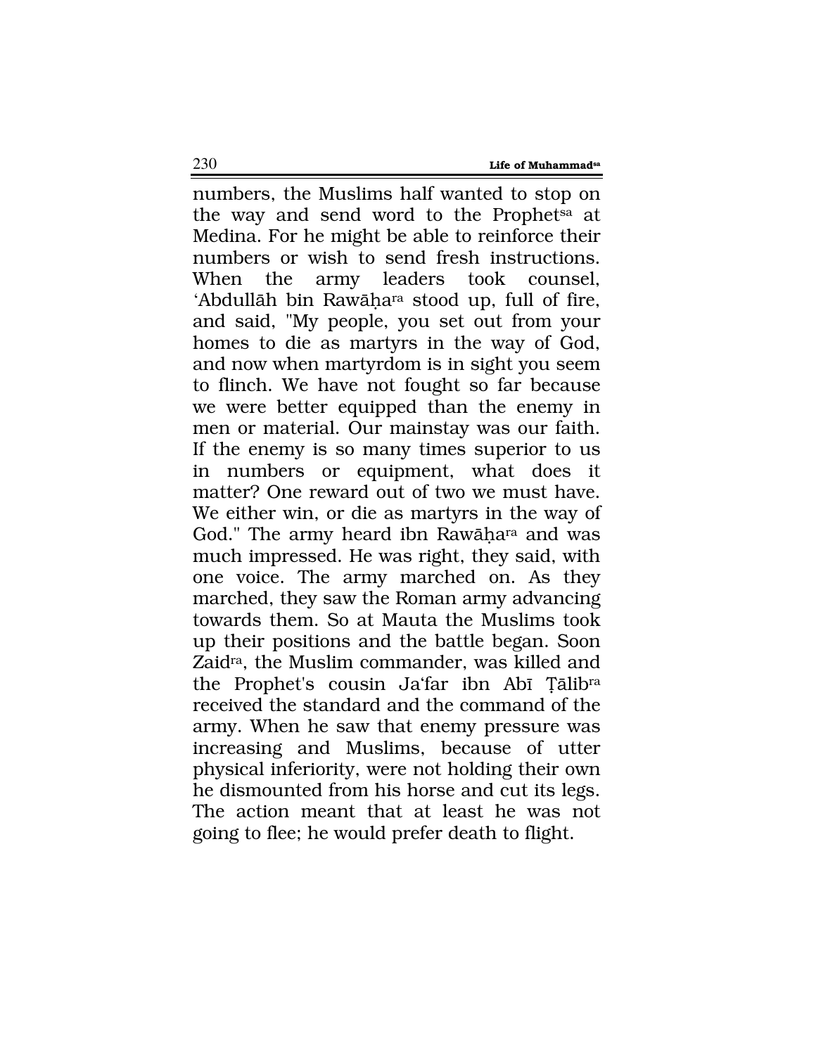numbers, the Muslims half wanted to stop on the way and send word to the Prophet[sa] at Medina. For he might be able to reinforce their numbers or wish to send fresh instructions. When the army leaders took counsel, 'Abdullāh bin Rawāḥa[ra] stood up, full of fire, and said, "My people, you set out from your homes to die as martyrs in the way of God, and now when martyrdom is in sight you seem to flinch. We have not fought so far because we were better equipped than the enemy in men or material. Our mainstay was our faith. If the enemy is so many times superior to us in numbers or equipment, what does it matter? One reward out of two we must have. We either win, or die as martyrs in the way of God." The army heard ibn Rawāḥa[ra] and was much impressed. He was right, they said, with one voice. The army marched on. As they marched, they saw the Roman army advancing towards them. So at Mauta the Muslims took up their positions and the battle began. Soon Zaid[ra], the Muslim commander, was killed and the Prophet's cousin Ja'far ibn Abī Ṭālib[ra] received the standard and the command of the army. When he saw that enemy pressure was increasing and Muslims, because of utter physical inferiority, were not holding their own he dismounted from his horse and cut its legs. The action meant that at least he was not going to flee; he would prefer death to flight.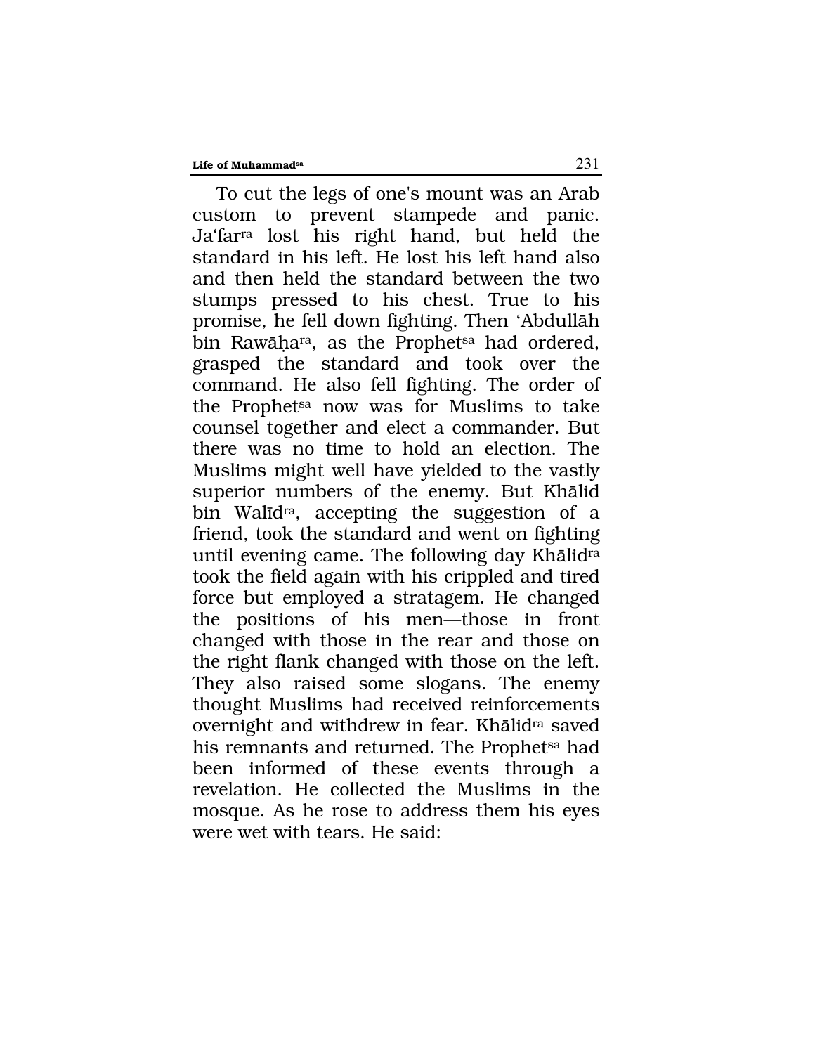To cut the legs of one's mount was an Arab custom to prevent stampede and panic. Ja'far[ra] lost his right hand, but held the standard in his left. He lost his left hand also and then held the standard between the two stumps pressed to his chest. True to his promise, he fell down fighting. Then 'Abdullāh bin Rawāḥa[ra], as the Prophet[sa] had ordered, grasped the standard and took over the command. He also fell fighting. The order of the Prophet[sa] now was for Muslims to take counsel together and elect a commander. But there was no time to hold an election. The Muslims might well have yielded to the vastly superior numbers of the enemy. But Khālid bin Walīd[ra], accepting the suggestion of a friend, took the standard and went on fighting until evening came. The following day Khālid[ra] took the field again with his crippled and tired force but employed a stratagem. He changed the positions of his men—those in front changed with those in the rear and those on the right flank changed with those on the left. They also raised some slogans. The enemy thought Muslims had received reinforcements overnight and withdrew in fear. Khālid[ra] saved his remnants and returned. The Prophet[sa] had been informed of these events through a revelation. He collected the Muslims in the mosque. As he rose to address them his eyes were wet with tears. He said: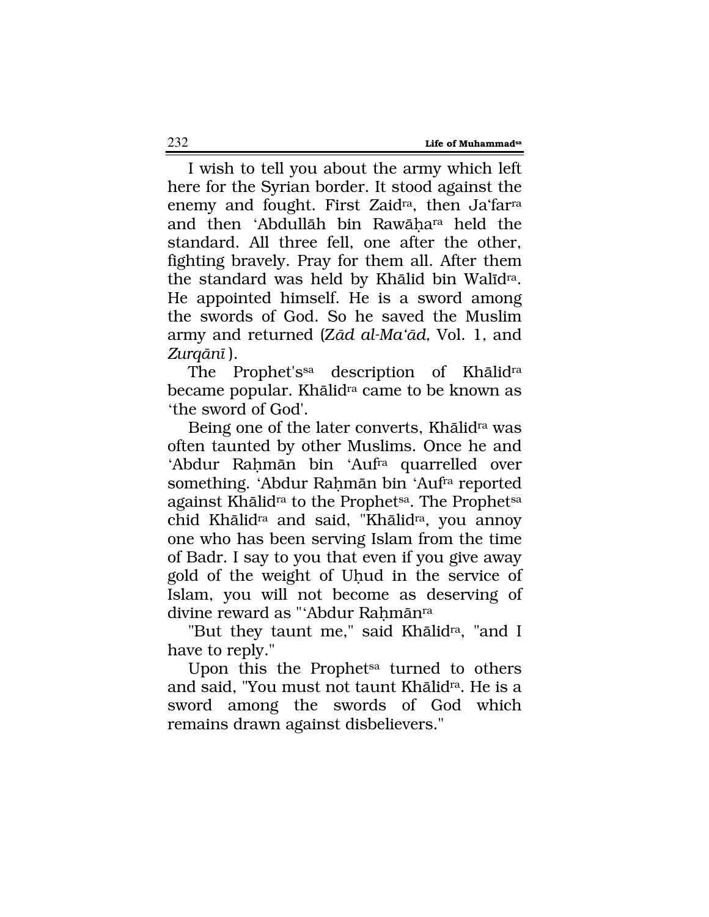I wish to tell you about the army which left here for the Syrian border. It stood against the enemy and fought. First Zaid[ra], then Ja'far[ra] and then 'Abdullāh bin Rawāḥa[ra] held the standard. All three fell, one after the other, fighting bravely. Pray for them all. After them the standard was held by Khālid bin Walīd[ra]. He appointed himself. He is a sword among the swords of God. So he saved the Muslim army and returned (*Zād al-Ma'ād,* Vol. 1, and *Zurqānī*).

The Prophet's[sa] description of Khālid[ra] became popular. Khālid[ra] came to be known as 'the sword of God'.

Being one of the later converts, Khālid[ra] was often taunted by other Muslims. Once he and 'Abdur Raḥmān bin 'Auf[ra] quarrelled over something. 'Abdur Raḥmān bin 'Auf[ra] reported against Khālid[ra] to the Prophet[sa]. The Prophet[sa] chid Khālid[ra] and said, "Khālid[ra], you annoy one who has been serving Islam from the time of Badr. I say to you that even if you give away gold of the weight of Uḥud in the service of Islam, you will not become as deserving of divine reward as "'Abdur Raḥmān[ra]

"But they taunt me," said Khālid[ra], "and I have to reply."

Upon this the Prophet[sa] turned to others and said, "You must not taunt Khālid[ra]. He is a sword among the swords of God which remains drawn against disbelievers."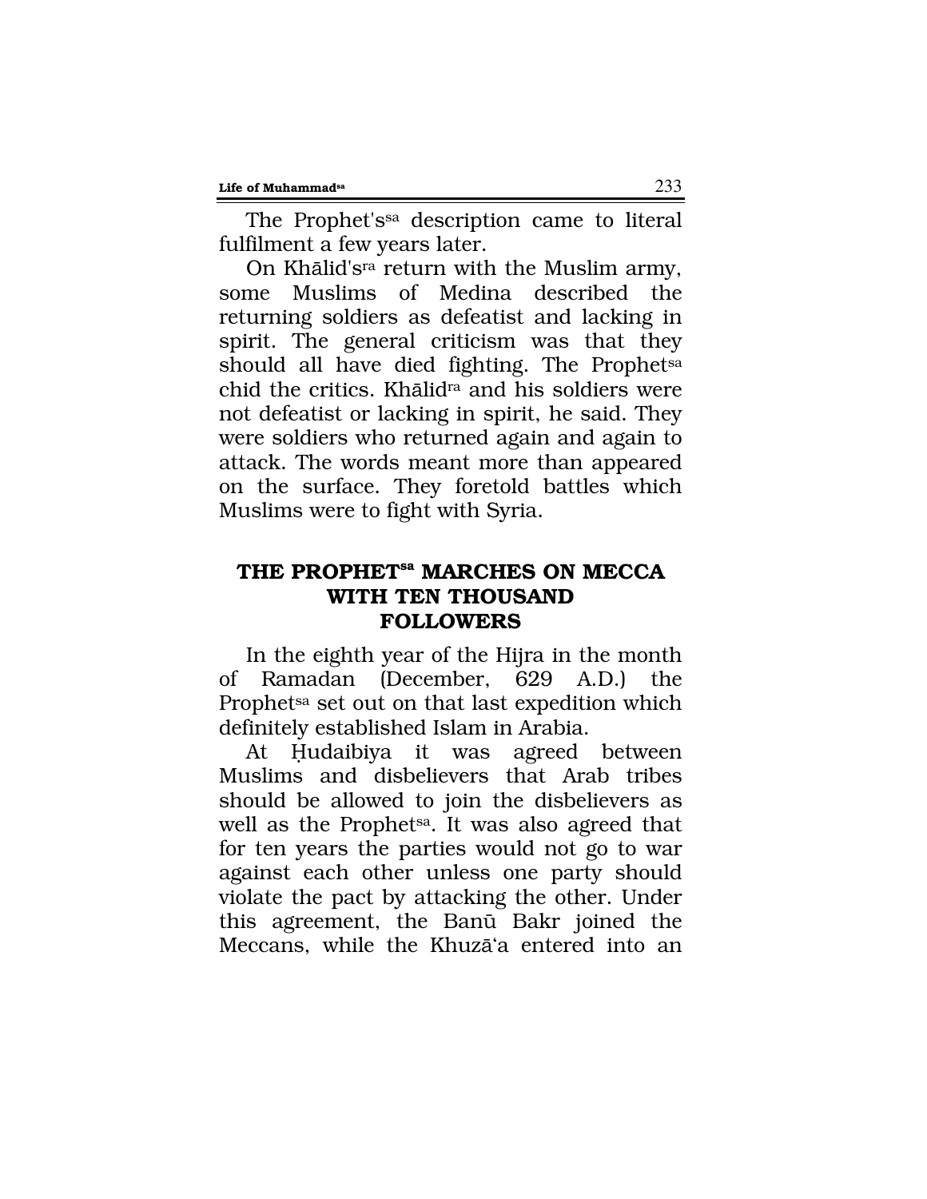The Prophet's[sa] description came to literal fulfilment a few years later.

On Khālid's[ra] return with the Muslim army, some Muslims of Medina described the returning soldiers as defeatist and lacking in spirit. The general criticism was that they should all have died fighting. The Prophet[sa] chid the critics. Khālid[ra] and his soldiers were not defeatist or lacking in spirit, he said. They were soldiers who returned again and again to attack. The words meant more than appeared on the surface. They foretold battles which Muslims were to fight with Syria.

## THE PROPHET[sa] MARCHES ON MECCA WITH TEN THOUSAND FOLLOWERS

In the eighth year of the Hijra in the month of Ramadan (December, 629 A.D.) the Prophet[sa] set out on that last expedition which definitely established Islam in Arabia.

At Ḥudaibiya it was agreed between Muslims and disbelievers that Arab tribes should be allowed to join the disbelievers as well as the Prophet[sa]. It was also agreed that for ten years the parties would not go to war against each other unless one party should violate the pact by attacking the other. Under this agreement, the Banū Bakr joined the Meccans, while the Khuzā'a entered into an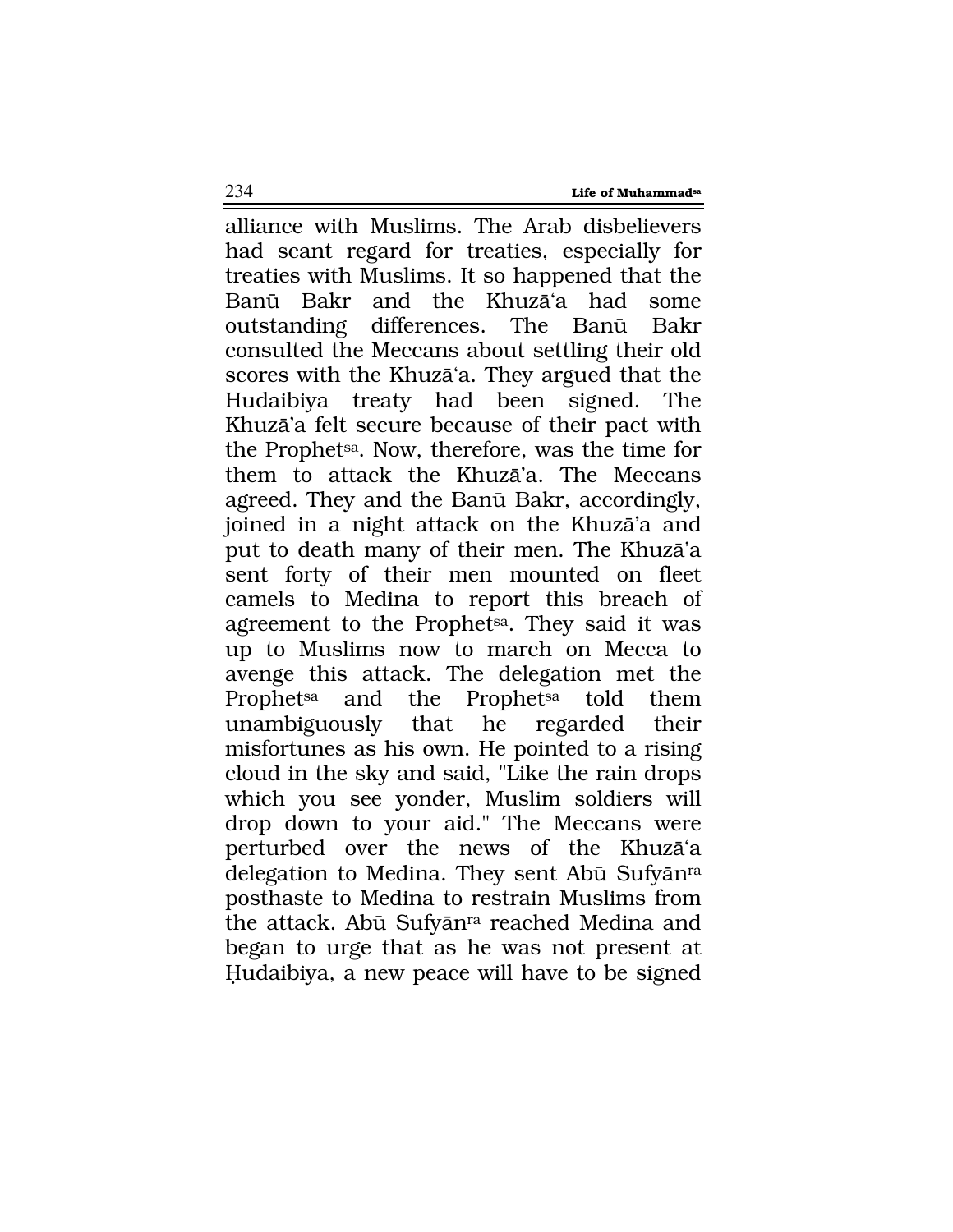alliance with Muslims. The Arab disbelievers had scant regard for treaties, especially for treaties with Muslims. It so happened that the Banū Bakr and the Khuzā'a had some outstanding differences. The Banū Bakr consulted the Meccans about settling their old scores with the Khuzā'a. They argued that the Hudaibiya treaty had been signed. The Khuzā'a felt secure because of their pact with the Prophet[sa]. Now, therefore, was the time for them to attack the Khuzā'a. The Meccans agreed. They and the Banū Bakr, accordingly, joined in a night attack on the Khuzā'a and put to death many of their men. The Khuzā'a sent forty of their men mounted on fleet camels to Medina to report this breach of agreement to the Prophet[sa]. They said it was up to Muslims now to march on Mecca to avenge this attack. The delegation met the Prophet[sa] and the Prophet[sa] told them unambiguously that he regarded their misfortunes as his own. He pointed to a rising cloud in the sky and said, "Like the rain drops which you see yonder, Muslim soldiers will drop down to your aid." The Meccans were perturbed over the news of the Khuzā'a delegation to Medina. They sent Abū Sufyān[ra] posthaste to Medina to restrain Muslims from the attack. Abū Sufyān[ra] reached Medina and began to urge that as he was not present at Ḥudaibiya, a new peace will have to be signed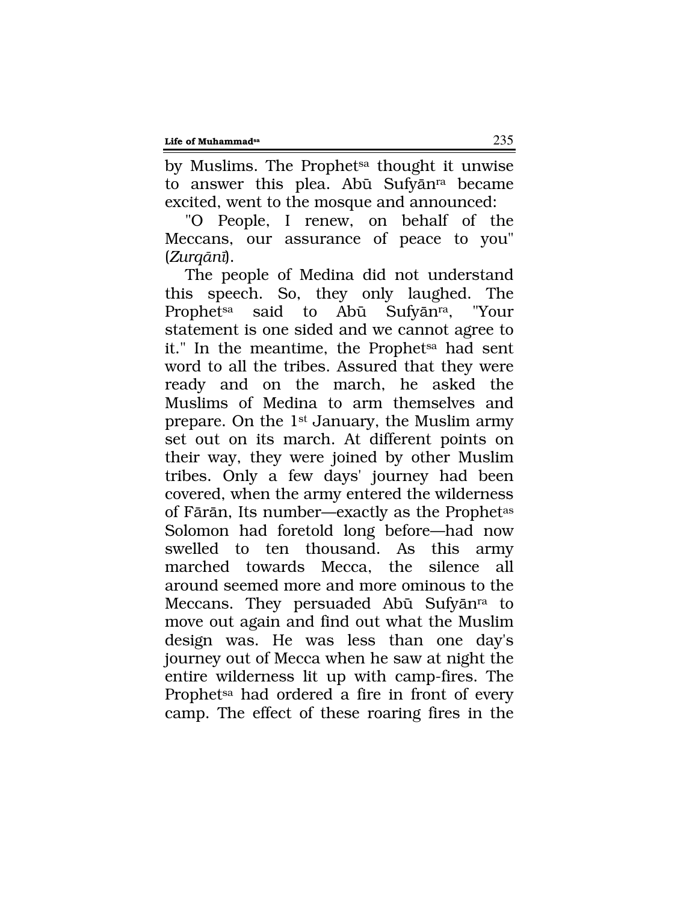by Muslims. The Prophet[sa] thought it unwise to answer this plea. Abū Sufyān[ra] became excited, went to the mosque and announced:

"O People, I renew, on behalf of the Meccans, our assurance of peace to you" (*Zurqānī*).

The people of Medina did not understand this speech. So, they only laughed. The Prophet[sa] said to Abū Sufyān[ra], "Your statement is one sided and we cannot agree to it." In the meantime, the Prophet[sa] had sent word to all the tribes. Assured that they were ready and on the march, he asked the Muslims of Medina to arm themselves and prepare. On the 1st January, the Muslim army set out on its march. At different points on their way, they were joined by other Muslim tribes. Only a few days' journey had been covered, when the army entered the wilderness of Fārān, Its number—exactly as the Prophet[as] Solomon had foretold long before—had now swelled to ten thousand. As this army marched towards Mecca, the silence all around seemed more and more ominous to the Meccans. They persuaded Abū Sufyān[ra] to move out again and find out what the Muslim design was. He was less than one day's journey out of Mecca when he saw at night the entire wilderness lit up with camp-fires. The Prophet[sa] had ordered a fire in front of every camp. The effect of these roaring fires in the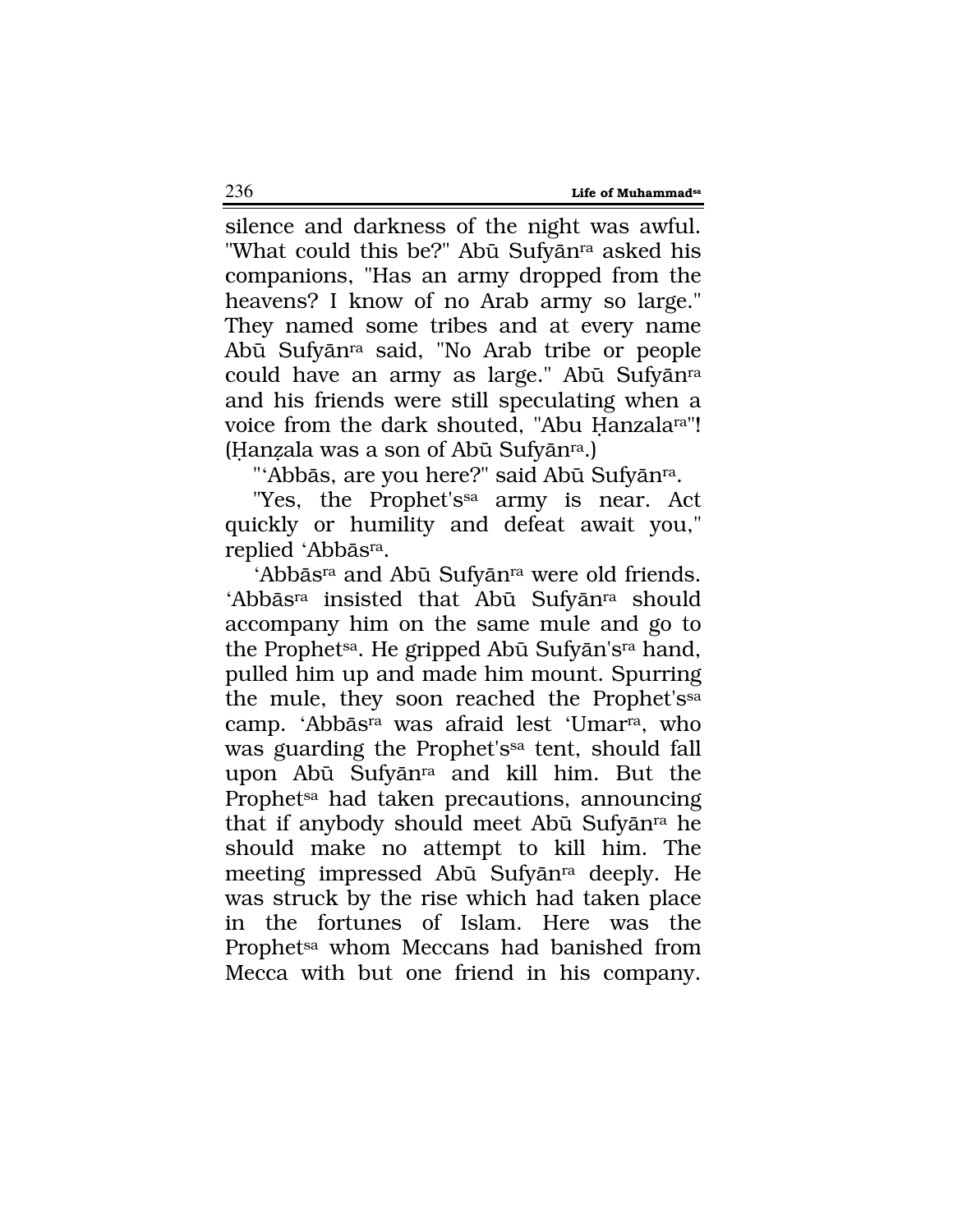silence and darkness of the night was awful. "What could this be?" Abū Sufyān[ra] asked his companions, "Has an army dropped from the heavens? I know of no Arab army so large." They named some tribes and at every name Abū Sufyān[ra] said, "No Arab tribe or people could have an army as large." Abū Sufyān[ra] and his friends were still speculating when a voice from the dark shouted, "Abu Ḥanzala[ra]"! (Ḥanẓala was a son of Abū Sufyān[ra].)

"'Abbās, are you here?" said Abū Sufyān[ra].

"Yes, the Prophet's[sa] army is near. Act quickly or humility and defeat await you," replied 'Abbās[ra].

'Abbās[ra] and Abū Sufyān[ra] were old friends. 'Abbās[ra] insisted that Abū Sufyān[ra] should accompany him on the same mule and go to the Prophet[sa]. He gripped Abū Sufyān's[ra] hand, pulled him up and made him mount. Spurring the mule, they soon reached the Prophet's[sa] camp. 'Abbās[ra] was afraid lest 'Umar[ra], who was guarding the Prophet's[sa] tent, should fall upon Abū Sufyān[ra] and kill him. But the Prophet[sa] had taken precautions, announcing that if anybody should meet Abū Sufyān[ra] he should make no attempt to kill him. The meeting impressed Abū Sufyān[ra] deeply. He was struck by the rise which had taken place in the fortunes of Islam. Here was the Prophet[sa] whom Meccans had banished from Mecca with but one friend in his company.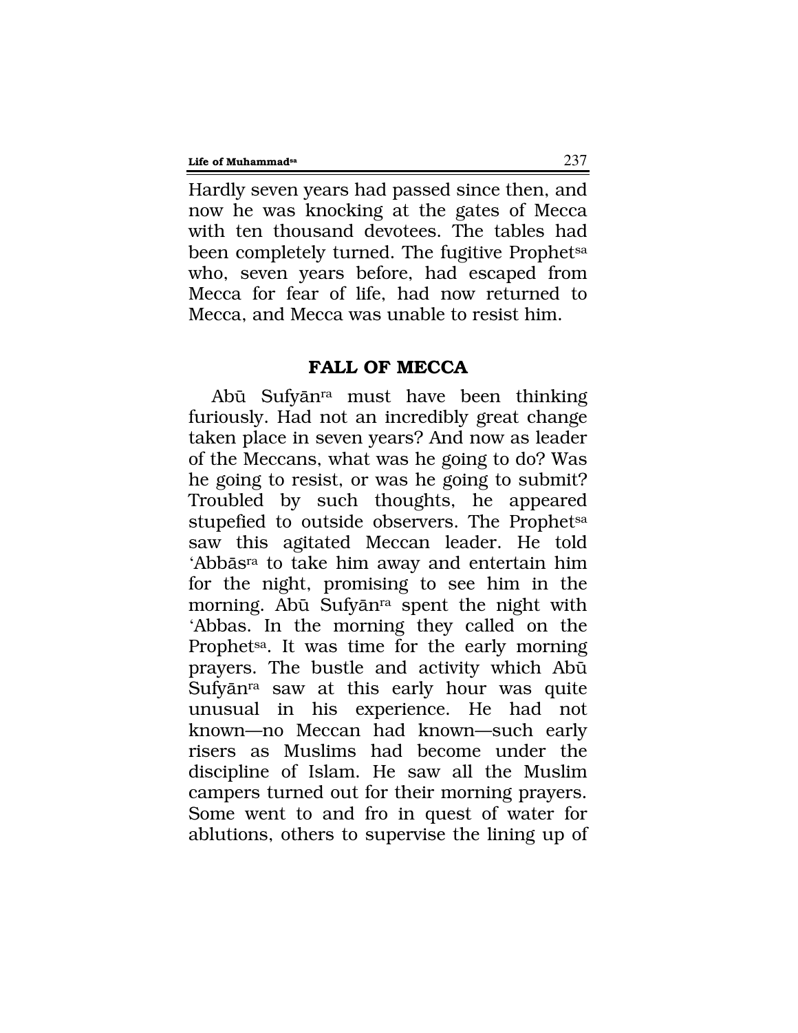Hardly seven years had passed since then, and now he was knocking at the gates of Mecca with ten thousand devotees. The tables had been completely turned. The fugitive Prophet[sa] who, seven years before, had escaped from Mecca for fear of life, had now returned to Mecca, and Mecca was unable to resist him.

## FALL OF MECCA

Abū Sufyān[ra] must have been thinking furiously. Had not an incredibly great change taken place in seven years? And now as leader of the Meccans, what was he going to do? Was he going to resist, or was he going to submit? Troubled by such thoughts, he appeared stupefied to outside observers. The Prophet[sa] saw this agitated Meccan leader. He told 'Abbās[ra] to take him away and entertain him for the night, promising to see him in the morning. Abū Sufyān[ra] spent the night with 'Abbas. In the morning they called on the Prophet[sa]. It was time for the early morning prayers. The bustle and activity which Abū Sufyān[ra] saw at this early hour was quite unusual in his experience. He had not known—no Meccan had known—such early risers as Muslims had become under the discipline of Islam. He saw all the Muslim campers turned out for their morning prayers. Some went to and fro in quest of water for ablutions, others to supervise the lining up of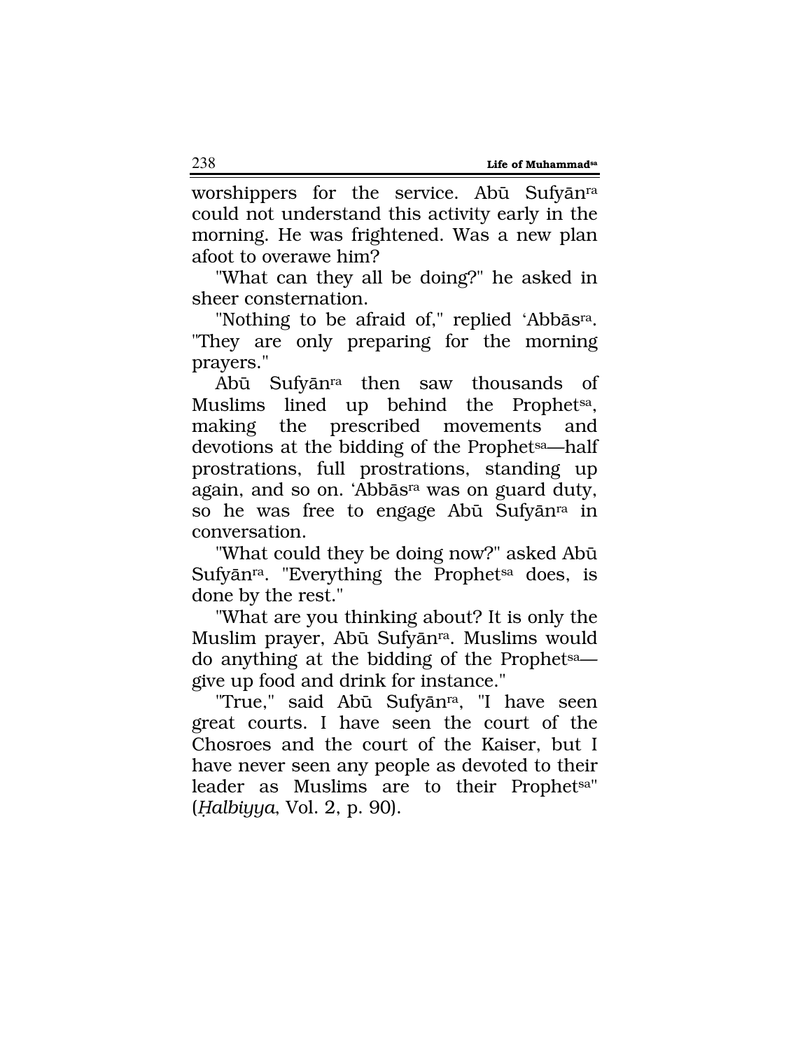worshippers for the service. Abū Sufyān[ra] could not understand this activity early in the morning. He was frightened. Was a new plan afoot to overawe him?

"What can they all be doing?" he asked in sheer consternation.

"Nothing to be afraid of," replied 'Abbās[ra]. "They are only preparing for the morning prayers."

Abū Sufyān[ra] then saw thousands of Muslims lined up behind the Prophet[sa], making the prescribed movements and devotions at the bidding of the Prophet[sa]—half prostrations, full prostrations, standing up again, and so on. 'Abbās[ra] was on guard duty, so he was free to engage Abū Sufyān[ra] in conversation.

"What could they be doing now?" asked Abū Sufyān[ra]. "Everything the Prophet[sa] does, is done by the rest."

"What are you thinking about? It is only the Muslim prayer, Abū Sufyān[ra]. Muslims would do anything at the bidding of the Prophet[sa]—give up food and drink for instance."

"True," said Abū Sufyān[ra], "I have seen great courts. I have seen the court of the Chosroes and the court of the Kaiser, but I have never seen any people as devoted to their leader as Muslims are to their Prophet[sa]" (*Ḥalbiyya*, Vol. 2, p. 90).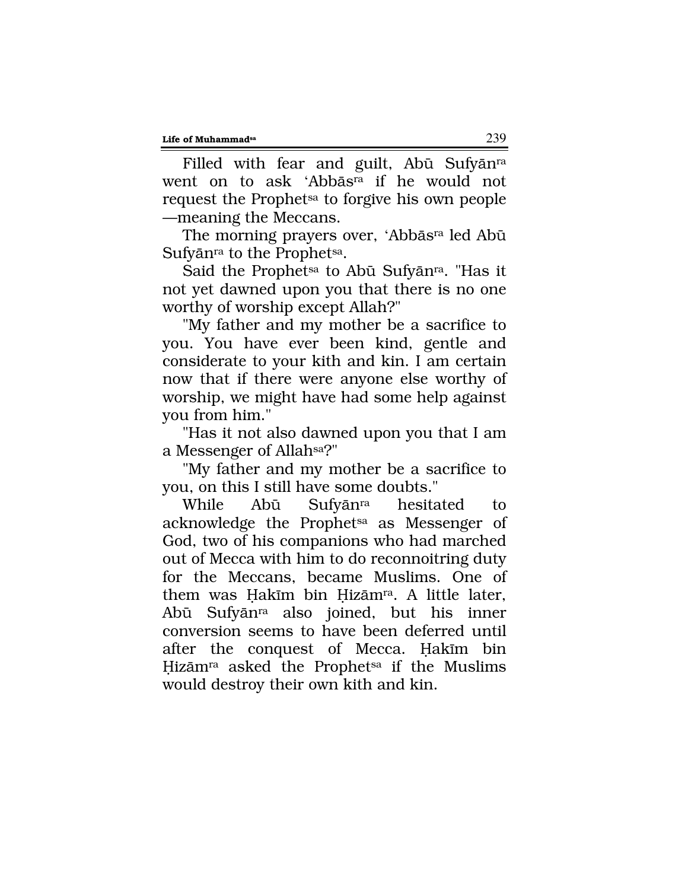Filled with fear and guilt, Abū Sufyān[ra] went on to ask 'Abbās[ra] if he would not request the Prophet[sa] to forgive his own people —meaning the Meccans.

The morning prayers over, 'Abbās[ra] led Abū Sufyān[ra] to the Prophet[sa].

Said the Prophet[sa] to Abū Sufyān[ra]. "Has it not yet dawned upon you that there is no one worthy of worship except Allah?"

"My father and my mother be a sacrifice to you. You have ever been kind, gentle and considerate to your kith and kin. I am certain now that if there were anyone else worthy of worship, we might have had some help against you from him."

"Has it not also dawned upon you that I am a Messenger of Allah[sa]?"

"My father and my mother be a sacrifice to you, on this I still have some doubts."

While Abū Sufyān[ra] hesitated to acknowledge the Prophet[sa] as Messenger of God, two of his companions who had marched out of Mecca with him to do reconnoitring duty for the Meccans, became Muslims. One of them was Ḥakīm bin Ḥizām[ra]. A little later, Abū Sufyān[ra] also joined, but his inner conversion seems to have been deferred until after the conquest of Mecca. Ḥakīm bin Ḥizām[ra] asked the Prophet[sa] if the Muslims would destroy their own kith and kin.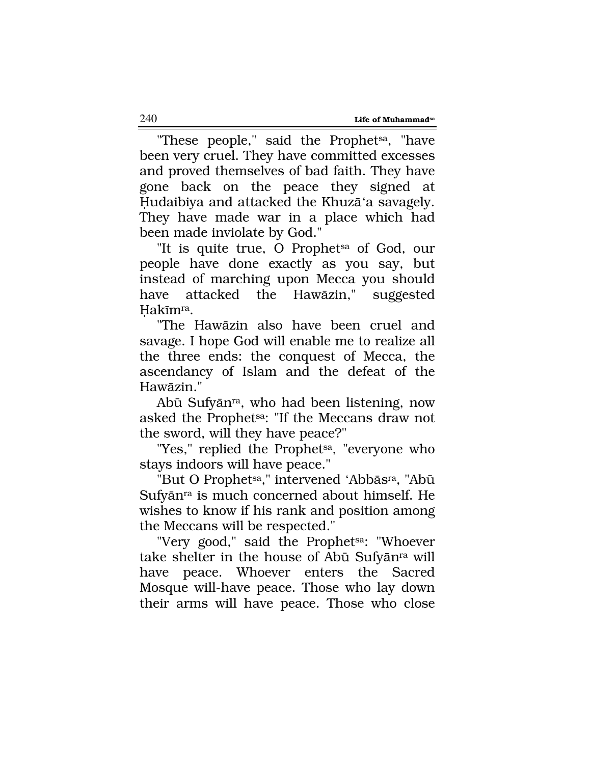"These people," said the Prophet[sa], "have been very cruel. They have committed excesses and proved themselves of bad faith. They have gone back on the peace they signed at Ḥudaibiya and attacked the Khuzā'a savagely. They have made war in a place which had been made inviolate by God."

"It is quite true, O Prophet[sa] of God, our people have done exactly as you say, but instead of marching upon Mecca you should have attacked the Hawāzin," suggested Ḥakīm[ra].

"The Hawāzin also have been cruel and savage. I hope God will enable me to realize all the three ends: the conquest of Mecca, the ascendancy of Islam and the defeat of the Hawāzin."

Abū Sufyān[ra], who had been listening, now asked the Prophet[sa]: "If the Meccans draw not the sword, will they have peace?"

"Yes," replied the Prophet[sa], "everyone who stays indoors will have peace."

"But O Prophet[sa]," intervened 'Abbās[ra], "Abū Sufyān[ra] is much concerned about himself. He wishes to know if his rank and position among the Meccans will be respected."

"Very good," said the Prophet[sa]: "Whoever take shelter in the house of Abū Sufyān[ra] will have peace. Whoever enters the Sacred Mosque will-have peace. Those who lay down their arms will have peace. Those who close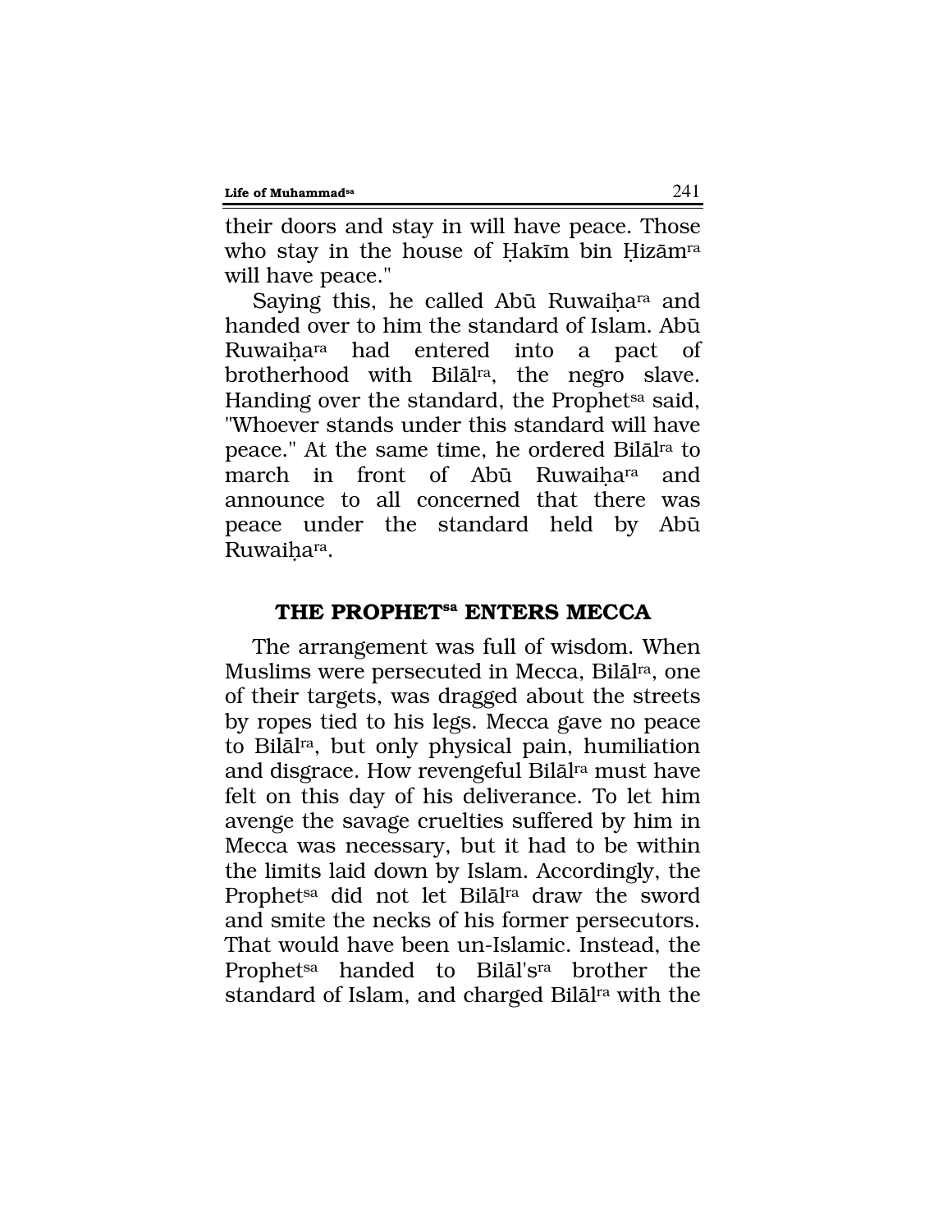their doors and stay in will have peace. Those who stay in the house of Ḥakīm bin Ḥizām[ra] will have peace."

Saying this, he called Abū Ruwaiḥa[ra] and handed over to him the standard of Islam. Abū Ruwaiḥa[ra] had entered into a pact of brotherhood with Bilāl[ra], the negro slave. Handing over the standard, the Prophet[sa] said, "Whoever stands under this standard will have peace." At the same time, he ordered Bilāl[ra] to march in front of Abū Ruwaiḥa[ra] and announce to all concerned that there was peace under the standard held by Abū Ruwaiḥa[ra].

## THE PROPHET[sa] ENTERS MECCA

The arrangement was full of wisdom. When Muslims were persecuted in Mecca, Bilāl[ra], one of their targets, was dragged about the streets by ropes tied to his legs. Mecca gave no peace to Bilāl[ra], but only physical pain, humiliation and disgrace. How revengeful Bilāl[ra] must have felt on this day of his deliverance. To let him avenge the savage cruelties suffered by him in Mecca was necessary, but it had to be within the limits laid down by Islam. Accordingly, the Prophet[sa] did not let Bilāl[ra] draw the sword and smite the necks of his former persecutors. That would have been un-Islamic. Instead, the Prophet[sa] handed to Bilāl's[ra] brother the standard of Islam, and charged Bilāl[ra] with the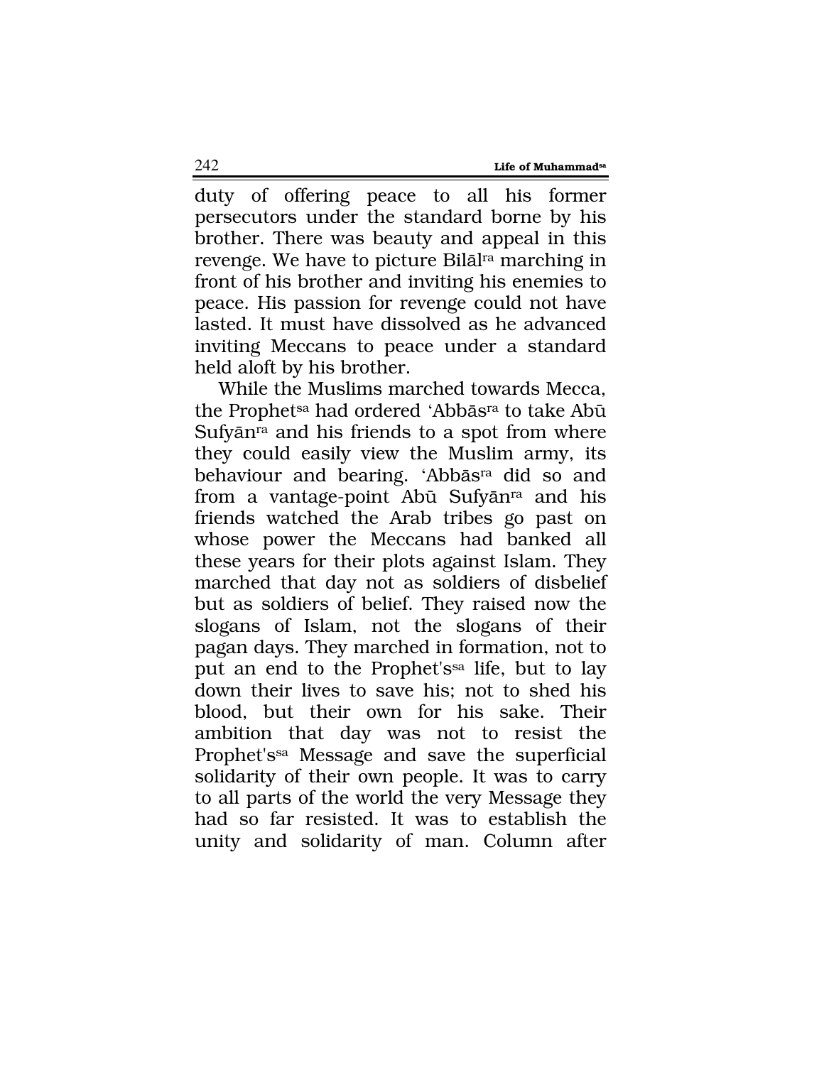duty of offering peace to all his former persecutors under the standard borne by his brother. There was beauty and appeal in this revenge. We have to picture Bilāl[ra] marching in front of his brother and inviting his enemies to peace. His passion for revenge could not have lasted. It must have dissolved as he advanced inviting Meccans to peace under a standard held aloft by his brother.

While the Muslims marched towards Mecca, the Prophet[sa] had ordered 'Abbās[ra] to take Abū Sufyān[ra] and his friends to a spot from where they could easily view the Muslim army, its behaviour and bearing. 'Abbās[ra] did so and from a vantage-point Abū Sufyān[ra] and his friends watched the Arab tribes go past on whose power the Meccans had banked all these years for their plots against Islam. They marched that day not as soldiers of disbelief but as soldiers of belief. They raised now the slogans of Islam, not the slogans of their pagan days. They marched in formation, not to put an end to the Prophet's[sa] life, but to lay down their lives to save his; not to shed his blood, but their own for his sake. Their ambition that day was not to resist the Prophet's[sa] Message and save the superficial solidarity of their own people. It was to carry to all parts of the world the very Message they had so far resisted. It was to establish the unity and solidarity of man. Column after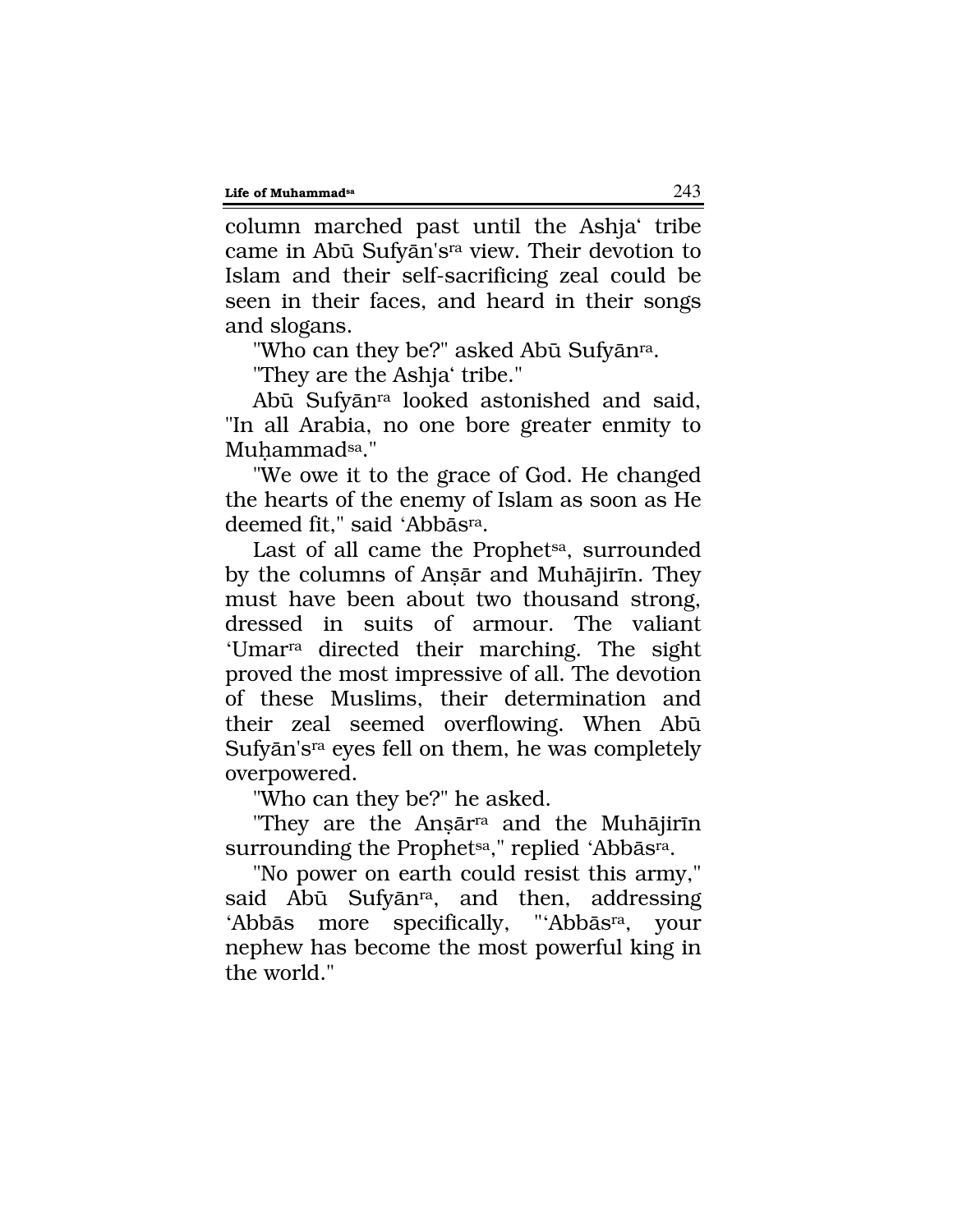column marched past until the Ashja' tribe came in Abū Sufyān's[ra] view. Their devotion to Islam and their self-sacrificing zeal could be seen in their faces, and heard in their songs and slogans.

"Who can they be?" asked Abū Sufyān[ra].

"They are the Ashja' tribe."

Abū Sufyān[ra] looked astonished and said, "In all Arabia, no one bore greater enmity to Muḥammad[sa]."

"We owe it to the grace of God. He changed the hearts of the enemy of Islam as soon as He deemed fit," said 'Abbās[ra].

Last of all came the Prophet[sa], surrounded by the columns of Anṣār and Muhājirīn. They must have been about two thousand strong, dressed in suits of armour. The valiant 'Umar[ra] directed their marching. The sight proved the most impressive of all. The devotion of these Muslims, their determination and their zeal seemed overflowing. When Abū Sufyān's[ra] eyes fell on them, he was completely overpowered.

"Who can they be?" he asked.

"They are the Anṣār[ra] and the Muhājirīn surrounding the Prophet[sa]," replied 'Abbās[ra].

"No power on earth could resist this army," said Abū Sufyān[ra], and then, addressing 'Abbās more specifically, "'Abbās[ra], your nephew has become the most powerful king in the world."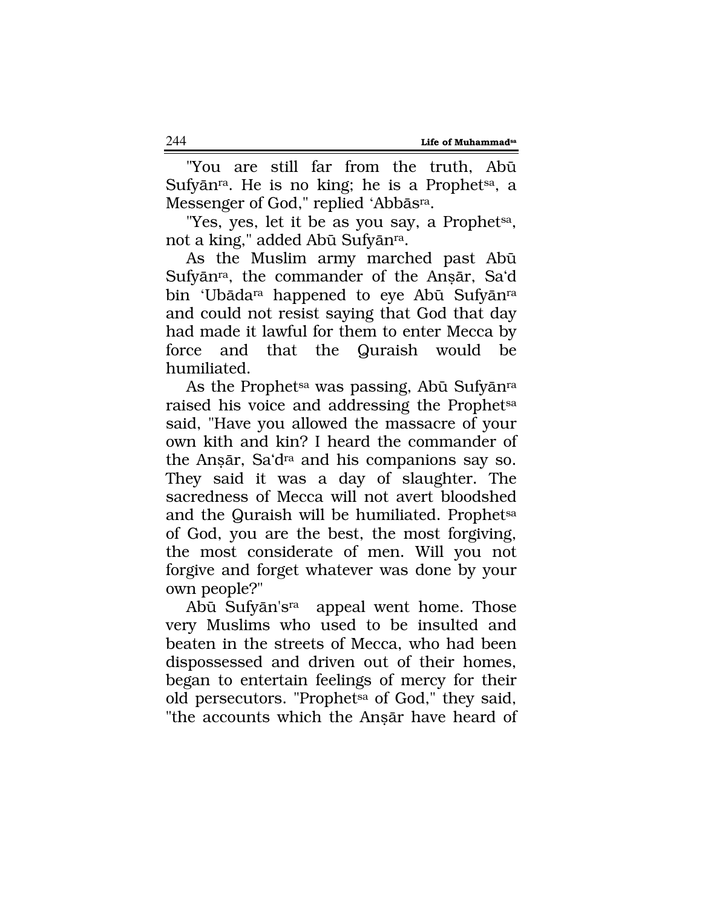"You are still far from the truth, Abū Sufyān[ra]. He is no king; he is a Prophet[sa], a Messenger of God," replied 'Abbās[ra].

"Yes, yes, let it be as you say, a Prophet[sa], not a king," added Abū Sufyān[ra].

As the Muslim army marched past Abū Sufyān[ra], the commander of the Anṣār, Sa'd bin 'Ubāda[ra] happened to eye Abū Sufyān[ra] and could not resist saying that God that day had made it lawful for them to enter Mecca by force and that the Quraish would be humiliated.

As the Prophet[sa] was passing, Abū Sufyān[ra] raised his voice and addressing the Prophet[sa] said, "Have you allowed the massacre of your own kith and kin? I heard the commander of the Anṣār, Sa'd[ra] and his companions say so. They said it was a day of slaughter. The sacredness of Mecca will not avert bloodshed and the Quraish will be humiliated. Prophet[sa] of God, you are the best, the most forgiving, the most considerate of men. Will you not forgive and forget whatever was done by your own people?"

Abū Sufyān's[ra] appeal went home. Those very Muslims who used to be insulted and beaten in the streets of Mecca, who had been dispossessed and driven out of their homes, began to entertain feelings of mercy for their old persecutors. "Prophet[sa] of God," they said, "the accounts which the Anṣār have heard of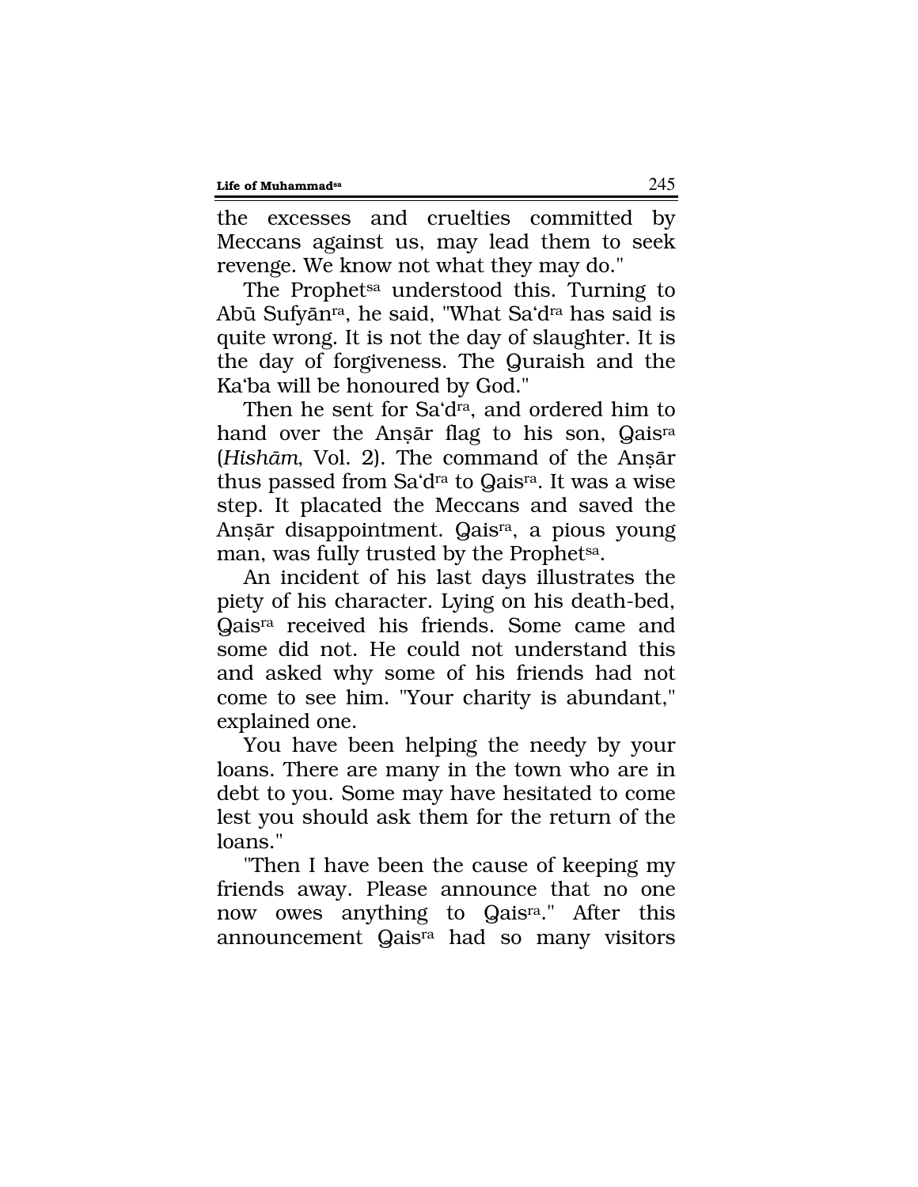the excesses and cruelties committed by Meccans against us, may lead them to seek revenge. We know not what they may do."

The Prophet[sa] understood this. Turning to Abū Sufyān[ra], he said, "What Sa'd[ra] has said is quite wrong. It is not the day of slaughter. It is the day of forgiveness. The Quraish and the Ka'ba will be honoured by God."

Then he sent for Sa'd[ra], and ordered him to hand over the Anṣār flag to his son, Qais[ra] (*Hishām*, Vol. 2). The command of the Anṣār thus passed from Sa'd[ra] to Qais[ra]. It was a wise step. It placated the Meccans and saved the Anṣār disappointment. Qais[ra], a pious young man, was fully trusted by the Prophet[sa].

An incident of his last days illustrates the piety of his character. Lying on his death-bed, Qais[ra] received his friends. Some came and some did not. He could not understand this and asked why some of his friends had not come to see him. "Your charity is abundant," explained one.

You have been helping the needy by your loans. There are many in the town who are in debt to you. Some may have hesitated to come lest you should ask them for the return of the loans."

"Then I have been the cause of keeping my friends away. Please announce that no one now owes anything to Qais[ra]." After this announcement Qais[ra] had so many visitors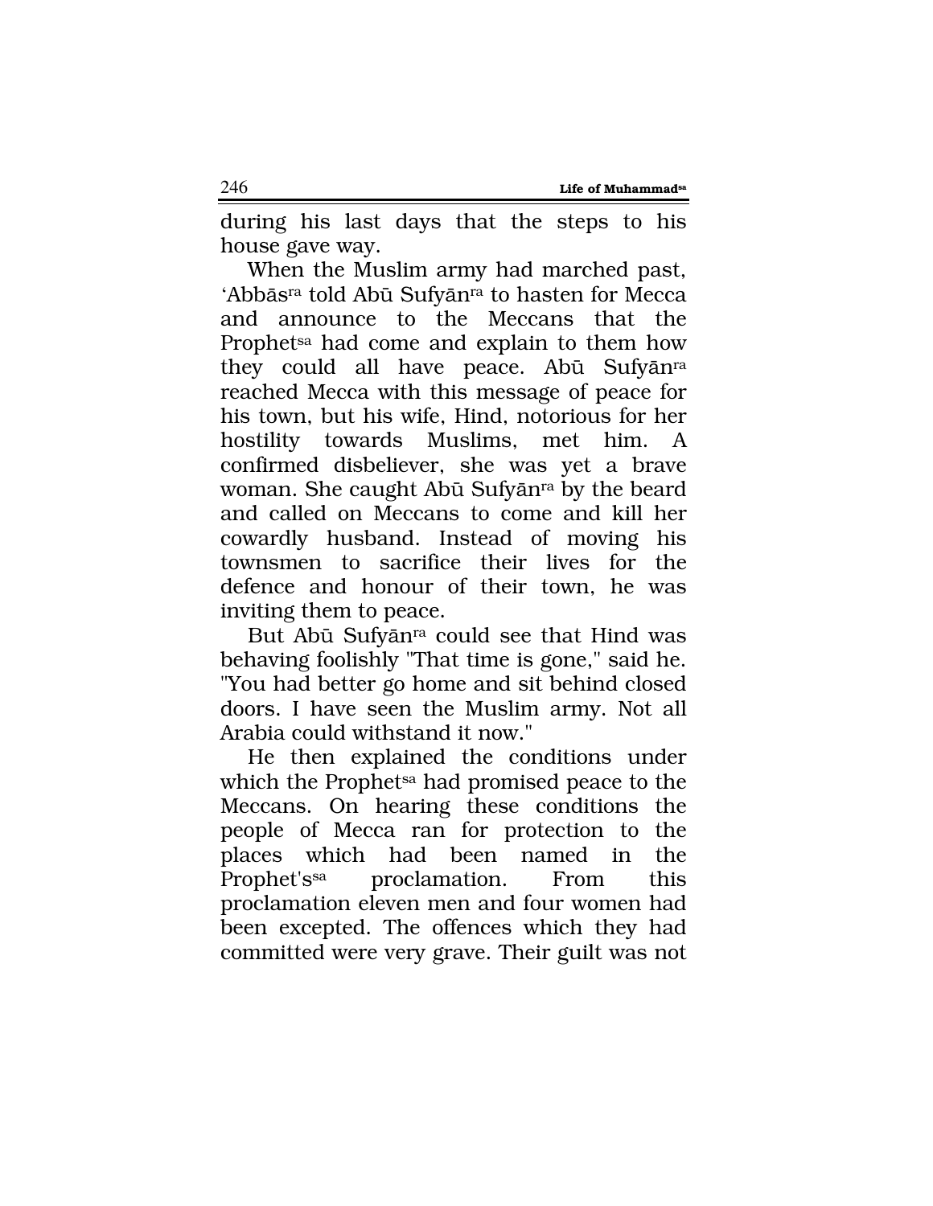during his last days that the steps to his house gave way.

When the Muslim army had marched past, 'Abbās[ra] told Abū Sufyān[ra] to hasten for Mecca and announce to the Meccans that the Prophet[sa] had come and explain to them how they could all have peace. Abū Sufyān[ra] reached Mecca with this message of peace for his town, but his wife, Hind, notorious for her hostility towards Muslims, met him. A confirmed disbeliever, she was yet a brave woman. She caught Abū Sufyān[ra] by the beard and called on Meccans to come and kill her cowardly husband. Instead of moving his townsmen to sacrifice their lives for the defence and honour of their town, he was inviting them to peace.

But Abū Sufyān[ra] could see that Hind was behaving foolishly "That time is gone," said he. "You had better go home and sit behind closed doors. I have seen the Muslim army. Not all Arabia could withstand it now."

He then explained the conditions under which the Prophet[sa] had promised peace to the Meccans. On hearing these conditions the people of Mecca ran for protection to the places which had been named in the Prophet's[sa] proclamation. From this proclamation eleven men and four women had been excepted. The offences which they had committed were very grave. Their guilt was not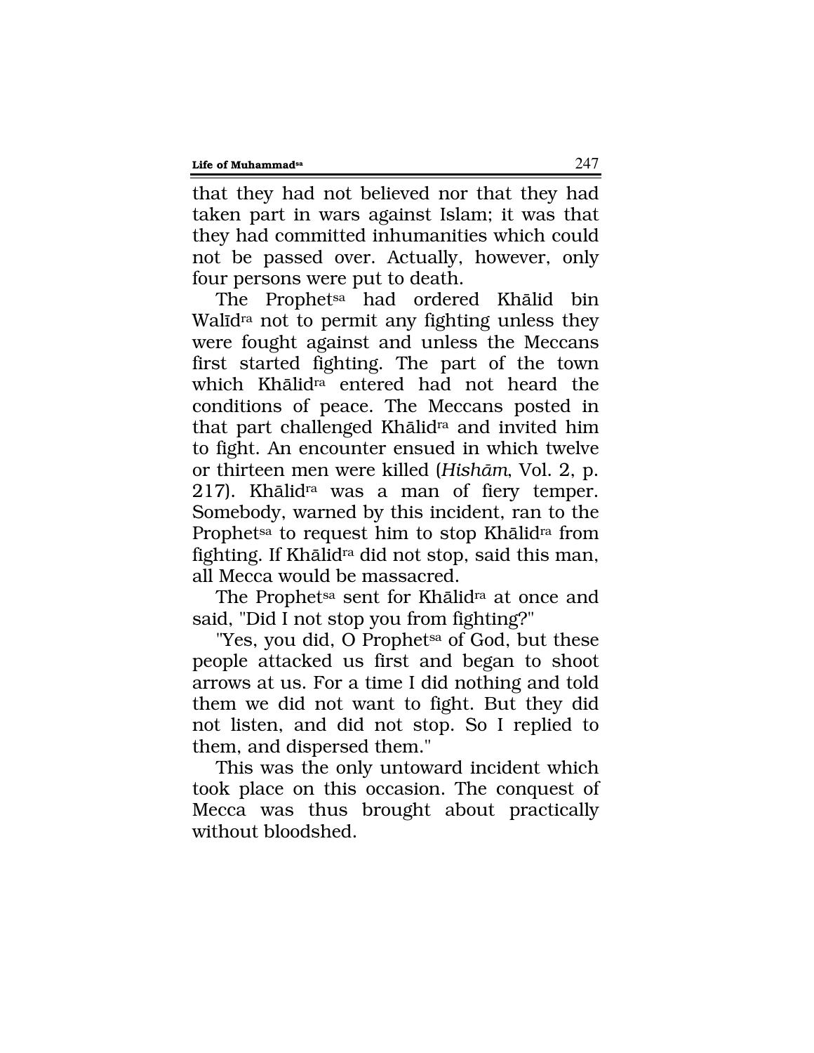that they had not believed nor that they had taken part in wars against Islam; it was that they had committed inhumanities which could not be passed over. Actually, however, only four persons were put to death.

The Prophet[sa] had ordered Khālid bin Walīd[ra] not to permit any fighting unless they were fought against and unless the Meccans first started fighting. The part of the town which Khālid[ra] entered had not heard the conditions of peace. The Meccans posted in that part challenged Khālid[ra] and invited him to fight. An encounter ensued in which twelve or thirteen men were killed (*Hishām*, Vol. 2, p. 217). Khālid[ra] was a man of fiery temper. Somebody, warned by this incident, ran to the Prophet[sa] to request him to stop Khālid[ra] from fighting. If Khālid[ra] did not stop, said this man, all Mecca would be massacred.

The Prophet[sa] sent for Khālid[ra] at once and said, "Did I not stop you from fighting?"

"Yes, you did, O Prophet[sa] of God, but these people attacked us first and began to shoot arrows at us. For a time I did nothing and told them we did not want to fight. But they did not listen, and did not stop. So I replied to them, and dispersed them."

This was the only untoward incident which took place on this occasion. The conquest of Mecca was thus brought about practically without bloodshed.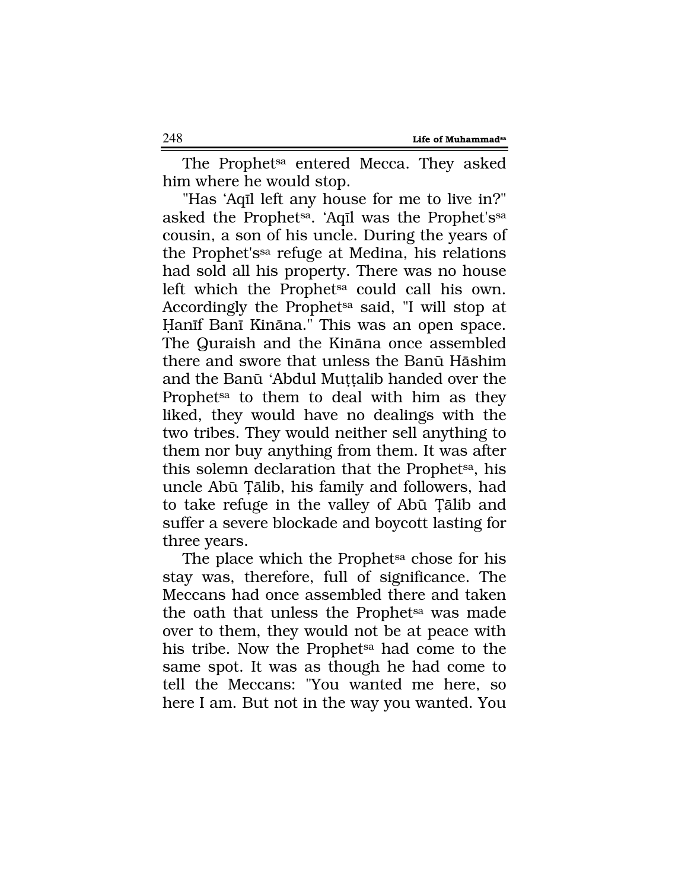The Prophet[sa] entered Mecca. They asked him where he would stop.

"Has 'Aqīl left any house for me to live in?" asked the Prophet[sa]. 'Aqīl was the Prophet's[sa] cousin, a son of his uncle. During the years of the Prophet's[sa] refuge at Medina, his relations had sold all his property. There was no house left which the Prophet[sa] could call his own. Accordingly the Prophet[sa] said, "I will stop at Ḥanīf Banī Kināna." This was an open space. The Quraish and the Kināna once assembled there and swore that unless the Banū Hāshim and the Banū 'Abdul Muṭṭalib handed over the Prophet[sa] to them to deal with him as they liked, they would have no dealings with the two tribes. They would neither sell anything to them nor buy anything from them. It was after this solemn declaration that the Prophet[sa], his uncle Abū Ṭālib, his family and followers, had to take refuge in the valley of Abū Ṭālib and suffer a severe blockade and boycott lasting for three years.

The place which the Prophet[sa] chose for his stay was, therefore, full of significance. The Meccans had once assembled there and taken the oath that unless the Prophet[sa] was made over to them, they would not be at peace with his tribe. Now the Prophet[sa] had come to the same spot. It was as though he had come to tell the Meccans: "You wanted me here, so here I am. But not in the way you wanted. You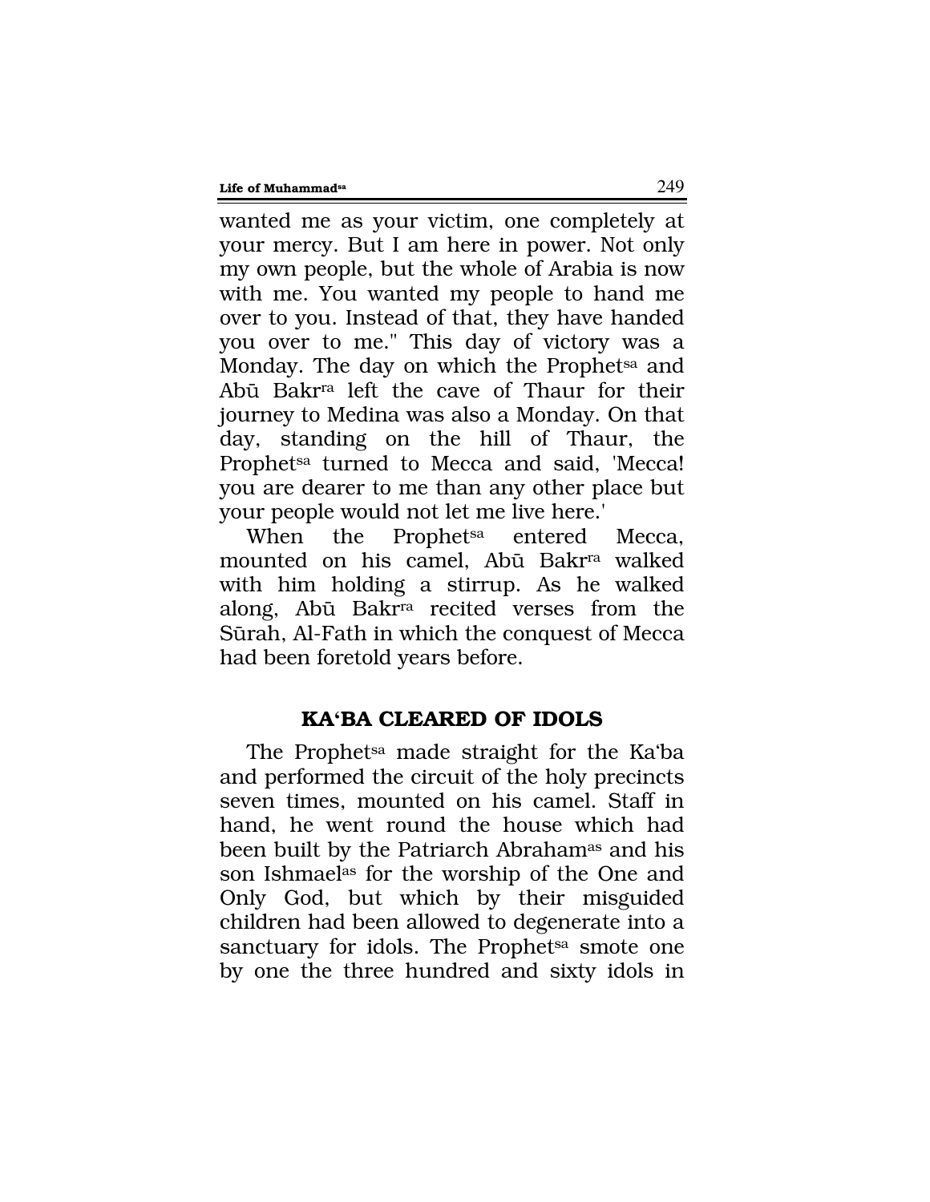wanted me as your victim, one completely at your mercy. But I am here in power. Not only my own people, but the whole of Arabia is now with me. You wanted my people to hand me over to you. Instead of that, they have handed you over to me." This day of victory was a Monday. The day on which the Prophet[sa] and Abū Bakr[ra] left the cave of Thaur for their journey to Medina was also a Monday. On that day, standing on the hill of Thaur, the Prophet[sa] turned to Mecca and said, 'Mecca! you are dearer to me than any other place but your people would not let me live here.'

When the Prophet[sa] entered Mecca, mounted on his camel, Abū Bakr[ra] walked with him holding a stirrup. As he walked along, Abū Bakr[ra] recited verses from the Sūrah, Al-Fath in which the conquest of Mecca had been foretold years before.

## KA'BA CLEARED OF IDOLS

The Prophet[sa] made straight for the Ka'ba and performed the circuit of the holy precincts seven times, mounted on his camel. Staff in hand, he went round the house which had been built by the Patriarch Abraham[as] and his son Ishmael[as] for the worship of the One and Only God, but which by their misguided children had been allowed to degenerate into a sanctuary for idols. The Prophet[sa] smote one by one the three hundred and sixty idols in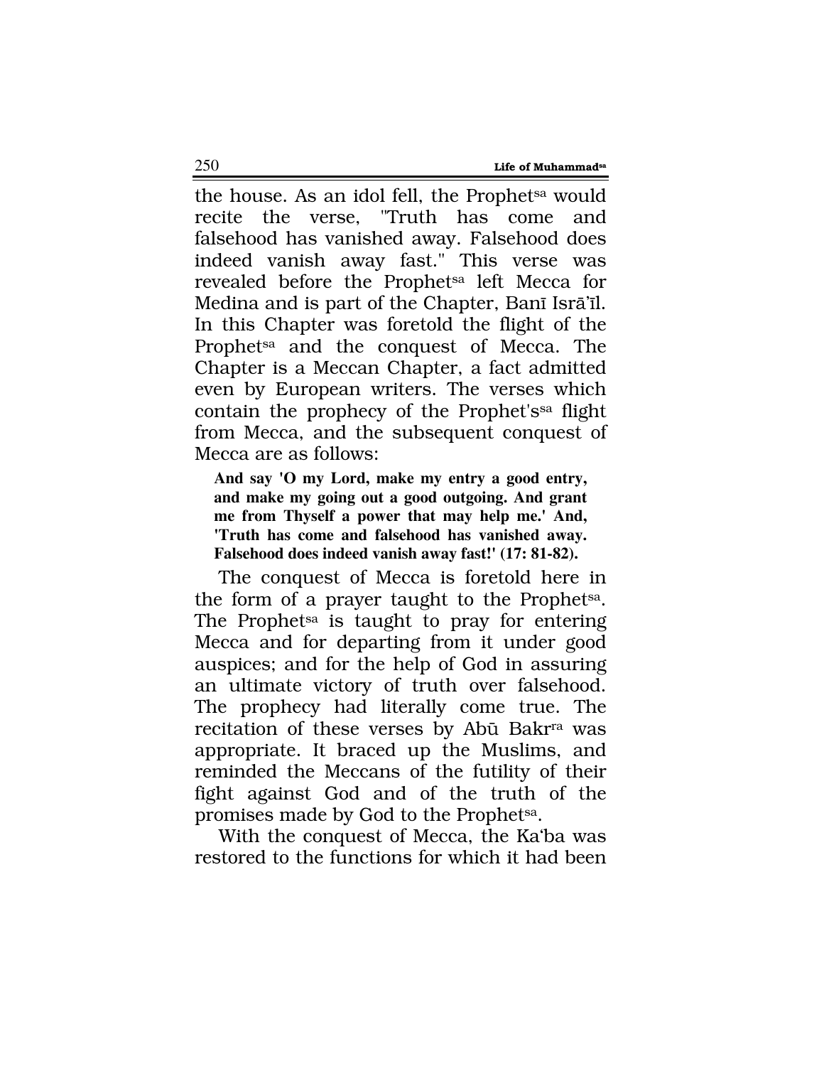the house. As an idol fell, the Prophet[sa] would recite the verse, "Truth has come and falsehood has vanished away. Falsehood does indeed vanish away fast." This verse was revealed before the Prophet[sa] left Mecca for Medina and is part of the Chapter, Banī Isrā'īl. In this Chapter was foretold the flight of the Prophet[sa] and the conquest of Mecca. The Chapter is a Meccan Chapter, a fact admitted even by European writers. The verses which contain the prophecy of the Prophet's[sa] flight from Mecca, and the subsequent conquest of Mecca are as follows:

> **And say 'O my Lord, make my entry a good entry, and make my going out a good outgoing. And grant me from Thyself a power that may help me.' And, 'Truth has come and falsehood has vanished away. Falsehood does indeed vanish away fast!' (17: 81-82).**

The conquest of Mecca is foretold here in the form of a prayer taught to the Prophet[sa]. The Prophet[sa] is taught to pray for entering Mecca and for departing from it under good auspices; and for the help of God in assuring an ultimate victory of truth over falsehood. The prophecy had literally come true. The recitation of these verses by Abū Bakr[ra] was appropriate. It braced up the Muslims, and reminded the Meccans of the futility of their fight against God and of the truth of the promises made by God to the Prophet[sa].

With the conquest of Mecca, the Ka'ba was restored to the functions for which it had been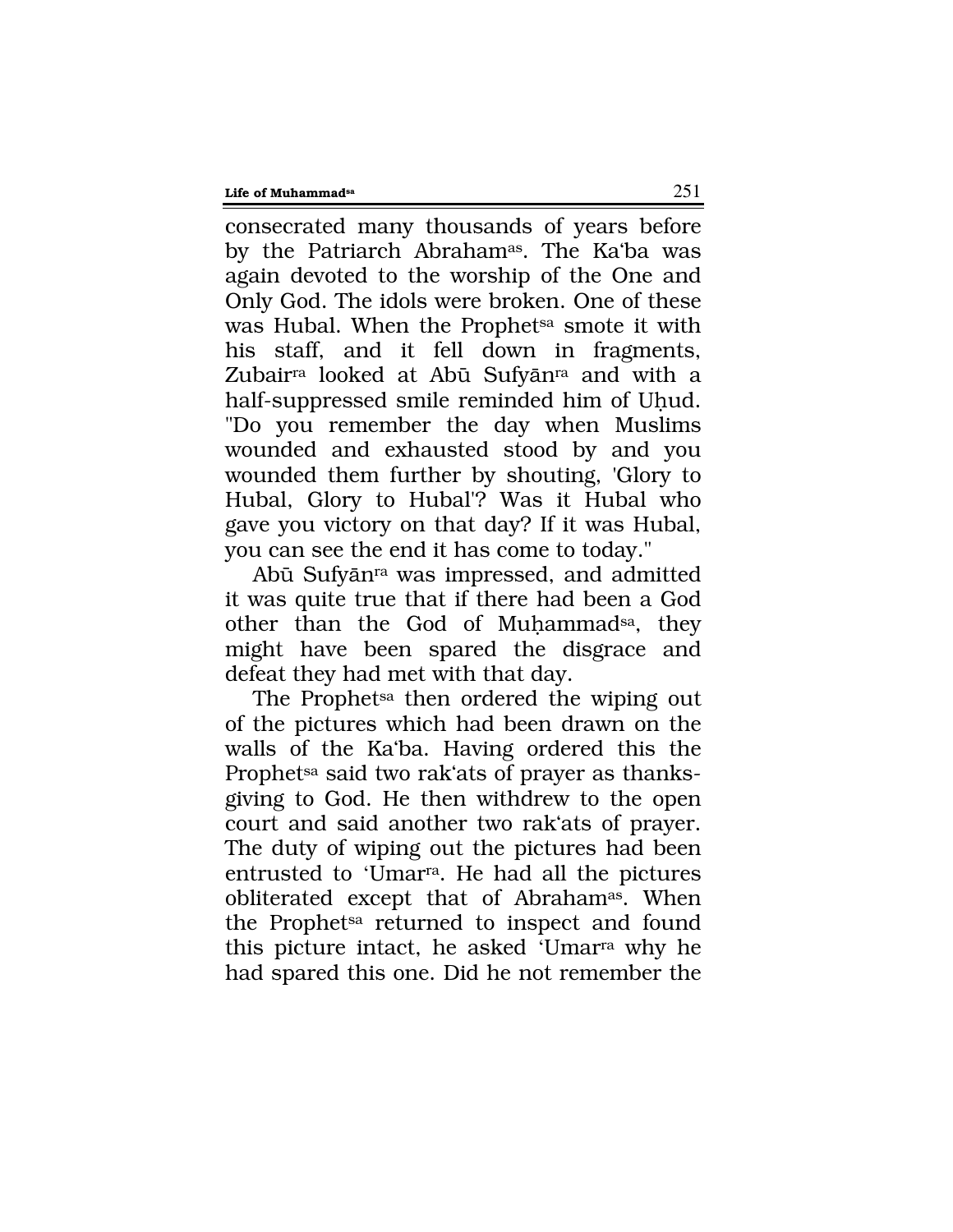consecrated many thousands of years before by the Patriarch Abraham[as]. The Ka'ba was again devoted to the worship of the One and Only God. The idols were broken. One of these was Hubal. When the Prophet[sa] smote it with his staff, and it fell down in fragments, Zubair[ra] looked at Abū Sufyān[ra] and with a half-suppressed smile reminded him of Uḥud. "Do you remember the day when Muslims wounded and exhausted stood by and you wounded them further by shouting, 'Glory to Hubal, Glory to Hubal'? Was it Hubal who gave you victory on that day? If it was Hubal, you can see the end it has come to today."

Abū Sufyān[ra] was impressed, and admitted it was quite true that if there had been a God other than the God of Muḥammad[sa], they might have been spared the disgrace and defeat they had met with that day.

The Prophet[sa] then ordered the wiping out of the pictures which had been drawn on the walls of the Ka'ba. Having ordered this the Prophet[sa] said two rak'ats of prayer as thanksgiving to God. He then withdrew to the open court and said another two rak'ats of prayer. The duty of wiping out the pictures had been entrusted to 'Umar[ra]. He had all the pictures obliterated except that of Abraham[as]. When the Prophet[sa] returned to inspect and found this picture intact, he asked 'Umar[ra] why he had spared this one. Did he not remember the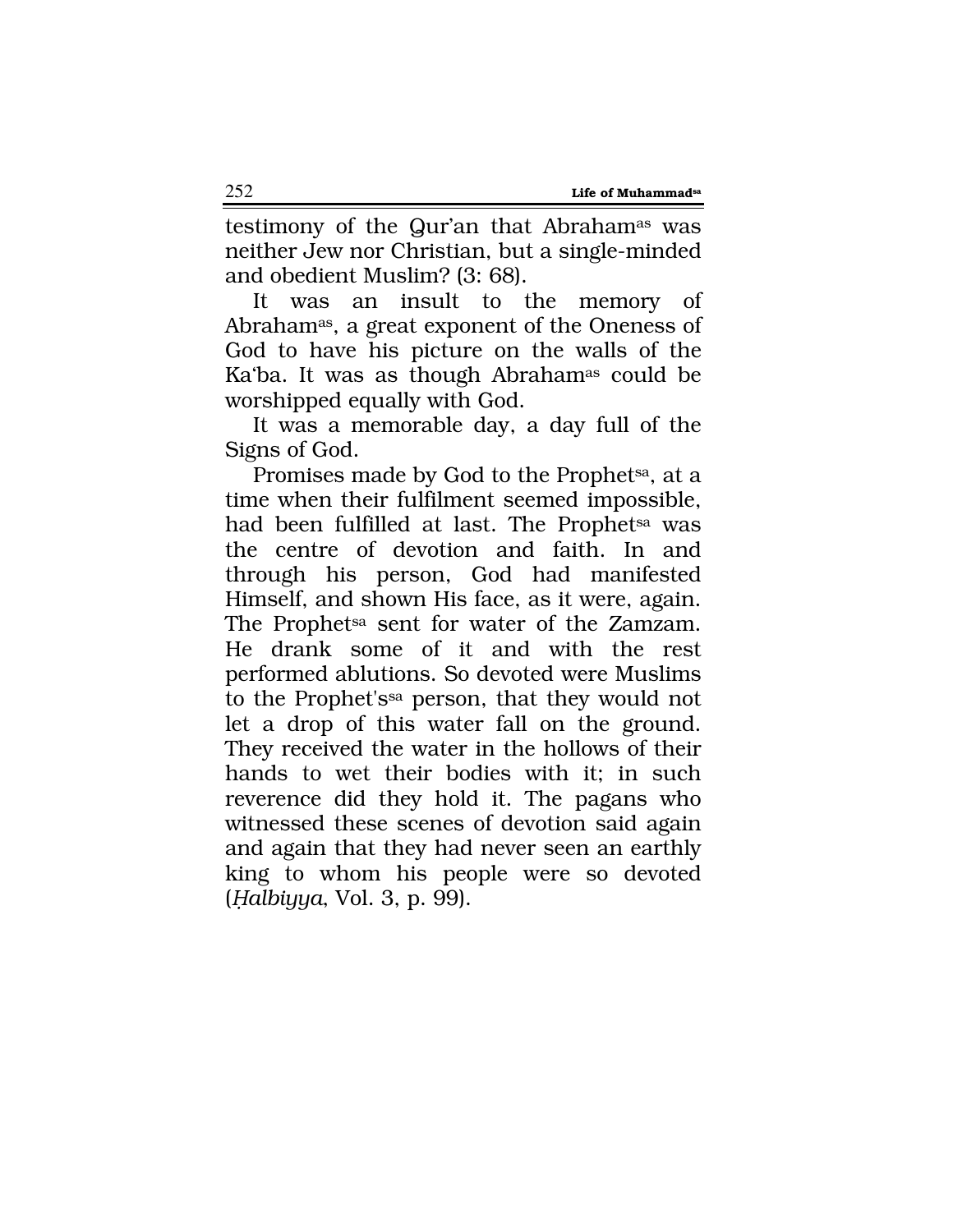testimony of the Qur'an that Abraham[as] was neither Jew nor Christian, but a single-minded and obedient Muslim? (3: 68).

It was an insult to the memory of Abraham[as], a great exponent of the Oneness of God to have his picture on the walls of the Ka'ba. It was as though Abraham[as] could be worshipped equally with God.

It was a memorable day, a day full of the Signs of God.

Promises made by God to the Prophet[sa], at a time when their fulfilment seemed impossible, had been fulfilled at last. The Prophet[sa] was the centre of devotion and faith. In and through his person, God had manifested Himself, and shown His face, as it were, again. The Prophet[sa] sent for water of the Zamzam. He drank some of it and with the rest performed ablutions. So devoted were Muslims to the Prophet's[sa] person, that they would not let a drop of this water fall on the ground. They received the water in the hollows of their hands to wet their bodies with it; in such reverence did they hold it. The pagans who witnessed these scenes of devotion said again and again that they had never seen an earthly king to whom his people were so devoted (*Ḥalbiyya*, Vol. 3, p. 99).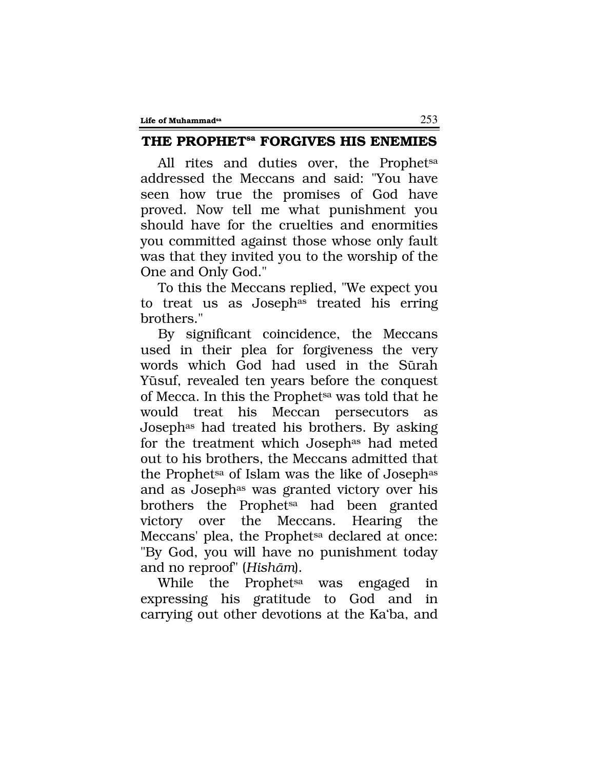## THE PROPHET[sa] FORGIVES HIS ENEMIES

All rites and duties over, the Prophet[sa] addressed the Meccans and said: "You have seen how true the promises of God have proved. Now tell me what punishment you should have for the cruelties and enormities you committed against those whose only fault was that they invited you to the worship of the One and Only God."

To this the Meccans replied, "We expect you to treat us as Joseph[as] treated his erring brothers."

By significant coincidence, the Meccans used in their plea for forgiveness the very words which God had used in the Sūrah Yūsuf, revealed ten years before the conquest of Mecca. In this the Prophet[sa] was told that he would treat his Meccan persecutors as Joseph[as] had treated his brothers. By asking for the treatment which Joseph[as] had meted out to his brothers, the Meccans admitted that the Prophet[sa] of Islam was the like of Joseph[as] and as Joseph[as] was granted victory over his brothers the Prophet[sa] had been granted victory over the Meccans. Hearing the Meccans' plea, the Prophet[sa] declared at once: "By God, you will have no punishment today and no reproof" (*Hishām*).

While the Prophet[sa] was engaged in expressing his gratitude to God and in carrying out other devotions at the Ka'ba, and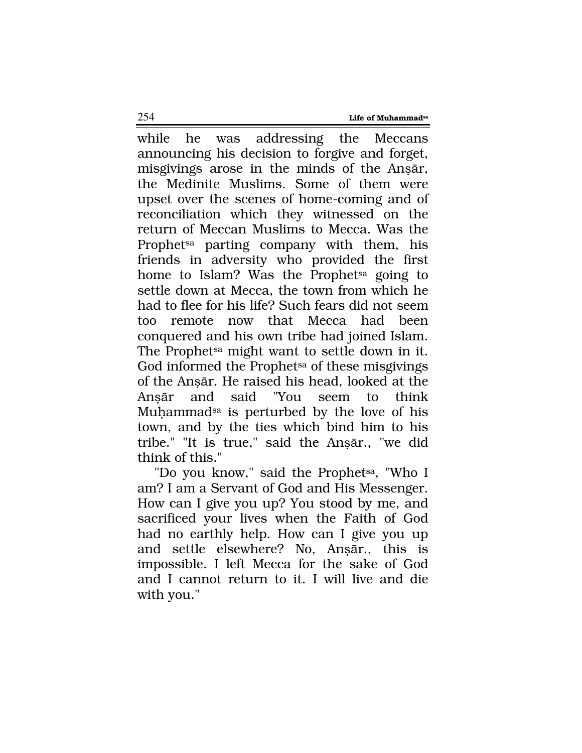while he was addressing the Meccans announcing his decision to forgive and forget, misgivings arose in the minds of the Anṣār, the Medinite Muslims. Some of them were upset over the scenes of home-coming and of reconciliation which they witnessed on the return of Meccan Muslims to Mecca. Was the Prophet[sa] parting company with them, his friends in adversity who provided the first home to Islam? Was the Prophet[sa] going to settle down at Mecca, the town from which he had to flee for his life? Such fears did not seem too remote now that Mecca had been conquered and his own tribe had joined Islam. The Prophet[sa] might want to settle down in it. God informed the Prophet[sa] of these misgivings of the Anṣār. He raised his head, looked at the Anṣār and said "You seem to think Muḥammad[sa] is perturbed by the love of his town, and by the ties which bind him to his tribe." "It is true," said the Anṣār., "we did think of this."

"Do you know," said the Prophet[sa], "Who I am? I am a Servant of God and His Messenger. How can I give you up? You stood by me, and sacrificed your lives when the Faith of God had no earthly help. How can I give you up and settle elsewhere? No, Anṣār., this is impossible. I left Mecca for the sake of God and I cannot return to it. I will live and die with you."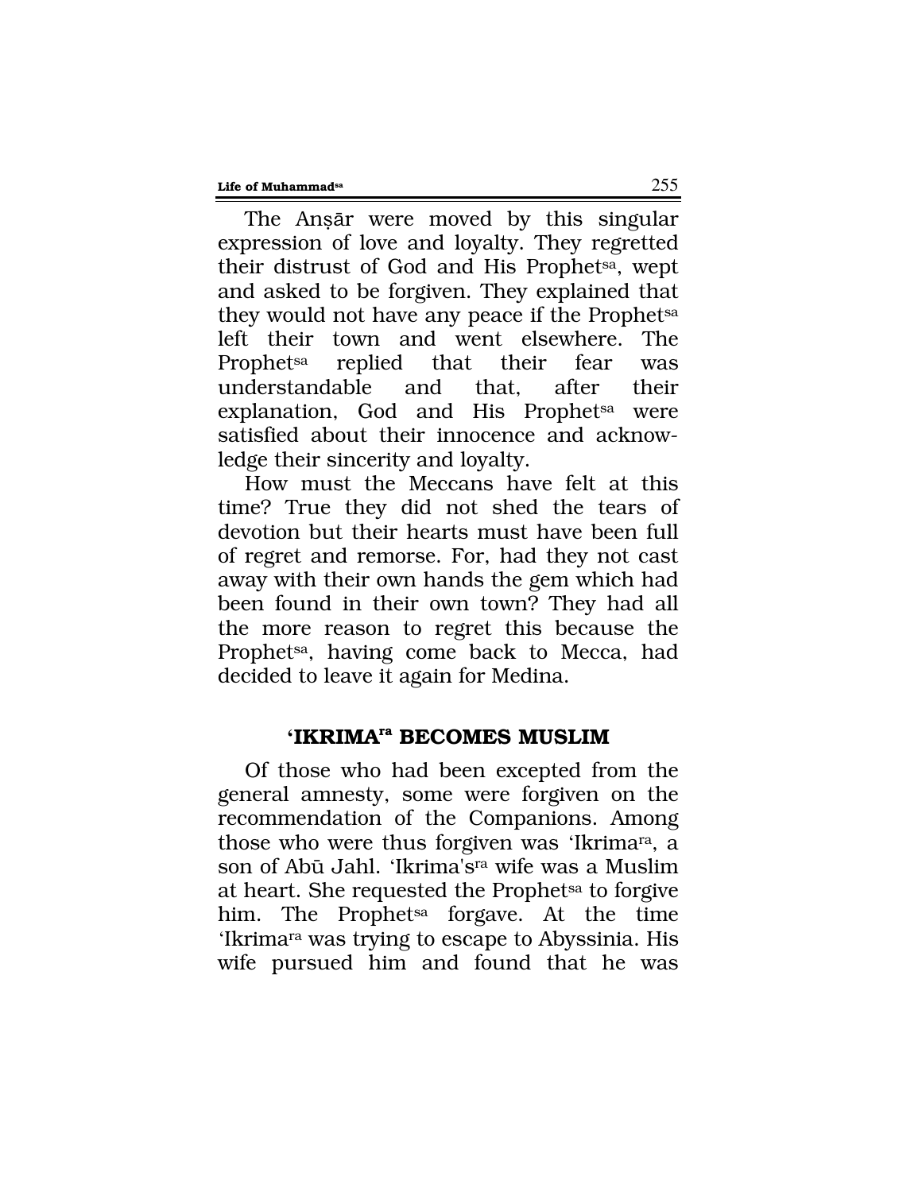The Anṣār were moved by this singular expression of love and loyalty. They regretted their distrust of God and His Prophet[sa], wept and asked to be forgiven. They explained that they would not have any peace if the Prophet[sa] left their town and went elsewhere. The Prophet[sa] replied that their fear was understandable and that, after their explanation, God and His Prophet[sa] were satisfied about their innocence and acknowledge their sincerity and loyalty.

How must the Meccans have felt at this time? True they did not shed the tears of devotion but their hearts must have been full of regret and remorse. For, had they not cast away with their own hands the gem which had been found in their own town? They had all the more reason to regret this because the Prophet[sa], having come back to Mecca, had decided to leave it again for Medina.

## 'IKRIMA[ra] BECOMES MUSLIM

Of those who had been excepted from the general amnesty, some were forgiven on the recommendation of the Companions. Among those who were thus forgiven was 'Ikrima[ra], a son of Abū Jahl. 'Ikrima's[ra] wife was a Muslim at heart. She requested the Prophet[sa] to forgive him. The Prophet[sa] forgave. At the time 'Ikrima[ra] was trying to escape to Abyssinia. His wife pursued him and found that he was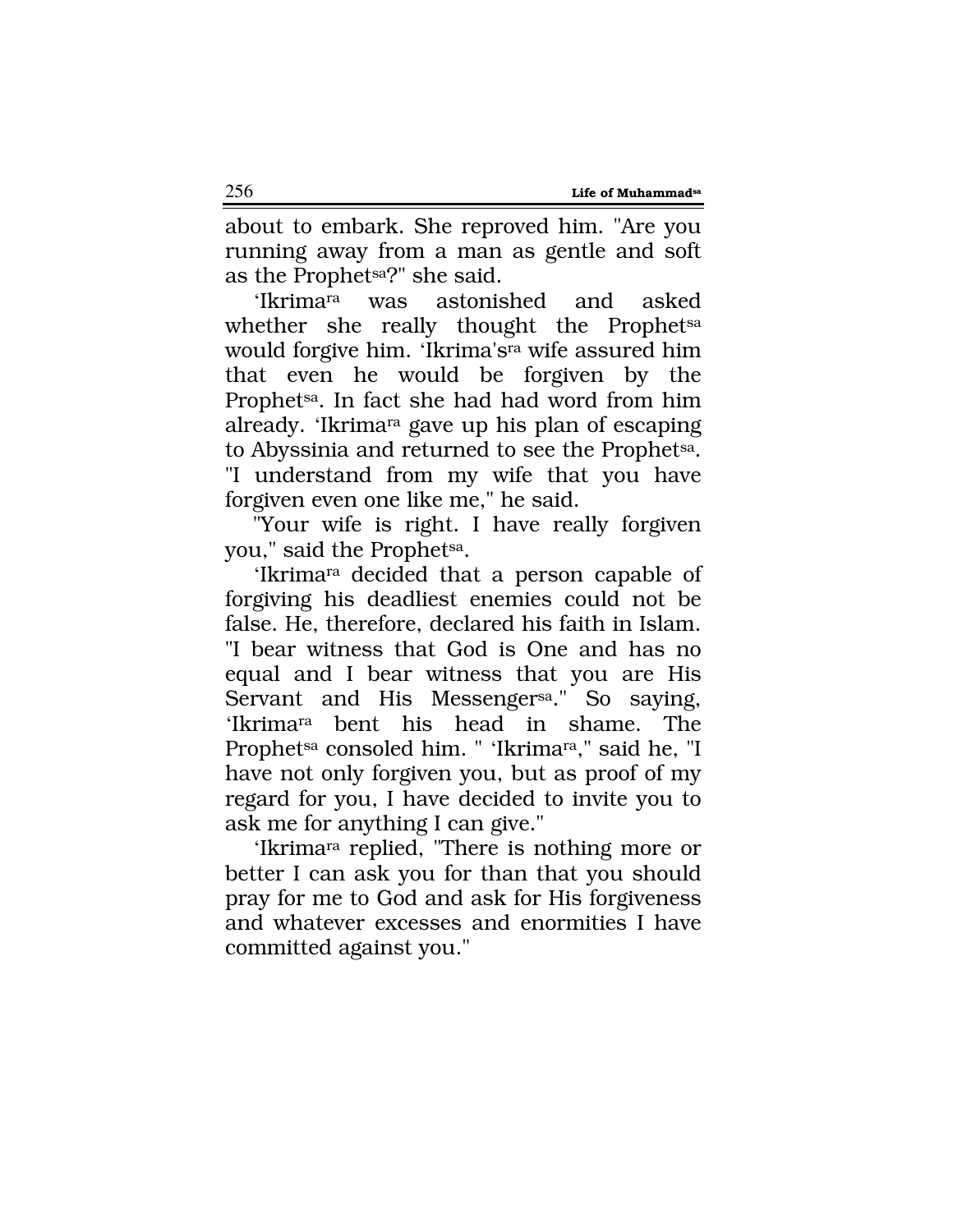about to embark. She reproved him. "Are you running away from a man as gentle and soft as the Prophet[sa]?" she said.

'Ikrima[ra] was astonished and asked whether she really thought the Prophet[sa] would forgive him. 'Ikrima's[ra] wife assured him that even he would be forgiven by the Prophet[sa]. In fact she had had word from him already. 'Ikrima[ra] gave up his plan of escaping to Abyssinia and returned to see the Prophet[sa]. "I understand from my wife that you have forgiven even one like me," he said.

"Your wife is right. I have really forgiven you," said the Prophet[sa].

'Ikrima[ra] decided that a person capable of forgiving his deadliest enemies could not be false. He, therefore, declared his faith in Islam. "I bear witness that God is One and has no equal and I bear witness that you are His Servant and His Messenger[sa]." So saying, 'Ikrima[ra] bent his head in shame. The Prophet[sa] consoled him. " 'Ikrima[ra]," said he, "I have not only forgiven you, but as proof of my regard for you, I have decided to invite you to ask me for anything I can give."

'Ikrima[ra] replied, "There is nothing more or better I can ask you for than that you should pray for me to God and ask for His forgiveness and whatever excesses and enormities I have committed against you."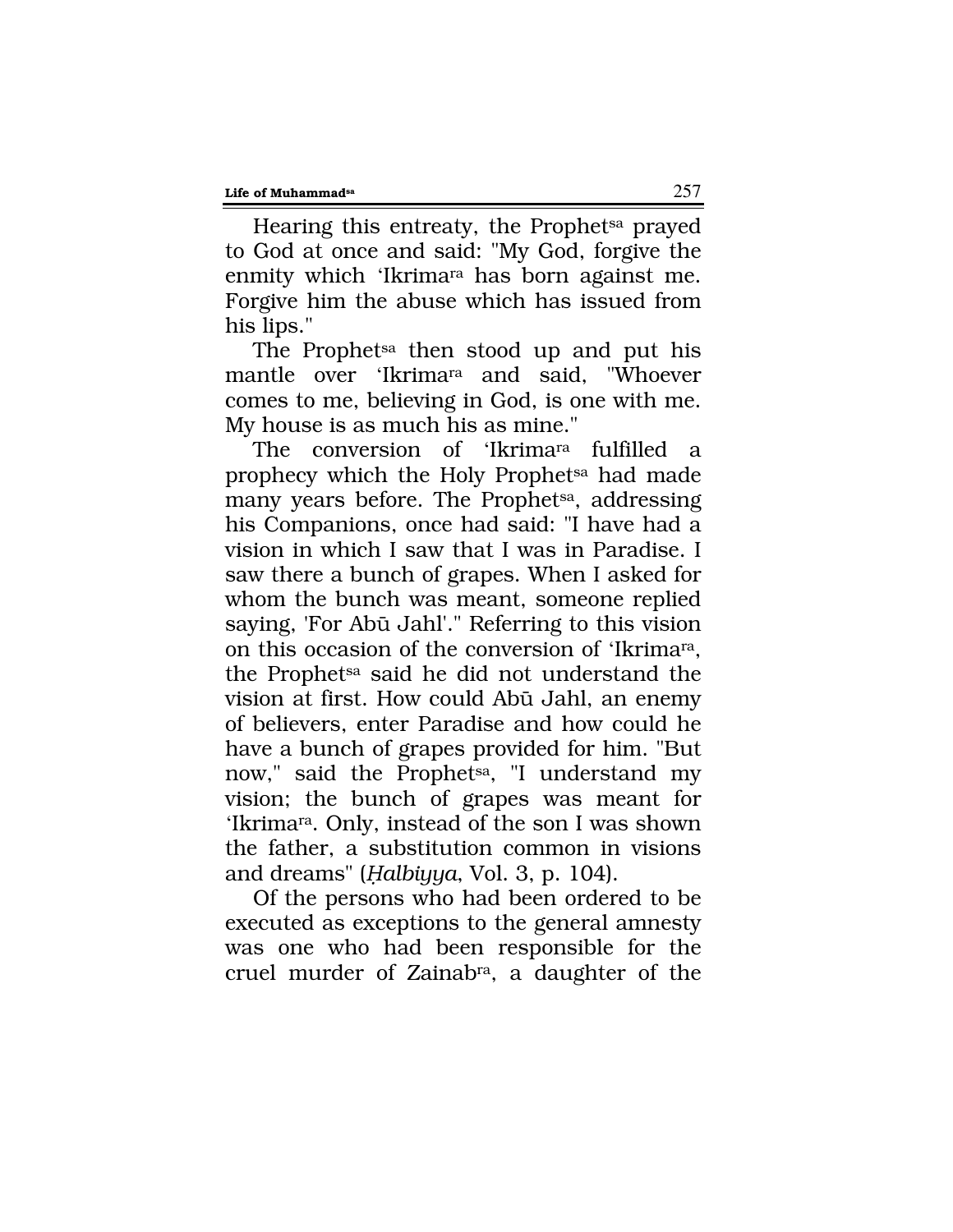Hearing this entreaty, the Prophet[sa] prayed to God at once and said: "My God, forgive the enmity which ‘Ikrima[ra] has born against me. Forgive him the abuse which has issued from his lips."

The Prophet[sa] then stood up and put his mantle over ‘Ikrima[ra] and said, "Whoever comes to me, believing in God, is one with me. My house is as much his as mine."

The conversion of ‘Ikrima[ra] fulfilled a prophecy which the Holy Prophet[sa] had made many years before. The Prophet[sa], addressing his Companions, once had said: "I have had a vision in which I saw that I was in Paradise. I saw there a bunch of grapes. When I asked for whom the bunch was meant, someone replied saying, 'For Abū Jahl'." Referring to this vision on this occasion of the conversion of ‘Ikrima[ra], the Prophet[sa] said he did not understand the vision at first. How could Abū Jahl, an enemy of believers, enter Paradise and how could he have a bunch of grapes provided for him. "But now," said the Prophet[sa], "I understand my vision; the bunch of grapes was meant for ‘Ikrima[ra]. Only, instead of the son I was shown the father, a substitution common in visions and dreams" (*Ḥalbiyya*, Vol. 3, p. 104).

Of the persons who had been ordered to be executed as exceptions to the general amnesty was one who had been responsible for the cruel murder of Zainab[ra], a daughter of the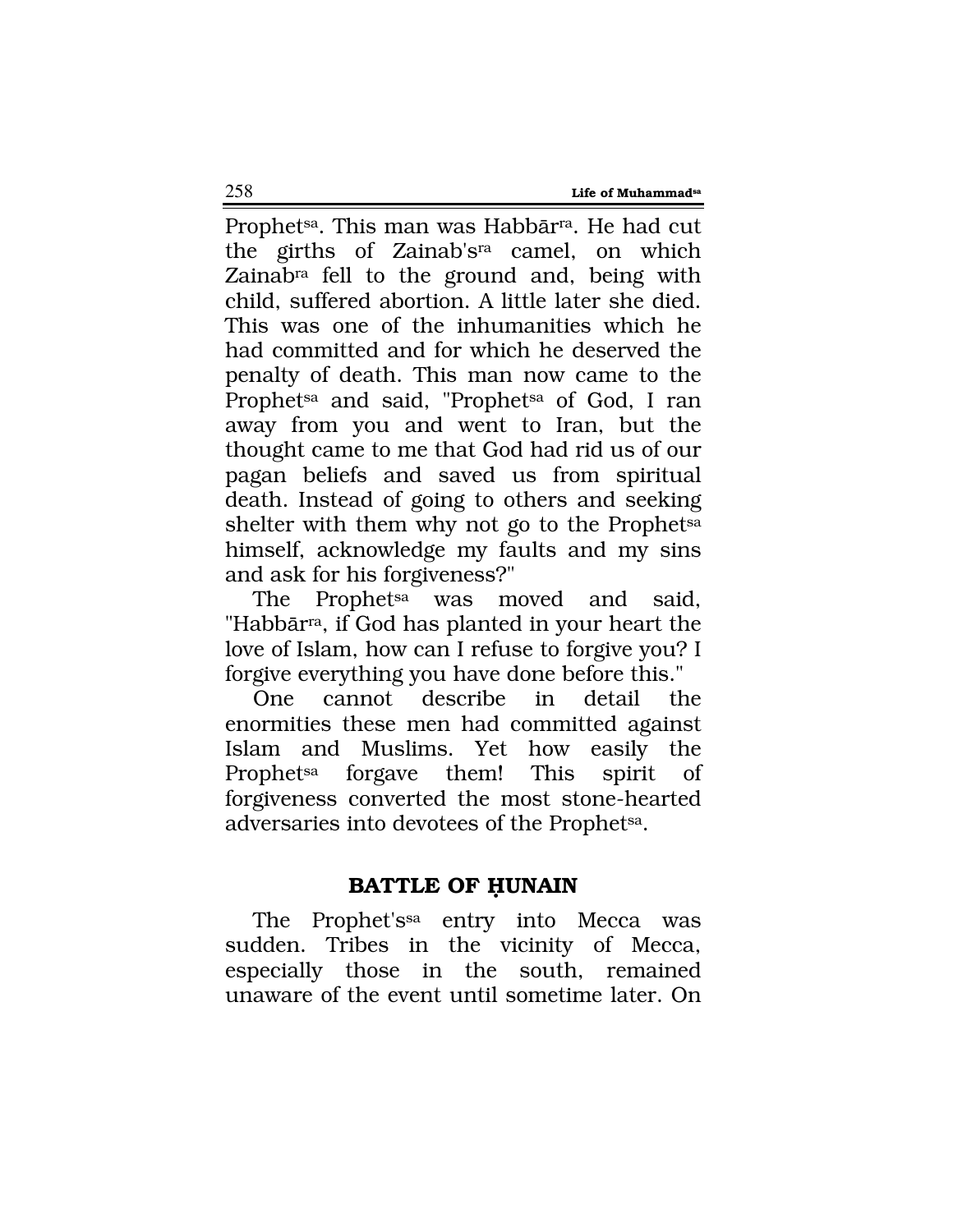Prophet[sa]. This man was Habbār[ra]. He had cut the girths of Zainab's[ra] camel, on which Zainab[ra] fell to the ground and, being with child, suffered abortion. A little later she died. This was one of the inhumanities which he had committed and for which he deserved the penalty of death. This man now came to the Prophet[sa] and said, "Prophet[sa] of God, I ran away from you and went to Iran, but the thought came to me that God had rid us of our pagan beliefs and saved us from spiritual death. Instead of going to others and seeking shelter with them why not go to the Prophet[sa] himself, acknowledge my faults and my sins and ask for his forgiveness?"

The Prophet[sa] was moved and said, "Habbār[ra], if God has planted in your heart the love of Islam, how can I refuse to forgive you? I forgive everything you have done before this."

One cannot describe in detail the enormities these men had committed against Islam and Muslims. Yet how easily the Prophet[sa] forgave them! This spirit of forgiveness converted the most stone-hearted adversaries into devotees of the Prophet[sa].

## BATTLE OF ḤUNAIN

The Prophet's[sa] entry into Mecca was sudden. Tribes in the vicinity of Mecca, especially those in the south, remained unaware of the event until sometime later. On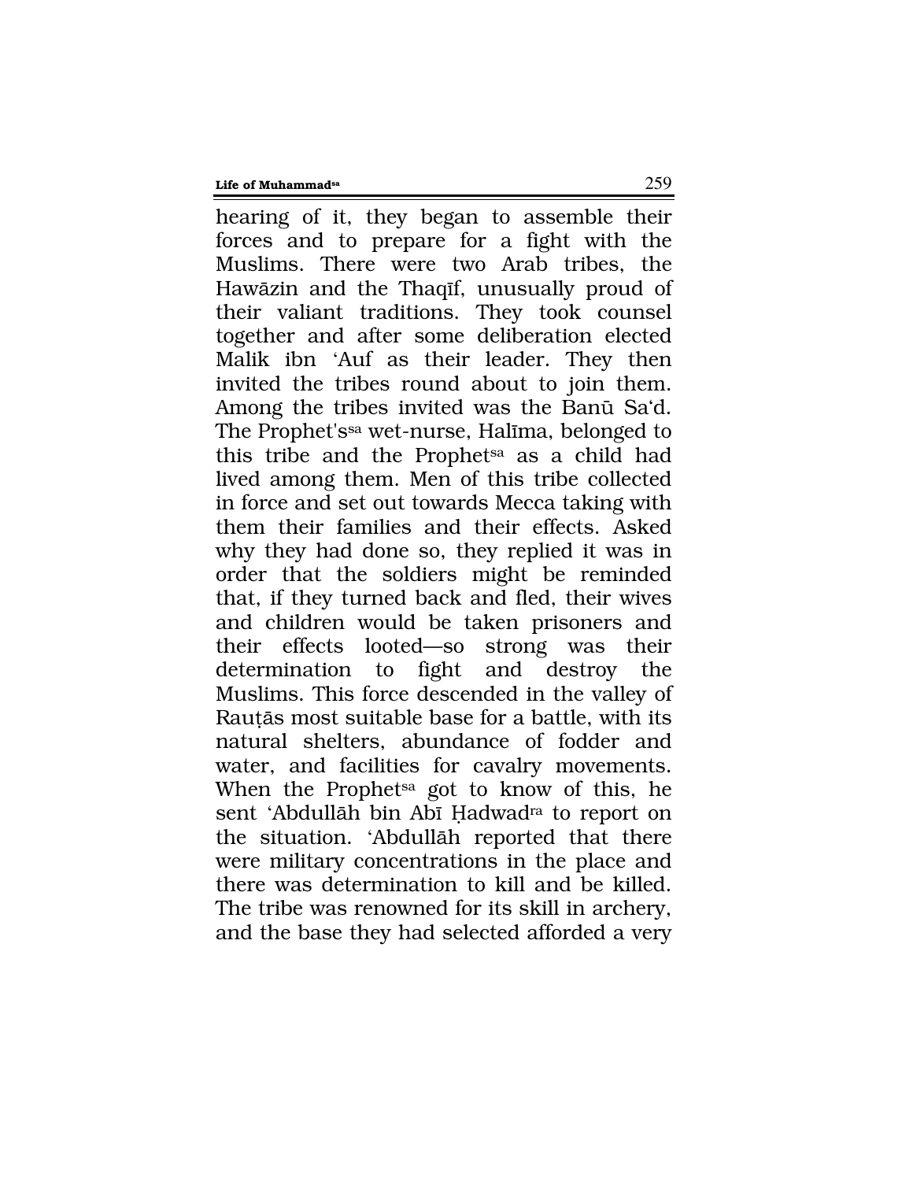hearing of it, they began to assemble their forces and to prepare for a fight with the Muslims. There were two Arab tribes, the Hawāzin and the Thaqīf, unusually proud of their valiant traditions. They took counsel together and after some deliberation elected Malik ibn 'Auf as their leader. They then invited the tribes round about to join them. Among the tribes invited was the Banū Sa'd. The Prophet'ssa wet-nurse, Halīma, belonged to this tribe and the Prophetsa as a child had lived among them. Men of this tribe collected in force and set out towards Mecca taking with them their families and their effects. Asked why they had done so, they replied it was in order that the soldiers might be reminded that, if they turned back and fled, their wives and children would be taken prisoners and their effects looted—so strong was their determination to fight and destroy the Muslims. This force descended in the valley of Rauṭās most suitable base for a battle, with its natural shelters, abundance of fodder and water, and facilities for cavalry movements. When the Prophetsa got to know of this, he sent 'Abdullāh bin Abī Ḥadwadra to report on the situation. 'Abdullāh reported that there were military concentrations in the place and there was determination to kill and be killed. The tribe was renowned for its skill in archery, and the base they had selected afforded a very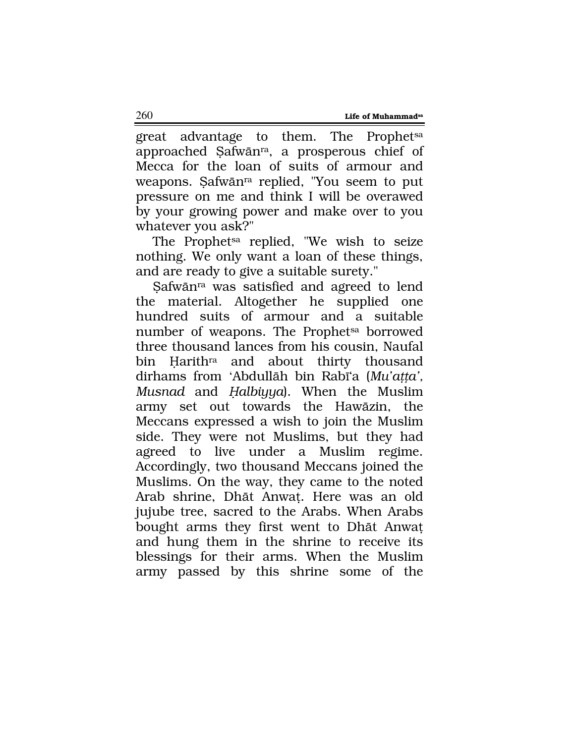great advantage to them. The Prophet[sa] approached Ṣafwān[ra], a prosperous chief of Mecca for the loan of suits of armour and weapons. Ṣafwān[ra] replied, "You seem to put pressure on me and think I will be overawed by your growing power and make over to you whatever you ask?"

The Prophet[sa] replied, "We wish to seize nothing. We only want a loan of these things, and are ready to give a suitable surety."

Ṣafwān[ra] was satisfied and agreed to lend the material. Altogether he supplied one hundred suits of armour and a suitable number of weapons. The Prophet[sa] borrowed three thousand lances from his cousin, Naufal bin Ḥarith[ra] and about thirty thousand dirhams from 'Abdullāh bin Rabī'a (*Mu'aṭṭa'*, *Musnad* and *Ḥalbiyya*). When the Muslim army set out towards the Hawāzin, the Meccans expressed a wish to join the Muslim side. They were not Muslims, but they had agreed to live under a Muslim regime. Accordingly, two thousand Meccans joined the Muslims. On the way, they came to the noted Arab shrine, Dhāt Anwaṭ. Here was an old jujube tree, sacred to the Arabs. When Arabs bought arms they first went to Dhāt Anwaṭ and hung them in the shrine to receive its blessings for their arms. When the Muslim army passed by this shrine some of the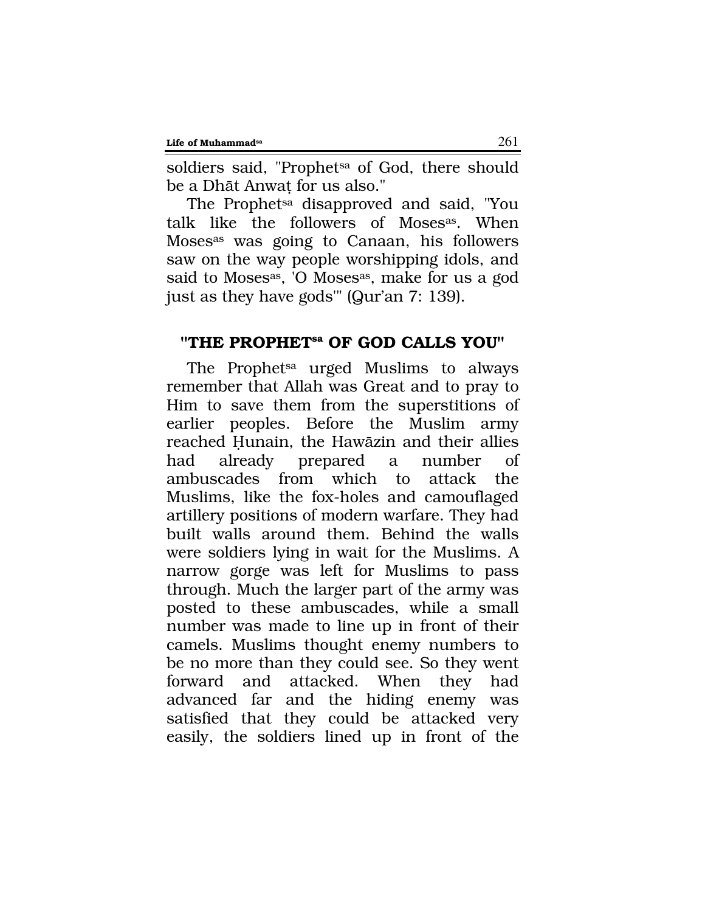soldiers said, "Prophet[sa] of God, there should be a Dhāt Anwaṭ for us also."

The Prophet[sa] disapproved and said, "You talk like the followers of Moses[as]. When Moses[as] was going to Canaan, his followers saw on the way people worshipping idols, and said to Moses[as], 'O Moses[as], make for us a god just as they have gods'" (Qur'an 7: 139).

## "THE PROPHET[sa] OF GOD CALLS YOU"

The Prophet[sa] urged Muslims to always remember that Allah was Great and to pray to Him to save them from the superstitions of earlier peoples. Before the Muslim army reached Ḥunain, the Hawāzin and their allies had already prepared a number of ambuscades from which to attack the Muslims, like the fox-holes and camouflaged artillery positions of modern warfare. They had built walls around them. Behind the walls were soldiers lying in wait for the Muslims. A narrow gorge was left for Muslims to pass through. Much the larger part of the army was posted to these ambuscades, while a small number was made to line up in front of their camels. Muslims thought enemy numbers to be no more than they could see. So they went forward and attacked. When they had advanced far and the hiding enemy was satisfied that they could be attacked very easily, the soldiers lined up in front of the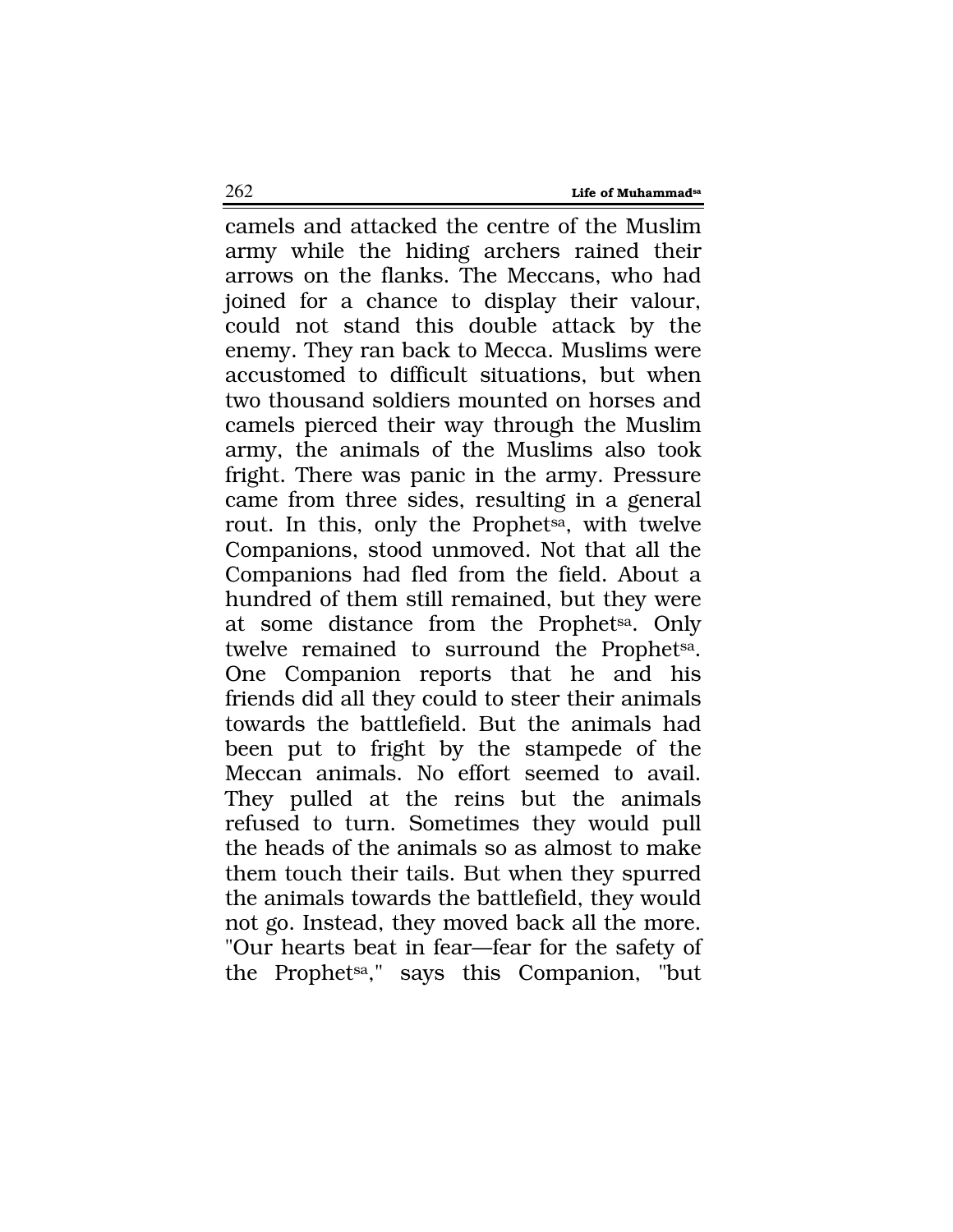camels and attacked the centre of the Muslim army while the hiding archers rained their arrows on the flanks. The Meccans, who had joined for a chance to display their valour, could not stand this double attack by the enemy. They ran back to Mecca. Muslims were accustomed to difficult situations, but when two thousand soldiers mounted on horses and camels pierced their way through the Muslim army, the animals of the Muslims also took fright. There was panic in the army. Pressure came from three sides, resulting in a general rout. In this, only the Prophet[sa], with twelve Companions, stood unmoved. Not that all the Companions had fled from the field. About a hundred of them still remained, but they were at some distance from the Prophet[sa]. Only twelve remained to surround the Prophet[sa]. One Companion reports that he and his friends did all they could to steer their animals towards the battlefield. But the animals had been put to fright by the stampede of the Meccan animals. No effort seemed to avail. They pulled at the reins but the animals refused to turn. Sometimes they would pull the heads of the animals so as almost to make them touch their tails. But when they spurred the animals towards the battlefield, they would not go. Instead, they moved back all the more. "Our hearts beat in fear—fear for the safety of the Prophet[sa]," says this Companion, "but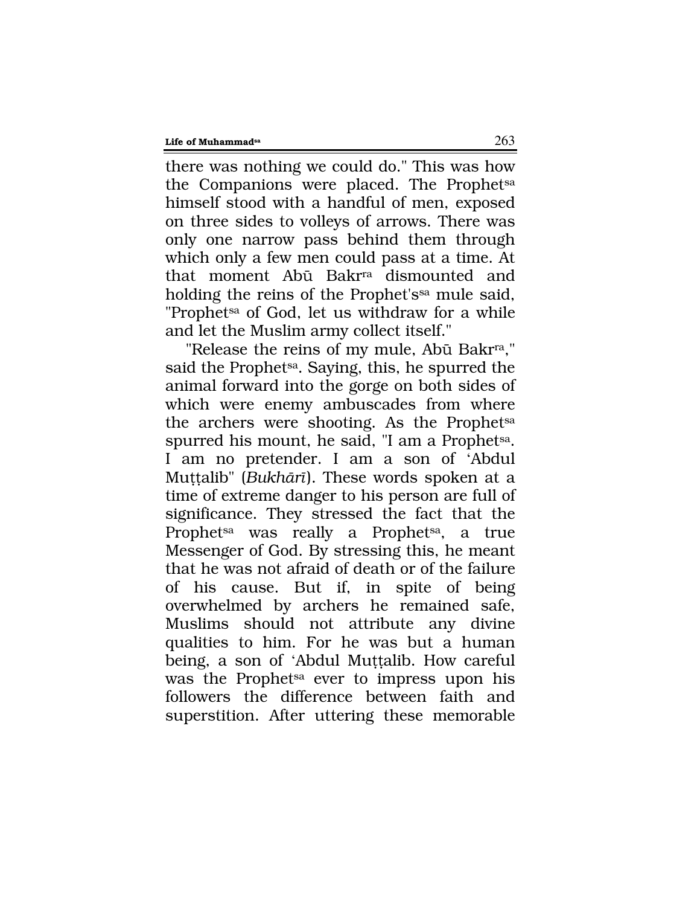there was nothing we could do." This was how the Companions were placed. The Prophet[sa] himself stood with a handful of men, exposed on three sides to volleys of arrows. There was only one narrow pass behind them through which only a few men could pass at a time. At that moment Abū Bakr[ra] dismounted and holding the reins of the Prophet's[sa] mule said, "Prophet[sa] of God, let us withdraw for a while and let the Muslim army collect itself."

"Release the reins of my mule, Abū Bakr[ra]," said the Prophet[sa]. Saying, this, he spurred the animal forward into the gorge on both sides of which were enemy ambuscades from where the archers were shooting. As the Prophet[sa] spurred his mount, he said, "I am a Prophet[sa]. I am no pretender. I am a son of 'Abdul Muṭṭalib" (*Bukhārī*). These words spoken at a time of extreme danger to his person are full of significance. They stressed the fact that the Prophet[sa] was really a Prophet[sa], a true Messenger of God. By stressing this, he meant that he was not afraid of death or of the failure of his cause. But if, in spite of being overwhelmed by archers he remained safe, Muslims should not attribute any divine qualities to him. For he was but a human being, a son of 'Abdul Muṭṭalib. How careful was the Prophet[sa] ever to impress upon his followers the difference between faith and superstition. After uttering these memorable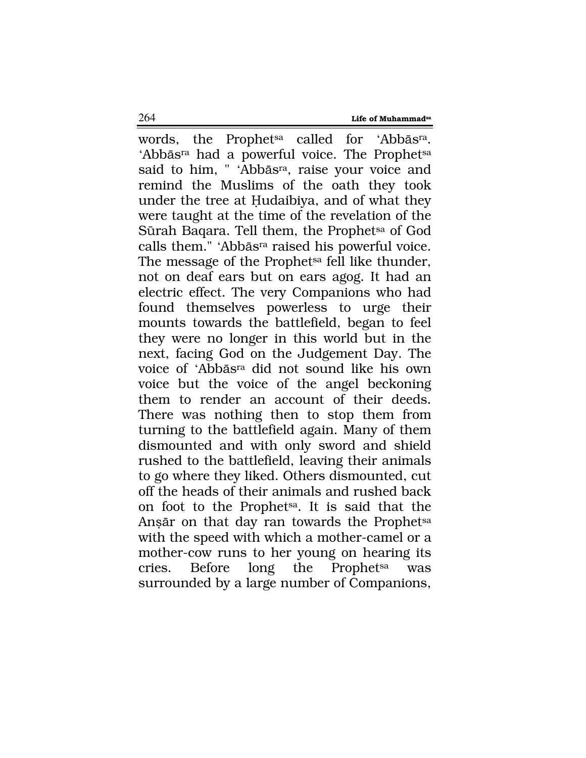words, the Prophet[sa] called for 'Abbās[ra]. 'Abbās[ra] had a powerful voice. The Prophet[sa] said to him, " 'Abbās[ra], raise your voice and remind the Muslims of the oath they took under the tree at Ḥudaibiya, and of what they were taught at the time of the revelation of the Sūrah Baqara. Tell them, the Prophet[sa] of God calls them." 'Abbās[ra] raised his powerful voice. The message of the Prophet[sa] fell like thunder, not on deaf ears but on ears agog. It had an electric effect. The very Companions who had found themselves powerless to urge their mounts towards the battlefield, began to feel they were no longer in this world but in the next, facing God on the Judgement Day. The voice of 'Abbās[ra] did not sound like his own voice but the voice of the angel beckoning them to render an account of their deeds. There was nothing then to stop them from turning to the battlefield again. Many of them dismounted and with only sword and shield rushed to the battlefield, leaving their animals to go where they liked. Others dismounted, cut off the heads of their animals and rushed back on foot to the Prophet[sa]. It is said that the Anṣār on that day ran towards the Prophet[sa] with the speed with which a mother-camel or a mother-cow runs to her young on hearing its cries. Before long the Prophet[sa] was surrounded by a large number of Companions,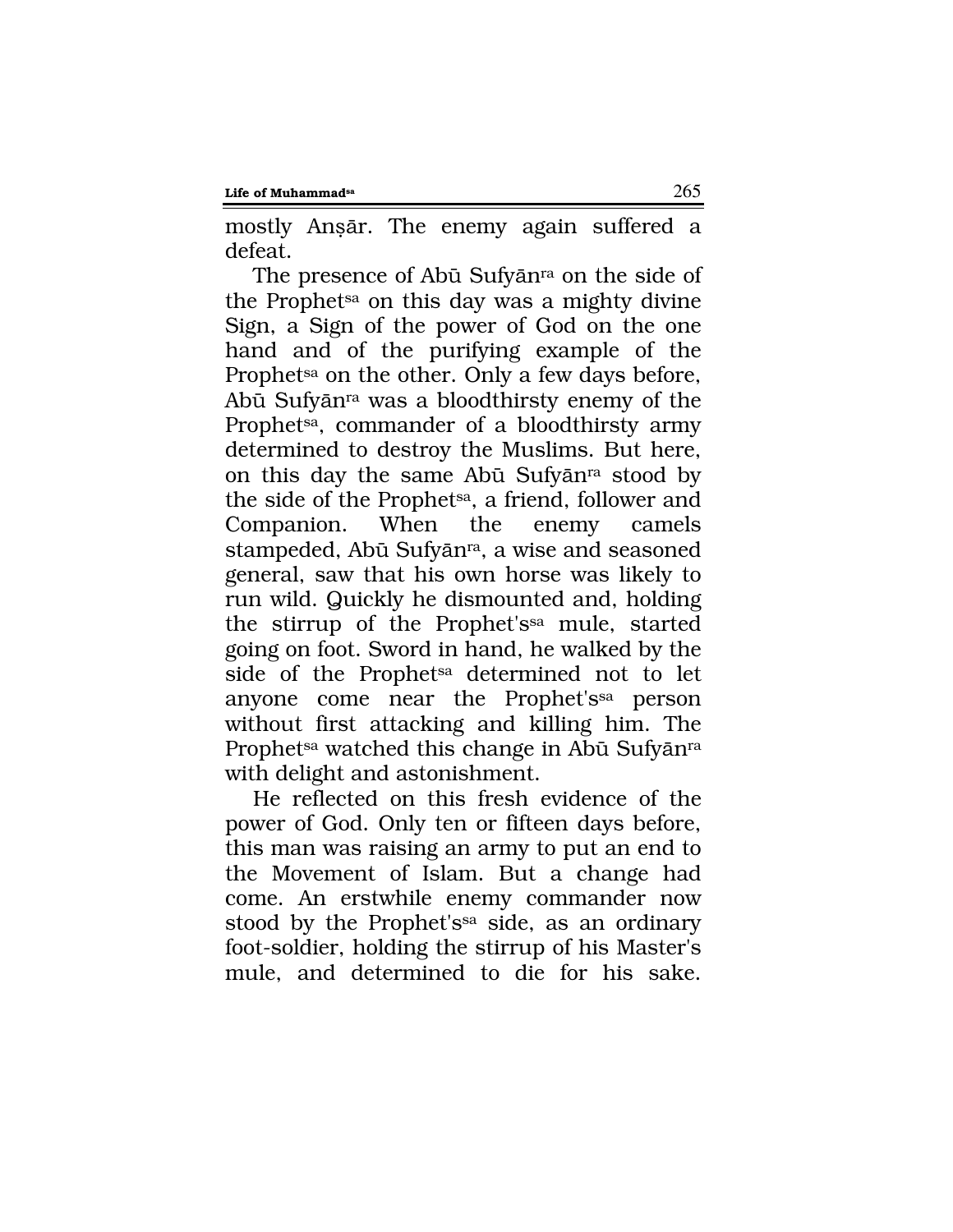mostly Anṣār. The enemy again suffered a defeat.

The presence of Abū Sufyān[ra] on the side of the Prophet[sa] on this day was a mighty divine Sign, a Sign of the power of God on the one hand and of the purifying example of the Prophet[sa] on the other. Only a few days before, Abū Sufyān[ra] was a bloodthirsty enemy of the Prophet[sa], commander of a bloodthirsty army determined to destroy the Muslims. But here, on this day the same Abū Sufyān[ra] stood by the side of the Prophet[sa], a friend, follower and Companion. When the enemy camels stampeded, Abū Sufyān[ra], a wise and seasoned general, saw that his own horse was likely to run wild. Quickly he dismounted and, holding the stirrup of the Prophet's[sa] mule, started going on foot. Sword in hand, he walked by the side of the Prophet[sa] determined not to let anyone come near the Prophet's[sa] person without first attacking and killing him. The Prophet[sa] watched this change in Abū Sufyān[ra] with delight and astonishment.

He reflected on this fresh evidence of the power of God. Only ten or fifteen days before, this man was raising an army to put an end to the Movement of Islam. But a change had come. An erstwhile enemy commander now stood by the Prophet's[sa] side, as an ordinary foot-soldier, holding the stirrup of his Master's mule, and determined to die for his sake.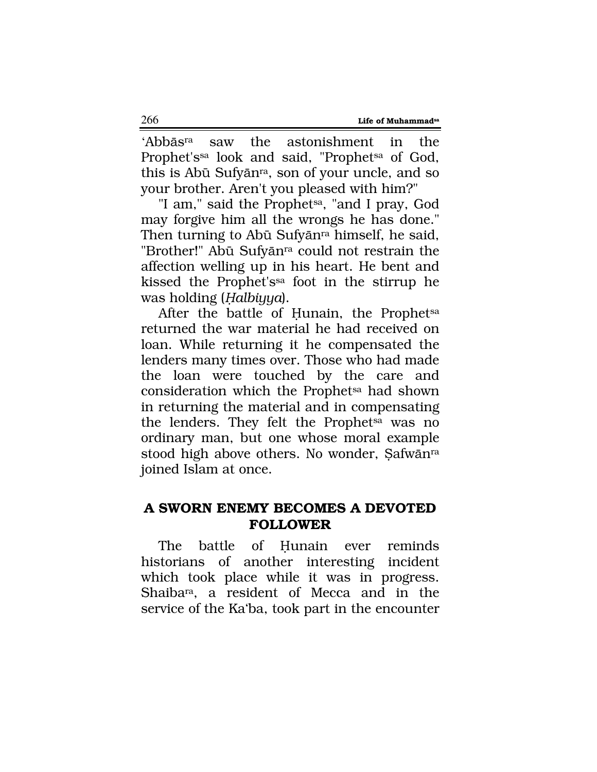'Abbās[ra] saw the astonishment in the Prophet's[sa] look and said, "Prophet[sa] of God, this is Abū Sufyān[ra], son of your uncle, and so your brother. Aren't you pleased with him?"

"I am," said the Prophet[sa], "and I pray, God may forgive him all the wrongs he has done." Then turning to Abū Sufyān[ra] himself, he said, "Brother!" Abū Sufyān[ra] could not restrain the affection welling up in his heart. He bent and kissed the Prophet's[sa] foot in the stirrup he was holding (*Ḥalbiyya*).

After the battle of Ḥunain, the Prophet[sa] returned the war material he had received on loan. While returning it he compensated the lenders many times over. Those who had made the loan were touched by the care and consideration which the Prophet[sa] had shown in returning the material and in compensating the lenders. They felt the Prophet[sa] was no ordinary man, but one whose moral example stood high above others. No wonder, Ṣafwān[ra] joined Islam at once.

## A SWORN ENEMY BECOMES A DEVOTED FOLLOWER

The battle of Ḥunain ever reminds historians of another interesting incident which took place while it was in progress. Shaiba[ra], a resident of Mecca and in the service of the Ka'ba, took part in the encounter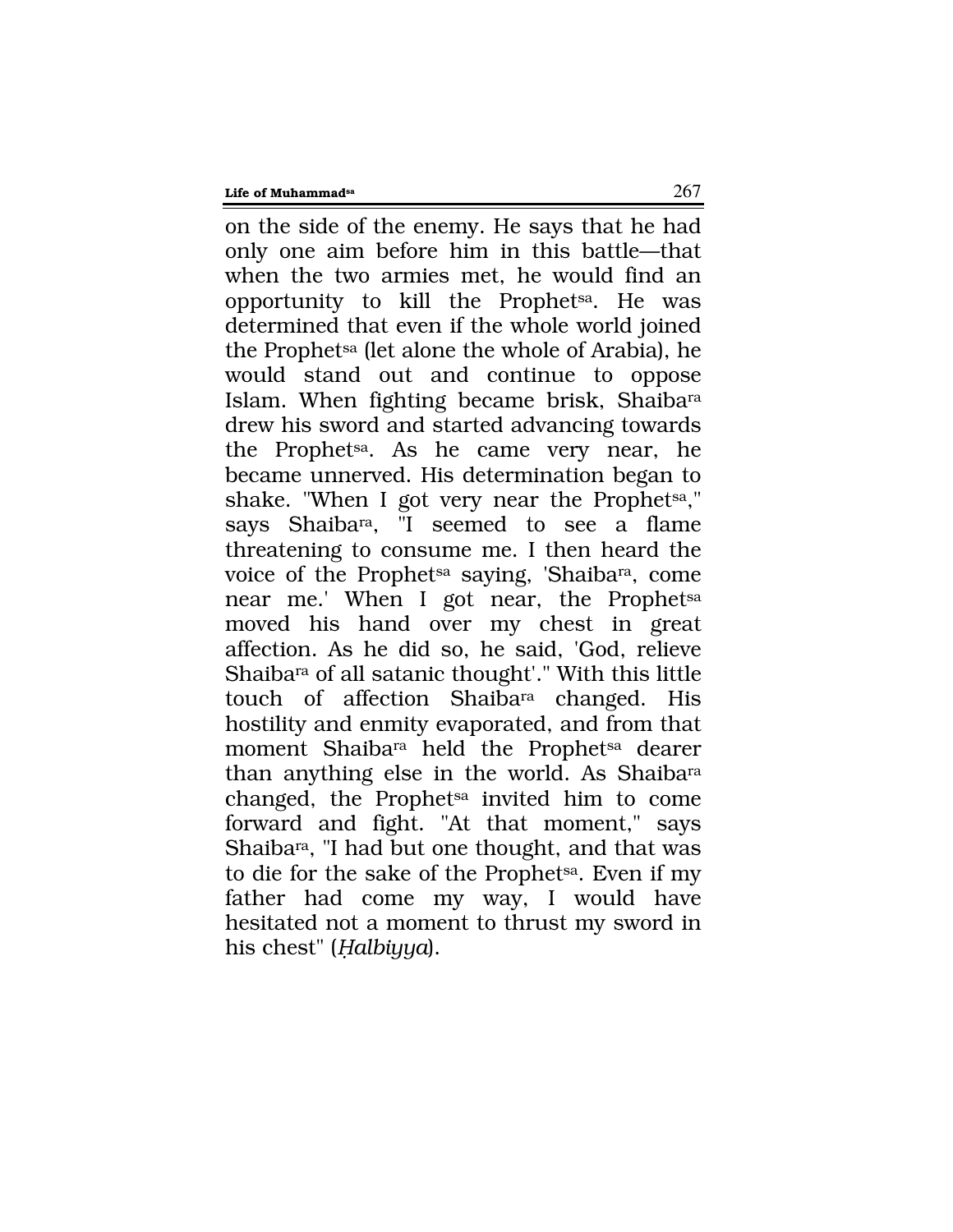on the side of the enemy. He says that he had only one aim before him in this battle—that when the two armies met, he would find an opportunity to kill the Prophet[sa]. He was determined that even if the whole world joined the Prophet[sa] (let alone the whole of Arabia), he would stand out and continue to oppose Islam. When fighting became brisk, Shaiba[ra] drew his sword and started advancing towards the Prophet[sa]. As he came very near, he became unnerved. His determination began to shake. "When I got very near the Prophet[sa]," says Shaiba[ra], "I seemed to see a flame threatening to consume me. I then heard the voice of the Prophet[sa] saying, 'Shaiba[ra], come near me.' When I got near, the Prophet[sa] moved his hand over my chest in great affection. As he did so, he said, 'God, relieve Shaiba[ra] of all satanic thought'." With this little touch of affection Shaiba[ra] changed. His hostility and enmity evaporated, and from that moment Shaiba[ra] held the Prophet[sa] dearer than anything else in the world. As Shaiba[ra] changed, the Prophet[sa] invited him to come forward and fight. "At that moment," says Shaiba[ra], "I had but one thought, and that was to die for the sake of the Prophet[sa]. Even if my father had come my way, I would have hesitated not a moment to thrust my sword in his chest" (*Ḥalbiyya*).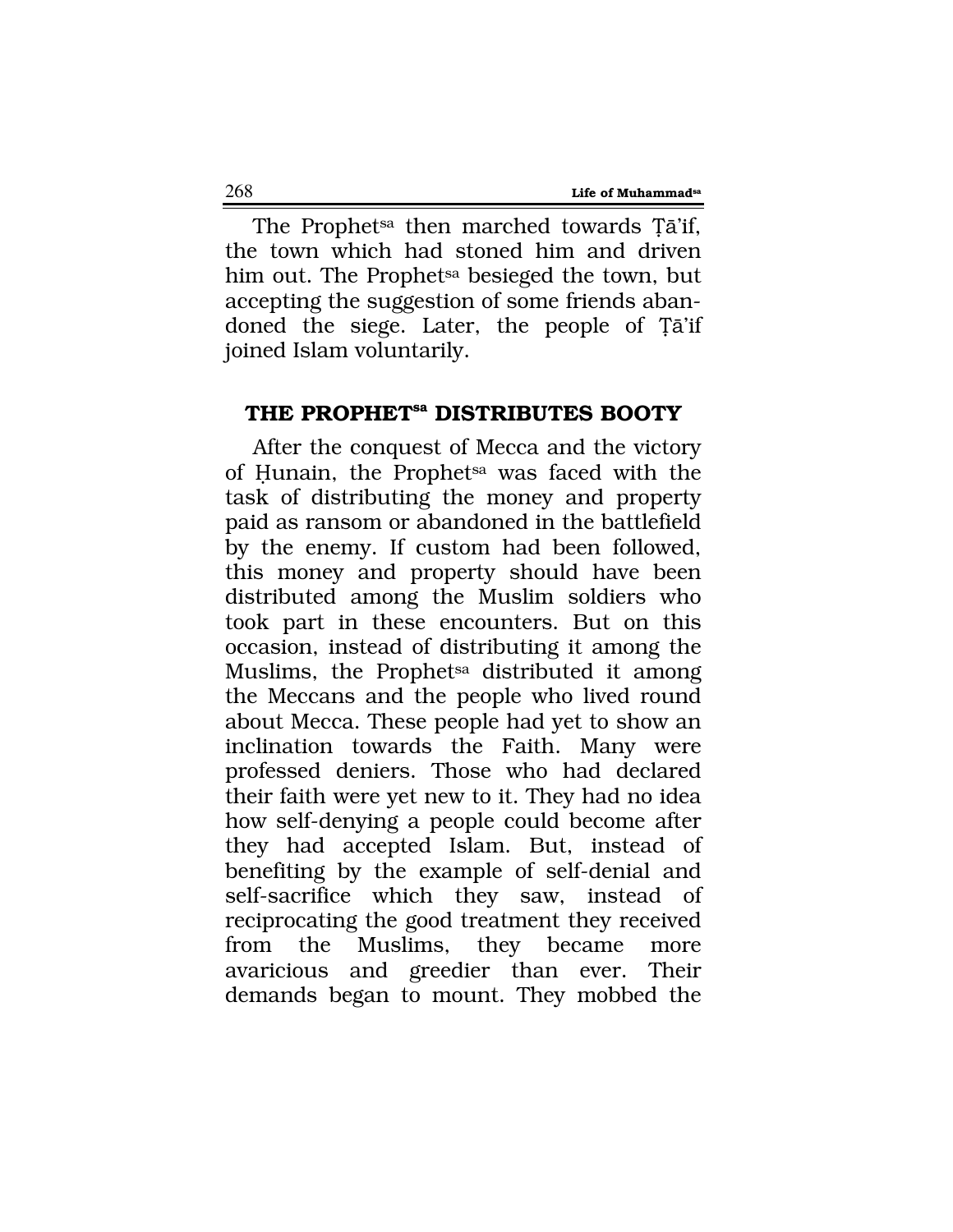The Prophet[sa] then marched towards Ṭā'if, the town which had stoned him and driven him out. The Prophet[sa] besieged the town, but accepting the suggestion of some friends abandoned the siege. Later, the people of Ṭā'if joined Islam voluntarily.

## THE PROPHET[sa] DISTRIBUTES BOOTY

After the conquest of Mecca and the victory of Ḥunain, the Prophet[sa] was faced with the task of distributing the money and property paid as ransom or abandoned in the battlefield by the enemy. If custom had been followed, this money and property should have been distributed among the Muslim soldiers who took part in these encounters. But on this occasion, instead of distributing it among the Muslims, the Prophet[sa] distributed it among the Meccans and the people who lived round about Mecca. These people had yet to show an inclination towards the Faith. Many were professed deniers. Those who had declared their faith were yet new to it. They had no idea how self-denying a people could become after they had accepted Islam. But, instead of benefiting by the example of self-denial and self-sacrifice which they saw, instead of reciprocating the good treatment they received from the Muslims, they became more avaricious and greedier than ever. Their demands began to mount. They mobbed the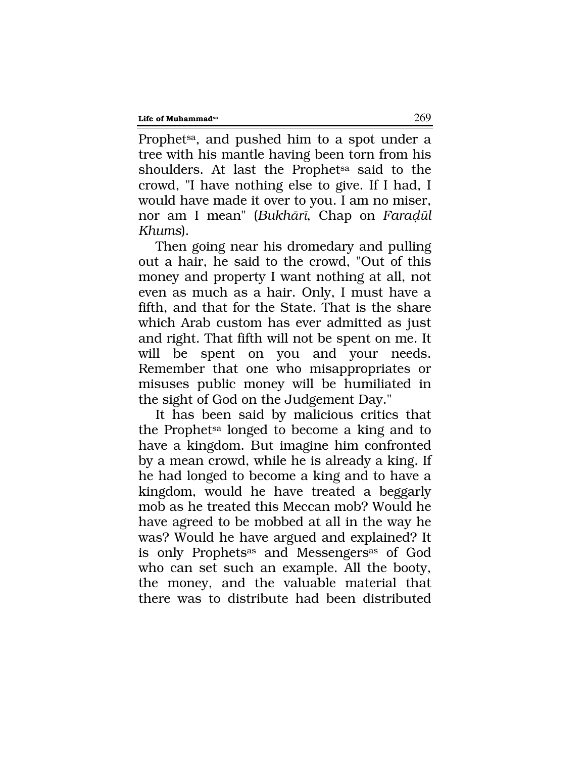Prophet[sa], and pushed him to a spot under a tree with his mantle having been torn from his shoulders. At last the Prophet[sa] said to the crowd, "I have nothing else to give. If I had, I would have made it over to you. I am no miser, nor am I mean" (*Bukhārī*, Chap on *Faraḍūl Khums*).

Then going near his dromedary and pulling out a hair, he said to the crowd, "Out of this money and property I want nothing at all, not even as much as a hair. Only, I must have a fifth, and that for the State. That is the share which Arab custom has ever admitted as just and right. That fifth will not be spent on me. It will be spent on you and your needs. Remember that one who misappropriates or misuses public money will be humiliated in the sight of God on the Judgement Day."

It has been said by malicious critics that the Prophet[sa] longed to become a king and to have a kingdom. But imagine him confronted by a mean crowd, while he is already a king. If he had longed to become a king and to have a kingdom, would he have treated a beggarly mob as he treated this Meccan mob? Would he have agreed to be mobbed at all in the way he was? Would he have argued and explained? It is only Prophets[as] and Messengers[as] of God who can set such an example. All the booty, the money, and the valuable material that there was to distribute had been distributed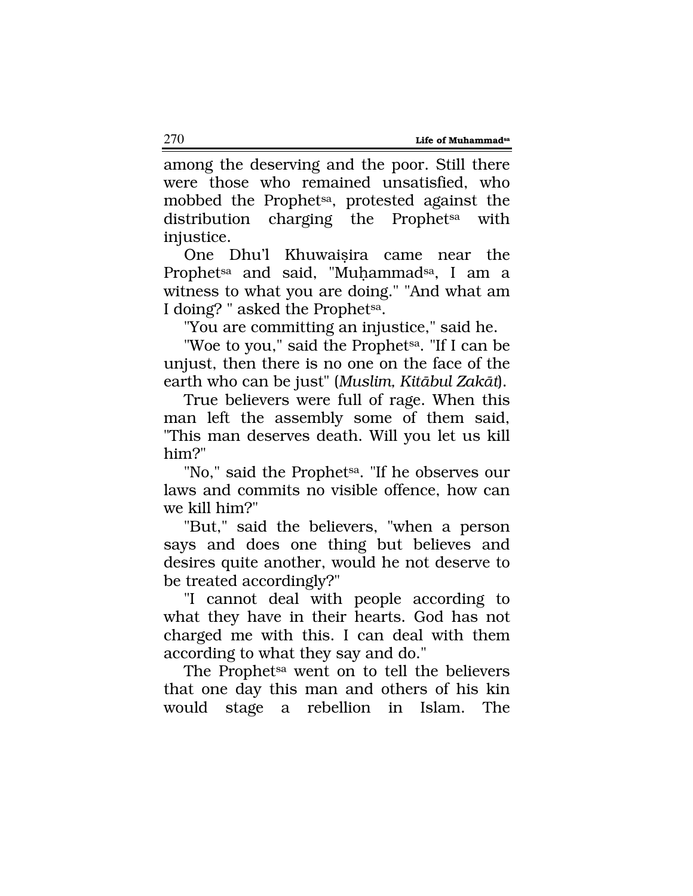among the deserving and the poor. Still there were those who remained unsatisfied, who mobbed the Prophet[sa], protested against the distribution charging the Prophet[sa] with injustice.

One Dhu'l Khuwaiṣira came near the Prophet[sa] and said, "Muḥammad[sa], I am a witness to what you are doing." "And what am I doing? " asked the Prophet[sa].

"You are committing an injustice," said he.

"Woe to you," said the Prophet[sa]. "If I can be unjust, then there is no one on the face of the earth who can be just" (*Muslim, Kitābul Zakāt*).

True believers were full of rage. When this man left the assembly some of them said, "This man deserves death. Will you let us kill him?"

"No," said the Prophet[sa]. "If he observes our laws and commits no visible offence, how can we kill him?"

"But," said the believers, "when a person says and does one thing but believes and desires quite another, would he not deserve to be treated accordingly?"

"I cannot deal with people according to what they have in their hearts. God has not charged me with this. I can deal with them according to what they say and do."

The Prophet[sa] went on to tell the believers that one day this man and others of his kin would stage a rebellion in Islam. The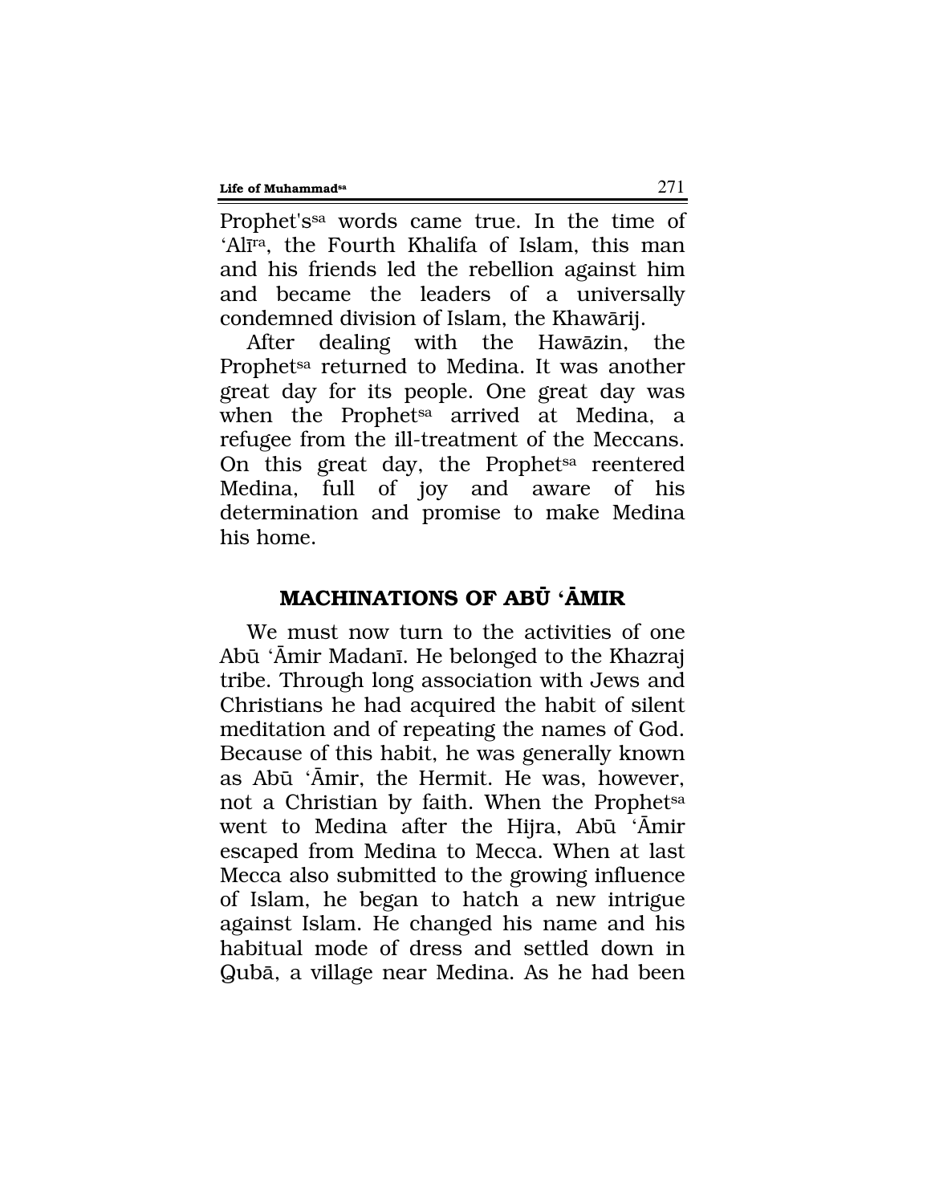Prophet's[sa] words came true. In the time of 'Alī[ra], the Fourth Khalifa of Islam, this man and his friends led the rebellion against him and became the leaders of a universally condemned division of Islam, the Khawārij.

After dealing with the Hawāzin, the Prophet[sa] returned to Medina. It was another great day for its people. One great day was when the Prophet[sa] arrived at Medina, a refugee from the ill-treatment of the Meccans. On this great day, the Prophet[sa] reentered Medina, full of joy and aware of his determination and promise to make Medina his home.

## MACHINATIONS OF ABŪ 'ĀMIR

We must now turn to the activities of one Abū 'Āmir Madanī. He belonged to the Khazraj tribe. Through long association with Jews and Christians he had acquired the habit of silent meditation and of repeating the names of God. Because of this habit, he was generally known as Abū 'Āmir, the Hermit. He was, however, not a Christian by faith. When the Prophet[sa] went to Medina after the Hijra, Abū 'Āmir escaped from Medina to Mecca. When at last Mecca also submitted to the growing influence of Islam, he began to hatch a new intrigue against Islam. He changed his name and his habitual mode of dress and settled down in Qubā, a village near Medina. As he had been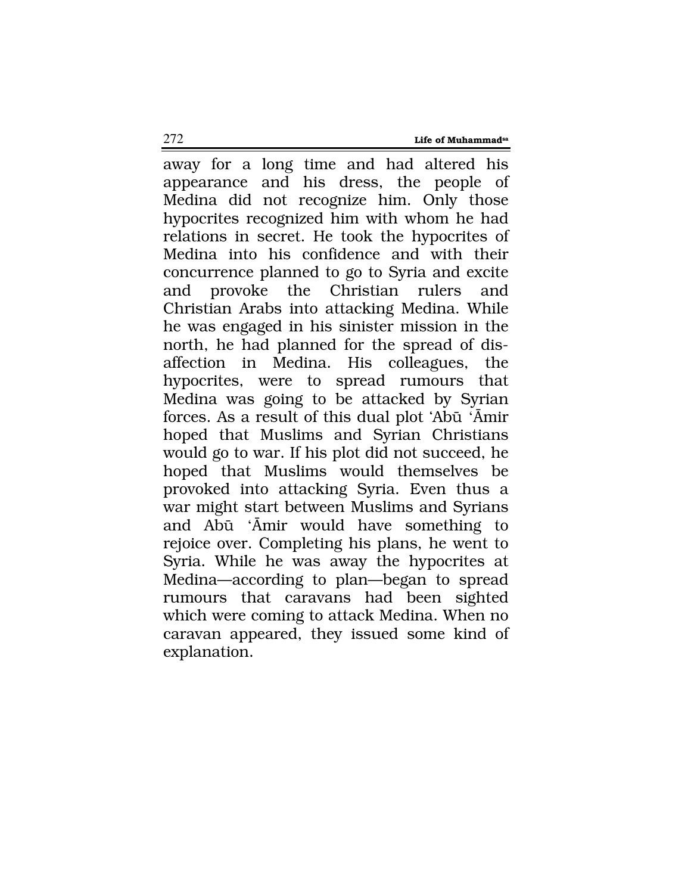away for a long time and had altered his appearance and his dress, the people of Medina did not recognize him. Only those hypocrites recognized him with whom he had relations in secret. He took the hypocrites of Medina into his confidence and with their concurrence planned to go to Syria and excite and provoke the Christian rulers and Christian Arabs into attacking Medina. While he was engaged in his sinister mission in the north, he had planned for the spread of disaffection in Medina. His colleagues, the hypocrites, were to spread rumours that Medina was going to be attacked by Syrian forces. As a result of this dual plot 'Abū 'Āmir hoped that Muslims and Syrian Christians would go to war. If his plot did not succeed, he hoped that Muslims would themselves be provoked into attacking Syria. Even thus a war might start between Muslims and Syrians and Abū 'Āmir would have something to rejoice over. Completing his plans, he went to Syria. While he was away the hypocrites at Medina—according to plan—began to spread rumours that caravans had been sighted which were coming to attack Medina. When no caravan appeared, they issued some kind of explanation.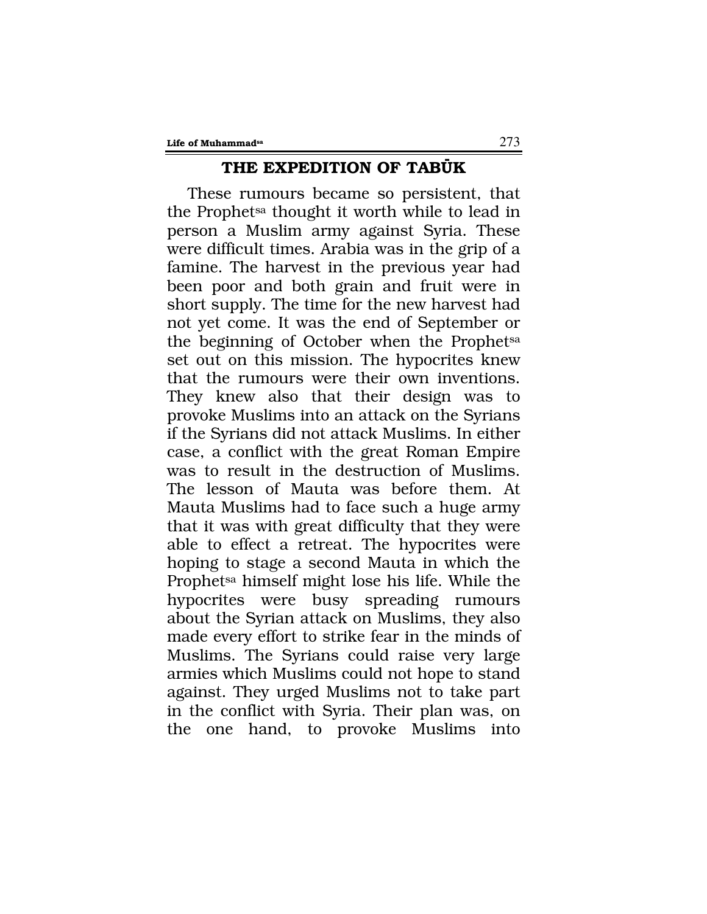## THE EXPEDITION OF TABŪK

These rumours became so persistent, that the Prophet[sa] thought it worth while to lead in person a Muslim army against Syria. These were difficult times. Arabia was in the grip of a famine. The harvest in the previous year had been poor and both grain and fruit were in short supply. The time for the new harvest had not yet come. It was the end of September or the beginning of October when the Prophet[sa] set out on this mission. The hypocrites knew that the rumours were their own inventions. They knew also that their design was to provoke Muslims into an attack on the Syrians if the Syrians did not attack Muslims. In either case, a conflict with the great Roman Empire was to result in the destruction of Muslims. The lesson of Mauta was before them. At Mauta Muslims had to face such a huge army that it was with great difficulty that they were able to effect a retreat. The hypocrites were hoping to stage a second Mauta in which the Prophet[sa] himself might lose his life. While the hypocrites were busy spreading rumours about the Syrian attack on Muslims, they also made every effort to strike fear in the minds of Muslims. The Syrians could raise very large armies which Muslims could not hope to stand against. They urged Muslims not to take part in the conflict with Syria. Their plan was, on the one hand, to provoke Muslims into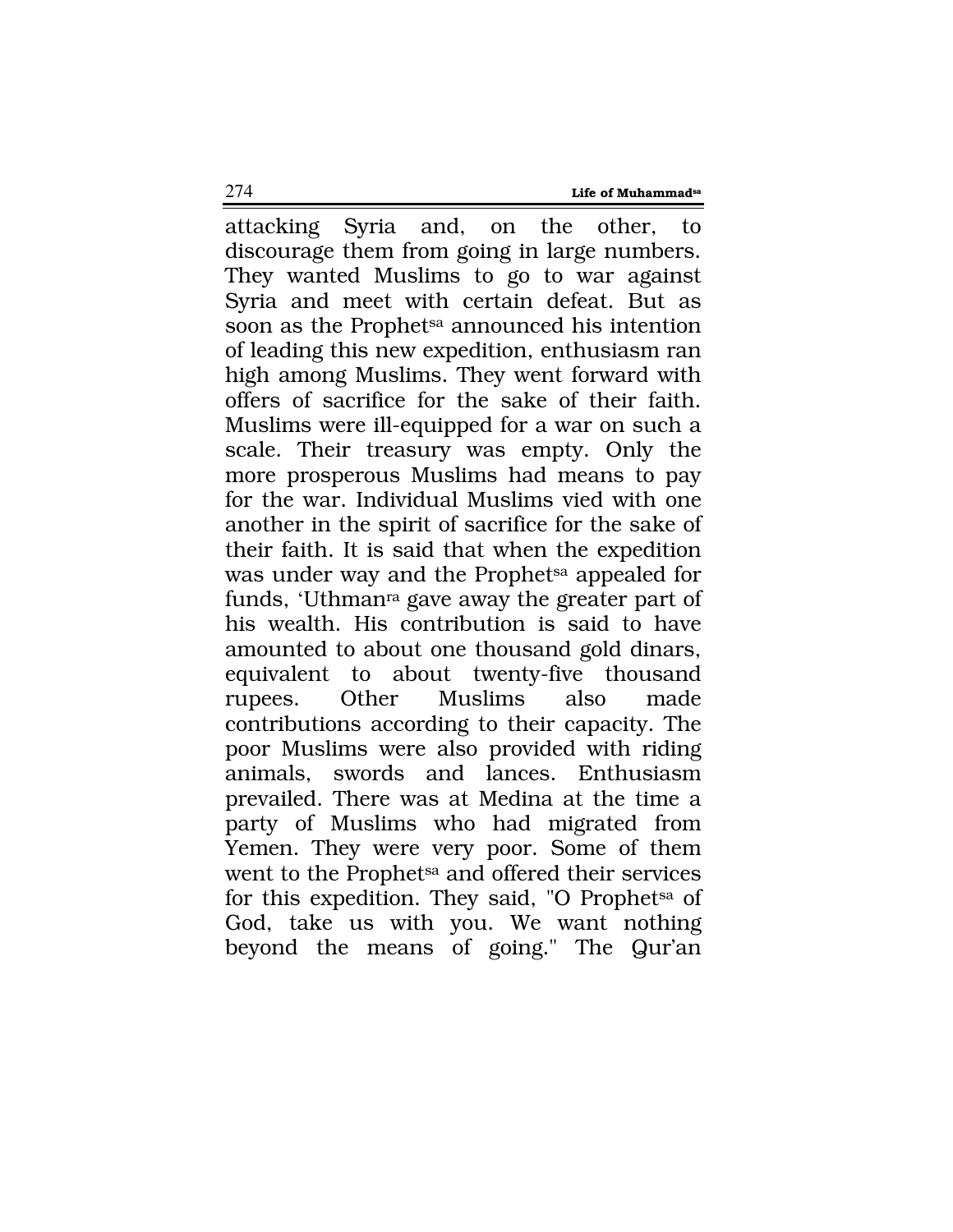attacking Syria and, on the other, to discourage them from going in large numbers. They wanted Muslims to go to war against Syria and meet with certain defeat. But as soon as the Prophet[sa] announced his intention of leading this new expedition, enthusiasm ran high among Muslims. They went forward with offers of sacrifice for the sake of their faith. Muslims were ill-equipped for a war on such a scale. Their treasury was empty. Only the more prosperous Muslims had means to pay for the war. Individual Muslims vied with one another in the spirit of sacrifice for the sake of their faith. It is said that when the expedition was under way and the Prophet[sa] appealed for funds, 'Uthman[ra] gave away the greater part of his wealth. His contribution is said to have amounted to about one thousand gold dinars, equivalent to about twenty-five thousand rupees. Other Muslims also made contributions according to their capacity. The poor Muslims were also provided with riding animals, swords and lances. Enthusiasm prevailed. There was at Medina at the time a party of Muslims who had migrated from Yemen. They were very poor. Some of them went to the Prophet[sa] and offered their services for this expedition. They said, "O Prophet[sa] of God, take us with you. We want nothing beyond the means of going." The Qur'an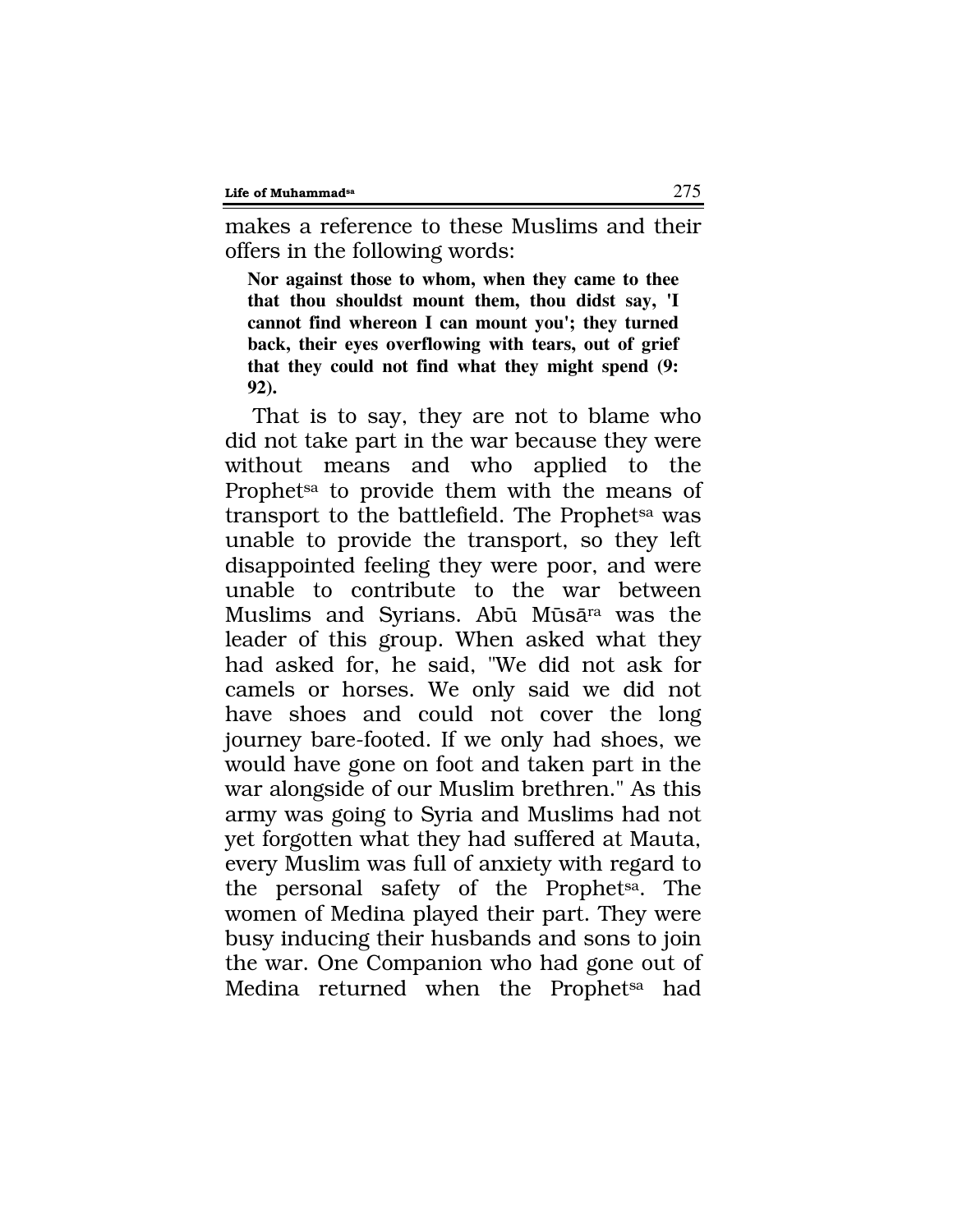makes a reference to these Muslims and their offers in the following words:

> **Nor against those to whom, when they came to thee that thou shouldst mount them, thou didst say, 'I cannot find whereon I can mount you'; they turned back, their eyes overflowing with tears, out of grief that they could not find what they might spend (9: 92).**

That is to say, they are not to blame who did not take part in the war because they were without means and who applied to the Prophet[sa] to provide them with the means of transport to the battlefield. The Prophet[sa] was unable to provide the transport, so they left disappointed feeling they were poor, and were unable to contribute to the war between Muslims and Syrians. Abū Mūsā[ra] was the leader of this group. When asked what they had asked for, he said, "We did not ask for camels or horses. We only said we did not have shoes and could not cover the long journey bare-footed. If we only had shoes, we would have gone on foot and taken part in the war alongside of our Muslim brethren." As this army was going to Syria and Muslims had not yet forgotten what they had suffered at Mauta, every Muslim was full of anxiety with regard to the personal safety of the Prophet[sa]. The women of Medina played their part. They were busy inducing their husbands and sons to join the war. One Companion who had gone out of Medina returned when the Prophet[sa] had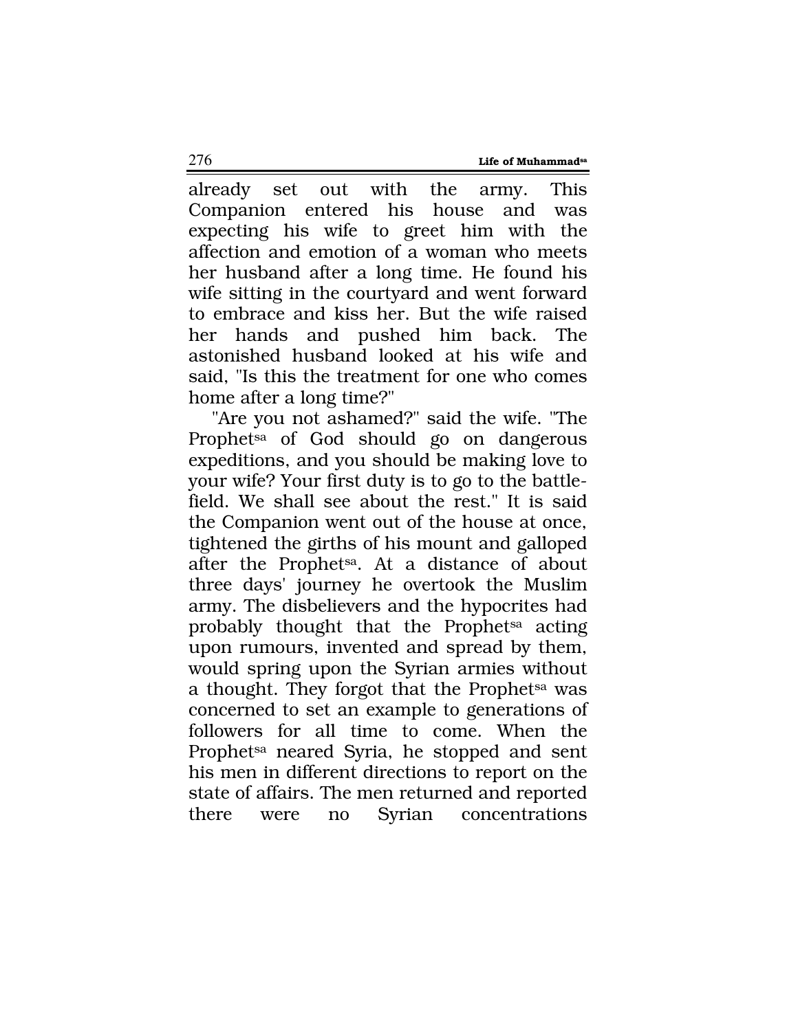already set out with the army. This Companion entered his house and was expecting his wife to greet him with the affection and emotion of a woman who meets her husband after a long time. He found his wife sitting in the courtyard and went forward to embrace and kiss her. But the wife raised her hands and pushed him back. The astonished husband looked at his wife and said, "Is this the treatment for one who comes home after a long time?"

"Are you not ashamed?" said the wife. "The Prophet[sa] of God should go on dangerous expeditions, and you should be making love to your wife? Your first duty is to go to the battle-field. We shall see about the rest." It is said the Companion went out of the house at once, tightened the girths of his mount and galloped after the Prophet[sa]. At a distance of about three days' journey he overtook the Muslim army. The disbelievers and the hypocrites had probably thought that the Prophet[sa] acting upon rumours, invented and spread by them, would spring upon the Syrian armies without a thought. They forgot that the Prophet[sa] was concerned to set an example to generations of followers for all time to come. When the Prophet[sa] neared Syria, he stopped and sent his men in different directions to report on the state of affairs. The men returned and reported there were no Syrian concentrations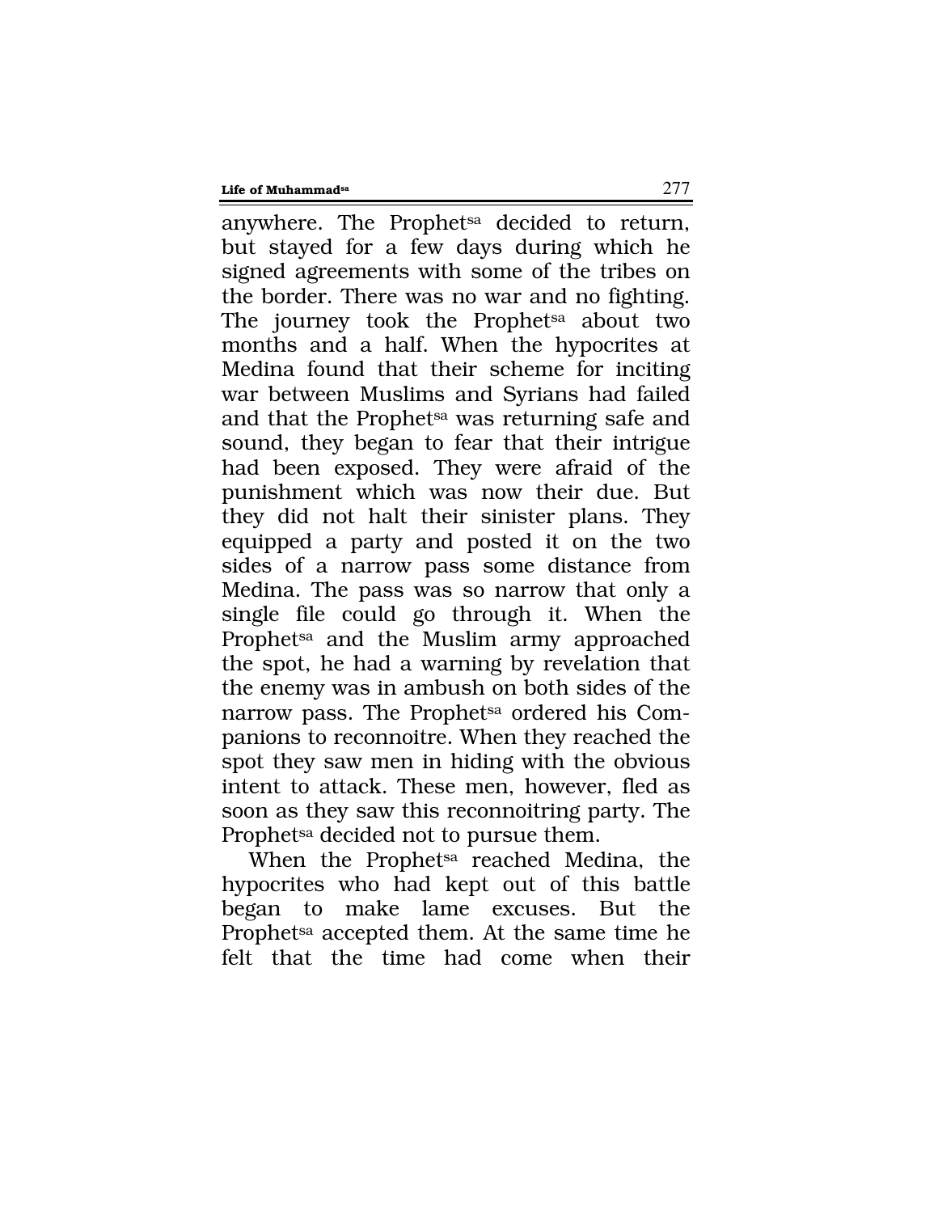anywhere. The Prophet[sa] decided to return, but stayed for a few days during which he signed agreements with some of the tribes on the border. There was no war and no fighting. The journey took the Prophet[sa] about two months and a half. When the hypocrites at Medina found that their scheme for inciting war between Muslims and Syrians had failed and that the Prophet[sa] was returning safe and sound, they began to fear that their intrigue had been exposed. They were afraid of the punishment which was now their due. But they did not halt their sinister plans. They equipped a party and posted it on the two sides of a narrow pass some distance from Medina. The pass was so narrow that only a single file could go through it. When the Prophet[sa] and the Muslim army approached the spot, he had a warning by revelation that the enemy was in ambush on both sides of the narrow pass. The Prophet[sa] ordered his Companions to reconnoitre. When they reached the spot they saw men in hiding with the obvious intent to attack. These men, however, fled as soon as they saw this reconnoitring party. The Prophet[sa] decided not to pursue them.

When the Prophet[sa] reached Medina, the hypocrites who had kept out of this battle began to make lame excuses. But the Prophet[sa] accepted them. At the same time he felt that the time had come when their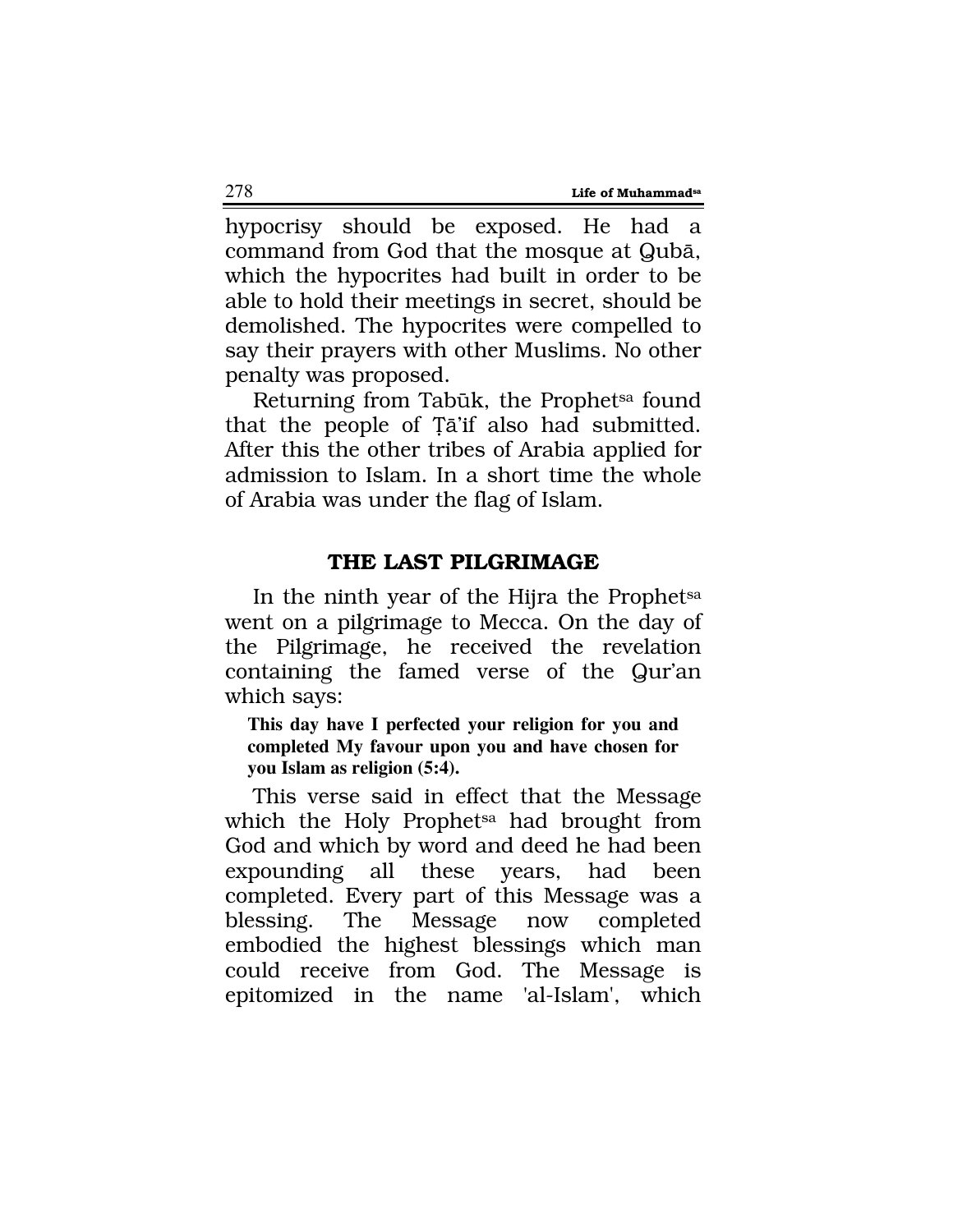hypocrisy should be exposed. He had a command from God that the mosque at Qubā, which the hypocrites had built in order to be able to hold their meetings in secret, should be demolished. The hypocrites were compelled to say their prayers with other Muslims. No other penalty was proposed.

Returning from Tabūk, the Prophet[sa] found that the people of Ṭā'if also had submitted. After this the other tribes of Arabia applied for admission to Islam. In a short time the whole of Arabia was under the flag of Islam.

## THE LAST PILGRIMAGE

In the ninth year of the Hijra the Prophet[sa] went on a pilgrimage to Mecca. On the day of the Pilgrimage, he received the revelation containing the famed verse of the Qur'an which says:

> **This day have I perfected your religion for you and completed My favour upon you and have chosen for you Islam as religion (5:4).**

This verse said in effect that the Message which the Holy Prophet[sa] had brought from God and which by word and deed he had been expounding all these years, had been completed. Every part of this Message was a blessing. The Message now completed embodied the highest blessings which man could receive from God. The Message is epitomized in the name 'al-Islam', which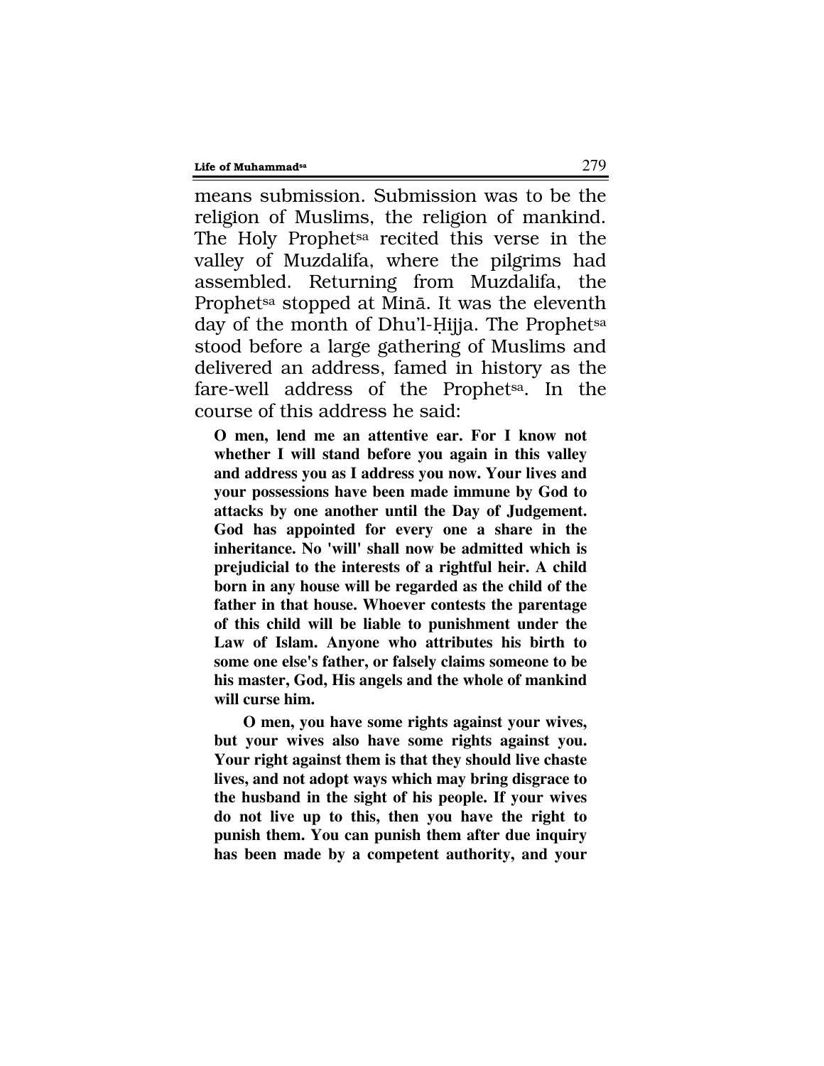means submission. Submission was to be the religion of Muslims, the religion of mankind. The Holy Prophet[sa] recited this verse in the valley of Muzdalifa, where the pilgrims had assembled. Returning from Muzdalifa, the Prophet[sa] stopped at Minā. It was the eleventh day of the month of Dhu'l-Ḥijja. The Prophet[sa] stood before a large gathering of Muslims and delivered an address, famed in history as the fare-well address of the Prophet[sa]. In the course of this address he said:

> **O men, lend me an attentive ear. For I know not whether I will stand before you again in this valley and address you as I address you now. Your lives and your possessions have been made immune by God to attacks by one another until the Day of Judgement. God has appointed for every one a share in the inheritance. No 'will' shall now be admitted which is prejudicial to the interests of a rightful heir. A child born in any house will be regarded as the child of the father in that house. Whoever contests the parentage of this child will be liable to punishment under the Law of Islam. Anyone who attributes his birth to some one else's father, or falsely claims someone to be his master, God, His angels and the whole of mankind will curse him.**
>
> **O men, you have some rights against your wives, but your wives also have some rights against you. Your right against them is that they should live chaste lives, and not adopt ways which may bring disgrace to the husband in the sight of his people. If your wives do not live up to this, then you have the right to punish them. You can punish them after due inquiry has been made by a competent authority, and your**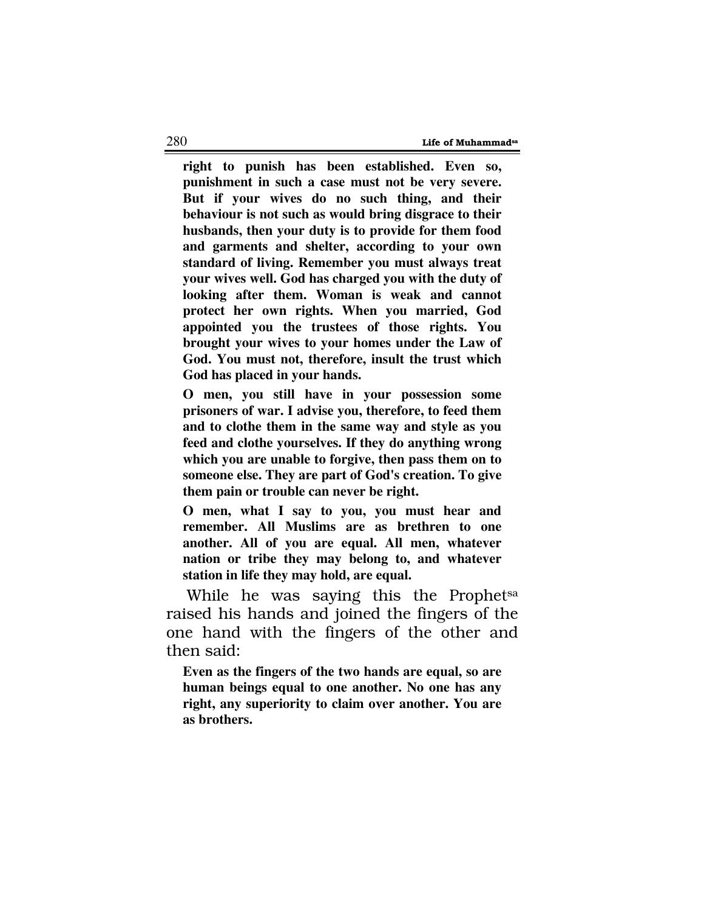**right to punish has been established. Even so, punishment in such a case must not be very severe. But if your wives do no such thing, and their behaviour is not such as would bring disgrace to their husbands, then your duty is to provide for them food and garments and shelter, according to your own standard of living. Remember you must always treat your wives well. God has charged you with the duty of looking after them. Woman is weak and cannot protect her own rights. When you married, God appointed you the trustees of those rights. You brought your wives to your homes under the Law of God. You must not, therefore, insult the trust which God has placed in your hands.**

**O men, you still have in your possession some prisoners of war. I advise you, therefore, to feed them and to clothe them in the same way and style as you feed and clothe yourselves. If they do anything wrong which you are unable to forgive, then pass them on to someone else. They are part of God's creation. To give them pain or trouble can never be right.**

**O men, what I say to you, you must hear and remember. All Muslims are as brethren to one another. All of you are equal. All men, whatever nation or tribe they may belong to, and whatever station in life they may hold, are equal.**

While he was saying this the Prophet[sa] raised his hands and joined the fingers of the one hand with the fingers of the other and then said:

**Even as the fingers of the two hands are equal, so are human beings equal to one another. No one has any right, any superiority to claim over another. You are as brothers.**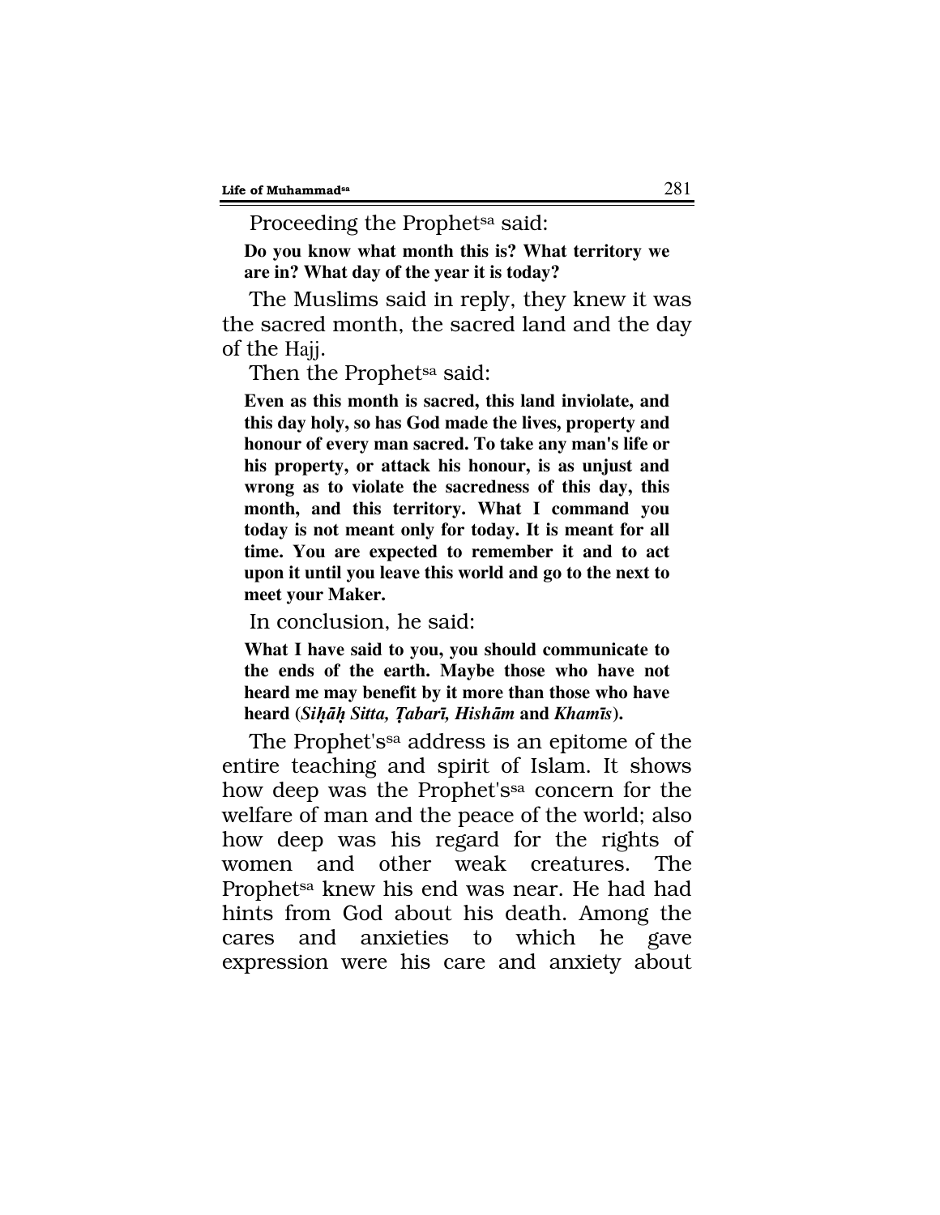Proceeding the Prophet[sa] said:

> **Do you know what month this is? What territory we are in? What day of the year it is today?**

The Muslims said in reply, they knew it was the sacred month, the sacred land and the day of the Hajj.

Then the Prophet[sa] said:

> **Even as this month is sacred, this land inviolate, and this day holy, so has God made the lives, property and honour of every man sacred. To take any man's life or his property, or attack his honour, is as unjust and wrong as to violate the sacredness of this day, this month, and this territory. What I command you today is not meant only for today. It is meant for all time. You are expected to remember it and to act upon it until you leave this world and go to the next to meet your Maker.**

In conclusion, he said:

> **What I have said to you, you should communicate to the ends of the earth. Maybe those who have not heard me may benefit by it more than those who have heard (*Siḥāḥ Sitta, Ṭabarī, Hishām* and *Khamīs*).**

The Prophet's[sa] address is an epitome of the entire teaching and spirit of Islam. It shows how deep was the Prophet's[sa] concern for the welfare of man and the peace of the world; also how deep was his regard for the rights of women and other weak creatures. The Prophet[sa] knew his end was near. He had had hints from God about his death. Among the cares and anxieties to which he gave expression were his care and anxiety about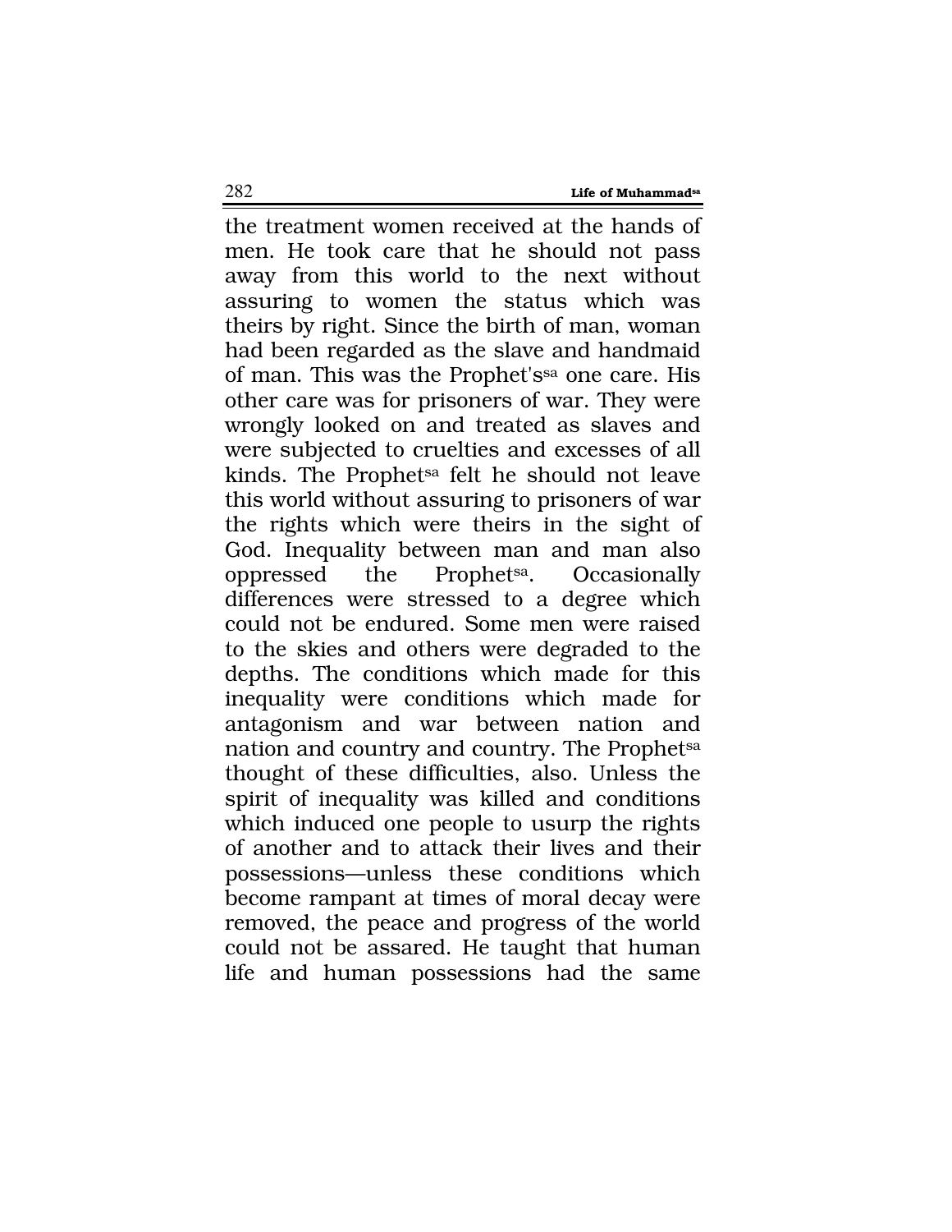the treatment women received at the hands of men. He took care that he should not pass away from this world to the next without assuring to women the status which was theirs by right. Since the birth of man, woman had been regarded as the slave and handmaid of man. This was the Prophet's[sa] one care. His other care was for prisoners of war. They were wrongly looked on and treated as slaves and were subjected to cruelties and excesses of all kinds. The Prophet[sa] felt he should not leave this world without assuring to prisoners of war the rights which were theirs in the sight of God. Inequality between man and man also oppressed the Prophet[sa]. Occasionally differences were stressed to a degree which could not be endured. Some men were raised to the skies and others were degraded to the depths. The conditions which made for this inequality were conditions which made for antagonism and war between nation and nation and country and country. The Prophet[sa] thought of these difficulties, also. Unless the spirit of inequality was killed and conditions which induced one people to usurp the rights of another and to attack their lives and their possessions—unless these conditions which become rampant at times of moral decay were removed, the peace and progress of the world could not be assared. He taught that human life and human possessions had the same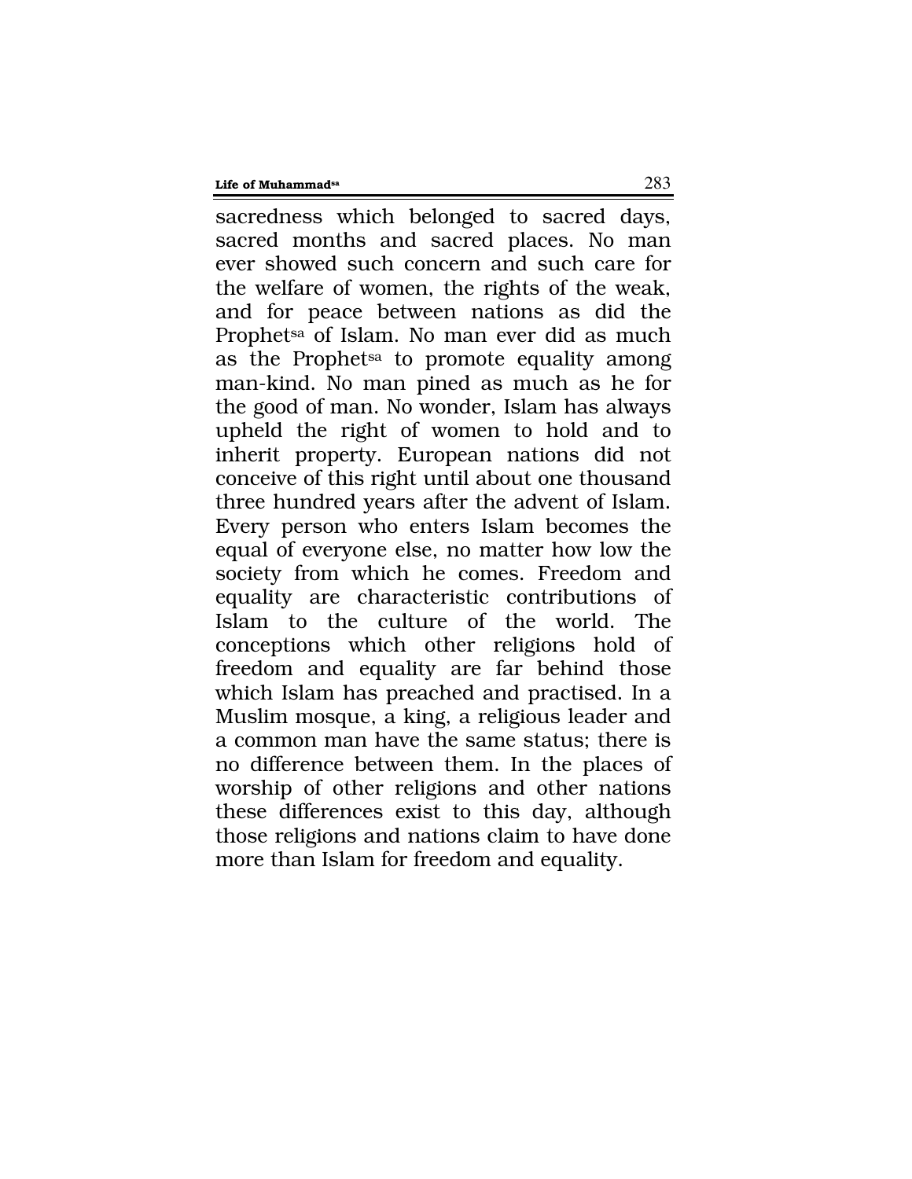sacredness which belonged to sacred days, sacred months and sacred places. No man ever showed such concern and such care for the welfare of women, the rights of the weak, and for peace between nations as did the Prophet[sa] of Islam. No man ever did as much as the Prophet[sa] to promote equality among man-kind. No man pined as much as he for the good of man. No wonder, Islam has always upheld the right of women to hold and to inherit property. European nations did not conceive of this right until about one thousand three hundred years after the advent of Islam. Every person who enters Islam becomes the equal of everyone else, no matter how low the society from which he comes. Freedom and equality are characteristic contributions of Islam to the culture of the world. The conceptions which other religions hold of freedom and equality are far behind those which Islam has preached and practised. In a Muslim mosque, a king, a religious leader and a common man have the same status; there is no difference between them. In the places of worship of other religions and other nations these differences exist to this day, although those religions and nations claim to have done more than Islam for freedom and equality.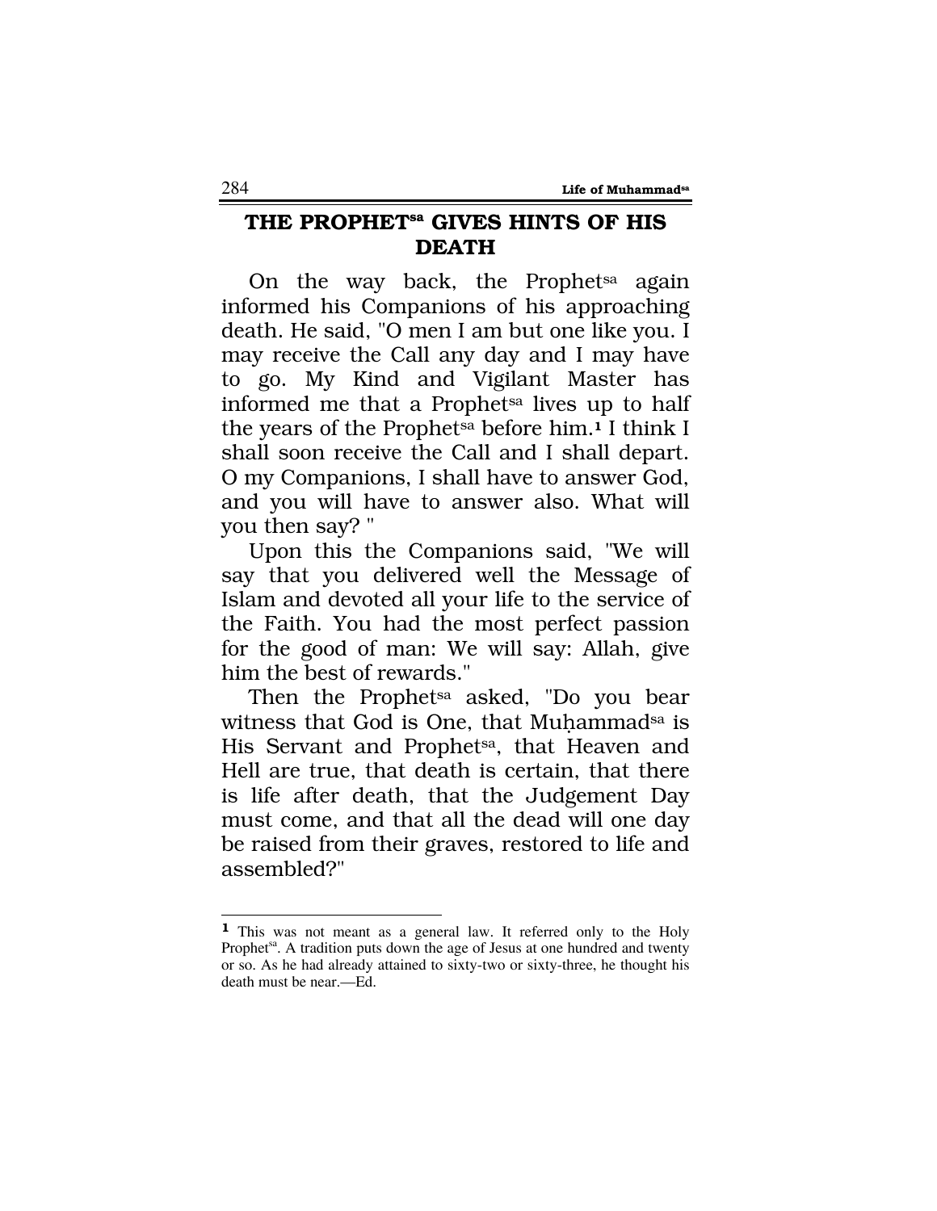## THE PROPHET[sa] GIVES HINTS OF HIS DEATH

On the way back, the Prophet[sa] again informed his Companions of his approaching death. He said, "O men I am but one like you. I may receive the Call any day and I may have to go. My Kind and Vigilant Master has informed me that a Prophet[sa] lives up to half the years of the Prophet[sa] before him.[1] I think I shall soon receive the Call and I shall depart. O my Companions, I shall have to answer God, and you will have to answer also. What will you then say? "

Upon this the Companions said, "We will say that you delivered well the Message of Islam and devoted all your life to the service of the Faith. You had the most perfect passion for the good of man: We will say: Allah, give him the best of rewards."

Then the Prophet[sa] asked, "Do you bear witness that God is One, that Muḥammad[sa] is His Servant and Prophet[sa], that Heaven and Hell are true, that death is certain, that there is life after death, that the Judgement Day must come, and that all the dead will one day be raised from their graves, restored to life and assembled?"

---

[1] This was not meant as a general law. It referred only to the Holy Prophet[sa]. A tradition puts down the age of Jesus at one hundred and twenty or so. As he had already attained to sixty-two or sixty-three, he thought his death must be near.—Ed.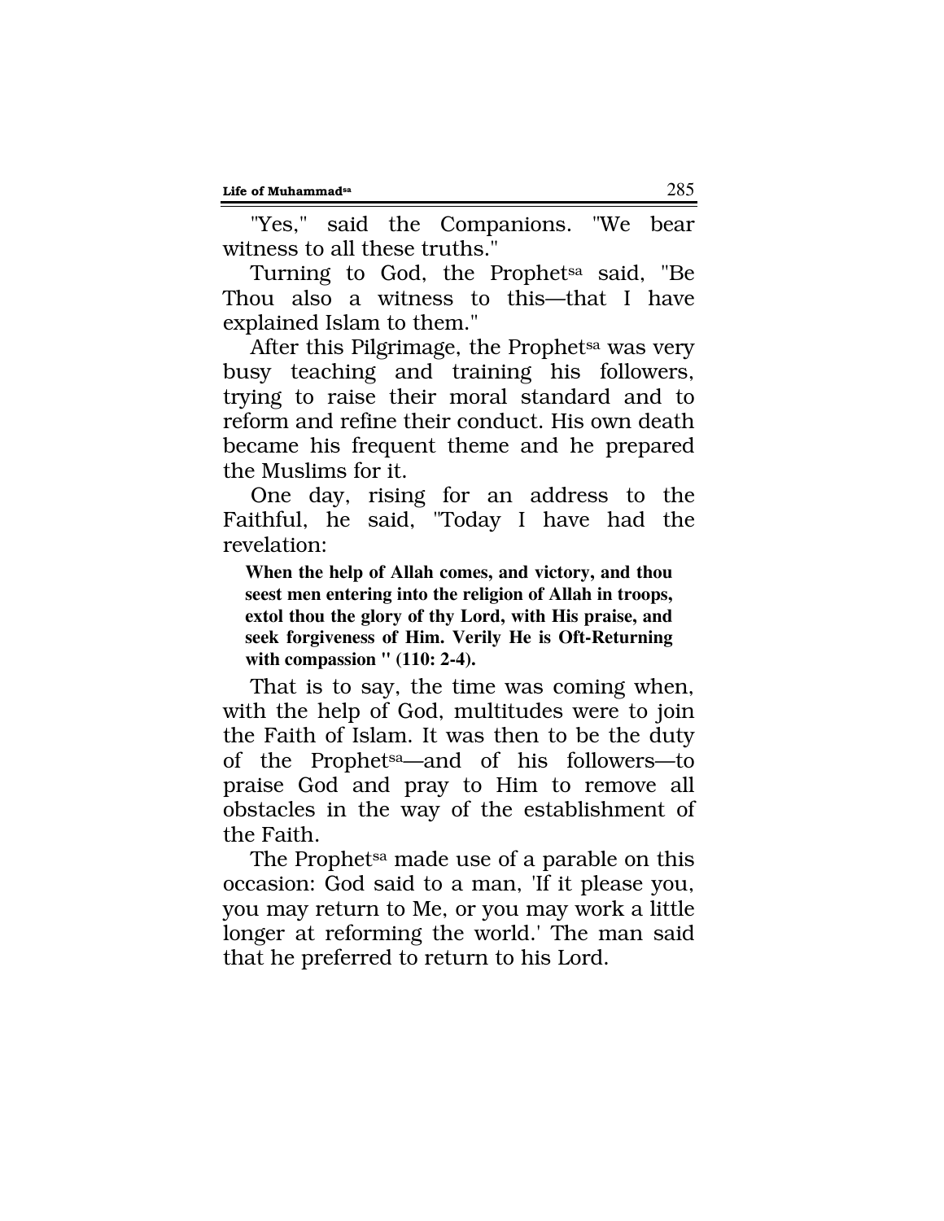"Yes," said the Companions. "We bear witness to all these truths."

Turning to God, the Prophet[sa] said, "Be Thou also a witness to this—that I have explained Islam to them."

After this Pilgrimage, the Prophet[sa] was very busy teaching and training his followers, trying to raise their moral standard and to reform and refine their conduct. His own death became his frequent theme and he prepared the Muslims for it.

One day, rising for an address to the Faithful, he said, "Today I have had the revelation:

> **When the help of Allah comes, and victory, and thou seest men entering into the religion of Allah in troops, extol thou the glory of thy Lord, with His praise, and seek forgiveness of Him. Verily He is Oft-Returning with compassion " (110: 2-4).**

That is to say, the time was coming when, with the help of God, multitudes were to join the Faith of Islam. It was then to be the duty of the Prophet[sa]—and of his followers—to praise God and pray to Him to remove all obstacles in the way of the establishment of the Faith.

The Prophet[sa] made use of a parable on this occasion: God said to a man, 'If it please you, you may return to Me, or you may work a little longer at reforming the world.' The man said that he preferred to return to his Lord.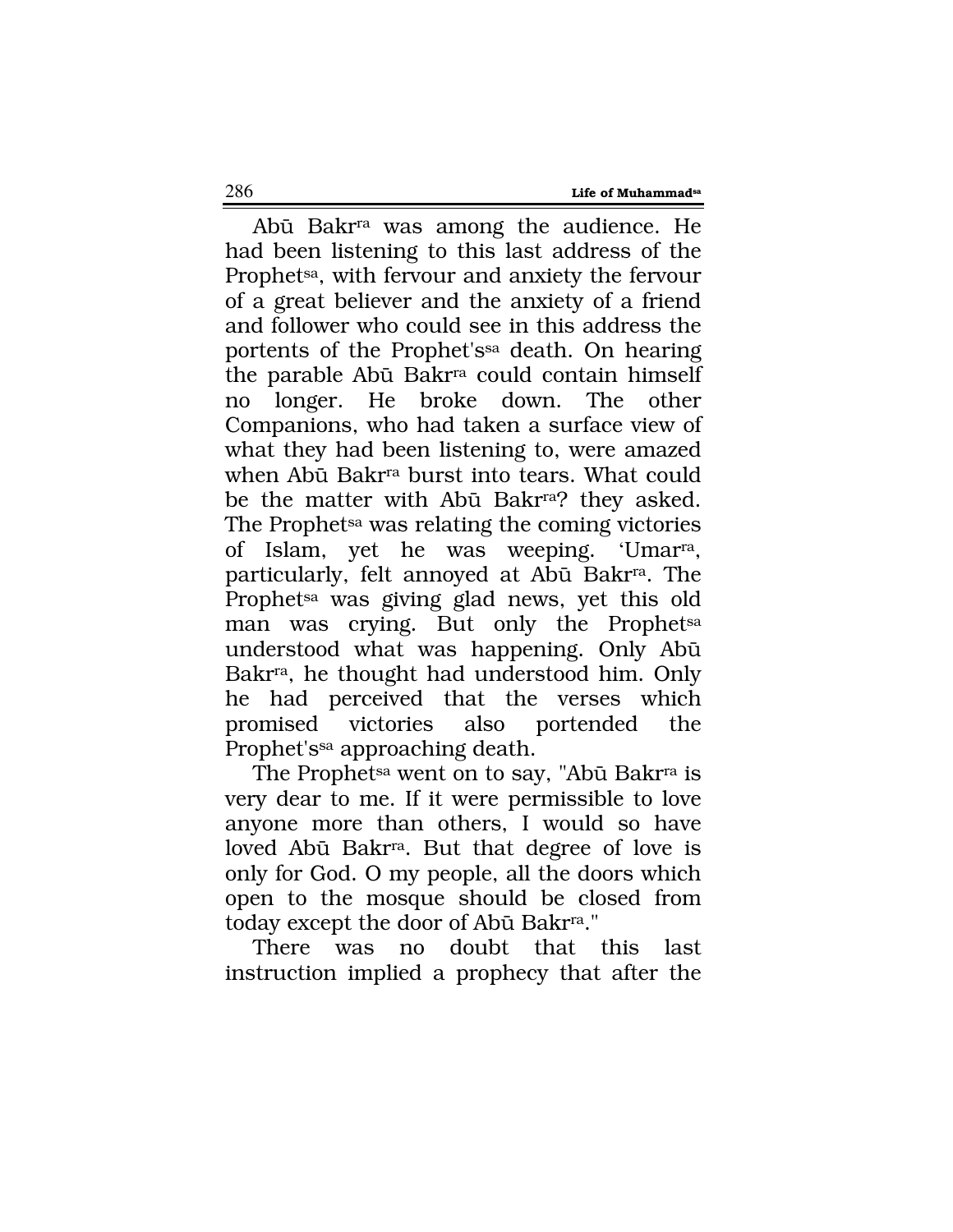Abū Bakr[ra] was among the audience. He had been listening to this last address of the Prophet[sa], with fervour and anxiety the fervour of a great believer and the anxiety of a friend and follower who could see in this address the portents of the Prophet's[sa] death. On hearing the parable Abū Bakr[ra] could contain himself no longer. He broke down. The other Companions, who had taken a surface view of what they had been listening to, were amazed when Abū Bakr[ra] burst into tears. What could be the matter with Abū Bakr[ra]? they asked. The Prophet[sa] was relating the coming victories of Islam, yet he was weeping. 'Umar[ra], particularly, felt annoyed at Abū Bakr[ra]. The Prophet[sa] was giving glad news, yet this old man was crying. But only the Prophet[sa] understood what was happening. Only Abū Bakr[ra], he thought had understood him. Only he had perceived that the verses which promised victories also portended the Prophet's[sa] approaching death.

The Prophet[sa] went on to say, "Abū Bakr[ra] is very dear to me. If it were permissible to love anyone more than others, I would so have loved Abū Bakr[ra]. But that degree of love is only for God. O my people, all the doors which open to the mosque should be closed from today except the door of Abū Bakr[ra]."

There was no doubt that this last instruction implied a prophecy that after the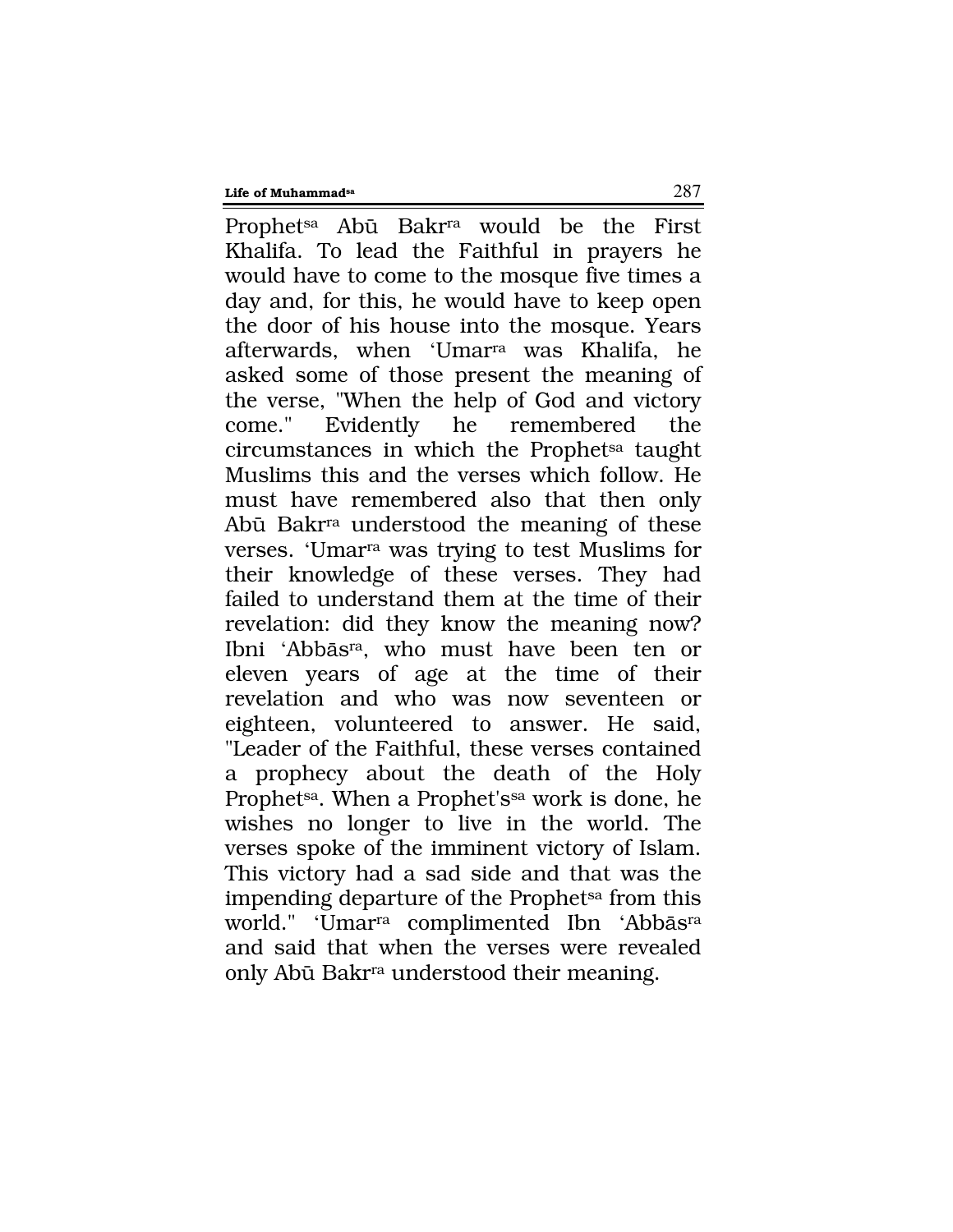Prophet[sa] Abū Bakr[ra] would be the First Khalifa. To lead the Faithful in prayers he would have to come to the mosque five times a day and, for this, he would have to keep open the door of his house into the mosque. Years afterwards, when 'Umar[ra] was Khalifa, he asked some of those present the meaning of the verse, "When the help of God and victory come." Evidently he remembered the circumstances in which the Prophet[sa] taught Muslims this and the verses which follow. He must have remembered also that then only Abū Bakr[ra] understood the meaning of these verses. 'Umar[ra] was trying to test Muslims for their knowledge of these verses. They had failed to understand them at the time of their revelation: did they know the meaning now? Ibni 'Abbās[ra], who must have been ten or eleven years of age at the time of their revelation and who was now seventeen or eighteen, volunteered to answer. He said, "Leader of the Faithful, these verses contained a prophecy about the death of the Holy Prophet[sa]. When a Prophet's[sa] work is done, he wishes no longer to live in the world. The verses spoke of the imminent victory of Islam. This victory had a sad side and that was the impending departure of the Prophet[sa] from this world." 'Umar[ra] complimented Ibn 'Abbās[ra] and said that when the verses were revealed only Abū Bakr[ra] understood their meaning.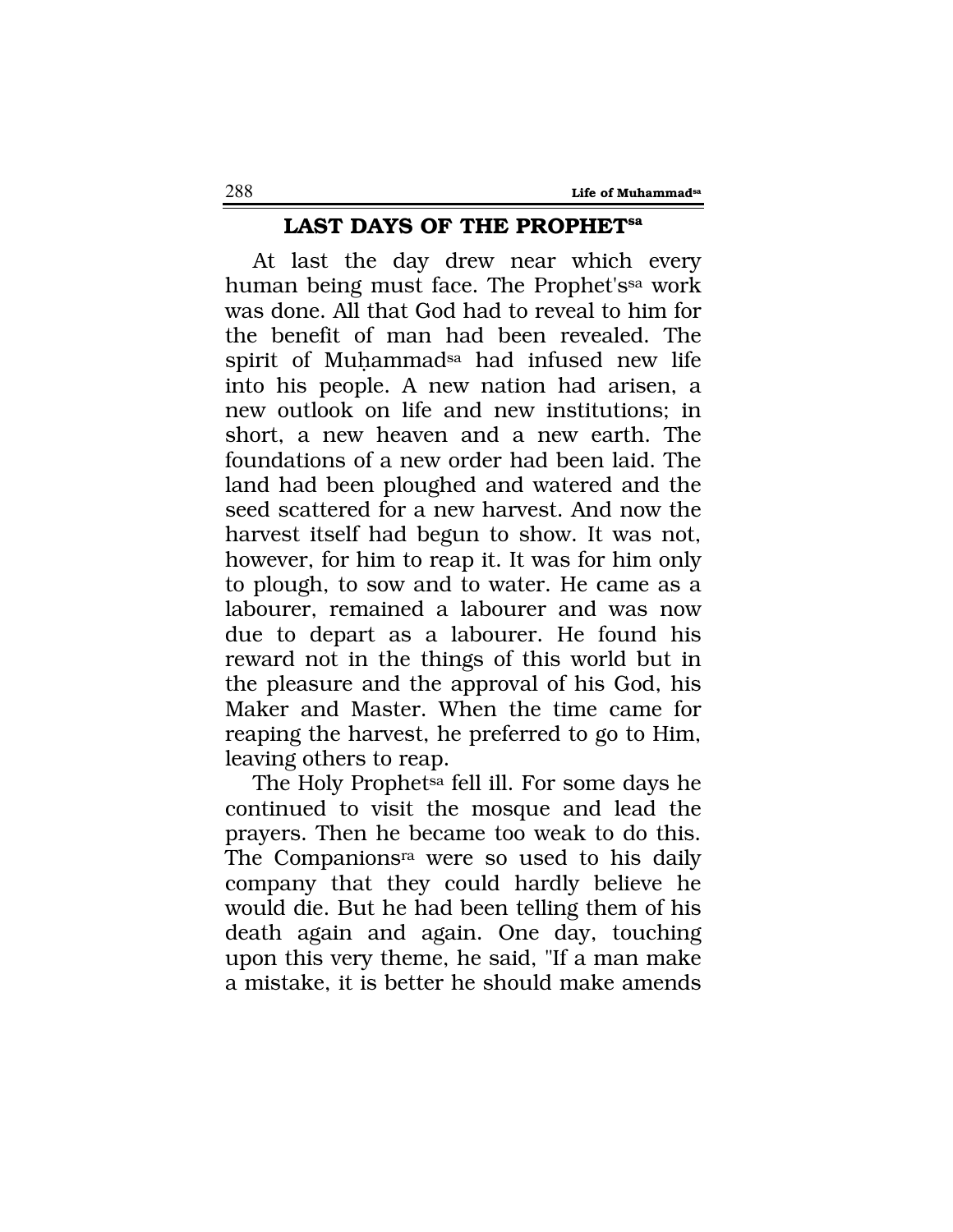## LAST DAYS OF THE PROPHET[sa]

At last the day drew near which every human being must face. The Prophet's[sa] work was done. All that God had to reveal to him for the benefit of man had been revealed. The spirit of Muḥammad[sa] had infused new life into his people. A new nation had arisen, a new outlook on life and new institutions; in short, a new heaven and a new earth. The foundations of a new order had been laid. The land had been ploughed and watered and the seed scattered for a new harvest. And now the harvest itself had begun to show. It was not, however, for him to reap it. It was for him only to plough, to sow and to water. He came as a labourer, remained a labourer and was now due to depart as a labourer. He found his reward not in the things of this world but in the pleasure and the approval of his God, his Maker and Master. When the time came for reaping the harvest, he preferred to go to Him, leaving others to reap.

The Holy Prophet[sa] fell ill. For some days he continued to visit the mosque and lead the prayers. Then he became too weak to do this. The Companions[ra] were so used to his daily company that they could hardly believe he would die. But he had been telling them of his death again and again. One day, touching upon this very theme, he said, "If a man make a mistake, it is better he should make amends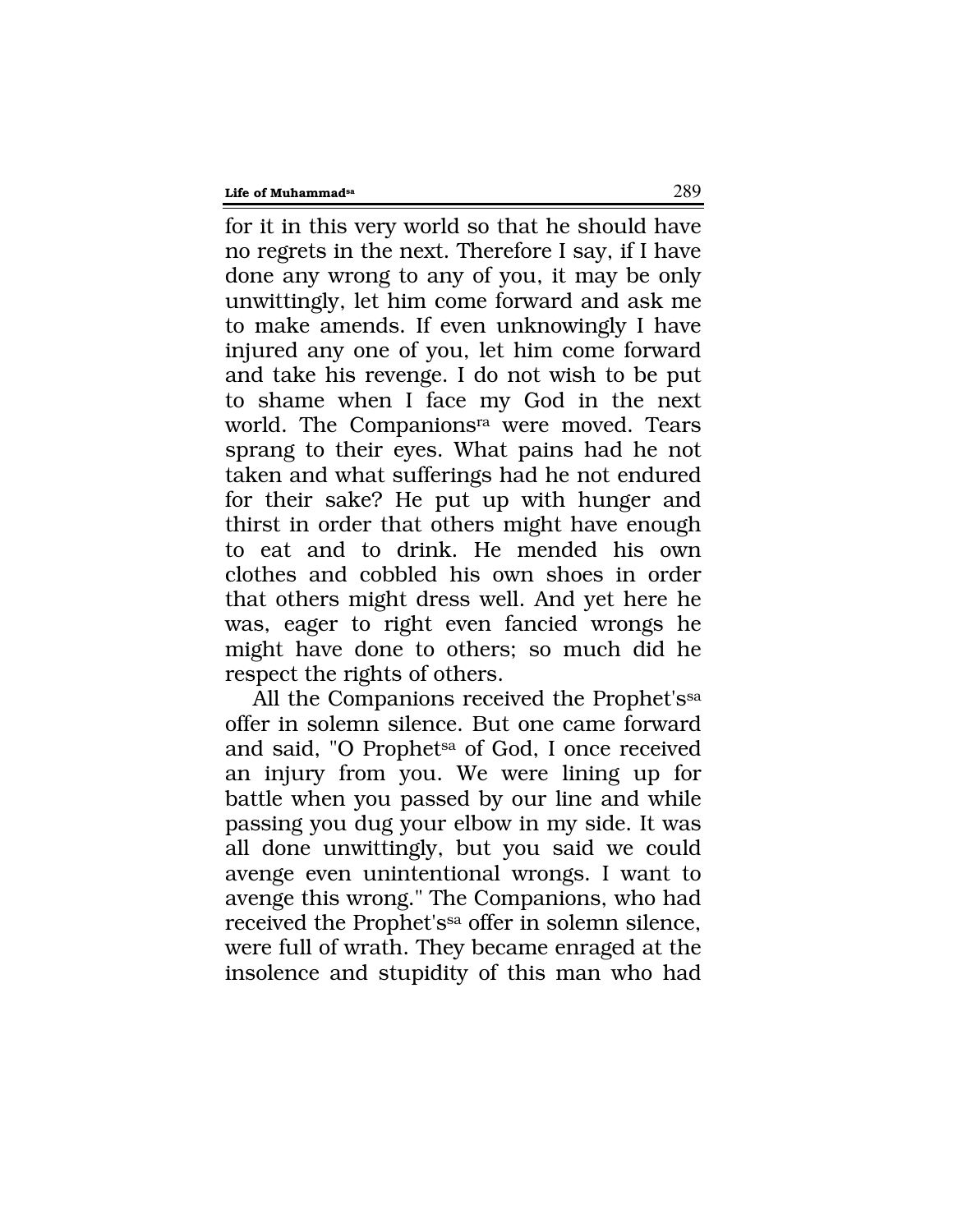for it in this very world so that he should have no regrets in the next. Therefore I say, if I have done any wrong to any of you, it may be only unwittingly, let him come forward and ask me to make amends. If even unknowingly I have injured any one of you, let him come forward and take his revenge. I do not wish to be put to shame when I face my God in the next world. The Companions[ra] were moved. Tears sprang to their eyes. What pains had he not taken and what sufferings had he not endured for their sake? He put up with hunger and thirst in order that others might have enough to eat and to drink. He mended his own clothes and cobbled his own shoes in order that others might dress well. And yet here he was, eager to right even fancied wrongs he might have done to others; so much did he respect the rights of others.

All the Companions received the Prophet's[sa] offer in solemn silence. But one came forward and said, "O Prophet[sa] of God, I once received an injury from you. We were lining up for battle when you passed by our line and while passing you dug your elbow in my side. It was all done unwittingly, but you said we could avenge even unintentional wrongs. I want to avenge this wrong." The Companions, who had received the Prophet's[sa] offer in solemn silence, were full of wrath. They became enraged at the insolence and stupidity of this man who had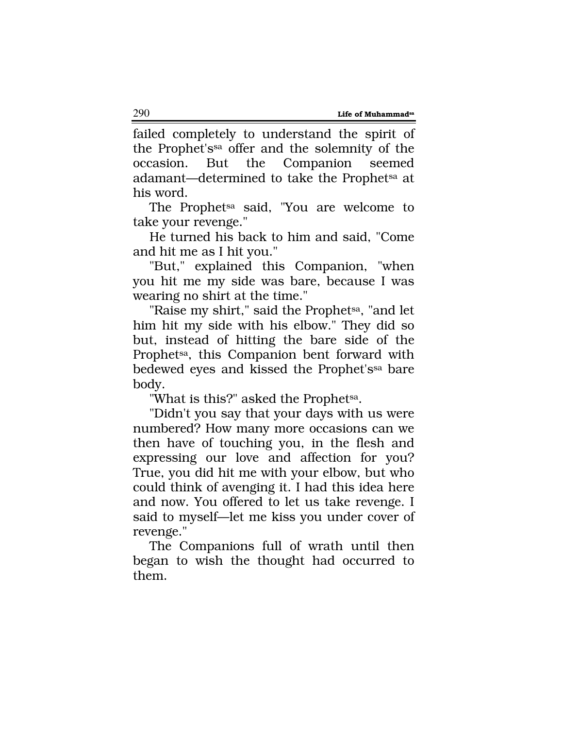failed completely to understand the spirit of the Prophet's[sa] offer and the solemnity of the occasion. But the Companion seemed adamant—determined to take the Prophet[sa] at his word.

The Prophet[sa] said, "You are welcome to take your revenge."

He turned his back to him and said, "Come and hit me as I hit you."

"But," explained this Companion, "when you hit me my side was bare, because I was wearing no shirt at the time."

"Raise my shirt," said the Prophet[sa], "and let him hit my side with his elbow." They did so but, instead of hitting the bare side of the Prophet[sa], this Companion bent forward with bedewed eyes and kissed the Prophet's[sa] bare body.

"What is this?" asked the Prophet[sa].

"Didn't you say that your days with us were numbered? How many more occasions can we then have of touching you, in the flesh and expressing our love and affection for you? True, you did hit me with your elbow, but who could think of avenging it. I had this idea here and now. You offered to let us take revenge. I said to myself—let me kiss you under cover of revenge."

The Companions full of wrath until then began to wish the thought had occurred to them.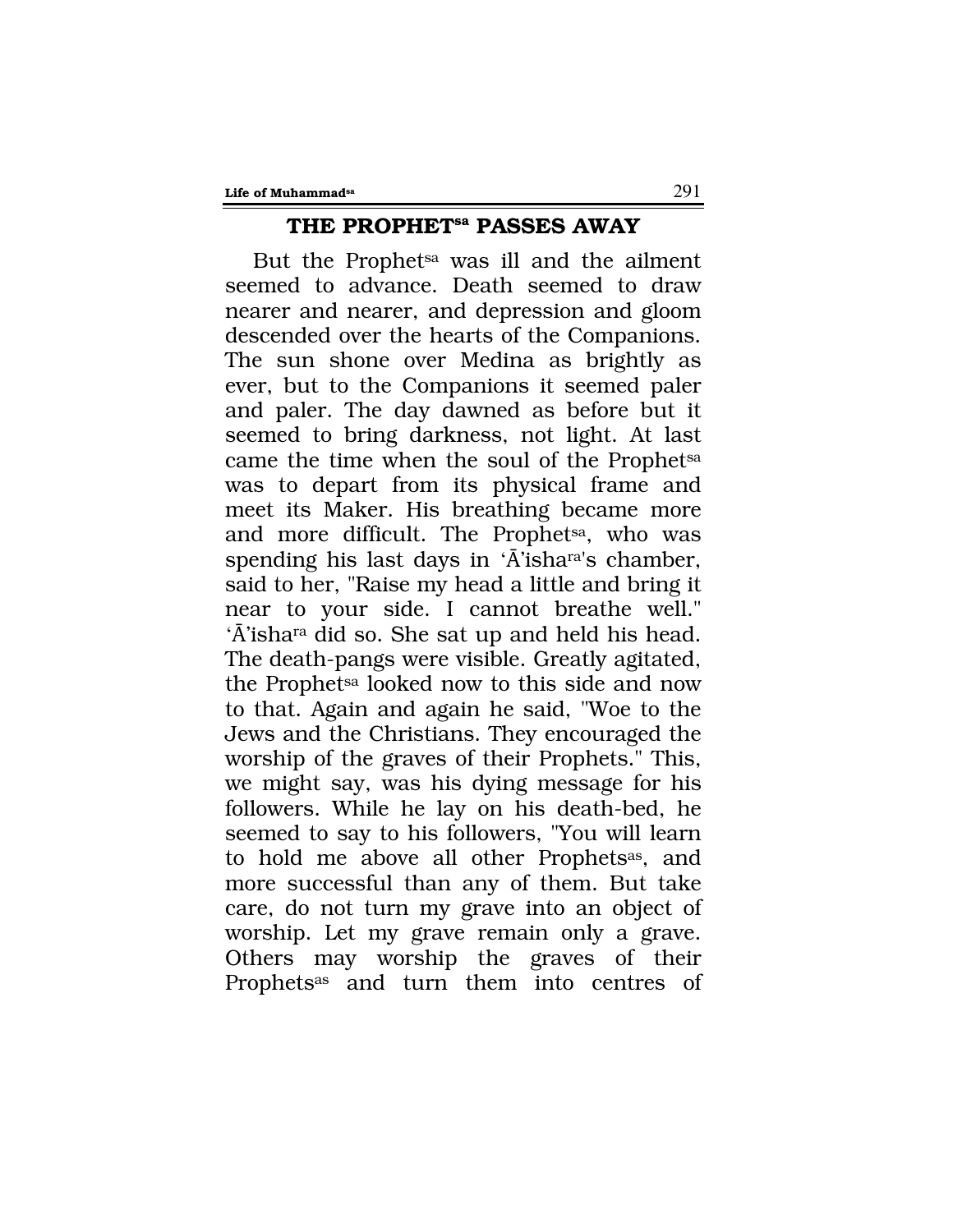## THE PROPHET[sa] PASSES AWAY

But the Prophet[sa] was ill and the ailment seemed to advance. Death seemed to draw nearer and nearer, and depression and gloom descended over the hearts of the Companions. The sun shone over Medina as brightly as ever, but to the Companions it seemed paler and paler. The day dawned as before but it seemed to bring darkness, not light. At last came the time when the soul of the Prophet[sa] was to depart from its physical frame and meet its Maker. His breathing became more and more difficult. The Prophet[sa], who was spending his last days in 'Ā'isha[ra]'s chamber, said to her, "Raise my head a little and bring it near to your side. I cannot breathe well." 'Ā'isha[ra] did so. She sat up and held his head. The death-pangs were visible. Greatly agitated, the Prophet[sa] looked now to this side and now to that. Again and again he said, "Woe to the Jews and the Christians. They encouraged the worship of the graves of their Prophets." This, we might say, was his dying message for his followers. While he lay on his death-bed, he seemed to say to his followers, "You will learn to hold me above all other Prophets[as], and more successful than any of them. But take care, do not turn my grave into an object of worship. Let my grave remain only a grave. Others may worship the graves of their Prophets[as] and turn them into centres of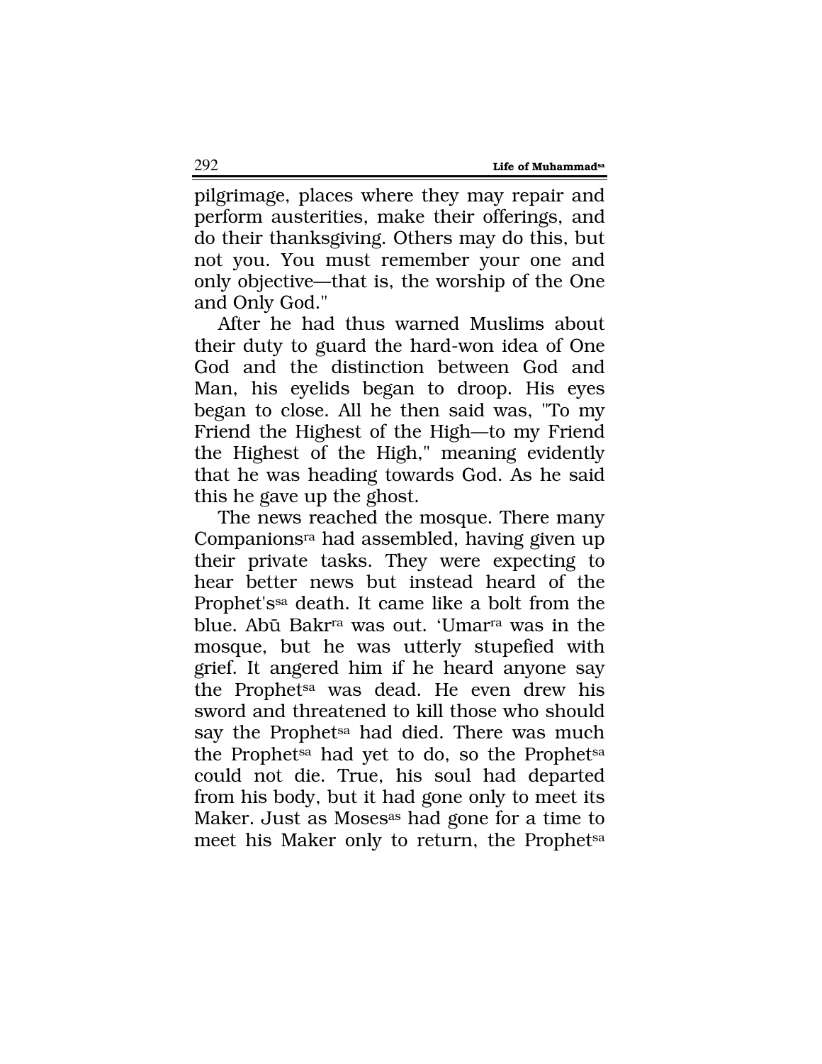pilgrimage, places where they may repair and perform austerities, make their offerings, and do their thanksgiving. Others may do this, but not you. You must remember your one and only objective—that is, the worship of the One and Only God."

After he had thus warned Muslims about their duty to guard the hard-won idea of One God and the distinction between God and Man, his eyelids began to droop. His eyes began to close. All he then said was, "To my Friend the Highest of the High—to my Friend the Highest of the High," meaning evidently that he was heading towards God. As he said this he gave up the ghost.

The news reached the mosque. There many Companions[ra] had assembled, having given up their private tasks. They were expecting to hear better news but instead heard of the Prophet's[sa] death. It came like a bolt from the blue. Abū Bakr[ra] was out. 'Umar[ra] was in the mosque, but he was utterly stupefied with grief. It angered him if he heard anyone say the Prophet[sa] was dead. He even drew his sword and threatened to kill those who should say the Prophet[sa] had died. There was much the Prophet[sa] had yet to do, so the Prophet[sa] could not die. True, his soul had departed from his body, but it had gone only to meet its Maker. Just as Moses[as] had gone for a time to meet his Maker only to return, the Prophet[sa]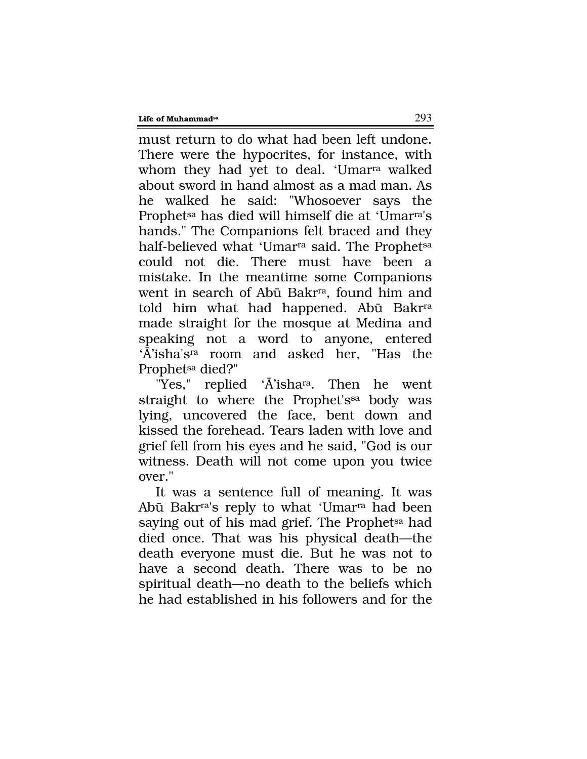must return to do what had been left undone. There were the hypocrites, for instance, with whom they had yet to deal. 'Umar[ra] walked about sword in hand almost as a mad man. As he walked he said: "Whosoever says the Prophet[sa] has died will himself die at 'Umar[ra]'s hands." The Companions felt braced and they half-believed what 'Umar[ra] said. The Prophet[sa] could not die. There must have been a mistake. In the meantime some Companions went in search of Abū Bakr[ra], found him and told him what had happened. Abū Bakr[ra] made straight for the mosque at Medina and speaking not a word to anyone, entered 'Ā'isha's[ra] room and asked her, "Has the Prophet[sa] died?"

"Yes," replied 'Ā'isha[ra]. Then he went straight to where the Prophet's[sa] body was lying, uncovered the face, bent down and kissed the forehead. Tears laden with love and grief fell from his eyes and he said, "God is our witness. Death will not come upon you twice over."

It was a sentence full of meaning. It was Abū Bakr[ra]'s reply to what 'Umar[ra] had been saying out of his mad grief. The Prophet[sa] had died once. That was his physical death—the death everyone must die. But he was not to have a second death. There was to be no spiritual death—no death to the beliefs which he had established in his followers and for the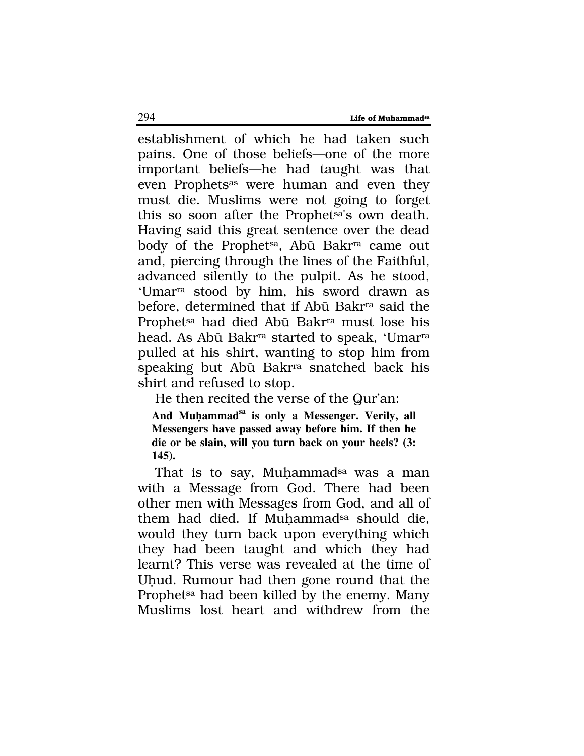establishment of which he had taken such pains. One of those beliefs—one of the more important beliefs—he had taught was that even Prophets[as] were human and even they must die. Muslims were not going to forget this so soon after the Prophet[sa]'s own death. Having said this great sentence over the dead body of the Prophet[sa], Abū Bakr[ra] came out and, piercing through the lines of the Faithful, advanced silently to the pulpit. As he stood, 'Umar[ra] stood by him, his sword drawn as before, determined that if Abū Bakr[ra] said the Prophet[sa] had died Abū Bakr[ra] must lose his head. As Abū Bakr[ra] started to speak, 'Umar[ra] pulled at his shirt, wanting to stop him from speaking but Abū Bakr[ra] snatched back his shirt and refused to stop.

He then recited the verse of the Qur'an:

> **And Muḥammad[sa] is only a Messenger. Verily, all Messengers have passed away before him. If then he die or be slain, will you turn back on your heels? (3: 145).**

That is to say, Muḥammad[sa] was a man with a Message from God. There had been other men with Messages from God, and all of them had died. If Muḥammad[sa] should die, would they turn back upon everything which they had been taught and which they had learnt? This verse was revealed at the time of Uḥud. Rumour had then gone round that the Prophet[sa] had been killed by the enemy. Many Muslims lost heart and withdrew from the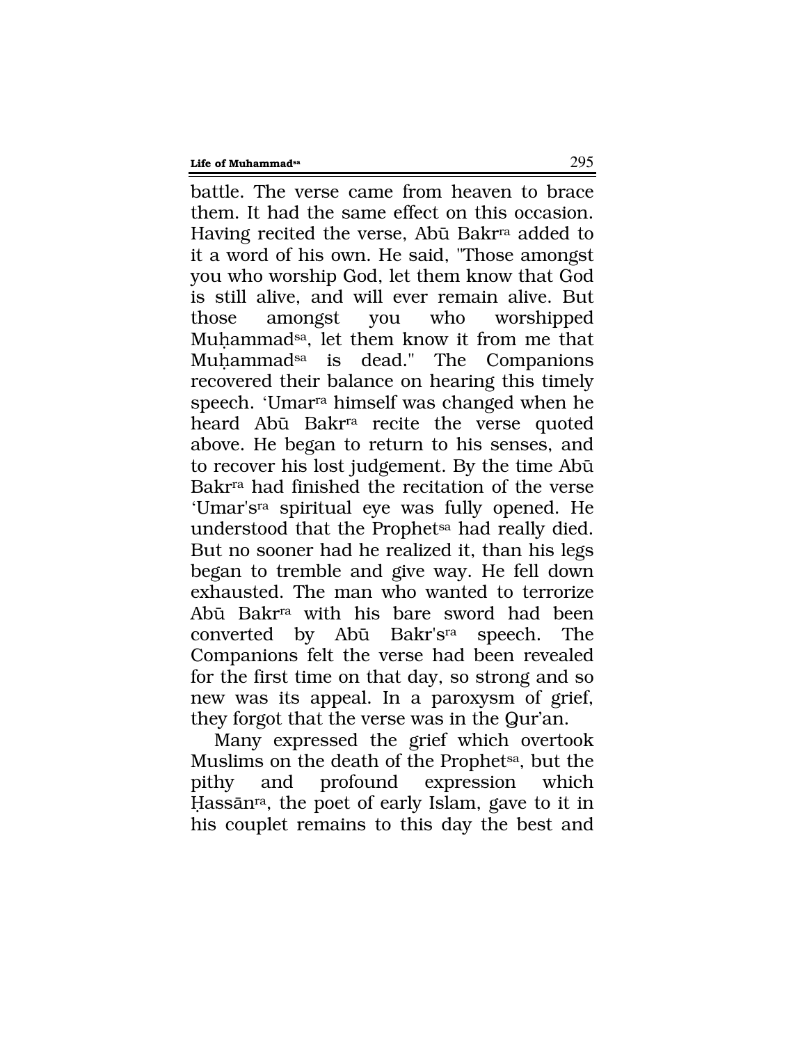battle. The verse came from heaven to brace them. It had the same effect on this occasion. Having recited the verse, Abū Bakr[ra] added to it a word of his own. He said, "Those amongst you who worship God, let them know that God is still alive, and will ever remain alive. But those amongst you who worshipped Muḥammad[sa], let them know it from me that Muḥammad[sa] is dead." The Companions recovered their balance on hearing this timely speech. 'Umar[ra] himself was changed when he heard Abū Bakr[ra] recite the verse quoted above. He began to return to his senses, and to recover his lost judgement. By the time Abū Bakr[ra] had finished the recitation of the verse 'Umar's[ra] spiritual eye was fully opened. He understood that the Prophet[sa] had really died. But no sooner had he realized it, than his legs began to tremble and give way. He fell down exhausted. The man who wanted to terrorize Abū Bakr[ra] with his bare sword had been converted by Abū Bakr's[ra] speech. The Companions felt the verse had been revealed for the first time on that day, so strong and so new was its appeal. In a paroxysm of grief, they forgot that the verse was in the Qur'an.

Many expressed the grief which overtook Muslims on the death of the Prophet[sa], but the pithy and profound expression which Ḥassān[ra], the poet of early Islam, gave to it in his couplet remains to this day the best and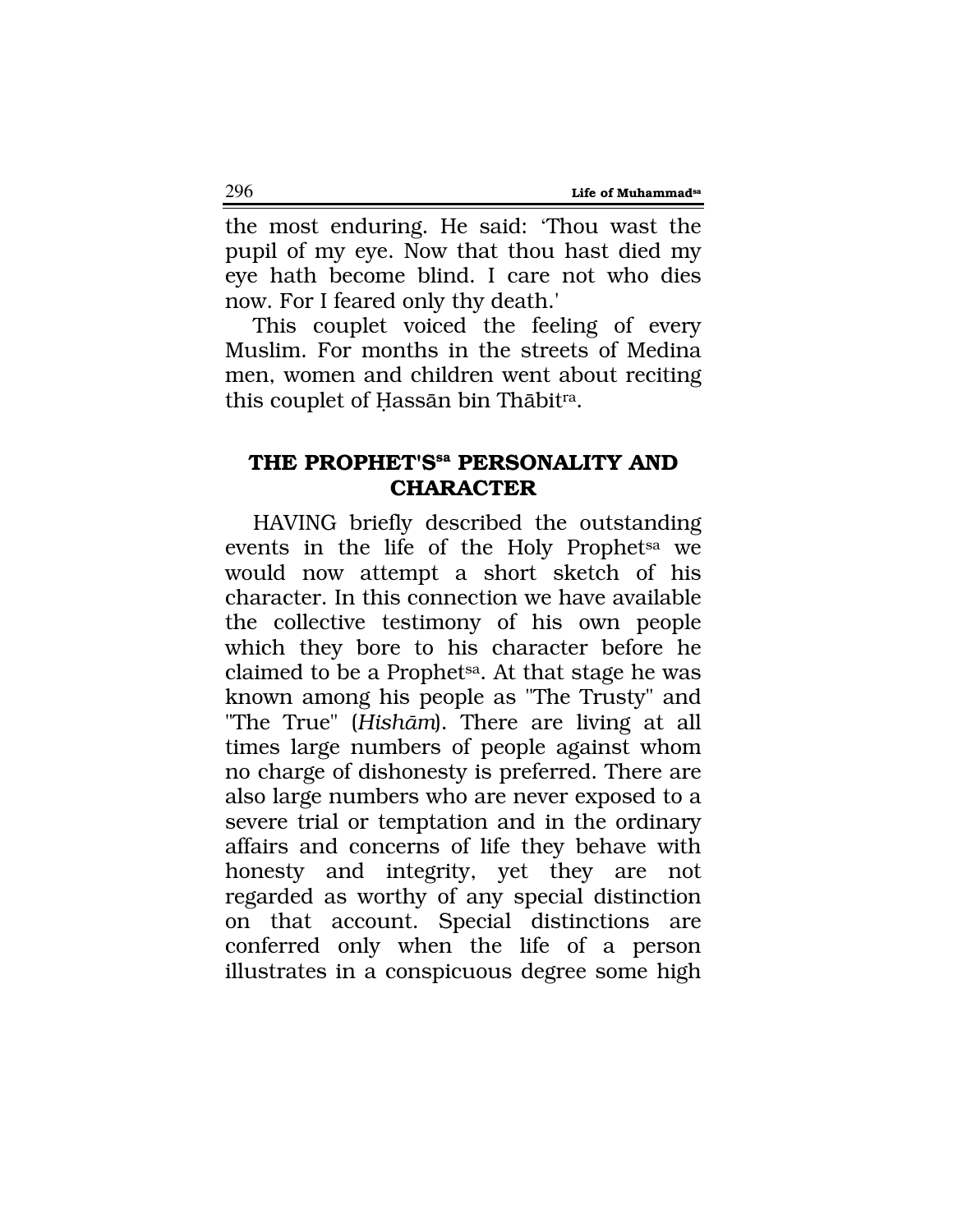the most enduring. He said: 'Thou wast the pupil of my eye. Now that thou hast died my eye hath become blind. I care not who dies now. For I feared only thy death.'

This couplet voiced the feeling of every Muslim. For months in the streets of Medina men, women and children went about reciting this couplet of Ḥassān bin Thābit[ra].

## THE PROPHET'S[sa] PERSONALITY AND CHARACTER

HAVING briefly described the outstanding events in the life of the Holy Prophet[sa] we would now attempt a short sketch of his character. In this connection we have available the collective testimony of his own people which they bore to his character before he claimed to be a Prophet[sa]. At that stage he was known among his people as "The Trusty" and "The True" (*Hishām*). There are living at all times large numbers of people against whom no charge of dishonesty is preferred. There are also large numbers who are never exposed to a severe trial or temptation and in the ordinary affairs and concerns of life they behave with honesty and integrity, yet they are not regarded as worthy of any special distinction on that account. Special distinctions are conferred only when the life of a person illustrates in a conspicuous degree some high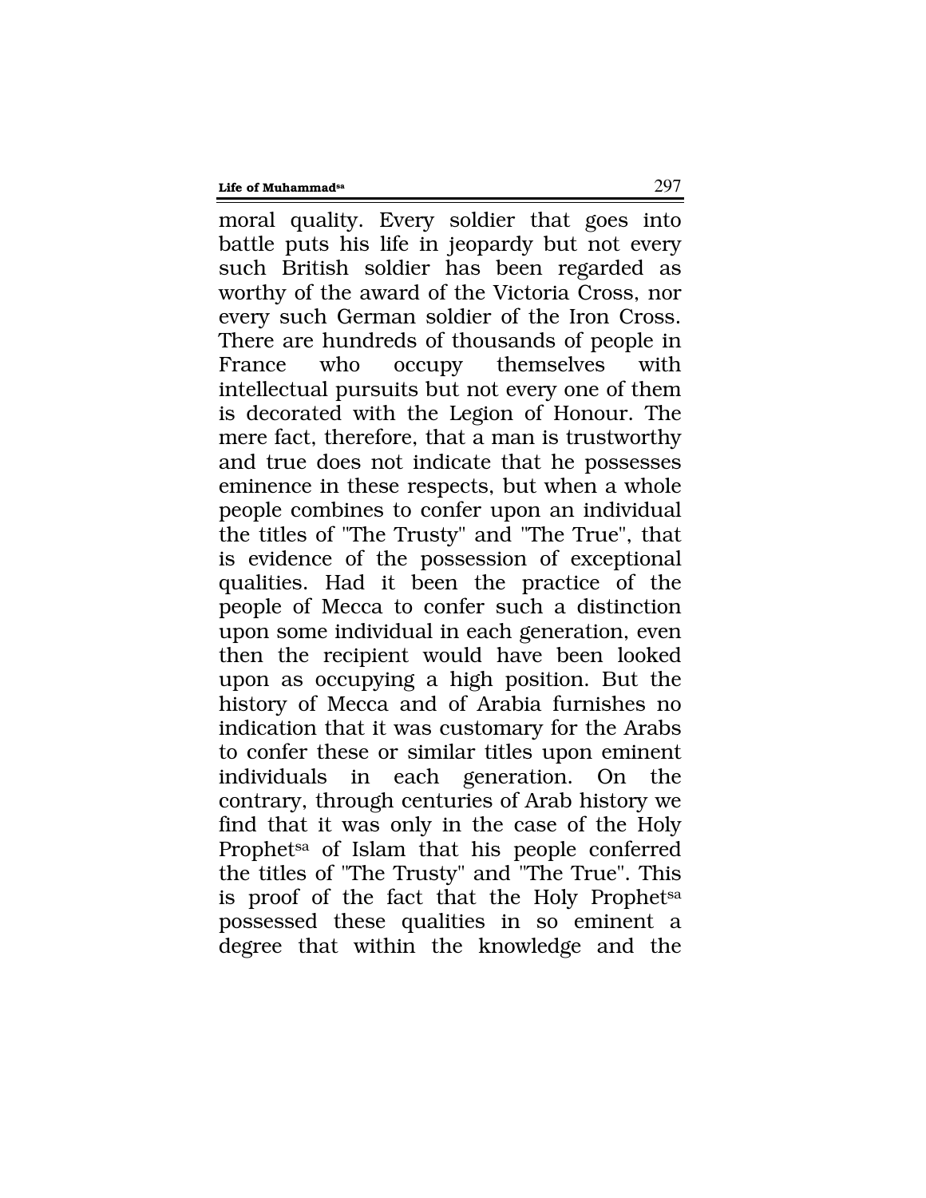moral quality. Every soldier that goes into battle puts his life in jeopardy but not every such British soldier has been regarded as worthy of the award of the Victoria Cross, nor every such German soldier of the Iron Cross. There are hundreds of thousands of people in France who occupy themselves with intellectual pursuits but not every one of them is decorated with the Legion of Honour. The mere fact, therefore, that a man is trustworthy and true does not indicate that he possesses eminence in these respects, but when a whole people combines to confer upon an individual the titles of "The Trusty" and "The True", that is evidence of the possession of exceptional qualities. Had it been the practice of the people of Mecca to confer such a distinction upon some individual in each generation, even then the recipient would have been looked upon as occupying a high position. But the history of Mecca and of Arabia furnishes no indication that it was customary for the Arabs to confer these or similar titles upon eminent individuals in each generation. On the contrary, through centuries of Arab history we find that it was only in the case of the Holy Prophet[sa] of Islam that his people conferred the titles of "The Trusty" and "The True". This is proof of the fact that the Holy Prophet[sa] possessed these qualities in so eminent a degree that within the knowledge and the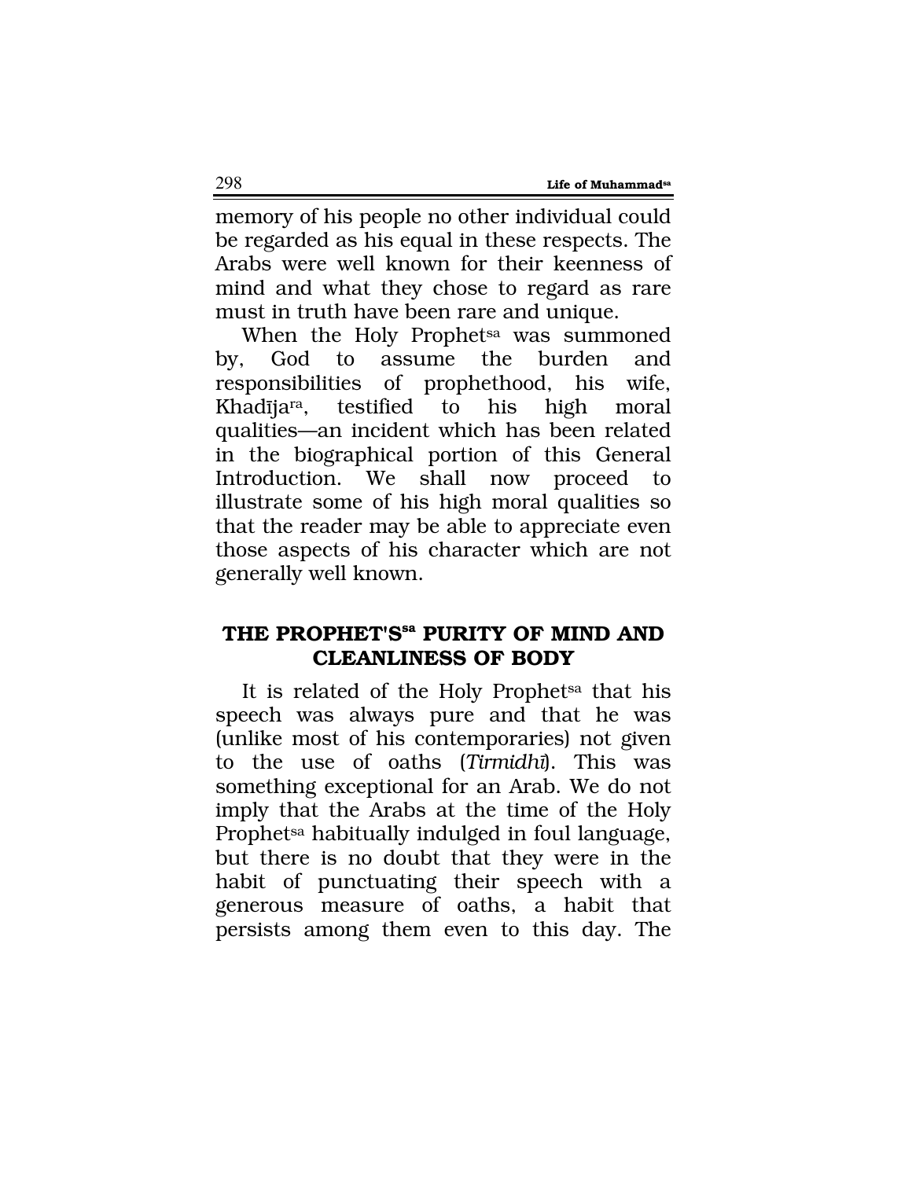memory of his people no other individual could be regarded as his equal in these respects. The Arabs were well known for their keenness of mind and what they chose to regard as rare must in truth have been rare and unique.

When the Holy Prophet[sa] was summoned by, God to assume the burden and responsibilities of prophethood, his wife, Khadīja[ra], testified to his high moral qualities—an incident which has been related in the biographical portion of this General Introduction. We shall now proceed to illustrate some of his high moral qualities so that the reader may be able to appreciate even those aspects of his character which are not generally well known.

## THE PROPHET'S[sa] PURITY OF MIND AND CLEANLINESS OF BODY

It is related of the Holy Prophet[sa] that his speech was always pure and that he was (unlike most of his contemporaries) not given to the use of oaths (*Tirmidhī*). This was something exceptional for an Arab. We do not imply that the Arabs at the time of the Holy Prophet[sa] habitually indulged in foul language, but there is no doubt that they were in the habit of punctuating their speech with a generous measure of oaths, a habit that persists among them even to this day. The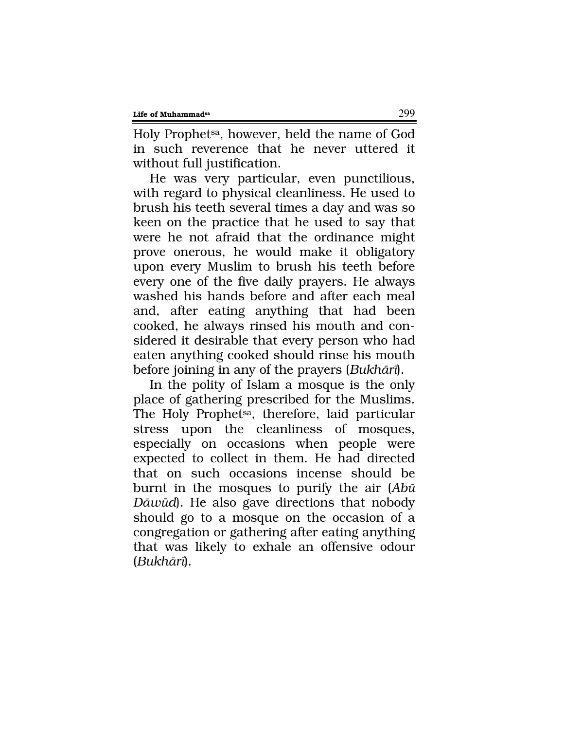Holy Prophet[sa], however, held the name of God in such reverence that he never uttered it without full justification.

He was very particular, even punctilious, with regard to physical cleanliness. He used to brush his teeth several times a day and was so keen on the practice that he used to say that were he not afraid that the ordinance might prove onerous, he would make it obligatory upon every Muslim to brush his teeth before every one of the five daily prayers. He always washed his hands before and after each meal and, after eating anything that had been cooked, he always rinsed his mouth and considered it desirable that every person who had eaten anything cooked should rinse his mouth before joining in any of the prayers (*Bukhārī*).

In the polity of Islam a mosque is the only place of gathering prescribed for the Muslims. The Holy Prophet[sa], therefore, laid particular stress upon the cleanliness of mosques, especially on occasions when people were expected to collect in them. He had directed that on such occasions incense should be burnt in the mosques to purify the air (*Abū Dāwūd*). He also gave directions that nobody should go to a mosque on the occasion of a congregation or gathering after eating anything that was likely to exhale an offensive odour (*Bukhārī*).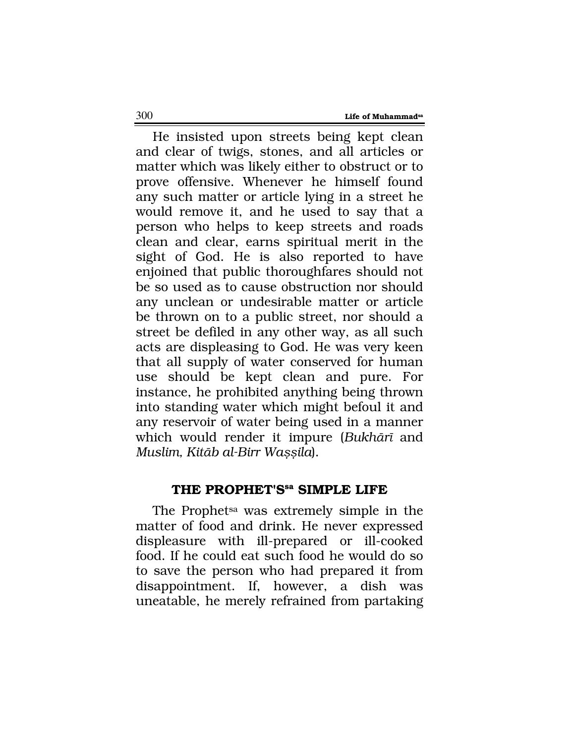He insisted upon streets being kept clean and clear of twigs, stones, and all articles or matter which was likely either to obstruct or to prove offensive. Whenever he himself found any such matter or article lying in a street he would remove it, and he used to say that a person who helps to keep streets and roads clean and clear, earns spiritual merit in the sight of God. He is also reported to have enjoined that public thoroughfares should not be so used as to cause obstruction nor should any unclean or undesirable matter or article be thrown on to a public street, nor should a street be defiled in any other way, as all such acts are displeasing to God. He was very keen that all supply of water conserved for human use should be kept clean and pure. For instance, he prohibited anything being thrown into standing water which might befoul it and any reservoir of water being used in a manner which would render it impure (*Bukhārī* and *Muslim, Kitāb al-Birr Waṣṣila*).

## THE PROPHET'S[sa] SIMPLE LIFE

The Prophet[sa] was extremely simple in the matter of food and drink. He never expressed displeasure with ill-prepared or ill-cooked food. If he could eat such food he would do so to save the person who had prepared it from disappointment. If, however, a dish was uneatable, he merely refrained from partaking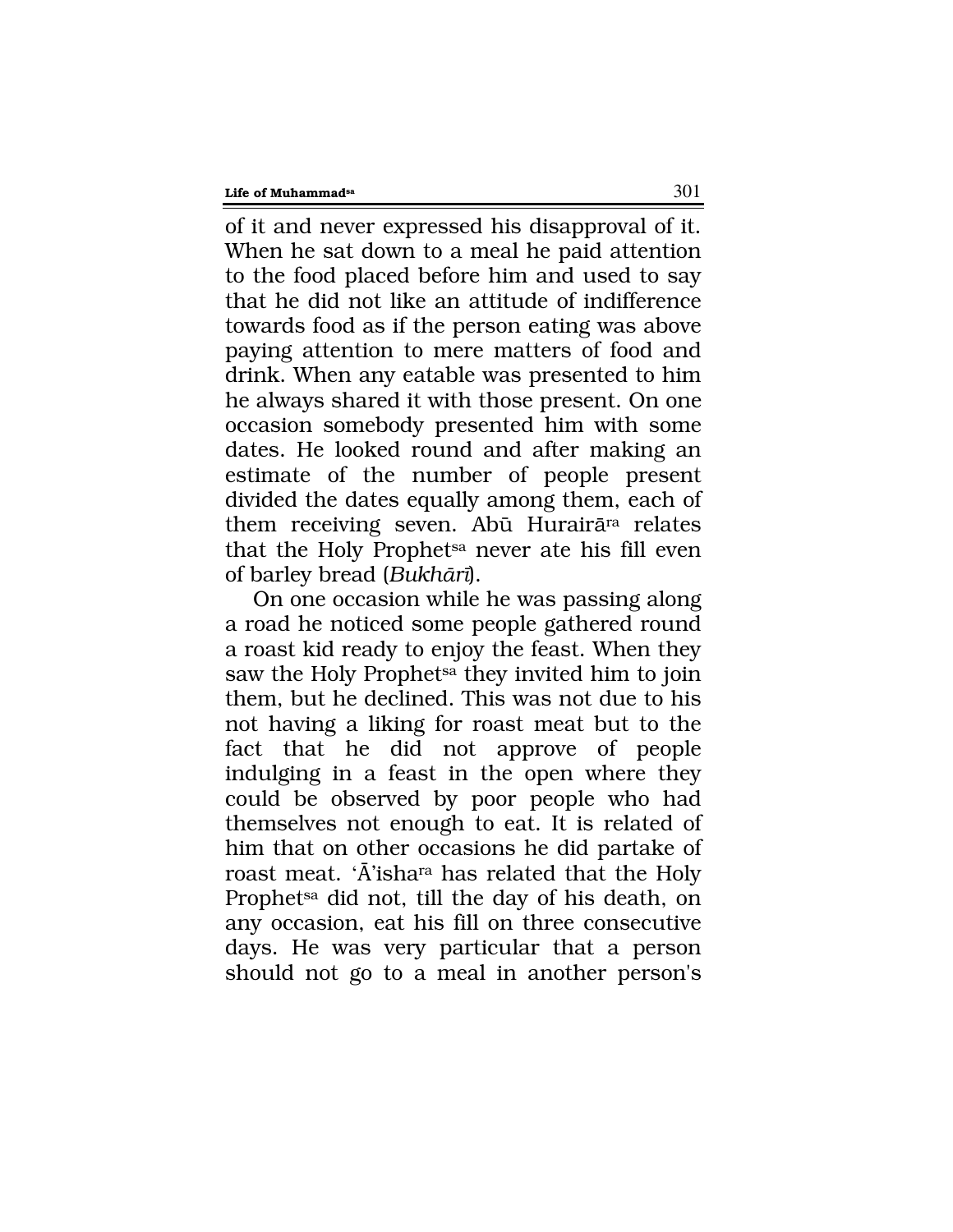of it and never expressed his disapproval of it. When he sat down to a meal he paid attention to the food placed before him and used to say that he did not like an attitude of indifference towards food as if the person eating was above paying attention to mere matters of food and drink. When any eatable was presented to him he always shared it with those present. On one occasion somebody presented him with some dates. He looked round and after making an estimate of the number of people present divided the dates equally among them, each of them receiving seven. Abū Hurairā[ra] relates that the Holy Prophet[sa] never ate his fill even of barley bread (*Bukhārī*).

On one occasion while he was passing along a road he noticed some people gathered round a roast kid ready to enjoy the feast. When they saw the Holy Prophet[sa] they invited him to join them, but he declined. This was not due to his not having a liking for roast meat but to the fact that he did not approve of people indulging in a feast in the open where they could be observed by poor people who had themselves not enough to eat. It is related of him that on other occasions he did partake of roast meat. 'Ā'isha[ra] has related that the Holy Prophet[sa] did not, till the day of his death, on any occasion, eat his fill on three consecutive days. He was very particular that a person should not go to a meal in another person's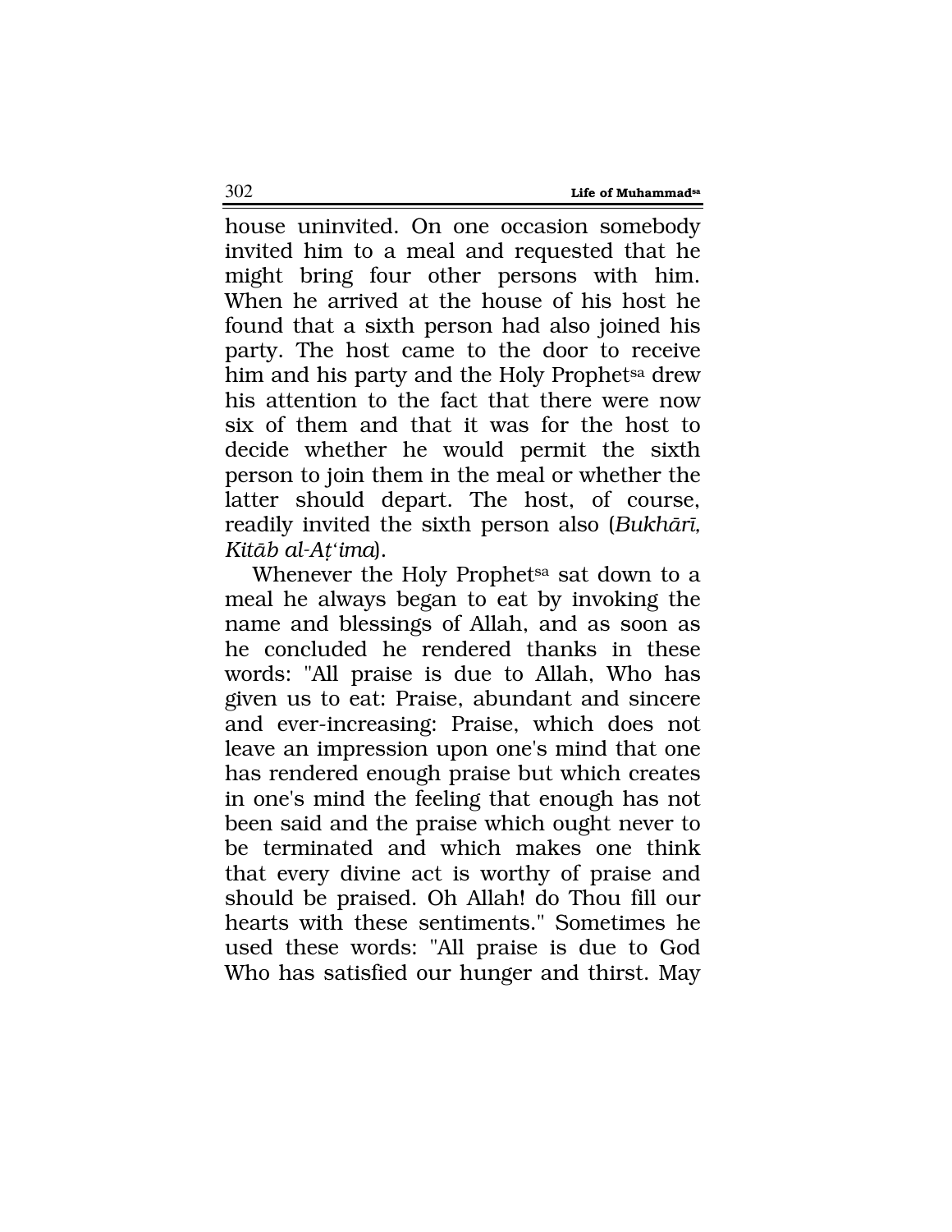house uninvited. On one occasion somebody invited him to a meal and requested that he might bring four other persons with him. When he arrived at the house of his host he found that a sixth person had also joined his party. The host came to the door to receive him and his party and the Holy Prophet[sa] drew his attention to the fact that there were now six of them and that it was for the host to decide whether he would permit the sixth person to join them in the meal or whether the latter should depart. The host, of course, readily invited the sixth person also (*Bukhārī, Kitāb al-Aṭ'ima*).

Whenever the Holy Prophet[sa] sat down to a meal he always began to eat by invoking the name and blessings of Allah, and as soon as he concluded he rendered thanks in these words: "All praise is due to Allah, Who has given us to eat: Praise, abundant and sincere and ever-increasing: Praise, which does not leave an impression upon one's mind that one has rendered enough praise but which creates in one's mind the feeling that enough has not been said and the praise which ought never to be terminated and which makes one think that every divine act is worthy of praise and should be praised. Oh Allah! do Thou fill our hearts with these sentiments." Sometimes he used these words: "All praise is due to God Who has satisfied our hunger and thirst. May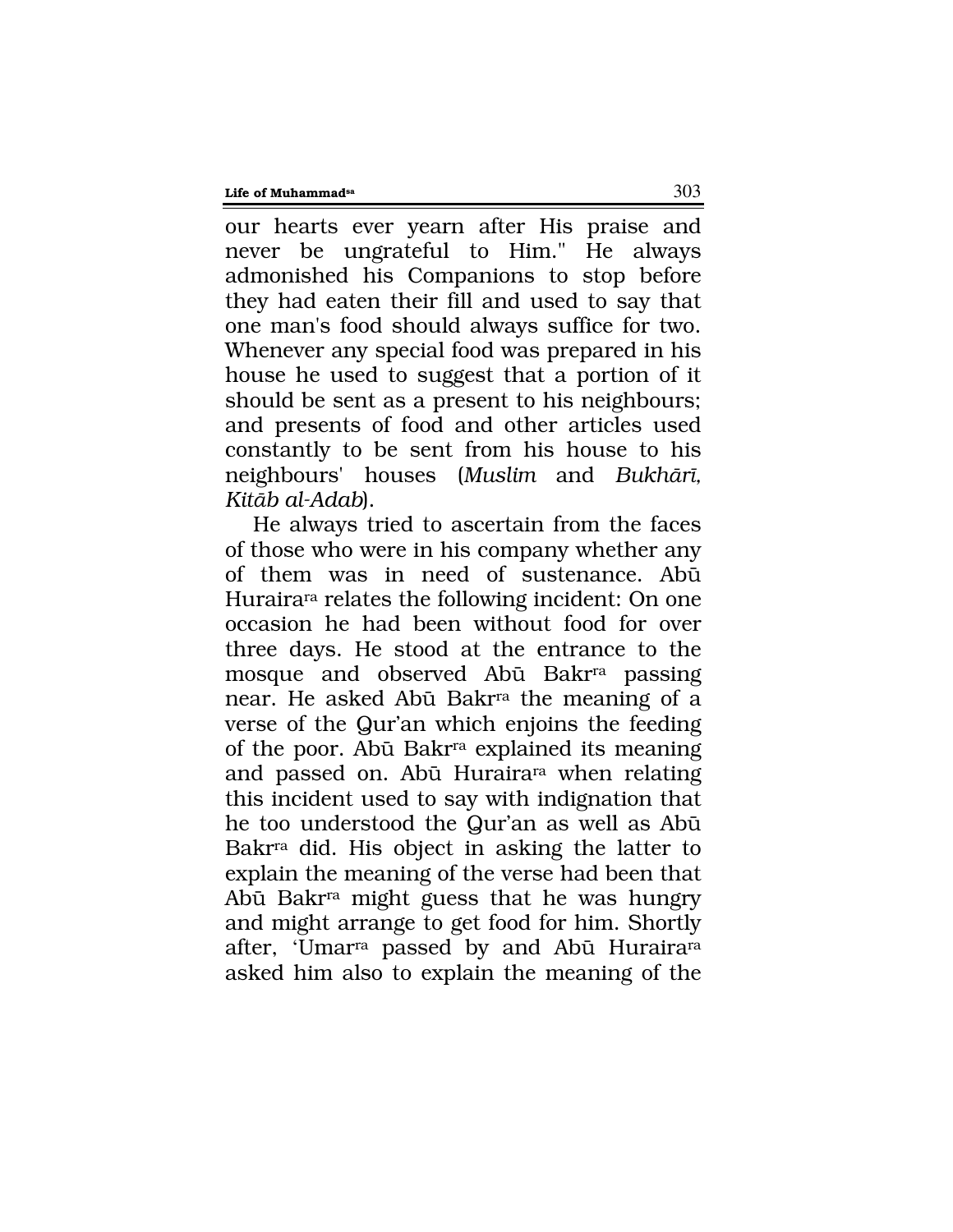our hearts ever yearn after His praise and never be ungrateful to Him." He always admonished his Companions to stop before they had eaten their fill and used to say that one man's food should always suffice for two. Whenever any special food was prepared in his house he used to suggest that a portion of it should be sent as a present to his neighbours; and presents of food and other articles used constantly to be sent from his house to his neighbours' houses (*Muslim* and *Bukhārī, Kitāb al-Adab*).

He always tried to ascertain from the faces of those who were in his company whether any of them was in need of sustenance. Abū Huraira[ra] relates the following incident: On one occasion he had been without food for over three days. He stood at the entrance to the mosque and observed Abū Bakr[ra] passing near. He asked Abū Bakr[ra] the meaning of a verse of the Qur'an which enjoins the feeding of the poor. Abū Bakr[ra] explained its meaning and passed on. Abū Huraira[ra] when relating this incident used to say with indignation that he too understood the Qur'an as well as Abū Bakr[ra] did. His object in asking the latter to explain the meaning of the verse had been that Abū Bakr[ra] might guess that he was hungry and might arrange to get food for him. Shortly after, 'Umar[ra] passed by and Abū Huraira[ra] asked him also to explain the meaning of the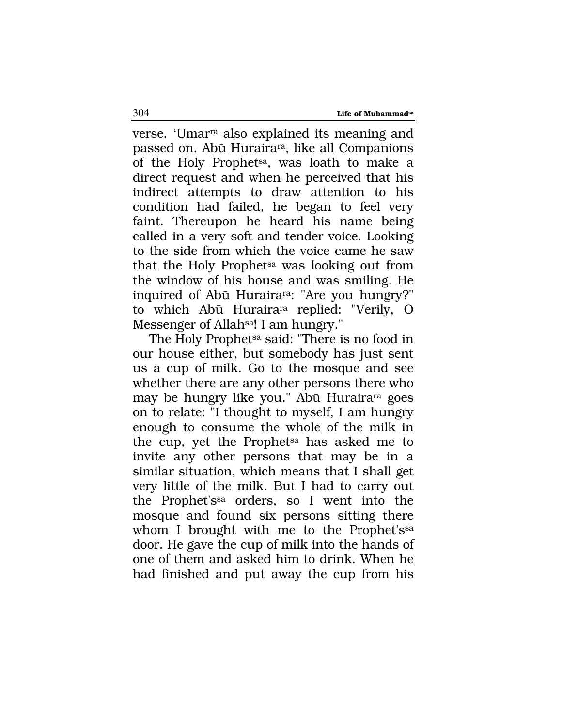verse. 'Umar[ra] also explained its meaning and passed on. Abū Huraira[ra], like all Companions of the Holy Prophet[sa], was loath to make a direct request and when he perceived that his indirect attempts to draw attention to his condition had failed, he began to feel very faint. Thereupon he heard his name being called in a very soft and tender voice. Looking to the side from which the voice came he saw that the Holy Prophet[sa] was looking out from the window of his house and was smiling. He inquired of Abū Huraira[ra]: "Are you hungry?" to which Abū Huraira[ra] replied: "Verily, O Messenger of Allah[sa]! I am hungry."

The Holy Prophet[sa] said: "There is no food in our house either, but somebody has just sent us a cup of milk. Go to the mosque and see whether there are any other persons there who may be hungry like you." Abū Huraira[ra] goes on to relate: "I thought to myself, I am hungry enough to consume the whole of the milk in the cup, yet the Prophet[sa] has asked me to invite any other persons that may be in a similar situation, which means that I shall get very little of the milk. But I had to carry out the Prophet's[sa] orders, so I went into the mosque and found six persons sitting there whom I brought with me to the Prophet's[sa] door. He gave the cup of milk into the hands of one of them and asked him to drink. When he had finished and put away the cup from his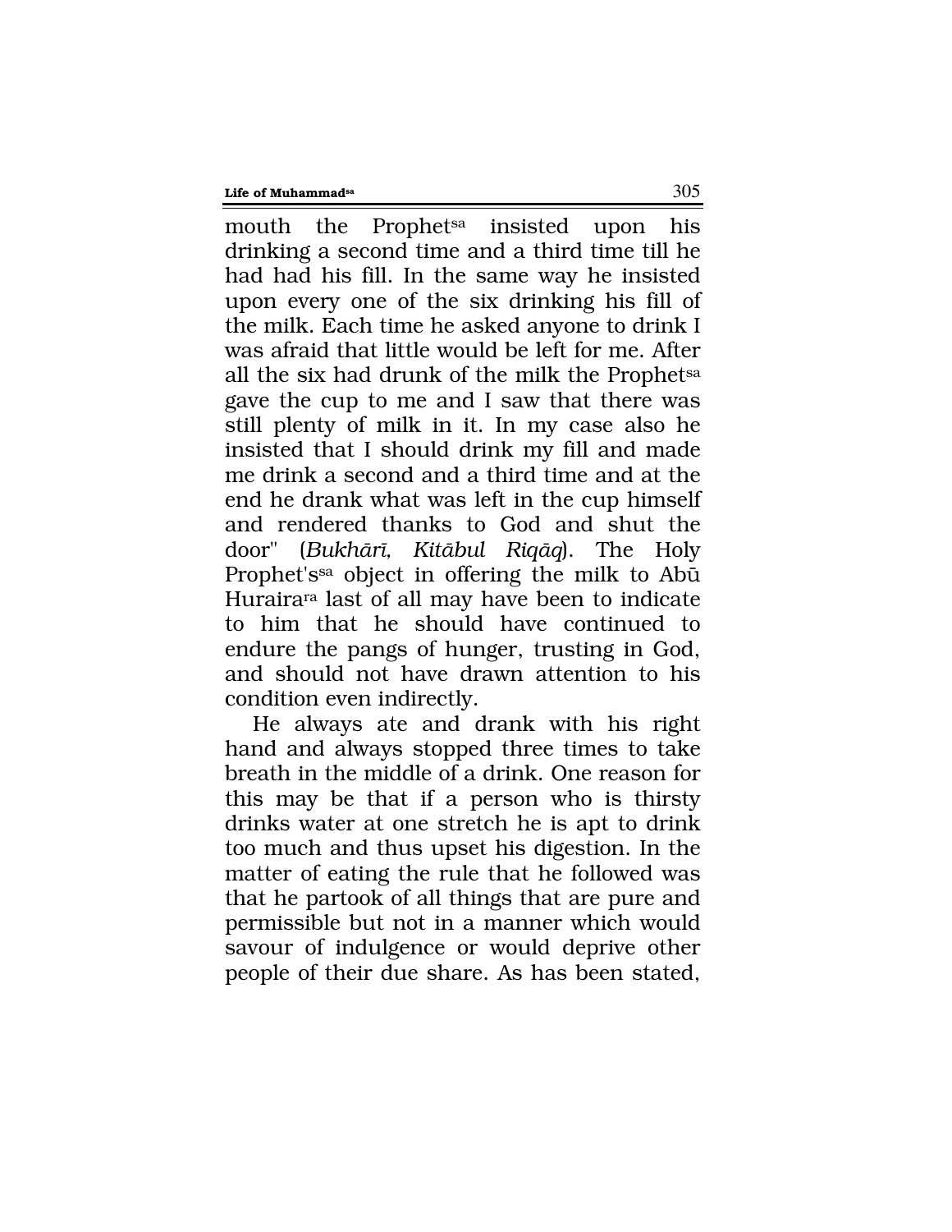mouth the Prophet[sa] insisted upon his drinking a second time and a third time till he had had his fill. In the same way he insisted upon every one of the six drinking his fill of the milk. Each time he asked anyone to drink I was afraid that little would be left for me. After all the six had drunk of the milk the Prophet[sa] gave the cup to me and I saw that there was still plenty of milk in it. In my case also he insisted that I should drink my fill and made me drink a second and a third time and at the end he drank what was left in the cup himself and rendered thanks to God and shut the door" (*Bukhārī, Kitābul Riqāq*). The Holy Prophet's[sa] object in offering the milk to Abū Huraira[ra] last of all may have been to indicate to him that he should have continued to endure the pangs of hunger, trusting in God, and should not have drawn attention to his condition even indirectly.

He always ate and drank with his right hand and always stopped three times to take breath in the middle of a drink. One reason for this may be that if a person who is thirsty drinks water at one stretch he is apt to drink too much and thus upset his digestion. In the matter of eating the rule that he followed was that he partook of all things that are pure and permissible but not in a manner which would savour of indulgence or would deprive other people of their due share. As has been stated,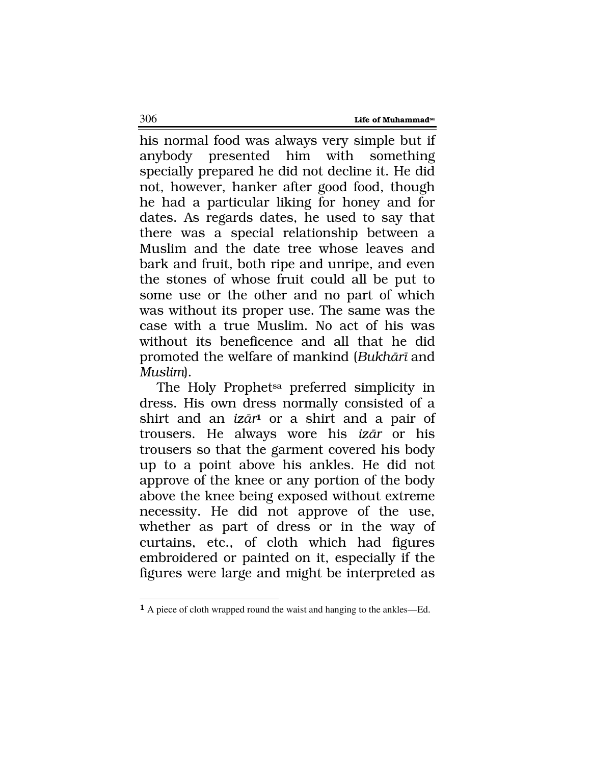his normal food was always very simple but if anybody presented him with something specially prepared he did not decline it. He did not, however, hanker after good food, though he had a particular liking for honey and for dates. As regards dates, he used to say that there was a special relationship between a Muslim and the date tree whose leaves and bark and fruit, both ripe and unripe, and even the stones of whose fruit could all be put to some use or the other and no part of which was without its proper use. The same was the case with a true Muslim. No act of his was without its beneficence and all that he did promoted the welfare of mankind (*Bukhārī* and *Muslim*).

The Holy Prophet[sa] preferred simplicity in dress. His own dress normally consisted of a shirt and an *izār*[1] or a shirt and a pair of trousers. He always wore his *izār* or his trousers so that the garment covered his body up to a point above his ankles. He did not approve of the knee or any portion of the body above the knee being exposed without extreme necessity. He did not approve of the use, whether as part of dress or in the way of curtains, etc., of cloth which had figures embroidered or painted on it, especially if the figures were large and might be interpreted as

---

**1** A piece of cloth wrapped round the waist and hanging to the ankles—Ed.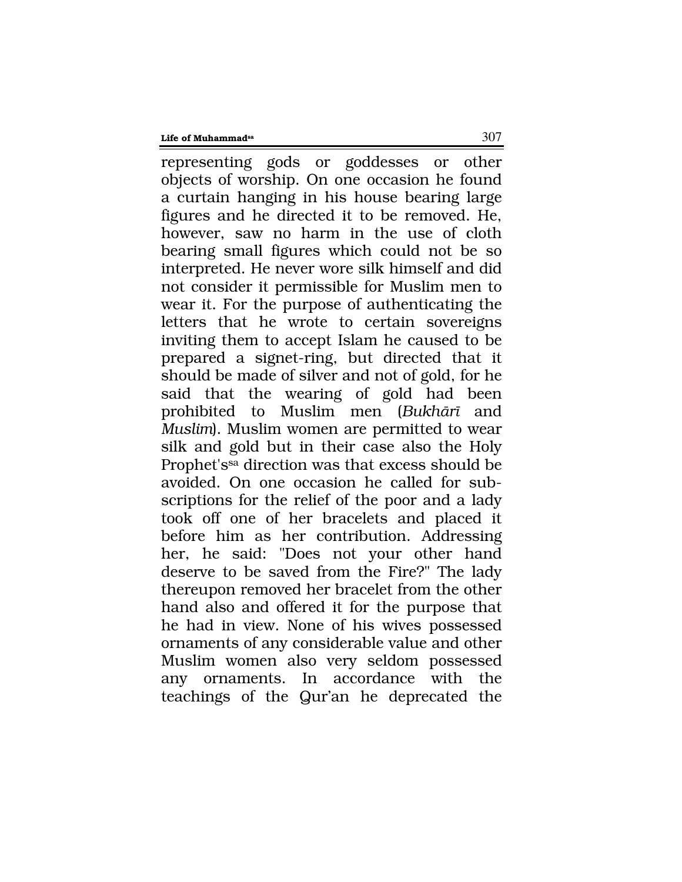representing gods or goddesses or other objects of worship. On one occasion he found a curtain hanging in his house bearing large figures and he directed it to be removed. He, however, saw no harm in the use of cloth bearing small figures which could not be so interpreted. He never wore silk himself and did not consider it permissible for Muslim men to wear it. For the purpose of authenticating the letters that he wrote to certain sovereigns inviting them to accept Islam he caused to be prepared a signet-ring, but directed that it should be made of silver and not of gold, for he said that the wearing of gold had been prohibited to Muslim men (*Bukhārī* and *Muslim*). Muslim women are permitted to wear silk and gold but in their case also the Holy Prophet's[sa] direction was that excess should be avoided. On one occasion he called for subscriptions for the relief of the poor and a lady took off one of her bracelets and placed it before him as her contribution. Addressing her, he said: "Does not your other hand deserve to be saved from the Fire?" The lady thereupon removed her bracelet from the other hand also and offered it for the purpose that he had in view. None of his wives possessed ornaments of any considerable value and other Muslim women also very seldom possessed any ornaments. In accordance with the teachings of the Qur'an he deprecated the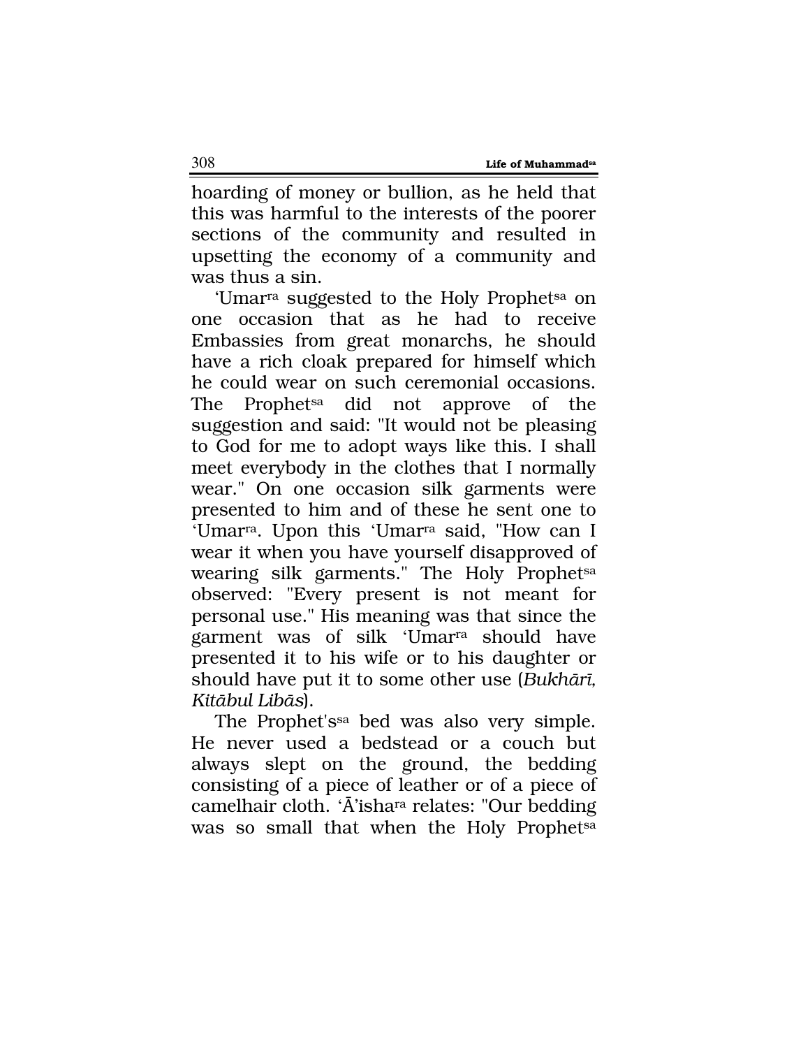hoarding of money or bullion, as he held that this was harmful to the interests of the poorer sections of the community and resulted in upsetting the economy of a community and was thus a sin.

'Umar[ra] suggested to the Holy Prophet[sa] on one occasion that as he had to receive Embassies from great monarchs, he should have a rich cloak prepared for himself which he could wear on such ceremonial occasions. The Prophet[sa] did not approve of the suggestion and said: "It would not be pleasing to God for me to adopt ways like this. I shall meet everybody in the clothes that I normally wear." On one occasion silk garments were presented to him and of these he sent one to 'Umar[ra]. Upon this 'Umar[ra] said, "How can I wear it when you have yourself disapproved of wearing silk garments." The Holy Prophet[sa] observed: "Every present is not meant for personal use." His meaning was that since the garment was of silk 'Umar[ra] should have presented it to his wife or to his daughter or should have put it to some other use (*Bukhārī, Kitābul Libās*).

The Prophet's[sa] bed was also very simple. He never used a bedstead or a couch but always slept on the ground, the bedding consisting of a piece of leather or of a piece of camelhair cloth. 'Ā'isha[ra] relates: "Our bedding was so small that when the Holy Prophet[sa]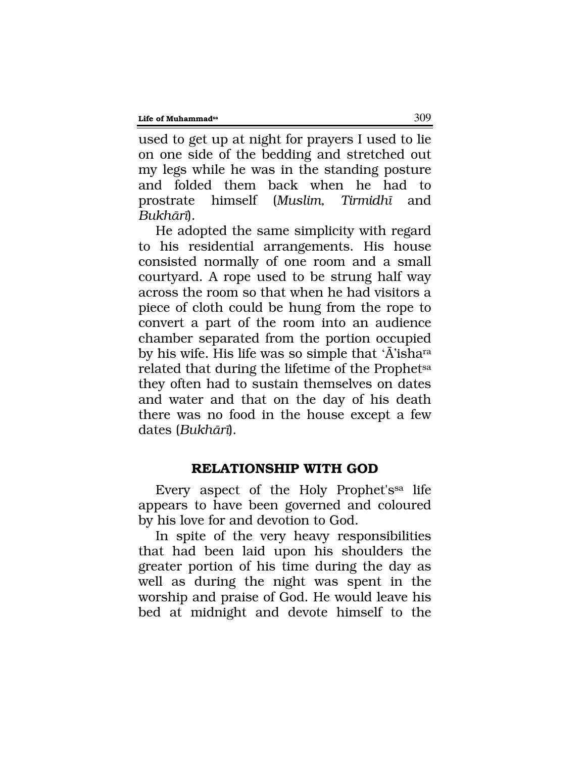used to get up at night for prayers I used to lie on one side of the bedding and stretched out my legs while he was in the standing posture and folded them back when he had to prostrate himself (*Muslim, Tirmidhī* and *Bukhārī*).

He adopted the same simplicity with regard to his residential arrangements. His house consisted normally of one room and a small courtyard. A rope used to be strung half way across the room so that when he had visitors a piece of cloth could be hung from the rope to convert a part of the room into an audience chamber separated from the portion occupied by his wife. His life was so simple that 'Ā'isha[ra] related that during the lifetime of the Prophet[sa] they often had to sustain themselves on dates and water and that on the day of his death there was no food in the house except a few dates (*Bukhārī*).

## RELATIONSHIP WITH GOD

Every aspect of the Holy Prophet's[sa] life appears to have been governed and coloured by his love for and devotion to God.

In spite of the very heavy responsibilities that had been laid upon his shoulders the greater portion of his time during the day as well as during the night was spent in the worship and praise of God. He would leave his bed at midnight and devote himself to the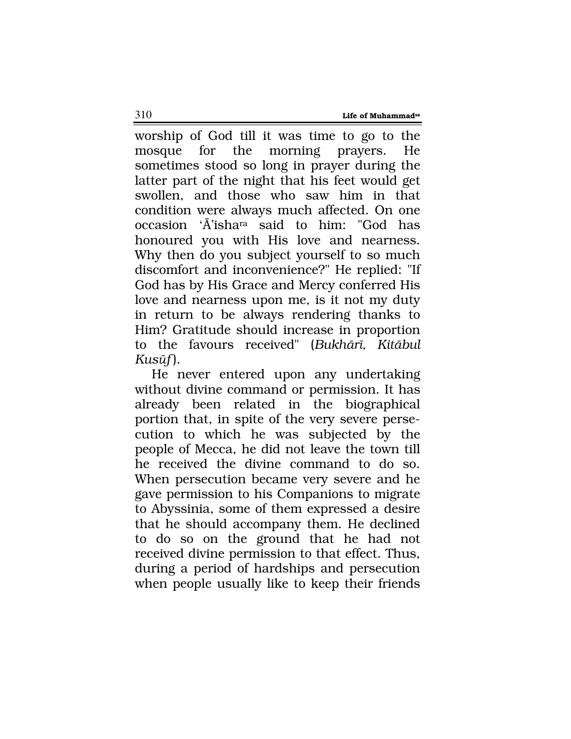worship of God till it was time to go to the mosque for the morning prayers. He sometimes stood so long in prayer during the latter part of the night that his feet would get swollen, and those who saw him in that condition were always much affected. On one occasion 'Ā'isha[ra] said to him: "God has honoured you with His love and nearness. Why then do you subject yourself to so much discomfort and inconvenience?" He replied: "If God has by His Grace and Mercy conferred His love and nearness upon me, is it not my duty in return to be always rendering thanks to Him? Gratitude should increase in proportion to the favours received" (*Bukhārī, Kitābul Kusūf*).

He never entered upon any undertaking without divine command or permission. It has already been related in the biographical portion that, in spite of the very severe persecution to which he was subjected by the people of Mecca, he did not leave the town till he received the divine command to do so. When persecution became very severe and he gave permission to his Companions to migrate to Abyssinia, some of them expressed a desire that he should accompany them. He declined to do so on the ground that he had not received divine permission to that effect. Thus, during a period of hardships and persecution when people usually like to keep their friends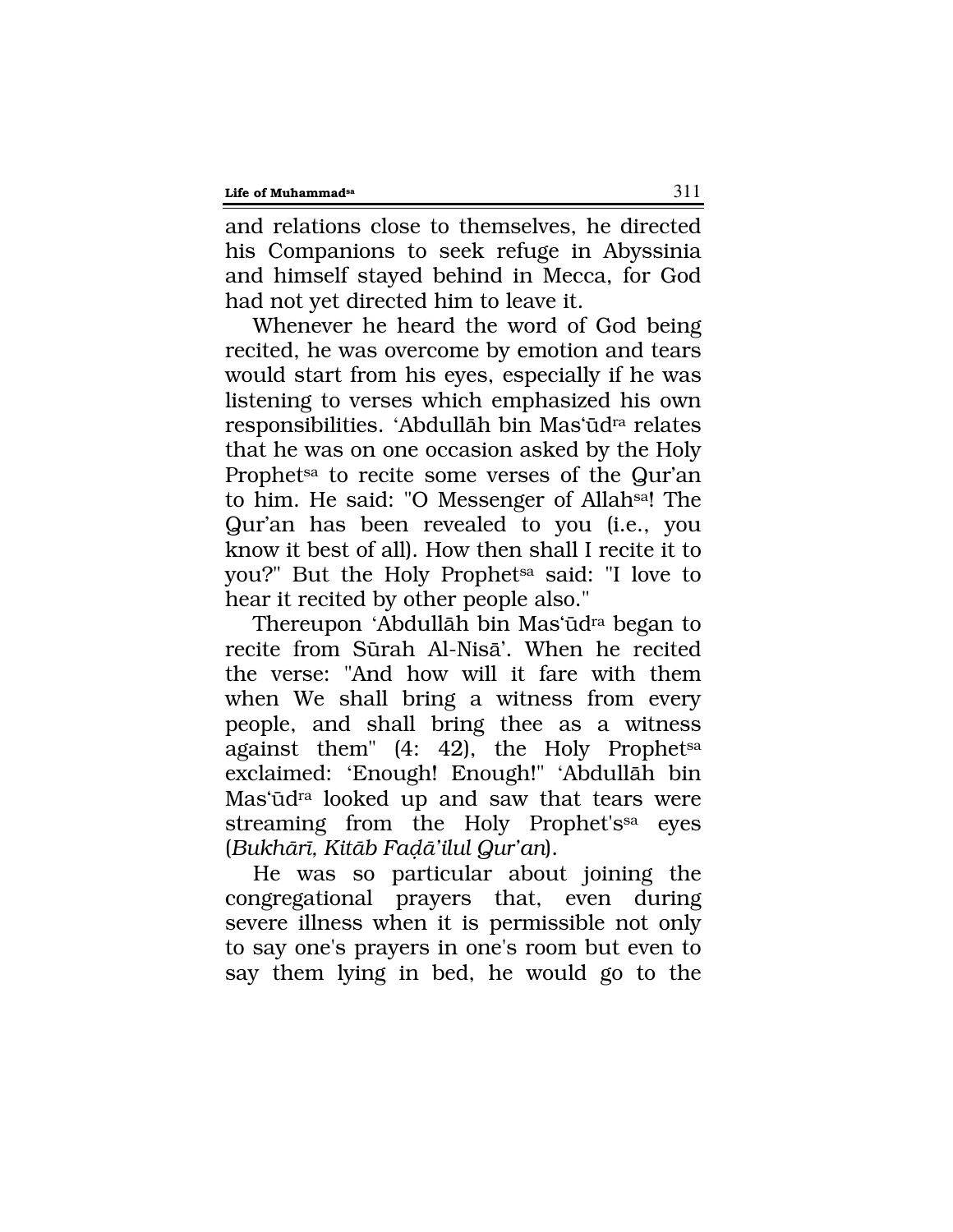and relations close to themselves, he directed his Companions to seek refuge in Abyssinia and himself stayed behind in Mecca, for God had not yet directed him to leave it.

Whenever he heard the word of God being recited, he was overcome by emotion and tears would start from his eyes, especially if he was listening to verses which emphasized his own responsibilities. 'Abdullāh bin Mas'ūd[ra] relates that he was on one occasion asked by the Holy Prophet[sa] to recite some verses of the Qur'an to him. He said: "O Messenger of Allah[sa]! The Qur'an has been revealed to you (i.e., you know it best of all). How then shall I recite it to you?" But the Holy Prophet[sa] said: "I love to hear it recited by other people also."

Thereupon 'Abdullāh bin Mas'ūd[ra] began to recite from Sūrah Al-Nisā'. When he recited the verse: "And how will it fare with them when We shall bring a witness from every people, and shall bring thee as a witness against them" (4: 42), the Holy Prophet[sa] exclaimed: 'Enough! Enough!" 'Abdullāh bin Mas'ūd[ra] looked up and saw that tears were streaming from the Holy Prophet's[sa] eyes (*Bukhārī, Kitāb Faḍā'ilul Qur'an*).

He was so particular about joining the congregational prayers that, even during severe illness when it is permissible not only to say one's prayers in one's room but even to say them lying in bed, he would go to the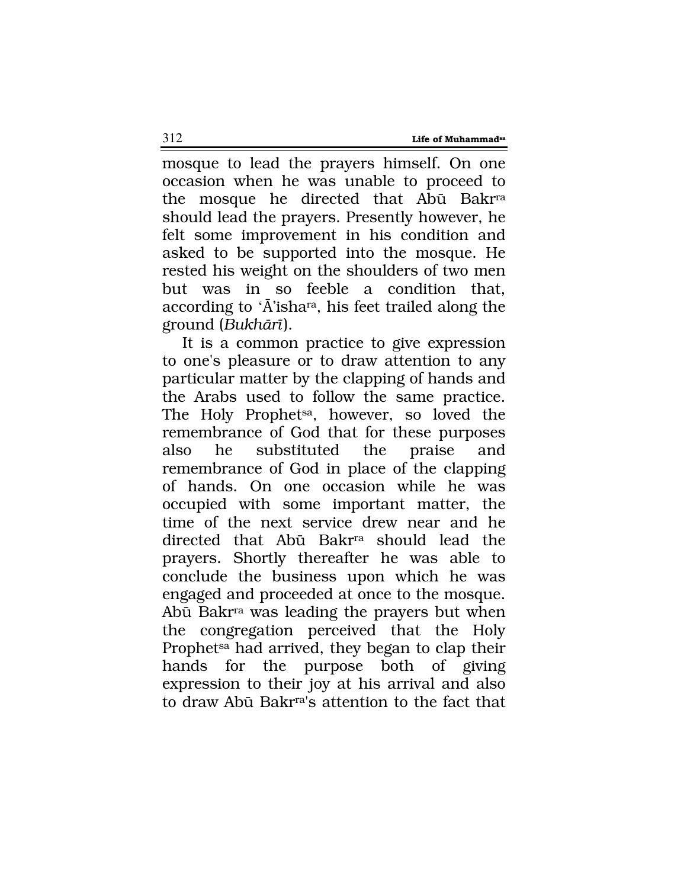mosque to lead the prayers himself. On one occasion when he was unable to proceed to the mosque he directed that Abū Bakr[ra] should lead the prayers. Presently however, he felt some improvement in his condition and asked to be supported into the mosque. He rested his weight on the shoulders of two men but was in so feeble a condition that, according to 'Ā'isha[ra], his feet trailed along the ground (*Bukhārī*).

It is a common practice to give expression to one's pleasure or to draw attention to any particular matter by the clapping of hands and the Arabs used to follow the same practice. The Holy Prophet[sa], however, so loved the remembrance of God that for these purposes also he substituted the praise and remembrance of God in place of the clapping of hands. On one occasion while he was occupied with some important matter, the time of the next service drew near and he directed that Abū Bakr[ra] should lead the prayers. Shortly thereafter he was able to conclude the business upon which he was engaged and proceeded at once to the mosque. Abū Bakr[ra] was leading the prayers but when the congregation perceived that the Holy Prophet[sa] had arrived, they began to clap their hands for the purpose both of giving expression to their joy at his arrival and also to draw Abū Bakr[ra]'s attention to the fact that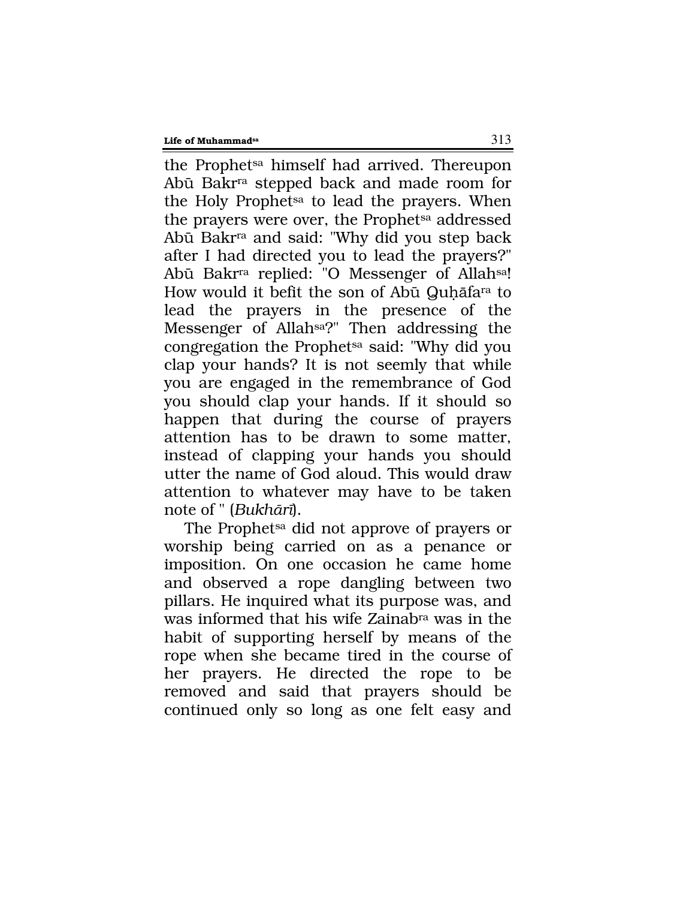the Prophet[sa] himself had arrived. Thereupon Abū Bakr[ra] stepped back and made room for the Holy Prophet[sa] to lead the prayers. When the prayers were over, the Prophet[sa] addressed Abū Bakr[ra] and said: "Why did you step back after I had directed you to lead the prayers?" Abū Bakr[ra] replied: "O Messenger of Allah[sa]! How would it befit the son of Abū Quḥāfa[ra] to lead the prayers in the presence of the Messenger of Allah[sa]?" Then addressing the congregation the Prophet[sa] said: "Why did you clap your hands? It is not seemly that while you are engaged in the remembrance of God you should clap your hands. If it should so happen that during the course of prayers attention has to be drawn to some matter, instead of clapping your hands you should utter the name of God aloud. This would draw attention to whatever may have to be taken note of " (*Bukhārī*).

The Prophet[sa] did not approve of prayers or worship being carried on as a penance or imposition. On one occasion he came home and observed a rope dangling between two pillars. He inquired what its purpose was, and was informed that his wife Zainab[ra] was in the habit of supporting herself by means of the rope when she became tired in the course of her prayers. He directed the rope to be removed and said that prayers should be continued only so long as one felt easy and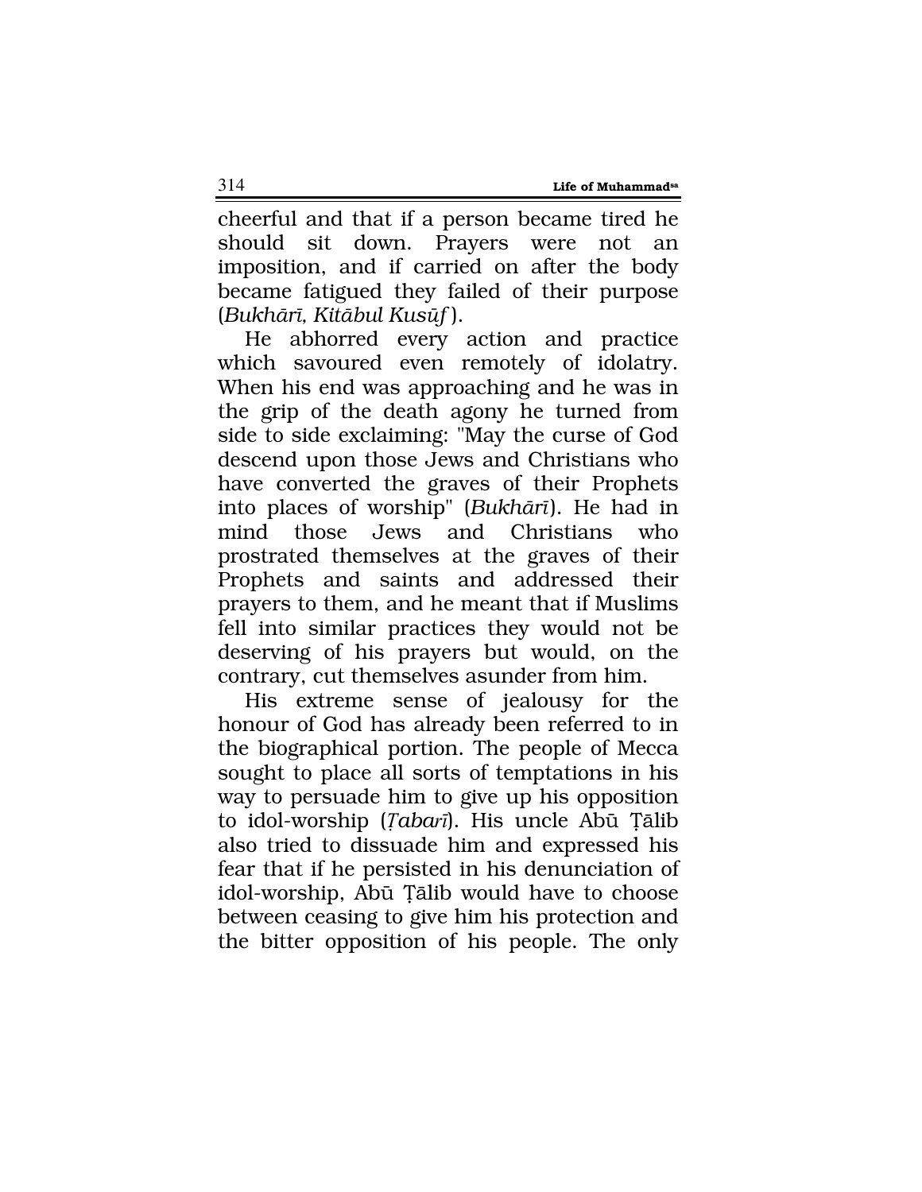cheerful and that if a person became tired he should sit down. Prayers were not an imposition, and if carried on after the body became fatigued they failed of their purpose (*Bukhārī, Kitābul Kusūf*).

He abhorred every action and practice which savoured even remotely of idolatry. When his end was approaching and he was in the grip of the death agony he turned from side to side exclaiming: "May the curse of God descend upon those Jews and Christians who have converted the graves of their Prophets into places of worship" (*Bukhārī*). He had in mind those Jews and Christians who prostrated themselves at the graves of their Prophets and saints and addressed their prayers to them, and he meant that if Muslims fell into similar practices they would not be deserving of his prayers but would, on the contrary, cut themselves asunder from him.

His extreme sense of jealousy for the honour of God has already been referred to in the biographical portion. The people of Mecca sought to place all sorts of temptations in his way to persuade him to give up his opposition to idol-worship (*Ṭabarī*). His uncle Abū Ṭālib also tried to dissuade him and expressed his fear that if he persisted in his denunciation of idol-worship, Abū Ṭālib would have to choose between ceasing to give him his protection and the bitter opposition of his people. The only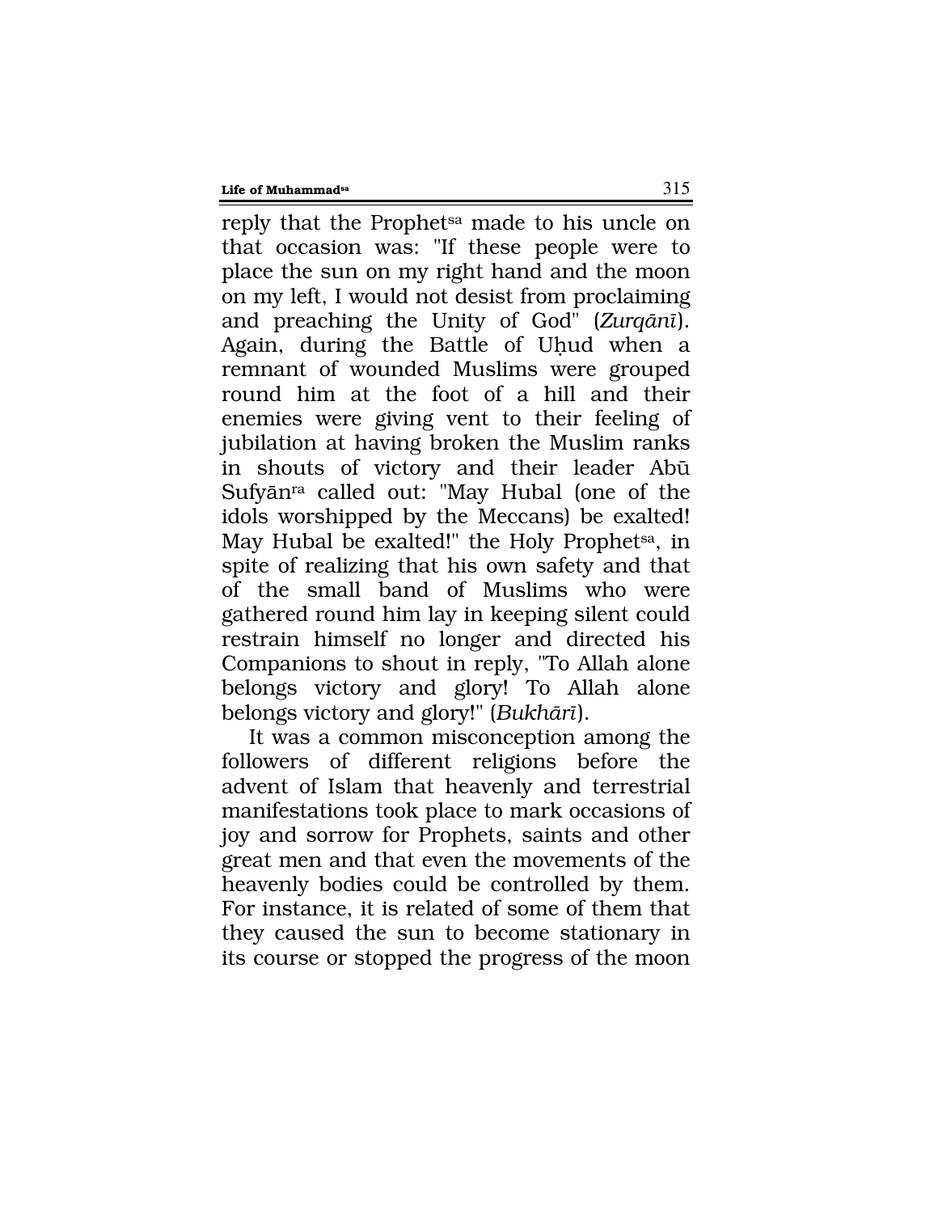reply that the Prophet[sa] made to his uncle on that occasion was: "If these people were to place the sun on my right hand and the moon on my left, I would not desist from proclaiming and preaching the Unity of God" (*Zurqānī*). Again, during the Battle of Uḥud when a remnant of wounded Muslims were grouped round him at the foot of a hill and their enemies were giving vent to their feeling of jubilation at having broken the Muslim ranks in shouts of victory and their leader Abū Sufyān[ra] called out: "May Hubal (one of the idols worshipped by the Meccans) be exalted! May Hubal be exalted!" the Holy Prophet[sa], in spite of realizing that his own safety and that of the small band of Muslims who were gathered round him lay in keeping silent could restrain himself no longer and directed his Companions to shout in reply, "To Allah alone belongs victory and glory! To Allah alone belongs victory and glory!" (*Bukhārī*).

It was a common misconception among the followers of different religions before the advent of Islam that heavenly and terrestrial manifestations took place to mark occasions of joy and sorrow for Prophets, saints and other great men and that even the movements of the heavenly bodies could be controlled by them. For instance, it is related of some of them that they caused the sun to become stationary in its course or stopped the progress of the moon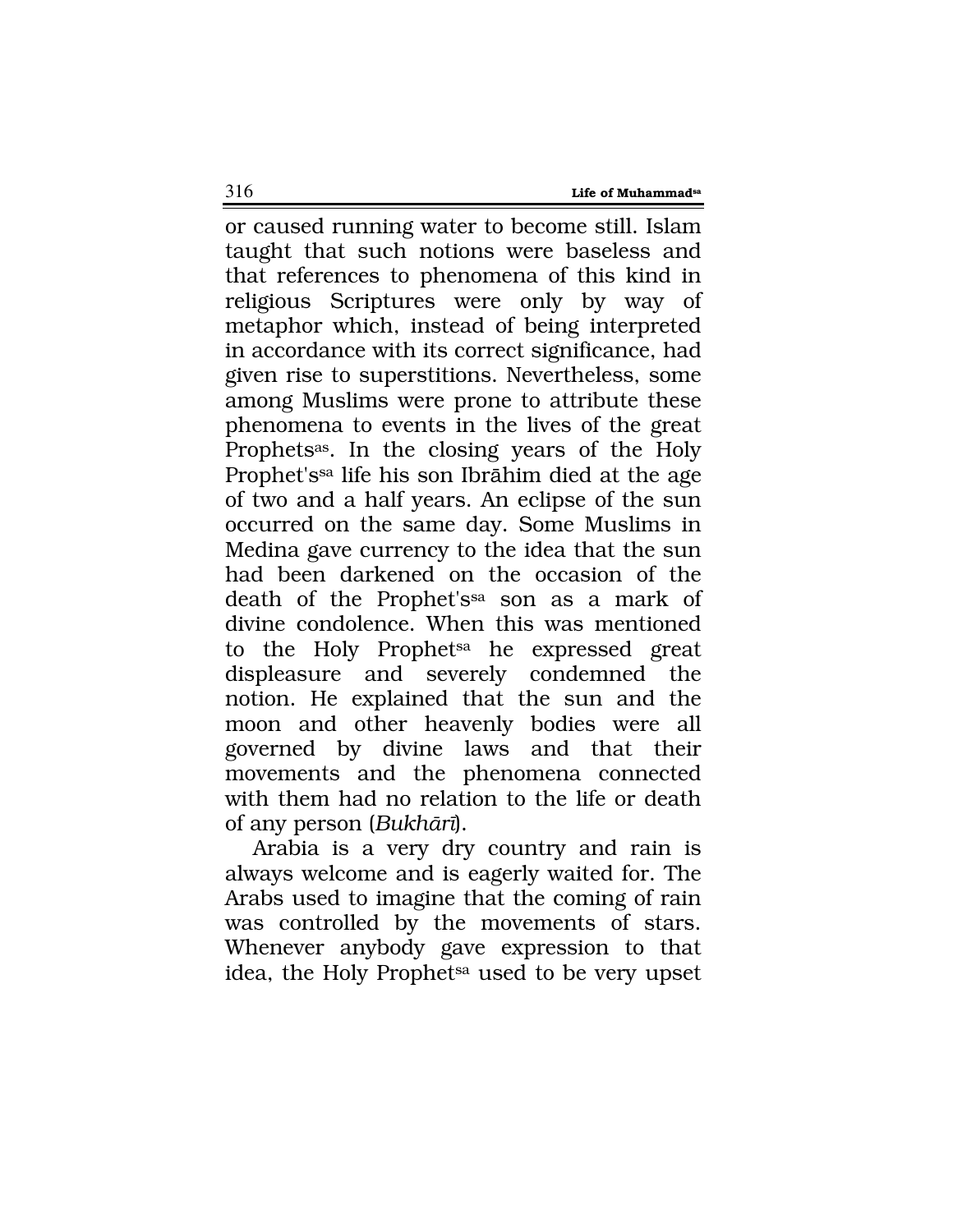or caused running water to become still. Islam taught that such notions were baseless and that references to phenomena of this kind in religious Scriptures were only by way of metaphor which, instead of being interpreted in accordance with its correct significance, had given rise to superstitions. Nevertheless, some among Muslims were prone to attribute these phenomena to events in the lives of the great Prophets[as]. In the closing years of the Holy Prophet's[sa] life his son Ibrāhim died at the age of two and a half years. An eclipse of the sun occurred on the same day. Some Muslims in Medina gave currency to the idea that the sun had been darkened on the occasion of the death of the Prophet's[sa] son as a mark of divine condolence. When this was mentioned to the Holy Prophet[sa] he expressed great displeasure and severely condemned the notion. He explained that the sun and the moon and other heavenly bodies were all governed by divine laws and that their movements and the phenomena connected with them had no relation to the life or death of any person (*Bukhārī*).

Arabia is a very dry country and rain is always welcome and is eagerly waited for. The Arabs used to imagine that the coming of rain was controlled by the movements of stars. Whenever anybody gave expression to that idea, the Holy Prophet[sa] used to be very upset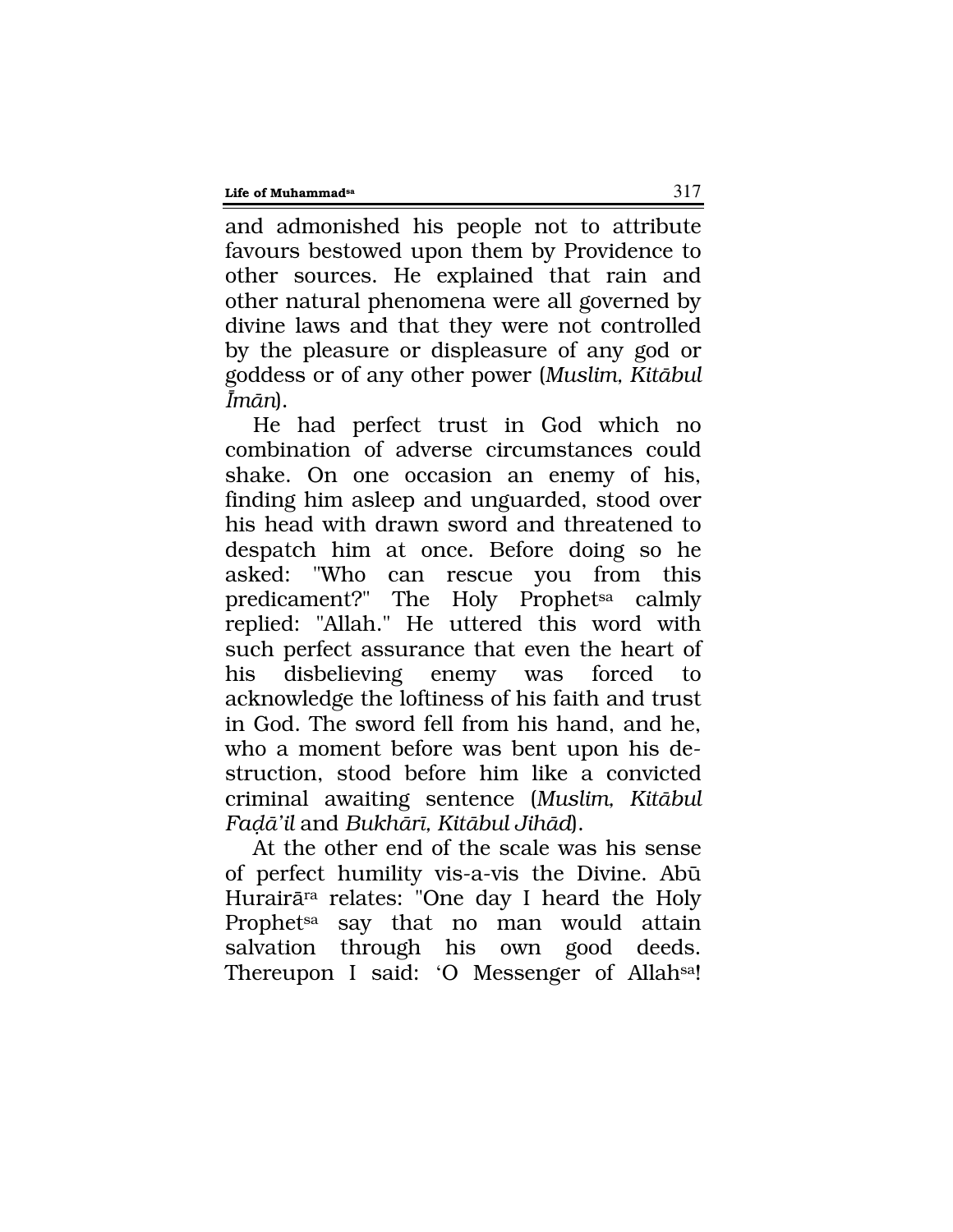and admonished his people not to attribute favours bestowed upon them by Providence to other sources. He explained that rain and other natural phenomena were all governed by divine laws and that they were not controlled by the pleasure or displeasure of any god or goddess or of any other power (*Muslim, Kitābul Īmān*).

He had perfect trust in God which no combination of adverse circumstances could shake. On one occasion an enemy of his, finding him asleep and unguarded, stood over his head with drawn sword and threatened to despatch him at once. Before doing so he asked: "Who can rescue you from this predicament?" The Holy Prophet[sa] calmly replied: "Allah." He uttered this word with such perfect assurance that even the heart of his disbelieving enemy was forced to acknowledge the loftiness of his faith and trust in God. The sword fell from his hand, and he, who a moment before was bent upon his destruction, stood before him like a convicted criminal awaiting sentence (*Muslim, Kitābul Faḍā'il* and *Bukhārī, Kitābul Jihād*).

At the other end of the scale was his sense of perfect humility vis-a-vis the Divine. Abū Hurairā[ra] relates: "One day I heard the Holy Prophet[sa] say that no man would attain salvation through his own good deeds. Thereupon I said: 'O Messenger of Allah[sa]!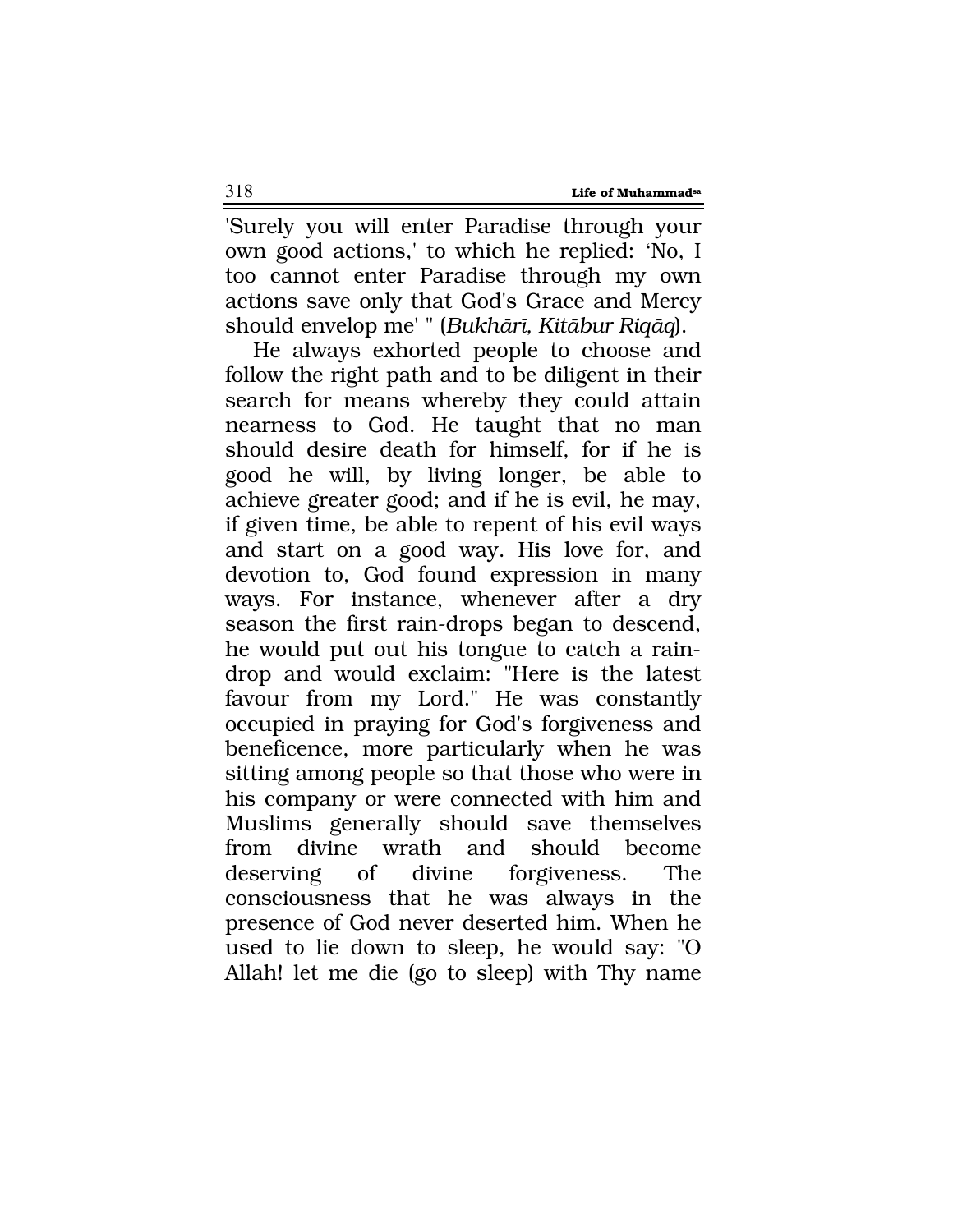'Surely you will enter Paradise through your own good actions,' to which he replied: 'No, I too cannot enter Paradise through my own actions save only that God's Grace and Mercy should envelop me' " (*Bukhārī, Kitābur Riqāq*).

He always exhorted people to choose and follow the right path and to be diligent in their search for means whereby they could attain nearness to God. He taught that no man should desire death for himself, for if he is good he will, by living longer, be able to achieve greater good; and if he is evil, he may, if given time, be able to repent of his evil ways and start on a good way. His love for, and devotion to, God found expression in many ways. For instance, whenever after a dry season the first rain-drops began to descend, he would put out his tongue to catch a rain-drop and would exclaim: "Here is the latest favour from my Lord." He was constantly occupied in praying for God's forgiveness and beneficence, more particularly when he was sitting among people so that those who were in his company or were connected with him and Muslims generally should save themselves from divine wrath and should become deserving of divine forgiveness. The consciousness that he was always in the presence of God never deserted him. When he used to lie down to sleep, he would say: "O Allah! let me die (go to sleep) with Thy name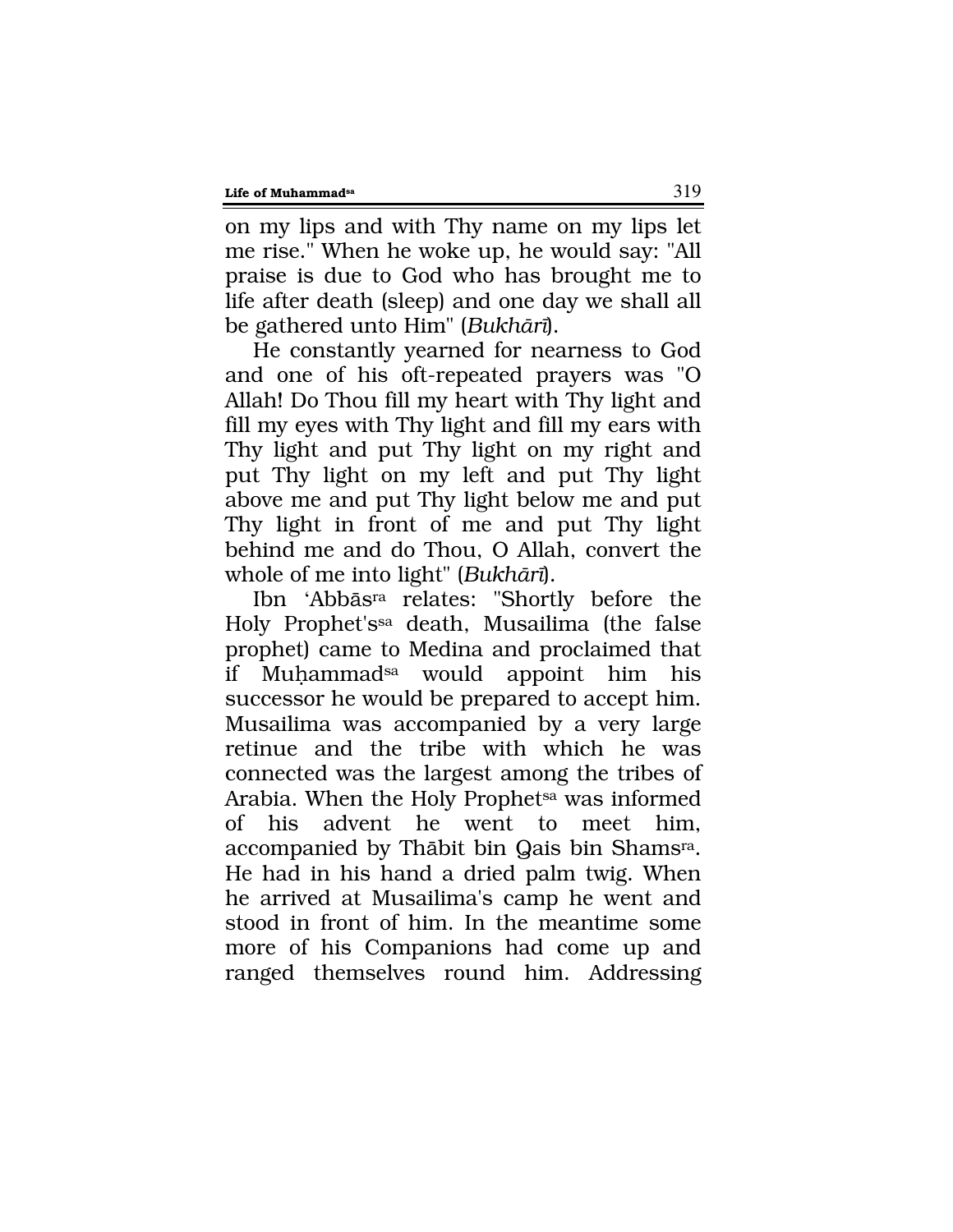on my lips and with Thy name on my lips let me rise." When he woke up, he would say: "All praise is due to God who has brought me to life after death (sleep) and one day we shall all be gathered unto Him" (*Bukhārī*).

He constantly yearned for nearness to God and one of his oft-repeated prayers was "O Allah! Do Thou fill my heart with Thy light and fill my eyes with Thy light and fill my ears with Thy light and put Thy light on my right and put Thy light on my left and put Thy light above me and put Thy light below me and put Thy light in front of me and put Thy light behind me and do Thou, O Allah, convert the whole of me into light" (*Bukhārī*).

Ibn 'Abbās[ra] relates: "Shortly before the Holy Prophet's[sa] death, Musailima (the false prophet) came to Medina and proclaimed that if Muḥammad[sa] would appoint him his successor he would be prepared to accept him. Musailima was accompanied by a very large retinue and the tribe with which he was connected was the largest among the tribes of Arabia. When the Holy Prophet[sa] was informed of his advent he went to meet him, accompanied by Thābit bin Qais bin Shams[ra]. He had in his hand a dried palm twig. When he arrived at Musailima's camp he went and stood in front of him. In the meantime some more of his Companions had come up and ranged themselves round him. Addressing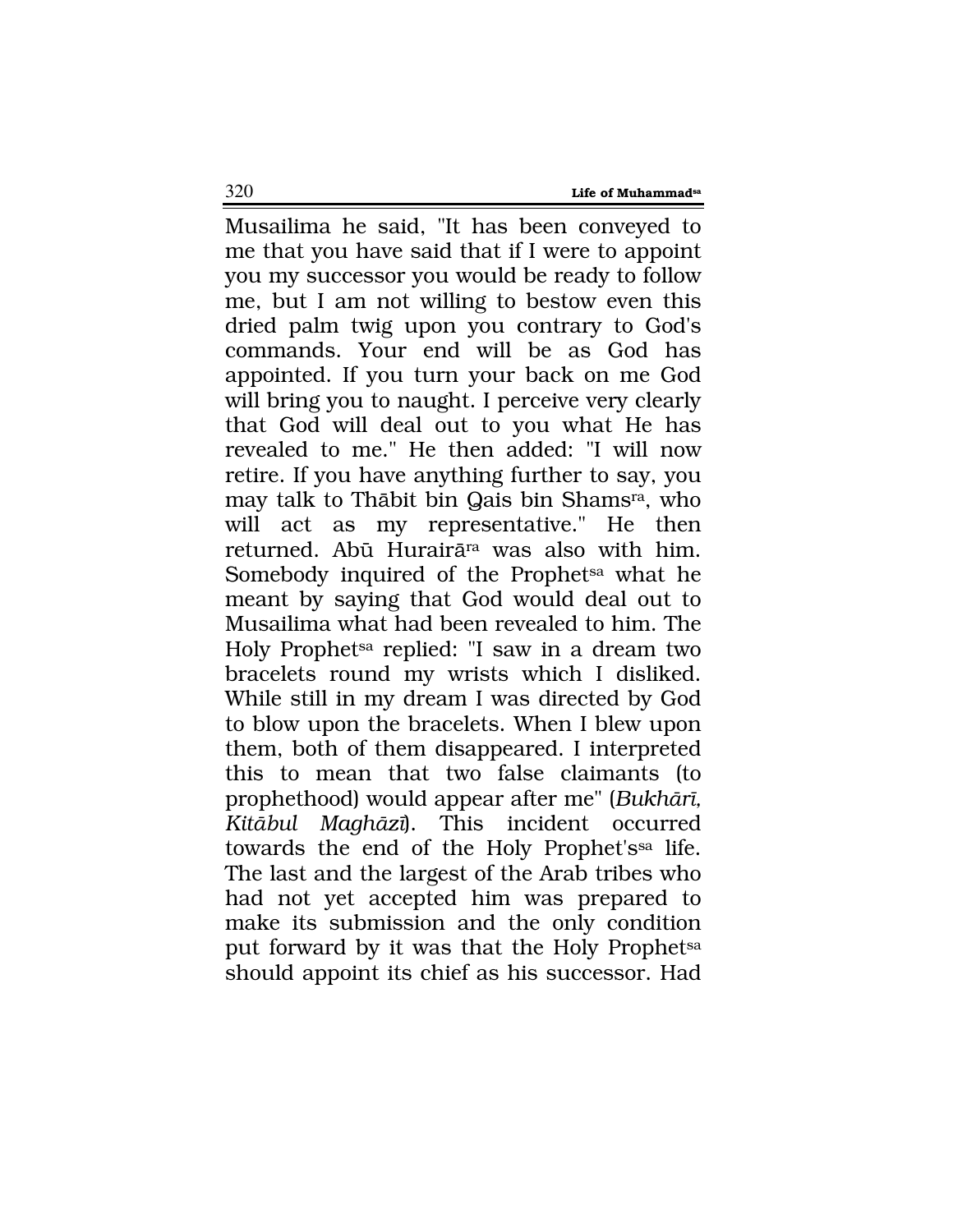Musailima he said, "It has been conveyed to me that you have said that if I were to appoint you my successor you would be ready to follow me, but I am not willing to bestow even this dried palm twig upon you contrary to God's commands. Your end will be as God has appointed. If you turn your back on me God will bring you to naught. I perceive very clearly that God will deal out to you what He has revealed to me." He then added: "I will now retire. If you have anything further to say, you may talk to Thābit bin Qais bin Shams[ra], who will act as my representative." He then returned. Abū Hurairā[ra] was also with him. Somebody inquired of the Prophet[sa] what he meant by saying that God would deal out to Musailima what had been revealed to him. The Holy Prophet[sa] replied: "I saw in a dream two bracelets round my wrists which I disliked. While still in my dream I was directed by God to blow upon the bracelets. When I blew upon them, both of them disappeared. I interpreted this to mean that two false claimants (to prophethood) would appear after me" (*Bukhārī, Kitābul Maghāzī*). This incident occurred towards the end of the Holy Prophet's[sa] life. The last and the largest of the Arab tribes who had not yet accepted him was prepared to make its submission and the only condition put forward by it was that the Holy Prophet[sa] should appoint its chief as his successor. Had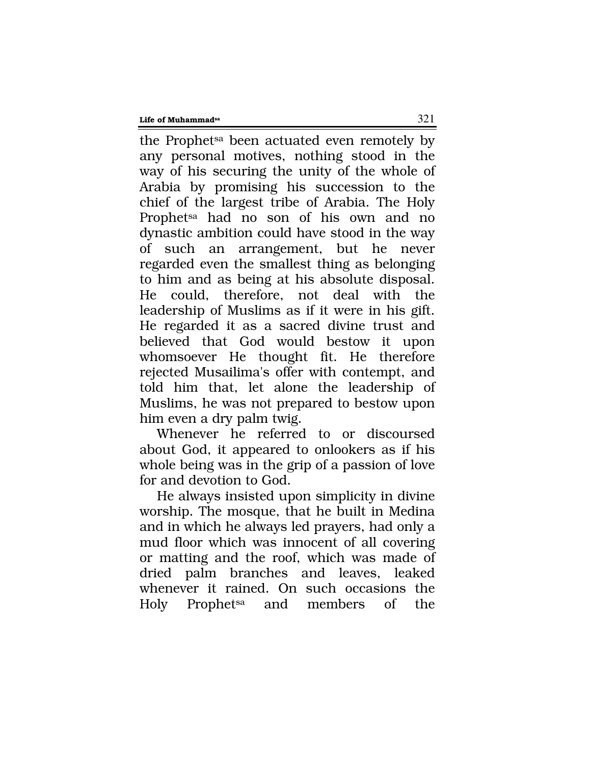the Prophet[sa] been actuated even remotely by any personal motives, nothing stood in the way of his securing the unity of the whole of Arabia by promising his succession to the chief of the largest tribe of Arabia. The Holy Prophet[sa] had no son of his own and no dynastic ambition could have stood in the way of such an arrangement, but he never regarded even the smallest thing as belonging to him and as being at his absolute disposal. He could, therefore, not deal with the leadership of Muslims as if it were in his gift. He regarded it as a sacred divine trust and believed that God would bestow it upon whomsoever He thought fit. He therefore rejected Musailima's offer with contempt, and told him that, let alone the leadership of Muslims, he was not prepared to bestow upon him even a dry palm twig.

Whenever he referred to or discoursed about God, it appeared to onlookers as if his whole being was in the grip of a passion of love for and devotion to God.

He always insisted upon simplicity in divine worship. The mosque, that he built in Medina and in which he always led prayers, had only a mud floor which was innocent of all covering or matting and the roof, which was made of dried palm branches and leaves, leaked whenever it rained. On such occasions the Holy Prophet[sa] and members of the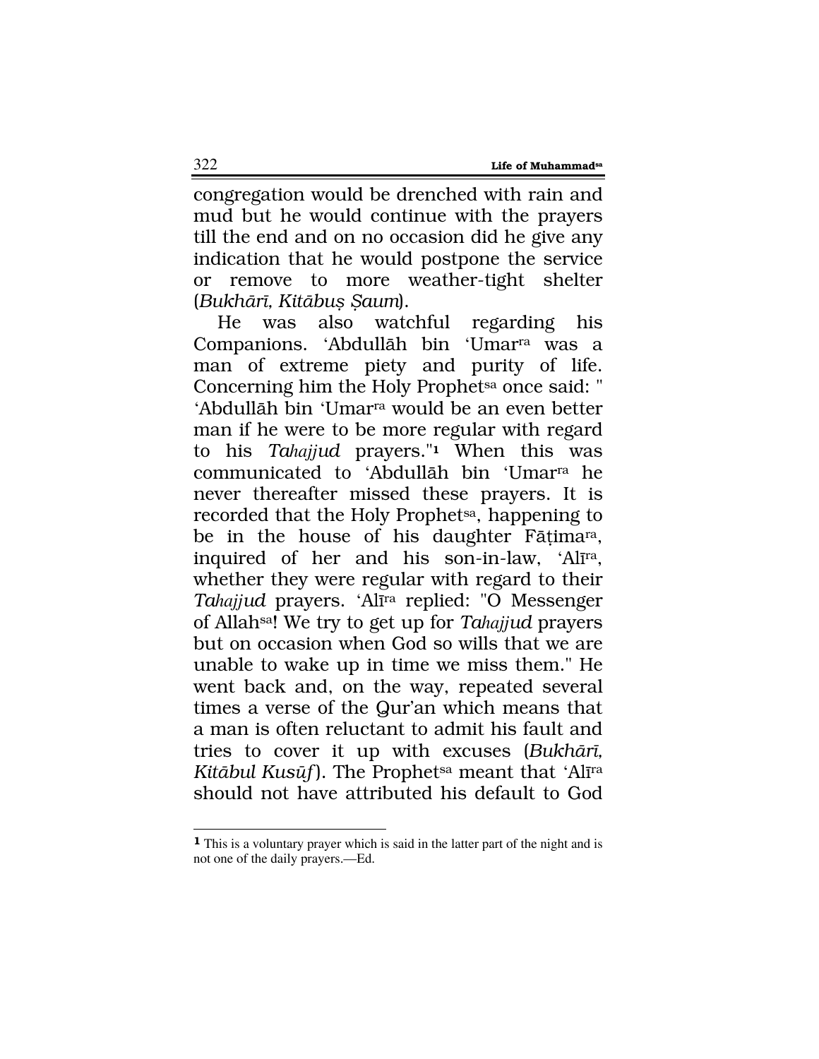congregation would be drenched with rain and mud but he would continue with the prayers till the end and on no occasion did he give any indication that he would postpone the service or remove to more weather-tight shelter (*Bukhārī, Kitābuṣ Ṣaum*).

He was also watchful regarding his Companions. 'Abdullāh bin 'Umar[ra] was a man of extreme piety and purity of life. Concerning him the Holy Prophet[sa] once said: " 'Abdullāh bin 'Umar[ra] would be an even better man if he were to be more regular with regard to his *Tahajjud* prayers."[1] When this was communicated to 'Abdullāh bin 'Umar[ra] he never thereafter missed these prayers. It is recorded that the Holy Prophet[sa], happening to be in the house of his daughter Fāṭima[ra], inquired of her and his son-in-law, 'Alī[ra], whether they were regular with regard to their *Tahajjud* prayers. 'Alī[ra] replied: "O Messenger of Allah[sa]! We try to get up for *Tahajjud* prayers but on occasion when God so wills that we are unable to wake up in time we miss them." He went back and, on the way, repeated several times a verse of the Qur'an which means that a man is often reluctant to admit his fault and tries to cover it up with excuses (*Bukhārī, Kitābul Kusūf*). The Prophet[sa] meant that 'Alī[ra] should not have attributed his default to God

---

[1] This is a voluntary prayer which is said in the latter part of the night and is not one of the daily prayers.—Ed.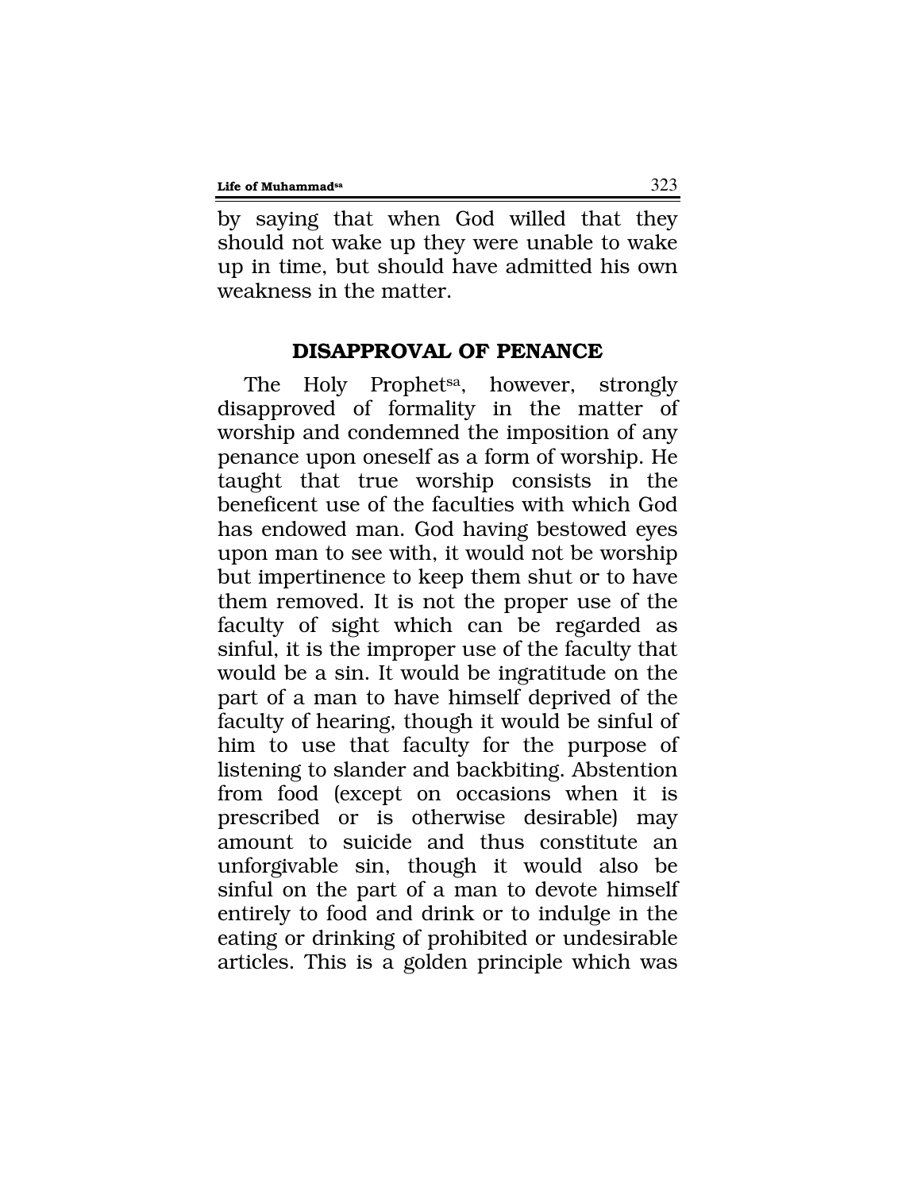by saying that when God willed that they should not wake up they were unable to wake up in time, but should have admitted his own weakness in the matter.

## DISAPPROVAL OF PENANCE

The Holy Prophet[sa], however, strongly disapproved of formality in the matter of worship and condemned the imposition of any penance upon oneself as a form of worship. He taught that true worship consists in the beneficent use of the faculties with which God has endowed man. God having bestowed eyes upon man to see with, it would not be worship but impertinence to keep them shut or to have them removed. It is not the proper use of the faculty of sight which can be regarded as sinful, it is the improper use of the faculty that would be a sin. It would be ingratitude on the part of a man to have himself deprived of the faculty of hearing, though it would be sinful of him to use that faculty for the purpose of listening to slander and backbiting. Abstention from food (except on occasions when it is prescribed or is otherwise desirable) may amount to suicide and thus constitute an unforgivable sin, though it would also be sinful on the part of a man to devote himself entirely to food and drink or to indulge in the eating or drinking of prohibited or undesirable articles. This is a golden principle which was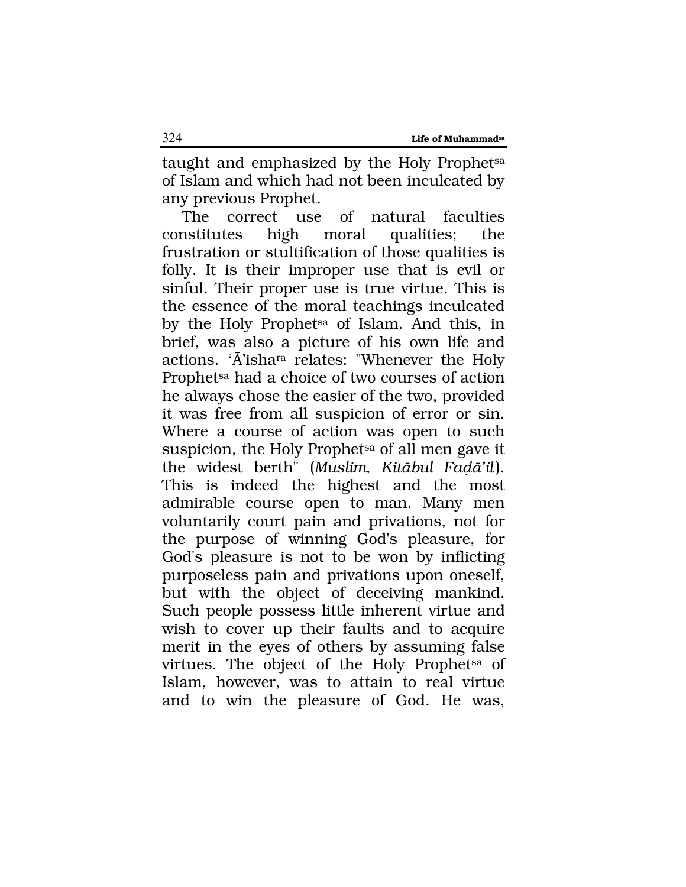taught and emphasized by the Holy Prophet[sa] of Islam and which had not been inculcated by any previous Prophet.

The correct use of natural faculties constitutes high moral qualities; the frustration or stultification of those qualities is folly. It is their improper use that is evil or sinful. Their proper use is true virtue. This is the essence of the moral teachings inculcated by the Holy Prophet[sa] of Islam. And this, in brief, was also a picture of his own life and actions. 'Ā'isha[ra] relates: "Whenever the Holy Prophet[sa] had a choice of two courses of action he always chose the easier of the two, provided it was free from all suspicion of error or sin. Where a course of action was open to such suspicion, the Holy Prophet[sa] of all men gave it the widest berth" (*Muslim, Kitābul Faḍā'il*). This is indeed the highest and the most admirable course open to man. Many men voluntarily court pain and privations, not for the purpose of winning God's pleasure, for God's pleasure is not to be won by inflicting purposeless pain and privations upon oneself, but with the object of deceiving mankind. Such people possess little inherent virtue and wish to cover up their faults and to acquire merit in the eyes of others by assuming false virtues. The object of the Holy Prophet[sa] of Islam, however, was to attain to real virtue and to win the pleasure of God. He was,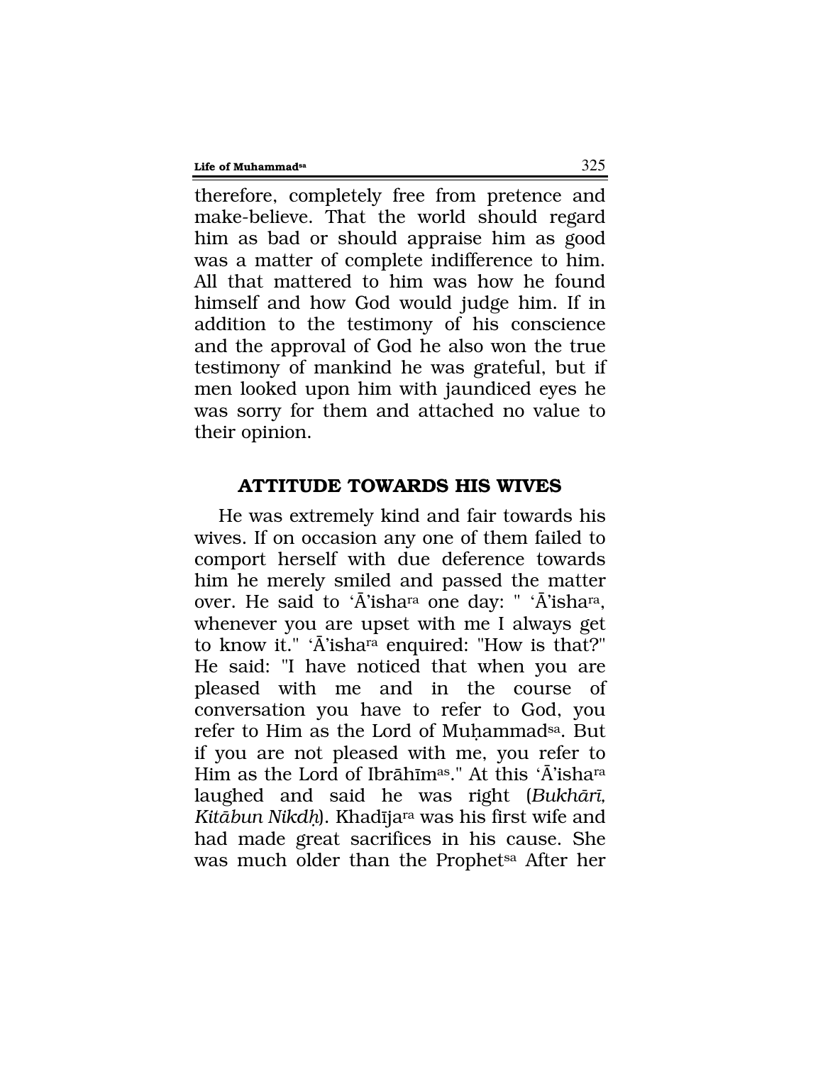therefore, completely free from pretence and make-believe. That the world should regard him as bad or should appraise him as good was a matter of complete indifference to him. All that mattered to him was how he found himself and how God would judge him. If in addition to the testimony of his conscience and the approval of God he also won the true testimony of mankind he was grateful, but if men looked upon him with jaundiced eyes he was sorry for them and attached no value to their opinion.

## ATTITUDE TOWARDS HIS WIVES

He was extremely kind and fair towards his wives. If on occasion any one of them failed to comport herself with due deference towards him he merely smiled and passed the matter over. He said to 'Ā'isha[ra] one day: " 'Ā'isha[ra], whenever you are upset with me I always get to know it." 'Ā'isha[ra] enquired: "How is that?" He said: "I have noticed that when you are pleased with me and in the course of conversation you have to refer to God, you refer to Him as the Lord of Muḥammad[sa]. But if you are not pleased with me, you refer to Him as the Lord of Ibrāhīm[as]." At this 'Ā'isha[ra] laughed and said he was right (*Bukhārī, Kitābun Nikdḥ*). Khadīja[ra] was his first wife and had made great sacrifices in his cause. She was much older than the Prophet[sa] After her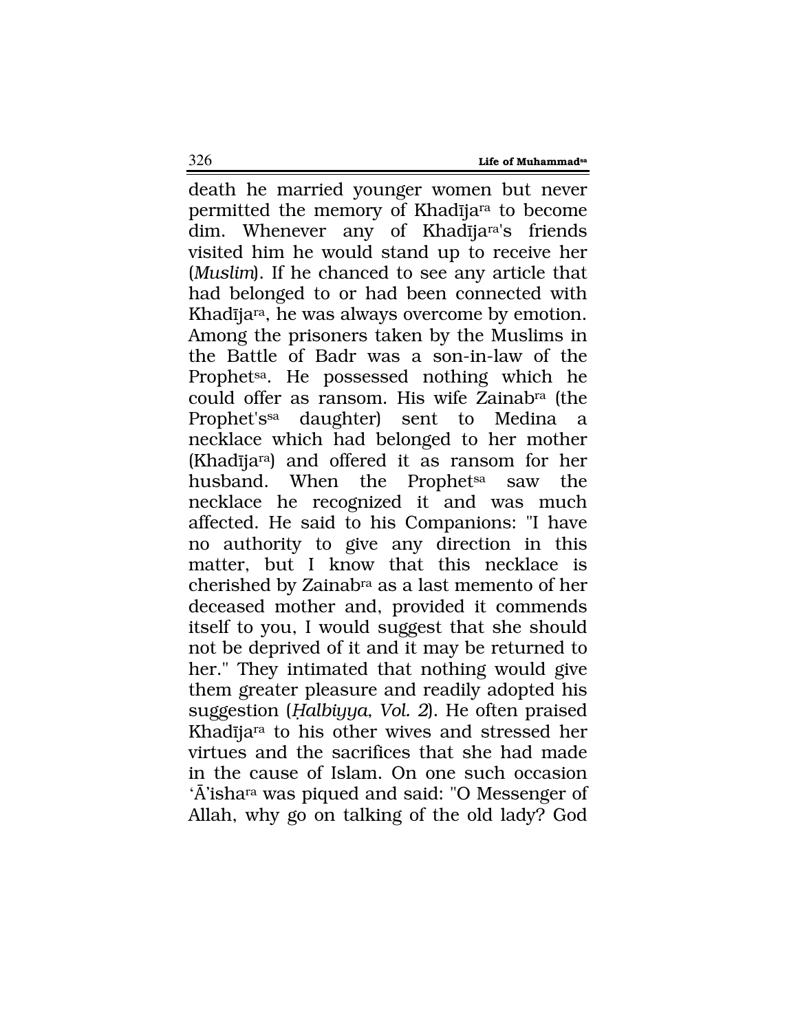death he married younger women but never permitted the memory of Khadīja[ra] to become dim. Whenever any of Khadīja[ra]'s friends visited him he would stand up to receive her (*Muslim*). If he chanced to see any article that had belonged to or had been connected with Khadīja[ra], he was always overcome by emotion. Among the prisoners taken by the Muslims in the Battle of Badr was a son-in-law of the Prophet[sa]. He possessed nothing which he could offer as ransom. His wife Zainab[ra] (the Prophet's[sa] daughter) sent to Medina a necklace which had belonged to her mother (Khadīja[ra]) and offered it as ransom for her husband. When the Prophet[sa] saw the necklace he recognized it and was much affected. He said to his Companions: "I have no authority to give any direction in this matter, but I know that this necklace is cherished by Zainab[ra] as a last memento of her deceased mother and, provided it commends itself to you, I would suggest that she should not be deprived of it and it may be returned to her." They intimated that nothing would give them greater pleasure and readily adopted his suggestion (*Ḥalbiyya, Vol. 2*). He often praised Khadīja[ra] to his other wives and stressed her virtues and the sacrifices that she had made in the cause of Islam. On one such occasion 'Ā'isha[ra] was piqued and said: "O Messenger of Allah, why go on talking of the old lady? God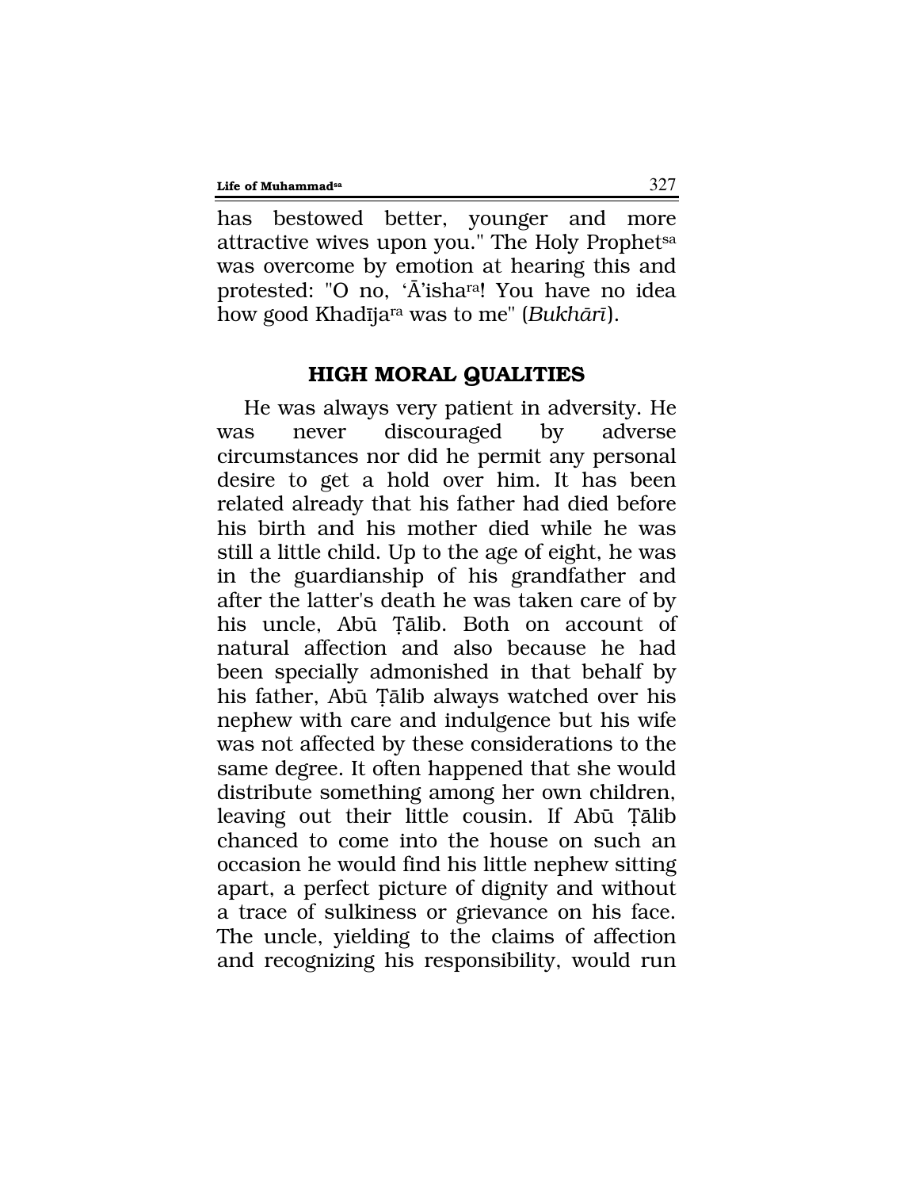has bestowed better, younger and more attractive wives upon you." The Holy Prophet[sa] was overcome by emotion at hearing this and protested: "O no, 'Ā'isha[ra]! You have no idea how good Khadīja[ra] was to me" (*Bukhārī*).

## HIGH MORAL QUALITIES

He was always very patient in adversity. He was never discouraged by adverse circumstances nor did he permit any personal desire to get a hold over him. It has been related already that his father had died before his birth and his mother died while he was still a little child. Up to the age of eight, he was in the guardianship of his grandfather and after the latter's death he was taken care of by his uncle, Abū Ṭālib. Both on account of natural affection and also because he had been specially admonished in that behalf by his father, Abū Ṭālib always watched over his nephew with care and indulgence but his wife was not affected by these considerations to the same degree. It often happened that she would distribute something among her own children, leaving out their little cousin. If Abū Ṭālib chanced to come into the house on such an occasion he would find his little nephew sitting apart, a perfect picture of dignity and without a trace of sulkiness or grievance on his face. The uncle, yielding to the claims of affection and recognizing his responsibility, would run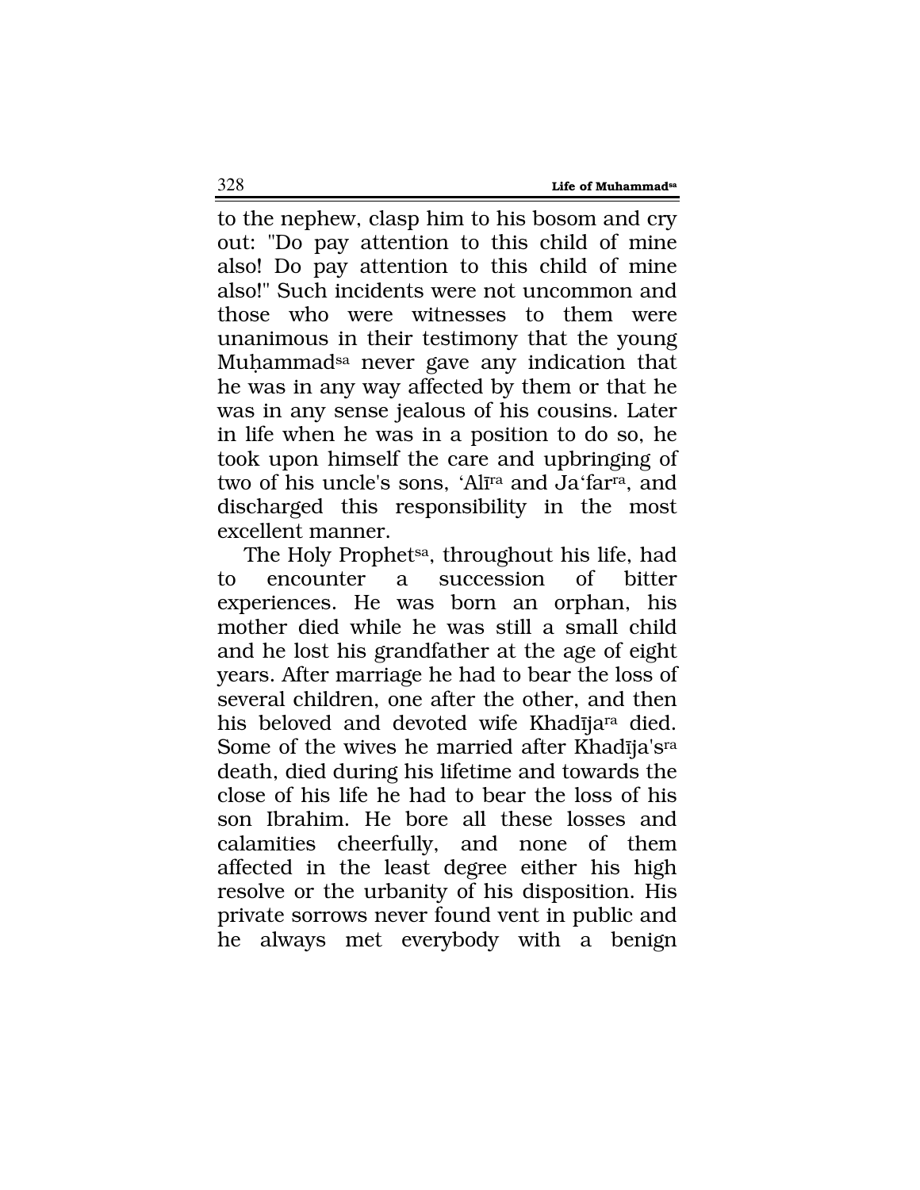to the nephew, clasp him to his bosom and cry out: "Do pay attention to this child of mine also! Do pay attention to this child of mine also!" Such incidents were not uncommon and those who were witnesses to them were unanimous in their testimony that the young Muḥammad[sa] never gave any indication that he was in any way affected by them or that he was in any sense jealous of his cousins. Later in life when he was in a position to do so, he took upon himself the care and upbringing of two of his uncle's sons, 'Alī[ra] and Ja'far[ra], and discharged this responsibility in the most excellent manner.

The Holy Prophet[sa], throughout his life, had to encounter a succession of bitter experiences. He was born an orphan, his mother died while he was still a small child and he lost his grandfather at the age of eight years. After marriage he had to bear the loss of several children, one after the other, and then his beloved and devoted wife Khadīja[ra] died. Some of the wives he married after Khadīja's[ra] death, died during his lifetime and towards the close of his life he had to bear the loss of his son Ibrahim. He bore all these losses and calamities cheerfully, and none of them affected in the least degree either his high resolve or the urbanity of his disposition. His private sorrows never found vent in public and he always met everybody with a benign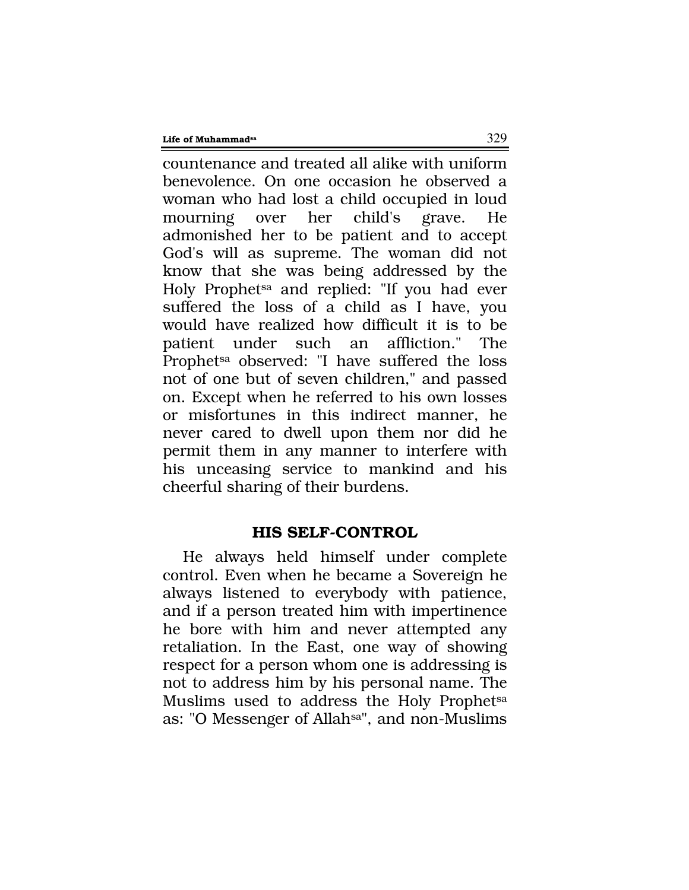countenance and treated all alike with uniform benevolence. On one occasion he observed a woman who had lost a child occupied in loud mourning over her child's grave. He admonished her to be patient and to accept God's will as supreme. The woman did not know that she was being addressed by the Holy Prophet[sa] and replied: "If you had ever suffered the loss of a child as I have, you would have realized how difficult it is to be patient under such an affliction." The Prophet[sa] observed: "I have suffered the loss not of one but of seven children," and passed on. Except when he referred to his own losses or misfortunes in this indirect manner, he never cared to dwell upon them nor did he permit them in any manner to interfere with his unceasing service to mankind and his cheerful sharing of their burdens.

## HIS SELF-CONTROL

He always held himself under complete control. Even when he became a Sovereign he always listened to everybody with patience, and if a person treated him with impertinence he bore with him and never attempted any retaliation. In the East, one way of showing respect for a person whom one is addressing is not to address him by his personal name. The Muslims used to address the Holy Prophet[sa] as: "O Messenger of Allah[sa]", and non-Muslims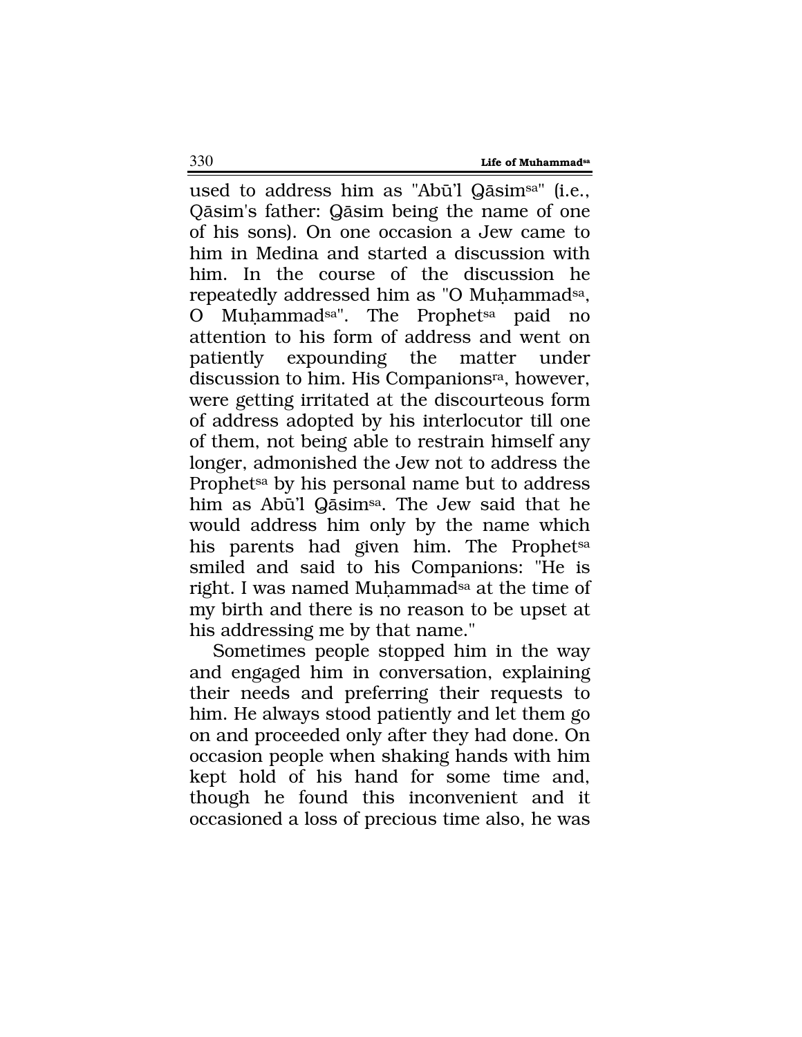used to address him as "Abū'l Qāsim[sa]" (i.e., Qāsim's father: Qāsim being the name of one of his sons). On one occasion a Jew came to him in Medina and started a discussion with him. In the course of the discussion he repeatedly addressed him as "O Muḥammad[sa], O Muḥammad[sa]". The Prophet[sa] paid no attention to his form of address and went on patiently expounding the matter under discussion to him. His Companions[ra], however, were getting irritated at the discourteous form of address adopted by his interlocutor till one of them, not being able to restrain himself any longer, admonished the Jew not to address the Prophet[sa] by his personal name but to address him as Abū'l Qāsim[sa]. The Jew said that he would address him only by the name which his parents had given him. The Prophet[sa] smiled and said to his Companions: "He is right. I was named Muḥammad[sa] at the time of my birth and there is no reason to be upset at his addressing me by that name."

Sometimes people stopped him in the way and engaged him in conversation, explaining their needs and preferring their requests to him. He always stood patiently and let them go on and proceeded only after they had done. On occasion people when shaking hands with him kept hold of his hand for some time and, though he found this inconvenient and it occasioned a loss of precious time also, he was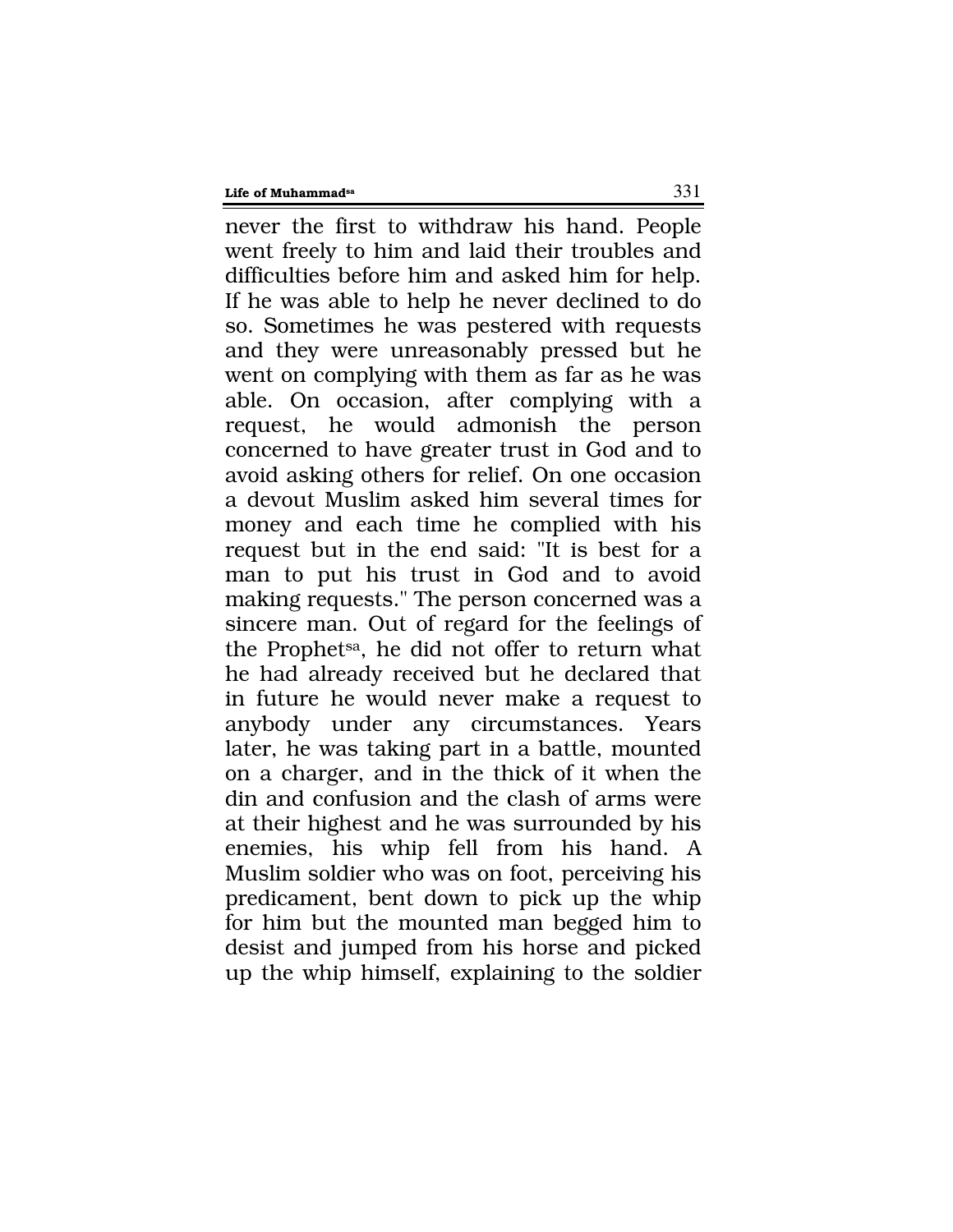never the first to withdraw his hand. People went freely to him and laid their troubles and difficulties before him and asked him for help. If he was able to help he never declined to do so. Sometimes he was pestered with requests and they were unreasonably pressed but he went on complying with them as far as he was able. On occasion, after complying with a request, he would admonish the person concerned to have greater trust in God and to avoid asking others for relief. On one occasion a devout Muslim asked him several times for money and each time he complied with his request but in the end said: "It is best for a man to put his trust in God and to avoid making requests." The person concerned was a sincere man. Out of regard for the feelings of the Prophet[sa], he did not offer to return what he had already received but he declared that in future he would never make a request to anybody under any circumstances. Years later, he was taking part in a battle, mounted on a charger, and in the thick of it when the din and confusion and the clash of arms were at their highest and he was surrounded by his enemies, his whip fell from his hand. A Muslim soldier who was on foot, perceiving his predicament, bent down to pick up the whip for him but the mounted man begged him to desist and jumped from his horse and picked up the whip himself, explaining to the soldier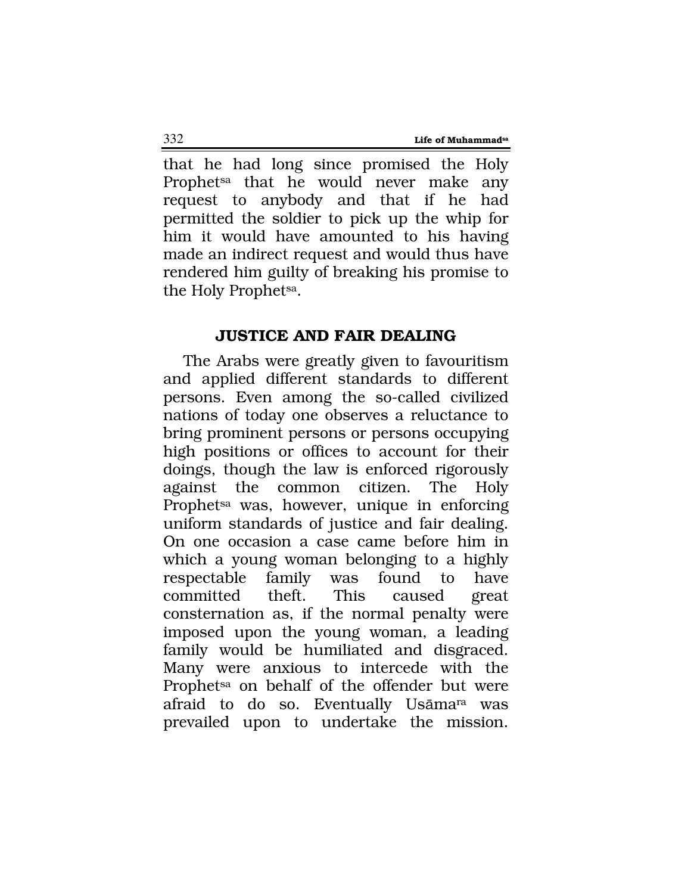that he had long since promised the Holy Prophet[sa] that he would never make any request to anybody and that if he had permitted the soldier to pick up the whip for him it would have amounted to his having made an indirect request and would thus have rendered him guilty of breaking his promise to the Holy Prophet[sa].

## JUSTICE AND FAIR DEALING

The Arabs were greatly given to favouritism and applied different standards to different persons. Even among the so-called civilized nations of today one observes a reluctance to bring prominent persons or persons occupying high positions or offices to account for their doings, though the law is enforced rigorously against the common citizen. The Holy Prophet[sa] was, however, unique in enforcing uniform standards of justice and fair dealing. On one occasion a case came before him in which a young woman belonging to a highly respectable family was found to have committed theft. This caused great consternation as, if the normal penalty were imposed upon the young woman, a leading family would be humiliated and disgraced. Many were anxious to intercede with the Prophet[sa] on behalf of the offender but were afraid to do so. Eventually Usāma[ra] was prevailed upon to undertake the mission.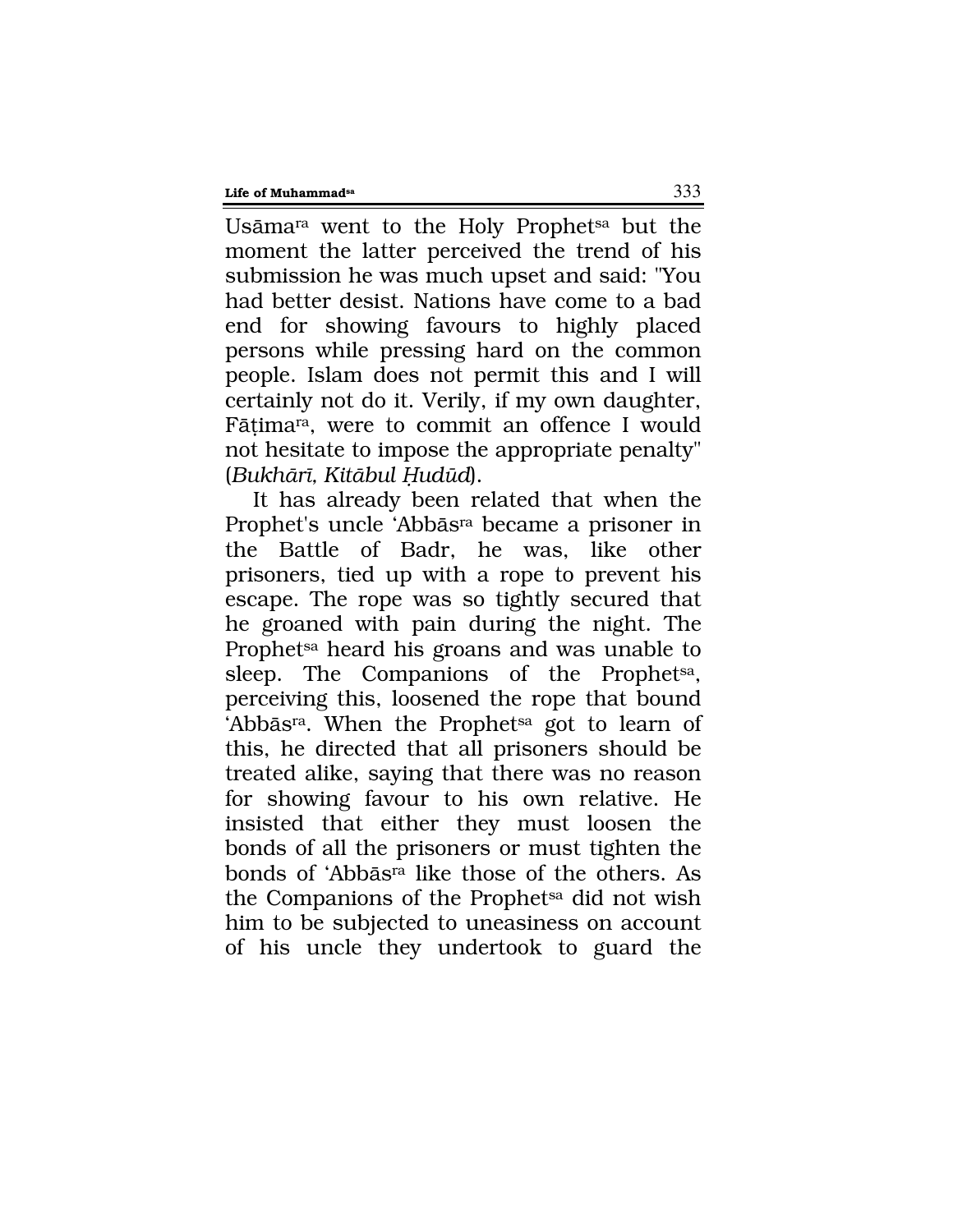Usāma[ra] went to the Holy Prophet[sa] but the moment the latter perceived the trend of his submission he was much upset and said: "You had better desist. Nations have come to a bad end for showing favours to highly placed persons while pressing hard on the common people. Islam does not permit this and I will certainly not do it. Verily, if my own daughter, Fāṭima[ra], were to commit an offence I would not hesitate to impose the appropriate penalty" (*Bukhārī, Kitābul Ḥudūd*).

It has already been related that when the Prophet's uncle 'Abbās[ra] became a prisoner in the Battle of Badr, he was, like other prisoners, tied up with a rope to prevent his escape. The rope was so tightly secured that he groaned with pain during the night. The Prophet[sa] heard his groans and was unable to sleep. The Companions of the Prophet[sa], perceiving this, loosened the rope that bound 'Abbās[ra]. When the Prophet[sa] got to learn of this, he directed that all prisoners should be treated alike, saying that there was no reason for showing favour to his own relative. He insisted that either they must loosen the bonds of all the prisoners or must tighten the bonds of 'Abbās[ra] like those of the others. As the Companions of the Prophet[sa] did not wish him to be subjected to uneasiness on account of his uncle they undertook to guard the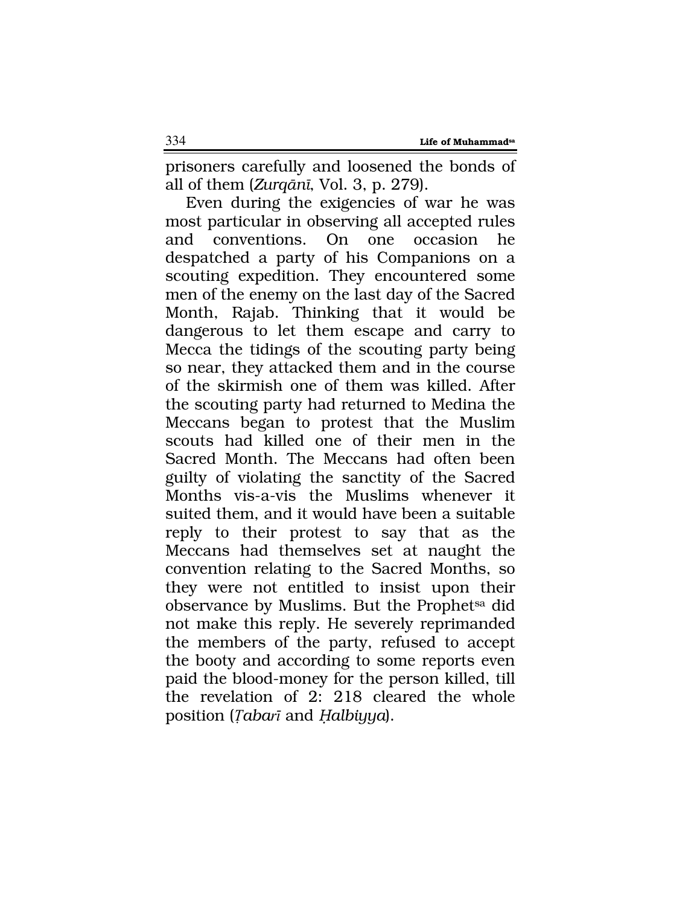prisoners carefully and loosened the bonds of all of them (*Zurqānī*, Vol. 3, p. 279).

Even during the exigencies of war he was most particular in observing all accepted rules and conventions. On one occasion he despatched a party of his Companions on a scouting expedition. They encountered some men of the enemy on the last day of the Sacred Month, Rajab. Thinking that it would be dangerous to let them escape and carry to Mecca the tidings of the scouting party being so near, they attacked them and in the course of the skirmish one of them was killed. After the scouting party had returned to Medina the Meccans began to protest that the Muslim scouts had killed one of their men in the Sacred Month. The Meccans had often been guilty of violating the sanctity of the Sacred Months vis-a-vis the Muslims whenever it suited them, and it would have been a suitable reply to their protest to say that as the Meccans had themselves set at naught the convention relating to the Sacred Months, so they were not entitled to insist upon their observance by Muslims. But the Prophet[sa] did not make this reply. He severely reprimanded the members of the party, refused to accept the booty and according to some reports even paid the blood-money for the person killed, till the revelation of 2: 218 cleared the whole position (*Ṭabarī* and *Ḥalbiyya*).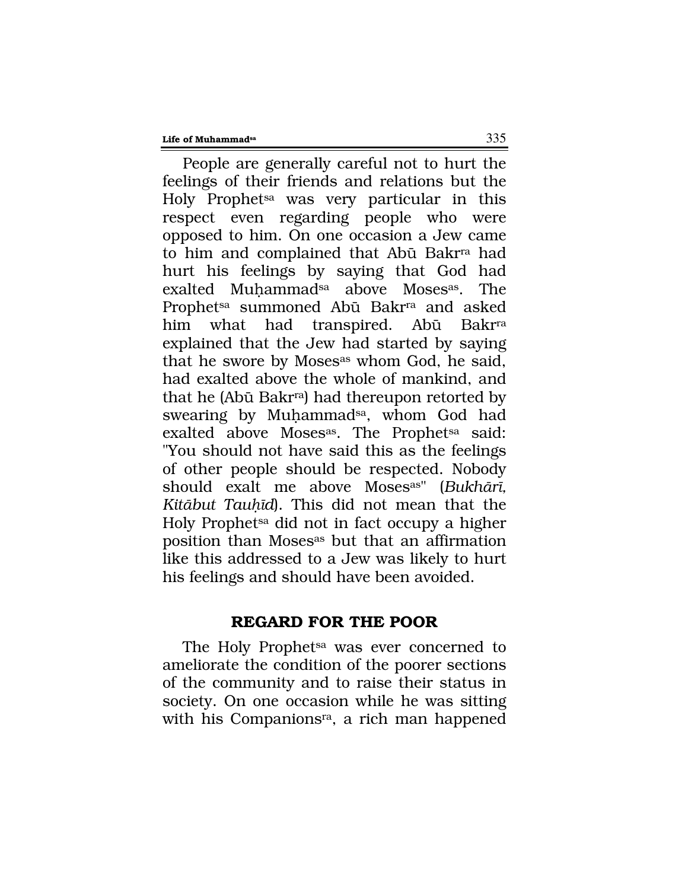People are generally careful not to hurt the feelings of their friends and relations but the Holy Prophet[sa] was very particular in this respect even regarding people who were opposed to him. On one occasion a Jew came to him and complained that Abū Bakr[ra] had hurt his feelings by saying that God had exalted Muḥammad[sa] above Moses[as]. The Prophet[sa] summoned Abū Bakr[ra] and asked him what had transpired. Abū Bakr[ra] explained that the Jew had started by saying that he swore by Moses[as] whom God, he said, had exalted above the whole of mankind, and that he (Abū Bakr[ra]) had thereupon retorted by swearing by Muḥammad[sa], whom God had exalted above Moses[as]. The Prophet[sa] said: "You should not have said this as the feelings of other people should be respected. Nobody should exalt me above Moses[as]" (*Bukhārī, Kitābut Tauḥīd*). This did not mean that the Holy Prophet[sa] did not in fact occupy a higher position than Moses[as] but that an affirmation like this addressed to a Jew was likely to hurt his feelings and should have been avoided.

## REGARD FOR THE POOR

The Holy Prophet[sa] was ever concerned to ameliorate the condition of the poorer sections of the community and to raise their status in society. On one occasion while he was sitting with his Companions[ra], a rich man happened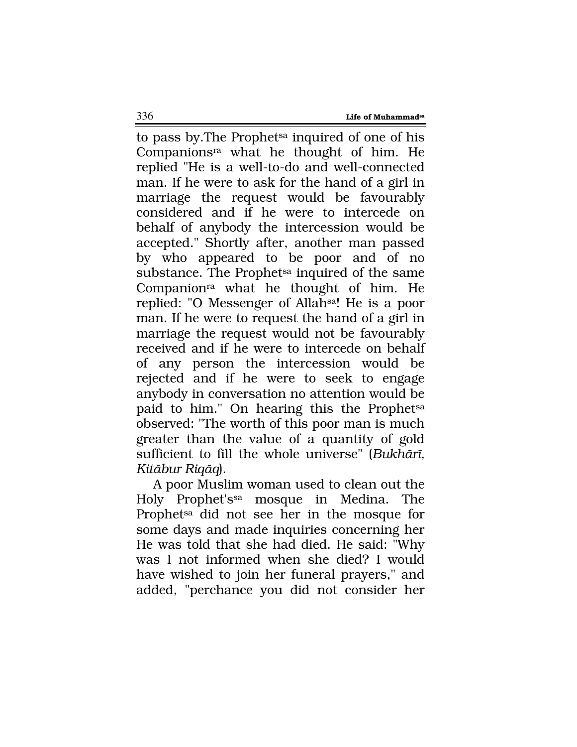to pass by.The Prophet[sa] inquired of one of his Companions[ra] what he thought of him. He replied "He is a well-to-do and well-connected man. If he were to ask for the hand of a girl in marriage the request would be favourably considered and if he were to intercede on behalf of anybody the intercession would be accepted." Shortly after, another man passed by who appeared to be poor and of no substance. The Prophet[sa] inquired of the same Companion[ra] what he thought of him. He replied: "O Messenger of Allah[sa]! He is a poor man. If he were to request the hand of a girl in marriage the request would not be favourably received and if he were to intercede on behalf of any person the intercession would be rejected and if he were to seek to engage anybody in conversation no attention would be paid to him." On hearing this the Prophet[sa] observed: "The worth of this poor man is much greater than the value of a quantity of gold sufficient to fill the whole universe" (*Bukhārī, Kitābur Riqāq*).

A poor Muslim woman used to clean out the Holy Prophet's[sa] mosque in Medina. The Prophet[sa] did not see her in the mosque for some days and made inquiries concerning her He was told that she had died. He said: "Why was I not informed when she died? I would have wished to join her funeral prayers," and added, "perchance you did not consider her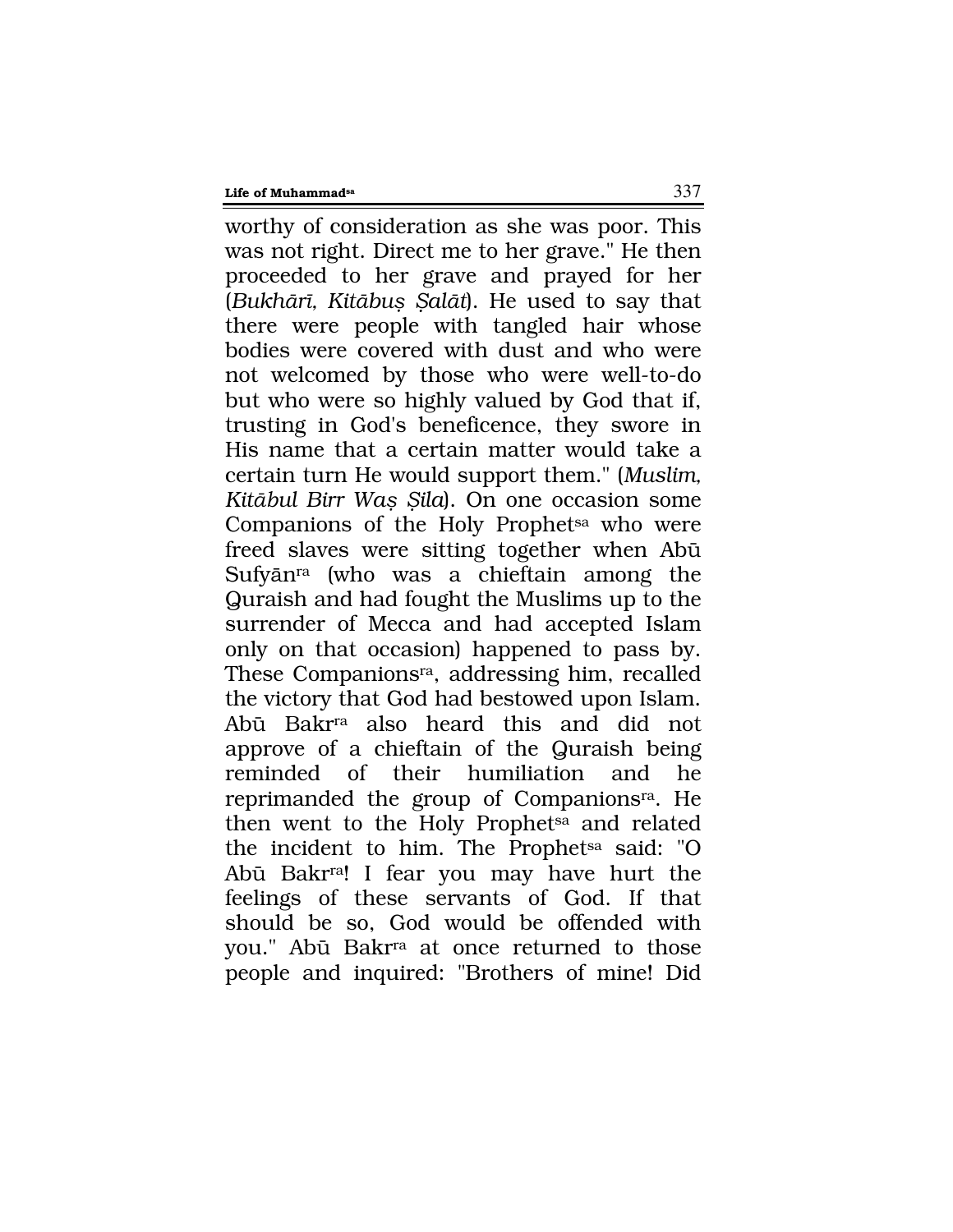worthy of consideration as she was poor. This was not right. Direct me to her grave." He then proceeded to her grave and prayed for her (*Bukhārī, Kitābuṣ Ṣalāt*). He used to say that there were people with tangled hair whose bodies were covered with dust and who were not welcomed by those who were well-to-do but who were so highly valued by God that if, trusting in God's beneficence, they swore in His name that a certain matter would take a certain turn He would support them." (*Muslim, Kitābul Birr Waṣ Ṣila*). On one occasion some Companions of the Holy Prophet[sa] who were freed slaves were sitting together when Abū Sufyān[ra] (who was a chieftain among the Quraish and had fought the Muslims up to the surrender of Mecca and had accepted Islam only on that occasion) happened to pass by. These Companions[ra], addressing him, recalled the victory that God had bestowed upon Islam. Abū Bakr[ra] also heard this and did not approve of a chieftain of the Quraish being reminded of their humiliation and he reprimanded the group of Companions[ra]. He then went to the Holy Prophet[sa] and related the incident to him. The Prophet[sa] said: "O Abū Bakr[ra]! I fear you may have hurt the feelings of these servants of God. If that should be so, God would be offended with you." Abū Bakr[ra] at once returned to those people and inquired: "Brothers of mine! Did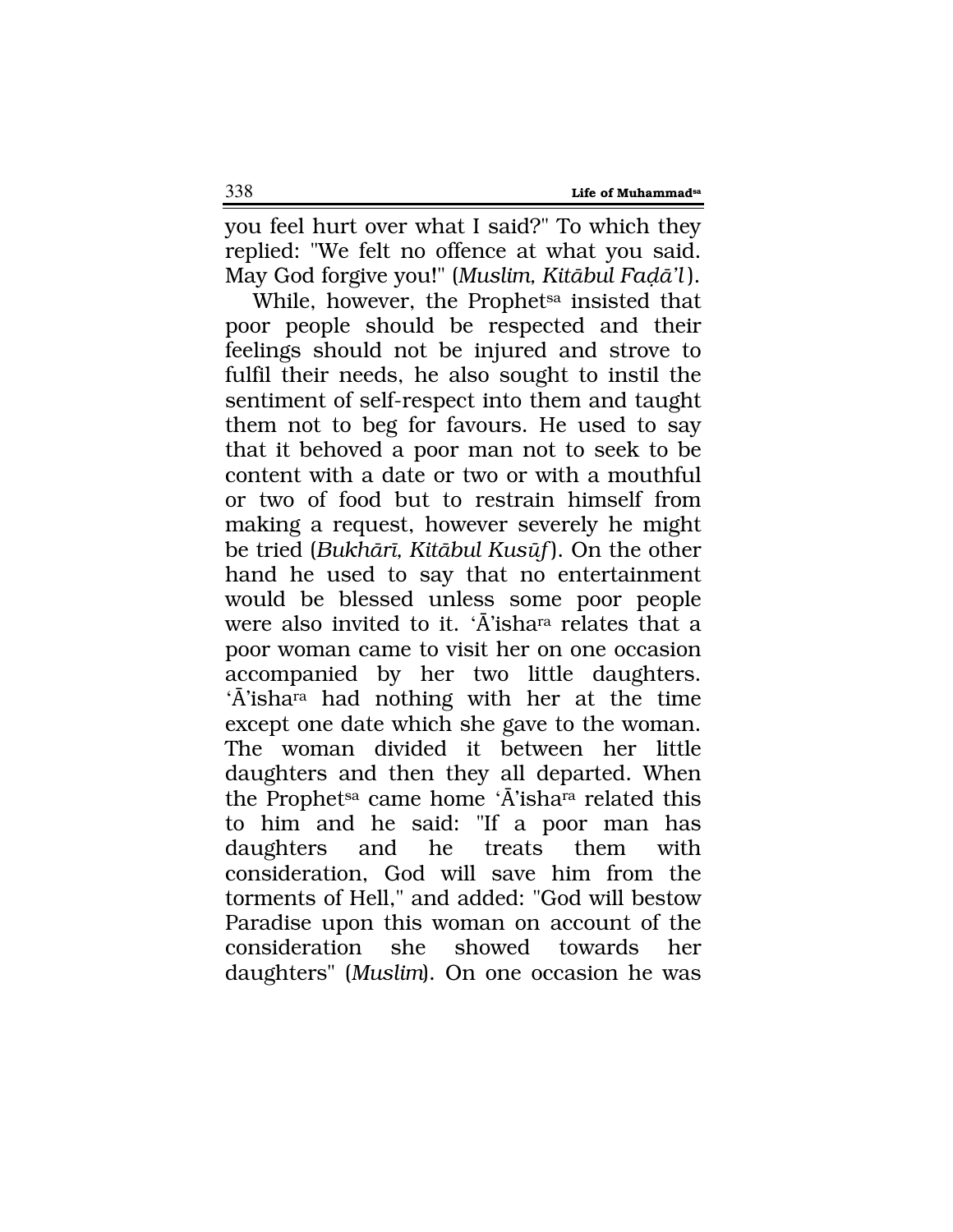you feel hurt over what I said?" To which they replied: "We felt no offence at what you said. May God forgive you!" (*Muslim, Kitābul Faḍā'l*).

While, however, the Prophet[sa] insisted that poor people should be respected and their feelings should not be injured and strove to fulfil their needs, he also sought to instil the sentiment of self-respect into them and taught them not to beg for favours. He used to say that it behoved a poor man not to seek to be content with a date or two or with a mouthful or two of food but to restrain himself from making a request, however severely he might be tried (*Bukhārī, Kitābul Kusūf*). On the other hand he used to say that no entertainment would be blessed unless some poor people were also invited to it. 'Ā'isha[ra] relates that a poor woman came to visit her on one occasion accompanied by her two little daughters. 'Ā'isha[ra] had nothing with her at the time except one date which she gave to the woman. The woman divided it between her little daughters and then they all departed. When the Prophet[sa] came home 'Ā'isha[ra] related this to him and he said: "If a poor man has daughters and he treats them with consideration, God will save him from the torments of Hell," and added: "God will bestow Paradise upon this woman on account of the consideration she showed towards her daughters" (*Muslim*). On one occasion he was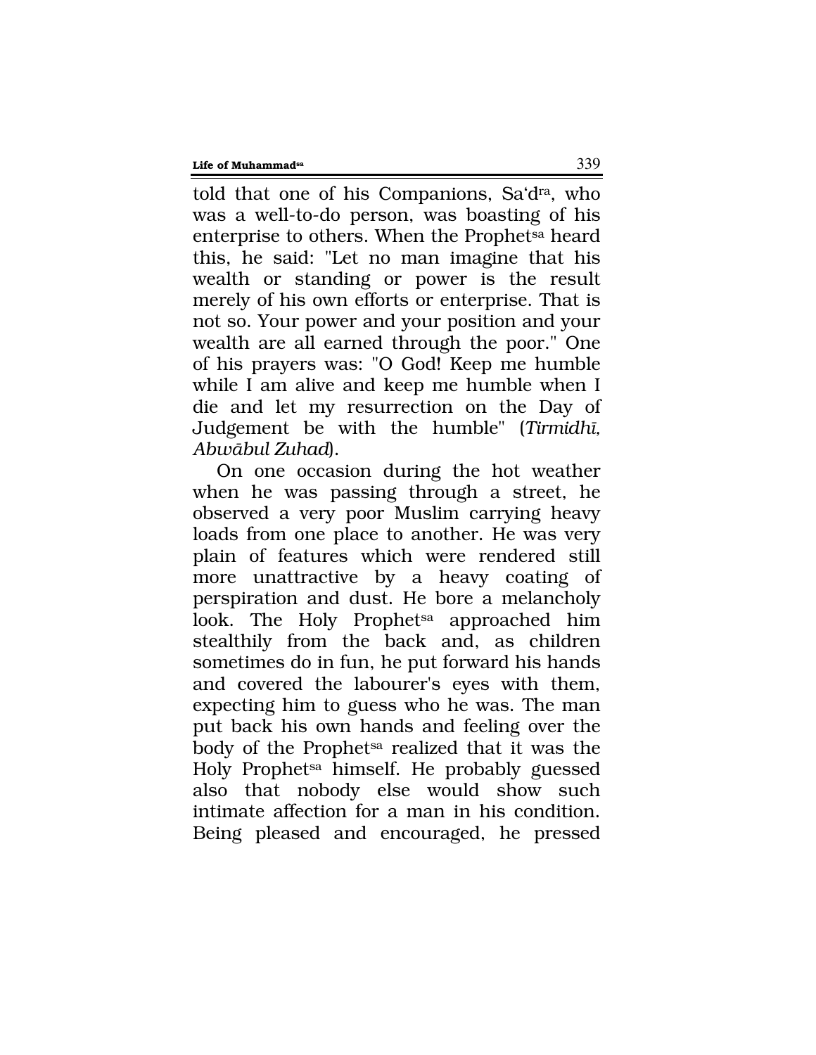told that one of his Companions, Sa'd[ra], who was a well-to-do person, was boasting of his enterprise to others. When the Prophet[sa] heard this, he said: "Let no man imagine that his wealth or standing or power is the result merely of his own efforts or enterprise. That is not so. Your power and your position and your wealth are all earned through the poor." One of his prayers was: "O God! Keep me humble while I am alive and keep me humble when I die and let my resurrection on the Day of Judgement be with the humble" (*Tirmidhī, Abwābul Zuhad*).

On one occasion during the hot weather when he was passing through a street, he observed a very poor Muslim carrying heavy loads from one place to another. He was very plain of features which were rendered still more unattractive by a heavy coating of perspiration and dust. He bore a melancholy look. The Holy Prophet[sa] approached him stealthily from the back and, as children sometimes do in fun, he put forward his hands and covered the labourer's eyes with them, expecting him to guess who he was. The man put back his own hands and feeling over the body of the Prophet[sa] realized that it was the Holy Prophet[sa] himself. He probably guessed also that nobody else would show such intimate affection for a man in his condition. Being pleased and encouraged, he pressed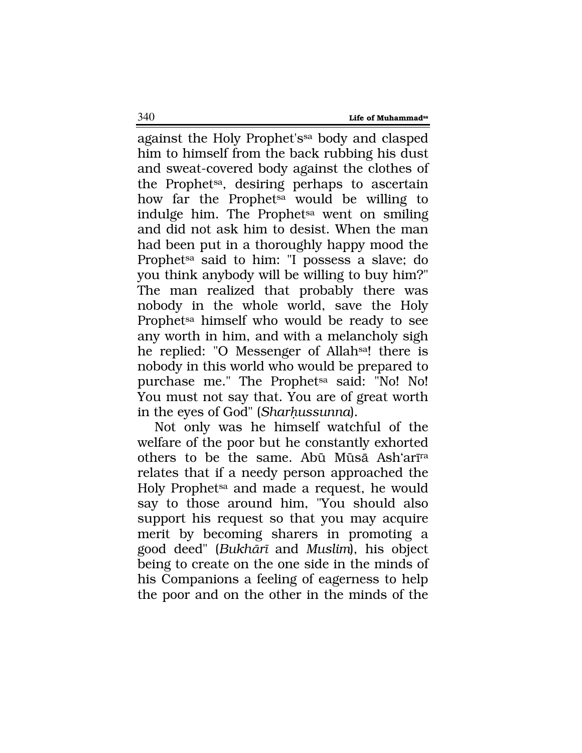against the Holy Prophet's[sa] body and clasped him to himself from the back rubbing his dust and sweat-covered body against the clothes of the Prophet[sa], desiring perhaps to ascertain how far the Prophet[sa] would be willing to indulge him. The Prophet[sa] went on smiling and did not ask him to desist. When the man had been put in a thoroughly happy mood the Prophet[sa] said to him: "I possess a slave; do you think anybody will be willing to buy him?" The man realized that probably there was nobody in the whole world, save the Holy Prophet[sa] himself who would be ready to see any worth in him, and with a melancholy sigh he replied: "O Messenger of Allah[sa]! there is nobody in this world who would be prepared to purchase me." The Prophet[sa] said: "No! No! You must not say that. You are of great worth in the eyes of God" (*Sharḥussunna*).

Not only was he himself watchful of the welfare of the poor but he constantly exhorted others to be the same. Abū Mūsā Ash'arī[ra] relates that if a needy person approached the Holy Prophet[sa] and made a request, he would say to those around him, "You should also support his request so that you may acquire merit by becoming sharers in promoting a good deed" (*Bukhārī* and *Muslim*), his object being to create on the one side in the minds of his Companions a feeling of eagerness to help the poor and on the other in the minds of the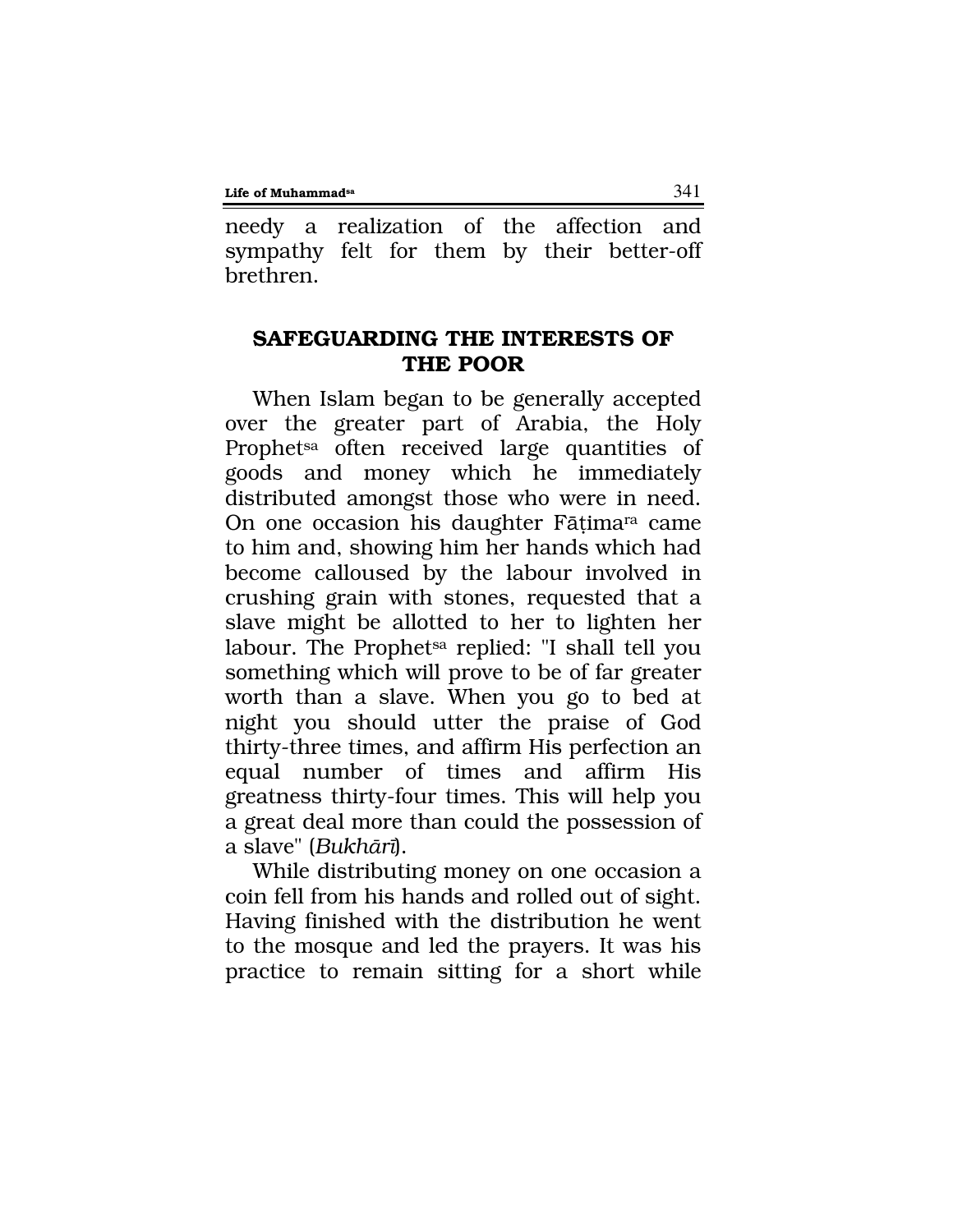needy a realization of the affection and sympathy felt for them by their better-off brethren.

## SAFEGUARDING THE INTERESTS OF THE POOR

When Islam began to be generally accepted over the greater part of Arabia, the Holy Prophet[sa] often received large quantities of goods and money which he immediately distributed amongst those who were in need. On one occasion his daughter Fāṭima[ra] came to him and, showing him her hands which had become calloused by the labour involved in crushing grain with stones, requested that a slave might be allotted to her to lighten her labour. The Prophet[sa] replied: "I shall tell you something which will prove to be of far greater worth than a slave. When you go to bed at night you should utter the praise of God thirty-three times, and affirm His perfection an equal number of times and affirm His greatness thirty-four times. This will help you a great deal more than could the possession of a slave" (*Bukhārī*).

While distributing money on one occasion a coin fell from his hands and rolled out of sight. Having finished with the distribution he went to the mosque and led the prayers. It was his practice to remain sitting for a short while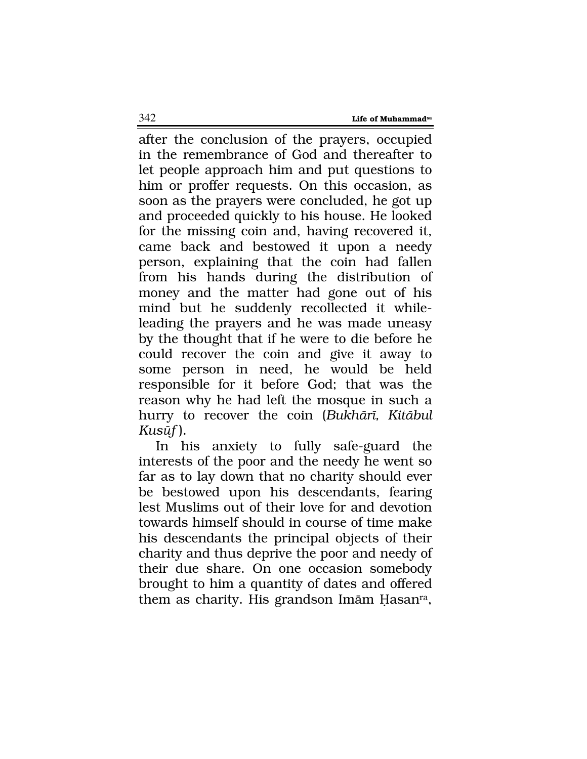after the conclusion of the prayers, occupied in the remembrance of God and thereafter to let people approach him and put questions to him or proffer requests. On this occasion, as soon as the prayers were concluded, he got up and proceeded quickly to his house. He looked for the missing coin and, having recovered it, came back and bestowed it upon a needy person, explaining that the coin had fallen from his hands during the distribution of money and the matter had gone out of his mind but he suddenly recollected it while-leading the prayers and he was made uneasy by the thought that if he were to die before he could recover the coin and give it away to some person in need, he would be held responsible for it before God; that was the reason why he had left the mosque in such a hurry to recover the coin (*Bukhārī, Kitābul Kusūf*).

In his anxiety to fully safe-guard the interests of the poor and the needy he went so far as to lay down that no charity should ever be bestowed upon his descendants, fearing lest Muslims out of their love for and devotion towards himself should in course of time make his descendants the principal objects of their charity and thus deprive the poor and needy of their due share. On one occasion somebody brought to him a quantity of dates and offered them as charity. His grandson Imām Ḥasan[ra],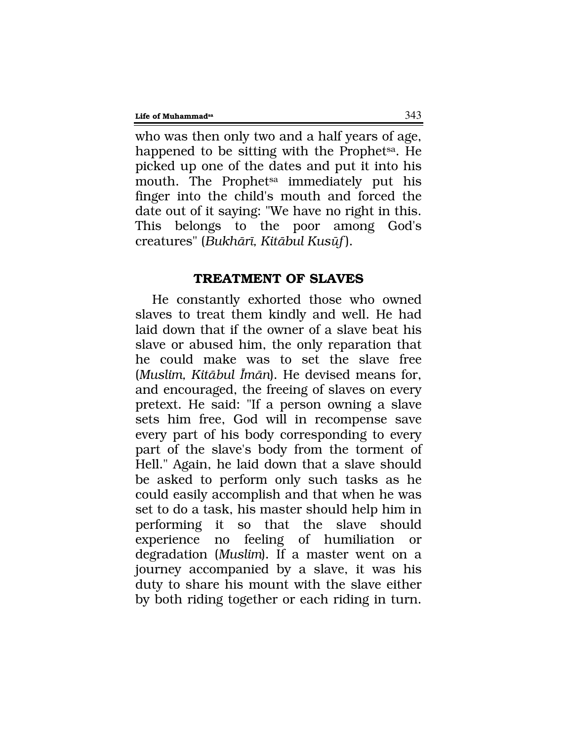who was then only two and a half years of age, happened to be sitting with the Prophet[sa]. He picked up one of the dates and put it into his mouth. The Prophet[sa] immediately put his finger into the child's mouth and forced the date out of it saying: "We have no right in this. This belongs to the poor among God's creatures" (*Bukhārī, Kitābul Kusūf*).

## TREATMENT OF SLAVES

He constantly exhorted those who owned slaves to treat them kindly and well. He had laid down that if the owner of a slave beat his slave or abused him, the only reparation that he could make was to set the slave free (*Muslim, Kitābul Īmān*). He devised means for, and encouraged, the freeing of slaves on every pretext. He said: "If a person owning a slave sets him free, God will in recompense save every part of his body corresponding to every part of the slave's body from the torment of Hell." Again, he laid down that a slave should be asked to perform only such tasks as he could easily accomplish and that when he was set to do a task, his master should help him in performing it so that the slave should experience no feeling of humiliation or degradation (*Muslim*). If a master went on a journey accompanied by a slave, it was his duty to share his mount with the slave either by both riding together or each riding in turn.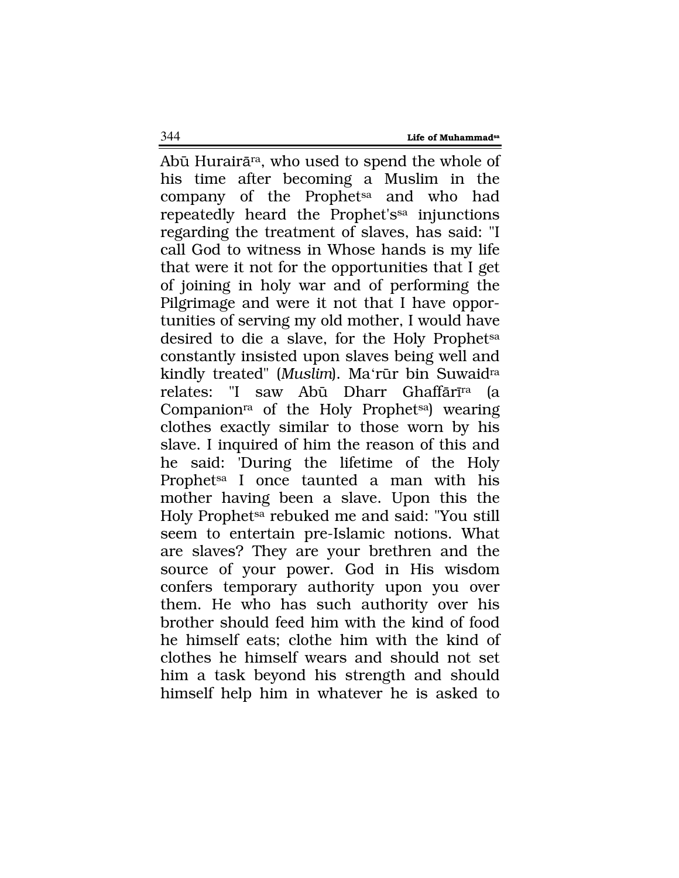Abū Hurairā[ra], who used to spend the whole of his time after becoming a Muslim in the company of the Prophet[sa] and who had repeatedly heard the Prophet's[sa] injunctions regarding the treatment of slaves, has said: "I call God to witness in Whose hands is my life that were it not for the opportunities that I get of joining in holy war and of performing the Pilgrimage and were it not that I have opportunities of serving my old mother, I would have desired to die a slave, for the Holy Prophet[sa] constantly insisted upon slaves being well and kindly treated" (*Muslim*). Ma'rūr bin Suwaid[ra] relates: "I saw Abū Dharr Ghaffārī[ra] (a Companion[ra] of the Holy Prophet[sa]) wearing clothes exactly similar to those worn by his slave. I inquired of him the reason of this and he said: 'During the lifetime of the Holy Prophet[sa] I once taunted a man with his mother having been a slave. Upon this the Holy Prophet[sa] rebuked me and said: "You still seem to entertain pre-Islamic notions. What are slaves? They are your brethren and the source of your power. God in His wisdom confers temporary authority upon you over them. He who has such authority over his brother should feed him with the kind of food he himself eats; clothe him with the kind of clothes he himself wears and should not set him a task beyond his strength and should himself help him in whatever he is asked to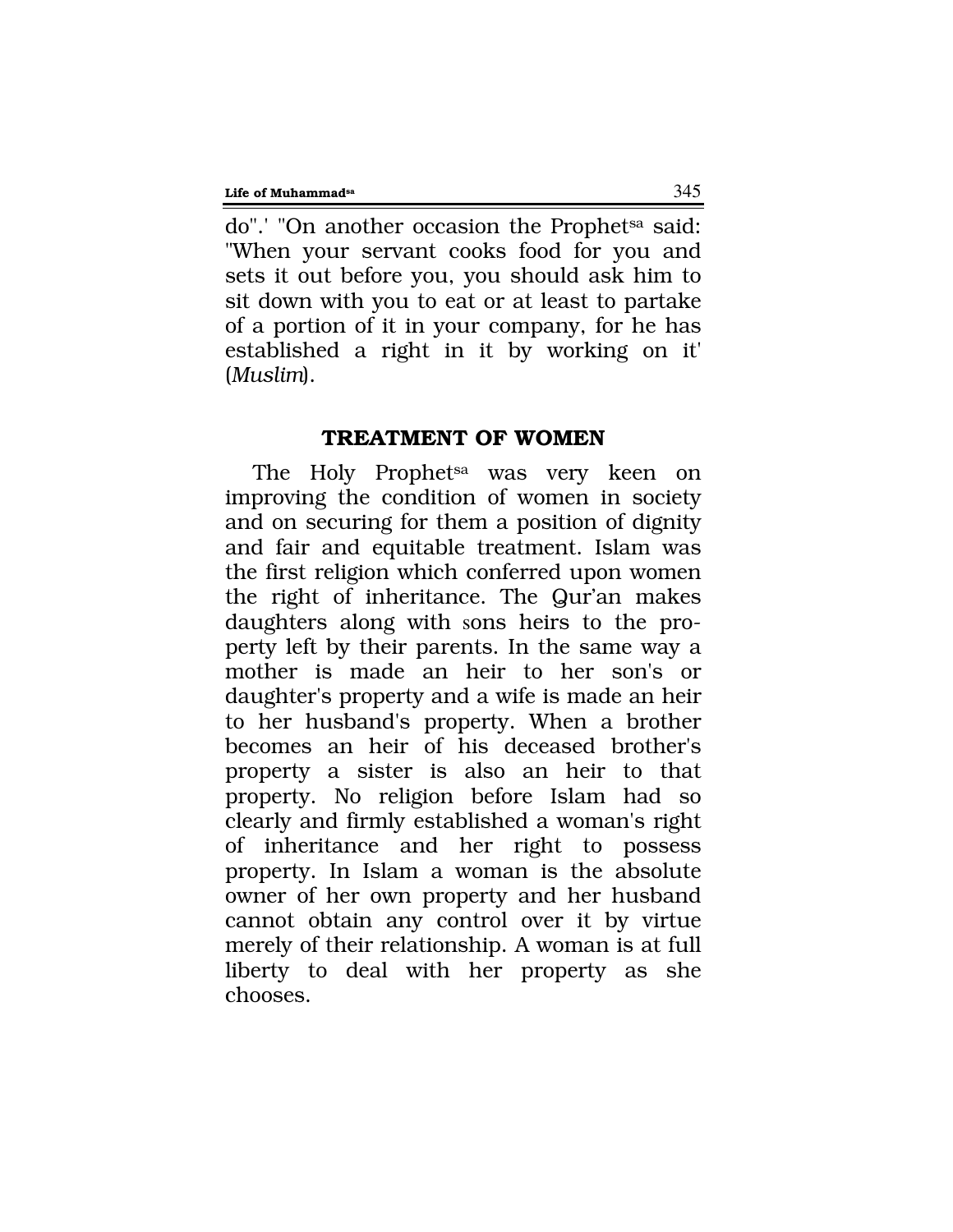do".' "On another occasion the Prophet[sa] said: "When your servant cooks food for you and sets it out before you, you should ask him to sit down with you to eat or at least to partake of a portion of it in your company, for he has established a right in it by working on it' (*Muslim*).

## TREATMENT OF WOMEN

The Holy Prophet[sa] was very keen on improving the condition of women in society and on securing for them a position of dignity and fair and equitable treatment. Islam was the first religion which conferred upon women the right of inheritance. The Qur'an makes daughters along with sons heirs to the property left by their parents. In the same way a mother is made an heir to her son's or daughter's property and a wife is made an heir to her husband's property. When a brother becomes an heir of his deceased brother's property a sister is also an heir to that property. No religion before Islam had so clearly and firmly established a woman's right of inheritance and her right to possess property. In Islam a woman is the absolute owner of her own property and her husband cannot obtain any control over it by virtue merely of their relationship. A woman is at full liberty to deal with her property as she chooses.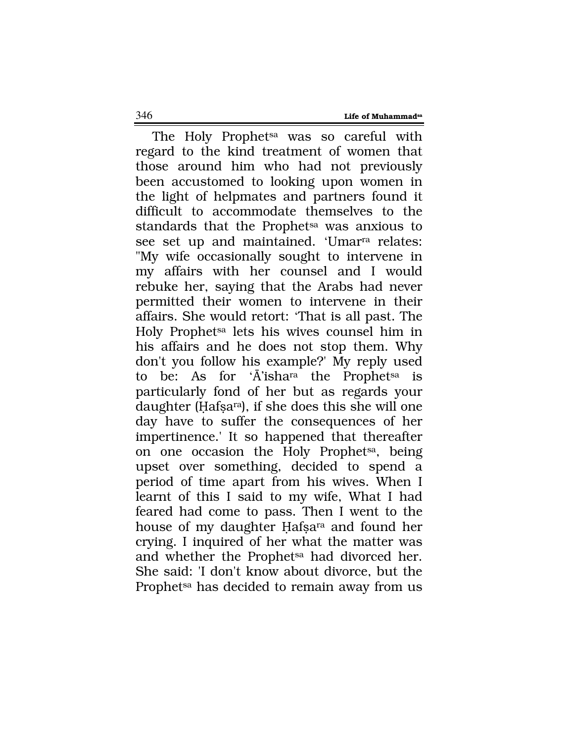The Holy Prophet[sa] was so careful with regard to the kind treatment of women that those around him who had not previously been accustomed to looking upon women in the light of helpmates and partners found it difficult to accommodate themselves to the standards that the Prophet[sa] was anxious to see set up and maintained. ‘Umar[ra] relates: "My wife occasionally sought to intervene in my affairs with her counsel and I would rebuke her, saying that the Arabs had never permitted their women to intervene in their affairs. She would retort: ‘That is all past. The Holy Prophet[sa] lets his wives counsel him in his affairs and he does not stop them. Why don't you follow his example?' My reply used to be: As for ‘Ā’isha[ra] the Prophet[sa] is particularly fond of her but as regards your daughter (Ḥafṣa[ra]), if she does this she will one day have to suffer the consequences of her impertinence.' It so happened that thereafter on one occasion the Holy Prophet[sa], being upset over something, decided to spend a period of time apart from his wives. When I learnt of this I said to my wife, What I had feared had come to pass. Then I went to the house of my daughter Ḥafṣa[ra] and found her crying. I inquired of her what the matter was and whether the Prophet[sa] had divorced her. She said: 'I don't know about divorce, but the Prophet[sa] has decided to remain away from us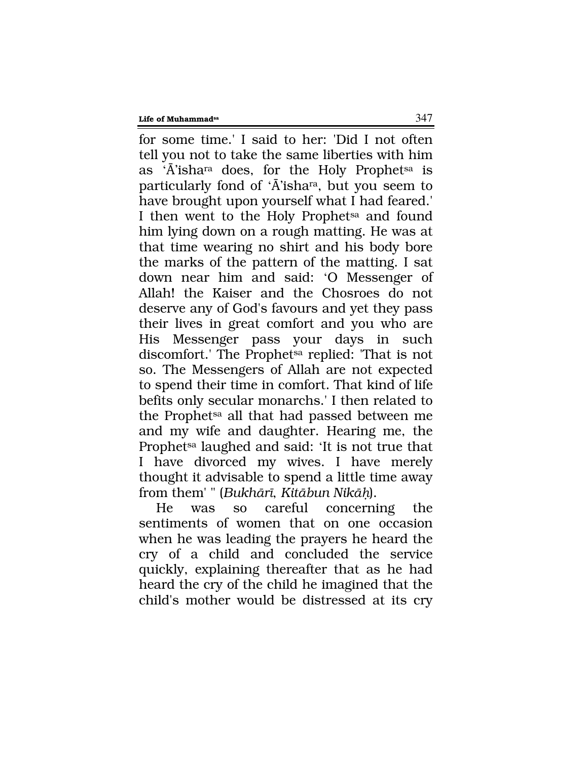for some time.' I said to her: 'Did I not often tell you not to take the same liberties with him as 'Ā'isha[ra] does, for the Holy Prophet[sa] is particularly fond of 'Ā'isha[ra], but you seem to have brought upon yourself what I had feared.' I then went to the Holy Prophet[sa] and found him lying down on a rough matting. He was at that time wearing no shirt and his body bore the marks of the pattern of the matting. I sat down near him and said: 'O Messenger of Allah! the Kaiser and the Chosroes do not deserve any of God's favours and yet they pass their lives in great comfort and you who are His Messenger pass your days in such discomfort.' The Prophet[sa] replied: 'That is not so. The Messengers of Allah are not expected to spend their time in comfort. That kind of life befits only secular monarchs.' I then related to the Prophet[sa] all that had passed between me and my wife and daughter. Hearing me, the Prophet[sa] laughed and said: 'It is not true that I have divorced my wives. I have merely thought it advisable to spend a little time away from them' " (*Bukhārī*, *Kitābun Nikāḥ*).

He was so careful concerning the sentiments of women that on one occasion when he was leading the prayers he heard the cry of a child and concluded the service quickly, explaining thereafter that as he had heard the cry of the child he imagined that the child's mother would be distressed at its cry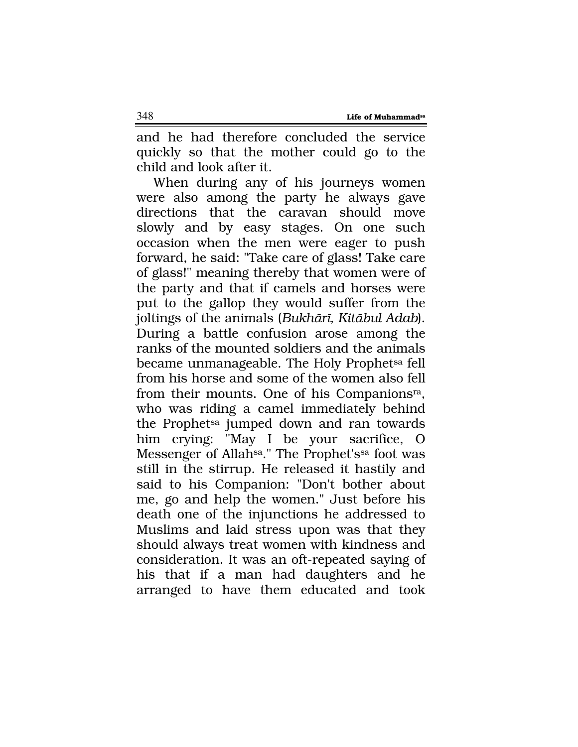and he had therefore concluded the service quickly so that the mother could go to the child and look after it.

When during any of his journeys women were also among the party he always gave directions that the caravan should move slowly and by easy stages. On one such occasion when the men were eager to push forward, he said: "Take care of glass! Take care of glass!" meaning thereby that women were of the party and that if camels and horses were put to the gallop they would suffer from the joltings of the animals (*Bukhārī, Kitābul Adab*). During a battle confusion arose among the ranks of the mounted soldiers and the animals became unmanageable. The Holy Prophet[sa] fell from his horse and some of the women also fell from their mounts. One of his Companions[ra], who was riding a camel immediately behind the Prophet[sa] jumped down and ran towards him crying: "May I be your sacrifice, O Messenger of Allah[sa]." The Prophet's[sa] foot was still in the stirrup. He released it hastily and said to his Companion: "Don't bother about me, go and help the women." Just before his death one of the injunctions he addressed to Muslims and laid stress upon was that they should always treat women with kindness and consideration. It was an oft-repeated saying of his that if a man had daughters and he arranged to have them educated and took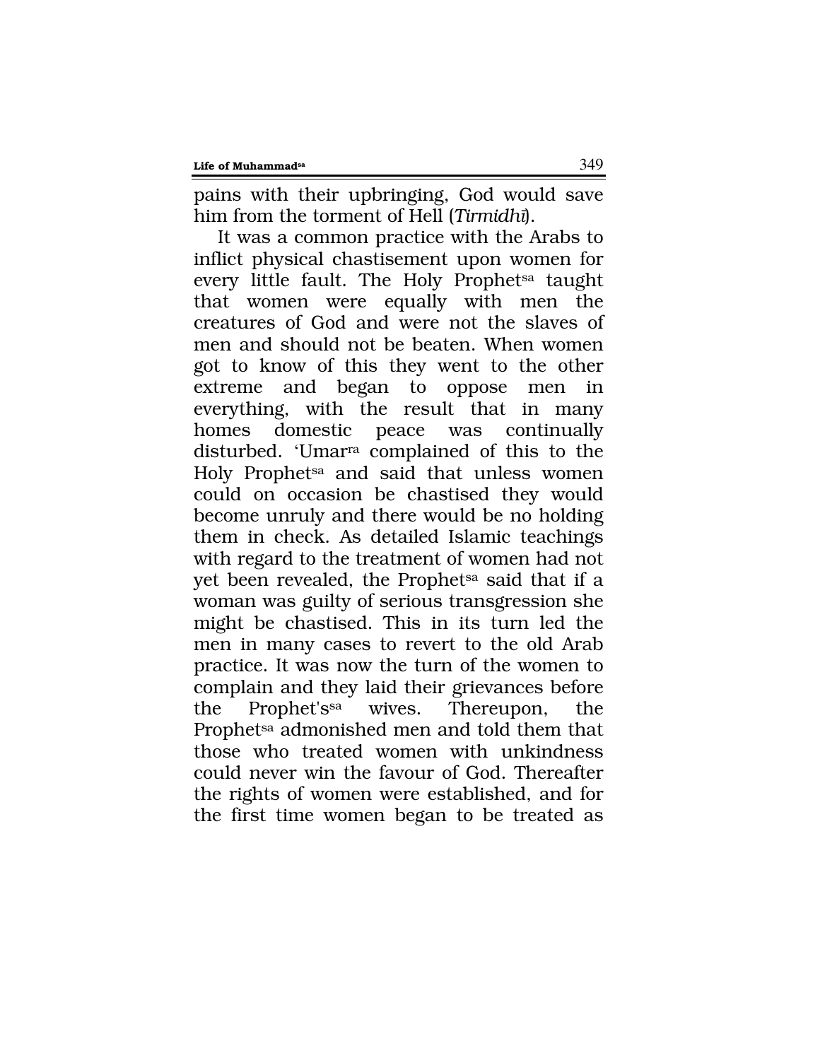pains with their upbringing, God would save him from the torment of Hell (*Tirmidhi*).

It was a common practice with the Arabs to inflict physical chastisement upon women for every little fault. The Holy Prophet[sa] taught that women were equally with men the creatures of God and were not the slaves of men and should not be beaten. When women got to know of this they went to the other extreme and began to oppose men in everything, with the result that in many homes domestic peace was continually disturbed. 'Umar[ra] complained of this to the Holy Prophet[sa] and said that unless women could on occasion be chastised they would become unruly and there would be no holding them in check. As detailed Islamic teachings with regard to the treatment of women had not yet been revealed, the Prophet[sa] said that if a woman was guilty of serious transgression she might be chastised. This in its turn led the men in many cases to revert to the old Arab practice. It was now the turn of the women to complain and they laid their grievances before the Prophet's[sa] wives. Thereupon, the Prophet[sa] admonished men and told them that those who treated women with unkindness could never win the favour of God. Thereafter the rights of women were established, and for the first time women began to be treated as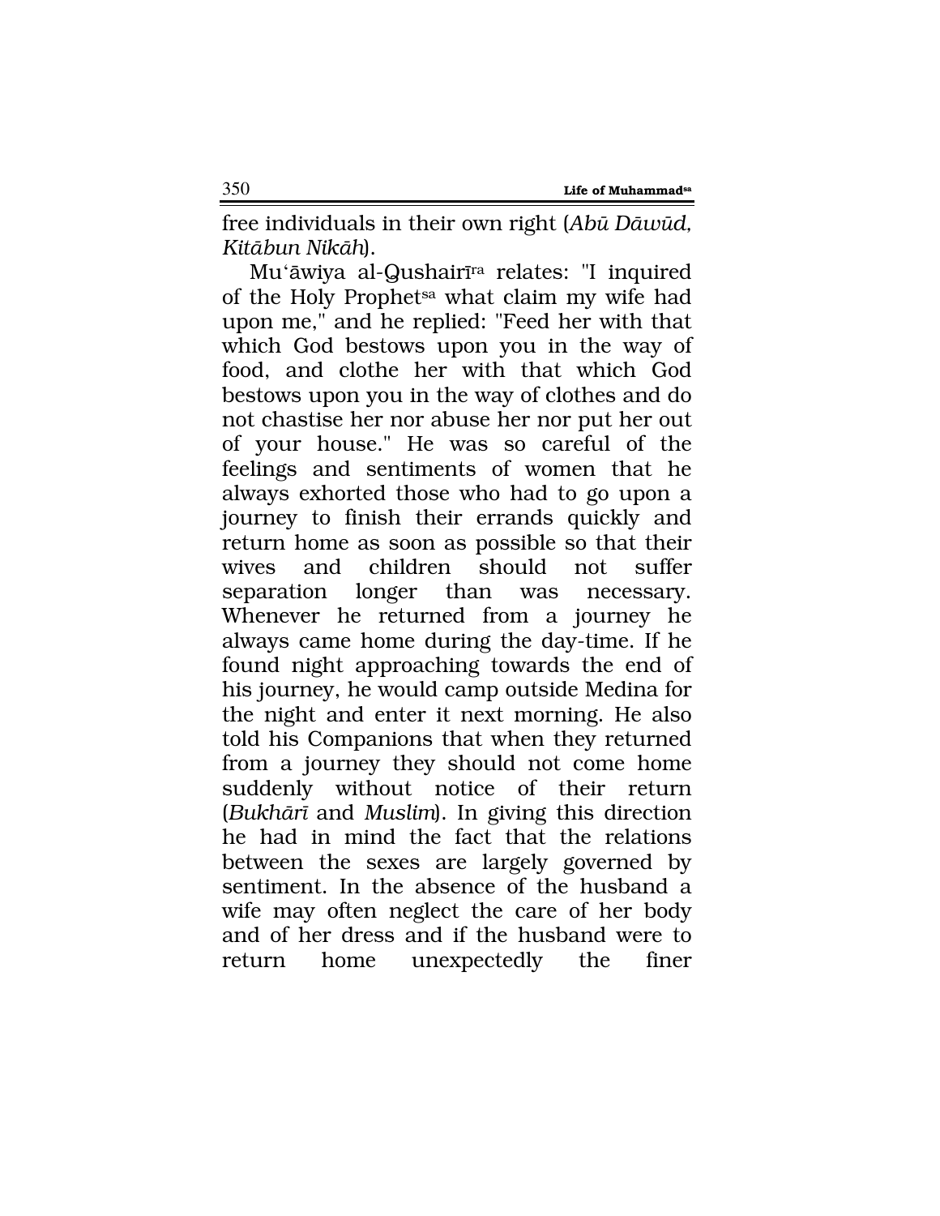free individuals in their own right (*Abū Dāwūd, Kitābun Nikāh*).

Mu'āwiya al-Qushairī[ra] relates: "I inquired of the Holy Prophet[sa] what claim my wife had upon me," and he replied: "Feed her with that which God bestows upon you in the way of food, and clothe her with that which God bestows upon you in the way of clothes and do not chastise her nor abuse her nor put her out of your house." He was so careful of the feelings and sentiments of women that he always exhorted those who had to go upon a journey to finish their errands quickly and return home as soon as possible so that their wives and children should not suffer separation longer than was necessary. Whenever he returned from a journey he always came home during the day-time. If he found night approaching towards the end of his journey, he would camp outside Medina for the night and enter it next morning. He also told his Companions that when they returned from a journey they should not come home suddenly without notice of their return (*Bukhārī* and *Muslim*). In giving this direction he had in mind the fact that the relations between the sexes are largely governed by sentiment. In the absence of the husband a wife may often neglect the care of her body and of her dress and if the husband were to return home unexpectedly the finer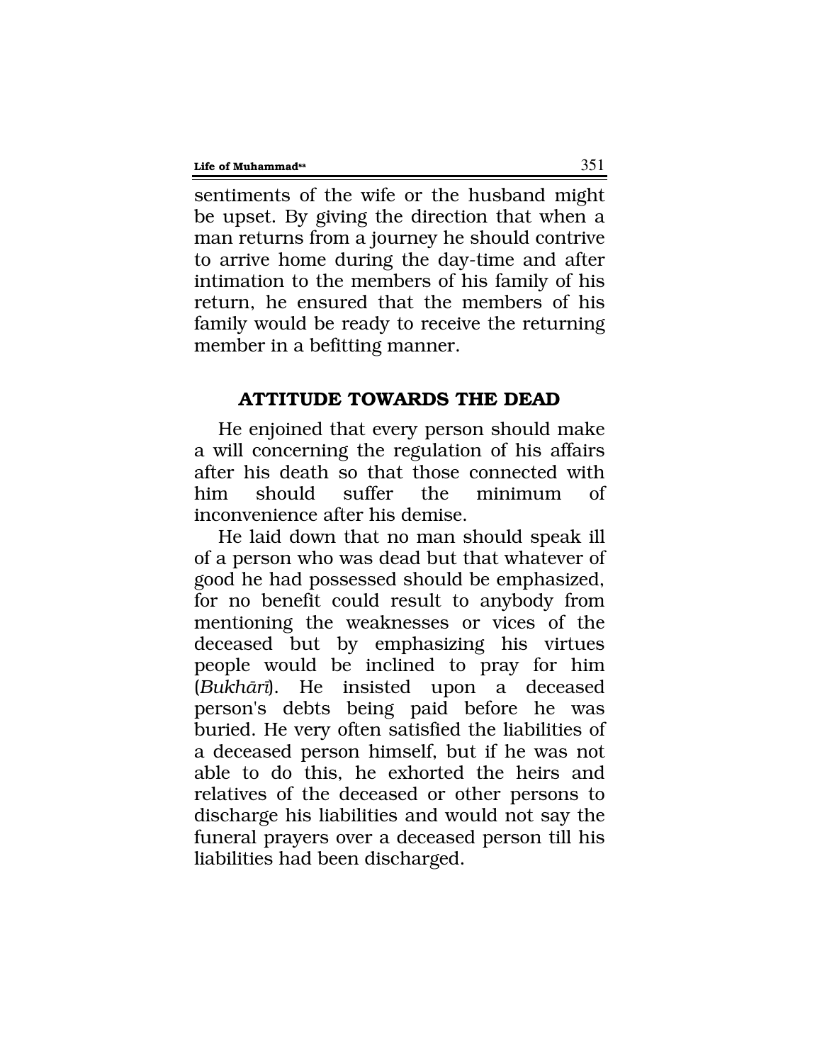sentiments of the wife or the husband might be upset. By giving the direction that when a man returns from a journey he should contrive to arrive home during the day-time and after intimation to the members of his family of his return, he ensured that the members of his family would be ready to receive the returning member in a befitting manner.

## ATTITUDE TOWARDS THE DEAD

He enjoined that every person should make a will concerning the regulation of his affairs after his death so that those connected with him should suffer the minimum of inconvenience after his demise.

He laid down that no man should speak ill of a person who was dead but that whatever of good he had possessed should be emphasized, for no benefit could result to anybody from mentioning the weaknesses or vices of the deceased but by emphasizing his virtues people would be inclined to pray for him (*Bukhārī*). He insisted upon a deceased person's debts being paid before he was buried. He very often satisfied the liabilities of a deceased person himself, but if he was not able to do this, he exhorted the heirs and relatives of the deceased or other persons to discharge his liabilities and would not say the funeral prayers over a deceased person till his liabilities had been discharged.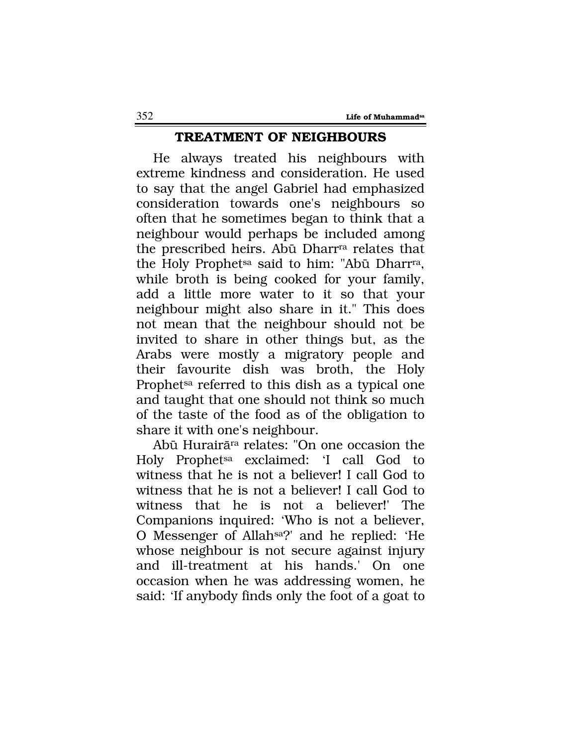## TREATMENT OF NEIGHBOURS

He always treated his neighbours with extreme kindness and consideration. He used to say that the angel Gabriel had emphasized consideration towards one's neighbours so often that he sometimes began to think that a neighbour would perhaps be included among the prescribed heirs. Abū Dharr[ra] relates that the Holy Prophet[sa] said to him: "Abū Dharr[ra], while broth is being cooked for your family, add a little more water to it so that your neighbour might also share in it." This does not mean that the neighbour should not be invited to share in other things but, as the Arabs were mostly a migratory people and their favourite dish was broth, the Holy Prophet[sa] referred to this dish as a typical one and taught that one should not think so much of the taste of the food as of the obligation to share it with one's neighbour.

Abū Hurairā[ra] relates: "On one occasion the Holy Prophet[sa] exclaimed: 'I call God to witness that he is not a believer! I call God to witness that he is not a believer! I call God to witness that he is not a believer!' The Companions inquired: 'Who is not a believer, O Messenger of Allah[sa]?' and he replied: 'He whose neighbour is not secure against injury and ill-treatment at his hands.' On one occasion when he was addressing women, he said: 'If anybody finds only the foot of a goat to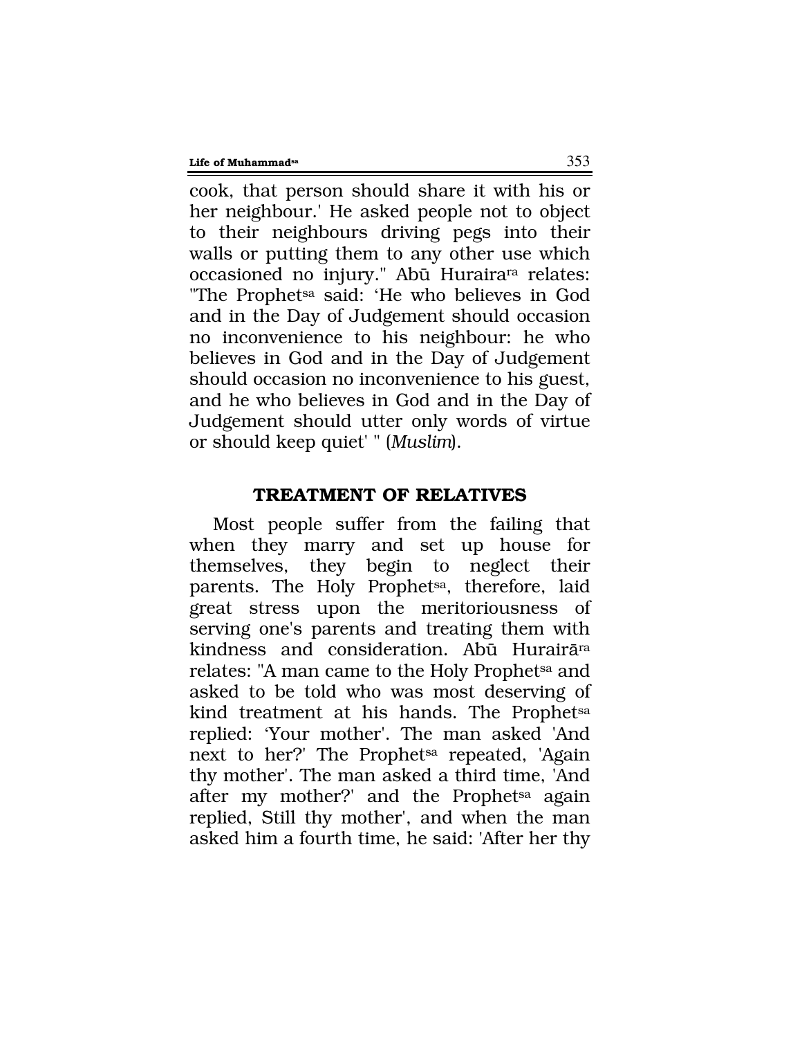cook, that person should share it with his or her neighbour.' He asked people not to object to their neighbours driving pegs into their walls or putting them to any other use which occasioned no injury." Abū Huraira[ra] relates: "The Prophet[sa] said: 'He who believes in God and in the Day of Judgement should occasion no inconvenience to his neighbour: he who believes in God and in the Day of Judgement should occasion no inconvenience to his guest, and he who believes in God and in the Day of Judgement should utter only words of virtue or should keep quiet' " (*Muslim*).

## TREATMENT OF RELATIVES

Most people suffer from the failing that when they marry and set up house for themselves, they begin to neglect their parents. The Holy Prophet[sa], therefore, laid great stress upon the meritoriousness of serving one's parents and treating them with kindness and consideration. Abū Hurairā[ra] relates: "A man came to the Holy Prophet[sa] and asked to be told who was most deserving of kind treatment at his hands. The Prophet[sa] replied: 'Your mother'. The man asked 'And next to her?' The Prophet[sa] repeated, 'Again thy mother'. The man asked a third time, 'And after my mother?' and the Prophet[sa] again replied, Still thy mother', and when the man asked him a fourth time, he said: 'After her thy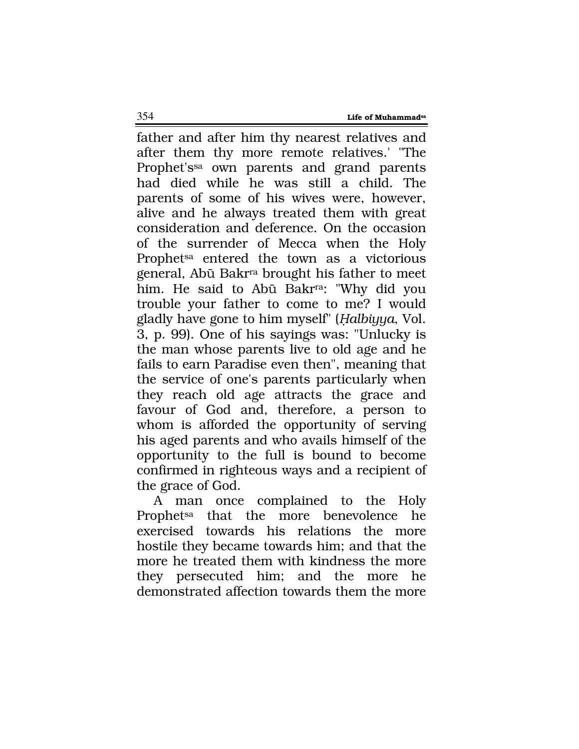father and after him thy nearest relatives and after them thy more remote relatives.' "The Prophet's[sa] own parents and grand parents had died while he was still a child. The parents of some of his wives were, however, alive and he always treated them with great consideration and deference. On the occasion of the surrender of Mecca when the Holy Prophet[sa] entered the town as a victorious general, Abū Bakr[ra] brought his father to meet him. He said to Abū Bakr[ra]: "Why did you trouble your father to come to me? I would gladly have gone to him myself" (*Ḥalbiyya*, Vol. 3, p. 99). One of his sayings was: "Unlucky is the man whose parents live to old age and he fails to earn Paradise even then", meaning that the service of one's parents particularly when they reach old age attracts the grace and favour of God and, therefore, a person to whom is afforded the opportunity of serving his aged parents and who avails himself of the opportunity to the full is bound to become confirmed in righteous ways and a recipient of the grace of God.

A man once complained to the Holy Prophet[sa] that the more benevolence he exercised towards his relations the more hostile they became towards him; and that the more he treated them with kindness the more they persecuted him; and the more he demonstrated affection towards them the more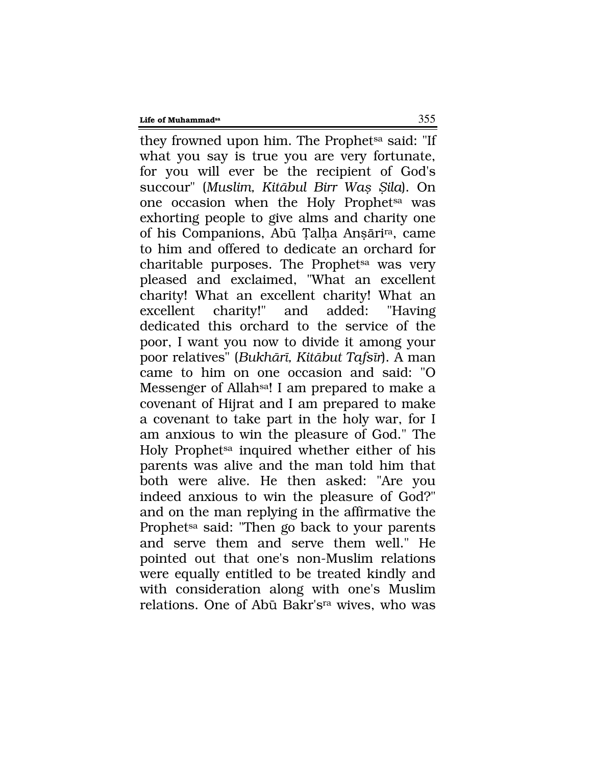they frowned upon him. The Prophet[sa] said: "If what you say is true you are very fortunate, for you will ever be the recipient of God's succour" (*Muslim, Kitābul Birr Waṣ Ṣila*). On one occasion when the Holy Prophet[sa] was exhorting people to give alms and charity one of his Companions, Abū Ṭalḥa Anṣārī[ra], came to him and offered to dedicate an orchard for charitable purposes. The Prophet[sa] was very pleased and exclaimed, "What an excellent charity! What an excellent charity! What an excellent charity!" and added: "Having dedicated this orchard to the service of the poor, I want you now to divide it among your poor relatives" (*Bukhārī, Kitābut Tafsīr*). A man came to him on one occasion and said: "O Messenger of Allah[sa]! I am prepared to make a covenant of Hijrat and I am prepared to make a covenant to take part in the holy war, for I am anxious to win the pleasure of God." The Holy Prophet[sa] inquired whether either of his parents was alive and the man told him that both were alive. He then asked: "Are you indeed anxious to win the pleasure of God?" and on the man replying in the affirmative the Prophet[sa] said: "Then go back to your parents and serve them and serve them well." He pointed out that one's non-Muslim relations were equally entitled to be treated kindly and with consideration along with one's Muslim relations. One of Abū Bakr's[ra] wives, who was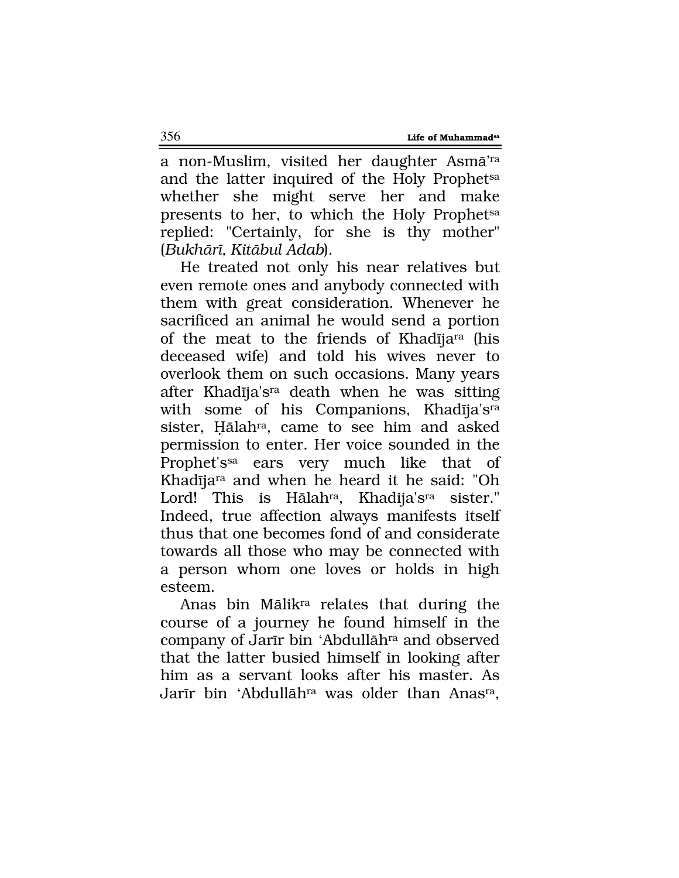a non-Muslim, visited her daughter Asmā'[ra] and the latter inquired of the Holy Prophet[sa] whether she might serve her and make presents to her, to which the Holy Prophet[sa] replied: "Certainly, for she is thy mother" (*Bukhārī, Kitābul Adab*).

He treated not only his near relatives but even remote ones and anybody connected with them with great consideration. Whenever he sacrificed an animal he would send a portion of the meat to the friends of Khadīja[ra] (his deceased wife) and told his wives never to overlook them on such occasions. Many years after Khadīja's[ra] death when he was sitting with some of his Companions, Khadīja's[ra] sister, Ḥālah[ra], came to see him and asked permission to enter. Her voice sounded in the Prophet's[sa] ears very much like that of Khadīja[ra] and when he heard it he said: "Oh Lord! This is Hālah[ra], Khadija's[ra] sister." Indeed, true affection always manifests itself thus that one becomes fond of and considerate towards all those who may be connected with a person whom one loves or holds in high esteem.

Anas bin Mālik[ra] relates that during the course of a journey he found himself in the company of Jarīr bin 'Abdullāh[ra] and observed that the latter busied himself in looking after him as a servant looks after his master. As Jarīr bin 'Abdullāh[ra] was older than Anas[ra],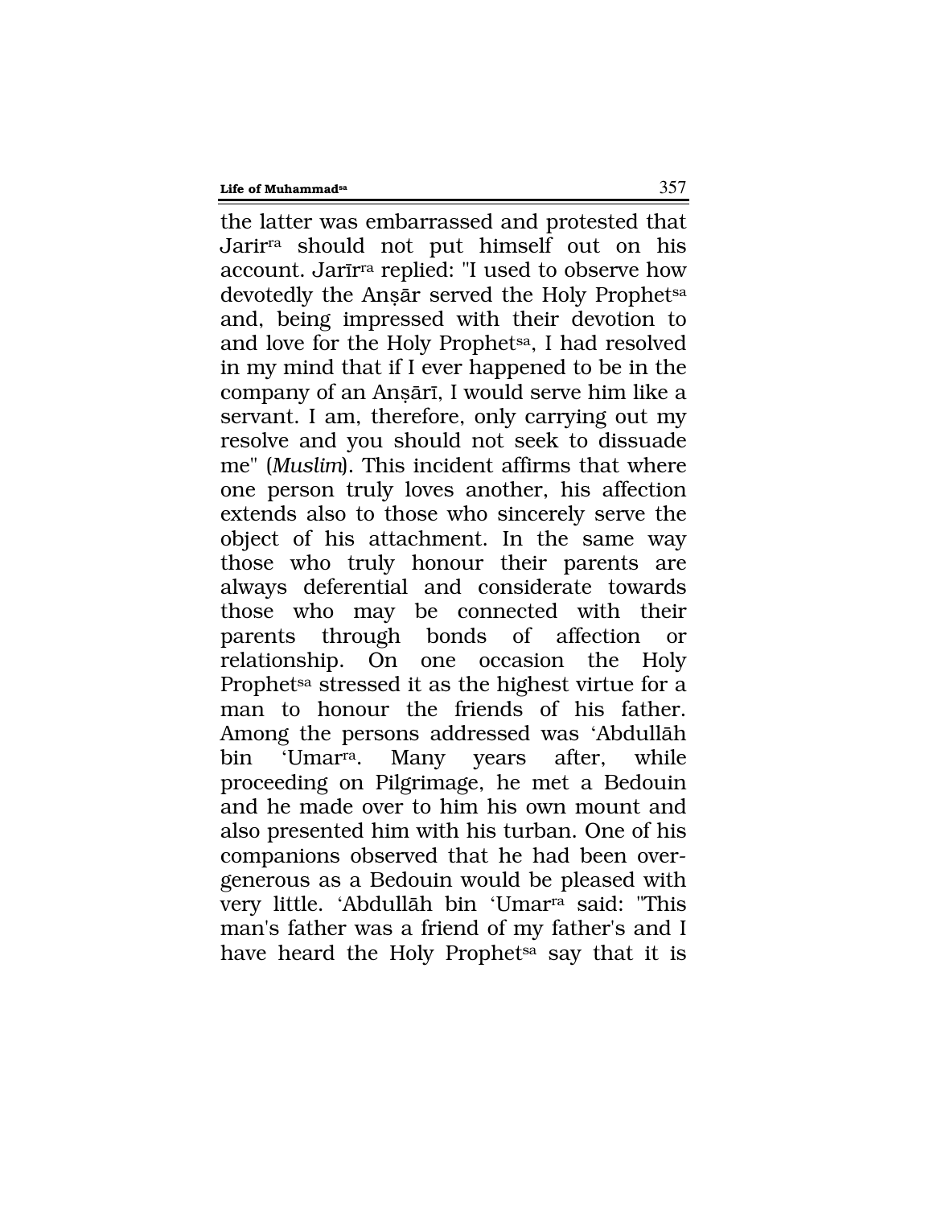the latter was embarrassed and protested that Jarir[ra] should not put himself out on his account. Jarīr[ra] replied: "I used to observe how devotedly the Anṣār served the Holy Prophet[sa] and, being impressed with their devotion to and love for the Holy Prophet[sa], I had resolved in my mind that if I ever happened to be in the company of an Anṣārī, I would serve him like a servant. I am, therefore, only carrying out my resolve and you should not seek to dissuade me" (*Muslim*). This incident affirms that where one person truly loves another, his affection extends also to those who sincerely serve the object of his attachment. In the same way those who truly honour their parents are always deferential and considerate towards those who may be connected with their parents through bonds of affection or relationship. On one occasion the Holy Prophet[sa] stressed it as the highest virtue for a man to honour the friends of his father. Among the persons addressed was 'Abdullāh bin 'Umar[ra]. Many years after, while proceeding on Pilgrimage, he met a Bedouin and he made over to him his own mount and also presented him with his turban. One of his companions observed that he had been over-generous as a Bedouin would be pleased with very little. 'Abdullāh bin 'Umar[ra] said: "This man's father was a friend of my father's and I have heard the Holy Prophet[sa] say that it is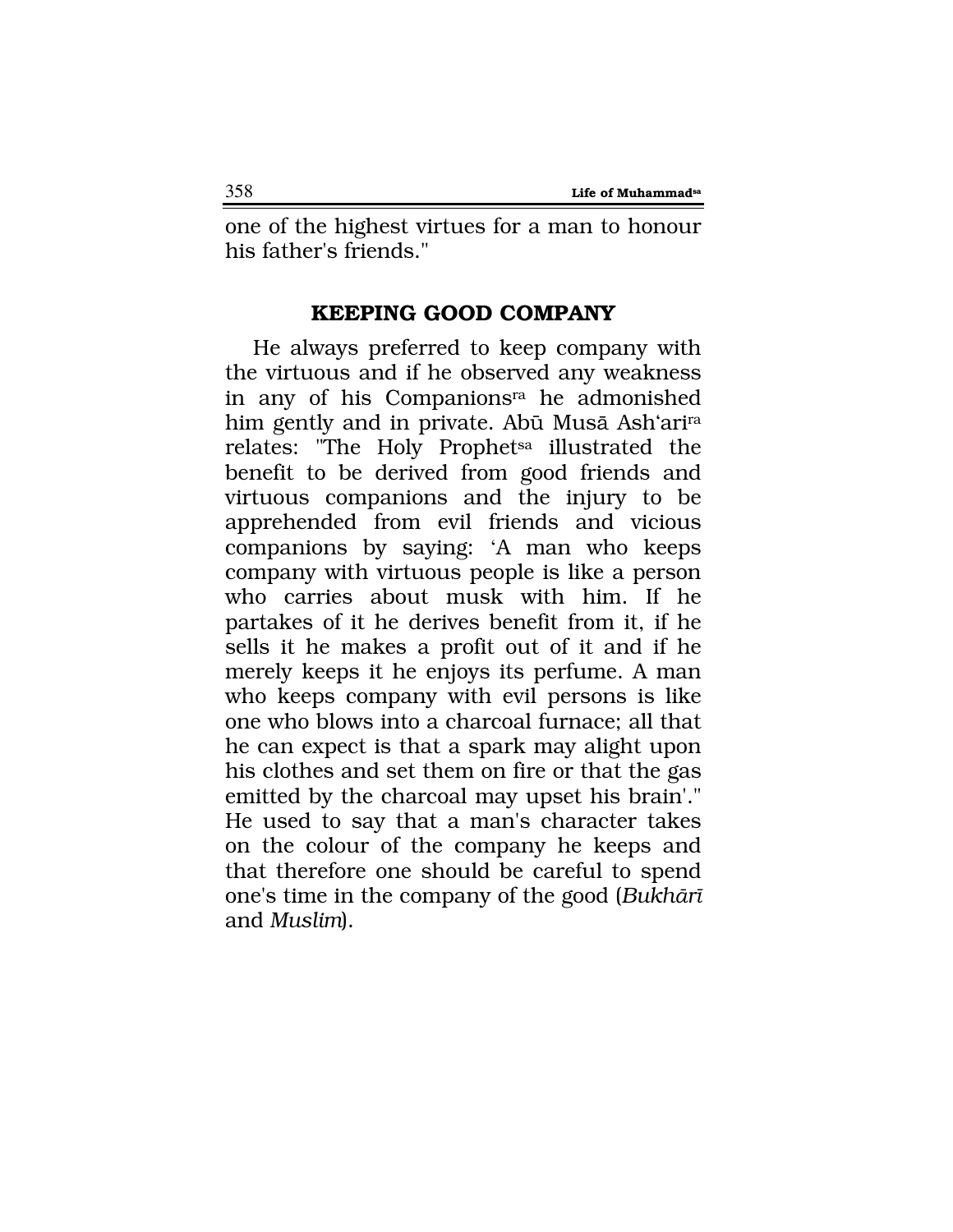one of the highest virtues for a man to honour his father's friends."

### KEEPING GOOD COMPANY

He always preferred to keep company with the virtuous and if he observed any weakness in any of his Companions[ra] he admonished him gently and in private. Abū Musā Ash'ari[ra] relates: "The Holy Prophet[sa] illustrated the benefit to be derived from good friends and virtuous companions and the injury to be apprehended from evil friends and vicious companions by saying: 'A man who keeps company with virtuous people is like a person who carries about musk with him. If he partakes of it he derives benefit from it, if he sells it he makes a profit out of it and if he merely keeps it he enjoys its perfume. A man who keeps company with evil persons is like one who blows into a charcoal furnace; all that he can expect is that a spark may alight upon his clothes and set them on fire or that the gas emitted by the charcoal may upset his brain'." He used to say that a man's character takes on the colour of the company he keeps and that therefore one should be careful to spend one's time in the company of the good (*Bukhārī* and *Muslim*).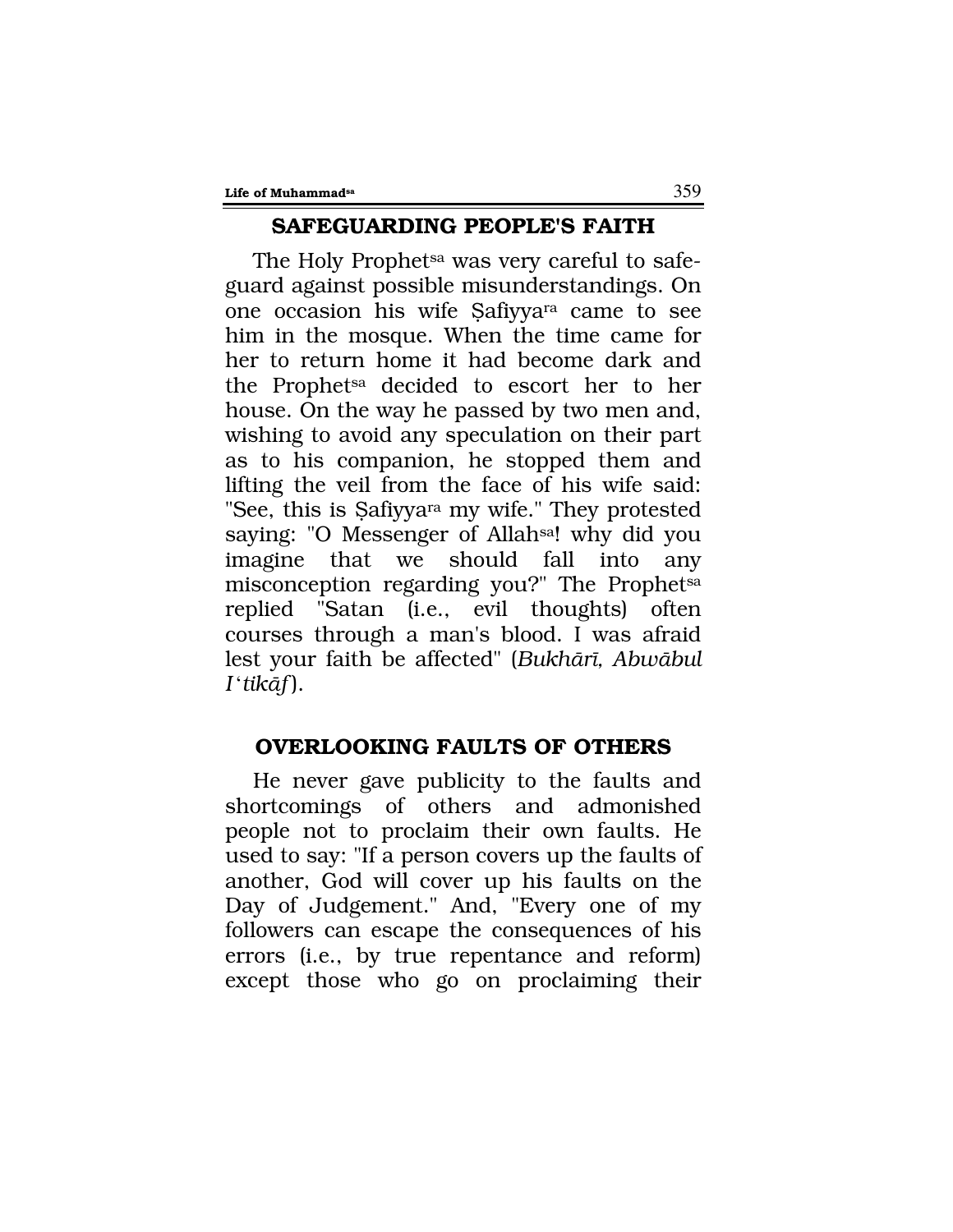## SAFEGUARDING PEOPLE'S FAITH

The Holy Prophet[sa] was very careful to safeguard against possible misunderstandings. On one occasion his wife Ṣafiyya[ra] came to see him in the mosque. When the time came for her to return home it had become dark and the Prophet[sa] decided to escort her to her house. On the way he passed by two men and, wishing to avoid any speculation on their part as to his companion, he stopped them and lifting the veil from the face of his wife said: "See, this is Ṣafiyya[ra] my wife." They protested saying: "O Messenger of Allah[sa]! why did you imagine that we should fall into any misconception regarding you?" The Prophet[sa] replied "Satan (i.e., evil thoughts) often courses through a man's blood. I was afraid lest your faith be affected" (*Bukhārī, Abwābul I'tikāf*).

## OVERLOOKING FAULTS OF OTHERS

He never gave publicity to the faults and shortcomings of others and admonished people not to proclaim their own faults. He used to say: "If a person covers up the faults of another, God will cover up his faults on the Day of Judgement." And, "Every one of my followers can escape the consequences of his errors (i.e., by true repentance and reform) except those who go on proclaiming their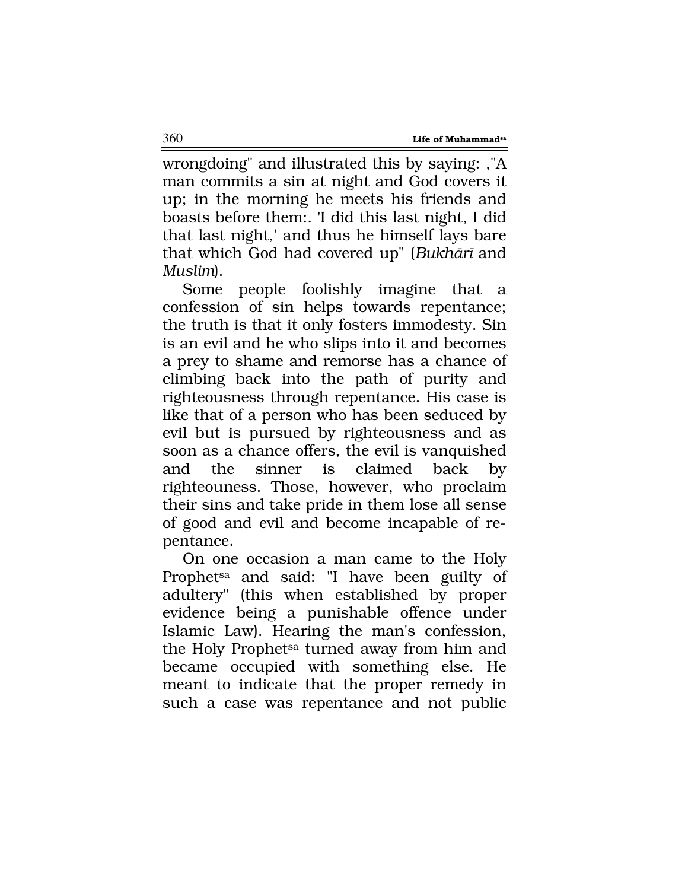wrongdoing" and illustrated this by saying: ,"A man commits a sin at night and God covers it up; in the morning he meets his friends and boasts before them:. 'I did this last night, I did that last night,' and thus he himself lays bare that which God had covered up" (*Bukhārī* and *Muslim*).

Some people foolishly imagine that a confession of sin helps towards repentance; the truth is that it only fosters immodesty. Sin is an evil and he who slips into it and becomes a prey to shame and remorse has a chance of climbing back into the path of purity and righteousness through repentance. His case is like that of a person who has been seduced by evil but is pursued by righteousness and as soon as a chance offers, the evil is vanquished and the sinner is claimed back by righteouness. Those, however, who proclaim their sins and take pride in them lose all sense of good and evil and become incapable of repentance.

On one occasion a man came to the Holy Prophet[sa] and said: "I have been guilty of adultery" (this when established by proper evidence being a punishable offence under Islamic Law). Hearing the man's confession, the Holy Prophet[sa] turned away from him and became occupied with something else. He meant to indicate that the proper remedy in such a case was repentance and not public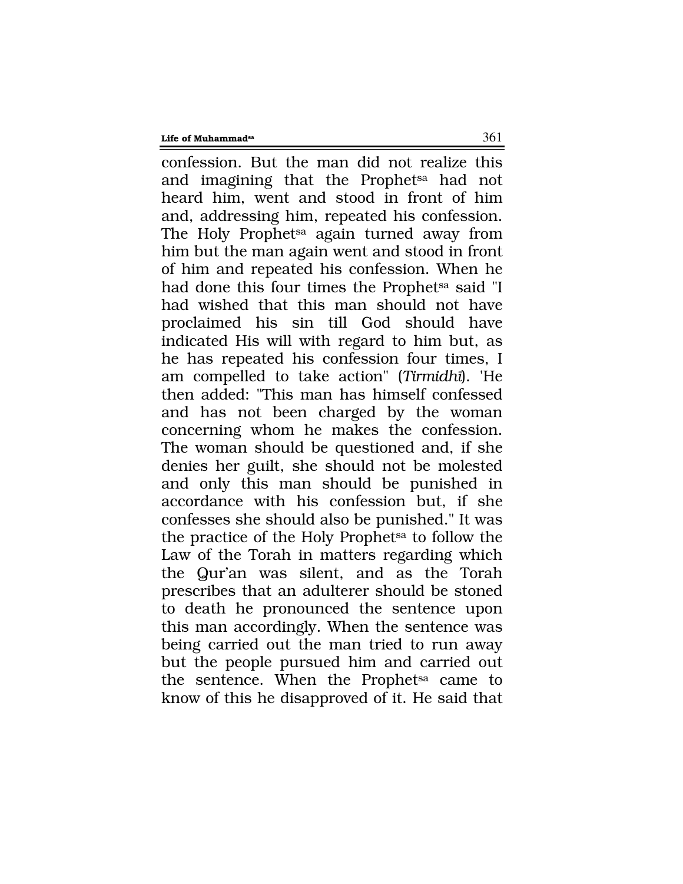confession. But the man did not realize this and imagining that the Prophet[sa] had not heard him, went and stood in front of him and, addressing him, repeated his confession. The Holy Prophet[sa] again turned away from him but the man again went and stood in front of him and repeated his confession. When he had done this four times the Prophet[sa] said "I had wished that this man should not have proclaimed his sin till God should have indicated His will with regard to him but, as he has repeated his confession four times, I am compelled to take action" (*Tirmidhī*). 'He then added: "This man has himself confessed and has not been charged by the woman concerning whom he makes the confession. The woman should be questioned and, if she denies her guilt, she should not be molested and only this man should be punished in accordance with his confession but, if she confesses she should also be punished." It was the practice of the Holy Prophet[sa] to follow the Law of the Torah in matters regarding which the Qur'an was silent, and as the Torah prescribes that an adulterer should be stoned to death he pronounced the sentence upon this man accordingly. When the sentence was being carried out the man tried to run away but the people pursued him and carried out the sentence. When the Prophet[sa] came to know of this he disapproved of it. He said that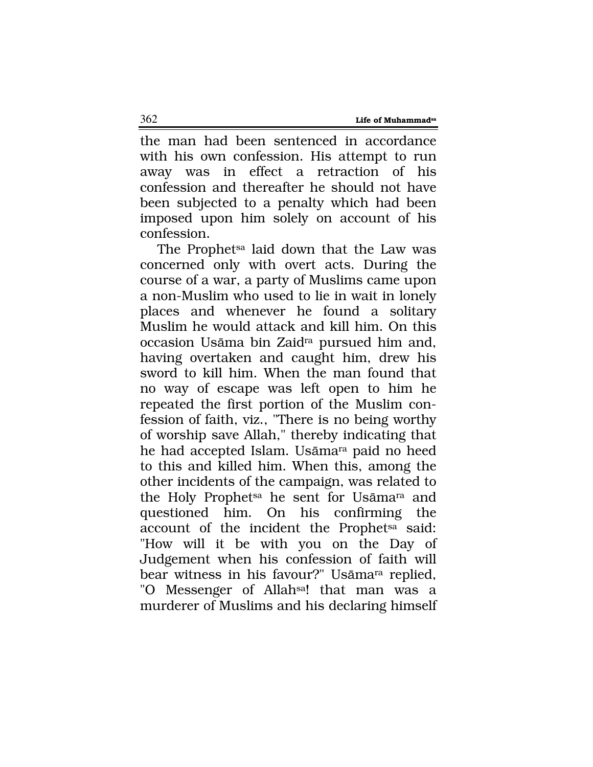the man had been sentenced in accordance with his own confession. His attempt to run away was in effect a retraction of his confession and thereafter he should not have been subjected to a penalty which had been imposed upon him solely on account of his confession.

The Prophet[sa] laid down that the Law was concerned only with overt acts. During the course of a war, a party of Muslims came upon a non-Muslim who used to lie in wait in lonely places and whenever he found a solitary Muslim he would attack and kill him. On this occasion Usāma bin Zaid[ra] pursued him and, having overtaken and caught him, drew his sword to kill him. When the man found that no way of escape was left open to him he repeated the first portion of the Muslim confession of faith, viz., "There is no being worthy of worship save Allah," thereby indicating that he had accepted Islam. Usāma[ra] paid no heed to this and killed him. When this, among the other incidents of the campaign, was related to the Holy Prophet[sa] he sent for Usāma[ra] and questioned him. On his confirming the account of the incident the Prophet[sa] said: "How will it be with you on the Day of Judgement when his confession of faith will bear witness in his favour?" Usāma[ra] replied, "O Messenger of Allah[sa]! that man was a murderer of Muslims and his declaring himself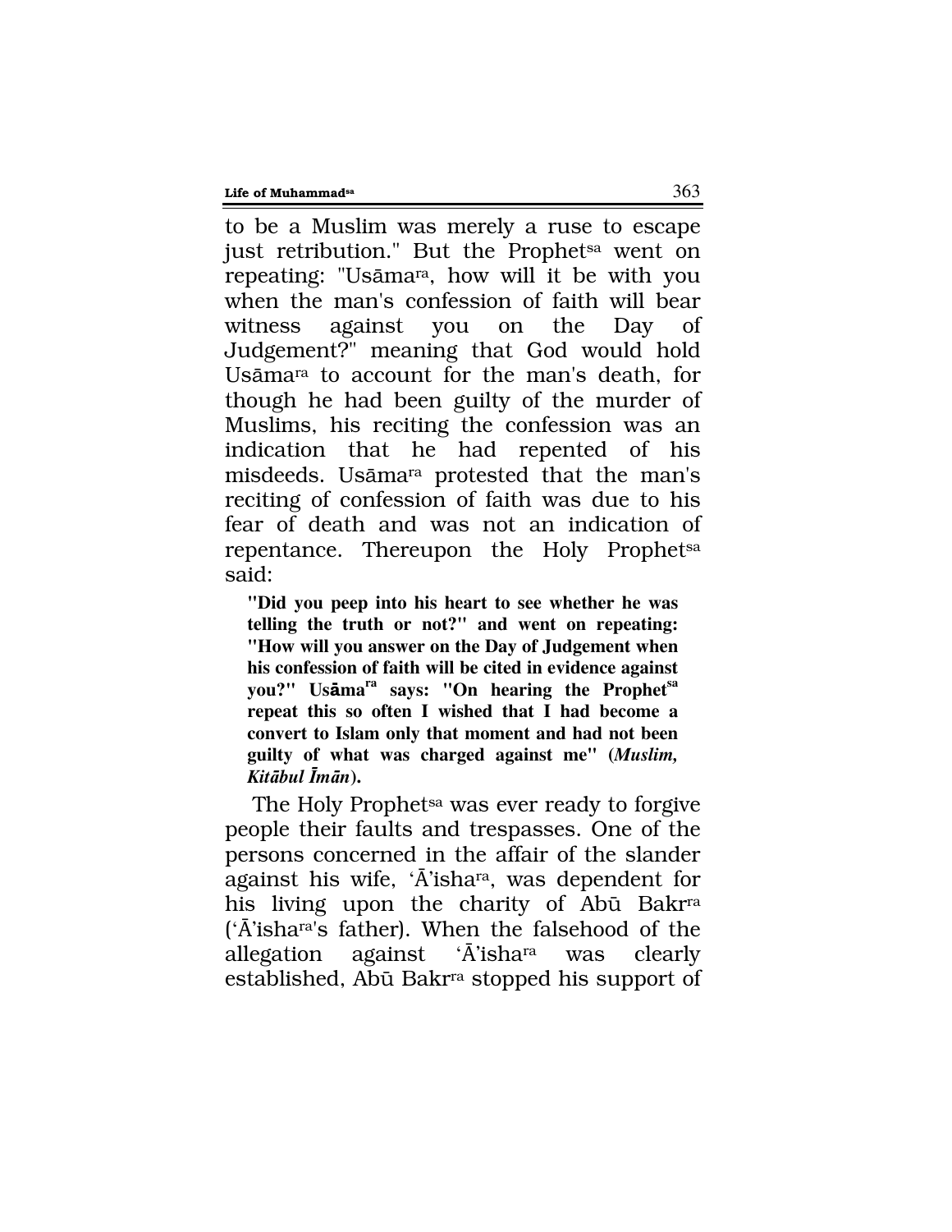to be a Muslim was merely a ruse to escape just retribution." But the Prophet[sa] went on repeating: "Usāma[ra], how will it be with you when the man's confession of faith will bear witness against you on the Day of Judgement?" meaning that God would hold Usāma[ra] to account for the man's death, for though he had been guilty of the murder of Muslims, his reciting the confession was an indication that he had repented of his misdeeds. Usāma[ra] protested that the man's reciting of confession of faith was due to his fear of death and was not an indication of repentance. Thereupon the Holy Prophet[sa] said:

> **"Did you peep into his heart to see whether he was telling the truth or not?" and went on repeating: "How will you answer on the Day of Judgement when his confession of faith will be cited in evidence against you?" Usāma[ra] says: "On hearing the Prophet[sa] repeat this so often I wished that I had become a convert to Islam only that moment and had not been guilty of what was charged against me" (*Muslim, Kitābul Īmān*).**

The Holy Prophet[sa] was ever ready to forgive people their faults and trespasses. One of the persons concerned in the affair of the slander against his wife, 'Ā'isha[ra], was dependent for his living upon the charity of Abū Bakr[ra] ('Ā'isha[ra]'s father). When the falsehood of the allegation against 'Ā'isha[ra] was clearly established, Abū Bakr[ra] stopped his support of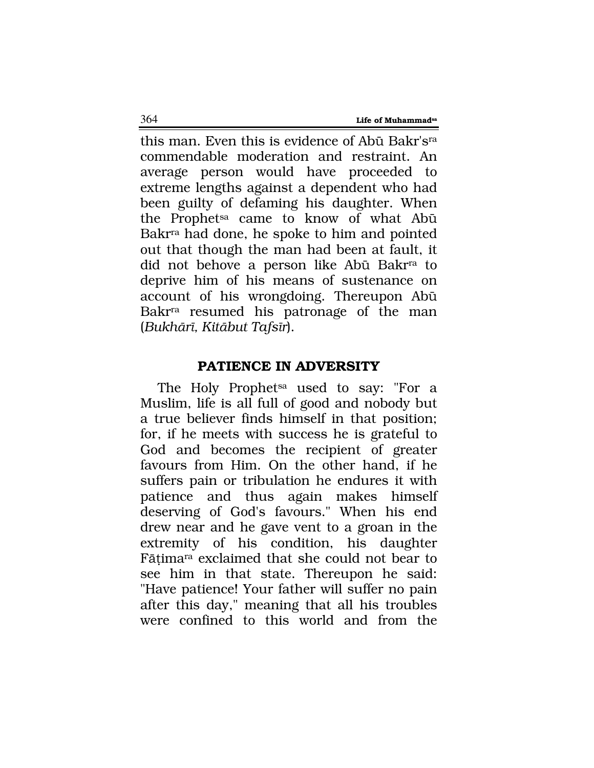this man. Even this is evidence of Abū Bakr's[ra] commendable moderation and restraint. An average person would have proceeded to extreme lengths against a dependent who had been guilty of defaming his daughter. When the Prophet[sa] came to know of what Abū Bakr[ra] had done, he spoke to him and pointed out that though the man had been at fault, it did not behove a person like Abū Bakr[ra] to deprive him of his means of sustenance on account of his wrongdoing. Thereupon Abū Bakr[ra] resumed his patronage of the man (*Bukhārī, Kitābut Tafsīr*).

## PATIENCE IN ADVERSITY

The Holy Prophet[sa] used to say: "For a Muslim, life is all full of good and nobody but a true believer finds himself in that position; for, if he meets with success he is grateful to God and becomes the recipient of greater favours from Him. On the other hand, if he suffers pain or tribulation he endures it with patience and thus again makes himself deserving of God's favours." When his end drew near and he gave vent to a groan in the extremity of his condition, his daughter Fāṭima[ra] exclaimed that she could not bear to see him in that state. Thereupon he said: "Have patience! Your father will suffer no pain after this day," meaning that all his troubles were confined to this world and from the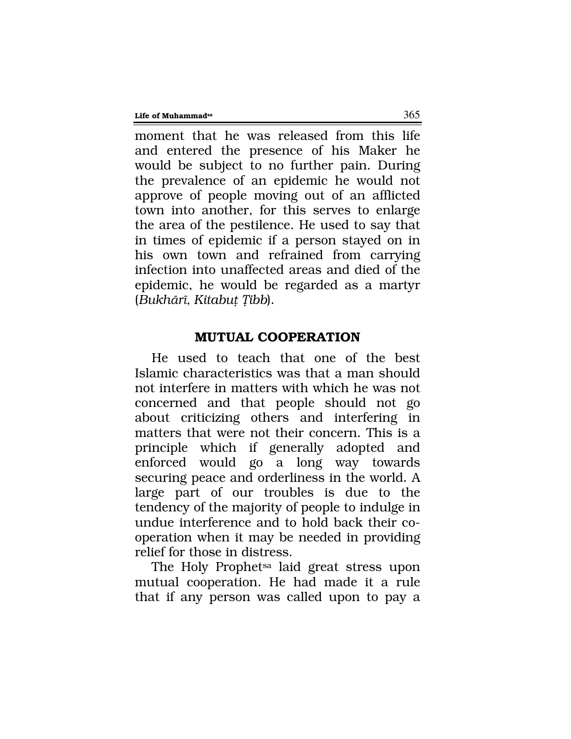moment that he was released from this life and entered the presence of his Maker he would be subject to no further pain. During the prevalence of an epidemic he would not approve of people moving out of an afflicted town into another, for this serves to enlarge the area of the pestilence. He used to say that in times of epidemic if a person stayed on in his own town and refrained from carrying infection into unaffected areas and died of the epidemic, he would be regarded as a martyr (*Bukhārī, Kitabuṭ Ṭibb*).

## MUTUAL COOPERATION

He used to teach that one of the best Islamic characteristics was that a man should not interfere in matters with which he was not concerned and that people should not go about criticizing others and interfering in matters that were not their concern. This is a principle which if generally adopted and enforced would go a long way towards securing peace and orderliness in the world. A large part of our troubles is due to the tendency of the majority of people to indulge in undue interference and to hold back their co-operation when it may be needed in providing relief for those in distress.

The Holy Prophet[sa] laid great stress upon mutual cooperation. He had made it a rule that if any person was called upon to pay a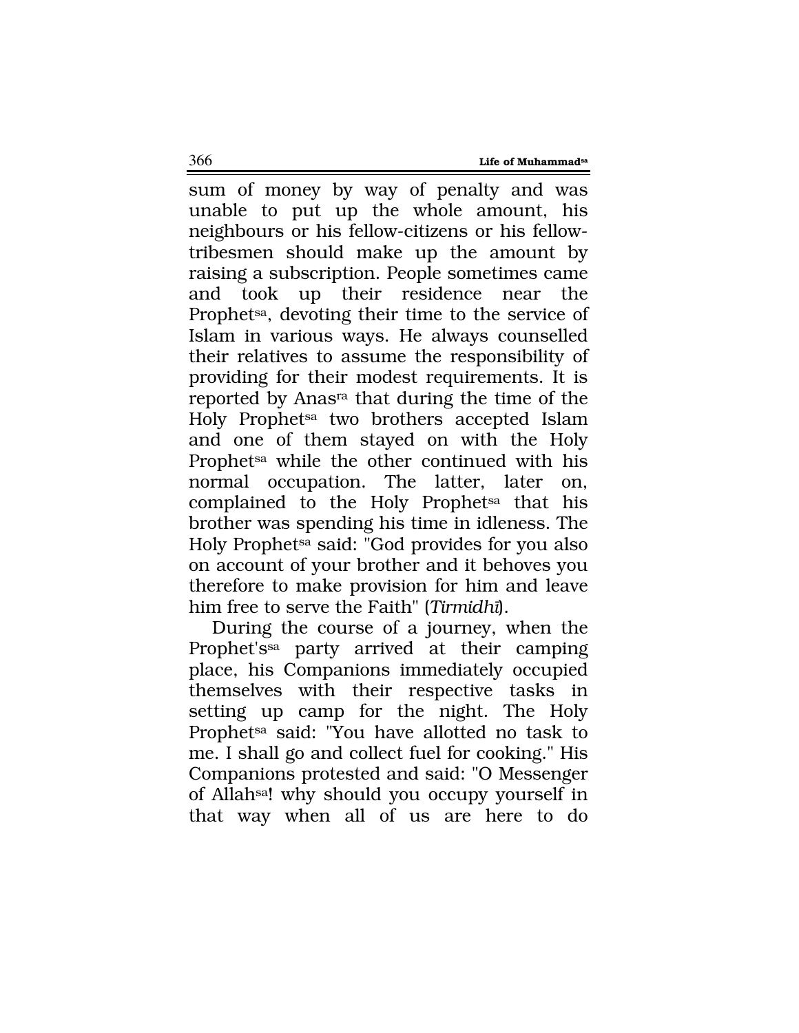sum of money by way of penalty and was unable to put up the whole amount, his neighbours or his fellow-citizens or his fellow-tribesmen should make up the amount by raising a subscription. People sometimes came and took up their residence near the Prophet[sa], devoting their time to the service of Islam in various ways. He always counselled their relatives to assume the responsibility of providing for their modest requirements. It is reported by Anas[ra] that during the time of the Holy Prophet[sa] two brothers accepted Islam and one of them stayed on with the Holy Prophet[sa] while the other continued with his normal occupation. The latter, later on, complained to the Holy Prophet[sa] that his brother was spending his time in idleness. The Holy Prophet[sa] said: "God provides for you also on account of your brother and it behoves you therefore to make provision for him and leave him free to serve the Faith" (*Tirmidhī*).

During the course of a journey, when the Prophet's[sa] party arrived at their camping place, his Companions immediately occupied themselves with their respective tasks in setting up camp for the night. The Holy Prophet[sa] said: "You have allotted no task to me. I shall go and collect fuel for cooking." His Companions protested and said: "O Messenger of Allah[sa]! why should you occupy yourself in that way when all of us are here to do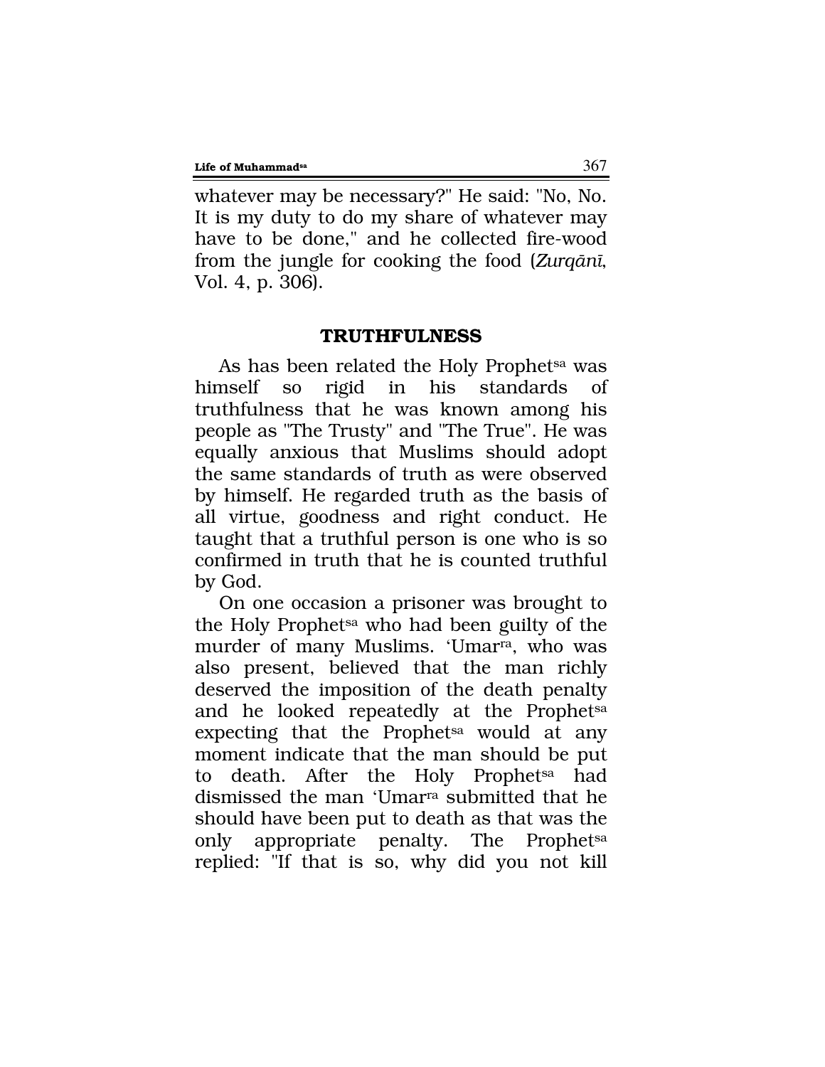whatever may be necessary?" He said: "No, No. It is my duty to do my share of whatever may have to be done," and he collected fire-wood from the jungle for cooking the food (*Zurqānī*, Vol. 4, p. 306).

## TRUTHFULNESS

As has been related the Holy Prophet[sa] was himself so rigid in his standards of truthfulness that he was known among his people as "The Trusty" and "The True". He was equally anxious that Muslims should adopt the same standards of truth as were observed by himself. He regarded truth as the basis of all virtue, goodness and right conduct. He taught that a truthful person is one who is so confirmed in truth that he is counted truthful by God.

On one occasion a prisoner was brought to the Holy Prophet[sa] who had been guilty of the murder of many Muslims. 'Umar[ra], who was also present, believed that the man richly deserved the imposition of the death penalty and he looked repeatedly at the Prophet[sa] expecting that the Prophet[sa] would at any moment indicate that the man should be put to death. After the Holy Prophet[sa] had dismissed the man 'Umar[ra] submitted that he should have been put to death as that was the only appropriate penalty. The Prophet[sa] replied: "If that is so, why did you not kill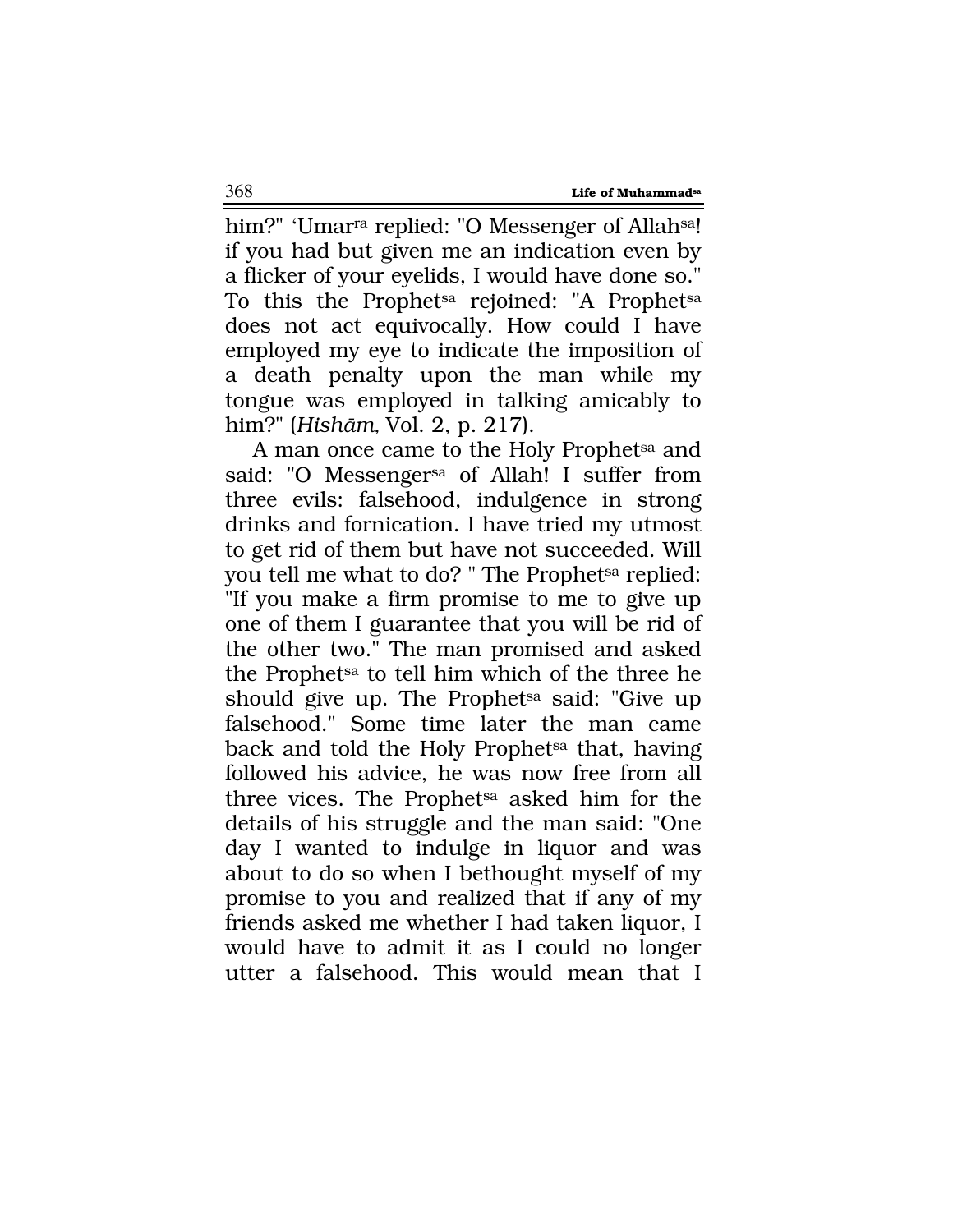him?" 'Umar[ra] replied: "O Messenger of Allah[sa]! if you had but given me an indication even by a flicker of your eyelids, I would have done so." To this the Prophet[sa] rejoined: "A Prophet[sa] does not act equivocally. How could I have employed my eye to indicate the imposition of a death penalty upon the man while my tongue was employed in talking amicably to him?" (*Hishām*, Vol. 2, p. 217).

A man once came to the Holy Prophet[sa] and said: "O Messenger[sa] of Allah! I suffer from three evils: falsehood, indulgence in strong drinks and fornication. I have tried my utmost to get rid of them but have not succeeded. Will you tell me what to do? " The Prophet[sa] replied: "If you make a firm promise to me to give up one of them I guarantee that you will be rid of the other two." The man promised and asked the Prophet[sa] to tell him which of the three he should give up. The Prophet[sa] said: "Give up falsehood." Some time later the man came back and told the Holy Prophet[sa] that, having followed his advice, he was now free from all three vices. The Prophet[sa] asked him for the details of his struggle and the man said: "One day I wanted to indulge in liquor and was about to do so when I bethought myself of my promise to you and realized that if any of my friends asked me whether I had taken liquor, I would have to admit it as I could no longer utter a falsehood. This would mean that I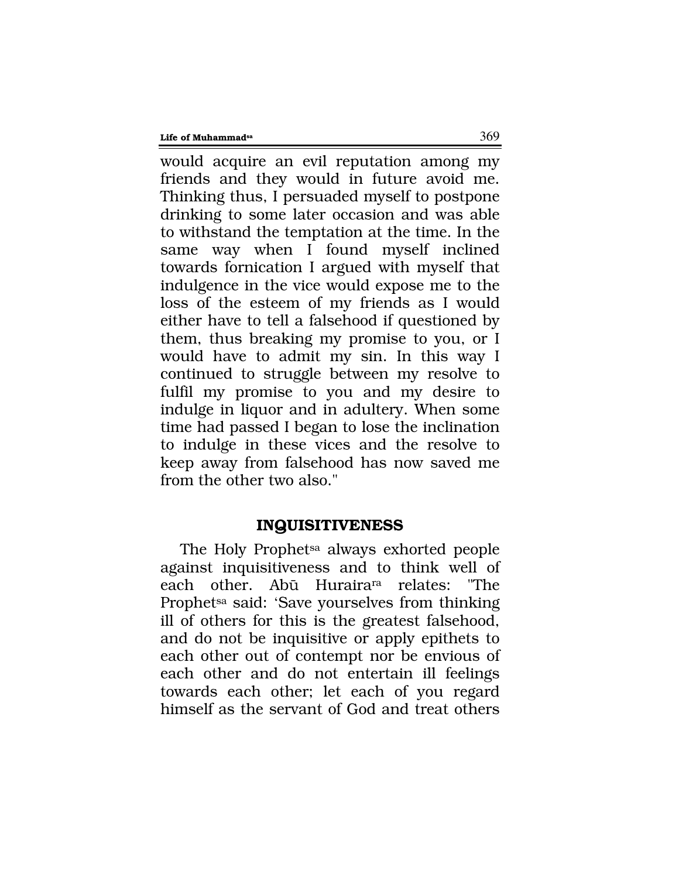would acquire an evil reputation among my friends and they would in future avoid me. Thinking thus, I persuaded myself to postpone drinking to some later occasion and was able to withstand the temptation at the time. In the same way when I found myself inclined towards fornication I argued with myself that indulgence in the vice would expose me to the loss of the esteem of my friends as I would either have to tell a falsehood if questioned by them, thus breaking my promise to you, or I would have to admit my sin. In this way I continued to struggle between my resolve to fulfil my promise to you and my desire to indulge in liquor and in adultery. When some time had passed I began to lose the inclination to indulge in these vices and the resolve to keep away from falsehood has now saved me from the other two also."

## INQUISITIVENESS

The Holy Prophet[sa] always exhorted people against inquisitiveness and to think well of each other. Abū Huraira[ra] relates: "The Prophet[sa] said: 'Save yourselves from thinking ill of others for this is the greatest falsehood, and do not be inquisitive or apply epithets to each other out of contempt nor be envious of each other and do not entertain ill feelings towards each other; let each of you regard himself as the servant of God and treat others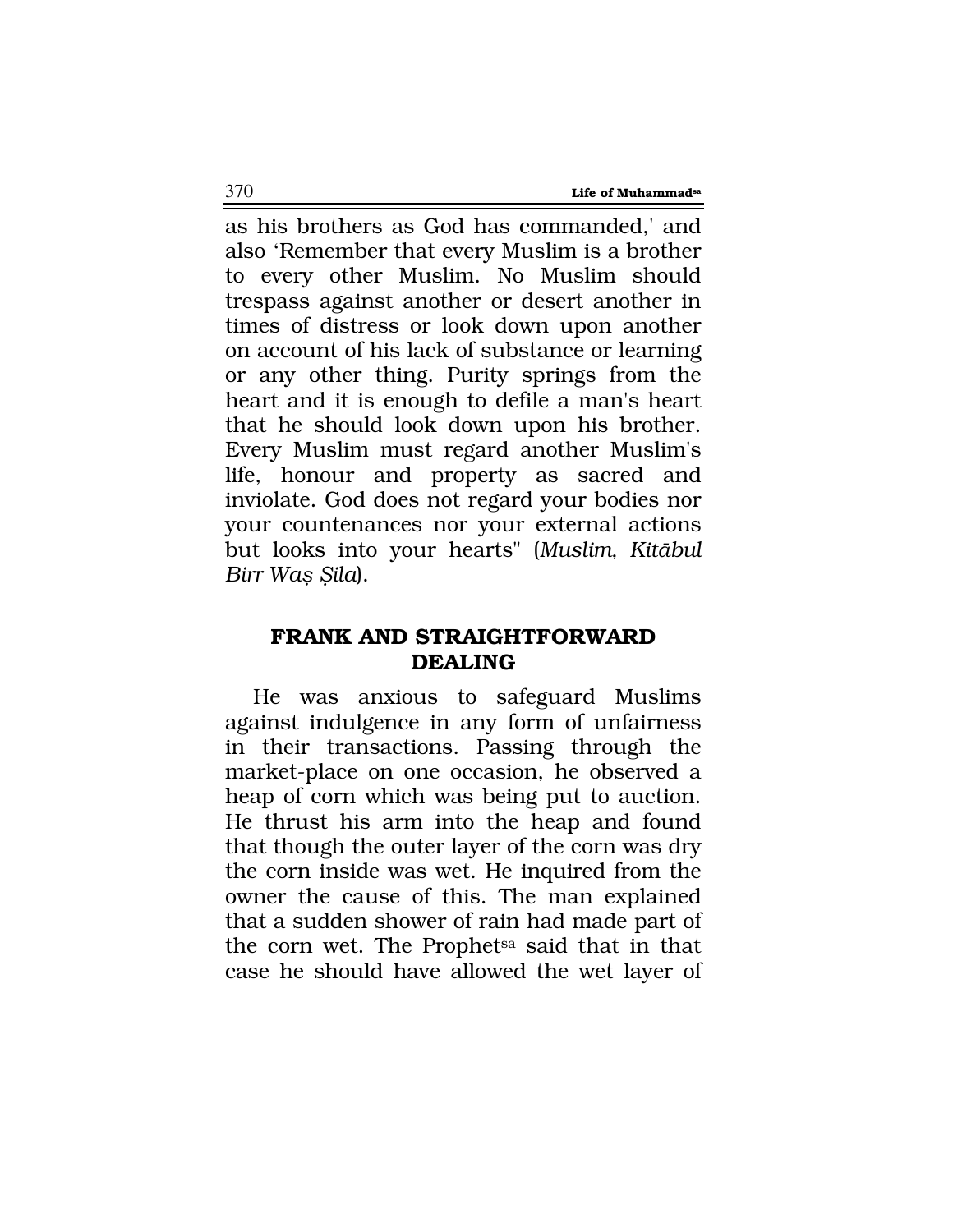as his brothers as God has commanded,' and also 'Remember that every Muslim is a brother to every other Muslim. No Muslim should trespass against another or desert another in times of distress or look down upon another on account of his lack of substance or learning or any other thing. Purity springs from the heart and it is enough to defile a man's heart that he should look down upon his brother. Every Muslim must regard another Muslim's life, honour and property as sacred and inviolate. God does not regard your bodies nor your countenances nor your external actions but looks into your hearts" (*Muslim, Kitābul Birr Waṣ Ṣila*).

## FRANK AND STRAIGHTFORWARD DEALING

He was anxious to safeguard Muslims against indulgence in any form of unfairness in their transactions. Passing through the market-place on one occasion, he observed a heap of corn which was being put to auction. He thrust his arm into the heap and found that though the outer layer of the corn was dry the corn inside was wet. He inquired from the owner the cause of this. The man explained that a sudden shower of rain had made part of the corn wet. The Prophet[sa] said that in that case he should have allowed the wet layer of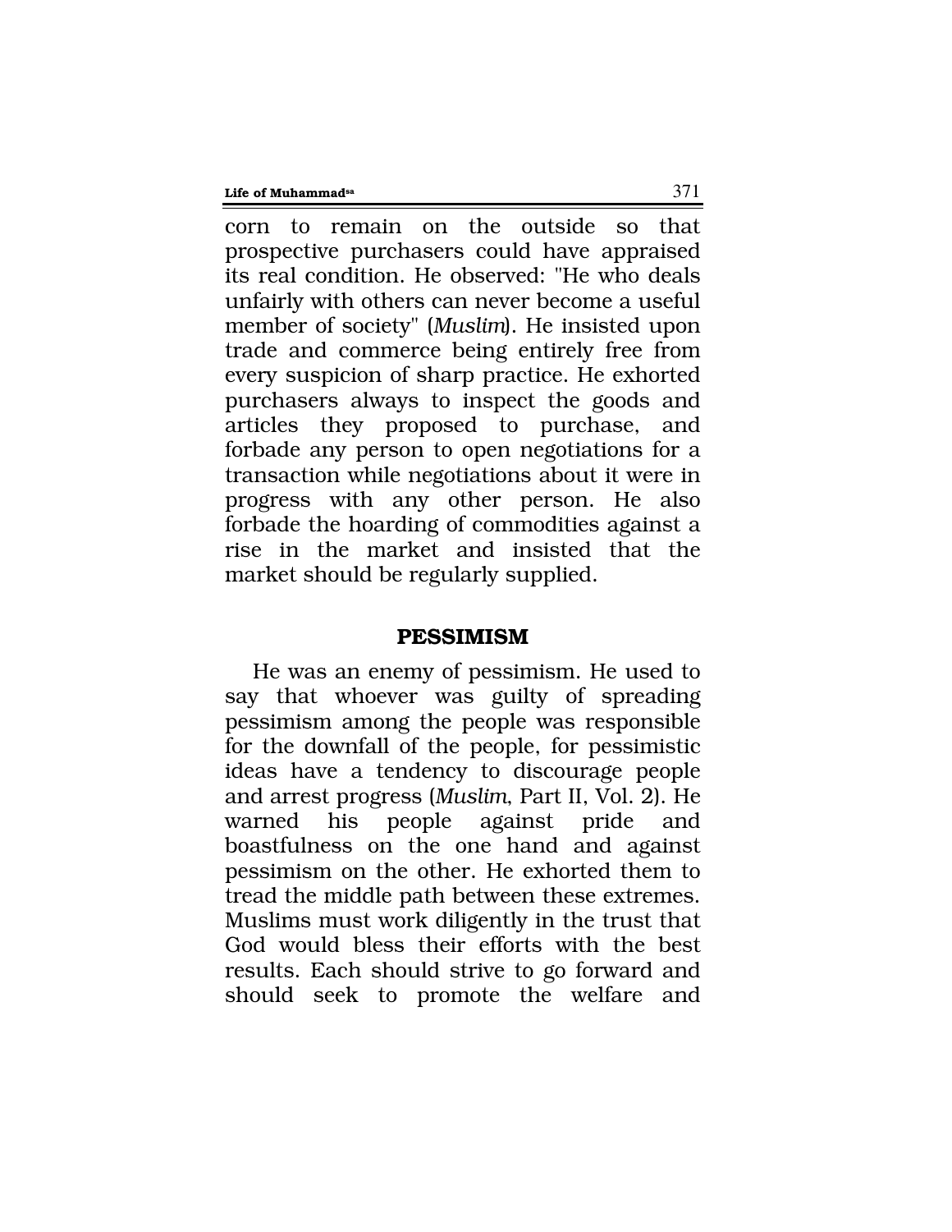corn to remain on the outside so that prospective purchasers could have appraised its real condition. He observed: "He who deals unfairly with others can never become a useful member of society" (*Muslim*). He insisted upon trade and commerce being entirely free from every suspicion of sharp practice. He exhorted purchasers always to inspect the goods and articles they proposed to purchase, and forbade any person to open negotiations for a transaction while negotiations about it were in progress with any other person. He also forbade the hoarding of commodities against a rise in the market and insisted that the market should be regularly supplied.

## PESSIMISM

He was an enemy of pessimism. He used to say that whoever was guilty of spreading pessimism among the people was responsible for the downfall of the people, for pessimistic ideas have a tendency to discourage people and arrest progress (*Muslim*, Part II, Vol. 2). He warned his people against pride and boastfulness on the one hand and against pessimism on the other. He exhorted them to tread the middle path between these extremes. Muslims must work diligently in the trust that God would bless their efforts with the best results. Each should strive to go forward and should seek to promote the welfare and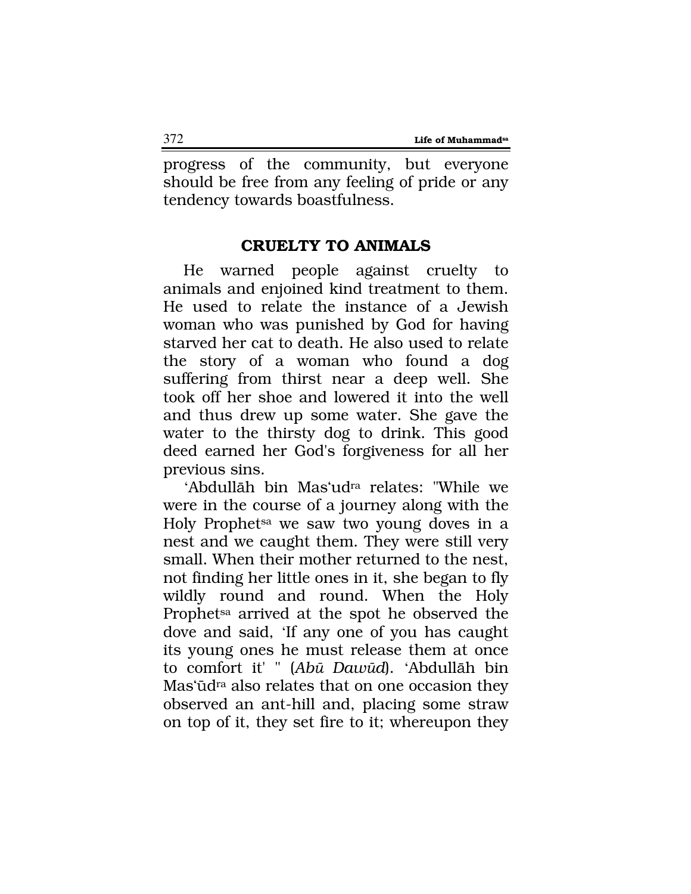progress of the community, but everyone should be free from any feeling of pride or any tendency towards boastfulness.

## CRUELTY TO ANIMALS

He warned people against cruelty to animals and enjoined kind treatment to them. He used to relate the instance of a Jewish woman who was punished by God for having starved her cat to death. He also used to relate the story of a woman who found a dog suffering from thirst near a deep well. She took off her shoe and lowered it into the well and thus drew up some water. She gave the water to the thirsty dog to drink. This good deed earned her God's forgiveness for all her previous sins.

'Abdullāh bin Mas'ud[ra] relates: "While we were in the course of a journey along with the Holy Prophet[sa] we saw two young doves in a nest and we caught them. They were still very small. When their mother returned to the nest, not finding her little ones in it, she began to fly wildly round and round. When the Holy Prophet[sa] arrived at the spot he observed the dove and said, 'If any one of you has caught its young ones he must release them at once to comfort it' " (*Abū Dawūd*). 'Abdullāh bin Mas'ūd[ra] also relates that on one occasion they observed an ant-hill and, placing some straw on top of it, they set fire to it; whereupon they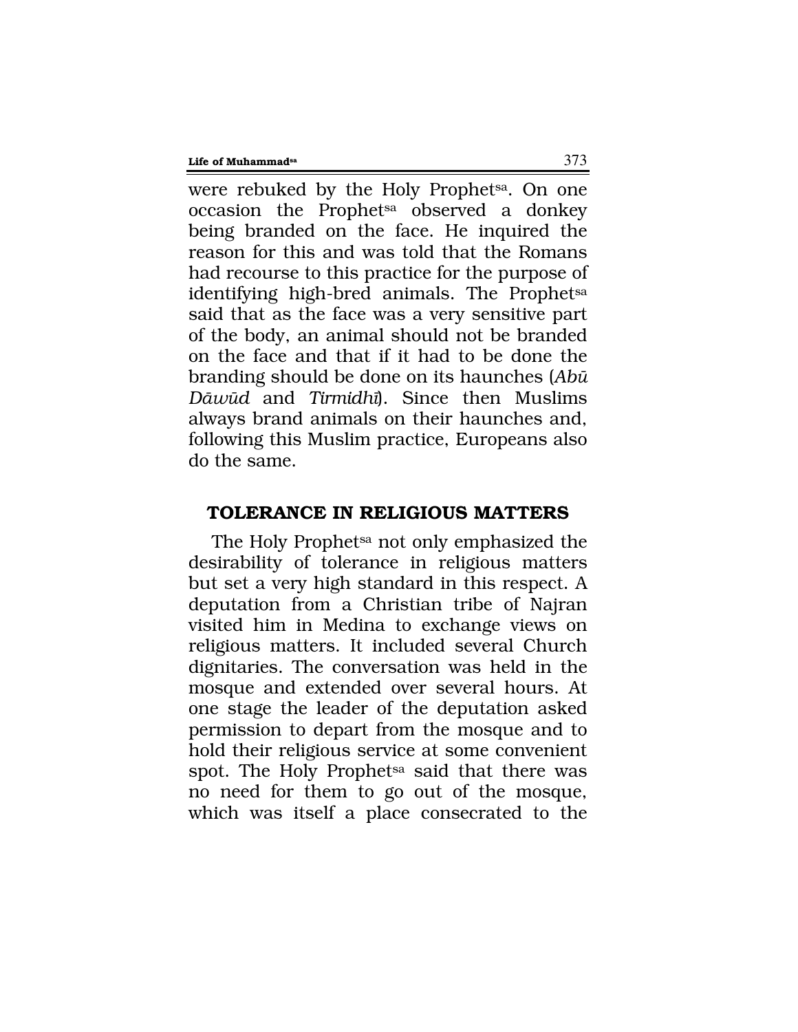were rebuked by the Holy Prophet[sa]. On one occasion the Prophet[sa] observed a donkey being branded on the face. He inquired the reason for this and was told that the Romans had recourse to this practice for the purpose of identifying high-bred animals. The Prophet[sa] said that as the face was a very sensitive part of the body, an animal should not be branded on the face and that if it had to be done the branding should be done on its haunches (*Abū Dāwūd* and *Tirmidhī*). Since then Muslims always brand animals on their haunches and, following this Muslim practice, Europeans also do the same.

## TOLERANCE IN RELIGIOUS MATTERS

The Holy Prophet[sa] not only emphasized the desirability of tolerance in religious matters but set a very high standard in this respect. A deputation from a Christian tribe of Najran visited him in Medina to exchange views on religious matters. It included several Church dignitaries. The conversation was held in the mosque and extended over several hours. At one stage the leader of the deputation asked permission to depart from the mosque and to hold their religious service at some convenient spot. The Holy Prophet[sa] said that there was no need for them to go out of the mosque, which was itself a place consecrated to the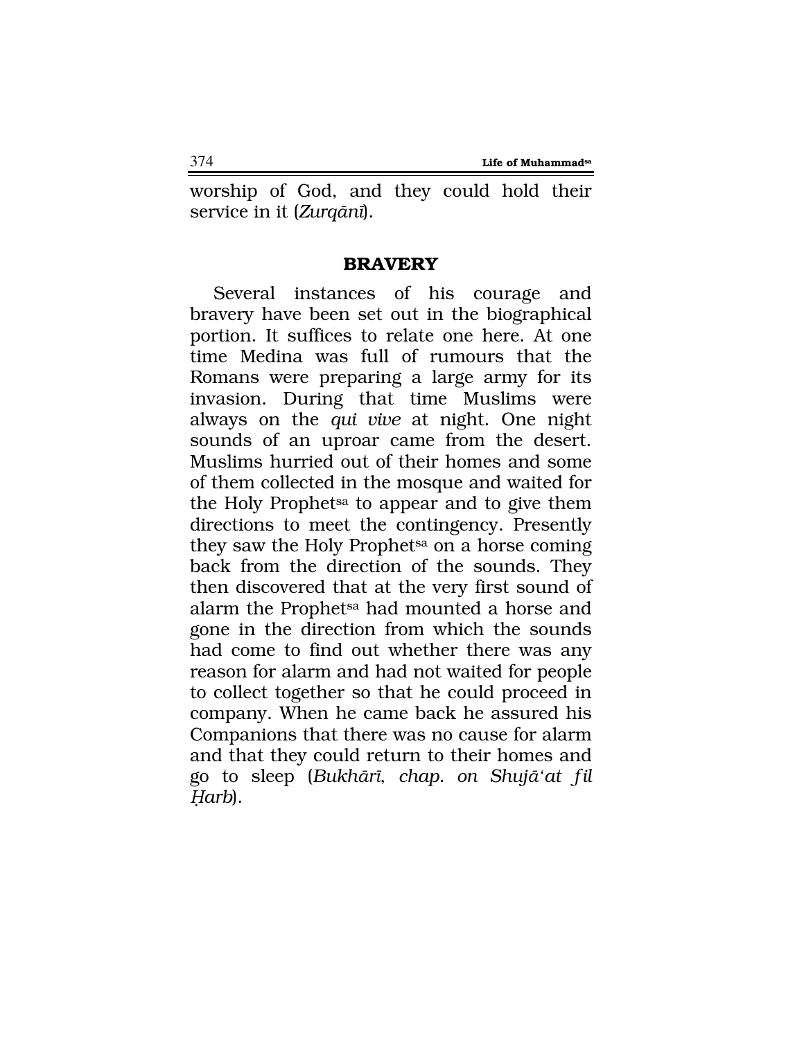worship of God, and they could hold their service in it (*Zurqānī*).

## BRAVERY

Several instances of his courage and bravery have been set out in the biographical portion. It suffices to relate one here. At one time Medina was full of rumours that the Romans were preparing a large army for its invasion. During that time Muslims were always on the *qui vive* at night. One night sounds of an uproar came from the desert. Muslims hurried out of their homes and some of them collected in the mosque and waited for the Holy Prophet[sa] to appear and to give them directions to meet the contingency. Presently they saw the Holy Prophet[sa] on a horse coming back from the direction of the sounds. They then discovered that at the very first sound of alarm the Prophet[sa] had mounted a horse and gone in the direction from which the sounds had come to find out whether there was any reason for alarm and had not waited for people to collect together so that he could proceed in company. When he came back he assured his Companions that there was no cause for alarm and that they could return to their homes and go to sleep (*Bukhārī, chap. on Shujā'at fil Ḥarb*).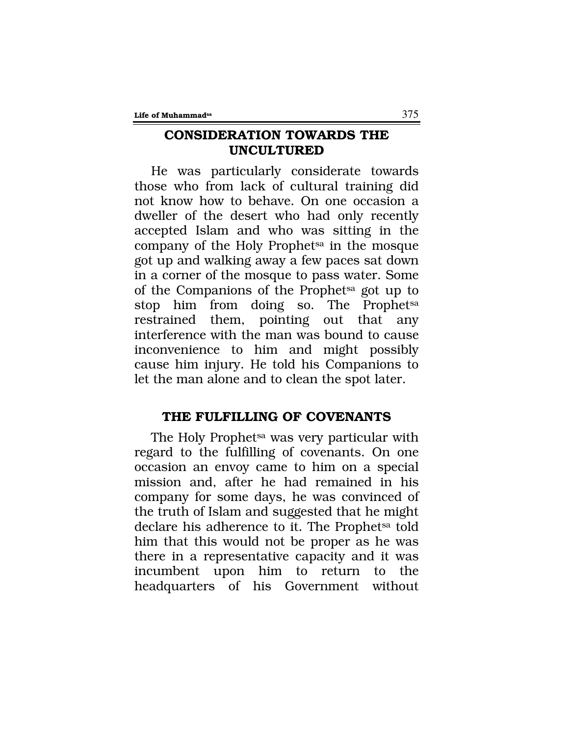## CONSIDERATION TOWARDS THE UNCULTURED

He was particularly considerate towards those who from lack of cultural training did not know how to behave. On one occasion a dweller of the desert who had only recently accepted Islam and who was sitting in the company of the Holy Prophet[sa] in the mosque got up and walking away a few paces sat down in a corner of the mosque to pass water. Some of the Companions of the Prophet[sa] got up to stop him from doing so. The Prophet[sa] restrained them, pointing out that any interference with the man was bound to cause inconvenience to him and might possibly cause him injury. He told his Companions to let the man alone and to clean the spot later.

## THE FULFILLING OF COVENANTS

The Holy Prophet[sa] was very particular with regard to the fulfilling of covenants. On one occasion an envoy came to him on a special mission and, after he had remained in his company for some days, he was convinced of the truth of Islam and suggested that he might declare his adherence to it. The Prophet[sa] told him that this would not be proper as he was there in a representative capacity and it was incumbent upon him to return to the headquarters of his Government without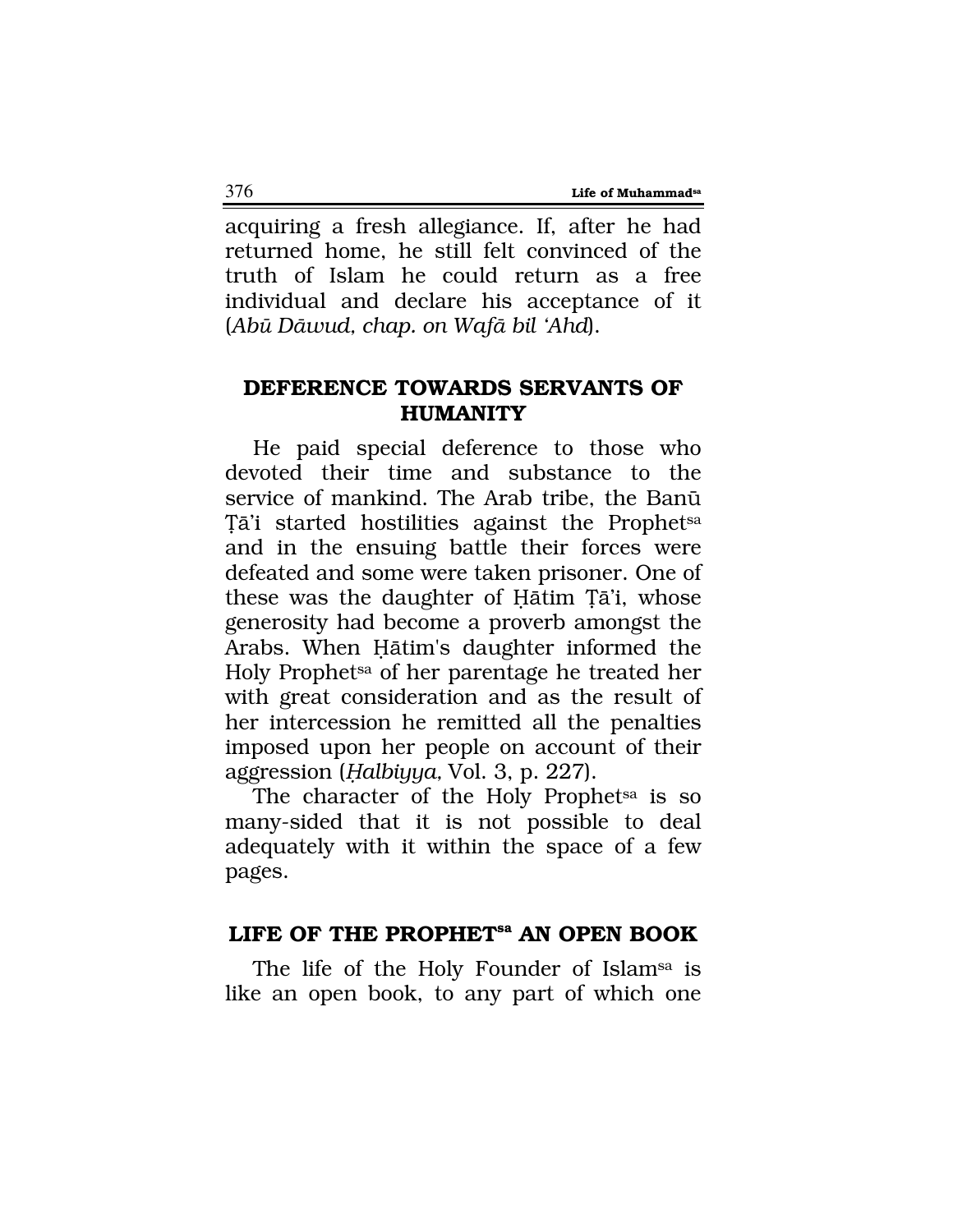acquiring a fresh allegiance. If, after he had returned home, he still felt convinced of the truth of Islam he could return as a free individual and declare his acceptance of it (*Abū Dāwud, chap. on Wafā bil 'Ahd*).

## DEFERENCE TOWARDS SERVANTS OF HUMANITY

He paid special deference to those who devoted their time and substance to the service of mankind. The Arab tribe, the Banū Ṭā'i started hostilities against the Prophet[sa] and in the ensuing battle their forces were defeated and some were taken prisoner. One of these was the daughter of Ḥātim Ṭā'i, whose generosity had become a proverb amongst the Arabs. When Ḥātim's daughter informed the Holy Prophet[sa] of her parentage he treated her with great consideration and as the result of her intercession he remitted all the penalties imposed upon her people on account of their aggression (*Ḥalbiyya,* Vol. 3, p. 227).

The character of the Holy Prophet[sa] is so many-sided that it is not possible to deal adequately with it within the space of a few pages.

## LIFE OF THE PROPHET[sa] AN OPEN BOOK

The life of the Holy Founder of Islam[sa] is like an open book, to any part of which one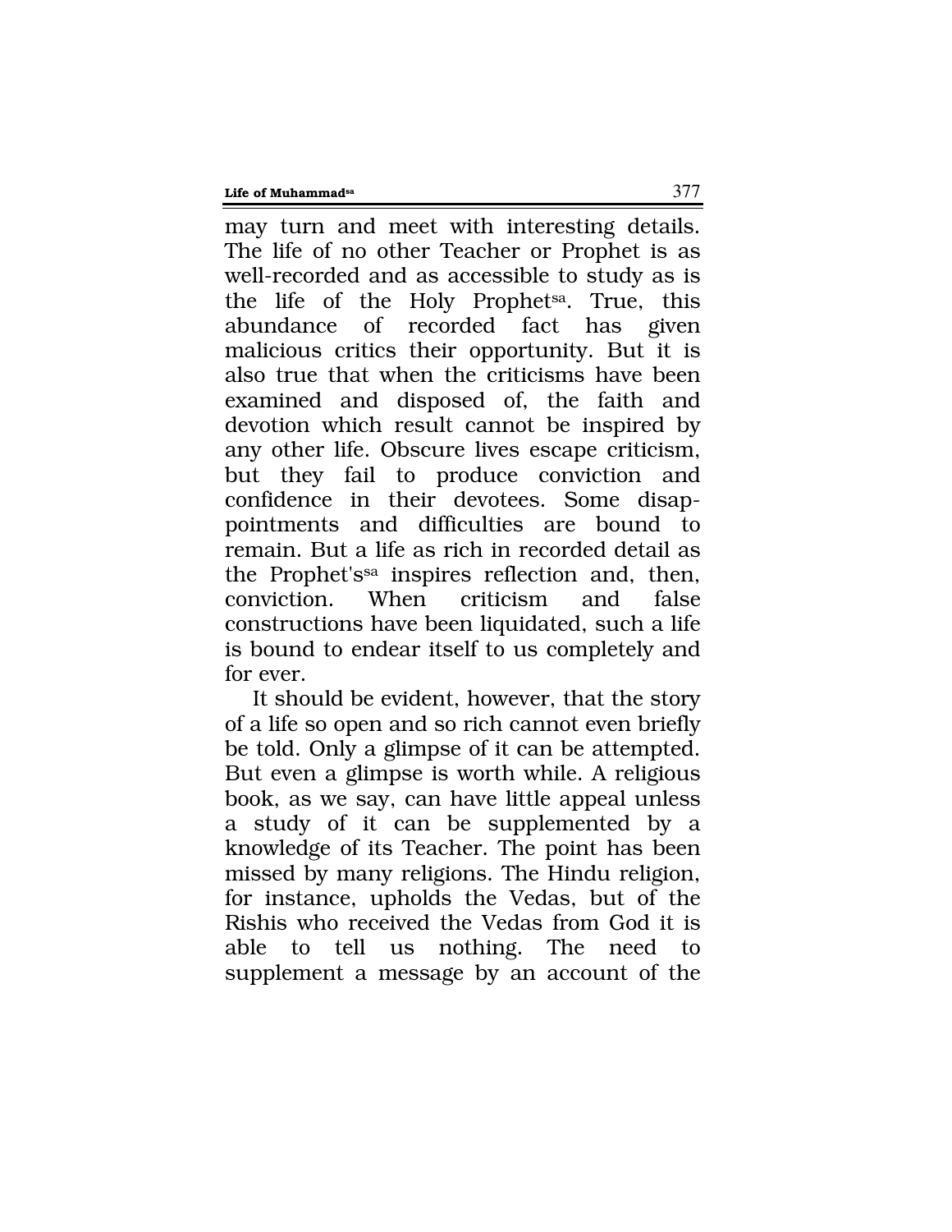may turn and meet with interesting details. The life of no other Teacher or Prophet is as well-recorded and as accessible to study as is the life of the Holy Prophet[sa]. True, this abundance of recorded fact has given malicious critics their opportunity. But it is also true that when the criticisms have been examined and disposed of, the faith and devotion which result cannot be inspired by any other life. Obscure lives escape criticism, but they fail to produce conviction and confidence in their devotees. Some disappointments and difficulties are bound to remain. But a life as rich in recorded detail as the Prophet's[sa] inspires reflection and, then, conviction. When criticism and false constructions have been liquidated, such a life is bound to endear itself to us completely and for ever.

It should be evident, however, that the story of a life so open and so rich cannot even briefly be told. Only a glimpse of it can be attempted. But even a glimpse is worth while. A religious book, as we say, can have little appeal unless a study of it can be supplemented by a knowledge of its Teacher. The point has been missed by many religions. The Hindu religion, for instance, upholds the Vedas, but of the Rishis who received the Vedas from God it is able to tell us nothing. The need to supplement a message by an account of the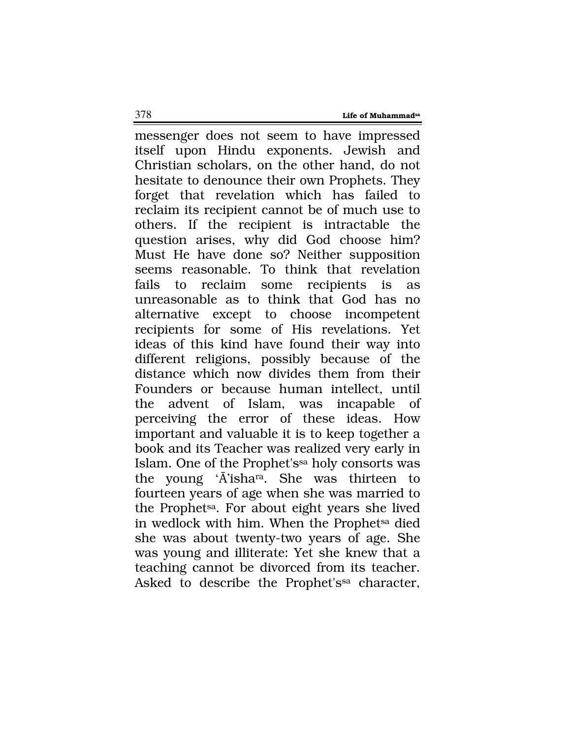messenger does not seem to have impressed itself upon Hindu exponents. Jewish and Christian scholars, on the other hand, do not hesitate to denounce their own Prophets. They forget that revelation which has failed to reclaim its recipient cannot be of much use to others. If the recipient is intractable the question arises, why did God choose him? Must He have done so? Neither supposition seems reasonable. To think that revelation fails to reclaim some recipients is as unreasonable as to think that God has no alternative except to choose incompetent recipients for some of His revelations. Yet ideas of this kind have found their way into different religions, possibly because of the distance which now divides them from their Founders or because human intellect, until the advent of Islam, was incapable of perceiving the error of these ideas. How important and valuable it is to keep together a book and its Teacher was realized very early in Islam. One of the Prophet'ssa holy consorts was the young 'Ā'ishara. She was thirteen to fourteen years of age when she was married to the Prophetsa. For about eight years she lived in wedlock with him. When the Prophetsa died she was about twenty-two years of age. She was young and illiterate: Yet she knew that a teaching cannot be divorced from its teacher. Asked to describe the Prophet'ssa character,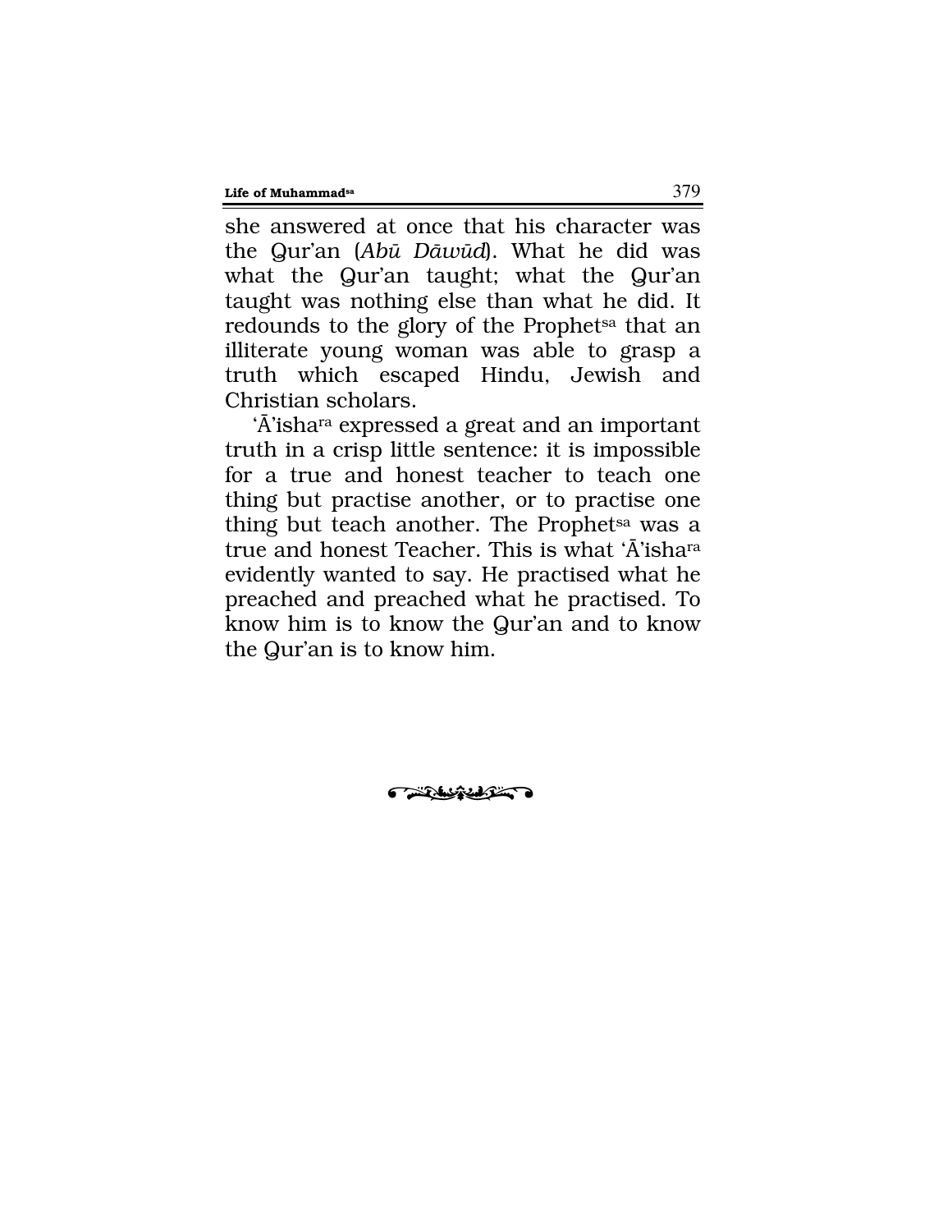she answered at once that his character was the Qur'an (*Abū Dāwūd*). What he did was what the Qur'an taught; what the Qur'an taught was nothing else than what he did. It redounds to the glory of the Prophet[sa] that an illiterate young woman was able to grasp a truth which escaped Hindu, Jewish and Christian scholars.

'Ā'isha[ra] expressed a great and an important truth in a crisp little sentence: it is impossible for a true and honest teacher to teach one thing but practise another, or to practise one thing but teach another. The Prophet[sa] was a true and honest Teacher. This is what 'Ā'isha[ra] evidently wanted to say. He practised what he preached and preached what he practised. To know him is to know the Qur'an and to know the Qur'an is to know him.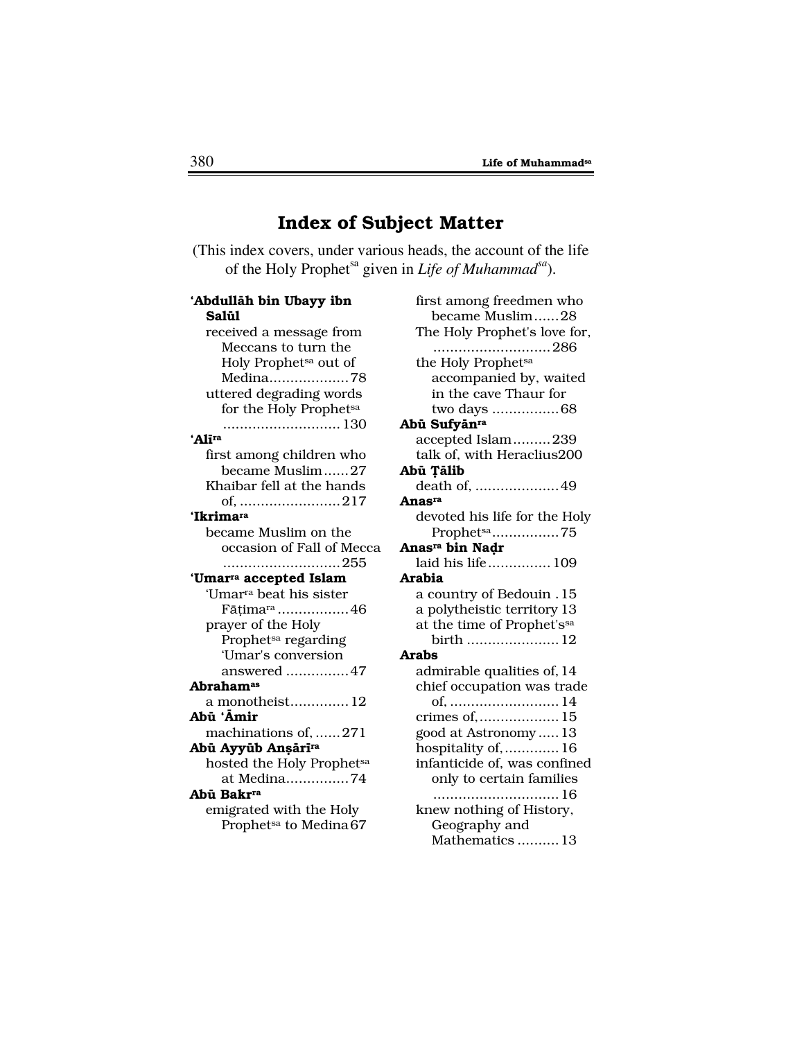# Index of Subject Matter

(This index covers, under various heads, the account of the life of the Holy Prophet[sa] given in *Life of Muhammad[sa]*).

**'Abdullāh bin Ubayy ibn Salūl**
- received a message from Meccans to turn the Holy Prophet[sa] out of Medina...................78
- uttered degrading words for the Holy Prophet[sa] ............................130

**'Alī[ra]**
- first among children who became Muslim......27
- Khaibar fell at the hands of, ........................217

**'Ikrima[ra]**
- became Muslim on the occasion of Fall of Mecca ............................255

**'Umar[ra] accepted Islam**
- 'Umar[ra] beat his sister Fāṭima[ra] .................46
- prayer of the Holy Prophet[sa] regarding 'Umar's conversion answered ...............47

**Abraham[as]**
- a monotheist..............12

**Abū 'Āmir**
- machinations of, ......271

**Abū Ayyūb Anṣārī[ra]**
- hosted the Holy Prophet[sa] at Medina...............74

**Abū Bakr[ra]**
- emigrated with the Holy Prophet[sa] to Medina67
- first among freedmen who became Muslim......28
- The Holy Prophet's love for, ............................286
- the Holy Prophet[sa] accompanied by, waited in the cave Thaur for two days ................68

**Abū Sufyān[ra]**
- accepted Islam.........239
- talk of, with Heraclius200

**Abū Ṭālib**
- death of, ....................49

**Anas[ra]**
- devoted his life for the Holy Prophet[sa]................75

**Anas[ra] bin Naḍr**
- laid his life...............109

**Arabia**
- a country of Bedouin .15
- a polytheistic territory 13
- at the time of Prophet's[sa] birth ......................12

**Arabs**
- admirable qualities of, 14
- chief occupation was trade of, ..........................14
- crimes of,...................15
- good at Astronomy.....13
- hospitality of,.............16
- infanticide of, was confined only to certain families ..............................16
- knew nothing of History, Geography and Mathematics ..........13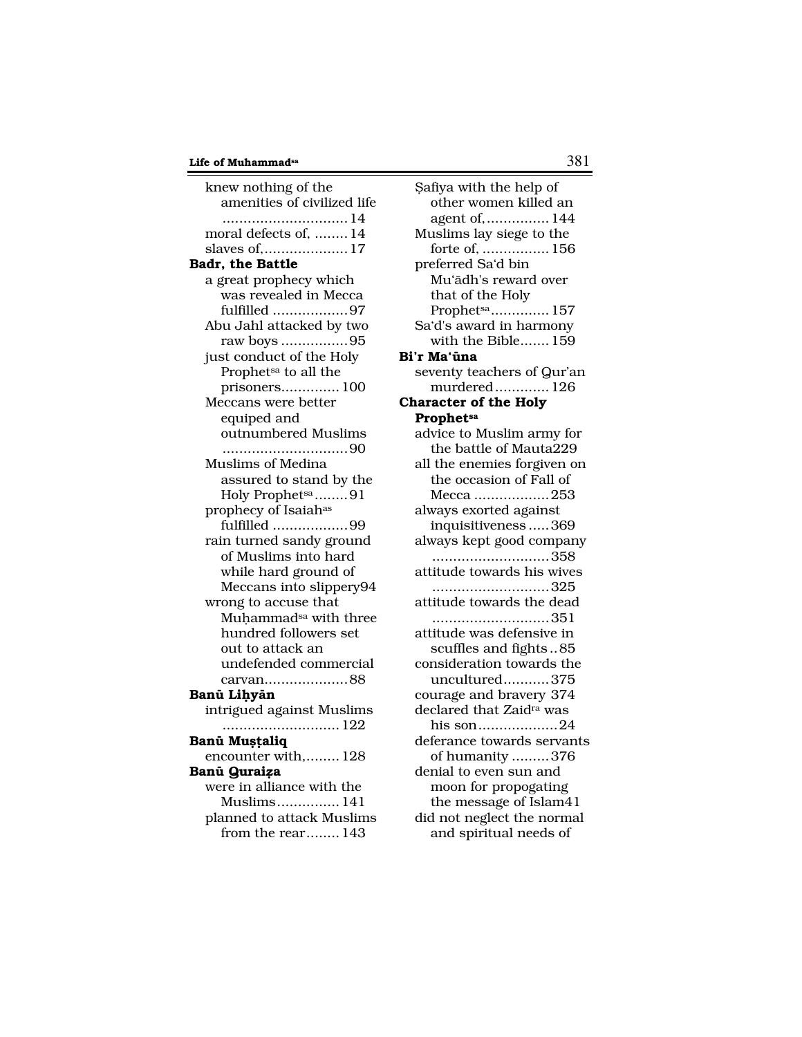knew nothing of the amenities of civilized life ..............................14
moral defects of, ........14
slaves of,....................17

**Badr, the Battle**
a great prophecy which was revealed in Mecca fulfilled ..................97
Abu Jahl attacked by two raw boys ................95
just conduct of the Holy Prophet[sa] to all the prisoners..............100
Meccans were better equiped and outnumbered Muslims ..............................90
Muslims of Medina assured to stand by the Holy Prophet[sa]........91
prophecy of Isaiah[as] fulfilled ..................99
rain turned sandy ground of Muslims into hard while hard ground of Meccans into slippery94
wrong to accuse that Muḥammad[sa] with three hundred followers set out to attack an undefended commercial carvan....................88

**Banū Liḥyān**
intrigued against Muslims ............................122

**Banū Muṣṭaliq**
encounter with,.........128

**Banū Quraiẓa**
were in alliance with the Muslims...............141
planned to attack Muslims from the rear........143
Ṣafiya with the help of other women killed an agent of,...............144
Muslims lay siege to the forte of, ................156
preferred Sa'd bin Mu'ādh's reward over that of the Holy Prophet[sa]..............157
Sa'd's award in harmony with the Bible.......159

**Bi'r Ma'ūna**
seventy teachers of Qur'an murdered.............126

**Character of the Holy Prophet[sa]**
advice to Muslim army for the battle of Mauta229
all the enemies forgiven on the occasion of Fall of Mecca ..................253
always exorted against inquisitiveness .....369
always kept good company ............................358
attitude towards his wives ............................325
attitude towards the dead ............................351
attitude was defensive in scuffles and fights..85
consideration towards the uncultured...........375
courage and bravery 374
declared that Zaid[ra] was his son...................24
deferance towards servants of humanity .........376
denial to even sun and moon for propogating the message of Islam41
did not neglect the normal and spiritual needs of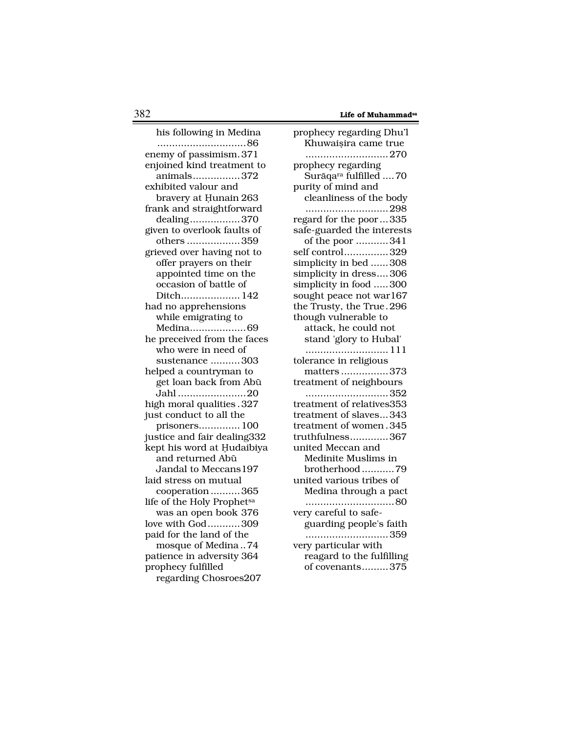his following in Medina ..............................86
enemy of passimism.371
enjoined kind treatment to animals................372
exhibited valour and bravery at Ḥunain 263
frank and straightforward dealing.................370
given to overlook faults of others ..................359
grieved over having not to offer prayers on their appointed time on the occasion of battle of Ditch.................... 142
had no apprehensions while emigrating to Medina...................69
he preceived from the faces who were in need of sustenance ..........303
helped a countryman to get loan back from Abū Jahl .......................20
high moral qualities .327
just conduct to all the prisoners.............. 100
justice and fair dealing332
kept his word at Ḥudaibiya and returned Abū Jandal to Meccans197
laid stress on mutual cooperation ..........365
life of the Holy Prophet[sa] was an open book 376
love with God...........309
paid for the land of the mosque of Medina ..74
patience in adversity 364
prophecy fulfilled regarding Chosroes207
prophecy regarding Dhu'l Khuwaiṣira came true ............................270
prophecy regarding Surāqa[ra] fulfilled ....70
purity of mind and cleanliness of the body ............................298
regard for the poor ...335
safe-guarded the interests of the poor ...........341
self control...............329
simplicity in bed ......308
simplicity in dress....306
simplicity in food .....300
sought peace not war167
the Trusty, the True .296
though vulnerable to attack, he could not stand 'glory to Hubal' ............................ 111
tolerance in religious matters ................373
treatment of neighbours ............................352
treatment of relatives353
treatment of slaves...343
treatment of women .345
truthfulness.............367
united Meccan and Medinite Muslims in brotherhood ...........79
united various tribes of Medina through a pact ..............................80
very careful to safe-guarding people's faith ............................359
very particular with reagard to the fulfilling of covenants.........375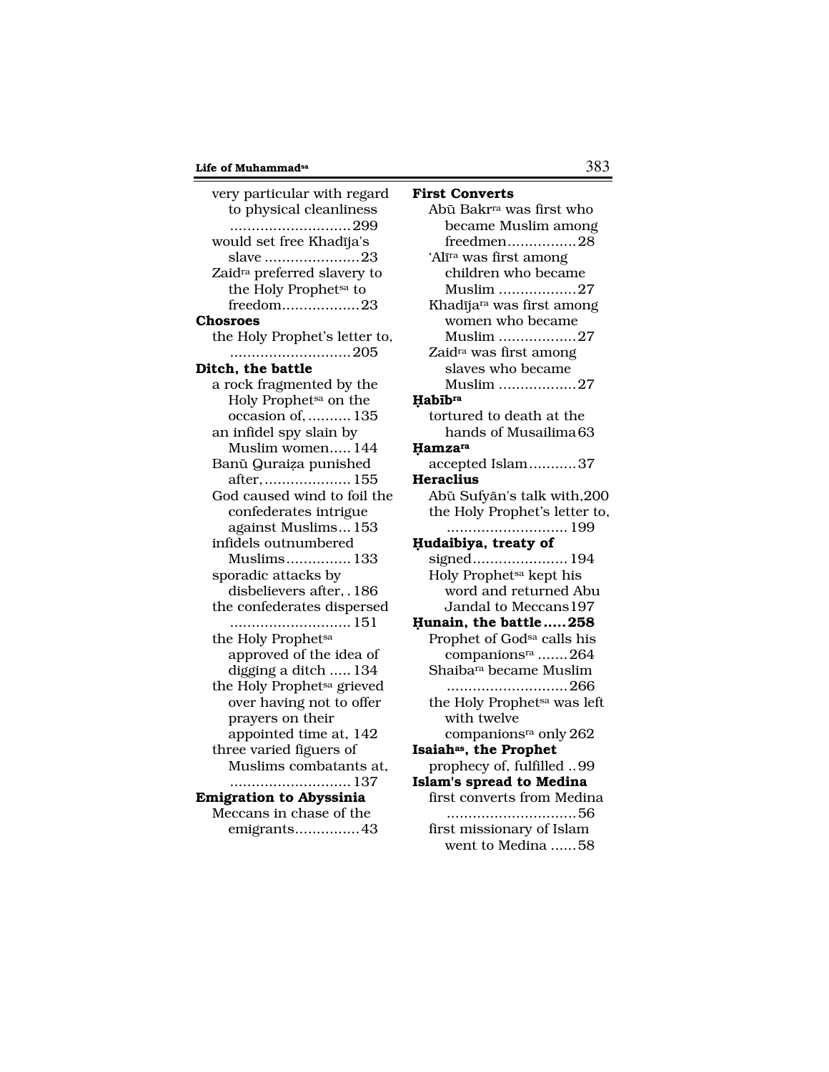very particular with regard to physical cleanliness ............................299

would set free Khadīja's slave ......................23

Zaid[ra] preferred slavery to the Holy Prophet[sa] to freedom..................23

**Chosroes**

the Holy Prophet's letter to, ............................205

**Ditch, the battle**

a rock fragmented by the Holy Prophet[sa] on the occasion of, .......... 135

an infidel spy slain by Muslim women..... 144

Banū Quraiẓa punished after, .................... 155

God caused wind to foil the confederates intrigue against Muslims... 153

infidels outnumbered Muslims............... 133

sporadic attacks by disbelievers after, . 186

the confederates dispersed ............................ 151

the Holy Prophet[sa] approved of the idea of digging a ditch ..... 134

the Holy Prophet[sa] grieved over having not to offer prayers on their appointed time at, 142

three varied figuers of Muslims combatants at, ............................ 137

**Emigration to Abyssinia**

Meccans in chase of the emigrants...............43

**First Converts**

Abū Bakr[ra] was first who became Muslim among freedmen................28

'Alī[ra] was first among children who became Muslim ..................27

Khadīja[ra] was first among women who became Muslim ..................27

Zaid[ra] was first among slaves who became Muslim ..................27

**Ḥabīb[ra]**

tortured to death at the hands of Musailima 63

**Ḥamza[ra]**

accepted Islam...........37

**Heraclius**

Abū Sufyān's talk with,200

the Holy Prophet's letter to, ............................ 199

**Ḥudaibiya, treaty of**

signed...................... 194

Holy Prophet[sa] kept his word and returned Abu Jandal to Meccans197

**Ḥunain, the battle..... 258**

Prophet of God[sa] calls his companions[ra] .......264

Shaiba[ra] became Muslim ............................266

the Holy Prophet[sa] was left with twelve companions[ra] only 262

**Isaiah[as], the Prophet**

prophecy of, fulfilled ..99

**Islam's spread to Medina**

first converts from Medina ..............................56

first missionary of Islam went to Medina ......58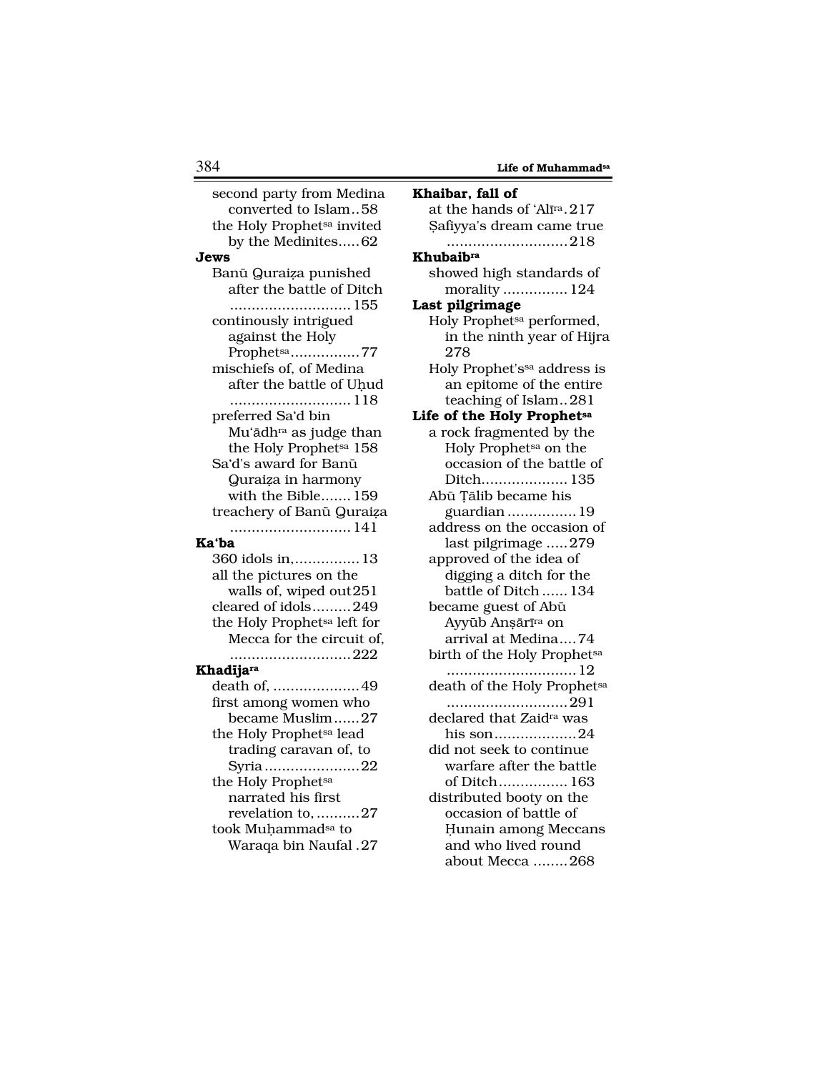second party from Medina converted to Islam..58
the Holy Prophet[sa] invited by the Medinites.....62

**Jews**

Banū Quraiẓa punished after the battle of Ditch ............................155
continously intrigued against the Holy Prophet[sa]................77
mischiefs of, of Medina after the battle of Uḥud ............................118
preferred Sa'd bin Mu'ādh[ra] as judge than the Holy Prophet[sa] 158
Sa'd's award for Banū Quraiẓa in harmony with the Bible.......159
treachery of Banū Quraiẓa ............................141

**Ka'ba**

360 idols in,...............13
all the pictures on the walls of, wiped out251
cleared of idols.........249
the Holy Prophet[sa] left for Mecca for the circuit of, ............................222

**Khadija[ra]**

death of, ....................49
first among women who became Muslim......27
the Holy Prophet[sa] lead trading caravan of, to Syria......................22
the Holy Prophet[sa] narrated his first revelation to, ..........27
took Muḥammad[sa] to Waraqa bin Naufal .27

**Khaibar, fall of**

at the hands of 'Alī[ra].217
Ṣafiyya's dream came true ............................218

**Khubaib[ra]**

showed high standards of morality ...............124

**Last pilgrimage**

Holy Prophet[sa] performed, in the ninth year of Hijra 278
Holy Prophet's[sa] address is an epitome of the entire teaching of Islam..281

**Life of the Holy Prophet[sa]**

a rock fragmented by the Holy Prophet[sa] on the occasion of the battle of Ditch....................135
Abū Ṭālib became his guardian ................19
address on the occasion of last pilgrimage .....279
approved of the idea of digging a ditch for the battle of Ditch ......134
became guest of Abū Ayyūb Anṣārī[ra] on arrival at Medina....74
birth of the Holy Prophet[sa] ..............................12
death of the Holy Prophet[sa] ............................291
declared that Zaid[ra] was his son...................24
did not seek to continue warfare after the battle of Ditch................163
distributed booty on the occasion of battle of Ḥunain among Meccans and who lived round about Mecca ........268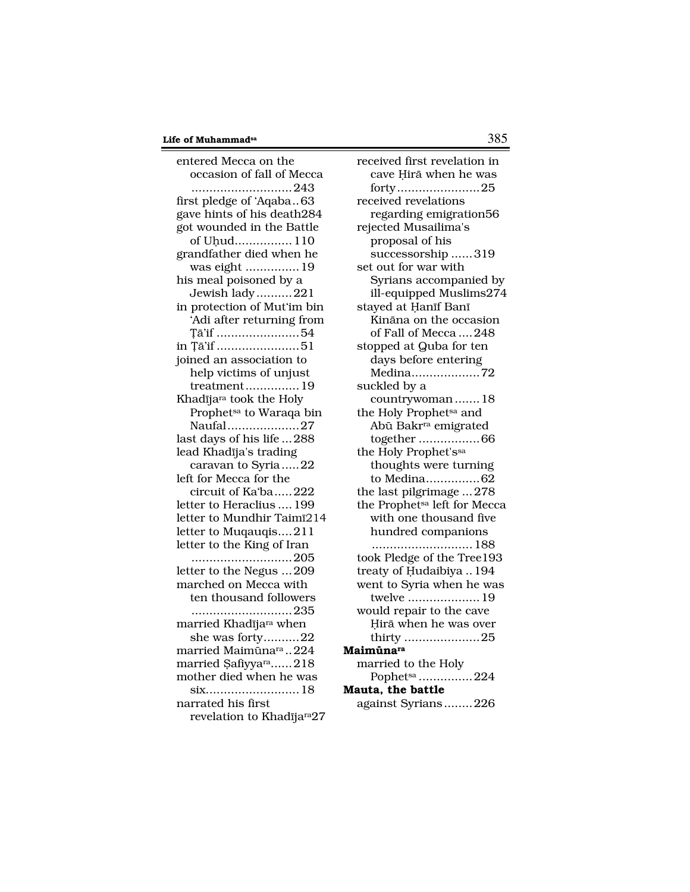entered Mecca on the occasion of fall of Mecca ............................243
first pledge of 'Aqaba..63
gave hints of his death284
got wounded in the Battle of Uḥud................110
grandfather died when he was eight ...............19
his meal poisoned by a Jewish lady..........221
in protection of Mut'im bin 'Adi after returning from Ṭā'if .......................54
in Ṭā'if .......................51
joined an association to help victims of unjust treatment...............19
Khadījara took the Holy Prophetsa to Waraqa bin Naufal....................27
last days of his life ...288
lead Khadīja's trading caravan to Syria.....22
left for Mecca for the circuit of Ka'ba.....222
letter to Heraclius ....199
letter to Mundhir Taimī214
letter to Muqauqis....211
letter to the King of Iran ............................205
letter to the Negus ...209
marched on Mecca with ten thousand followers ............................235
married Khadījara when she was forty..........22
married Maimūnara ..224
married Ṣafiyyara......218
mother died when he was six..........................18
narrated his first revelation to Khadījara27
received first revelation in cave Ḥirā when he was forty.......................25
received revelations regarding emigration56
rejected Musailima's proposal of his successorship ......319
set out for war with Syrians accompanied by ill-equipped Muslims274
stayed at Ḥanīf Banī Kināna on the occasion of Fall of Mecca ....248
stopped at Quba for ten days before entering Medina...................72
suckled by a countrywoman.......18
the Holy Prophetsa and Abū Bakrra emigrated together .................66
the Holy Prophet'ssa thoughts were turning to Medina...............62
the last pilgrimage ...278
the Prophetsa left for Mecca with one thousand five hundred companions ............................188
took Pledge of the Tree193
treaty of Ḥudaibiya ..194
went to Syria when he was twelve ....................19
would repair to the cave Ḥirā when he was over thirty .....................25

**Maimūnara**
married to the Holy Pophetsa ...............224

**Mauta, the battle**
against Syrians........226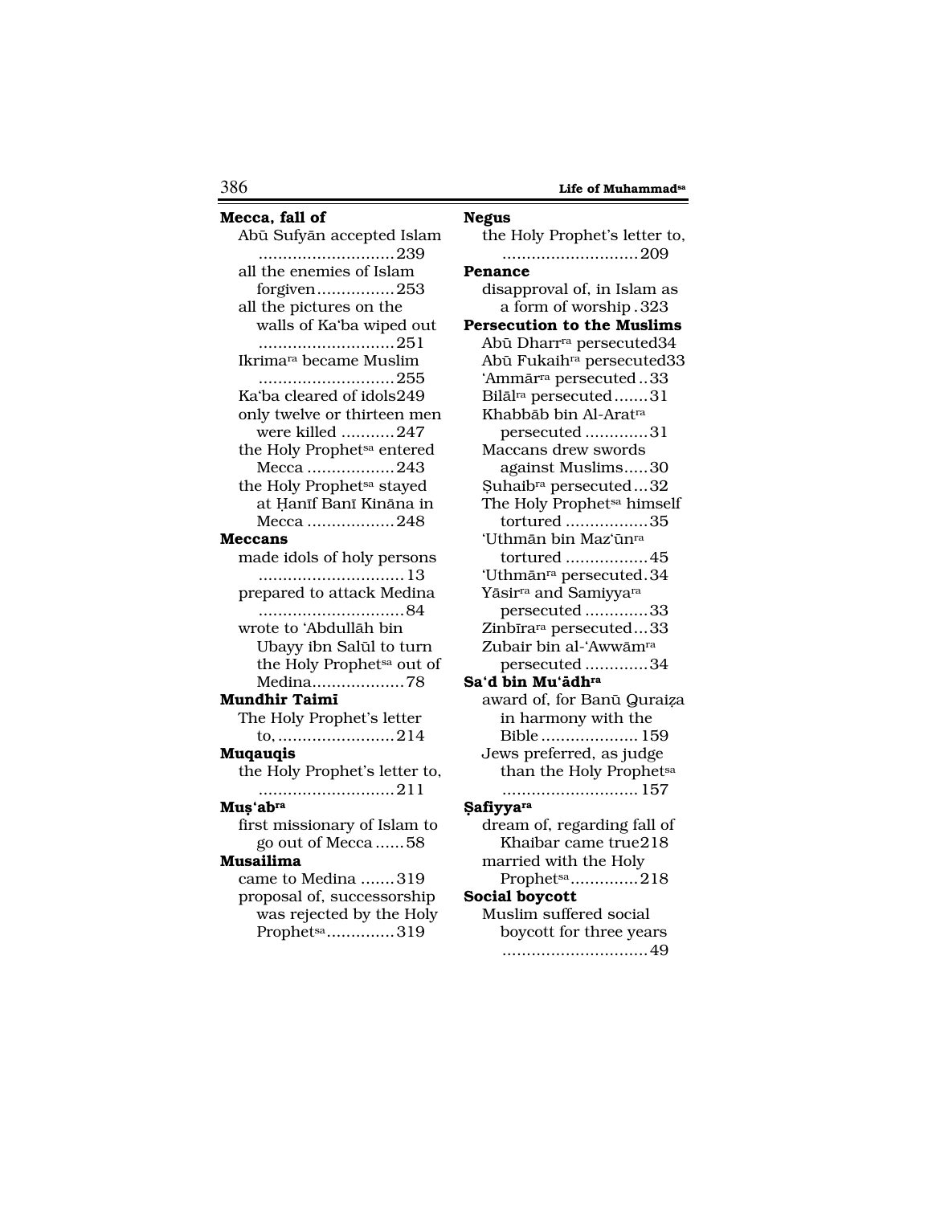**Mecca, fall of**

- Abū Sufyān accepted Islam ............................239
- all the enemies of Islam forgiven................253
- all the pictures on the walls of Ka'ba wiped out ............................251
- Ikrima[ra] became Muslim ............................255
- Ka'ba cleared of idols249
- only twelve or thirteen men were killed ...........247
- the Holy Prophet[sa] entered Mecca ..................243
- the Holy Prophet[sa] stayed at Ḥanīf Banī Kināna in Mecca ..................248

**Meccans**

- made idols of holy persons .............................13
- prepared to attack Medina .............................84
- wrote to 'Abdullāh bin Ubayy ibn Salūl to turn the Holy Prophet[sa] out of Medina...................78

**Mundhir Taimī**

- The Holy Prophet's letter to, ........................214

**Muqauqis**

- the Holy Prophet's letter to, ............................211

**Muṣ'ab[ra]**

- first missionary of Islam to go out of Mecca ......58

**Musailima**

- came to Medina .......319
- proposal of, successorship was rejected by the Holy Prophet[sa]..............319

**Negus**

- the Holy Prophet's letter to, ............................209

**Penance**

- disapproval of, in Islam as a form of worship .323

**Persecution to the Muslims**

- Abū Dharr[ra] persecuted34
- Abū Fukaih[ra] persecuted33
- 'Ammār[ra] persecuted ..33
- Bilāl[ra] persecuted.......31
- Khabbāb bin Al-Arat[ra] persecuted .............31
- Maccans drew swords against Muslims.....30
- Ṣuhaib[ra] persecuted...32
- The Holy Prophet[sa] himself tortured .................35
- 'Uthmān bin Maz'ūn[ra] tortured .................45
- 'Uthmān[ra] persecuted.34
- Yāsir[ra] and Samiyya[ra] persecuted .............33
- Zinbīra[ra] persecuted...33
- Zubair bin al-'Awwām[ra] persecuted .............34

**Sa'd bin Mu'ādh[ra]**

- award of, for Banū Quraiẓa in harmony with the Bible .................... 159
- Jews preferred, as judge than the Holy Prophet[sa] ............................ 157

**Ṣafiyya[ra]**

- dream of, regarding fall of Khaibar came true218
- married with the Holy Prophet[sa]..............218

**Social boycott**

- Muslim suffered social boycott for three years ..............................49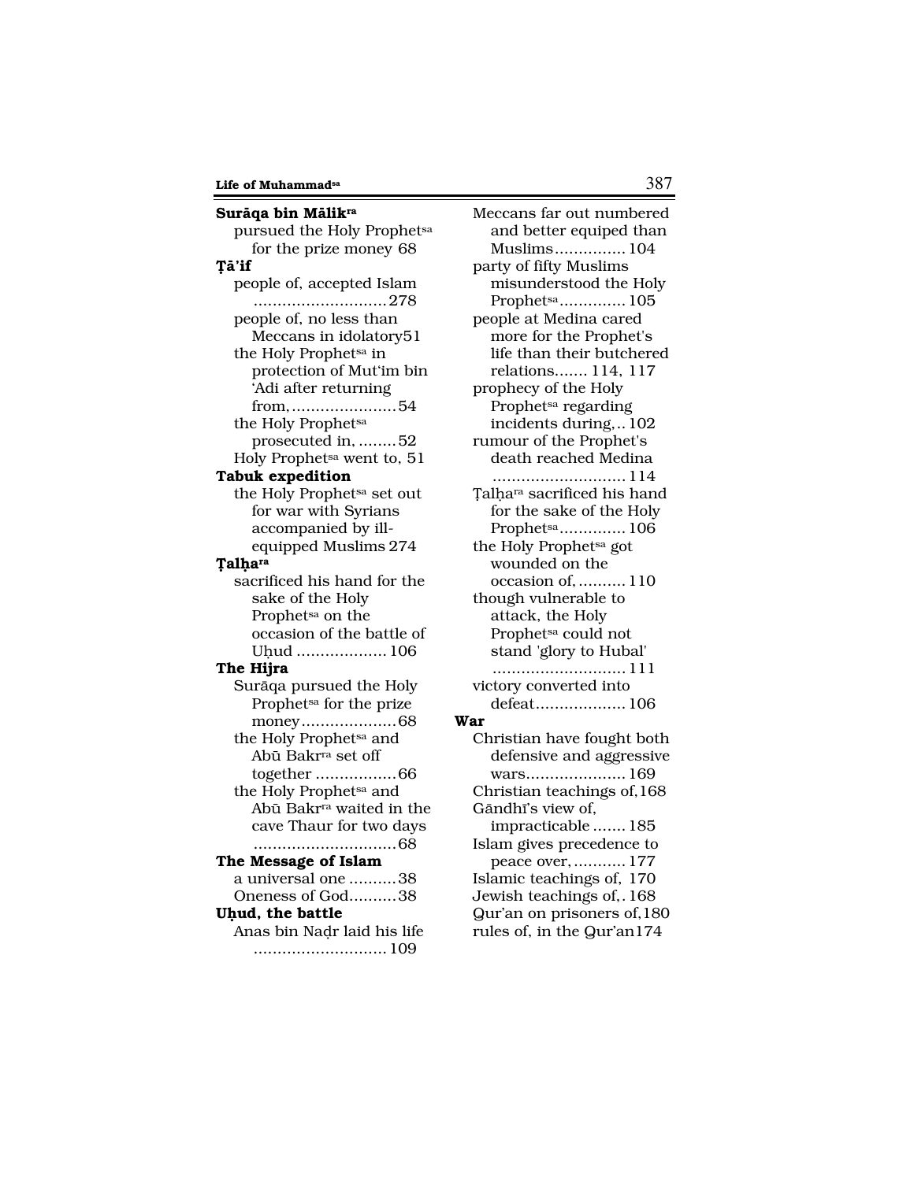**Surāqa bin Mālik[ra]**

- pursued the Holy Prophet[sa] for the prize money 68

**Ṭā'if**

- people of, accepted Islam ............................278
- people of, no less than Meccans in idolatory51
- the Holy Prophet[sa] in protection of Mut'im bin 'Adi after returning from,......................54
- the Holy Prophet[sa] prosecuted in, ........52
- Holy Prophet[sa] went to, 51

**Tabuk expedition**

- the Holy Prophet[sa] set out for war with Syrians accompanied by ill-equipped Muslims 274

**Ṭalḥa[ra]**

- sacrificed his hand for the sake of the Holy Prophet[sa] on the occasion of the battle of Uḥud ...................106

**The Hijra**

- Surāqa pursued the Holy Prophet[sa] for the prize money....................68
- the Holy Prophet[sa] and Abū Bakr[ra] set off together .................66
- the Holy Prophet[sa] and Abū Bakr[ra] waited in the cave Thaur for two days .............................68

**The Message of Islam**

- a universal one ..........38
- Oneness of God..........38

**Uḥud, the battle**

- Anas bin Naḍr laid his life ............................109
- Meccans far out numbered and better equiped than Muslims...............104
- party of fifty Muslims misunderstood the Holy Prophet[sa]..............105
- people at Medina cared more for the Prophet's life than their butchered relations....... 114, 117
- prophecy of the Holy Prophet[sa] regarding incidents during,.. 102
- rumour of the Prophet's death reached Medina ............................114
- Ṭalḥa[ra] sacrificed his hand for the sake of the Holy Prophet[sa]..............106
- the Holy Prophet[sa] got wounded on the occasion of,..........110
- though vulnerable to attack, the Holy Prophet[sa] could not stand 'glory to Hubal' ............................111
- victory converted into defeat...................106

**War**

- Christian have fought both defensive and aggressive wars.....................169
- Christian teachings of,168
- Gāndhī's view of, impracticable .......185
- Islam gives precedence to peace over,...........177
- Islamic teachings of, 170
- Jewish teachings of,. 168
- Qur'an on prisoners of,180
- rules of, in the Qur'an174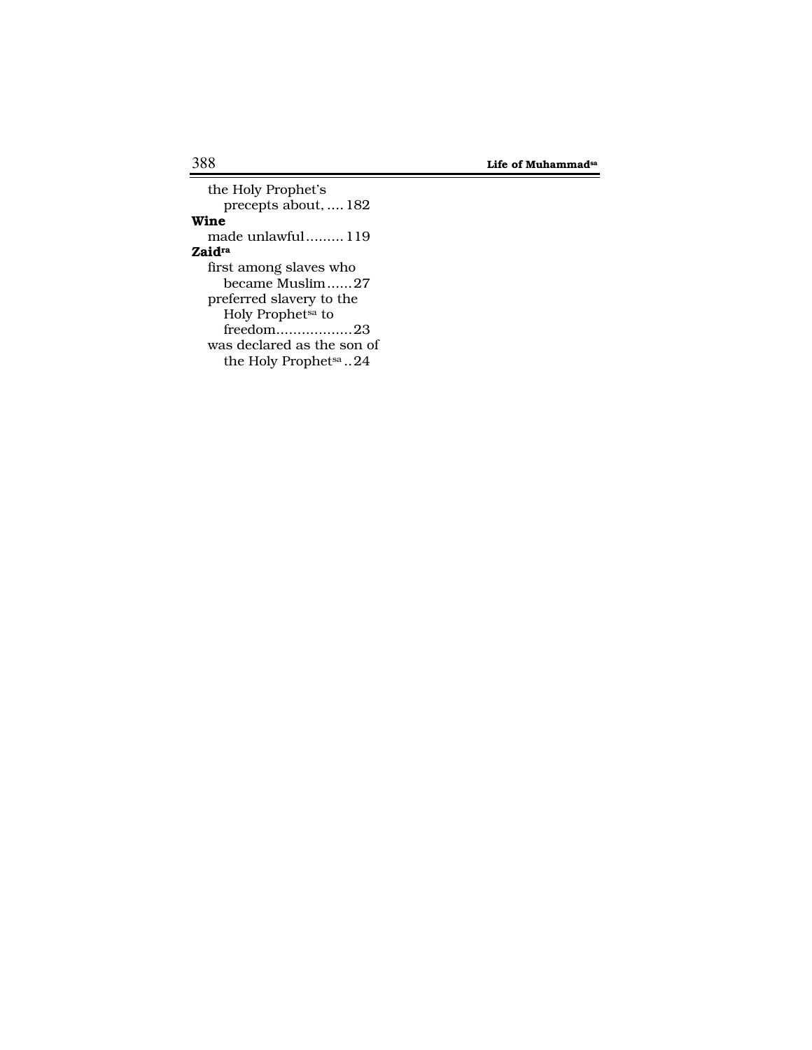the Holy Prophet's
  precepts about, .... 182

**Wine**

made unlawful......... 119

**Zaid**[ra]

first among slaves who
  became Muslim......27

preferred slavery to the
  Holy Prophet[sa] to
  freedom.................23

was declared as the son of
  the Holy Prophet[sa] ..24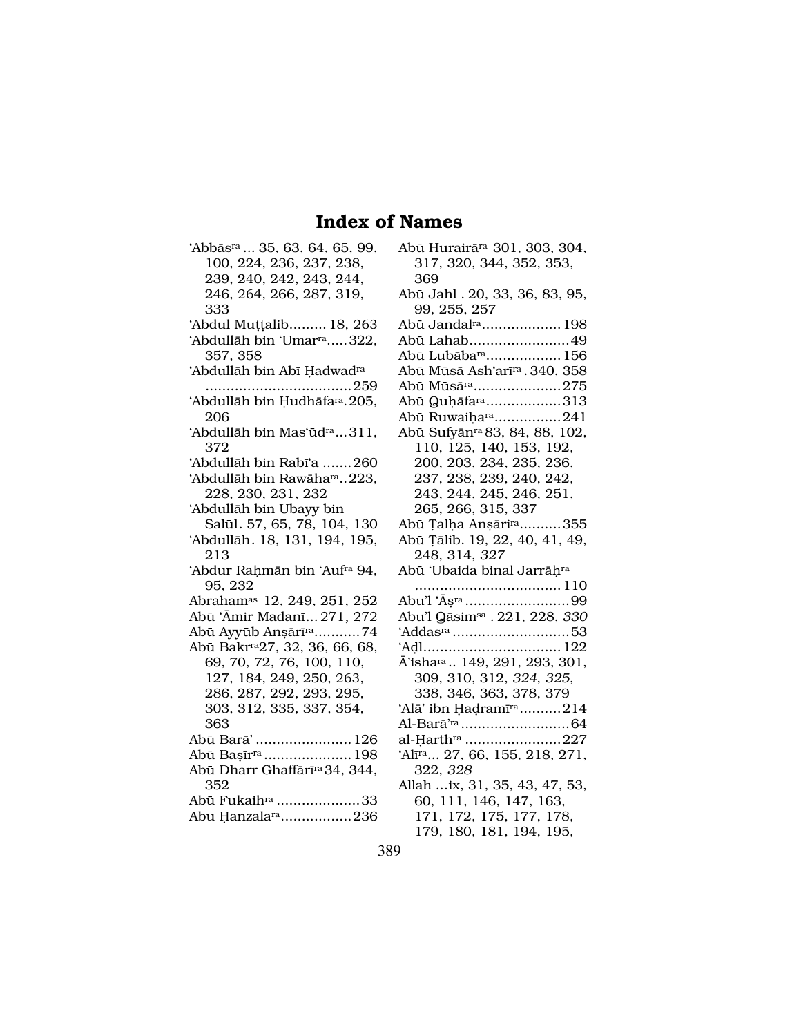# Index of Names

'Abbās[ra] ... 35, 63, 64, 65, 99, 100, 224, 236, 237, 238, 239, 240, 242, 243, 244, 246, 264, 266, 287, 319, 333

'Abdul Muṭṭalib......... 18, 263

'Abdullāh bin 'Umar[ra]..... 322, 357, 358

'Abdullāh bin Abī Ḥadwad[ra] .................................. 259

'Abdullāh bin Ḥudhāfa[ra]. 205, 206

'Abdullāh bin Mas'ūd[ra]... 311, 372

'Abdullāh bin Rabī'a ....... 260

'Abdullāh bin Rawāha[ra].. 223, 228, 230, 231, 232

'Abdullāh bin Ubayy bin Salūl. 57, 65, 78, 104, 130

'Abdullāh. 18, 131, 194, 195, 213

'Abdur Raḥmān bin 'Auf[ra] 94, 95, 232

Abraham[as] 12, 249, 251, 252

Abū 'Āmir Madanī... 271, 272

Abū Ayyūb Anṣārī[ra]........... 74

Abū Bakr[ra] 27, 32, 36, 66, 68, 69, 70, 72, 76, 100, 110, 127, 184, 249, 250, 263, 286, 287, 292, 293, 295, 303, 312, 335, 337, 354, 363

Abū Barā' ....................... 126

Abū Baṣīr[ra] ..................... 198

Abū Dharr Ghaffārī[ra] 34, 344, 352

Abū Fukaih[ra] .................... 33

Abu Ḥanzala[ra]................. 236

Abū Hurairā[ra] 301, 303, 304, 317, 320, 344, 352, 353, 369

Abū Jahl . 20, 33, 36, 83, 95, 99, 255, 257

Abū Jandal[ra].................. 198

Abū Lahab........................ 49

Abū Lubāba[ra].................. 156

Abū Mūsā Ash'arī[ra] . 340, 358

Abū Mūsā[ra]..................... 275

Abū Quḥāfa[ra].................. 313

Abū Ruwaiḥa[ra]................ 241

Abū Sufyān[ra] 83, 84, 88, 102, 110, 125, 140, 153, 192, 200, 203, 234, 235, 236, 237, 238, 239, 240, 242, 243, 244, 245, 246, 251, 265, 266, 315, 337

Abū Ṭalḥa Anṣārī[ra].......... 355

Abū Ṭālib. 19, 22, 40, 41, 49, 248, 314, *327*

Abū 'Ubaida binal Jarrāḥ[ra] .................................. 110

Abu'l 'Āṣ[ra] ......................... 99

Abu'l Qāsim[sa] . 221, 228, *330*

'Addas[ra] ............................ 53

'Adl................................. 122

Ā'isha[ra] .. 149, 291, 293, 301, 309, 310, 312, *324*, *325*, 338, 346, 363, 378, 379

'Alā' ibn Ḥaḍramī[ra].......... 214

Al-Barā'[ra] .......................... 64

al-Ḥarth[ra] ....................... 227

'Alī[ra]... 27, 66, 155, 218, 271, 322, *328*

Allah ...ix, 31, 35, 43, 47, 53, 60, 111, 146, 147, 163, 171, 172, 175, 177, 178, 179, 180, 181, 194, 195,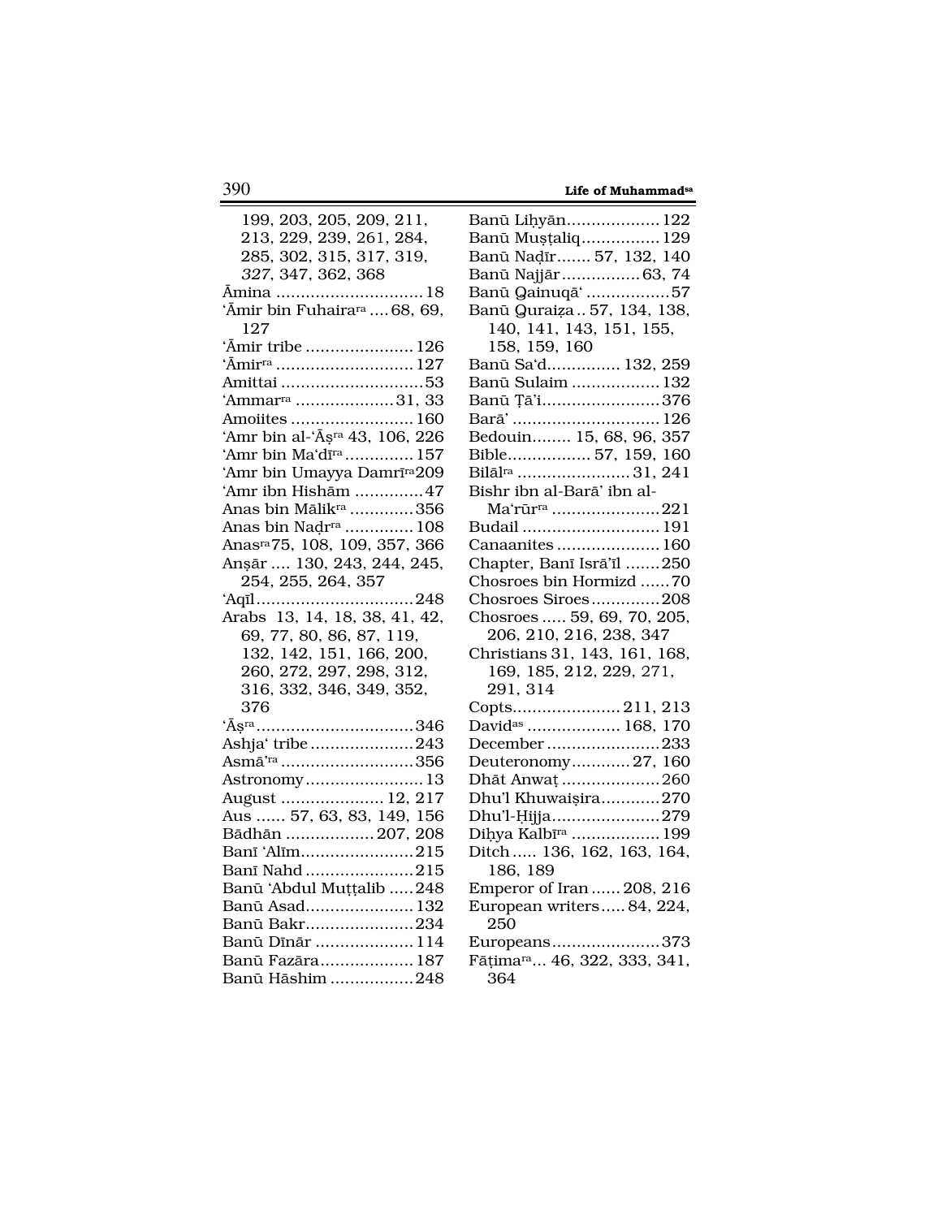199, 203, 205, 209, 211, 213, 229, 239, 261, 284, 285, 302, 315, 317, 319, *327*, 347, 362, 368
Āmina .............................. 18
'Āmir bin Fuhaira[ra] .... 68, 69, 127
'Āmir tribe ...................... 126
'Āmir[ra] ........................... 127
Amittai ............................. 53
'Ammar[ra] .................... 31, 33
Amoiites ......................... 160
'Amr bin al-'Āṣ[ra] 43, 106, 226
'Amr bin Ma'dī[ra] ............. 157
'Amr bin Umayya Damrī[ra] 209
'Amr ibn Hishām .............. 47
Anas bin Mālik[ra] ............. 356
Anas bin Naḍr[ra] .............. 108
Anas[ra] 75, 108, 109, 357, 366
Anṣār .... 130, 243, 244, 245, 254, 255, 264, 357
'Aqīl ................................ 248
Arabs 13, 14, 18, 38, 41, 42, 69, 77, 80, 86, 87, 119, 132, 142, 151, 166, 200, 260, 272, 297, 298, 312, 316, 332, 346, 349, 352, 376
'Āṣ[ra] ................................ 346
Ashja' tribe ..................... 243
Asmā'[ra] ........................... 356
Astronomy ........................ 13
August ..................... 12, 217
Aus ...... 57, 63, 83, 149, 156
Bādhān .................. 207, 208
Banī 'Alīm ....................... 215
Banī Nahd ....................... 215
Banū 'Abdul Muṭṭalib ..... 248
Banū Asad ....................... 132
Banū Bakr ....................... 234
Banū Dīnār ..................... 114
Banū Fazāra .................... 187
Banū Hāshim ................. 248
Banū Liḥyān .................... 122
Banū Muṣṭaliq ................ 129
Banū Naḍīr ....... 57, 132, 140
Banū Najjār ................ 63, 74
Banū Qainuqā' ................. 57
Banū Quraiẓa .. 57, 134, 138, 140, 141, 143, 151, 155, 158, 159, 160
Banū Sa'd .............. 132, 259
Banū Sulaim .................. 132
Banū Ṭā'i ........................ 376
Barā' .............................. 126
Bedouin ........ 15, 68, 96, 357
Bible ................. 57, 159, 160
Bilāl[ra] ....................... 31, 241
Bishr ibn al-Barā' ibn al-Ma'rūr[ra] ...................... 221
Budail ............................ 191
Canaanites ..................... 160
Chapter, Banī Isrā'īl ....... 250
Chosroes bin Hormizd ...... 70
Chosroes Siroes .............. 208
Chosroes ..... 59, 69, 70, 205, 206, 210, 216, 238, 347
Christians 31, 143, 161, 168, 169, 185, 212, 229, 271, 291, 314
Copts ...................... 211, 213
David[as] ................... 168, 170
December ....................... 233
Deuteronomy ............ 27, 160
Dhāt Anwaṭ .................... 260
Dhu'l Khuwaiṣira ............ 270
Dhu'l-Ḥijja ...................... 279
Diḥya Kalbī[ra] .................. 199
Ditch ..... 136, 162, 163, 164, 186, 189
Emperor of Iran ...... 208, 216
European writers ..... 84, 224, 250
Europeans ...................... 373
Fāṭima[ra]... 46, 322, 333, 341, 364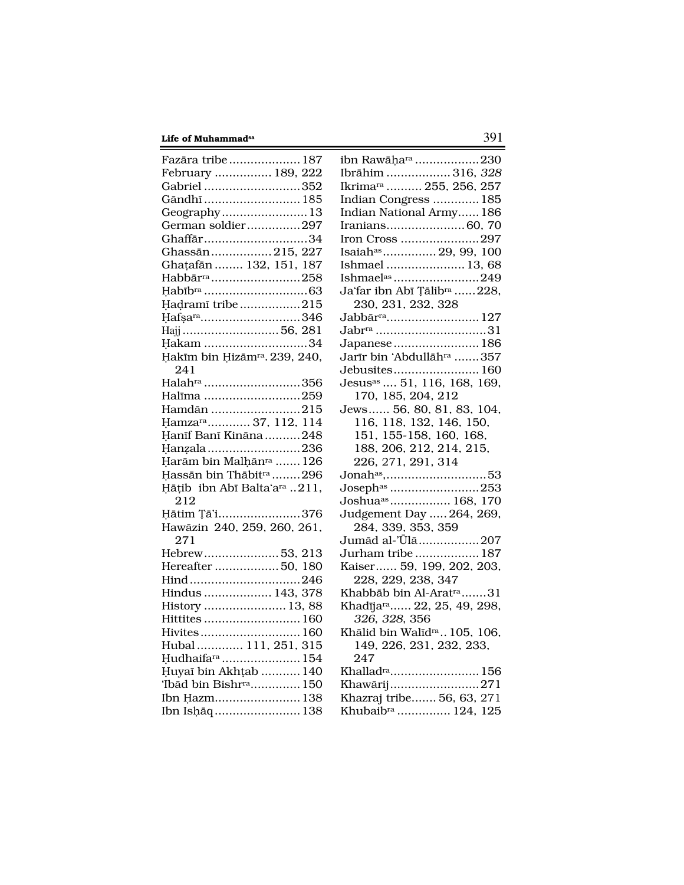Fazāra tribe .................... 187
February ................ 189, 222
Gabriel ........................... 352
Gāndhī ........................... 185
Geography ........................ 13
German soldier ............... 297
Ghaffār ............................. 34
Ghassān ................. 215, 227
Ghaṭafān ........ 132, 151, 187
Habbār[ra] ......................... 258
Ḥabīb[ra] ............................. 63
Ḥaḍramī tribe ................. 215
Ḥafṣa[ra] ............................ 346
Hajj ........................... 56, 281
Ḥakam ............................. 34
Ḥakīm bin Ḥizām[ra]. 239, 240, 241
Halah[ra] ........................... 356
Halīma ........................... 259
Hamdān ......................... 215
Ḥamza[ra] ............ 37, 112, 114
Ḥanīf Banī Kināna .......... 248
Ḥanẓala .......................... 236
Ḥarām bin Malḥān[ra] ....... 126
Ḥassān bin Thābit[ra] ........ 296
Ḥāṭib ibn Abī Balta'a[ra] .. 211, 212
Ḥātim Ṭā'i ....................... 376
Hawāzin 240, 259, 260, 261, 271
Hebrew ..................... 53, 213
Hereafter .................. 50, 180
Hind ............................... 246
Hindus ................... 143, 378
History ....................... 13, 88
Hittites ........................... 160
Hivites ............................ 160
Hubal ............ 111, 251, 315
Ḥudhaifa[ra] ...................... 154
Ḥuyaī bin Akhṭab ........... 140
'Ibād bin Bishr[ra] .............. 150
Ibn Ḥazm ........................ 138
Ibn Isḥāq ........................ 138
ibn Rawāḥa[ra] .................. 230
Ibrāhim .................. 316, *328*
Ikrima[ra] .......... 255, 256, 257
Indian Congress ............. 185
Indian National Army ...... 186
Iranians ...................... 60, 70
Iron Cross ...................... 297
Isaiah[as] ............... 29, 99, 100
Ishmael ...................... 13, 68
Ishmael[as] ........................ 249
Ja'far ibn Abī Ṭālib[ra] ...... 228, 230, 231, 232, 328
Jabbār[ra] .......................... 127
Jabr[ra] ............................... 31
Japanese ........................ 186
Jarīr bin 'Abdullāh[ra] ....... 357
Jebusites ........................ 160
Jesus[as] .... 51, 116, 168, 169, 170, 185, 204, 212
Jews ...... 56, 80, 81, 83, 104, 116, 118, 132, 146, 150, 151, 155-158, 160, 168, 188, 206, 212, 214, 215, 226, 271, 291, 314
Jonah[as], ............................ 53
Joseph[as] ......................... 253
Joshua[as] ................. 168, 170
Judgement Day ..... 264, 269, 284, 339, 353, 359
Jumād al-'Ūlā ................. 207
Jurham tribe .................. 187
Kaiser ...... 59, 199, 202, 203, 228, 229, 238, 347
Khabbāb bin Al-Arat[ra] ....... 31
Khadīja[ra] ...... 22, 25, 49, 298, *326*, *328*, 356
Khālid bin Walīd[ra] .. 105, 106, 149, 226, 231, 232, 233, 247
Khallad[ra] ......................... 156
Khawārij ......................... 271
Khazraj tribe ....... 56, 63, 271
Khubaib[ra] ............... 124, 125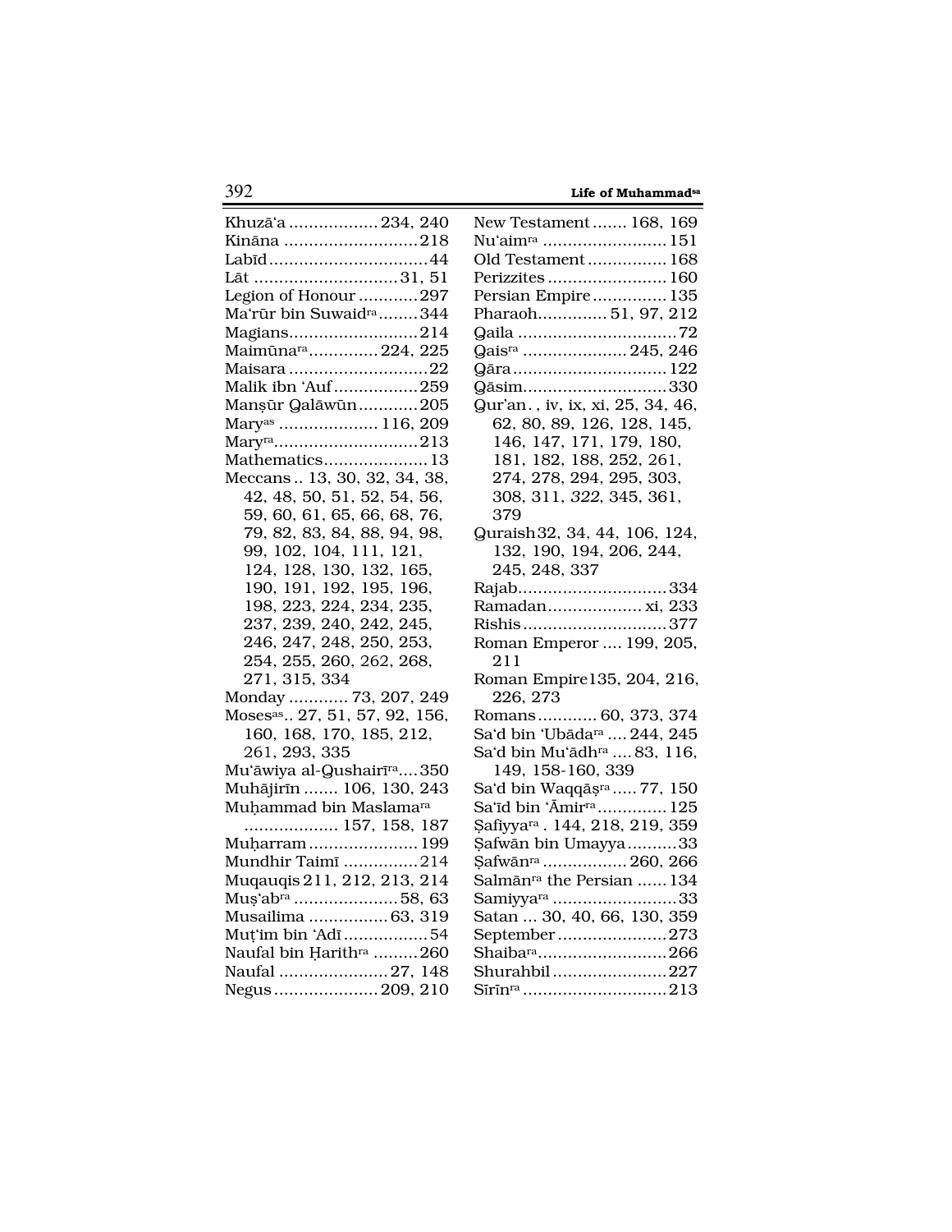Khuzā'a .................. 234, 240
Kināna ........................... 218
Labīd ................................ 44
Lāt ............................. 31, 51
Legion of Honour ............ 297
Ma'rūr bin Suwaid[ra] ........ 344
Magians .......................... 214
Maimūna[ra] .............. 224, 225
Maisara ............................ 22
Malik ibn 'Auf ................. 259
Manṣūr Qalāwūn ............ 205
Mary[as] .................... 116, 209
Mary[ra] ............................ 213
Mathematics ..................... 13
Meccans .. 13, 30, 32, 34, 38, 42, 48, 50, 51, 52, 54, 56, 59, 60, 61, 65, 66, 68, 76, 79, 82, 83, 84, 88, 94, 98, 99, 102, 104, 111, 121, 124, 128, 130, 132, 165, 190, 191, 192, 195, 196, 198, 223, 224, 234, 235, 237, 239, 240, 242, 245, 246, 247, 248, 250, 253, 254, 255, 260, 262, 268, 271, 315, 334
Monday ............ 73, 207, 249
Moses[as] .. 27, 51, 57, 92, 156, 160, 168, 170, 185, 212, 261, 293, 335
Mu'āwiya al-Qushairī[ra] .... 350
Muhājirīn ....... 106, 130, 243
Muḥammad bin Maslama[ra] .................. 157, 158, 187
Muḥarram ...................... 199
Mundhir Taimī ............... 214
Muqauqis 211, 212, 213, 214
Muṣ'ab[ra] ..................... 58, 63
Musailima ................ 63, 319
Muṭ'im bin 'Adī ................. 54
Naufal bin Ḥarith[ra] ......... 260
Naufal ...................... 27, 148
Negus ..................... 209, 210
New Testament ....... 168, 169
Nu'aim[ra] ......................... 151
Old Testament ................ 168
Perizzites ........................ 160
Persian Empire ............... 135
Pharaoh .............. 51, 97, 212
Qaila ................................ 72
Qais[ra] ..................... 245, 246
Qāra ............................... 122
Qāsim ............................. 330
Qur'an. , iv, ix, xi, 25, 34, 46, 62, 80, 89, 126, 128, 145, 146, 147, 171, 179, 180, 181, 182, 188, 252, 261, 274, 278, 294, 295, 303, 308, 311, *322*, 345, 361, 379
Quraish 32, 34, 44, 106, 124, 132, 190, 194, 206, 244, 245, 248, 337
Rajab .............................. 334
Ramadan ................... xi, 233
Rishis ............................. 377
Roman Emperor .... 199, 205, 211
Roman Empire 135, 204, 216, 226, 273
Romans ............ 60, 373, 374
Sa'd bin 'Ubāda[ra] .... 244, 245
Sa'd bin Mu'ādh[ra] .... 83, 116, 149, 158-160, 339
Sa'd bin Waqqāṣ[ra] ..... 77, 150
Sa'īd bin 'Āmir[ra] .............. 125
Ṣafiyya[ra] . 144, 218, 219, 359
Ṣafwān bin Umayya .......... 33
Ṣafwān[ra] ................. 260, 266
Salmān[ra] the Persian ...... 134
Samiyya[ra] ......................... 33
Satan ... 30, 40, 66, 130, 359
September ...................... 273
Shaiba[ra] .......................... 266
Shurahbil ....................... 227
Sīrīn[ra] ............................ 213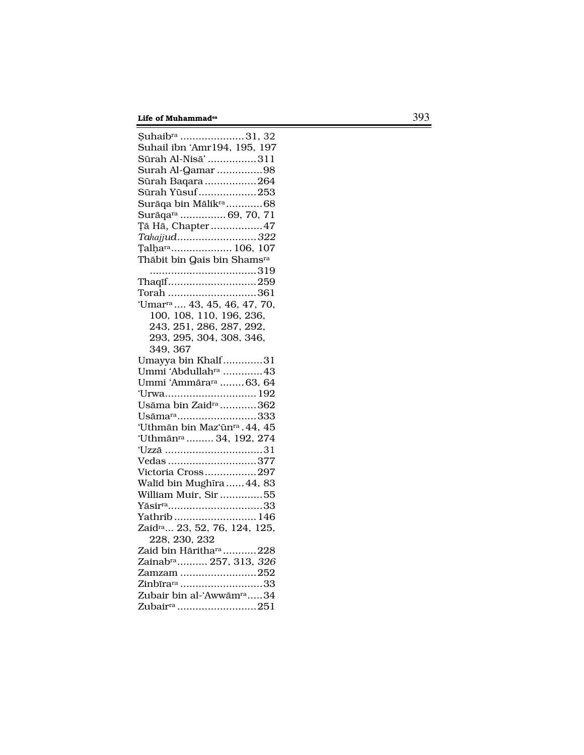Ṣuhaib[ra] .................... 31, 32
Suhail ibn 'Amr194, 195, 197
Sūrah Al-Nisā' ................311
Surah Al-Qamar ...............98
Sūrah Baqara .................264
Sūrah Yūsuf...................253
Surāqa bin Mālik[ra] ............68
Surāqa[ra] ............... 69, 70, 71
Ṭā Hā, Chapter .................47
*Tahajjud*..........................*322*
Ṭalḥa[ra].................... 106, 107
Thābit bin Qais bin Shams[ra]
...................................319
Thaqīf.............................259
Torah .............................361
'Umar[ra] .... 43, 45, 46, 47, 70,
100, 108, 110, 196, 236,
243, 251, 286, 287, 292,
293, 295, 304, 308, 346,
349, 367
Umayya bin Khalf.............31
Ummi 'Abdullah[ra] .............43
Ummi 'Ammāra[ra] ........63, 64
'Urwa..............................192
Usāma bin Zaid[ra] ............362
Usāma[ra]..........................333
'Uthmān bin Maz'ūn[ra] . 44, 45
'Uthmān[ra] ......... 34, 192, 274
'Uzzā ................................31
Vedas .............................377
Victoria Cross.................297
Walīd bin Mughīra ...... 44, 83
William Muir, Sir .............55
Yāsir[ra]...............................33
Yathrib ...........................146
Zaid[ra]... 23, 52, 76, 124, 125,
228, 230, 232
Zaid bin Hāritha[ra]...........228
Zainab[ra].......... 257, 313, *326*
Zamzam .........................252
Zinbīra[ra] ...........................33
Zubair bin al-'Awwām[ra].....34
Zubair[ra] ..........................251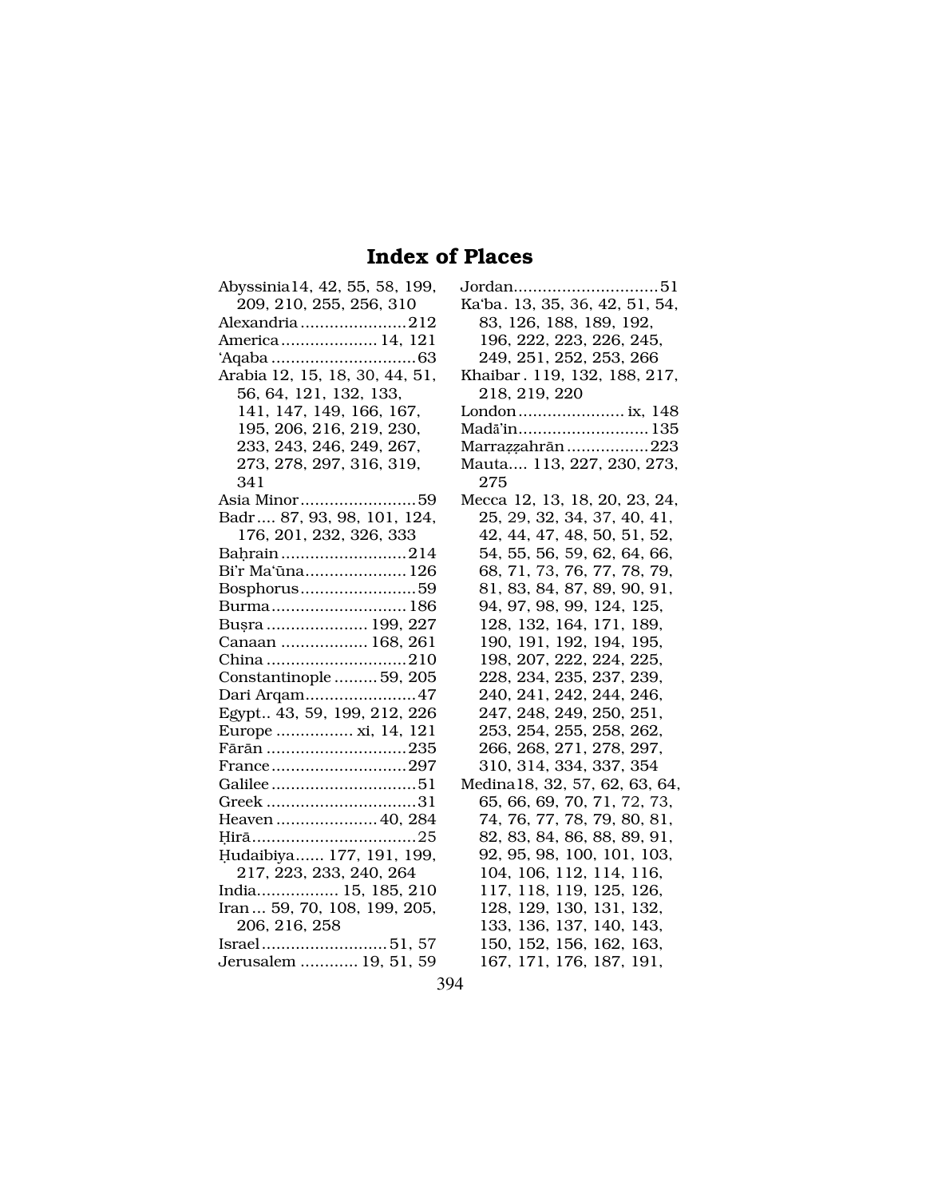# Index of Places

Abyssinia 14, 42, 55, 58, 199, 209, 210, 255, 256, 310
Alexandria ...................... 212
America .................... 14, 121
'Aqaba .............................. 63
Arabia 12, 15, 18, 30, 44, 51, 56, 64, 121, 132, 133, 141, 147, 149, 166, 167, 195, 206, 216, 219, 230, 233, 243, 246, 249, 267, 273, 278, 297, 316, 319, 341
Asia Minor ........................ 59
Badr .... 87, 93, 98, 101, 124, 176, 201, 232, 326, 333
Baḥrain .......................... 214
Bi'r Ma'ūna ..................... 126
Bosphorus ........................ 59
Burma ............................ 186
Buṣra ..................... 199, 227
Canaan .................. 168, 261
China ............................. 210
Constantinople .......... 59, 205
Dari Arqam ....................... 47
Egypt.. 43, 59, 199, 212, 226
Europe ................ xi, 14, 121
Fārān ............................. 235
France ............................ 297
Galilee .............................. 51
Greek ............................... 31
Heaven ..................... 40, 284
Ḥirā .................................. 25
Ḥudaibiya ...... 177, 191, 199, 217, 223, 233, 240, 264
India ................. 15, 185, 210
Iran ... 59, 70, 108, 199, 205, 206, 216, 258
Israel .......................... 51, 57
Jerusalem ............ 19, 51, 59
Jordan .............................. 51
Ka'ba . 13, 35, 36, 42, 51, 54, 83, 126, 188, 189, 192, 196, 222, 223, 226, 245, 249, 251, 252, 253, 266
Khaibar . 119, 132, 188, 217, 218, 219, 220
London ...................... ix, 148
Madā'in ........................... 135
Marraẓẓahrān ................. 223
Mauta.... 113, 227, 230, 273, 275
Mecca 12, 13, 18, 20, 23, 24, 25, 29, 32, 34, 37, 40, 41, 42, 44, 47, 48, 50, 51, 52, 54, 55, 56, 59, 62, 64, 66, 68, 71, 73, 76, 77, 78, 79, 81, 83, 84, 87, 89, 90, 91, 94, 97, 98, 99, 124, 125, 128, 132, 164, 171, 189, 190, 191, 192, 194, 195, 198, 207, 222, 224, 225, 228, 234, 235, 237, 239, 240, 241, 242, 244, 246, 247, 248, 249, 250, 251, 253, 254, 255, 258, 262, 266, 268, 271, 278, 297, 310, 314, 334, 337, 354
Medina 18, 32, 57, 62, 63, 64, 65, 66, 69, 70, 71, 72, 73, 74, 76, 77, 78, 79, 80, 81, 82, 83, 84, 86, 88, 89, 91, 92, 95, 98, 100, 101, 103, 104, 106, 112, 114, 116, 117, 118, 119, 125, 126, 128, 129, 130, 131, 132, 133, 136, 137, 140, 143, 150, 152, 156, 162, 163, 167, 171, 176, 187, 191,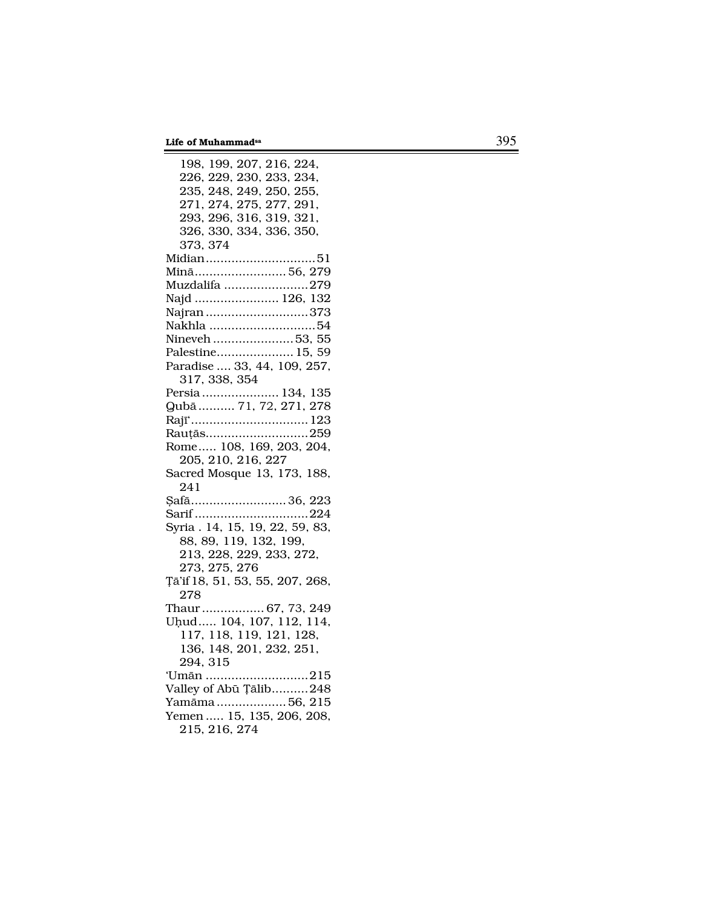198, 199, 207, 216, 224, 226, 229, 230, 233, 234, 235, 248, 249, 250, 255, 271, 274, 275, 277, 291, 293, 296, 316, 319, 321, 326, 330, 334, 336, 350, 373, 374

Midian..............................51

Minā......................... 56, 279

Muzdalifa .......................279

Najd ....................... 126, 132

Najran ............................373

Nakhla .............................54

Nineveh ...................... 53, 55

Palestine..................... 15, 59

Paradise .... 33, 44, 109, 257, 317, 338, 354

Persia ..................... 134, 135

Qubā .......... 71, 72, 271, 278

Rajī'................................123

Rauṭās............................259

Rome..... 108, 169, 203, 204, 205, 210, 216, 227

Sacred Mosque 13, 173, 188, 241

Ṣafā.......................... 36, 223

Sarif ...............................224

Syria . 14, 15, 19, 22, 59, 83, 88, 89, 119, 132, 199, 213, 228, 229, 233, 272, 273, 275, 276

Ṭā'if 18, 51, 53, 55, 207, 268, 278

Thaur ................. 67, 73, 249

Uḥud..... 104, 107, 112, 114, 117, 118, 119, 121, 128, 136, 148, 201, 232, 251, 294, 315

'Umān ............................215

Valley of Abū Ṭālib..........248

Yamāma ................... 56, 215

Yemen ..... 15, 135, 206, 208, 215, 216, 274